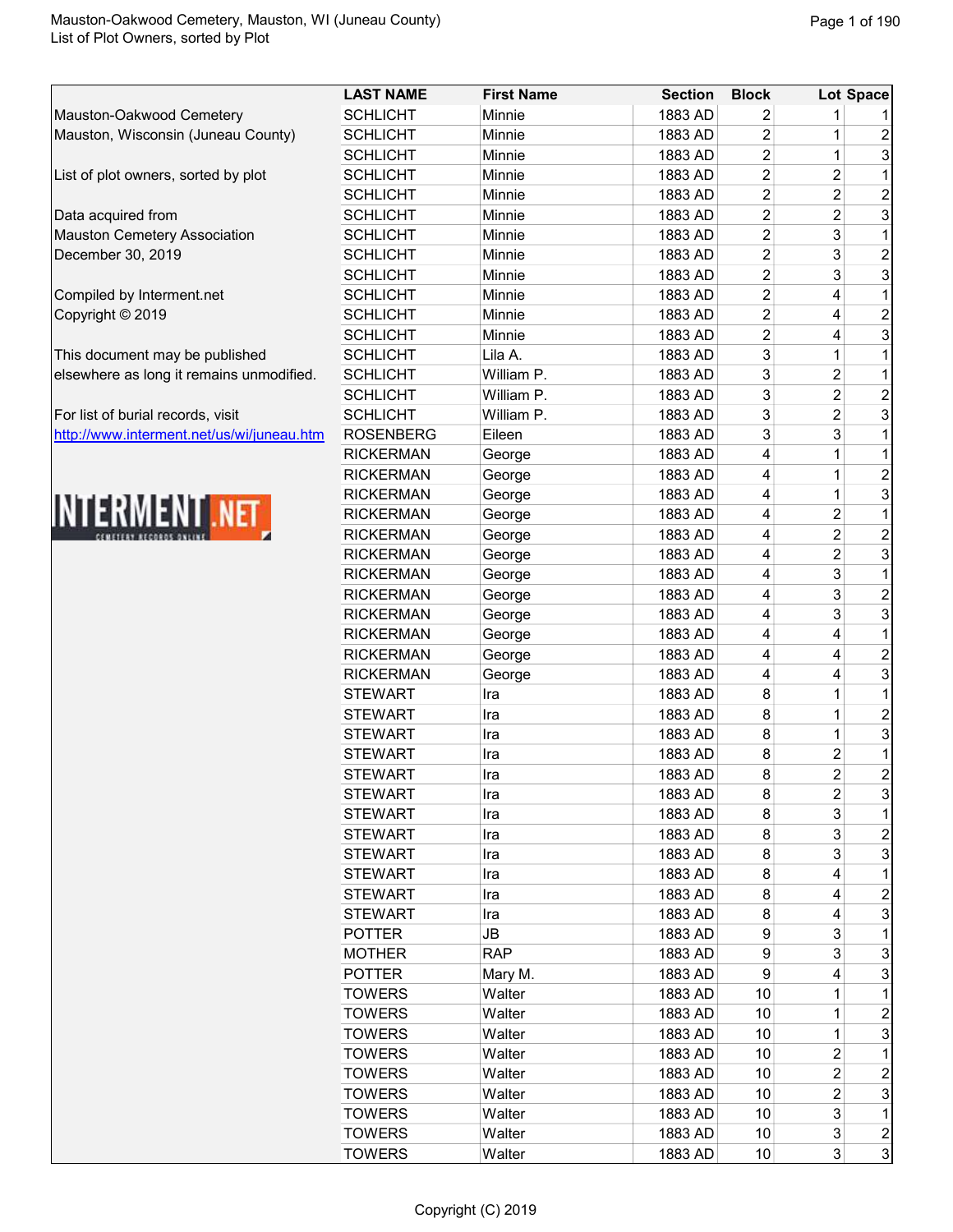Mauston-Oakwood Cemetery
Mauston, Wisconsin (Juneau County)

List of plot owners, sorted by plot

Data acquired from
Mauston Cemetery Association
December 30, 2019

Compiled by Interment.net
Copyright © 2019

This document may be published elsewhere as long as it remains unmodified.

For list of burial records, visit
http://www.interment.net/us/wi/juneau.htm

| LAST NAME | First Name | Section | Block | Lot | Space |
|---|---|---|---|---|---|
| SCHLICHT | Minnie | 1883 AD | 2 | 1 | 1 |
| SCHLICHT | Minnie | 1883 AD | 2 | 1 | 2 |
| SCHLICHT | Minnie | 1883 AD | 2 | 1 | 3 |
| SCHLICHT | Minnie | 1883 AD | 2 | 2 | 1 |
| SCHLICHT | Minnie | 1883 AD | 2 | 2 | 2 |
| SCHLICHT | Minnie | 1883 AD | 2 | 2 | 3 |
| SCHLICHT | Minnie | 1883 AD | 2 | 3 | 1 |
| SCHLICHT | Minnie | 1883 AD | 2 | 3 | 2 |
| SCHLICHT | Minnie | 1883 AD | 2 | 3 | 3 |
| SCHLICHT | Minnie | 1883 AD | 2 | 4 | 1 |
| SCHLICHT | Minnie | 1883 AD | 2 | 4 | 2 |
| SCHLICHT | Minnie | 1883 AD | 2 | 4 | 3 |
| SCHLICHT | Lila A. | 1883 AD | 3 | 1 | 1 |
| SCHLICHT | William P. | 1883 AD | 3 | 2 | 1 |
| SCHLICHT | William P. | 1883 AD | 3 | 2 | 2 |
| SCHLICHT | William P. | 1883 AD | 3 | 2 | 3 |
| ROSENBERG | Eileen | 1883 AD | 3 | 3 | 1 |
| RICKERMAN | George | 1883 AD | 4 | 1 | 1 |
| RICKERMAN | George | 1883 AD | 4 | 1 | 2 |
| RICKERMAN | George | 1883 AD | 4 | 1 | 3 |
| RICKERMAN | George | 1883 AD | 4 | 2 | 1 |
| RICKERMAN | George | 1883 AD | 4 | 2 | 2 |
| RICKERMAN | George | 1883 AD | 4 | 2 | 3 |
| RICKERMAN | George | 1883 AD | 4 | 3 | 1 |
| RICKERMAN | George | 1883 AD | 4 | 3 | 2 |
| RICKERMAN | George | 1883 AD | 4 | 3 | 3 |
| RICKERMAN | George | 1883 AD | 4 | 4 | 1 |
| RICKERMAN | George | 1883 AD | 4 | 4 | 2 |
| RICKERMAN | George | 1883 AD | 4 | 4 | 3 |
| STEWART | Ira | 1883 AD | 8 | 1 | 1 |
| STEWART | Ira | 1883 AD | 8 | 1 | 2 |
| STEWART | Ira | 1883 AD | 8 | 1 | 3 |
| STEWART | Ira | 1883 AD | 8 | 2 | 1 |
| STEWART | Ira | 1883 AD | 8 | 2 | 2 |
| STEWART | Ira | 1883 AD | 8 | 2 | 3 |
| STEWART | Ira | 1883 AD | 8 | 3 | 1 |
| STEWART | Ira | 1883 AD | 8 | 3 | 2 |
| STEWART | Ira | 1883 AD | 8 | 3 | 3 |
| STEWART | Ira | 1883 AD | 8 | 4 | 1 |
| STEWART | Ira | 1883 AD | 8 | 4 | 2 |
| STEWART | Ira | 1883 AD | 8 | 4 | 3 |
| POTTER | JB | 1883 AD | 9 | 3 | 1 |
| MOTHER | RAP | 1883 AD | 9 | 3 | 3 |
| POTTER | Mary M. | 1883 AD | 9 | 4 | 3 |
| TOWERS | Walter | 1883 AD | 10 | 1 | 1 |
| TOWERS | Walter | 1883 AD | 10 | 1 | 2 |
| TOWERS | Walter | 1883 AD | 10 | 1 | 3 |
| TOWERS | Walter | 1883 AD | 10 | 2 | 1 |
| TOWERS | Walter | 1883 AD | 10 | 2 | 2 |
| TOWERS | Walter | 1883 AD | 10 | 2 | 3 |
| TOWERS | Walter | 1883 AD | 10 | 3 | 1 |
| TOWERS | Walter | 1883 AD | 10 | 3 | 2 |
| TOWERS | Walter | 1883 AD | 10 | 3 | 3 |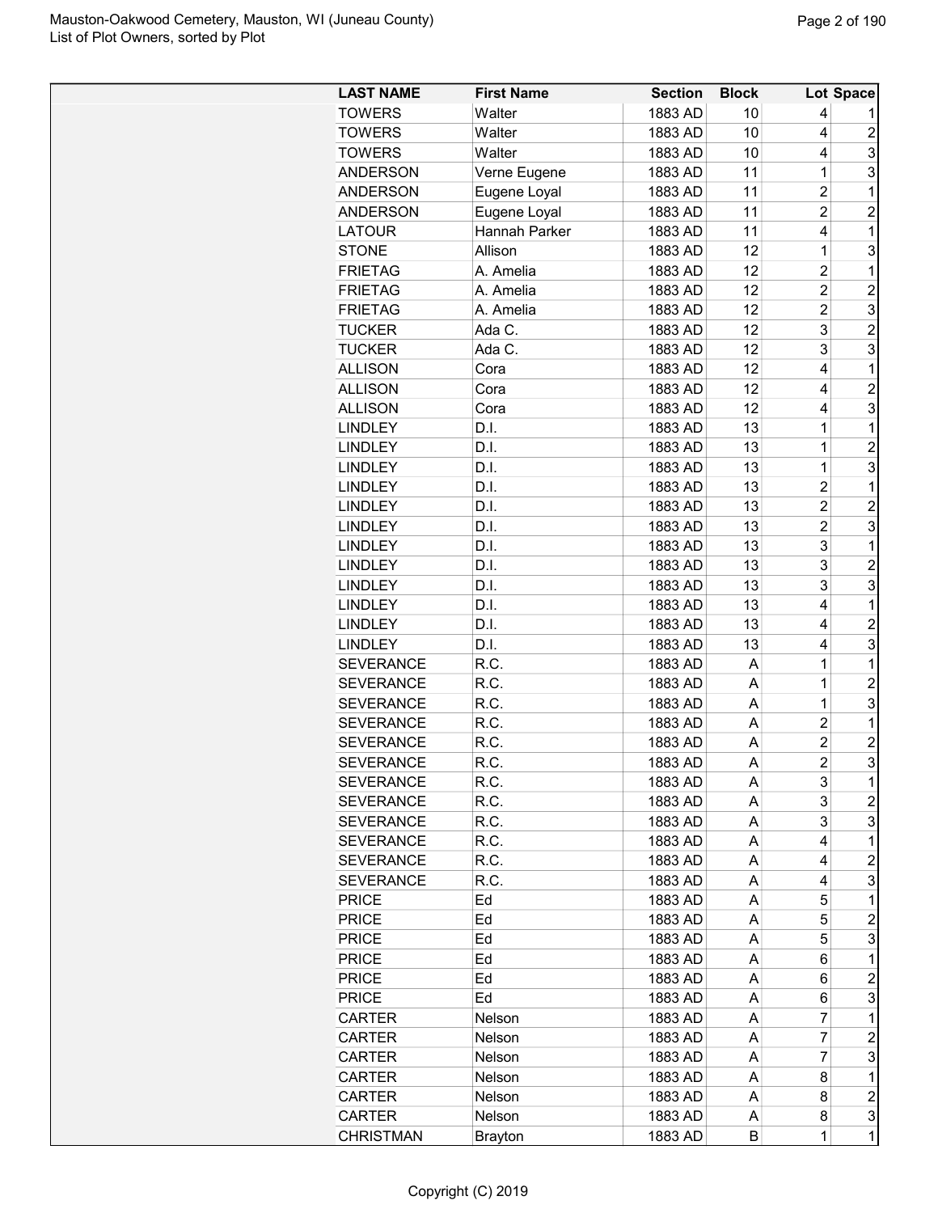| LAST NAME | First Name | Section | Block | Lot | Space |
|---|---|---|---|---|---|
| TOWERS | Walter | 1883 AD | 10 | 4 | 1 |
| TOWERS | Walter | 1883 AD | 10 | 4 | 2 |
| TOWERS | Walter | 1883 AD | 10 | 4 | 3 |
| ANDERSON | Verne Eugene | 1883 AD | 11 | 1 | 3 |
| ANDERSON | Eugene Loyal | 1883 AD | 11 | 2 | 1 |
| ANDERSON | Eugene Loyal | 1883 AD | 11 | 2 | 2 |
| LATOUR | Hannah Parker | 1883 AD | 11 | 4 | 1 |
| STONE | Allison | 1883 AD | 12 | 1 | 3 |
| FRIETAG | A. Amelia | 1883 AD | 12 | 2 | 1 |
| FRIETAG | A. Amelia | 1883 AD | 12 | 2 | 2 |
| FRIETAG | A. Amelia | 1883 AD | 12 | 2 | 3 |
| TUCKER | Ada C. | 1883 AD | 12 | 3 | 2 |
| TUCKER | Ada C. | 1883 AD | 12 | 3 | 3 |
| ALLISON | Cora | 1883 AD | 12 | 4 | 1 |
| ALLISON | Cora | 1883 AD | 12 | 4 | 2 |
| ALLISON | Cora | 1883 AD | 12 | 4 | 3 |
| LINDLEY | D.I. | 1883 AD | 13 | 1 | 1 |
| LINDLEY | D.I. | 1883 AD | 13 | 1 | 2 |
| LINDLEY | D.I. | 1883 AD | 13 | 1 | 3 |
| LINDLEY | D.I. | 1883 AD | 13 | 2 | 1 |
| LINDLEY | D.I. | 1883 AD | 13 | 2 | 2 |
| LINDLEY | D.I. | 1883 AD | 13 | 2 | 3 |
| LINDLEY | D.I. | 1883 AD | 13 | 3 | 1 |
| LINDLEY | D.I. | 1883 AD | 13 | 3 | 2 |
| LINDLEY | D.I. | 1883 AD | 13 | 3 | 3 |
| LINDLEY | D.I. | 1883 AD | 13 | 4 | 1 |
| LINDLEY | D.I. | 1883 AD | 13 | 4 | 2 |
| LINDLEY | D.I. | 1883 AD | 13 | 4 | 3 |
| SEVERANCE | R.C. | 1883 AD | A | 1 | 1 |
| SEVERANCE | R.C. | 1883 AD | A | 1 | 2 |
| SEVERANCE | R.C. | 1883 AD | A | 1 | 3 |
| SEVERANCE | R.C. | 1883 AD | A | 2 | 1 |
| SEVERANCE | R.C. | 1883 AD | A | 2 | 2 |
| SEVERANCE | R.C. | 1883 AD | A | 2 | 3 |
| SEVERANCE | R.C. | 1883 AD | A | 3 | 1 |
| SEVERANCE | R.C. | 1883 AD | A | 3 | 2 |
| SEVERANCE | R.C. | 1883 AD | A | 3 | 3 |
| SEVERANCE | R.C. | 1883 AD | A | 4 | 1 |
| SEVERANCE | R.C. | 1883 AD | A | 4 | 2 |
| SEVERANCE | R.C. | 1883 AD | A | 4 | 3 |
| PRICE | Ed | 1883 AD | A | 5 | 1 |
| PRICE | Ed | 1883 AD | A | 5 | 2 |
| PRICE | Ed | 1883 AD | A | 5 | 3 |
| PRICE | Ed | 1883 AD | A | 6 | 1 |
| PRICE | Ed | 1883 AD | A | 6 | 2 |
| PRICE | Ed | 1883 AD | A | 6 | 3 |
| CARTER | Nelson | 1883 AD | A | 7 | 1 |
| CARTER | Nelson | 1883 AD | A | 7 | 2 |
| CARTER | Nelson | 1883 AD | A | 7 | 3 |
| CARTER | Nelson | 1883 AD | A | 8 | 1 |
| CARTER | Nelson | 1883 AD | A | 8 | 2 |
| CARTER | Nelson | 1883 AD | A | 8 | 3 |
| CHRISTMAN | Brayton | 1883 AD | B | 1 | 1 |

Copyright (C) 2019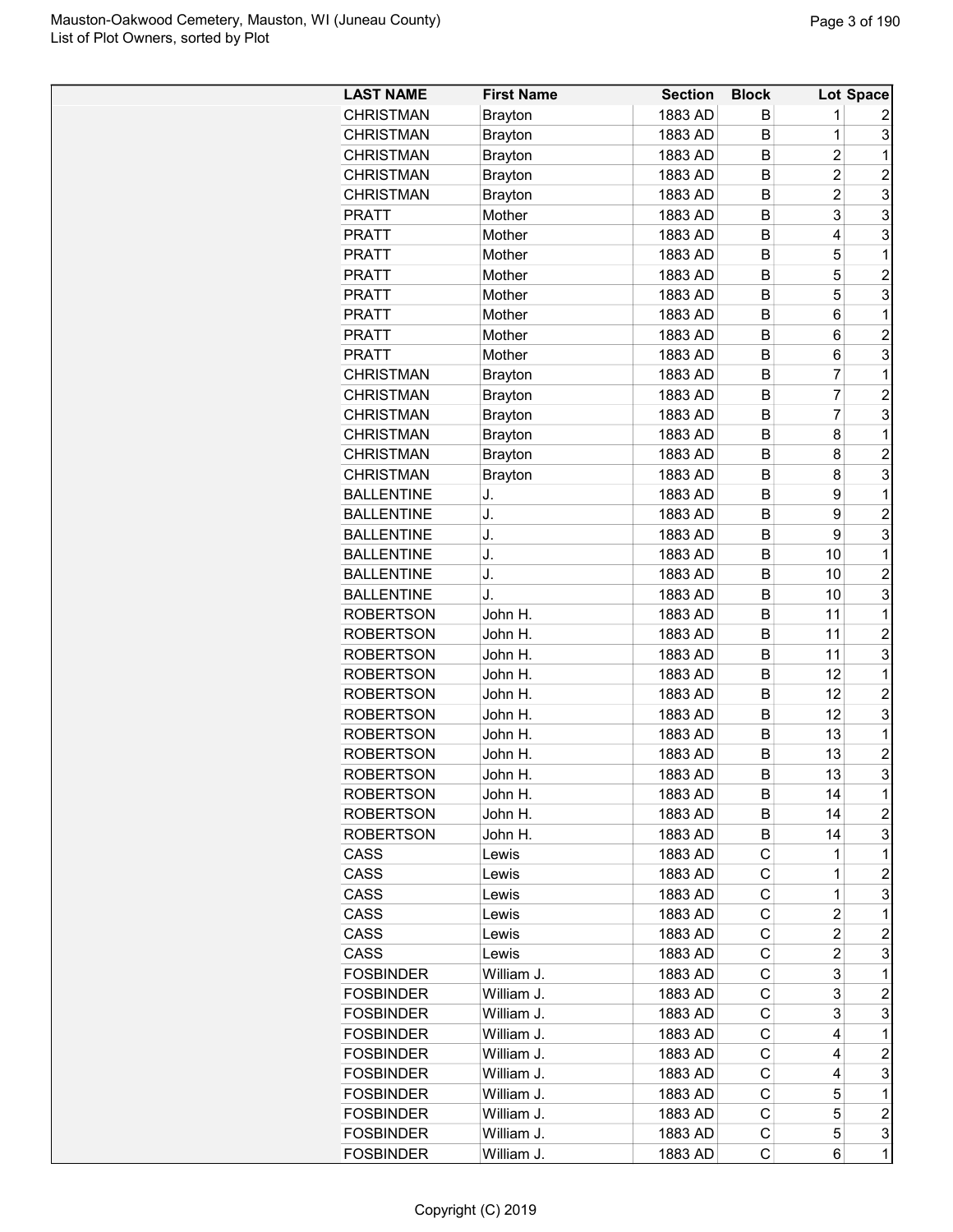| LAST NAME | First Name | Section | Block | Lot | Space |
|---|---|---|---|---|---|
| CHRISTMAN | Brayton | 1883 AD | B | 1 | 2 |
| CHRISTMAN | Brayton | 1883 AD | B | 1 | 3 |
| CHRISTMAN | Brayton | 1883 AD | B | 2 | 1 |
| CHRISTMAN | Brayton | 1883 AD | B | 2 | 2 |
| CHRISTMAN | Brayton | 1883 AD | B | 2 | 3 |
| PRATT | Mother | 1883 AD | B | 3 | 3 |
| PRATT | Mother | 1883 AD | B | 4 | 3 |
| PRATT | Mother | 1883 AD | B | 5 | 1 |
| PRATT | Mother | 1883 AD | B | 5 | 2 |
| PRATT | Mother | 1883 AD | B | 5 | 3 |
| PRATT | Mother | 1883 AD | B | 6 | 1 |
| PRATT | Mother | 1883 AD | B | 6 | 2 |
| PRATT | Mother | 1883 AD | B | 6 | 3 |
| CHRISTMAN | Brayton | 1883 AD | B | 7 | 1 |
| CHRISTMAN | Brayton | 1883 AD | B | 7 | 2 |
| CHRISTMAN | Brayton | 1883 AD | B | 7 | 3 |
| CHRISTMAN | Brayton | 1883 AD | B | 8 | 1 |
| CHRISTMAN | Brayton | 1883 AD | B | 8 | 2 |
| CHRISTMAN | Brayton | 1883 AD | B | 8 | 3 |
| BALLENTINE | J. | 1883 AD | B | 9 | 1 |
| BALLENTINE | J. | 1883 AD | B | 9 | 2 |
| BALLENTINE | J. | 1883 AD | B | 9 | 3 |
| BALLENTINE | J. | 1883 AD | B | 10 | 1 |
| BALLENTINE | J. | 1883 AD | B | 10 | 2 |
| BALLENTINE | J. | 1883 AD | B | 10 | 3 |
| ROBERTSON | John H. | 1883 AD | B | 11 | 1 |
| ROBERTSON | John H. | 1883 AD | B | 11 | 2 |
| ROBERTSON | John H. | 1883 AD | B | 11 | 3 |
| ROBERTSON | John H. | 1883 AD | B | 12 | 1 |
| ROBERTSON | John H. | 1883 AD | B | 12 | 2 |
| ROBERTSON | John H. | 1883 AD | B | 12 | 3 |
| ROBERTSON | John H. | 1883 AD | B | 13 | 1 |
| ROBERTSON | John H. | 1883 AD | B | 13 | 2 |
| ROBERTSON | John H. | 1883 AD | B | 13 | 3 |
| ROBERTSON | John H. | 1883 AD | B | 14 | 1 |
| ROBERTSON | John H. | 1883 AD | B | 14 | 2 |
| ROBERTSON | John H. | 1883 AD | B | 14 | 3 |
| CASS | Lewis | 1883 AD | C | 1 | 1 |
| CASS | Lewis | 1883 AD | C | 1 | 2 |
| CASS | Lewis | 1883 AD | C | 1 | 3 |
| CASS | Lewis | 1883 AD | C | 2 | 1 |
| CASS | Lewis | 1883 AD | C | 2 | 2 |
| CASS | Lewis | 1883 AD | C | 2 | 3 |
| FOSBINDER | William J. | 1883 AD | C | 3 | 1 |
| FOSBINDER | William J. | 1883 AD | C | 3 | 2 |
| FOSBINDER | William J. | 1883 AD | C | 3 | 3 |
| FOSBINDER | William J. | 1883 AD | C | 4 | 1 |
| FOSBINDER | William J. | 1883 AD | C | 4 | 2 |
| FOSBINDER | William J. | 1883 AD | C | 4 | 3 |
| FOSBINDER | William J. | 1883 AD | C | 5 | 1 |
| FOSBINDER | William J. | 1883 AD | C | 5 | 2 |
| FOSBINDER | William J. | 1883 AD | C | 5 | 3 |
| FOSBINDER | William J. | 1883 AD | C | 6 | 1 |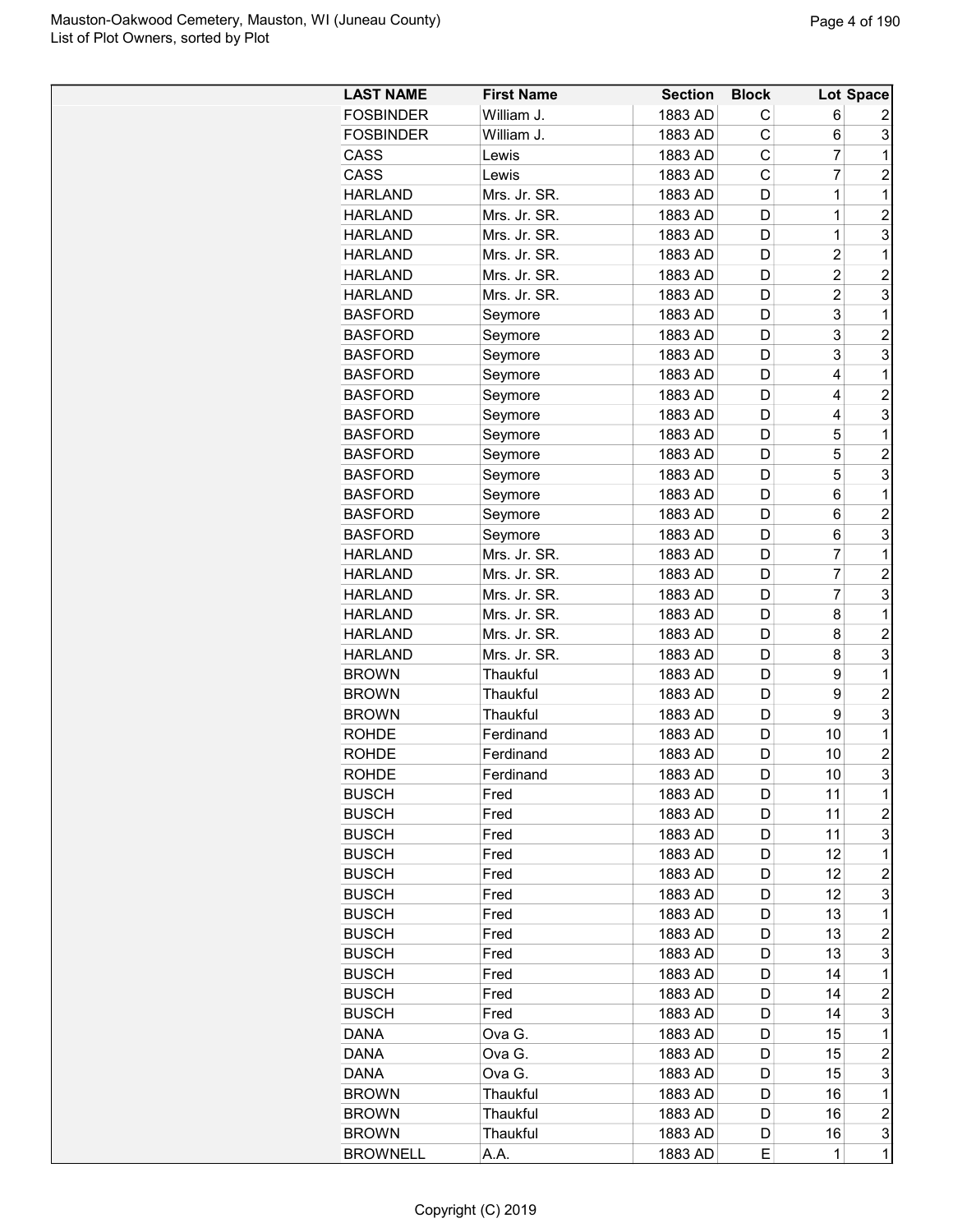| LAST NAME | First Name | Section | Block | Lot | Space |
|---|---|---|---|---|---|
| FOSBINDER | William J. | 1883 AD | C | 6 | 2 |
| FOSBINDER | William J. | 1883 AD | C | 6 | 3 |
| CASS | Lewis | 1883 AD | C | 7 | 1 |
| CASS | Lewis | 1883 AD | C | 7 | 2 |
| HARLAND | Mrs. Jr. SR. | 1883 AD | D | 1 | 1 |
| HARLAND | Mrs. Jr. SR. | 1883 AD | D | 1 | 2 |
| HARLAND | Mrs. Jr. SR. | 1883 AD | D | 1 | 3 |
| HARLAND | Mrs. Jr. SR. | 1883 AD | D | 2 | 1 |
| HARLAND | Mrs. Jr. SR. | 1883 AD | D | 2 | 2 |
| HARLAND | Mrs. Jr. SR. | 1883 AD | D | 2 | 3 |
| BASFORD | Seymore | 1883 AD | D | 3 | 1 |
| BASFORD | Seymore | 1883 AD | D | 3 | 2 |
| BASFORD | Seymore | 1883 AD | D | 3 | 3 |
| BASFORD | Seymore | 1883 AD | D | 4 | 1 |
| BASFORD | Seymore | 1883 AD | D | 4 | 2 |
| BASFORD | Seymore | 1883 AD | D | 4 | 3 |
| BASFORD | Seymore | 1883 AD | D | 5 | 1 |
| BASFORD | Seymore | 1883 AD | D | 5 | 2 |
| BASFORD | Seymore | 1883 AD | D | 5 | 3 |
| BASFORD | Seymore | 1883 AD | D | 6 | 1 |
| BASFORD | Seymore | 1883 AD | D | 6 | 2 |
| BASFORD | Seymore | 1883 AD | D | 6 | 3 |
| HARLAND | Mrs. Jr. SR. | 1883 AD | D | 7 | 1 |
| HARLAND | Mrs. Jr. SR. | 1883 AD | D | 7 | 2 |
| HARLAND | Mrs. Jr. SR. | 1883 AD | D | 7 | 3 |
| HARLAND | Mrs. Jr. SR. | 1883 AD | D | 8 | 1 |
| HARLAND | Mrs. Jr. SR. | 1883 AD | D | 8 | 2 |
| HARLAND | Mrs. Jr. SR. | 1883 AD | D | 8 | 3 |
| BROWN | Thaukful | 1883 AD | D | 9 | 1 |
| BROWN | Thaukful | 1883 AD | D | 9 | 2 |
| BROWN | Thaukful | 1883 AD | D | 9 | 3 |
| ROHDE | Ferdinand | 1883 AD | D | 10 | 1 |
| ROHDE | Ferdinand | 1883 AD | D | 10 | 2 |
| ROHDE | Ferdinand | 1883 AD | D | 10 | 3 |
| BUSCH | Fred | 1883 AD | D | 11 | 1 |
| BUSCH | Fred | 1883 AD | D | 11 | 2 |
| BUSCH | Fred | 1883 AD | D | 11 | 3 |
| BUSCH | Fred | 1883 AD | D | 12 | 1 |
| BUSCH | Fred | 1883 AD | D | 12 | 2 |
| BUSCH | Fred | 1883 AD | D | 12 | 3 |
| BUSCH | Fred | 1883 AD | D | 13 | 1 |
| BUSCH | Fred | 1883 AD | D | 13 | 2 |
| BUSCH | Fred | 1883 AD | D | 13 | 3 |
| BUSCH | Fred | 1883 AD | D | 14 | 1 |
| BUSCH | Fred | 1883 AD | D | 14 | 2 |
| BUSCH | Fred | 1883 AD | D | 14 | 3 |
| DANA | Ova G. | 1883 AD | D | 15 | 1 |
| DANA | Ova G. | 1883 AD | D | 15 | 2 |
| DANA | Ova G. | 1883 AD | D | 15 | 3 |
| BROWN | Thaukful | 1883 AD | D | 16 | 1 |
| BROWN | Thaukful | 1883 AD | D | 16 | 2 |
| BROWN | Thaukful | 1883 AD | D | 16 | 3 |
| BROWNELL | A.A. | 1883 AD | E | 1 | 1 |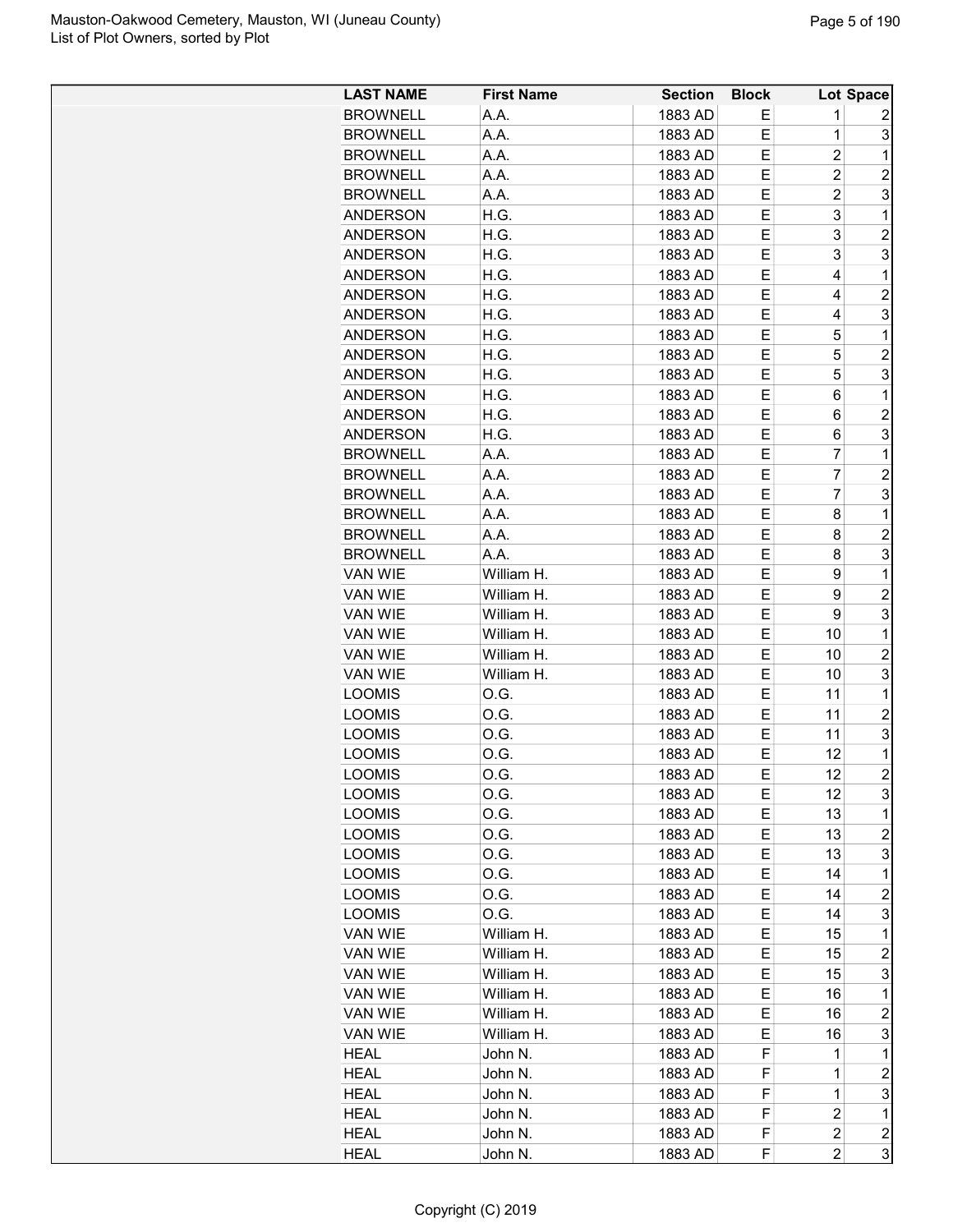| LAST NAME | First Name | Section | Block | Lot | Space |
|---|---|---|---|---|---|
| BROWNELL | A.A. | 1883 AD | E | 1 | 2 |
| BROWNELL | A.A. | 1883 AD | E | 1 | 3 |
| BROWNELL | A.A. | 1883 AD | E | 2 | 1 |
| BROWNELL | A.A. | 1883 AD | E | 2 | 2 |
| BROWNELL | A.A. | 1883 AD | E | 2 | 3 |
| ANDERSON | H.G. | 1883 AD | E | 3 | 1 |
| ANDERSON | H.G. | 1883 AD | E | 3 | 2 |
| ANDERSON | H.G. | 1883 AD | E | 3 | 3 |
| ANDERSON | H.G. | 1883 AD | E | 4 | 1 |
| ANDERSON | H.G. | 1883 AD | E | 4 | 2 |
| ANDERSON | H.G. | 1883 AD | E | 4 | 3 |
| ANDERSON | H.G. | 1883 AD | E | 5 | 1 |
| ANDERSON | H.G. | 1883 AD | E | 5 | 2 |
| ANDERSON | H.G. | 1883 AD | E | 5 | 3 |
| ANDERSON | H.G. | 1883 AD | E | 6 | 1 |
| ANDERSON | H.G. | 1883 AD | E | 6 | 2 |
| ANDERSON | H.G. | 1883 AD | E | 6 | 3 |
| BROWNELL | A.A. | 1883 AD | E | 7 | 1 |
| BROWNELL | A.A. | 1883 AD | E | 7 | 2 |
| BROWNELL | A.A. | 1883 AD | E | 7 | 3 |
| BROWNELL | A.A. | 1883 AD | E | 8 | 1 |
| BROWNELL | A.A. | 1883 AD | E | 8 | 2 |
| BROWNELL | A.A. | 1883 AD | E | 8 | 3 |
| VAN WIE | William H. | 1883 AD | E | 9 | 1 |
| VAN WIE | William H. | 1883 AD | E | 9 | 2 |
| VAN WIE | William H. | 1883 AD | E | 9 | 3 |
| VAN WIE | William H. | 1883 AD | E | 10 | 1 |
| VAN WIE | William H. | 1883 AD | E | 10 | 2 |
| VAN WIE | William H. | 1883 AD | E | 10 | 3 |
| LOOMIS | O.G. | 1883 AD | E | 11 | 1 |
| LOOMIS | O.G. | 1883 AD | E | 11 | 2 |
| LOOMIS | O.G. | 1883 AD | E | 11 | 3 |
| LOOMIS | O.G. | 1883 AD | E | 12 | 1 |
| LOOMIS | O.G. | 1883 AD | E | 12 | 2 |
| LOOMIS | O.G. | 1883 AD | E | 12 | 3 |
| LOOMIS | O.G. | 1883 AD | E | 13 | 1 |
| LOOMIS | O.G. | 1883 AD | E | 13 | 2 |
| LOOMIS | O.G. | 1883 AD | E | 13 | 3 |
| LOOMIS | O.G. | 1883 AD | E | 14 | 1 |
| LOOMIS | O.G. | 1883 AD | E | 14 | 2 |
| LOOMIS | O.G. | 1883 AD | E | 14 | 3 |
| VAN WIE | William H. | 1883 AD | E | 15 | 1 |
| VAN WIE | William H. | 1883 AD | E | 15 | 2 |
| VAN WIE | William H. | 1883 AD | E | 15 | 3 |
| VAN WIE | William H. | 1883 AD | E | 16 | 1 |
| VAN WIE | William H. | 1883 AD | E | 16 | 2 |
| VAN WIE | William H. | 1883 AD | E | 16 | 3 |
| HEAL | John N. | 1883 AD | F | 1 | 1 |
| HEAL | John N. | 1883 AD | F | 1 | 2 |
| HEAL | John N. | 1883 AD | F | 1 | 3 |
| HEAL | John N. | 1883 AD | F | 2 | 1 |
| HEAL | John N. | 1883 AD | F | 2 | 2 |
| HEAL | John N. | 1883 AD | F | 2 | 3 |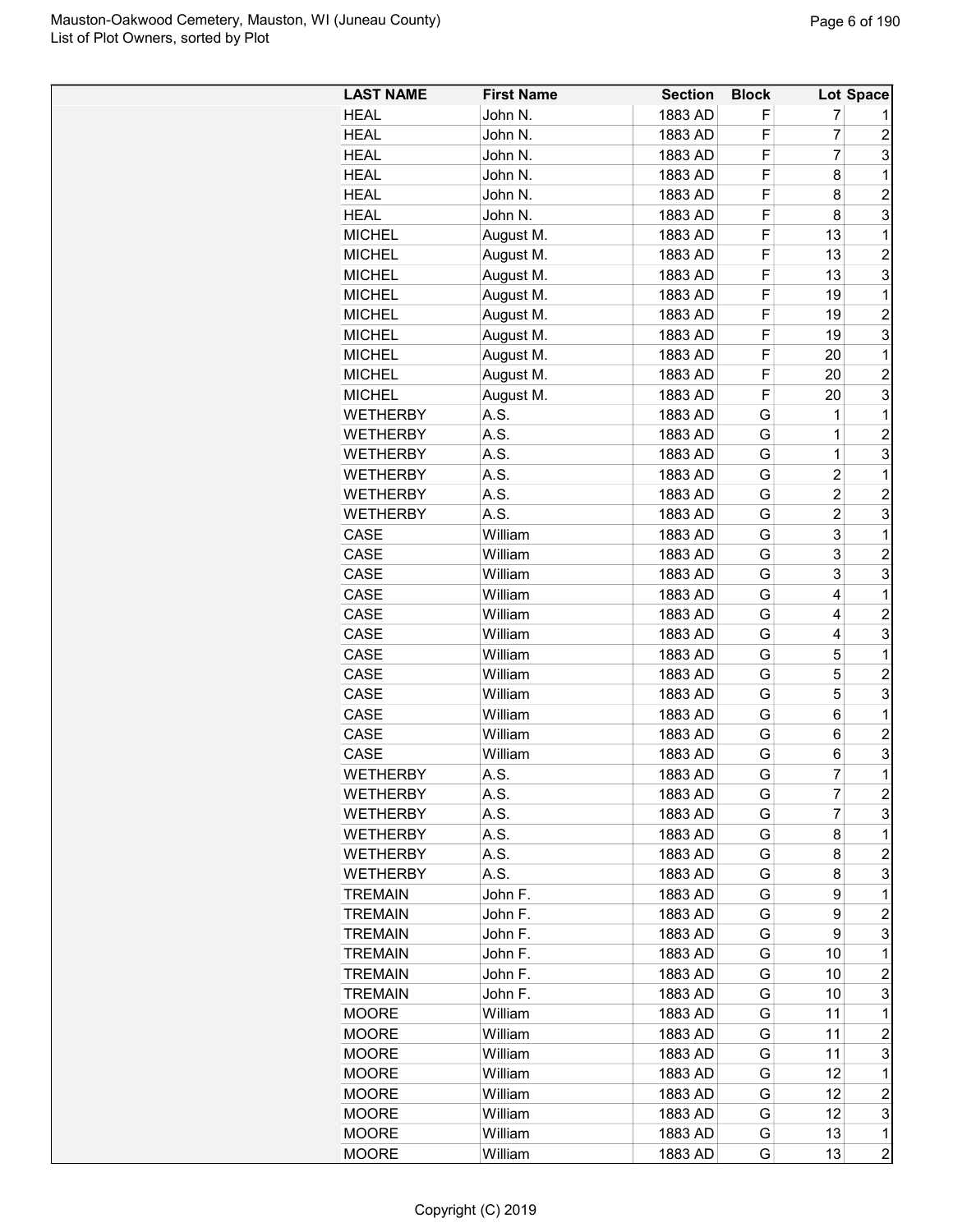| LAST NAME | First Name | Section | Block | Lot | Space |
|---|---|---|---|---|---|
| HEAL | John N. | 1883 AD | F | 7 | 1 |
| HEAL | John N. | 1883 AD | F | 7 | 2 |
| HEAL | John N. | 1883 AD | F | 7 | 3 |
| HEAL | John N. | 1883 AD | F | 8 | 1 |
| HEAL | John N. | 1883 AD | F | 8 | 2 |
| HEAL | John N. | 1883 AD | F | 8 | 3 |
| MICHEL | August M. | 1883 AD | F | 13 | 1 |
| MICHEL | August M. | 1883 AD | F | 13 | 2 |
| MICHEL | August M. | 1883 AD | F | 13 | 3 |
| MICHEL | August M. | 1883 AD | F | 19 | 1 |
| MICHEL | August M. | 1883 AD | F | 19 | 2 |
| MICHEL | August M. | 1883 AD | F | 19 | 3 |
| MICHEL | August M. | 1883 AD | F | 20 | 1 |
| MICHEL | August M. | 1883 AD | F | 20 | 2 |
| MICHEL | August M. | 1883 AD | F | 20 | 3 |
| WETHERBY | A.S. | 1883 AD | G | 1 | 1 |
| WETHERBY | A.S. | 1883 AD | G | 1 | 2 |
| WETHERBY | A.S. | 1883 AD | G | 1 | 3 |
| WETHERBY | A.S. | 1883 AD | G | 2 | 1 |
| WETHERBY | A.S. | 1883 AD | G | 2 | 2 |
| WETHERBY | A.S. | 1883 AD | G | 2 | 3 |
| CASE | William | 1883 AD | G | 3 | 1 |
| CASE | William | 1883 AD | G | 3 | 2 |
| CASE | William | 1883 AD | G | 3 | 3 |
| CASE | William | 1883 AD | G | 4 | 1 |
| CASE | William | 1883 AD | G | 4 | 2 |
| CASE | William | 1883 AD | G | 4 | 3 |
| CASE | William | 1883 AD | G | 5 | 1 |
| CASE | William | 1883 AD | G | 5 | 2 |
| CASE | William | 1883 AD | G | 5 | 3 |
| CASE | William | 1883 AD | G | 6 | 1 |
| CASE | William | 1883 AD | G | 6 | 2 |
| CASE | William | 1883 AD | G | 6 | 3 |
| WETHERBY | A.S. | 1883 AD | G | 7 | 1 |
| WETHERBY | A.S. | 1883 AD | G | 7 | 2 |
| WETHERBY | A.S. | 1883 AD | G | 7 | 3 |
| WETHERBY | A.S. | 1883 AD | G | 8 | 1 |
| WETHERBY | A.S. | 1883 AD | G | 8 | 2 |
| WETHERBY | A.S. | 1883 AD | G | 8 | 3 |
| TREMAIN | John F. | 1883 AD | G | 9 | 1 |
| TREMAIN | John F. | 1883 AD | G | 9 | 2 |
| TREMAIN | John F. | 1883 AD | G | 9 | 3 |
| TREMAIN | John F. | 1883 AD | G | 10 | 1 |
| TREMAIN | John F. | 1883 AD | G | 10 | 2 |
| TREMAIN | John F. | 1883 AD | G | 10 | 3 |
| MOORE | William | 1883 AD | G | 11 | 1 |
| MOORE | William | 1883 AD | G | 11 | 2 |
| MOORE | William | 1883 AD | G | 11 | 3 |
| MOORE | William | 1883 AD | G | 12 | 1 |
| MOORE | William | 1883 AD | G | 12 | 2 |
| MOORE | William | 1883 AD | G | 12 | 3 |
| MOORE | William | 1883 AD | G | 13 | 1 |
| MOORE | William | 1883 AD | G | 13 | 2 |

Copyright (C) 2019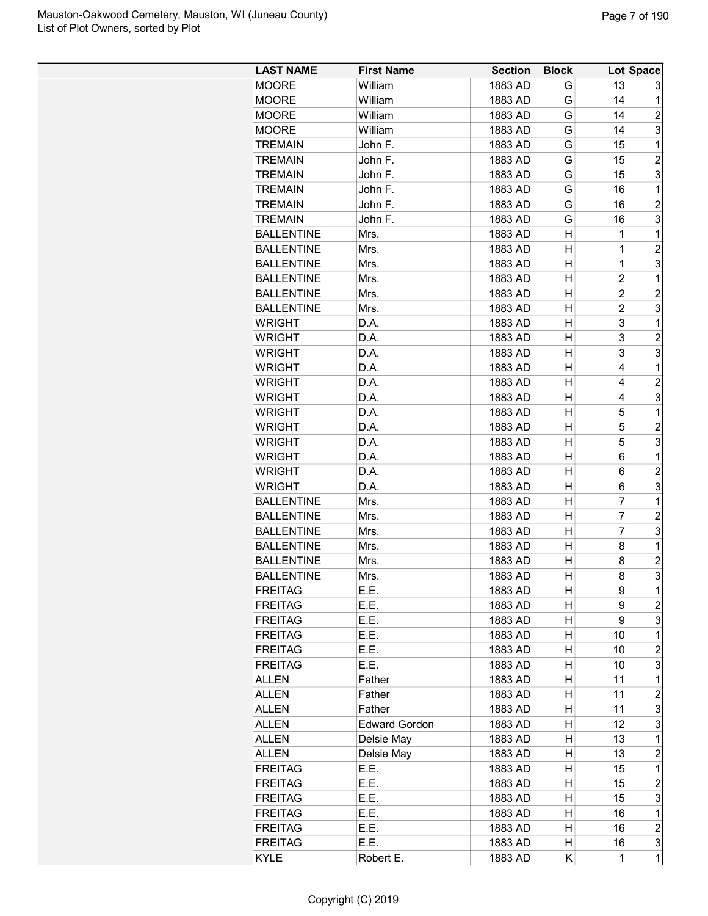| LAST NAME | First Name | Section | Block | Lot | Space |
|---|---|---|---|---|---|
| MOORE | William | 1883 AD | G | 13 | 3 |
| MOORE | William | 1883 AD | G | 14 | 1 |
| MOORE | William | 1883 AD | G | 14 | 2 |
| MOORE | William | 1883 AD | G | 14 | 3 |
| TREMAIN | John F. | 1883 AD | G | 15 | 1 |
| TREMAIN | John F. | 1883 AD | G | 15 | 2 |
| TREMAIN | John F. | 1883 AD | G | 15 | 3 |
| TREMAIN | John F. | 1883 AD | G | 16 | 1 |
| TREMAIN | John F. | 1883 AD | G | 16 | 2 |
| TREMAIN | John F. | 1883 AD | G | 16 | 3 |
| BALLENTINE | Mrs. | 1883 AD | H | 1 | 1 |
| BALLENTINE | Mrs. | 1883 AD | H | 1 | 2 |
| BALLENTINE | Mrs. | 1883 AD | H | 1 | 3 |
| BALLENTINE | Mrs. | 1883 AD | H | 2 | 1 |
| BALLENTINE | Mrs. | 1883 AD | H | 2 | 2 |
| BALLENTINE | Mrs. | 1883 AD | H | 2 | 3 |
| WRIGHT | D.A. | 1883 AD | H | 3 | 1 |
| WRIGHT | D.A. | 1883 AD | H | 3 | 2 |
| WRIGHT | D.A. | 1883 AD | H | 3 | 3 |
| WRIGHT | D.A. | 1883 AD | H | 4 | 1 |
| WRIGHT | D.A. | 1883 AD | H | 4 | 2 |
| WRIGHT | D.A. | 1883 AD | H | 4 | 3 |
| WRIGHT | D.A. | 1883 AD | H | 5 | 1 |
| WRIGHT | D.A. | 1883 AD | H | 5 | 2 |
| WRIGHT | D.A. | 1883 AD | H | 5 | 3 |
| WRIGHT | D.A. | 1883 AD | H | 6 | 1 |
| WRIGHT | D.A. | 1883 AD | H | 6 | 2 |
| WRIGHT | D.A. | 1883 AD | H | 6 | 3 |
| BALLENTINE | Mrs. | 1883 AD | H | 7 | 1 |
| BALLENTINE | Mrs. | 1883 AD | H | 7 | 2 |
| BALLENTINE | Mrs. | 1883 AD | H | 7 | 3 |
| BALLENTINE | Mrs. | 1883 AD | H | 8 | 1 |
| BALLENTINE | Mrs. | 1883 AD | H | 8 | 2 |
| BALLENTINE | Mrs. | 1883 AD | H | 8 | 3 |
| FREITAG | E.E. | 1883 AD | H | 9 | 1 |
| FREITAG | E.E. | 1883 AD | H | 9 | 2 |
| FREITAG | E.E. | 1883 AD | H | 9 | 3 |
| FREITAG | E.E. | 1883 AD | H | 10 | 1 |
| FREITAG | E.E. | 1883 AD | H | 10 | 2 |
| FREITAG | E.E. | 1883 AD | H | 10 | 3 |
| ALLEN | Father | 1883 AD | H | 11 | 1 |
| ALLEN | Father | 1883 AD | H | 11 | 2 |
| ALLEN | Father | 1883 AD | H | 11 | 3 |
| ALLEN | Edward Gordon | 1883 AD | H | 12 | 3 |
| ALLEN | Delsie May | 1883 AD | H | 13 | 1 |
| ALLEN | Delsie May | 1883 AD | H | 13 | 2 |
| FREITAG | E.E. | 1883 AD | H | 15 | 1 |
| FREITAG | E.E. | 1883 AD | H | 15 | 2 |
| FREITAG | E.E. | 1883 AD | H | 15 | 3 |
| FREITAG | E.E. | 1883 AD | H | 16 | 1 |
| FREITAG | E.E. | 1883 AD | H | 16 | 2 |
| FREITAG | E.E. | 1883 AD | H | 16 | 3 |
| KYLE | Robert E. | 1883 AD | K | 1 | 1 |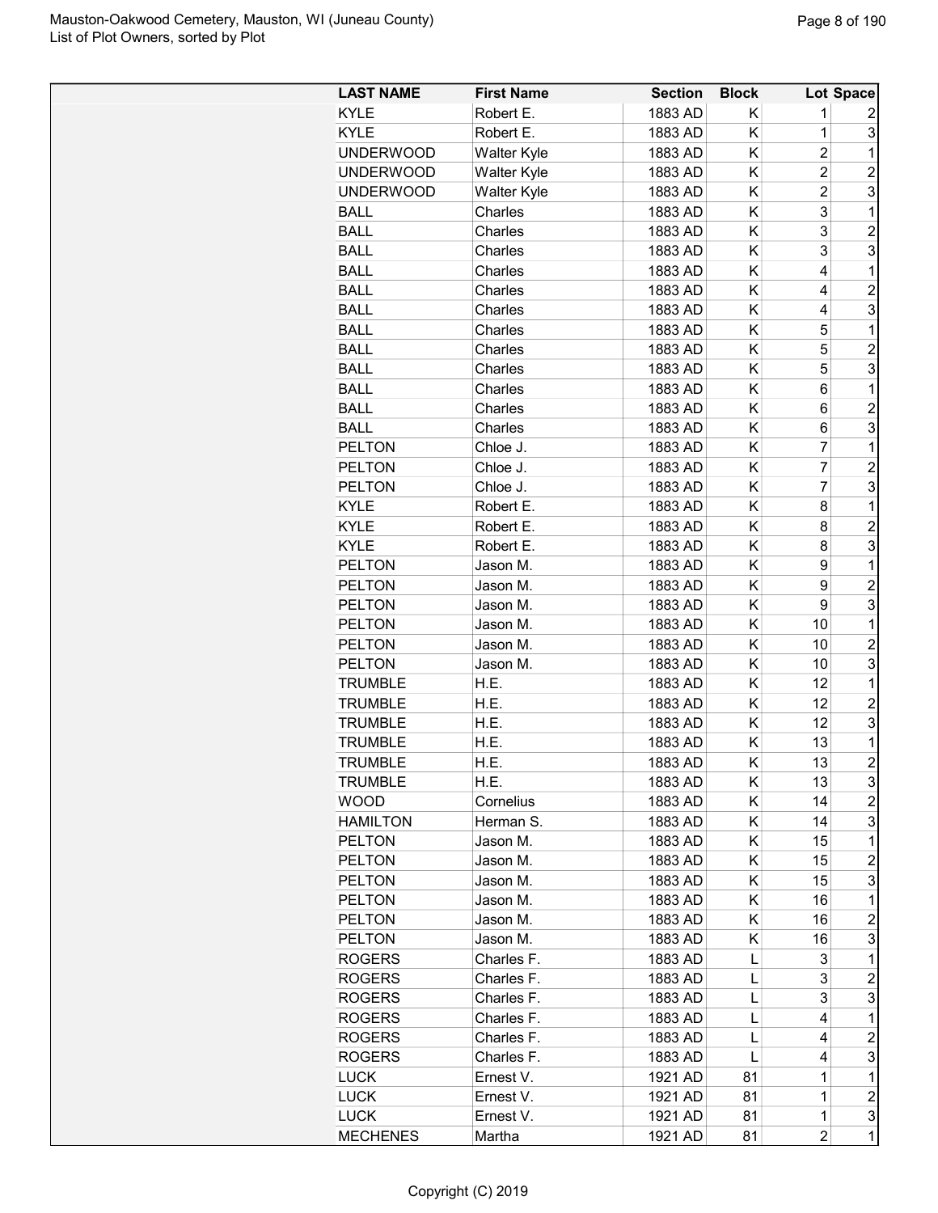| LAST NAME | First Name | Section | Block | Lot | Space |
|---|---|---|---|---|---|
| KYLE | Robert E. | 1883 AD | K | 1 | 2 |
| KYLE | Robert E. | 1883 AD | K | 1 | 3 |
| UNDERWOOD | Walter Kyle | 1883 AD | K | 2 | 1 |
| UNDERWOOD | Walter Kyle | 1883 AD | K | 2 | 2 |
| UNDERWOOD | Walter Kyle | 1883 AD | K | 2 | 3 |
| BALL | Charles | 1883 AD | K | 3 | 1 |
| BALL | Charles | 1883 AD | K | 3 | 2 |
| BALL | Charles | 1883 AD | K | 3 | 3 |
| BALL | Charles | 1883 AD | K | 4 | 1 |
| BALL | Charles | 1883 AD | K | 4 | 2 |
| BALL | Charles | 1883 AD | K | 4 | 3 |
| BALL | Charles | 1883 AD | K | 5 | 1 |
| BALL | Charles | 1883 AD | K | 5 | 2 |
| BALL | Charles | 1883 AD | K | 5 | 3 |
| BALL | Charles | 1883 AD | K | 6 | 1 |
| BALL | Charles | 1883 AD | K | 6 | 2 |
| BALL | Charles | 1883 AD | K | 6 | 3 |
| PELTON | Chloe J. | 1883 AD | K | 7 | 1 |
| PELTON | Chloe J. | 1883 AD | K | 7 | 2 |
| PELTON | Chloe J. | 1883 AD | K | 7 | 3 |
| KYLE | Robert E. | 1883 AD | K | 8 | 1 |
| KYLE | Robert E. | 1883 AD | K | 8 | 2 |
| KYLE | Robert E. | 1883 AD | K | 8 | 3 |
| PELTON | Jason M. | 1883 AD | K | 9 | 1 |
| PELTON | Jason M. | 1883 AD | K | 9 | 2 |
| PELTON | Jason M. | 1883 AD | K | 9 | 3 |
| PELTON | Jason M. | 1883 AD | K | 10 | 1 |
| PELTON | Jason M. | 1883 AD | K | 10 | 2 |
| PELTON | Jason M. | 1883 AD | K | 10 | 3 |
| TRUMBLE | H.E. | 1883 AD | K | 12 | 1 |
| TRUMBLE | H.E. | 1883 AD | K | 12 | 2 |
| TRUMBLE | H.E. | 1883 AD | K | 12 | 3 |
| TRUMBLE | H.E. | 1883 AD | K | 13 | 1 |
| TRUMBLE | H.E. | 1883 AD | K | 13 | 2 |
| TRUMBLE | H.E. | 1883 AD | K | 13 | 3 |
| WOOD | Cornelius | 1883 AD | K | 14 | 2 |
| HAMILTON | Herman S. | 1883 AD | K | 14 | 3 |
| PELTON | Jason M. | 1883 AD | K | 15 | 1 |
| PELTON | Jason M. | 1883 AD | K | 15 | 2 |
| PELTON | Jason M. | 1883 AD | K | 15 | 3 |
| PELTON | Jason M. | 1883 AD | K | 16 | 1 |
| PELTON | Jason M. | 1883 AD | K | 16 | 2 |
| PELTON | Jason M. | 1883 AD | K | 16 | 3 |
| ROGERS | Charles F. | 1883 AD | L | 3 | 1 |
| ROGERS | Charles F. | 1883 AD | L | 3 | 2 |
| ROGERS | Charles F. | 1883 AD | L | 3 | 3 |
| ROGERS | Charles F. | 1883 AD | L | 4 | 1 |
| ROGERS | Charles F. | 1883 AD | L | 4 | 2 |
| ROGERS | Charles F. | 1883 AD | L | 4 | 3 |
| LUCK | Ernest V. | 1921 AD | 81 | 1 | 1 |
| LUCK | Ernest V. | 1921 AD | 81 | 1 | 2 |
| LUCK | Ernest V. | 1921 AD | 81 | 1 | 3 |
| MECHENES | Martha | 1921 AD | 81 | 2 | 1 |

Copyright (C) 2019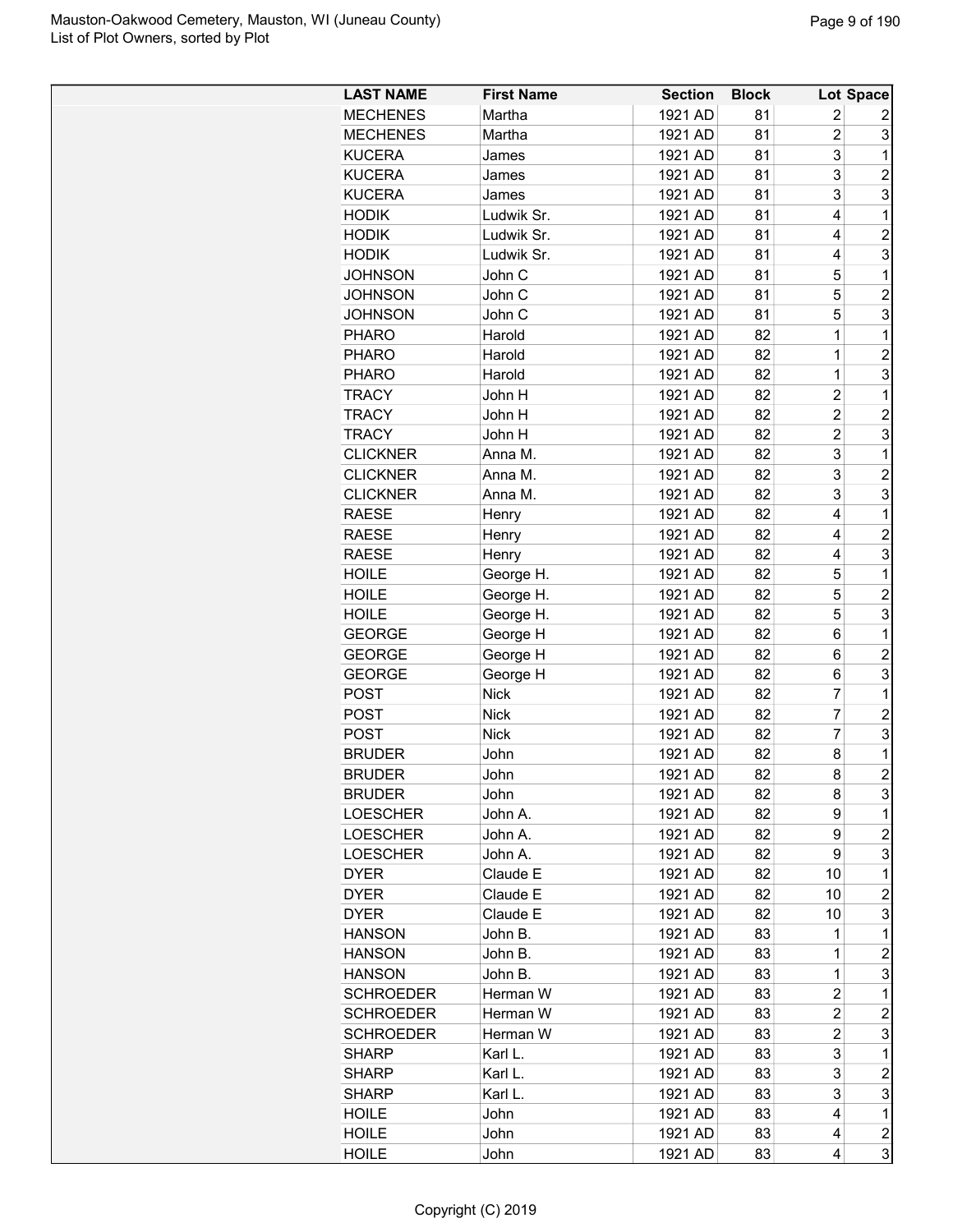| LAST NAME | First Name | Section | Block | Lot | Space |
|---|---|---|---|---|---|
| MECHENES | Martha | 1921 AD | 81 | 2 | 2 |
| MECHENES | Martha | 1921 AD | 81 | 2 | 3 |
| KUCERA | James | 1921 AD | 81 | 3 | 1 |
| KUCERA | James | 1921 AD | 81 | 3 | 2 |
| KUCERA | James | 1921 AD | 81 | 3 | 3 |
| HODIK | Ludwik Sr. | 1921 AD | 81 | 4 | 1 |
| HODIK | Ludwik Sr. | 1921 AD | 81 | 4 | 2 |
| HODIK | Ludwik Sr. | 1921 AD | 81 | 4 | 3 |
| JOHNSON | John C | 1921 AD | 81 | 5 | 1 |
| JOHNSON | John C | 1921 AD | 81 | 5 | 2 |
| JOHNSON | John C | 1921 AD | 81 | 5 | 3 |
| PHARO | Harold | 1921 AD | 82 | 1 | 1 |
| PHARO | Harold | 1921 AD | 82 | 1 | 2 |
| PHARO | Harold | 1921 AD | 82 | 1 | 3 |
| TRACY | John H | 1921 AD | 82 | 2 | 1 |
| TRACY | John H | 1921 AD | 82 | 2 | 2 |
| TRACY | John H | 1921 AD | 82 | 2 | 3 |
| CLICKNER | Anna M. | 1921 AD | 82 | 3 | 1 |
| CLICKNER | Anna M. | 1921 AD | 82 | 3 | 2 |
| CLICKNER | Anna M. | 1921 AD | 82 | 3 | 3 |
| RAESE | Henry | 1921 AD | 82 | 4 | 1 |
| RAESE | Henry | 1921 AD | 82 | 4 | 2 |
| RAESE | Henry | 1921 AD | 82 | 4 | 3 |
| HOILE | George H. | 1921 AD | 82 | 5 | 1 |
| HOILE | George H. | 1921 AD | 82 | 5 | 2 |
| HOILE | George H. | 1921 AD | 82 | 5 | 3 |
| GEORGE | George H | 1921 AD | 82 | 6 | 1 |
| GEORGE | George H | 1921 AD | 82 | 6 | 2 |
| GEORGE | George H | 1921 AD | 82 | 6 | 3 |
| POST | Nick | 1921 AD | 82 | 7 | 1 |
| POST | Nick | 1921 AD | 82 | 7 | 2 |
| POST | Nick | 1921 AD | 82 | 7 | 3 |
| BRUDER | John | 1921 AD | 82 | 8 | 1 |
| BRUDER | John | 1921 AD | 82 | 8 | 2 |
| BRUDER | John | 1921 AD | 82 | 8 | 3 |
| LOESCHER | John A. | 1921 AD | 82 | 9 | 1 |
| LOESCHER | John A. | 1921 AD | 82 | 9 | 2 |
| LOESCHER | John A. | 1921 AD | 82 | 9 | 3 |
| DYER | Claude E | 1921 AD | 82 | 10 | 1 |
| DYER | Claude E | 1921 AD | 82 | 10 | 2 |
| DYER | Claude E | 1921 AD | 82 | 10 | 3 |
| HANSON | John B. | 1921 AD | 83 | 1 | 1 |
| HANSON | John B. | 1921 AD | 83 | 1 | 2 |
| HANSON | John B. | 1921 AD | 83 | 1 | 3 |
| SCHROEDER | Herman W | 1921 AD | 83 | 2 | 1 |
| SCHROEDER | Herman W | 1921 AD | 83 | 2 | 2 |
| SCHROEDER | Herman W | 1921 AD | 83 | 2 | 3 |
| SHARP | Karl L. | 1921 AD | 83 | 3 | 1 |
| SHARP | Karl L. | 1921 AD | 83 | 3 | 2 |
| SHARP | Karl L. | 1921 AD | 83 | 3 | 3 |
| HOILE | John | 1921 AD | 83 | 4 | 1 |
| HOILE | John | 1921 AD | 83 | 4 | 2 |
| HOILE | John | 1921 AD | 83 | 4 | 3 |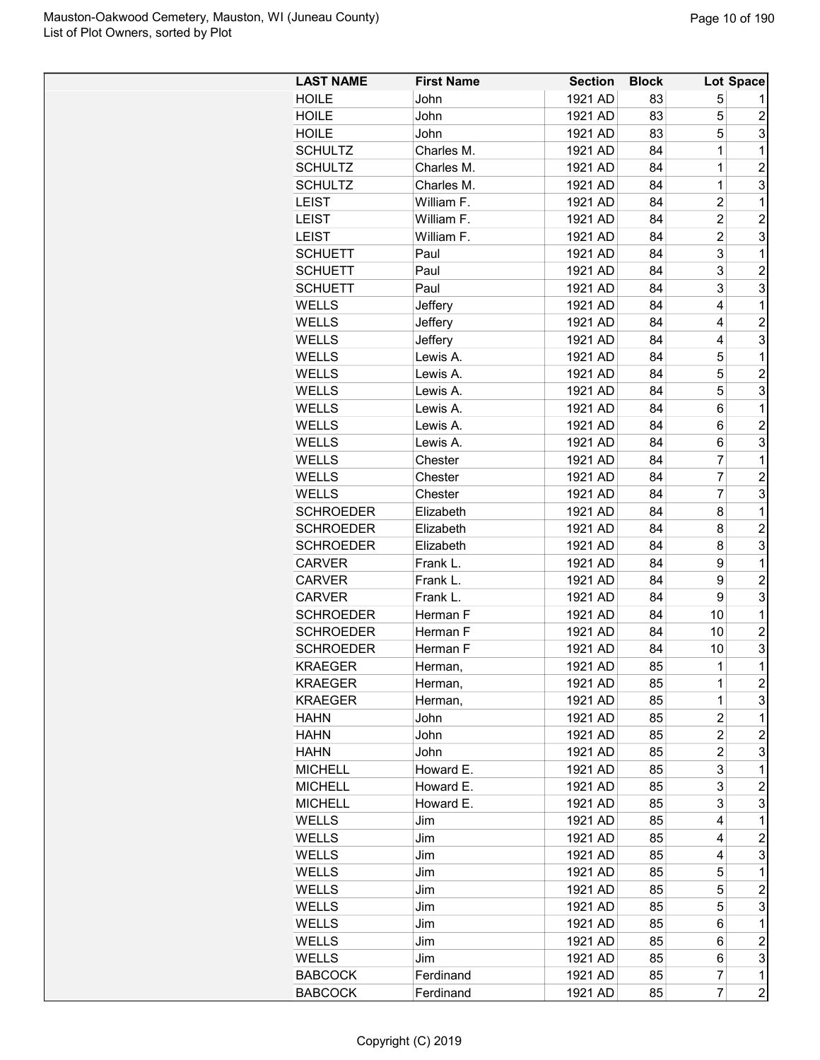| LAST NAME | First Name | Section | Block | Lot | Space |
|---|---|---|---|---|---|
| HOILE | John | 1921 AD | 83 | 5 | 1 |
| HOILE | John | 1921 AD | 83 | 5 | 2 |
| HOILE | John | 1921 AD | 83 | 5 | 3 |
| SCHULTZ | Charles M. | 1921 AD | 84 | 1 | 1 |
| SCHULTZ | Charles M. | 1921 AD | 84 | 1 | 2 |
| SCHULTZ | Charles M. | 1921 AD | 84 | 1 | 3 |
| LEIST | William F. | 1921 AD | 84 | 2 | 1 |
| LEIST | William F. | 1921 AD | 84 | 2 | 2 |
| LEIST | William F. | 1921 AD | 84 | 2 | 3 |
| SCHUETT | Paul | 1921 AD | 84 | 3 | 1 |
| SCHUETT | Paul | 1921 AD | 84 | 3 | 2 |
| SCHUETT | Paul | 1921 AD | 84 | 3 | 3 |
| WELLS | Jeffery | 1921 AD | 84 | 4 | 1 |
| WELLS | Jeffery | 1921 AD | 84 | 4 | 2 |
| WELLS | Jeffery | 1921 AD | 84 | 4 | 3 |
| WELLS | Lewis A. | 1921 AD | 84 | 5 | 1 |
| WELLS | Lewis A. | 1921 AD | 84 | 5 | 2 |
| WELLS | Lewis A. | 1921 AD | 84 | 5 | 3 |
| WELLS | Lewis A. | 1921 AD | 84 | 6 | 1 |
| WELLS | Lewis A. | 1921 AD | 84 | 6 | 2 |
| WELLS | Lewis A. | 1921 AD | 84 | 6 | 3 |
| WELLS | Chester | 1921 AD | 84 | 7 | 1 |
| WELLS | Chester | 1921 AD | 84 | 7 | 2 |
| WELLS | Chester | 1921 AD | 84 | 7 | 3 |
| SCHROEDER | Elizabeth | 1921 AD | 84 | 8 | 1 |
| SCHROEDER | Elizabeth | 1921 AD | 84 | 8 | 2 |
| SCHROEDER | Elizabeth | 1921 AD | 84 | 8 | 3 |
| CARVER | Frank L. | 1921 AD | 84 | 9 | 1 |
| CARVER | Frank L. | 1921 AD | 84 | 9 | 2 |
| CARVER | Frank L. | 1921 AD | 84 | 9 | 3 |
| SCHROEDER | Herman F | 1921 AD | 84 | 10 | 1 |
| SCHROEDER | Herman F | 1921 AD | 84 | 10 | 2 |
| SCHROEDER | Herman F | 1921 AD | 84 | 10 | 3 |
| KRAEGER | Herman, | 1921 AD | 85 | 1 | 1 |
| KRAEGER | Herman, | 1921 AD | 85 | 1 | 2 |
| KRAEGER | Herman, | 1921 AD | 85 | 1 | 3 |
| HAHN | John | 1921 AD | 85 | 2 | 1 |
| HAHN | John | 1921 AD | 85 | 2 | 2 |
| HAHN | John | 1921 AD | 85 | 2 | 3 |
| MICHELL | Howard E. | 1921 AD | 85 | 3 | 1 |
| MICHELL | Howard E. | 1921 AD | 85 | 3 | 2 |
| MICHELL | Howard E. | 1921 AD | 85 | 3 | 3 |
| WELLS | Jim | 1921 AD | 85 | 4 | 1 |
| WELLS | Jim | 1921 AD | 85 | 4 | 2 |
| WELLS | Jim | 1921 AD | 85 | 4 | 3 |
| WELLS | Jim | 1921 AD | 85 | 5 | 1 |
| WELLS | Jim | 1921 AD | 85 | 5 | 2 |
| WELLS | Jim | 1921 AD | 85 | 5 | 3 |
| WELLS | Jim | 1921 AD | 85 | 6 | 1 |
| WELLS | Jim | 1921 AD | 85 | 6 | 2 |
| WELLS | Jim | 1921 AD | 85 | 6 | 3 |
| BABCOCK | Ferdinand | 1921 AD | 85 | 7 | 1 |
| BABCOCK | Ferdinand | 1921 AD | 85 | 7 | 2 |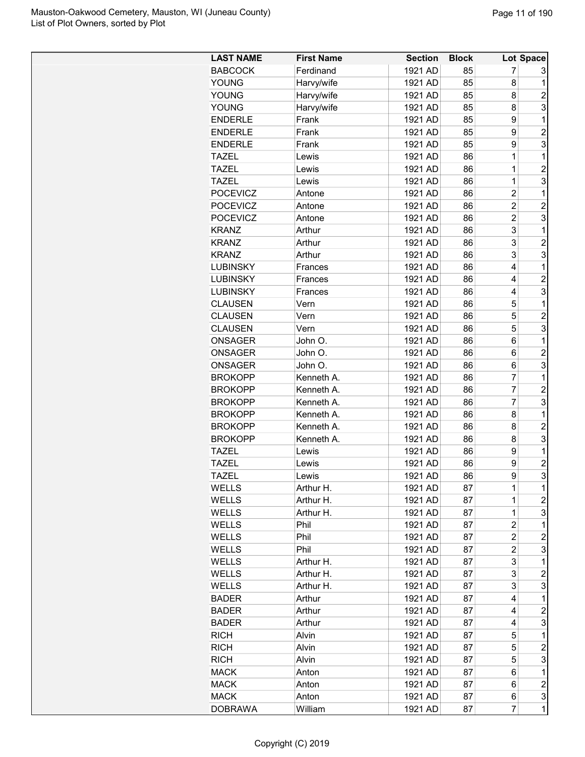| LAST NAME | First Name | Section | Block | Lot | Space |
|---|---|---|---|---|---|
| BABCOCK | Ferdinand | 1921 AD | 85 | 7 | 3 |
| YOUNG | Harvy/wife | 1921 AD | 85 | 8 | 1 |
| YOUNG | Harvy/wife | 1921 AD | 85 | 8 | 2 |
| YOUNG | Harvy/wife | 1921 AD | 85 | 8 | 3 |
| ENDERLE | Frank | 1921 AD | 85 | 9 | 1 |
| ENDERLE | Frank | 1921 AD | 85 | 9 | 2 |
| ENDERLE | Frank | 1921 AD | 85 | 9 | 3 |
| TAZEL | Lewis | 1921 AD | 86 | 1 | 1 |
| TAZEL | Lewis | 1921 AD | 86 | 1 | 2 |
| TAZEL | Lewis | 1921 AD | 86 | 1 | 3 |
| POCEVICZ | Antone | 1921 AD | 86 | 2 | 1 |
| POCEVICZ | Antone | 1921 AD | 86 | 2 | 2 |
| POCEVICZ | Antone | 1921 AD | 86 | 2 | 3 |
| KRANZ | Arthur | 1921 AD | 86 | 3 | 1 |
| KRANZ | Arthur | 1921 AD | 86 | 3 | 2 |
| KRANZ | Arthur | 1921 AD | 86 | 3 | 3 |
| LUBINSKY | Frances | 1921 AD | 86 | 4 | 1 |
| LUBINSKY | Frances | 1921 AD | 86 | 4 | 2 |
| LUBINSKY | Frances | 1921 AD | 86 | 4 | 3 |
| CLAUSEN | Vern | 1921 AD | 86 | 5 | 1 |
| CLAUSEN | Vern | 1921 AD | 86 | 5 | 2 |
| CLAUSEN | Vern | 1921 AD | 86 | 5 | 3 |
| ONSAGER | John O. | 1921 AD | 86 | 6 | 1 |
| ONSAGER | John O. | 1921 AD | 86 | 6 | 2 |
| ONSAGER | John O. | 1921 AD | 86 | 6 | 3 |
| BROKOPP | Kenneth A. | 1921 AD | 86 | 7 | 1 |
| BROKOPP | Kenneth A. | 1921 AD | 86 | 7 | 2 |
| BROKOPP | Kenneth A. | 1921 AD | 86 | 7 | 3 |
| BROKOPP | Kenneth A. | 1921 AD | 86 | 8 | 1 |
| BROKOPP | Kenneth A. | 1921 AD | 86 | 8 | 2 |
| BROKOPP | Kenneth A. | 1921 AD | 86 | 8 | 3 |
| TAZEL | Lewis | 1921 AD | 86 | 9 | 1 |
| TAZEL | Lewis | 1921 AD | 86 | 9 | 2 |
| TAZEL | Lewis | 1921 AD | 86 | 9 | 3 |
| WELLS | Arthur H. | 1921 AD | 87 | 1 | 1 |
| WELLS | Arthur H. | 1921 AD | 87 | 1 | 2 |
| WELLS | Arthur H. | 1921 AD | 87 | 1 | 3 |
| WELLS | Phil | 1921 AD | 87 | 2 | 1 |
| WELLS | Phil | 1921 AD | 87 | 2 | 2 |
| WELLS | Phil | 1921 AD | 87 | 2 | 3 |
| WELLS | Arthur H. | 1921 AD | 87 | 3 | 1 |
| WELLS | Arthur H. | 1921 AD | 87 | 3 | 2 |
| WELLS | Arthur H. | 1921 AD | 87 | 3 | 3 |
| BADER | Arthur | 1921 AD | 87 | 4 | 1 |
| BADER | Arthur | 1921 AD | 87 | 4 | 2 |
| BADER | Arthur | 1921 AD | 87 | 4 | 3 |
| RICH | Alvin | 1921 AD | 87 | 5 | 1 |
| RICH | Alvin | 1921 AD | 87 | 5 | 2 |
| RICH | Alvin | 1921 AD | 87 | 5 | 3 |
| MACK | Anton | 1921 AD | 87 | 6 | 1 |
| MACK | Anton | 1921 AD | 87 | 6 | 2 |
| MACK | Anton | 1921 AD | 87 | 6 | 3 |
| DOBRAWA | William | 1921 AD | 87 | 7 | 1 |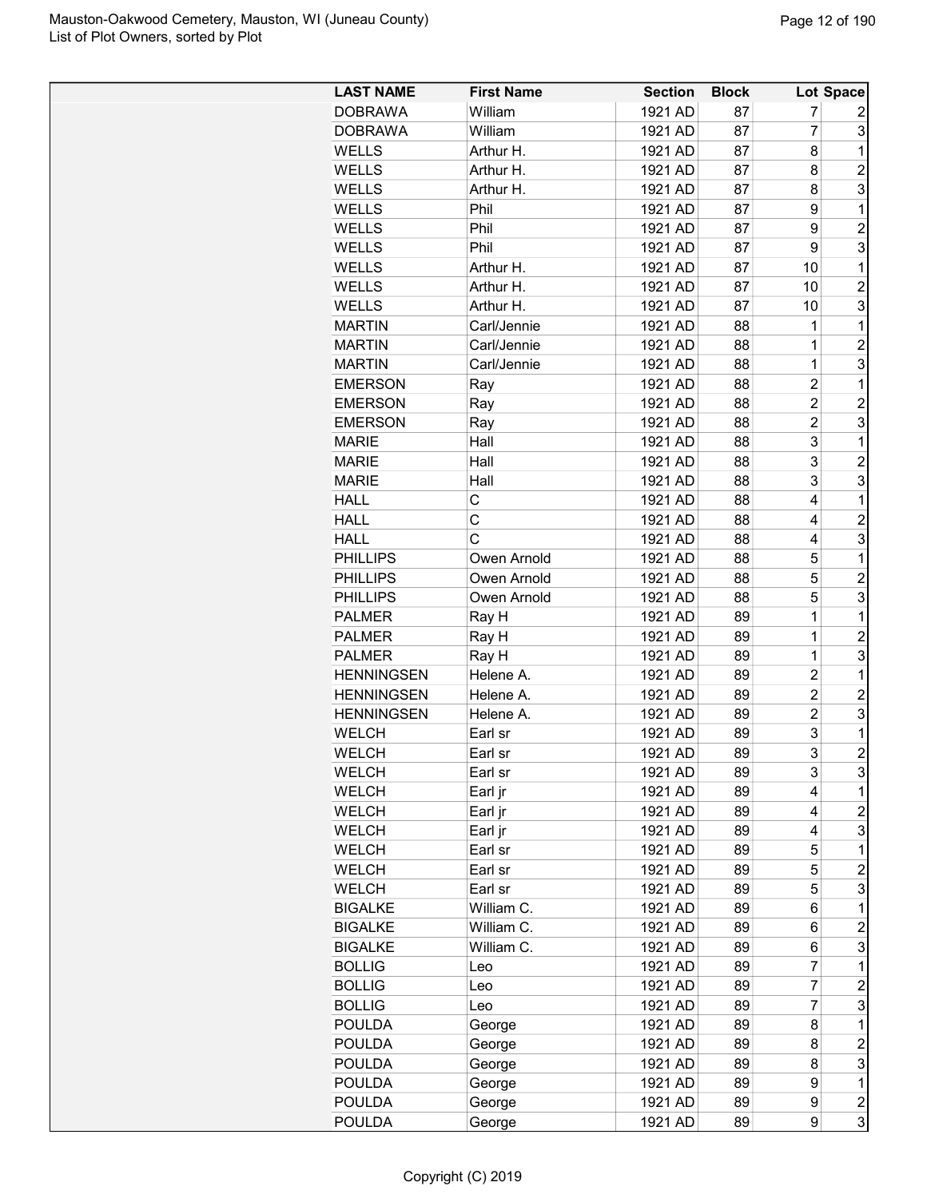| LAST NAME | First Name | Section | Block | Lot | Space |
|---|---|---|---|---|---|
| DOBRAWA | William | 1921 AD | 87 | 7 | 2 |
| DOBRAWA | William | 1921 AD | 87 | 7 | 3 |
| WELLS | Arthur H. | 1921 AD | 87 | 8 | 1 |
| WELLS | Arthur H. | 1921 AD | 87 | 8 | 2 |
| WELLS | Arthur H. | 1921 AD | 87 | 8 | 3 |
| WELLS | Phil | 1921 AD | 87 | 9 | 1 |
| WELLS | Phil | 1921 AD | 87 | 9 | 2 |
| WELLS | Phil | 1921 AD | 87 | 9 | 3 |
| WELLS | Arthur H. | 1921 AD | 87 | 10 | 1 |
| WELLS | Arthur H. | 1921 AD | 87 | 10 | 2 |
| WELLS | Arthur H. | 1921 AD | 87 | 10 | 3 |
| MARTIN | Carl/Jennie | 1921 AD | 88 | 1 | 1 |
| MARTIN | Carl/Jennie | 1921 AD | 88 | 1 | 2 |
| MARTIN | Carl/Jennie | 1921 AD | 88 | 1 | 3 |
| EMERSON | Ray | 1921 AD | 88 | 2 | 1 |
| EMERSON | Ray | 1921 AD | 88 | 2 | 2 |
| EMERSON | Ray | 1921 AD | 88 | 2 | 3 |
| MARIE | Hall | 1921 AD | 88 | 3 | 1 |
| MARIE | Hall | 1921 AD | 88 | 3 | 2 |
| MARIE | Hall | 1921 AD | 88 | 3 | 3 |
| HALL | C | 1921 AD | 88 | 4 | 1 |
| HALL | C | 1921 AD | 88 | 4 | 2 |
| HALL | C | 1921 AD | 88 | 4 | 3 |
| PHILLIPS | Owen Arnold | 1921 AD | 88 | 5 | 1 |
| PHILLIPS | Owen Arnold | 1921 AD | 88 | 5 | 2 |
| PHILLIPS | Owen Arnold | 1921 AD | 88 | 5 | 3 |
| PALMER | Ray H | 1921 AD | 89 | 1 | 1 |
| PALMER | Ray H | 1921 AD | 89 | 1 | 2 |
| PALMER | Ray H | 1921 AD | 89 | 1 | 3 |
| HENNINGSEN | Helene A. | 1921 AD | 89 | 2 | 1 |
| HENNINGSEN | Helene A. | 1921 AD | 89 | 2 | 2 |
| HENNINGSEN | Helene A. | 1921 AD | 89 | 2 | 3 |
| WELCH | Earl sr | 1921 AD | 89 | 3 | 1 |
| WELCH | Earl sr | 1921 AD | 89 | 3 | 2 |
| WELCH | Earl sr | 1921 AD | 89 | 3 | 3 |
| WELCH | Earl jr | 1921 AD | 89 | 4 | 1 |
| WELCH | Earl jr | 1921 AD | 89 | 4 | 2 |
| WELCH | Earl jr | 1921 AD | 89 | 4 | 3 |
| WELCH | Earl sr | 1921 AD | 89 | 5 | 1 |
| WELCH | Earl sr | 1921 AD | 89 | 5 | 2 |
| WELCH | Earl sr | 1921 AD | 89 | 5 | 3 |
| BIGALKE | William C. | 1921 AD | 89 | 6 | 1 |
| BIGALKE | William C. | 1921 AD | 89 | 6 | 2 |
| BIGALKE | William C. | 1921 AD | 89 | 6 | 3 |
| BOLLIG | Leo | 1921 AD | 89 | 7 | 1 |
| BOLLIG | Leo | 1921 AD | 89 | 7 | 2 |
| BOLLIG | Leo | 1921 AD | 89 | 7 | 3 |
| POULDA | George | 1921 AD | 89 | 8 | 1 |
| POULDA | George | 1921 AD | 89 | 8 | 2 |
| POULDA | George | 1921 AD | 89 | 8 | 3 |
| POULDA | George | 1921 AD | 89 | 9 | 1 |
| POULDA | George | 1921 AD | 89 | 9 | 2 |
| POULDA | George | 1921 AD | 89 | 9 | 3 |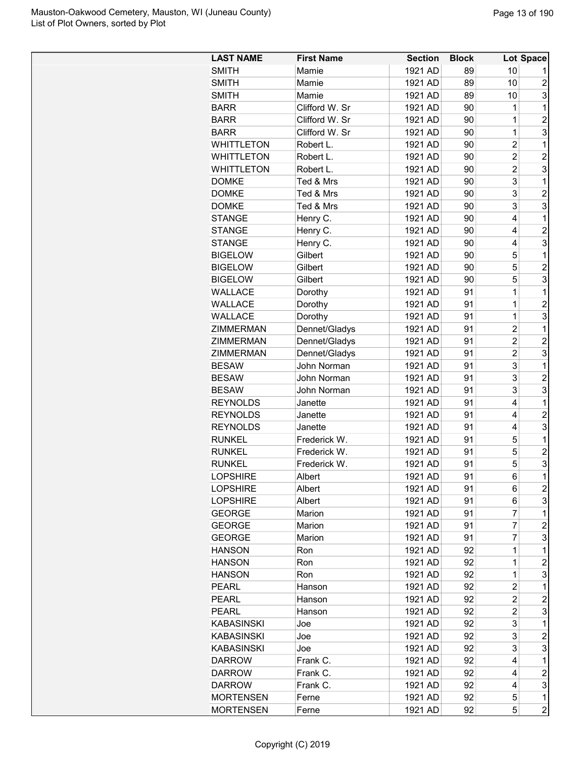| LAST NAME | First Name | Section | Block | Lot | Space |
|---|---|---|---|---|---|
| SMITH | Mamie | 1921 AD | 89 | 10 | 1 |
| SMITH | Mamie | 1921 AD | 89 | 10 | 2 |
| SMITH | Mamie | 1921 AD | 89 | 10 | 3 |
| BARR | Clifford W. Sr | 1921 AD | 90 | 1 | 1 |
| BARR | Clifford W. Sr | 1921 AD | 90 | 1 | 2 |
| BARR | Clifford W. Sr | 1921 AD | 90 | 1 | 3 |
| WHITTLETON | Robert L. | 1921 AD | 90 | 2 | 1 |
| WHITTLETON | Robert L. | 1921 AD | 90 | 2 | 2 |
| WHITTLETON | Robert L. | 1921 AD | 90 | 2 | 3 |
| DOMKE | Ted & Mrs | 1921 AD | 90 | 3 | 1 |
| DOMKE | Ted & Mrs | 1921 AD | 90 | 3 | 2 |
| DOMKE | Ted & Mrs | 1921 AD | 90 | 3 | 3 |
| STANGE | Henry C. | 1921 AD | 90 | 4 | 1 |
| STANGE | Henry C. | 1921 AD | 90 | 4 | 2 |
| STANGE | Henry C. | 1921 AD | 90 | 4 | 3 |
| BIGELOW | Gilbert | 1921 AD | 90 | 5 | 1 |
| BIGELOW | Gilbert | 1921 AD | 90 | 5 | 2 |
| BIGELOW | Gilbert | 1921 AD | 90 | 5 | 3 |
| WALLACE | Dorothy | 1921 AD | 91 | 1 | 1 |
| WALLACE | Dorothy | 1921 AD | 91 | 1 | 2 |
| WALLACE | Dorothy | 1921 AD | 91 | 1 | 3 |
| ZIMMERMAN | Dennet/Gladys | 1921 AD | 91 | 2 | 1 |
| ZIMMERMAN | Dennet/Gladys | 1921 AD | 91 | 2 | 2 |
| ZIMMERMAN | Dennet/Gladys | 1921 AD | 91 | 2 | 3 |
| BESAW | John Norman | 1921 AD | 91 | 3 | 1 |
| BESAW | John Norman | 1921 AD | 91 | 3 | 2 |
| BESAW | John Norman | 1921 AD | 91 | 3 | 3 |
| REYNOLDS | Janette | 1921 AD | 91 | 4 | 1 |
| REYNOLDS | Janette | 1921 AD | 91 | 4 | 2 |
| REYNOLDS | Janette | 1921 AD | 91 | 4 | 3 |
| RUNKEL | Frederick W. | 1921 AD | 91 | 5 | 1 |
| RUNKEL | Frederick W. | 1921 AD | 91 | 5 | 2 |
| RUNKEL | Frederick W. | 1921 AD | 91 | 5 | 3 |
| LOPSHIRE | Albert | 1921 AD | 91 | 6 | 1 |
| LOPSHIRE | Albert | 1921 AD | 91 | 6 | 2 |
| LOPSHIRE | Albert | 1921 AD | 91 | 6 | 3 |
| GEORGE | Marion | 1921 AD | 91 | 7 | 1 |
| GEORGE | Marion | 1921 AD | 91 | 7 | 2 |
| GEORGE | Marion | 1921 AD | 91 | 7 | 3 |
| HANSON | Ron | 1921 AD | 92 | 1 | 1 |
| HANSON | Ron | 1921 AD | 92 | 1 | 2 |
| HANSON | Ron | 1921 AD | 92 | 1 | 3 |
| PEARL | Hanson | 1921 AD | 92 | 2 | 1 |
| PEARL | Hanson | 1921 AD | 92 | 2 | 2 |
| PEARL | Hanson | 1921 AD | 92 | 2 | 3 |
| KABASINSKI | Joe | 1921 AD | 92 | 3 | 1 |
| KABASINSKI | Joe | 1921 AD | 92 | 3 | 2 |
| KABASINSKI | Joe | 1921 AD | 92 | 3 | 3 |
| DARROW | Frank C. | 1921 AD | 92 | 4 | 1 |
| DARROW | Frank C. | 1921 AD | 92 | 4 | 2 |
| DARROW | Frank C. | 1921 AD | 92 | 4 | 3 |
| MORTENSEN | Ferne | 1921 AD | 92 | 5 | 1 |
| MORTENSEN | Ferne | 1921 AD | 92 | 5 | 2 |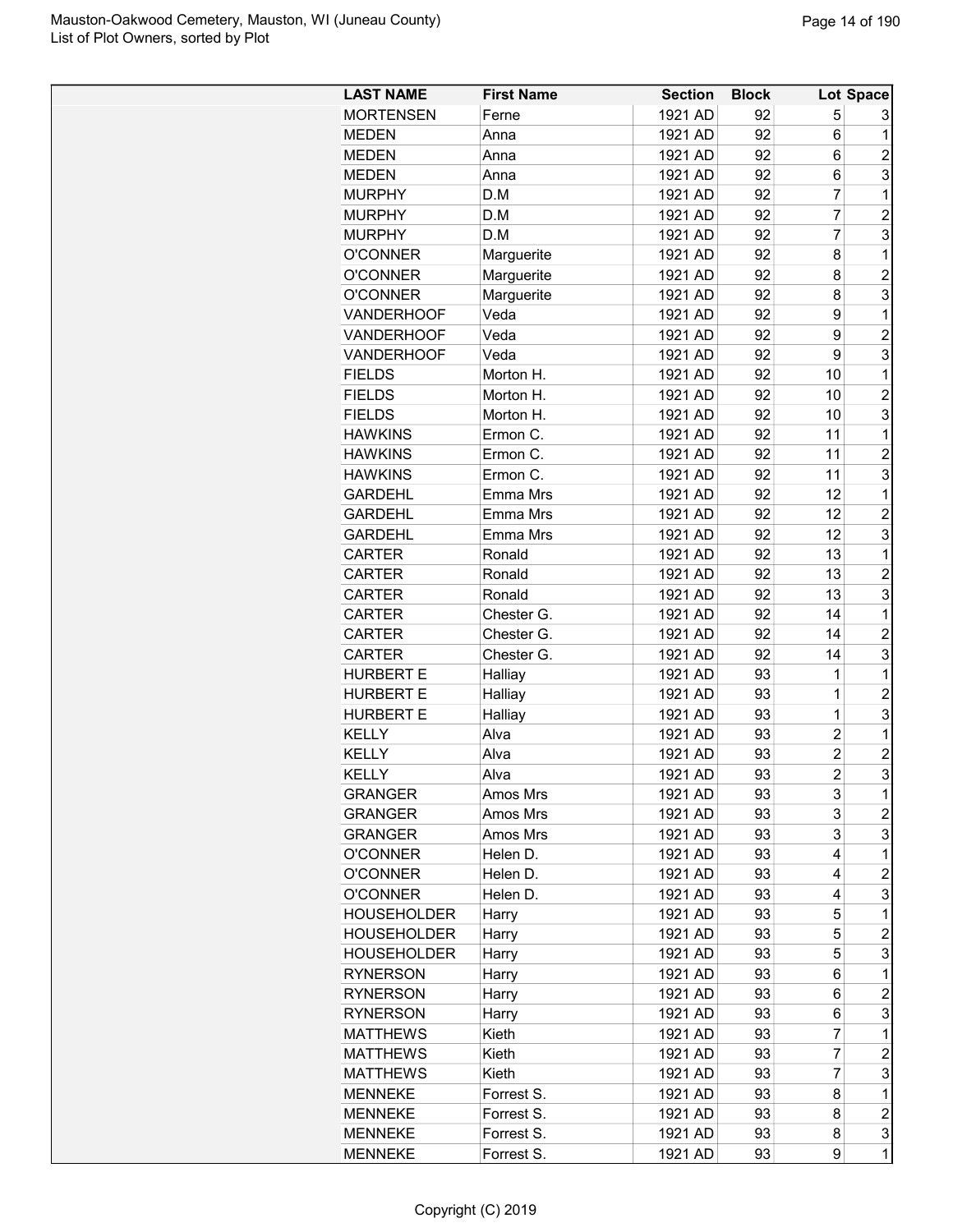| LAST NAME | First Name | Section | Block | Lot | Space |
|---|---|---|---|---|---|
| MORTENSEN | Ferne | 1921 AD | 92 | 5 | 3 |
| MEDEN | Anna | 1921 AD | 92 | 6 | 1 |
| MEDEN | Anna | 1921 AD | 92 | 6 | 2 |
| MEDEN | Anna | 1921 AD | 92 | 6 | 3 |
| MURPHY | D.M | 1921 AD | 92 | 7 | 1 |
| MURPHY | D.M | 1921 AD | 92 | 7 | 2 |
| MURPHY | D.M | 1921 AD | 92 | 7 | 3 |
| O'CONNER | Marguerite | 1921 AD | 92 | 8 | 1 |
| O'CONNER | Marguerite | 1921 AD | 92 | 8 | 2 |
| O'CONNER | Marguerite | 1921 AD | 92 | 8 | 3 |
| VANDERHOOF | Veda | 1921 AD | 92 | 9 | 1 |
| VANDERHOOF | Veda | 1921 AD | 92 | 9 | 2 |
| VANDERHOOF | Veda | 1921 AD | 92 | 9 | 3 |
| FIELDS | Morton H. | 1921 AD | 92 | 10 | 1 |
| FIELDS | Morton H. | 1921 AD | 92 | 10 | 2 |
| FIELDS | Morton H. | 1921 AD | 92 | 10 | 3 |
| HAWKINS | Ermon C. | 1921 AD | 92 | 11 | 1 |
| HAWKINS | Ermon C. | 1921 AD | 92 | 11 | 2 |
| HAWKINS | Ermon C. | 1921 AD | 92 | 11 | 3 |
| GARDEHL | Emma Mrs | 1921 AD | 92 | 12 | 1 |
| GARDEHL | Emma Mrs | 1921 AD | 92 | 12 | 2 |
| GARDEHL | Emma Mrs | 1921 AD | 92 | 12 | 3 |
| CARTER | Ronald | 1921 AD | 92 | 13 | 1 |
| CARTER | Ronald | 1921 AD | 92 | 13 | 2 |
| CARTER | Ronald | 1921 AD | 92 | 13 | 3 |
| CARTER | Chester G. | 1921 AD | 92 | 14 | 1 |
| CARTER | Chester G. | 1921 AD | 92 | 14 | 2 |
| CARTER | Chester G. | 1921 AD | 92 | 14 | 3 |
| HURBERT E | Halliay | 1921 AD | 93 | 1 | 1 |
| HURBERT E | Halliay | 1921 AD | 93 | 1 | 2 |
| HURBERT E | Halliay | 1921 AD | 93 | 1 | 3 |
| KELLY | Alva | 1921 AD | 93 | 2 | 1 |
| KELLY | Alva | 1921 AD | 93 | 2 | 2 |
| KELLY | Alva | 1921 AD | 93 | 2 | 3 |
| GRANGER | Amos Mrs | 1921 AD | 93 | 3 | 1 |
| GRANGER | Amos Mrs | 1921 AD | 93 | 3 | 2 |
| GRANGER | Amos Mrs | 1921 AD | 93 | 3 | 3 |
| O'CONNER | Helen D. | 1921 AD | 93 | 4 | 1 |
| O'CONNER | Helen D. | 1921 AD | 93 | 4 | 2 |
| O'CONNER | Helen D. | 1921 AD | 93 | 4 | 3 |
| HOUSEHOLDER | Harry | 1921 AD | 93 | 5 | 1 |
| HOUSEHOLDER | Harry | 1921 AD | 93 | 5 | 2 |
| HOUSEHOLDER | Harry | 1921 AD | 93 | 5 | 3 |
| RYNERSON | Harry | 1921 AD | 93 | 6 | 1 |
| RYNERSON | Harry | 1921 AD | 93 | 6 | 2 |
| RYNERSON | Harry | 1921 AD | 93 | 6 | 3 |
| MATTHEWS | Kieth | 1921 AD | 93 | 7 | 1 |
| MATTHEWS | Kieth | 1921 AD | 93 | 7 | 2 |
| MATTHEWS | Kieth | 1921 AD | 93 | 7 | 3 |
| MENNEKE | Forrest S. | 1921 AD | 93 | 8 | 1 |
| MENNEKE | Forrest S. | 1921 AD | 93 | 8 | 2 |
| MENNEKE | Forrest S. | 1921 AD | 93 | 8 | 3 |
| MENNEKE | Forrest S. | 1921 AD | 93 | 9 | 1 |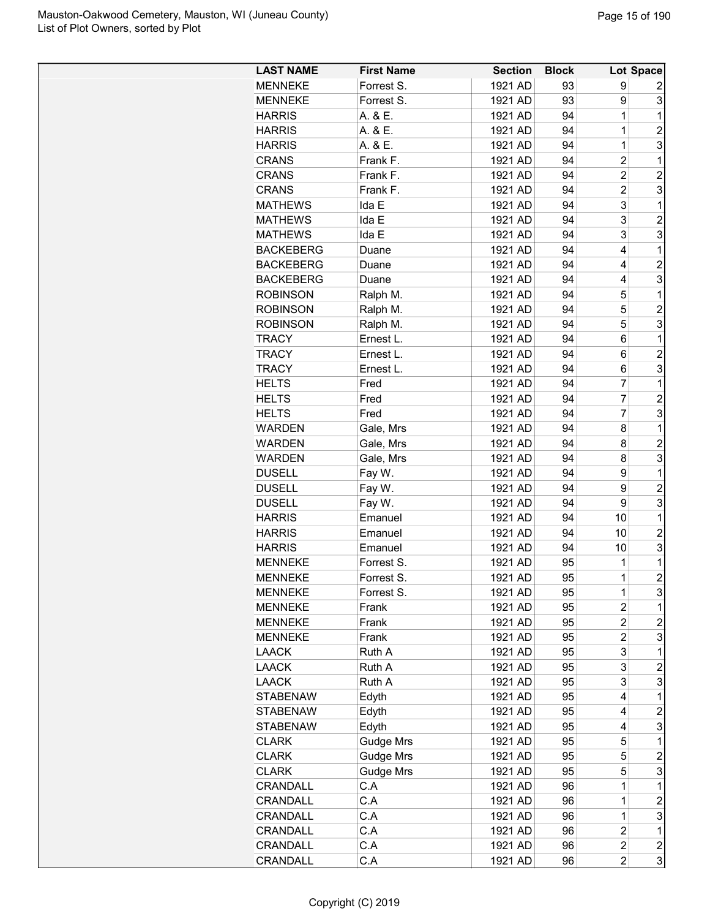| LAST NAME | First Name | Section | Block | Lot | Space |
|---|---|---|---|---|---|
| MENNEKE | Forrest S. | 1921 AD | 93 | 9 | 2 |
| MENNEKE | Forrest S. | 1921 AD | 93 | 9 | 3 |
| HARRIS | A. & E. | 1921 AD | 94 | 1 | 1 |
| HARRIS | A. & E. | 1921 AD | 94 | 1 | 2 |
| HARRIS | A. & E. | 1921 AD | 94 | 1 | 3 |
| CRANS | Frank F. | 1921 AD | 94 | 2 | 1 |
| CRANS | Frank F. | 1921 AD | 94 | 2 | 2 |
| CRANS | Frank F. | 1921 AD | 94 | 2 | 3 |
| MATHEWS | Ida E | 1921 AD | 94 | 3 | 1 |
| MATHEWS | Ida E | 1921 AD | 94 | 3 | 2 |
| MATHEWS | Ida E | 1921 AD | 94 | 3 | 3 |
| BACKEBERG | Duane | 1921 AD | 94 | 4 | 1 |
| BACKEBERG | Duane | 1921 AD | 94 | 4 | 2 |
| BACKEBERG | Duane | 1921 AD | 94 | 4 | 3 |
| ROBINSON | Ralph M. | 1921 AD | 94 | 5 | 1 |
| ROBINSON | Ralph M. | 1921 AD | 94 | 5 | 2 |
| ROBINSON | Ralph M. | 1921 AD | 94 | 5 | 3 |
| TRACY | Ernest L. | 1921 AD | 94 | 6 | 1 |
| TRACY | Ernest L. | 1921 AD | 94 | 6 | 2 |
| TRACY | Ernest L. | 1921 AD | 94 | 6 | 3 |
| HELTS | Fred | 1921 AD | 94 | 7 | 1 |
| HELTS | Fred | 1921 AD | 94 | 7 | 2 |
| HELTS | Fred | 1921 AD | 94 | 7 | 3 |
| WARDEN | Gale, Mrs | 1921 AD | 94 | 8 | 1 |
| WARDEN | Gale, Mrs | 1921 AD | 94 | 8 | 2 |
| WARDEN | Gale, Mrs | 1921 AD | 94 | 8 | 3 |
| DUSELL | Fay W. | 1921 AD | 94 | 9 | 1 |
| DUSELL | Fay W. | 1921 AD | 94 | 9 | 2 |
| DUSELL | Fay W. | 1921 AD | 94 | 9 | 3 |
| HARRIS | Emanuel | 1921 AD | 94 | 10 | 1 |
| HARRIS | Emanuel | 1921 AD | 94 | 10 | 2 |
| HARRIS | Emanuel | 1921 AD | 94 | 10 | 3 |
| MENNEKE | Forrest S. | 1921 AD | 95 | 1 | 1 |
| MENNEKE | Forrest S. | 1921 AD | 95 | 1 | 2 |
| MENNEKE | Forrest S. | 1921 AD | 95 | 1 | 3 |
| MENNEKE | Frank | 1921 AD | 95 | 2 | 1 |
| MENNEKE | Frank | 1921 AD | 95 | 2 | 2 |
| MENNEKE | Frank | 1921 AD | 95 | 2 | 3 |
| LAACK | Ruth A | 1921 AD | 95 | 3 | 1 |
| LAACK | Ruth A | 1921 AD | 95 | 3 | 2 |
| LAACK | Ruth A | 1921 AD | 95 | 3 | 3 |
| STABENAW | Edyth | 1921 AD | 95 | 4 | 1 |
| STABENAW | Edyth | 1921 AD | 95 | 4 | 2 |
| STABENAW | Edyth | 1921 AD | 95 | 4 | 3 |
| CLARK | Gudge Mrs | 1921 AD | 95 | 5 | 1 |
| CLARK | Gudge Mrs | 1921 AD | 95 | 5 | 2 |
| CLARK | Gudge Mrs | 1921 AD | 95 | 5 | 3 |
| CRANDALL | C.A | 1921 AD | 96 | 1 | 1 |
| CRANDALL | C.A | 1921 AD | 96 | 1 | 2 |
| CRANDALL | C.A | 1921 AD | 96 | 1 | 3 |
| CRANDALL | C.A | 1921 AD | 96 | 2 | 1 |
| CRANDALL | C.A | 1921 AD | 96 | 2 | 2 |
| CRANDALL | C.A | 1921 AD | 96 | 2 | 3 |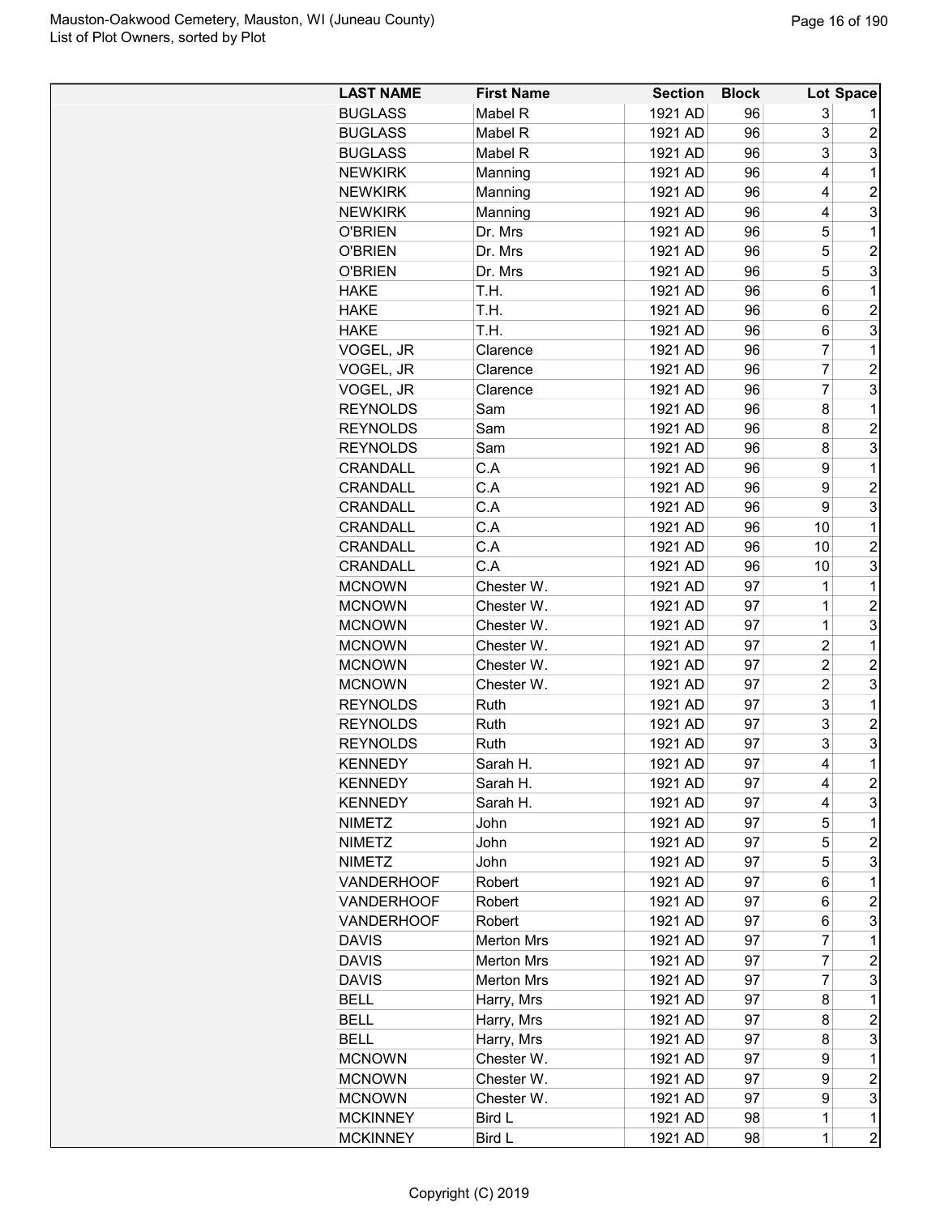| LAST NAME | First Name | Section | Block | Lot | Space |
|---|---|---|---|---|---|
| BUGLASS | Mabel R | 1921 AD | 96 | 3 | 1 |
| BUGLASS | Mabel R | 1921 AD | 96 | 3 | 2 |
| BUGLASS | Mabel R | 1921 AD | 96 | 3 | 3 |
| NEWKIRK | Manning | 1921 AD | 96 | 4 | 1 |
| NEWKIRK | Manning | 1921 AD | 96 | 4 | 2 |
| NEWKIRK | Manning | 1921 AD | 96 | 4 | 3 |
| O'BRIEN | Dr. Mrs | 1921 AD | 96 | 5 | 1 |
| O'BRIEN | Dr. Mrs | 1921 AD | 96 | 5 | 2 |
| O'BRIEN | Dr. Mrs | 1921 AD | 96 | 5 | 3 |
| HAKE | T.H. | 1921 AD | 96 | 6 | 1 |
| HAKE | T.H. | 1921 AD | 96 | 6 | 2 |
| HAKE | T.H. | 1921 AD | 96 | 6 | 3 |
| VOGEL, JR | Clarence | 1921 AD | 96 | 7 | 1 |
| VOGEL, JR | Clarence | 1921 AD | 96 | 7 | 2 |
| VOGEL, JR | Clarence | 1921 AD | 96 | 7 | 3 |
| REYNOLDS | Sam | 1921 AD | 96 | 8 | 1 |
| REYNOLDS | Sam | 1921 AD | 96 | 8 | 2 |
| REYNOLDS | Sam | 1921 AD | 96 | 8 | 3 |
| CRANDALL | C.A | 1921 AD | 96 | 9 | 1 |
| CRANDALL | C.A | 1921 AD | 96 | 9 | 2 |
| CRANDALL | C.A | 1921 AD | 96 | 9 | 3 |
| CRANDALL | C.A | 1921 AD | 96 | 10 | 1 |
| CRANDALL | C.A | 1921 AD | 96 | 10 | 2 |
| CRANDALL | C.A | 1921 AD | 96 | 10 | 3 |
| MCNOWN | Chester W. | 1921 AD | 97 | 1 | 1 |
| MCNOWN | Chester W. | 1921 AD | 97 | 1 | 2 |
| MCNOWN | Chester W. | 1921 AD | 97 | 1 | 3 |
| MCNOWN | Chester W. | 1921 AD | 97 | 2 | 1 |
| MCNOWN | Chester W. | 1921 AD | 97 | 2 | 2 |
| MCNOWN | Chester W. | 1921 AD | 97 | 2 | 3 |
| REYNOLDS | Ruth | 1921 AD | 97 | 3 | 1 |
| REYNOLDS | Ruth | 1921 AD | 97 | 3 | 2 |
| REYNOLDS | Ruth | 1921 AD | 97 | 3 | 3 |
| KENNEDY | Sarah H. | 1921 AD | 97 | 4 | 1 |
| KENNEDY | Sarah H. | 1921 AD | 97 | 4 | 2 |
| KENNEDY | Sarah H. | 1921 AD | 97 | 4 | 3 |
| NIMETZ | John | 1921 AD | 97 | 5 | 1 |
| NIMETZ | John | 1921 AD | 97 | 5 | 2 |
| NIMETZ | John | 1921 AD | 97 | 5 | 3 |
| VANDERHOOF | Robert | 1921 AD | 97 | 6 | 1 |
| VANDERHOOF | Robert | 1921 AD | 97 | 6 | 2 |
| VANDERHOOF | Robert | 1921 AD | 97 | 6 | 3 |
| DAVIS | Merton Mrs | 1921 AD | 97 | 7 | 1 |
| DAVIS | Merton Mrs | 1921 AD | 97 | 7 | 2 |
| DAVIS | Merton Mrs | 1921 AD | 97 | 7 | 3 |
| BELL | Harry, Mrs | 1921 AD | 97 | 8 | 1 |
| BELL | Harry, Mrs | 1921 AD | 97 | 8 | 2 |
| BELL | Harry, Mrs | 1921 AD | 97 | 8 | 3 |
| MCNOWN | Chester W. | 1921 AD | 97 | 9 | 1 |
| MCNOWN | Chester W. | 1921 AD | 97 | 9 | 2 |
| MCNOWN | Chester W. | 1921 AD | 97 | 9 | 3 |
| MCKINNEY | Bird L | 1921 AD | 98 | 1 | 1 |
| MCKINNEY | Bird L | 1921 AD | 98 | 1 | 2 |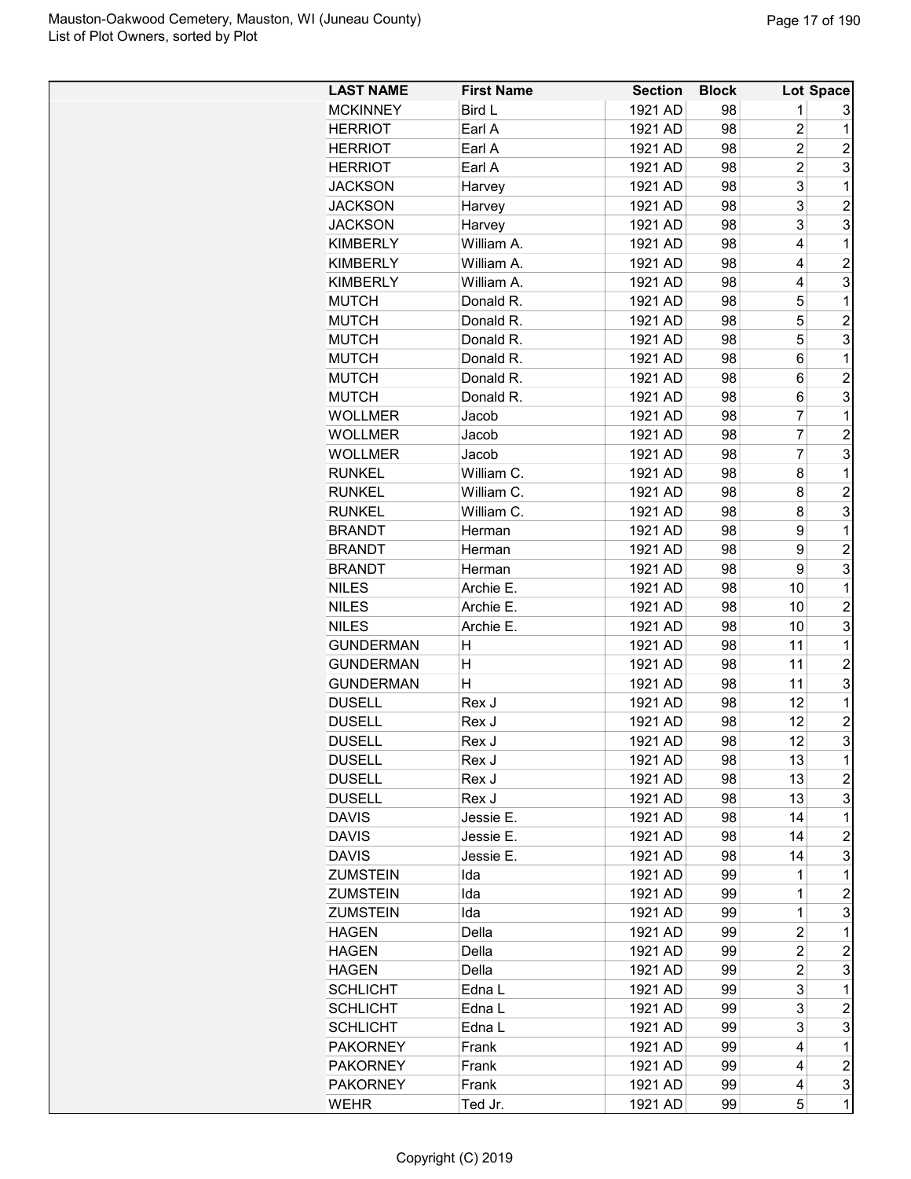| LAST NAME | First Name | Section | Block | Lot | Space |
|---|---|---|---|---|---|
| MCKINNEY | Bird L | 1921 AD | 98 | 1 | 3 |
| HERRIOT | Earl A | 1921 AD | 98 | 2 | 1 |
| HERRIOT | Earl A | 1921 AD | 98 | 2 | 2 |
| HERRIOT | Earl A | 1921 AD | 98 | 2 | 3 |
| JACKSON | Harvey | 1921 AD | 98 | 3 | 1 |
| JACKSON | Harvey | 1921 AD | 98 | 3 | 2 |
| JACKSON | Harvey | 1921 AD | 98 | 3 | 3 |
| KIMBERLY | William A. | 1921 AD | 98 | 4 | 1 |
| KIMBERLY | William A. | 1921 AD | 98 | 4 | 2 |
| KIMBERLY | William A. | 1921 AD | 98 | 4 | 3 |
| MUTCH | Donald R. | 1921 AD | 98 | 5 | 1 |
| MUTCH | Donald R. | 1921 AD | 98 | 5 | 2 |
| MUTCH | Donald R. | 1921 AD | 98 | 5 | 3 |
| MUTCH | Donald R. | 1921 AD | 98 | 6 | 1 |
| MUTCH | Donald R. | 1921 AD | 98 | 6 | 2 |
| MUTCH | Donald R. | 1921 AD | 98 | 6 | 3 |
| WOLLMER | Jacob | 1921 AD | 98 | 7 | 1 |
| WOLLMER | Jacob | 1921 AD | 98 | 7 | 2 |
| WOLLMER | Jacob | 1921 AD | 98 | 7 | 3 |
| RUNKEL | William C. | 1921 AD | 98 | 8 | 1 |
| RUNKEL | William C. | 1921 AD | 98 | 8 | 2 |
| RUNKEL | William C. | 1921 AD | 98 | 8 | 3 |
| BRANDT | Herman | 1921 AD | 98 | 9 | 1 |
| BRANDT | Herman | 1921 AD | 98 | 9 | 2 |
| BRANDT | Herman | 1921 AD | 98 | 9 | 3 |
| NILES | Archie E. | 1921 AD | 98 | 10 | 1 |
| NILES | Archie E. | 1921 AD | 98 | 10 | 2 |
| NILES | Archie E. | 1921 AD | 98 | 10 | 3 |
| GUNDERMAN | H | 1921 AD | 98 | 11 | 1 |
| GUNDERMAN | H | 1921 AD | 98 | 11 | 2 |
| GUNDERMAN | H | 1921 AD | 98 | 11 | 3 |
| DUSELL | Rex J | 1921 AD | 98 | 12 | 1 |
| DUSELL | Rex J | 1921 AD | 98 | 12 | 2 |
| DUSELL | Rex J | 1921 AD | 98 | 12 | 3 |
| DUSELL | Rex J | 1921 AD | 98 | 13 | 1 |
| DUSELL | Rex J | 1921 AD | 98 | 13 | 2 |
| DUSELL | Rex J | 1921 AD | 98 | 13 | 3 |
| DAVIS | Jessie E. | 1921 AD | 98 | 14 | 1 |
| DAVIS | Jessie E. | 1921 AD | 98 | 14 | 2 |
| DAVIS | Jessie E. | 1921 AD | 98 | 14 | 3 |
| ZUMSTEIN | Ida | 1921 AD | 99 | 1 | 1 |
| ZUMSTEIN | Ida | 1921 AD | 99 | 1 | 2 |
| ZUMSTEIN | Ida | 1921 AD | 99 | 1 | 3 |
| HAGEN | Della | 1921 AD | 99 | 2 | 1 |
| HAGEN | Della | 1921 AD | 99 | 2 | 2 |
| HAGEN | Della | 1921 AD | 99 | 2 | 3 |
| SCHLICHT | Edna L | 1921 AD | 99 | 3 | 1 |
| SCHLICHT | Edna L | 1921 AD | 99 | 3 | 2 |
| SCHLICHT | Edna L | 1921 AD | 99 | 3 | 3 |
| PAKORNEY | Frank | 1921 AD | 99 | 4 | 1 |
| PAKORNEY | Frank | 1921 AD | 99 | 4 | 2 |
| PAKORNEY | Frank | 1921 AD | 99 | 4 | 3 |
| WEHR | Ted Jr. | 1921 AD | 99 | 5 | 1 |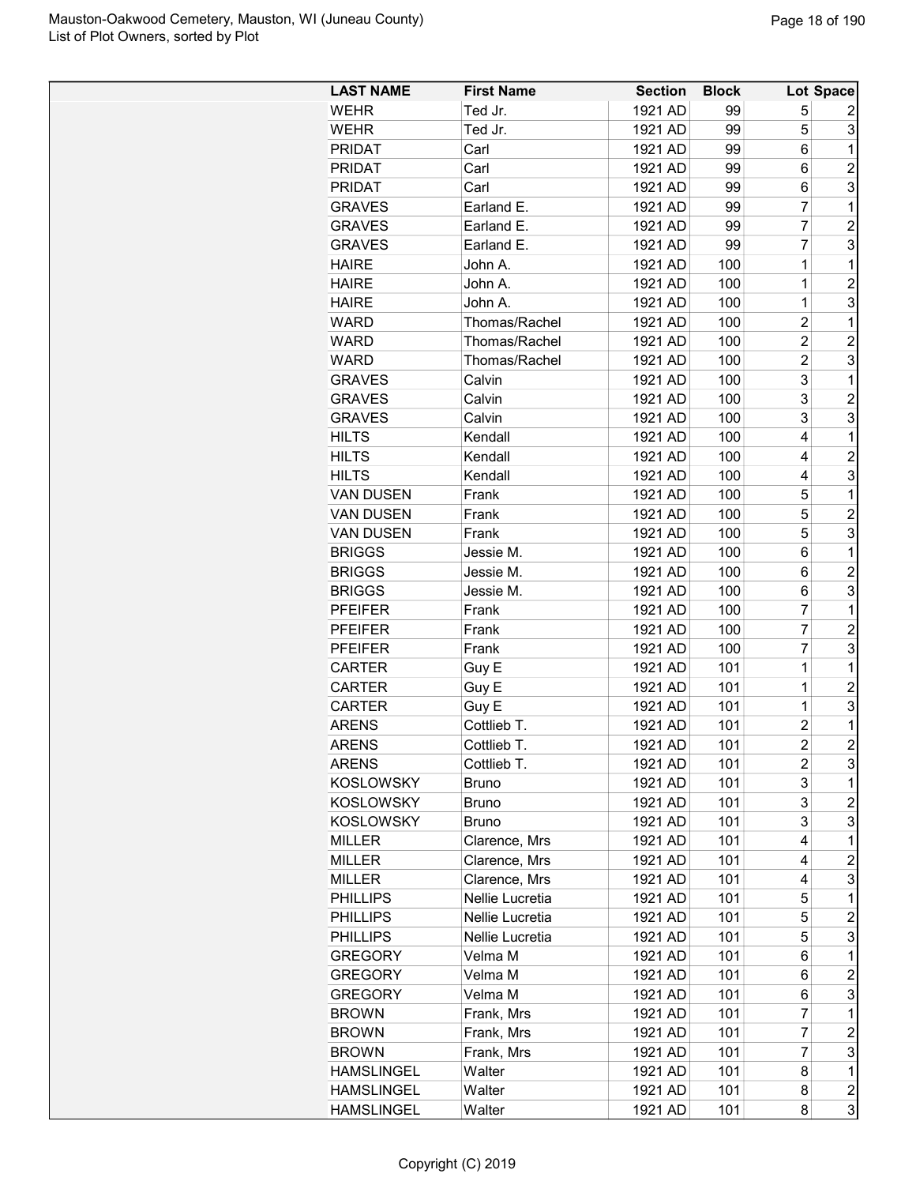| LAST NAME | First Name | Section | Block | Lot | Space |
|---|---|---|---|---|---|
| WEHR | Ted Jr. | 1921 AD | 99 | 5 | 2 |
| WEHR | Ted Jr. | 1921 AD | 99 | 5 | 3 |
| PRIDAT | Carl | 1921 AD | 99 | 6 | 1 |
| PRIDAT | Carl | 1921 AD | 99 | 6 | 2 |
| PRIDAT | Carl | 1921 AD | 99 | 6 | 3 |
| GRAVES | Earland E. | 1921 AD | 99 | 7 | 1 |
| GRAVES | Earland E. | 1921 AD | 99 | 7 | 2 |
| GRAVES | Earland E. | 1921 AD | 99 | 7 | 3 |
| HAIRE | John A. | 1921 AD | 100 | 1 | 1 |
| HAIRE | John A. | 1921 AD | 100 | 1 | 2 |
| HAIRE | John A. | 1921 AD | 100 | 1 | 3 |
| WARD | Thomas/Rachel | 1921 AD | 100 | 2 | 1 |
| WARD | Thomas/Rachel | 1921 AD | 100 | 2 | 2 |
| WARD | Thomas/Rachel | 1921 AD | 100 | 2 | 3 |
| GRAVES | Calvin | 1921 AD | 100 | 3 | 1 |
| GRAVES | Calvin | 1921 AD | 100 | 3 | 2 |
| GRAVES | Calvin | 1921 AD | 100 | 3 | 3 |
| HILTS | Kendall | 1921 AD | 100 | 4 | 1 |
| HILTS | Kendall | 1921 AD | 100 | 4 | 2 |
| HILTS | Kendall | 1921 AD | 100 | 4 | 3 |
| VAN DUSEN | Frank | 1921 AD | 100 | 5 | 1 |
| VAN DUSEN | Frank | 1921 AD | 100 | 5 | 2 |
| VAN DUSEN | Frank | 1921 AD | 100 | 5 | 3 |
| BRIGGS | Jessie M. | 1921 AD | 100 | 6 | 1 |
| BRIGGS | Jessie M. | 1921 AD | 100 | 6 | 2 |
| BRIGGS | Jessie M. | 1921 AD | 100 | 6 | 3 |
| PFEIFER | Frank | 1921 AD | 100 | 7 | 1 |
| PFEIFER | Frank | 1921 AD | 100 | 7 | 2 |
| PFEIFER | Frank | 1921 AD | 100 | 7 | 3 |
| CARTER | Guy E | 1921 AD | 101 | 1 | 1 |
| CARTER | Guy E | 1921 AD | 101 | 1 | 2 |
| CARTER | Guy E | 1921 AD | 101 | 1 | 3 |
| ARENS | Cottlieb T. | 1921 AD | 101 | 2 | 1 |
| ARENS | Cottlieb T. | 1921 AD | 101 | 2 | 2 |
| ARENS | Cottlieb T. | 1921 AD | 101 | 2 | 3 |
| KOSLOWSKY | Bruno | 1921 AD | 101 | 3 | 1 |
| KOSLOWSKY | Bruno | 1921 AD | 101 | 3 | 2 |
| KOSLOWSKY | Bruno | 1921 AD | 101 | 3 | 3 |
| MILLER | Clarence, Mrs | 1921 AD | 101 | 4 | 1 |
| MILLER | Clarence, Mrs | 1921 AD | 101 | 4 | 2 |
| MILLER | Clarence, Mrs | 1921 AD | 101 | 4 | 3 |
| PHILLIPS | Nellie Lucretia | 1921 AD | 101 | 5 | 1 |
| PHILLIPS | Nellie Lucretia | 1921 AD | 101 | 5 | 2 |
| PHILLIPS | Nellie Lucretia | 1921 AD | 101 | 5 | 3 |
| GREGORY | Velma M | 1921 AD | 101 | 6 | 1 |
| GREGORY | Velma M | 1921 AD | 101 | 6 | 2 |
| GREGORY | Velma M | 1921 AD | 101 | 6 | 3 |
| BROWN | Frank, Mrs | 1921 AD | 101 | 7 | 1 |
| BROWN | Frank, Mrs | 1921 AD | 101 | 7 | 2 |
| BROWN | Frank, Mrs | 1921 AD | 101 | 7 | 3 |
| HAMSLINGEL | Walter | 1921 AD | 101 | 8 | 1 |
| HAMSLINGEL | Walter | 1921 AD | 101 | 8 | 2 |
| HAMSLINGEL | Walter | 1921 AD | 101 | 8 | 3 |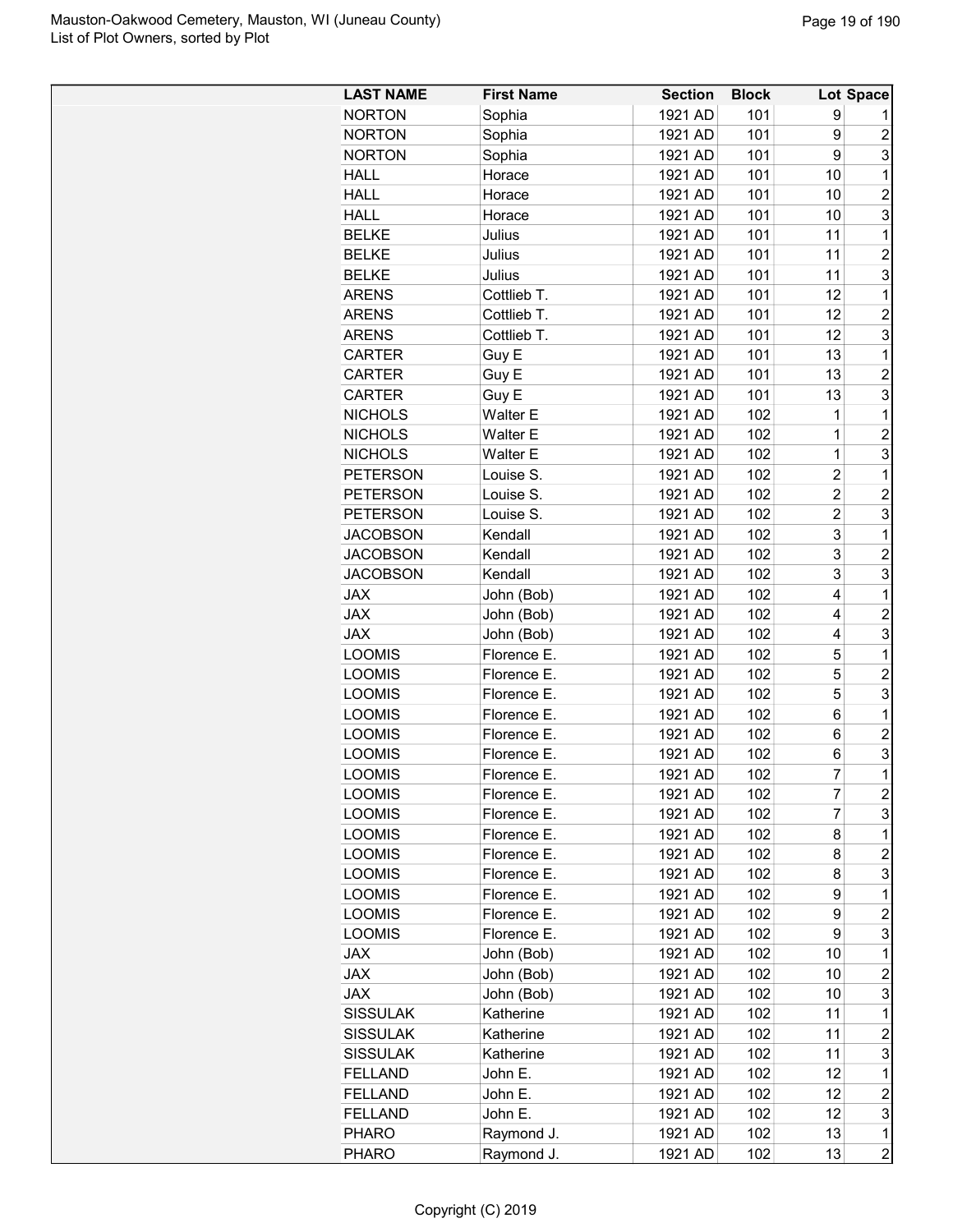| LAST NAME | First Name | Section | Block | Lot | Space |
|---|---|---|---|---|---|
| NORTON | Sophia | 1921 AD | 101 | 9 | 1 |
| NORTON | Sophia | 1921 AD | 101 | 9 | 2 |
| NORTON | Sophia | 1921 AD | 101 | 9 | 3 |
| HALL | Horace | 1921 AD | 101 | 10 | 1 |
| HALL | Horace | 1921 AD | 101 | 10 | 2 |
| HALL | Horace | 1921 AD | 101 | 10 | 3 |
| BELKE | Julius | 1921 AD | 101 | 11 | 1 |
| BELKE | Julius | 1921 AD | 101 | 11 | 2 |
| BELKE | Julius | 1921 AD | 101 | 11 | 3 |
| ARENS | Cottlieb T. | 1921 AD | 101 | 12 | 1 |
| ARENS | Cottlieb T. | 1921 AD | 101 | 12 | 2 |
| ARENS | Cottlieb T. | 1921 AD | 101 | 12 | 3 |
| CARTER | Guy E | 1921 AD | 101 | 13 | 1 |
| CARTER | Guy E | 1921 AD | 101 | 13 | 2 |
| CARTER | Guy E | 1921 AD | 101 | 13 | 3 |
| NICHOLS | Walter E | 1921 AD | 102 | 1 | 1 |
| NICHOLS | Walter E | 1921 AD | 102 | 1 | 2 |
| NICHOLS | Walter E | 1921 AD | 102 | 1 | 3 |
| PETERSON | Louise S. | 1921 AD | 102 | 2 | 1 |
| PETERSON | Louise S. | 1921 AD | 102 | 2 | 2 |
| PETERSON | Louise S. | 1921 AD | 102 | 2 | 3 |
| JACOBSON | Kendall | 1921 AD | 102 | 3 | 1 |
| JACOBSON | Kendall | 1921 AD | 102 | 3 | 2 |
| JACOBSON | Kendall | 1921 AD | 102 | 3 | 3 |
| JAX | John (Bob) | 1921 AD | 102 | 4 | 1 |
| JAX | John (Bob) | 1921 AD | 102 | 4 | 2 |
| JAX | John (Bob) | 1921 AD | 102 | 4 | 3 |
| LOOMIS | Florence E. | 1921 AD | 102 | 5 | 1 |
| LOOMIS | Florence E. | 1921 AD | 102 | 5 | 2 |
| LOOMIS | Florence E. | 1921 AD | 102 | 5 | 3 |
| LOOMIS | Florence E. | 1921 AD | 102 | 6 | 1 |
| LOOMIS | Florence E. | 1921 AD | 102 | 6 | 2 |
| LOOMIS | Florence E. | 1921 AD | 102 | 6 | 3 |
| LOOMIS | Florence E. | 1921 AD | 102 | 7 | 1 |
| LOOMIS | Florence E. | 1921 AD | 102 | 7 | 2 |
| LOOMIS | Florence E. | 1921 AD | 102 | 7 | 3 |
| LOOMIS | Florence E. | 1921 AD | 102 | 8 | 1 |
| LOOMIS | Florence E. | 1921 AD | 102 | 8 | 2 |
| LOOMIS | Florence E. | 1921 AD | 102 | 8 | 3 |
| LOOMIS | Florence E. | 1921 AD | 102 | 9 | 1 |
| LOOMIS | Florence E. | 1921 AD | 102 | 9 | 2 |
| LOOMIS | Florence E. | 1921 AD | 102 | 9 | 3 |
| JAX | John (Bob) | 1921 AD | 102 | 10 | 1 |
| JAX | John (Bob) | 1921 AD | 102 | 10 | 2 |
| JAX | John (Bob) | 1921 AD | 102 | 10 | 3 |
| SISSULAK | Katherine | 1921 AD | 102 | 11 | 1 |
| SISSULAK | Katherine | 1921 AD | 102 | 11 | 2 |
| SISSULAK | Katherine | 1921 AD | 102 | 11 | 3 |
| FELLAND | John E. | 1921 AD | 102 | 12 | 1 |
| FELLAND | John E. | 1921 AD | 102 | 12 | 2 |
| FELLAND | John E. | 1921 AD | 102 | 12 | 3 |
| PHARO | Raymond J. | 1921 AD | 102 | 13 | 1 |
| PHARO | Raymond J. | 1921 AD | 102 | 13 | 2 |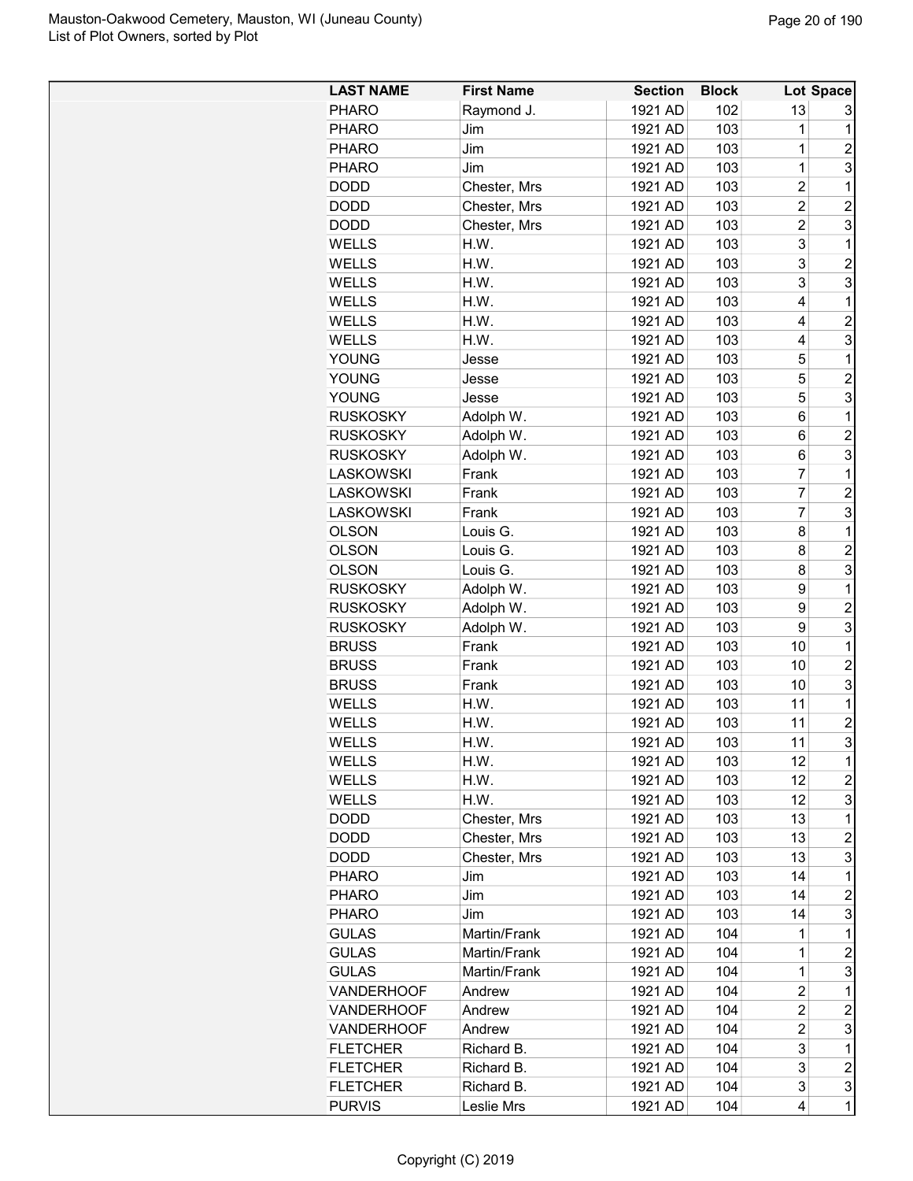| LAST NAME | First Name | Section | Block | Lot | Space |
|---|---|---|---|---|---|
| PHARO | Raymond J. | 1921 AD | 102 | 13 | 3 |
| PHARO | Jim | 1921 AD | 103 | 1 | 1 |
| PHARO | Jim | 1921 AD | 103 | 1 | 2 |
| PHARO | Jim | 1921 AD | 103 | 1 | 3 |
| DODD | Chester, Mrs | 1921 AD | 103 | 2 | 1 |
| DODD | Chester, Mrs | 1921 AD | 103 | 2 | 2 |
| DODD | Chester, Mrs | 1921 AD | 103 | 2 | 3 |
| WELLS | H.W. | 1921 AD | 103 | 3 | 1 |
| WELLS | H.W. | 1921 AD | 103 | 3 | 2 |
| WELLS | H.W. | 1921 AD | 103 | 3 | 3 |
| WELLS | H.W. | 1921 AD | 103 | 4 | 1 |
| WELLS | H.W. | 1921 AD | 103 | 4 | 2 |
| WELLS | H.W. | 1921 AD | 103 | 4 | 3 |
| YOUNG | Jesse | 1921 AD | 103 | 5 | 1 |
| YOUNG | Jesse | 1921 AD | 103 | 5 | 2 |
| YOUNG | Jesse | 1921 AD | 103 | 5 | 3 |
| RUSKOSKY | Adolph W. | 1921 AD | 103 | 6 | 1 |
| RUSKOSKY | Adolph W. | 1921 AD | 103 | 6 | 2 |
| RUSKOSKY | Adolph W. | 1921 AD | 103 | 6 | 3 |
| LASKOWSKI | Frank | 1921 AD | 103 | 7 | 1 |
| LASKOWSKI | Frank | 1921 AD | 103 | 7 | 2 |
| LASKOWSKI | Frank | 1921 AD | 103 | 7 | 3 |
| OLSON | Louis G. | 1921 AD | 103 | 8 | 1 |
| OLSON | Louis G. | 1921 AD | 103 | 8 | 2 |
| OLSON | Louis G. | 1921 AD | 103 | 8 | 3 |
| RUSKOSKY | Adolph W. | 1921 AD | 103 | 9 | 1 |
| RUSKOSKY | Adolph W. | 1921 AD | 103 | 9 | 2 |
| RUSKOSKY | Adolph W. | 1921 AD | 103 | 9 | 3 |
| BRUSS | Frank | 1921 AD | 103 | 10 | 1 |
| BRUSS | Frank | 1921 AD | 103 | 10 | 2 |
| BRUSS | Frank | 1921 AD | 103 | 10 | 3 |
| WELLS | H.W. | 1921 AD | 103 | 11 | 1 |
| WELLS | H.W. | 1921 AD | 103 | 11 | 2 |
| WELLS | H.W. | 1921 AD | 103 | 11 | 3 |
| WELLS | H.W. | 1921 AD | 103 | 12 | 1 |
| WELLS | H.W. | 1921 AD | 103 | 12 | 2 |
| WELLS | H.W. | 1921 AD | 103 | 12 | 3 |
| DODD | Chester, Mrs | 1921 AD | 103 | 13 | 1 |
| DODD | Chester, Mrs | 1921 AD | 103 | 13 | 2 |
| DODD | Chester, Mrs | 1921 AD | 103 | 13 | 3 |
| PHARO | Jim | 1921 AD | 103 | 14 | 1 |
| PHARO | Jim | 1921 AD | 103 | 14 | 2 |
| PHARO | Jim | 1921 AD | 103 | 14 | 3 |
| GULAS | Martin/Frank | 1921 AD | 104 | 1 | 1 |
| GULAS | Martin/Frank | 1921 AD | 104 | 1 | 2 |
| GULAS | Martin/Frank | 1921 AD | 104 | 1 | 3 |
| VANDERHOOF | Andrew | 1921 AD | 104 | 2 | 1 |
| VANDERHOOF | Andrew | 1921 AD | 104 | 2 | 2 |
| VANDERHOOF | Andrew | 1921 AD | 104 | 2 | 3 |
| FLETCHER | Richard B. | 1921 AD | 104 | 3 | 1 |
| FLETCHER | Richard B. | 1921 AD | 104 | 3 | 2 |
| FLETCHER | Richard B. | 1921 AD | 104 | 3 | 3 |
| PURVIS | Leslie Mrs | 1921 AD | 104 | 4 | 1 |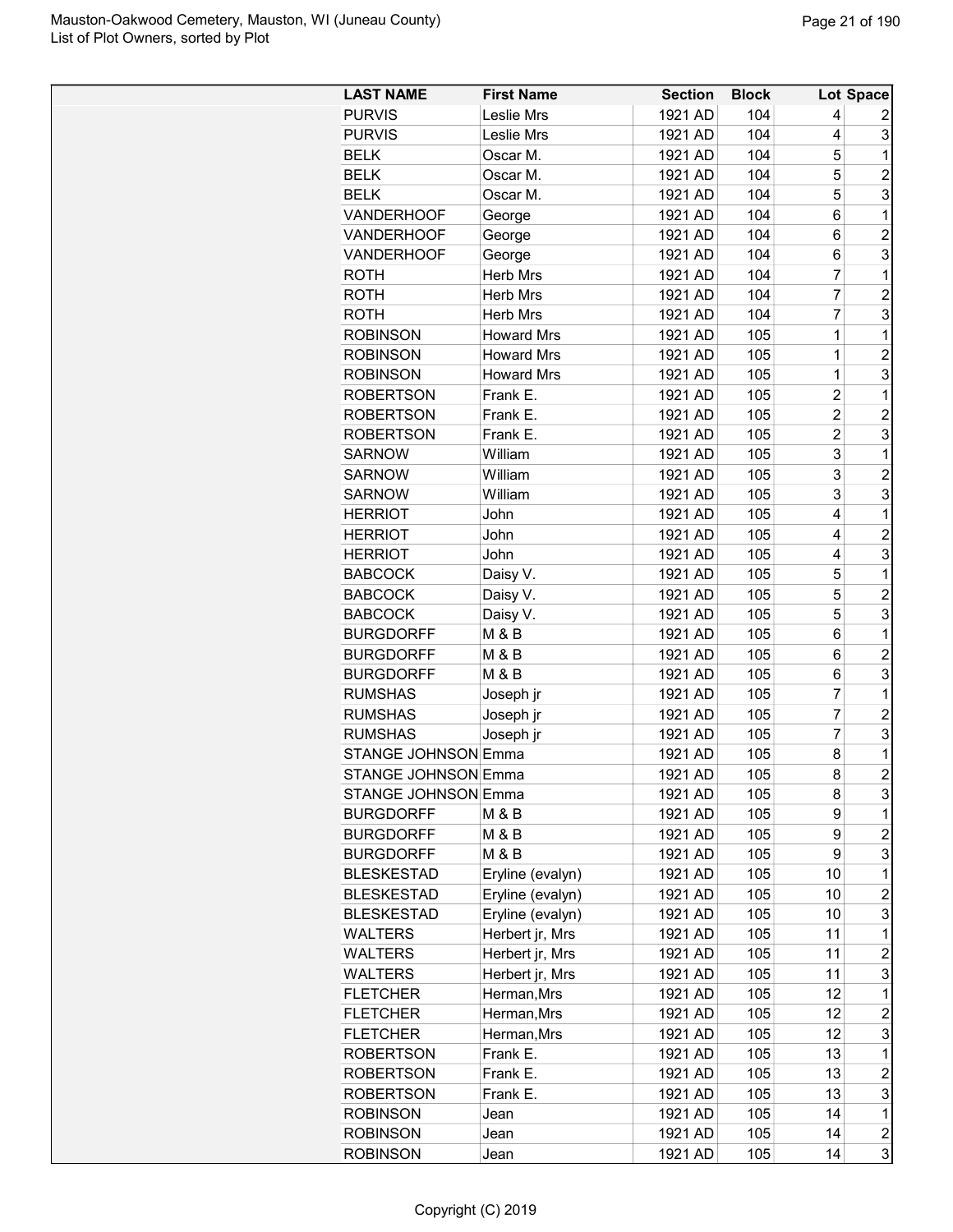| LAST NAME | First Name | Section | Block | Lot | Space |
|---|---|---|---|---|---|
| PURVIS | Leslie Mrs | 1921 AD | 104 | 4 | 2 |
| PURVIS | Leslie Mrs | 1921 AD | 104 | 4 | 3 |
| BELK | Oscar M. | 1921 AD | 104 | 5 | 1 |
| BELK | Oscar M. | 1921 AD | 104 | 5 | 2 |
| BELK | Oscar M. | 1921 AD | 104 | 5 | 3 |
| VANDERHOOF | George | 1921 AD | 104 | 6 | 1 |
| VANDERHOOF | George | 1921 AD | 104 | 6 | 2 |
| VANDERHOOF | George | 1921 AD | 104 | 6 | 3 |
| ROTH | Herb Mrs | 1921 AD | 104 | 7 | 1 |
| ROTH | Herb Mrs | 1921 AD | 104 | 7 | 2 |
| ROTH | Herb Mrs | 1921 AD | 104 | 7 | 3 |
| ROBINSON | Howard Mrs | 1921 AD | 105 | 1 | 1 |
| ROBINSON | Howard Mrs | 1921 AD | 105 | 1 | 2 |
| ROBINSON | Howard Mrs | 1921 AD | 105 | 1 | 3 |
| ROBERTSON | Frank E. | 1921 AD | 105 | 2 | 1 |
| ROBERTSON | Frank E. | 1921 AD | 105 | 2 | 2 |
| ROBERTSON | Frank E. | 1921 AD | 105 | 2 | 3 |
| SARNOW | William | 1921 AD | 105 | 3 | 1 |
| SARNOW | William | 1921 AD | 105 | 3 | 2 |
| SARNOW | William | 1921 AD | 105 | 3 | 3 |
| HERRIOT | John | 1921 AD | 105 | 4 | 1 |
| HERRIOT | John | 1921 AD | 105 | 4 | 2 |
| HERRIOT | John | 1921 AD | 105 | 4 | 3 |
| BABCOCK | Daisy V. | 1921 AD | 105 | 5 | 1 |
| BABCOCK | Daisy V. | 1921 AD | 105 | 5 | 2 |
| BABCOCK | Daisy V. | 1921 AD | 105 | 5 | 3 |
| BURGDORFF | M & B | 1921 AD | 105 | 6 | 1 |
| BURGDORFF | M & B | 1921 AD | 105 | 6 | 2 |
| BURGDORFF | M & B | 1921 AD | 105 | 6 | 3 |
| RUMSHAS | Joseph jr | 1921 AD | 105 | 7 | 1 |
| RUMSHAS | Joseph jr | 1921 AD | 105 | 7 | 2 |
| RUMSHAS | Joseph jr | 1921 AD | 105 | 7 | 3 |
| STANGE JOHNSON | Emma | 1921 AD | 105 | 8 | 1 |
| STANGE JOHNSON | Emma | 1921 AD | 105 | 8 | 2 |
| STANGE JOHNSON | Emma | 1921 AD | 105 | 8 | 3 |
| BURGDORFF | M & B | 1921 AD | 105 | 9 | 1 |
| BURGDORFF | M & B | 1921 AD | 105 | 9 | 2 |
| BURGDORFF | M & B | 1921 AD | 105 | 9 | 3 |
| BLESKESTAD | Eryline (evalyn) | 1921 AD | 105 | 10 | 1 |
| BLESKESTAD | Eryline (evalyn) | 1921 AD | 105 | 10 | 2 |
| BLESKESTAD | Eryline (evalyn) | 1921 AD | 105 | 10 | 3 |
| WALTERS | Herbert jr, Mrs | 1921 AD | 105 | 11 | 1 |
| WALTERS | Herbert jr, Mrs | 1921 AD | 105 | 11 | 2 |
| WALTERS | Herbert jr, Mrs | 1921 AD | 105 | 11 | 3 |
| FLETCHER | Herman,Mrs | 1921 AD | 105 | 12 | 1 |
| FLETCHER | Herman,Mrs | 1921 AD | 105 | 12 | 2 |
| FLETCHER | Herman,Mrs | 1921 AD | 105 | 12 | 3 |
| ROBERTSON | Frank E. | 1921 AD | 105 | 13 | 1 |
| ROBERTSON | Frank E. | 1921 AD | 105 | 13 | 2 |
| ROBERTSON | Frank E. | 1921 AD | 105 | 13 | 3 |
| ROBINSON | Jean | 1921 AD | 105 | 14 | 1 |
| ROBINSON | Jean | 1921 AD | 105 | 14 | 2 |
| ROBINSON | Jean | 1921 AD | 105 | 14 | 3 |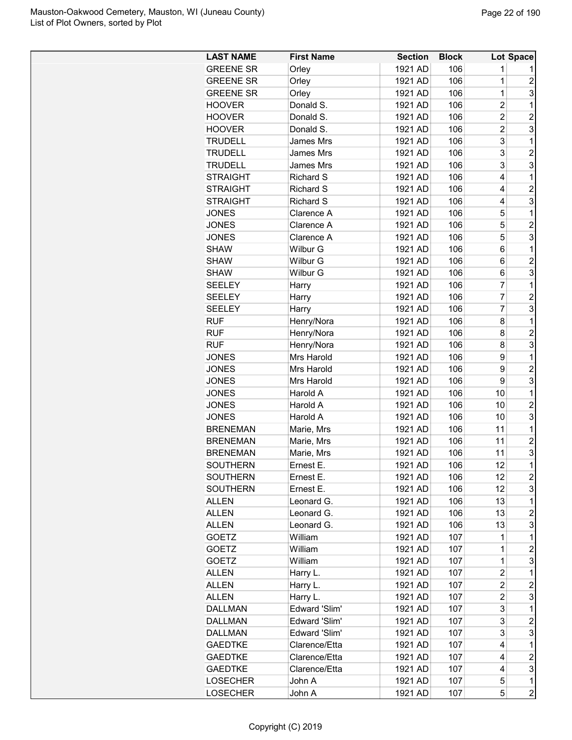| LAST NAME | First Name | Section | Block | Lot | Space |
|---|---|---|---|---|---|
| GREENE SR | Orley | 1921 AD | 106 | 1 | 1 |
| GREENE SR | Orley | 1921 AD | 106 | 1 | 2 |
| GREENE SR | Orley | 1921 AD | 106 | 1 | 3 |
| HOOVER | Donald S. | 1921 AD | 106 | 2 | 1 |
| HOOVER | Donald S. | 1921 AD | 106 | 2 | 2 |
| HOOVER | Donald S. | 1921 AD | 106 | 2 | 3 |
| TRUDELL | James Mrs | 1921 AD | 106 | 3 | 1 |
| TRUDELL | James Mrs | 1921 AD | 106 | 3 | 2 |
| TRUDELL | James Mrs | 1921 AD | 106 | 3 | 3 |
| STRAIGHT | Richard S | 1921 AD | 106 | 4 | 1 |
| STRAIGHT | Richard S | 1921 AD | 106 | 4 | 2 |
| STRAIGHT | Richard S | 1921 AD | 106 | 4 | 3 |
| JONES | Clarence A | 1921 AD | 106 | 5 | 1 |
| JONES | Clarence A | 1921 AD | 106 | 5 | 2 |
| JONES | Clarence A | 1921 AD | 106 | 5 | 3 |
| SHAW | Wilbur G | 1921 AD | 106 | 6 | 1 |
| SHAW | Wilbur G | 1921 AD | 106 | 6 | 2 |
| SHAW | Wilbur G | 1921 AD | 106 | 6 | 3 |
| SEELEY | Harry | 1921 AD | 106 | 7 | 1 |
| SEELEY | Harry | 1921 AD | 106 | 7 | 2 |
| SEELEY | Harry | 1921 AD | 106 | 7 | 3 |
| RUF | Henry/Nora | 1921 AD | 106 | 8 | 1 |
| RUF | Henry/Nora | 1921 AD | 106 | 8 | 2 |
| RUF | Henry/Nora | 1921 AD | 106 | 8 | 3 |
| JONES | Mrs Harold | 1921 AD | 106 | 9 | 1 |
| JONES | Mrs Harold | 1921 AD | 106 | 9 | 2 |
| JONES | Mrs Harold | 1921 AD | 106 | 9 | 3 |
| JONES | Harold A | 1921 AD | 106 | 10 | 1 |
| JONES | Harold A | 1921 AD | 106 | 10 | 2 |
| JONES | Harold A | 1921 AD | 106 | 10 | 3 |
| BRENEMAN | Marie, Mrs | 1921 AD | 106 | 11 | 1 |
| BRENEMAN | Marie, Mrs | 1921 AD | 106 | 11 | 2 |
| BRENEMAN | Marie, Mrs | 1921 AD | 106 | 11 | 3 |
| SOUTHERN | Ernest E. | 1921 AD | 106 | 12 | 1 |
| SOUTHERN | Ernest E. | 1921 AD | 106 | 12 | 2 |
| SOUTHERN | Ernest E. | 1921 AD | 106 | 12 | 3 |
| ALLEN | Leonard G. | 1921 AD | 106 | 13 | 1 |
| ALLEN | Leonard G. | 1921 AD | 106 | 13 | 2 |
| ALLEN | Leonard G. | 1921 AD | 106 | 13 | 3 |
| GOETZ | William | 1921 AD | 107 | 1 | 1 |
| GOETZ | William | 1921 AD | 107 | 1 | 2 |
| GOETZ | William | 1921 AD | 107 | 1 | 3 |
| ALLEN | Harry L. | 1921 AD | 107 | 2 | 1 |
| ALLEN | Harry L. | 1921 AD | 107 | 2 | 2 |
| ALLEN | Harry L. | 1921 AD | 107 | 2 | 3 |
| DALLMAN | Edward 'Slim' | 1921 AD | 107 | 3 | 1 |
| DALLMAN | Edward 'Slim' | 1921 AD | 107 | 3 | 2 |
| DALLMAN | Edward 'Slim' | 1921 AD | 107 | 3 | 3 |
| GAEDTKE | Clarence/Etta | 1921 AD | 107 | 4 | 1 |
| GAEDTKE | Clarence/Etta | 1921 AD | 107 | 4 | 2 |
| GAEDTKE | Clarence/Etta | 1921 AD | 107 | 4 | 3 |
| LOSECHER | John A | 1921 AD | 107 | 5 | 1 |
| LOSECHER | John A | 1921 AD | 107 | 5 | 2 |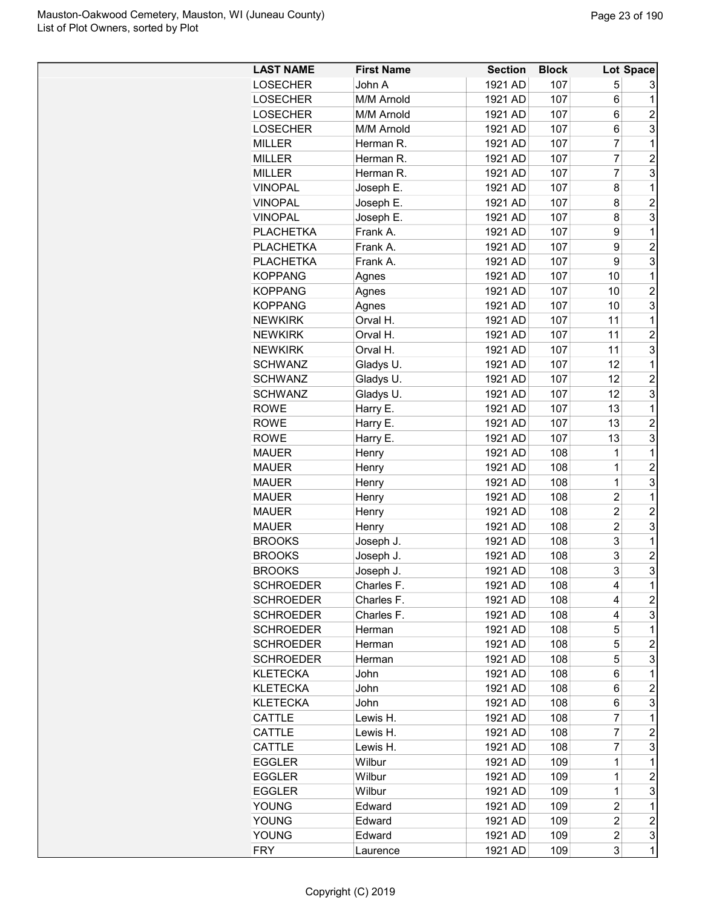| LAST NAME | First Name | Section | Block | Lot | Space |
|---|---|---|---|---|---|
| LOSECHER | John A | 1921 AD | 107 | 5 | 3 |
| LOSECHER | M/M Arnold | 1921 AD | 107 | 6 | 1 |
| LOSECHER | M/M Arnold | 1921 AD | 107 | 6 | 2 |
| LOSECHER | M/M Arnold | 1921 AD | 107 | 6 | 3 |
| MILLER | Herman R. | 1921 AD | 107 | 7 | 1 |
| MILLER | Herman R. | 1921 AD | 107 | 7 | 2 |
| MILLER | Herman R. | 1921 AD | 107 | 7 | 3 |
| VINOPAL | Joseph E. | 1921 AD | 107 | 8 | 1 |
| VINOPAL | Joseph E. | 1921 AD | 107 | 8 | 2 |
| VINOPAL | Joseph E. | 1921 AD | 107 | 8 | 3 |
| PLACHETKA | Frank A. | 1921 AD | 107 | 9 | 1 |
| PLACHETKA | Frank A. | 1921 AD | 107 | 9 | 2 |
| PLACHETKA | Frank A. | 1921 AD | 107 | 9 | 3 |
| KOPPANG | Agnes | 1921 AD | 107 | 10 | 1 |
| KOPPANG | Agnes | 1921 AD | 107 | 10 | 2 |
| KOPPANG | Agnes | 1921 AD | 107 | 10 | 3 |
| NEWKIRK | Orval H. | 1921 AD | 107 | 11 | 1 |
| NEWKIRK | Orval H. | 1921 AD | 107 | 11 | 2 |
| NEWKIRK | Orval H. | 1921 AD | 107 | 11 | 3 |
| SCHWANZ | Gladys U. | 1921 AD | 107 | 12 | 1 |
| SCHWANZ | Gladys U. | 1921 AD | 107 | 12 | 2 |
| SCHWANZ | Gladys U. | 1921 AD | 107 | 12 | 3 |
| ROWE | Harry E. | 1921 AD | 107 | 13 | 1 |
| ROWE | Harry E. | 1921 AD | 107 | 13 | 2 |
| ROWE | Harry E. | 1921 AD | 107 | 13 | 3 |
| MAUER | Henry | 1921 AD | 108 | 1 | 1 |
| MAUER | Henry | 1921 AD | 108 | 1 | 2 |
| MAUER | Henry | 1921 AD | 108 | 1 | 3 |
| MAUER | Henry | 1921 AD | 108 | 2 | 1 |
| MAUER | Henry | 1921 AD | 108 | 2 | 2 |
| MAUER | Henry | 1921 AD | 108 | 2 | 3 |
| BROOKS | Joseph J. | 1921 AD | 108 | 3 | 1 |
| BROOKS | Joseph J. | 1921 AD | 108 | 3 | 2 |
| BROOKS | Joseph J. | 1921 AD | 108 | 3 | 3 |
| SCHROEDER | Charles F. | 1921 AD | 108 | 4 | 1 |
| SCHROEDER | Charles F. | 1921 AD | 108 | 4 | 2 |
| SCHROEDER | Charles F. | 1921 AD | 108 | 4 | 3 |
| SCHROEDER | Herman | 1921 AD | 108 | 5 | 1 |
| SCHROEDER | Herman | 1921 AD | 108 | 5 | 2 |
| SCHROEDER | Herman | 1921 AD | 108 | 5 | 3 |
| KLETECKA | John | 1921 AD | 108 | 6 | 1 |
| KLETECKA | John | 1921 AD | 108 | 6 | 2 |
| KLETECKA | John | 1921 AD | 108 | 6 | 3 |
| CATTLE | Lewis H. | 1921 AD | 108 | 7 | 1 |
| CATTLE | Lewis H. | 1921 AD | 108 | 7 | 2 |
| CATTLE | Lewis H. | 1921 AD | 108 | 7 | 3 |
| EGGLER | Wilbur | 1921 AD | 109 | 1 | 1 |
| EGGLER | Wilbur | 1921 AD | 109 | 1 | 2 |
| EGGLER | Wilbur | 1921 AD | 109 | 1 | 3 |
| YOUNG | Edward | 1921 AD | 109 | 2 | 1 |
| YOUNG | Edward | 1921 AD | 109 | 2 | 2 |
| YOUNG | Edward | 1921 AD | 109 | 2 | 3 |
| FRY | Laurence | 1921 AD | 109 | 3 | 1 |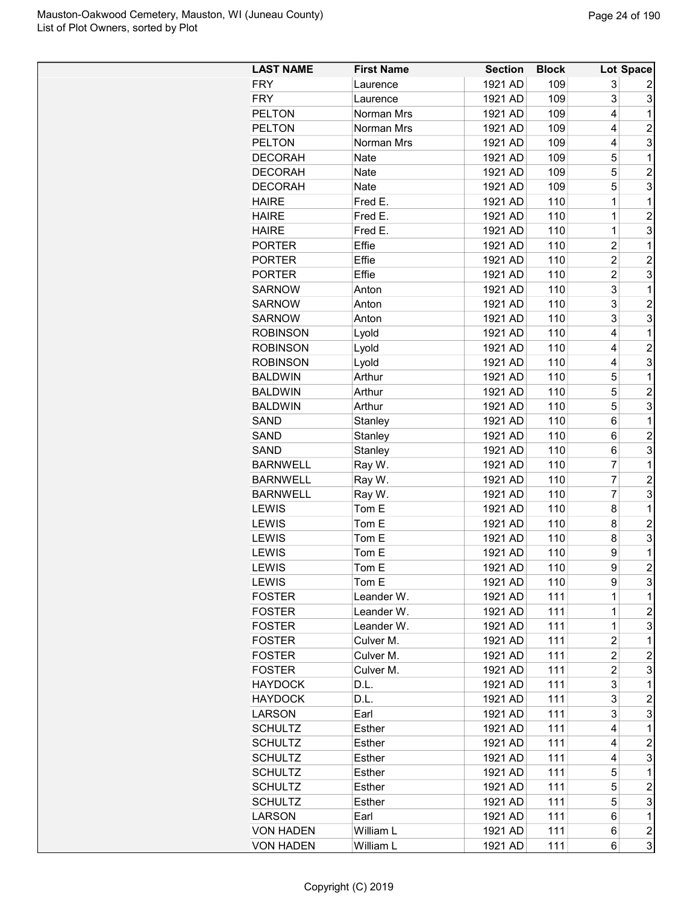| LAST NAME | First Name | Section | Block | Lot | Space |
|---|---|---|---|---|---|
| FRY | Laurence | 1921 AD | 109 | 3 | 2 |
| FRY | Laurence | 1921 AD | 109 | 3 | 3 |
| PELTON | Norman Mrs | 1921 AD | 109 | 4 | 1 |
| PELTON | Norman Mrs | 1921 AD | 109 | 4 | 2 |
| PELTON | Norman Mrs | 1921 AD | 109 | 4 | 3 |
| DECORAH | Nate | 1921 AD | 109 | 5 | 1 |
| DECORAH | Nate | 1921 AD | 109 | 5 | 2 |
| DECORAH | Nate | 1921 AD | 109 | 5 | 3 |
| HAIRE | Fred E. | 1921 AD | 110 | 1 | 1 |
| HAIRE | Fred E. | 1921 AD | 110 | 1 | 2 |
| HAIRE | Fred E. | 1921 AD | 110 | 1 | 3 |
| PORTER | Effie | 1921 AD | 110 | 2 | 1 |
| PORTER | Effie | 1921 AD | 110 | 2 | 2 |
| PORTER | Effie | 1921 AD | 110 | 2 | 3 |
| SARNOW | Anton | 1921 AD | 110 | 3 | 1 |
| SARNOW | Anton | 1921 AD | 110 | 3 | 2 |
| SARNOW | Anton | 1921 AD | 110 | 3 | 3 |
| ROBINSON | Lyold | 1921 AD | 110 | 4 | 1 |
| ROBINSON | Lyold | 1921 AD | 110 | 4 | 2 |
| ROBINSON | Lyold | 1921 AD | 110 | 4 | 3 |
| BALDWIN | Arthur | 1921 AD | 110 | 5 | 1 |
| BALDWIN | Arthur | 1921 AD | 110 | 5 | 2 |
| BALDWIN | Arthur | 1921 AD | 110 | 5 | 3 |
| SAND | Stanley | 1921 AD | 110 | 6 | 1 |
| SAND | Stanley | 1921 AD | 110 | 6 | 2 |
| SAND | Stanley | 1921 AD | 110 | 6 | 3 |
| BARNWELL | Ray W. | 1921 AD | 110 | 7 | 1 |
| BARNWELL | Ray W. | 1921 AD | 110 | 7 | 2 |
| BARNWELL | Ray W. | 1921 AD | 110 | 7 | 3 |
| LEWIS | Tom E | 1921 AD | 110 | 8 | 1 |
| LEWIS | Tom E | 1921 AD | 110 | 8 | 2 |
| LEWIS | Tom E | 1921 AD | 110 | 8 | 3 |
| LEWIS | Tom E | 1921 AD | 110 | 9 | 1 |
| LEWIS | Tom E | 1921 AD | 110 | 9 | 2 |
| LEWIS | Tom E | 1921 AD | 110 | 9 | 3 |
| FOSTER | Leander W. | 1921 AD | 111 | 1 | 1 |
| FOSTER | Leander W. | 1921 AD | 111 | 1 | 2 |
| FOSTER | Leander W. | 1921 AD | 111 | 1 | 3 |
| FOSTER | Culver M. | 1921 AD | 111 | 2 | 1 |
| FOSTER | Culver M. | 1921 AD | 111 | 2 | 2 |
| FOSTER | Culver M. | 1921 AD | 111 | 2 | 3 |
| HAYDOCK | D.L. | 1921 AD | 111 | 3 | 1 |
| HAYDOCK | D.L. | 1921 AD | 111 | 3 | 2 |
| LARSON | Earl | 1921 AD | 111 | 3 | 3 |
| SCHULTZ | Esther | 1921 AD | 111 | 4 | 1 |
| SCHULTZ | Esther | 1921 AD | 111 | 4 | 2 |
| SCHULTZ | Esther | 1921 AD | 111 | 4 | 3 |
| SCHULTZ | Esther | 1921 AD | 111 | 5 | 1 |
| SCHULTZ | Esther | 1921 AD | 111 | 5 | 2 |
| SCHULTZ | Esther | 1921 AD | 111 | 5 | 3 |
| LARSON | Earl | 1921 AD | 111 | 6 | 1 |
| VON HADEN | William L | 1921 AD | 111 | 6 | 2 |
| VON HADEN | William L | 1921 AD | 111 | 6 | 3 |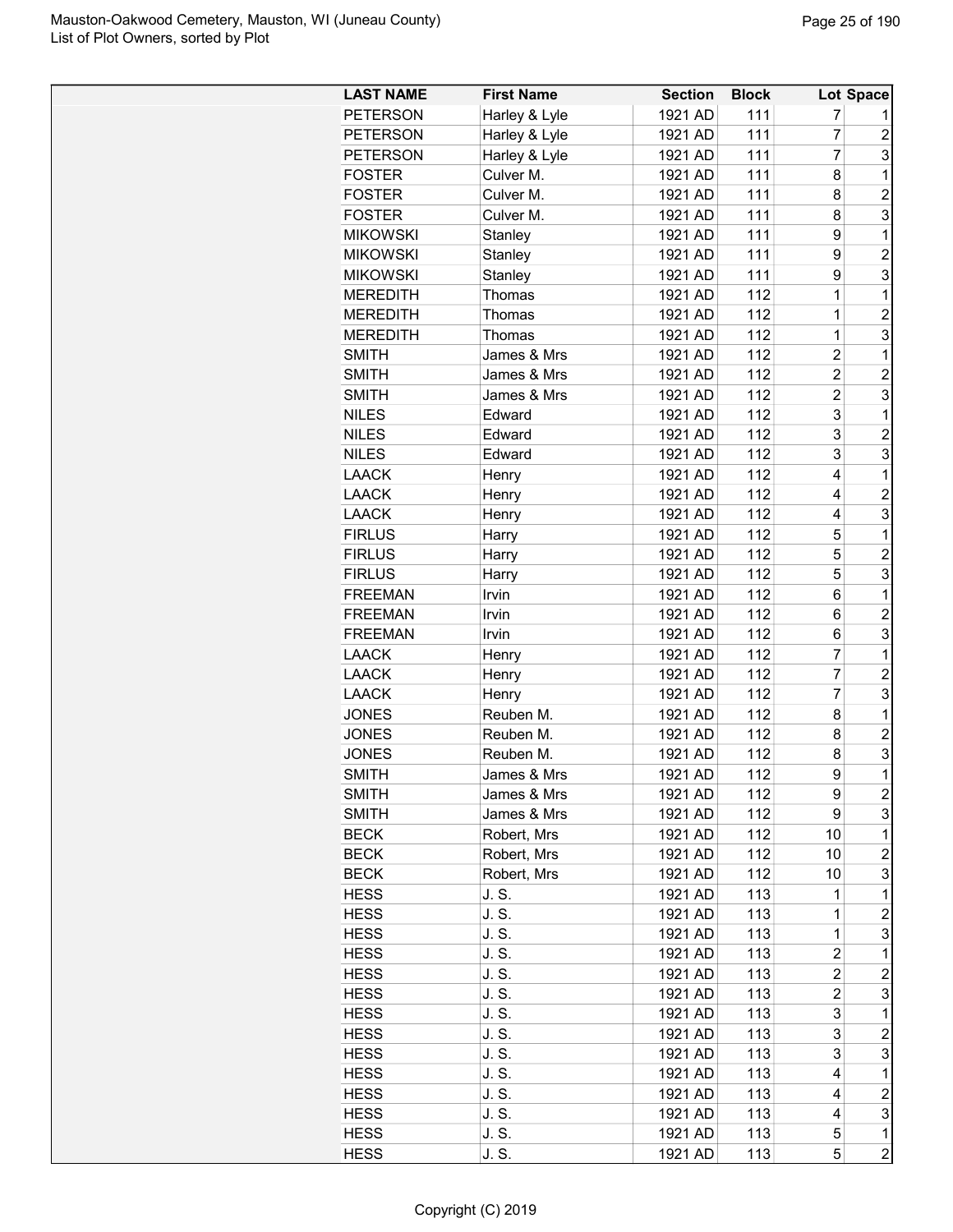| LAST NAME | First Name | Section | Block | Lot | Space |
|---|---|---|---|---|---|
| PETERSON | Harley & Lyle | 1921 AD | 111 | 7 | 1 |
| PETERSON | Harley & Lyle | 1921 AD | 111 | 7 | 2 |
| PETERSON | Harley & Lyle | 1921 AD | 111 | 7 | 3 |
| FOSTER | Culver M. | 1921 AD | 111 | 8 | 1 |
| FOSTER | Culver M. | 1921 AD | 111 | 8 | 2 |
| FOSTER | Culver M. | 1921 AD | 111 | 8 | 3 |
| MIKOWSKI | Stanley | 1921 AD | 111 | 9 | 1 |
| MIKOWSKI | Stanley | 1921 AD | 111 | 9 | 2 |
| MIKOWSKI | Stanley | 1921 AD | 111 | 9 | 3 |
| MEREDITH | Thomas | 1921 AD | 112 | 1 | 1 |
| MEREDITH | Thomas | 1921 AD | 112 | 1 | 2 |
| MEREDITH | Thomas | 1921 AD | 112 | 1 | 3 |
| SMITH | James & Mrs | 1921 AD | 112 | 2 | 1 |
| SMITH | James & Mrs | 1921 AD | 112 | 2 | 2 |
| SMITH | James & Mrs | 1921 AD | 112 | 2 | 3 |
| NILES | Edward | 1921 AD | 112 | 3 | 1 |
| NILES | Edward | 1921 AD | 112 | 3 | 2 |
| NILES | Edward | 1921 AD | 112 | 3 | 3 |
| LAACK | Henry | 1921 AD | 112 | 4 | 1 |
| LAACK | Henry | 1921 AD | 112 | 4 | 2 |
| LAACK | Henry | 1921 AD | 112 | 4 | 3 |
| FIRLUS | Harry | 1921 AD | 112 | 5 | 1 |
| FIRLUS | Harry | 1921 AD | 112 | 5 | 2 |
| FIRLUS | Harry | 1921 AD | 112 | 5 | 3 |
| FREEMAN | Irvin | 1921 AD | 112 | 6 | 1 |
| FREEMAN | Irvin | 1921 AD | 112 | 6 | 2 |
| FREEMAN | Irvin | 1921 AD | 112 | 6 | 3 |
| LAACK | Henry | 1921 AD | 112 | 7 | 1 |
| LAACK | Henry | 1921 AD | 112 | 7 | 2 |
| LAACK | Henry | 1921 AD | 112 | 7 | 3 |
| JONES | Reuben M. | 1921 AD | 112 | 8 | 1 |
| JONES | Reuben M. | 1921 AD | 112 | 8 | 2 |
| JONES | Reuben M. | 1921 AD | 112 | 8 | 3 |
| SMITH | James & Mrs | 1921 AD | 112 | 9 | 1 |
| SMITH | James & Mrs | 1921 AD | 112 | 9 | 2 |
| SMITH | James & Mrs | 1921 AD | 112 | 9 | 3 |
| BECK | Robert, Mrs | 1921 AD | 112 | 10 | 1 |
| BECK | Robert, Mrs | 1921 AD | 112 | 10 | 2 |
| BECK | Robert, Mrs | 1921 AD | 112 | 10 | 3 |
| HESS | J. S. | 1921 AD | 113 | 1 | 1 |
| HESS | J. S. | 1921 AD | 113 | 1 | 2 |
| HESS | J. S. | 1921 AD | 113 | 1 | 3 |
| HESS | J. S. | 1921 AD | 113 | 2 | 1 |
| HESS | J. S. | 1921 AD | 113 | 2 | 2 |
| HESS | J. S. | 1921 AD | 113 | 2 | 3 |
| HESS | J. S. | 1921 AD | 113 | 3 | 1 |
| HESS | J. S. | 1921 AD | 113 | 3 | 2 |
| HESS | J. S. | 1921 AD | 113 | 3 | 3 |
| HESS | J. S. | 1921 AD | 113 | 4 | 1 |
| HESS | J. S. | 1921 AD | 113 | 4 | 2 |
| HESS | J. S. | 1921 AD | 113 | 4 | 3 |
| HESS | J. S. | 1921 AD | 113 | 5 | 1 |
| HESS | J. S. | 1921 AD | 113 | 5 | 2 |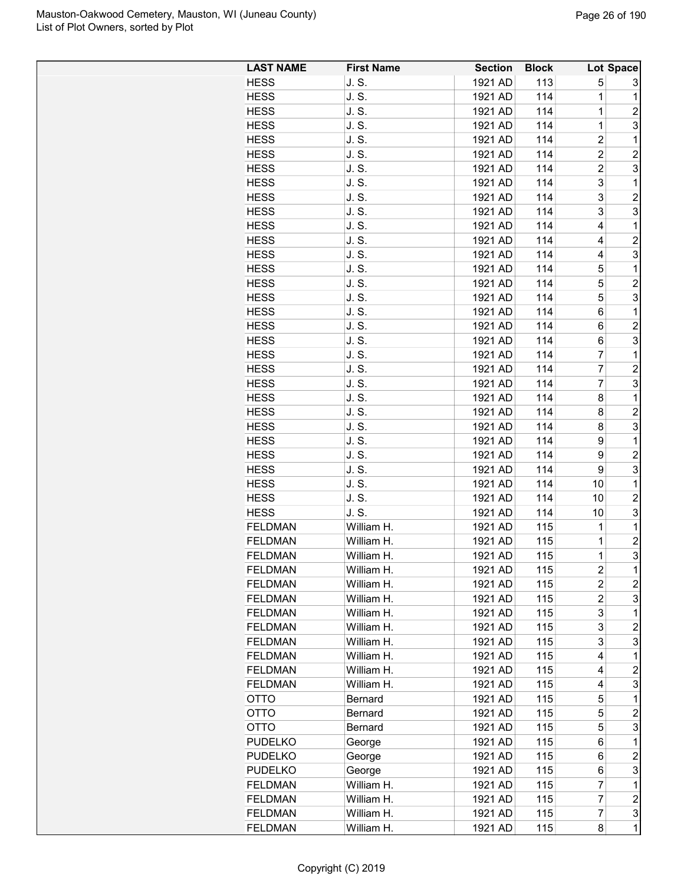| LAST NAME | First Name | Section | Block | Lot | Space |
|---|---|---|---|---|---|
| HESS | J. S. | 1921 AD | 113 | 5 | 3 |
| HESS | J. S. | 1921 AD | 114 | 1 | 1 |
| HESS | J. S. | 1921 AD | 114 | 1 | 2 |
| HESS | J. S. | 1921 AD | 114 | 1 | 3 |
| HESS | J. S. | 1921 AD | 114 | 2 | 1 |
| HESS | J. S. | 1921 AD | 114 | 2 | 2 |
| HESS | J. S. | 1921 AD | 114 | 2 | 3 |
| HESS | J. S. | 1921 AD | 114 | 3 | 1 |
| HESS | J. S. | 1921 AD | 114 | 3 | 2 |
| HESS | J. S. | 1921 AD | 114 | 3 | 3 |
| HESS | J. S. | 1921 AD | 114 | 4 | 1 |
| HESS | J. S. | 1921 AD | 114 | 4 | 2 |
| HESS | J. S. | 1921 AD | 114 | 4 | 3 |
| HESS | J. S. | 1921 AD | 114 | 5 | 1 |
| HESS | J. S. | 1921 AD | 114 | 5 | 2 |
| HESS | J. S. | 1921 AD | 114 | 5 | 3 |
| HESS | J. S. | 1921 AD | 114 | 6 | 1 |
| HESS | J. S. | 1921 AD | 114 | 6 | 2 |
| HESS | J. S. | 1921 AD | 114 | 6 | 3 |
| HESS | J. S. | 1921 AD | 114 | 7 | 1 |
| HESS | J. S. | 1921 AD | 114 | 7 | 2 |
| HESS | J. S. | 1921 AD | 114 | 7 | 3 |
| HESS | J. S. | 1921 AD | 114 | 8 | 1 |
| HESS | J. S. | 1921 AD | 114 | 8 | 2 |
| HESS | J. S. | 1921 AD | 114 | 8 | 3 |
| HESS | J. S. | 1921 AD | 114 | 9 | 1 |
| HESS | J. S. | 1921 AD | 114 | 9 | 2 |
| HESS | J. S. | 1921 AD | 114 | 9 | 3 |
| HESS | J. S. | 1921 AD | 114 | 10 | 1 |
| HESS | J. S. | 1921 AD | 114 | 10 | 2 |
| HESS | J. S. | 1921 AD | 114 | 10 | 3 |
| FELDMAN | William H. | 1921 AD | 115 | 1 | 1 |
| FELDMAN | William H. | 1921 AD | 115 | 1 | 2 |
| FELDMAN | William H. | 1921 AD | 115 | 1 | 3 |
| FELDMAN | William H. | 1921 AD | 115 | 2 | 1 |
| FELDMAN | William H. | 1921 AD | 115 | 2 | 2 |
| FELDMAN | William H. | 1921 AD | 115 | 2 | 3 |
| FELDMAN | William H. | 1921 AD | 115 | 3 | 1 |
| FELDMAN | William H. | 1921 AD | 115 | 3 | 2 |
| FELDMAN | William H. | 1921 AD | 115 | 3 | 3 |
| FELDMAN | William H. | 1921 AD | 115 | 4 | 1 |
| FELDMAN | William H. | 1921 AD | 115 | 4 | 2 |
| FELDMAN | William H. | 1921 AD | 115 | 4 | 3 |
| OTTO | Bernard | 1921 AD | 115 | 5 | 1 |
| OTTO | Bernard | 1921 AD | 115 | 5 | 2 |
| OTTO | Bernard | 1921 AD | 115 | 5 | 3 |
| PUDELKO | George | 1921 AD | 115 | 6 | 1 |
| PUDELKO | George | 1921 AD | 115 | 6 | 2 |
| PUDELKO | George | 1921 AD | 115 | 6 | 3 |
| FELDMAN | William H. | 1921 AD | 115 | 7 | 1 |
| FELDMAN | William H. | 1921 AD | 115 | 7 | 2 |
| FELDMAN | William H. | 1921 AD | 115 | 7 | 3 |
| FELDMAN | William H. | 1921 AD | 115 | 8 | 1 |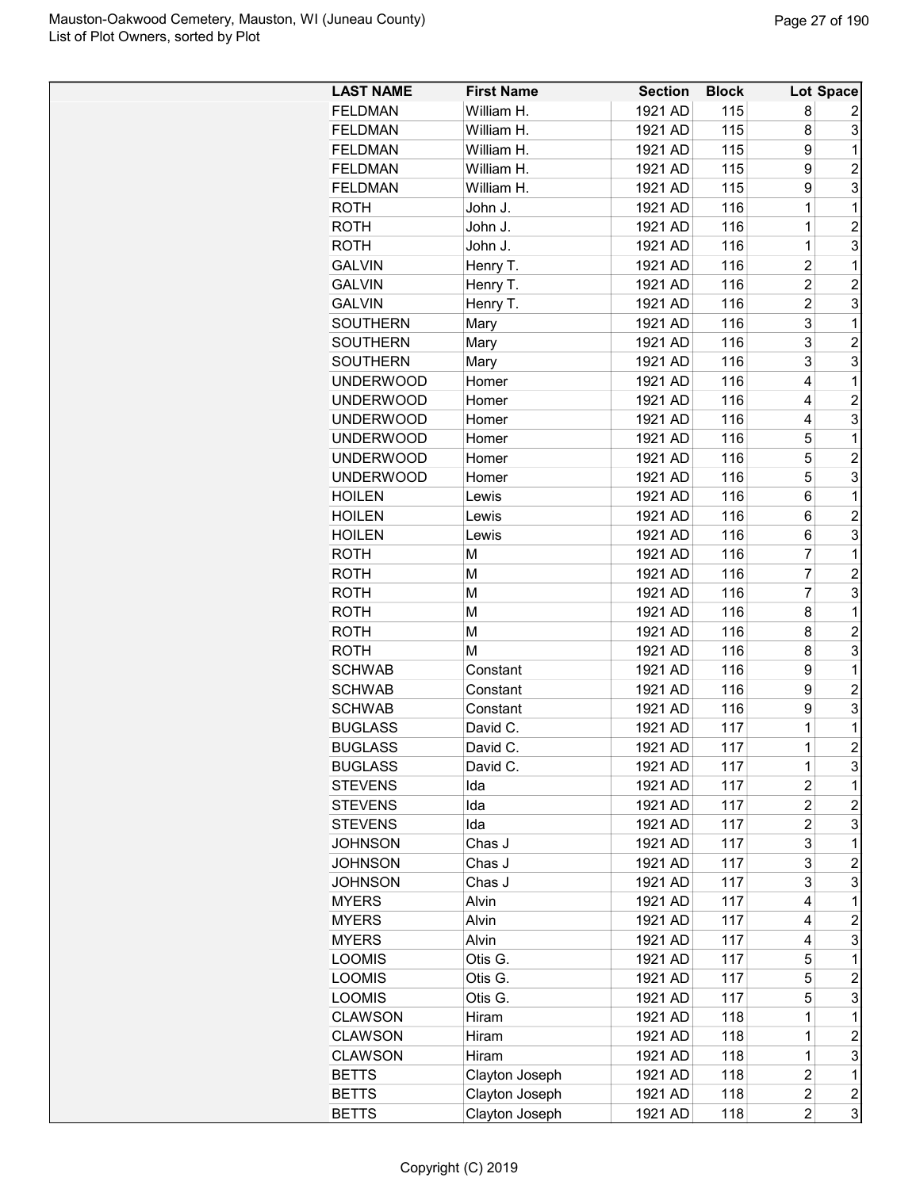| LAST NAME | First Name | Section | Block | Lot | Space |
|---|---|---|---|---|---|
| FELDMAN | William H. | 1921 AD | 115 | 8 | 2 |
| FELDMAN | William H. | 1921 AD | 115 | 8 | 3 |
| FELDMAN | William H. | 1921 AD | 115 | 9 | 1 |
| FELDMAN | William H. | 1921 AD | 115 | 9 | 2 |
| FELDMAN | William H. | 1921 AD | 115 | 9 | 3 |
| ROTH | John J. | 1921 AD | 116 | 1 | 1 |
| ROTH | John J. | 1921 AD | 116 | 1 | 2 |
| ROTH | John J. | 1921 AD | 116 | 1 | 3 |
| GALVIN | Henry T. | 1921 AD | 116 | 2 | 1 |
| GALVIN | Henry T. | 1921 AD | 116 | 2 | 2 |
| GALVIN | Henry T. | 1921 AD | 116 | 2 | 3 |
| SOUTHERN | Mary | 1921 AD | 116 | 3 | 1 |
| SOUTHERN | Mary | 1921 AD | 116 | 3 | 2 |
| SOUTHERN | Mary | 1921 AD | 116 | 3 | 3 |
| UNDERWOOD | Homer | 1921 AD | 116 | 4 | 1 |
| UNDERWOOD | Homer | 1921 AD | 116 | 4 | 2 |
| UNDERWOOD | Homer | 1921 AD | 116 | 4 | 3 |
| UNDERWOOD | Homer | 1921 AD | 116 | 5 | 1 |
| UNDERWOOD | Homer | 1921 AD | 116 | 5 | 2 |
| UNDERWOOD | Homer | 1921 AD | 116 | 5 | 3 |
| HOILEN | Lewis | 1921 AD | 116 | 6 | 1 |
| HOILEN | Lewis | 1921 AD | 116 | 6 | 2 |
| HOILEN | Lewis | 1921 AD | 116 | 6 | 3 |
| ROTH | M | 1921 AD | 116 | 7 | 1 |
| ROTH | M | 1921 AD | 116 | 7 | 2 |
| ROTH | M | 1921 AD | 116 | 7 | 3 |
| ROTH | M | 1921 AD | 116 | 8 | 1 |
| ROTH | M | 1921 AD | 116 | 8 | 2 |
| ROTH | M | 1921 AD | 116 | 8 | 3 |
| SCHWAB | Constant | 1921 AD | 116 | 9 | 1 |
| SCHWAB | Constant | 1921 AD | 116 | 9 | 2 |
| SCHWAB | Constant | 1921 AD | 116 | 9 | 3 |
| BUGLASS | David C. | 1921 AD | 117 | 1 | 1 |
| BUGLASS | David C. | 1921 AD | 117 | 1 | 2 |
| BUGLASS | David C. | 1921 AD | 117 | 1 | 3 |
| STEVENS | Ida | 1921 AD | 117 | 2 | 1 |
| STEVENS | Ida | 1921 AD | 117 | 2 | 2 |
| STEVENS | Ida | 1921 AD | 117 | 2 | 3 |
| JOHNSON | Chas J | 1921 AD | 117 | 3 | 1 |
| JOHNSON | Chas J | 1921 AD | 117 | 3 | 2 |
| JOHNSON | Chas J | 1921 AD | 117 | 3 | 3 |
| MYERS | Alvin | 1921 AD | 117 | 4 | 1 |
| MYERS | Alvin | 1921 AD | 117 | 4 | 2 |
| MYERS | Alvin | 1921 AD | 117 | 4 | 3 |
| LOOMIS | Otis G. | 1921 AD | 117 | 5 | 1 |
| LOOMIS | Otis G. | 1921 AD | 117 | 5 | 2 |
| LOOMIS | Otis G. | 1921 AD | 117 | 5 | 3 |
| CLAWSON | Hiram | 1921 AD | 118 | 1 | 1 |
| CLAWSON | Hiram | 1921 AD | 118 | 1 | 2 |
| CLAWSON | Hiram | 1921 AD | 118 | 1 | 3 |
| BETTS | Clayton Joseph | 1921 AD | 118 | 2 | 1 |
| BETTS | Clayton Joseph | 1921 AD | 118 | 2 | 2 |
| BETTS | Clayton Joseph | 1921 AD | 118 | 2 | 3 |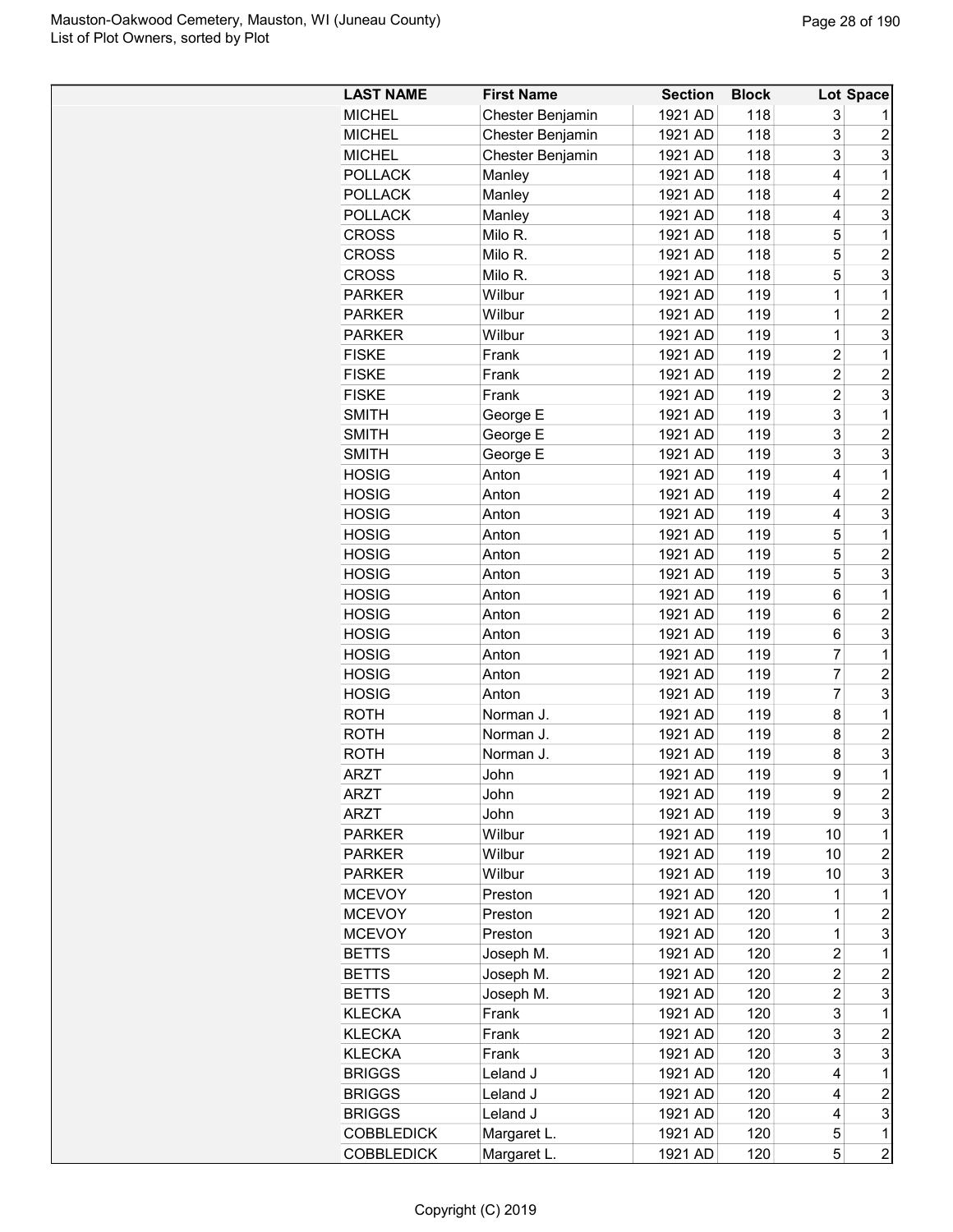| LAST NAME | First Name | Section | Block | Lot | Space |
|---|---|---|---|---|---|
| MICHEL | Chester Benjamin | 1921 AD | 118 | 3 | 1 |
| MICHEL | Chester Benjamin | 1921 AD | 118 | 3 | 2 |
| MICHEL | Chester Benjamin | 1921 AD | 118 | 3 | 3 |
| POLLACK | Manley | 1921 AD | 118 | 4 | 1 |
| POLLACK | Manley | 1921 AD | 118 | 4 | 2 |
| POLLACK | Manley | 1921 AD | 118 | 4 | 3 |
| CROSS | Milo R. | 1921 AD | 118 | 5 | 1 |
| CROSS | Milo R. | 1921 AD | 118 | 5 | 2 |
| CROSS | Milo R. | 1921 AD | 118 | 5 | 3 |
| PARKER | Wilbur | 1921 AD | 119 | 1 | 1 |
| PARKER | Wilbur | 1921 AD | 119 | 1 | 2 |
| PARKER | Wilbur | 1921 AD | 119 | 1 | 3 |
| FISKE | Frank | 1921 AD | 119 | 2 | 1 |
| FISKE | Frank | 1921 AD | 119 | 2 | 2 |
| FISKE | Frank | 1921 AD | 119 | 2 | 3 |
| SMITH | George E | 1921 AD | 119 | 3 | 1 |
| SMITH | George E | 1921 AD | 119 | 3 | 2 |
| SMITH | George E | 1921 AD | 119 | 3 | 3 |
| HOSIG | Anton | 1921 AD | 119 | 4 | 1 |
| HOSIG | Anton | 1921 AD | 119 | 4 | 2 |
| HOSIG | Anton | 1921 AD | 119 | 4 | 3 |
| HOSIG | Anton | 1921 AD | 119 | 5 | 1 |
| HOSIG | Anton | 1921 AD | 119 | 5 | 2 |
| HOSIG | Anton | 1921 AD | 119 | 5 | 3 |
| HOSIG | Anton | 1921 AD | 119 | 6 | 1 |
| HOSIG | Anton | 1921 AD | 119 | 6 | 2 |
| HOSIG | Anton | 1921 AD | 119 | 6 | 3 |
| HOSIG | Anton | 1921 AD | 119 | 7 | 1 |
| HOSIG | Anton | 1921 AD | 119 | 7 | 2 |
| HOSIG | Anton | 1921 AD | 119 | 7 | 3 |
| ROTH | Norman J. | 1921 AD | 119 | 8 | 1 |
| ROTH | Norman J. | 1921 AD | 119 | 8 | 2 |
| ROTH | Norman J. | 1921 AD | 119 | 8 | 3 |
| ARZT | John | 1921 AD | 119 | 9 | 1 |
| ARZT | John | 1921 AD | 119 | 9 | 2 |
| ARZT | John | 1921 AD | 119 | 9 | 3 |
| PARKER | Wilbur | 1921 AD | 119 | 10 | 1 |
| PARKER | Wilbur | 1921 AD | 119 | 10 | 2 |
| PARKER | Wilbur | 1921 AD | 119 | 10 | 3 |
| MCEVOY | Preston | 1921 AD | 120 | 1 | 1 |
| MCEVOY | Preston | 1921 AD | 120 | 1 | 2 |
| MCEVOY | Preston | 1921 AD | 120 | 1 | 3 |
| BETTS | Joseph M. | 1921 AD | 120 | 2 | 1 |
| BETTS | Joseph M. | 1921 AD | 120 | 2 | 2 |
| BETTS | Joseph M. | 1921 AD | 120 | 2 | 3 |
| KLECKA | Frank | 1921 AD | 120 | 3 | 1 |
| KLECKA | Frank | 1921 AD | 120 | 3 | 2 |
| KLECKA | Frank | 1921 AD | 120 | 3 | 3 |
| BRIGGS | Leland J | 1921 AD | 120 | 4 | 1 |
| BRIGGS | Leland J | 1921 AD | 120 | 4 | 2 |
| BRIGGS | Leland J | 1921 AD | 120 | 4 | 3 |
| COBBLEDICK | Margaret L. | 1921 AD | 120 | 5 | 1 |
| COBBLEDICK | Margaret L. | 1921 AD | 120 | 5 | 2 |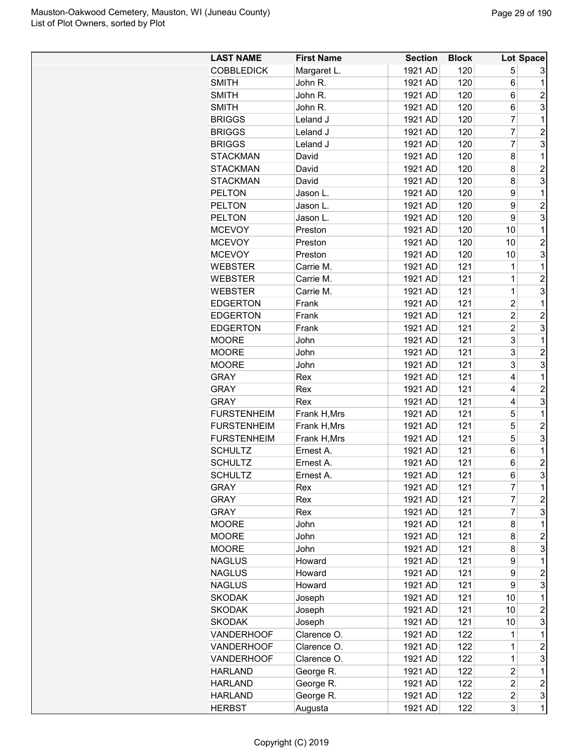| LAST NAME | First Name | Section | Block | Lot | Space |
|---|---|---|---|---|---|
| COBBLEDICK | Margaret L. | 1921 AD | 120 | 5 | 3 |
| SMITH | John R. | 1921 AD | 120 | 6 | 1 |
| SMITH | John R. | 1921 AD | 120 | 6 | 2 |
| SMITH | John R. | 1921 AD | 120 | 6 | 3 |
| BRIGGS | Leland J | 1921 AD | 120 | 7 | 1 |
| BRIGGS | Leland J | 1921 AD | 120 | 7 | 2 |
| BRIGGS | Leland J | 1921 AD | 120 | 7 | 3 |
| STACKMAN | David | 1921 AD | 120 | 8 | 1 |
| STACKMAN | David | 1921 AD | 120 | 8 | 2 |
| STACKMAN | David | 1921 AD | 120 | 8 | 3 |
| PELTON | Jason L. | 1921 AD | 120 | 9 | 1 |
| PELTON | Jason L. | 1921 AD | 120 | 9 | 2 |
| PELTON | Jason L. | 1921 AD | 120 | 9 | 3 |
| MCEVOY | Preston | 1921 AD | 120 | 10 | 1 |
| MCEVOY | Preston | 1921 AD | 120 | 10 | 2 |
| MCEVOY | Preston | 1921 AD | 120 | 10 | 3 |
| WEBSTER | Carrie M. | 1921 AD | 121 | 1 | 1 |
| WEBSTER | Carrie M. | 1921 AD | 121 | 1 | 2 |
| WEBSTER | Carrie M. | 1921 AD | 121 | 1 | 3 |
| EDGERTON | Frank | 1921 AD | 121 | 2 | 1 |
| EDGERTON | Frank | 1921 AD | 121 | 2 | 2 |
| EDGERTON | Frank | 1921 AD | 121 | 2 | 3 |
| MOORE | John | 1921 AD | 121 | 3 | 1 |
| MOORE | John | 1921 AD | 121 | 3 | 2 |
| MOORE | John | 1921 AD | 121 | 3 | 3 |
| GRAY | Rex | 1921 AD | 121 | 4 | 1 |
| GRAY | Rex | 1921 AD | 121 | 4 | 2 |
| GRAY | Rex | 1921 AD | 121 | 4 | 3 |
| FURSTENHEIM | Frank H,Mrs | 1921 AD | 121 | 5 | 1 |
| FURSTENHEIM | Frank H,Mrs | 1921 AD | 121 | 5 | 2 |
| FURSTENHEIM | Frank H,Mrs | 1921 AD | 121 | 5 | 3 |
| SCHULTZ | Ernest A. | 1921 AD | 121 | 6 | 1 |
| SCHULTZ | Ernest A. | 1921 AD | 121 | 6 | 2 |
| SCHULTZ | Ernest A. | 1921 AD | 121 | 6 | 3 |
| GRAY | Rex | 1921 AD | 121 | 7 | 1 |
| GRAY | Rex | 1921 AD | 121 | 7 | 2 |
| GRAY | Rex | 1921 AD | 121 | 7 | 3 |
| MOORE | John | 1921 AD | 121 | 8 | 1 |
| MOORE | John | 1921 AD | 121 | 8 | 2 |
| MOORE | John | 1921 AD | 121 | 8 | 3 |
| NAGLUS | Howard | 1921 AD | 121 | 9 | 1 |
| NAGLUS | Howard | 1921 AD | 121 | 9 | 2 |
| NAGLUS | Howard | 1921 AD | 121 | 9 | 3 |
| SKODAK | Joseph | 1921 AD | 121 | 10 | 1 |
| SKODAK | Joseph | 1921 AD | 121 | 10 | 2 |
| SKODAK | Joseph | 1921 AD | 121 | 10 | 3 |
| VANDERHOOF | Clarence O. | 1921 AD | 122 | 1 | 1 |
| VANDERHOOF | Clarence O. | 1921 AD | 122 | 1 | 2 |
| VANDERHOOF | Clarence O. | 1921 AD | 122 | 1 | 3 |
| HARLAND | George R. | 1921 AD | 122 | 2 | 1 |
| HARLAND | George R. | 1921 AD | 122 | 2 | 2 |
| HARLAND | George R. | 1921 AD | 122 | 2 | 3 |
| HERBST | Augusta | 1921 AD | 122 | 3 | 1 |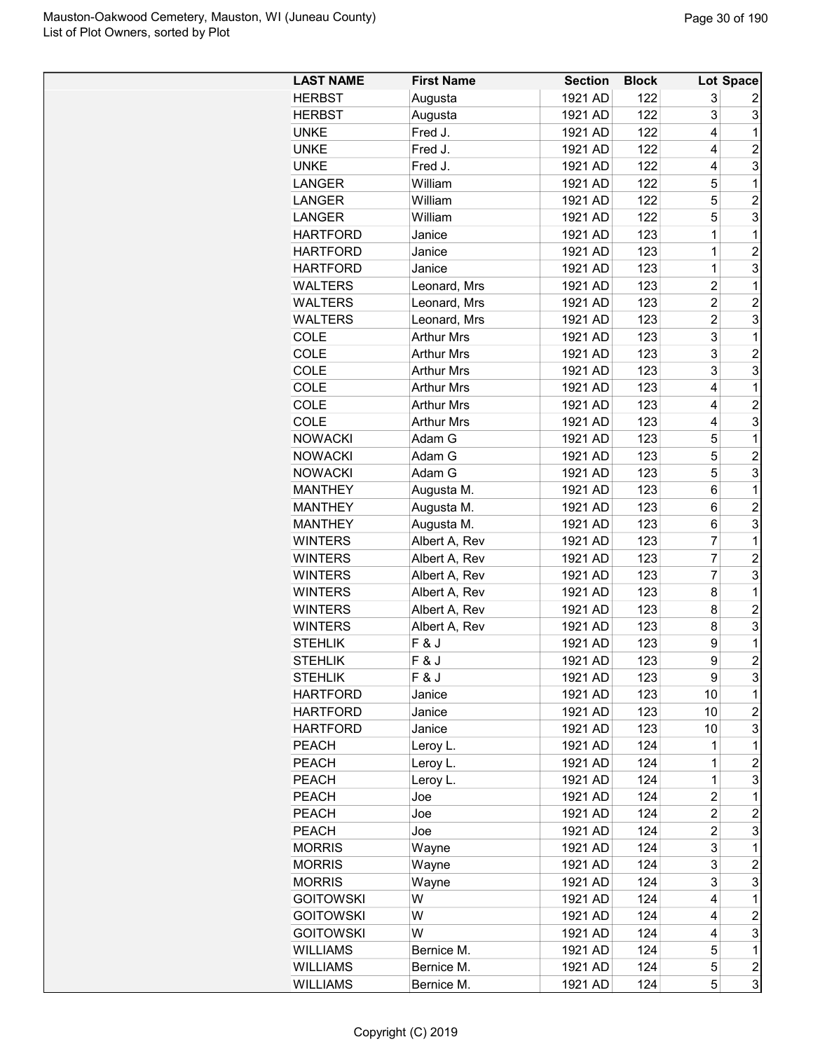| LAST NAME | First Name | Section | Block | Lot | Space |
|---|---|---|---|---|---|
| HERBST | Augusta | 1921 AD | 122 | 3 | 2 |
| HERBST | Augusta | 1921 AD | 122 | 3 | 3 |
| UNKE | Fred J. | 1921 AD | 122 | 4 | 1 |
| UNKE | Fred J. | 1921 AD | 122 | 4 | 2 |
| UNKE | Fred J. | 1921 AD | 122 | 4 | 3 |
| LANGER | William | 1921 AD | 122 | 5 | 1 |
| LANGER | William | 1921 AD | 122 | 5 | 2 |
| LANGER | William | 1921 AD | 122 | 5 | 3 |
| HARTFORD | Janice | 1921 AD | 123 | 1 | 1 |
| HARTFORD | Janice | 1921 AD | 123 | 1 | 2 |
| HARTFORD | Janice | 1921 AD | 123 | 1 | 3 |
| WALTERS | Leonard, Mrs | 1921 AD | 123 | 2 | 1 |
| WALTERS | Leonard, Mrs | 1921 AD | 123 | 2 | 2 |
| WALTERS | Leonard, Mrs | 1921 AD | 123 | 2 | 3 |
| COLE | Arthur Mrs | 1921 AD | 123 | 3 | 1 |
| COLE | Arthur Mrs | 1921 AD | 123 | 3 | 2 |
| COLE | Arthur Mrs | 1921 AD | 123 | 3 | 3 |
| COLE | Arthur Mrs | 1921 AD | 123 | 4 | 1 |
| COLE | Arthur Mrs | 1921 AD | 123 | 4 | 2 |
| COLE | Arthur Mrs | 1921 AD | 123 | 4 | 3 |
| NOWACKI | Adam G | 1921 AD | 123 | 5 | 1 |
| NOWACKI | Adam G | 1921 AD | 123 | 5 | 2 |
| NOWACKI | Adam G | 1921 AD | 123 | 5 | 3 |
| MANTHEY | Augusta M. | 1921 AD | 123 | 6 | 1 |
| MANTHEY | Augusta M. | 1921 AD | 123 | 6 | 2 |
| MANTHEY | Augusta M. | 1921 AD | 123 | 6 | 3 |
| WINTERS | Albert A, Rev | 1921 AD | 123 | 7 | 1 |
| WINTERS | Albert A, Rev | 1921 AD | 123 | 7 | 2 |
| WINTERS | Albert A, Rev | 1921 AD | 123 | 7 | 3 |
| WINTERS | Albert A, Rev | 1921 AD | 123 | 8 | 1 |
| WINTERS | Albert A, Rev | 1921 AD | 123 | 8 | 2 |
| WINTERS | Albert A, Rev | 1921 AD | 123 | 8 | 3 |
| STEHLIK | F & J | 1921 AD | 123 | 9 | 1 |
| STEHLIK | F & J | 1921 AD | 123 | 9 | 2 |
| STEHLIK | F & J | 1921 AD | 123 | 9 | 3 |
| HARTFORD | Janice | 1921 AD | 123 | 10 | 1 |
| HARTFORD | Janice | 1921 AD | 123 | 10 | 2 |
| HARTFORD | Janice | 1921 AD | 123 | 10 | 3 |
| PEACH | Leroy L. | 1921 AD | 124 | 1 | 1 |
| PEACH | Leroy L. | 1921 AD | 124 | 1 | 2 |
| PEACH | Leroy L. | 1921 AD | 124 | 1 | 3 |
| PEACH | Joe | 1921 AD | 124 | 2 | 1 |
| PEACH | Joe | 1921 AD | 124 | 2 | 2 |
| PEACH | Joe | 1921 AD | 124 | 2 | 3 |
| MORRIS | Wayne | 1921 AD | 124 | 3 | 1 |
| MORRIS | Wayne | 1921 AD | 124 | 3 | 2 |
| MORRIS | Wayne | 1921 AD | 124 | 3 | 3 |
| GOITOWSKI | W | 1921 AD | 124 | 4 | 1 |
| GOITOWSKI | W | 1921 AD | 124 | 4 | 2 |
| GOITOWSKI | W | 1921 AD | 124 | 4 | 3 |
| WILLIAMS | Bernice M. | 1921 AD | 124 | 5 | 1 |
| WILLIAMS | Bernice M. | 1921 AD | 124 | 5 | 2 |
| WILLIAMS | Bernice M. | 1921 AD | 124 | 5 | 3 |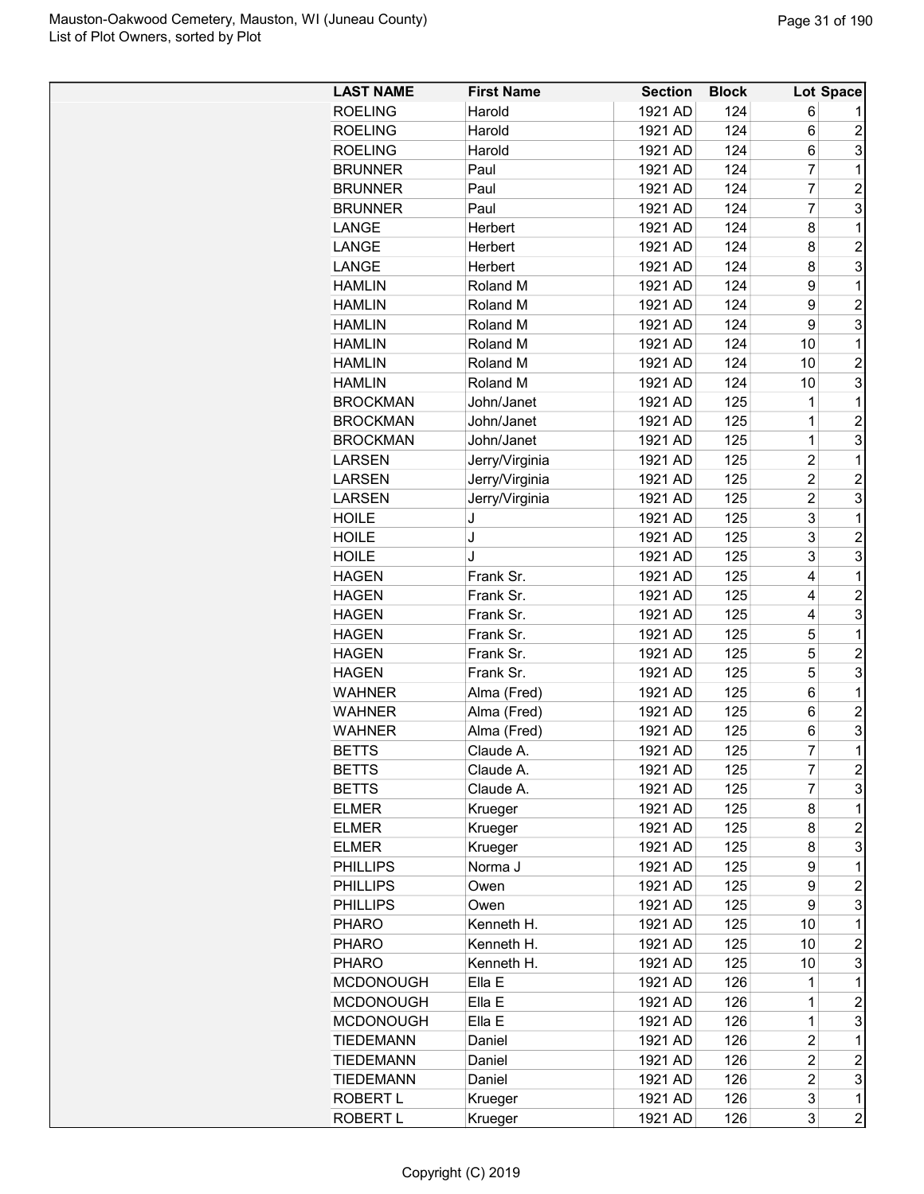| LAST NAME | First Name | Section | Block | Lot | Space |
|---|---|---|---|---|---|
| ROELING | Harold | 1921 AD | 124 | 6 | 1 |
| ROELING | Harold | 1921 AD | 124 | 6 | 2 |
| ROELING | Harold | 1921 AD | 124 | 6 | 3 |
| BRUNNER | Paul | 1921 AD | 124 | 7 | 1 |
| BRUNNER | Paul | 1921 AD | 124 | 7 | 2 |
| BRUNNER | Paul | 1921 AD | 124 | 7 | 3 |
| LANGE | Herbert | 1921 AD | 124 | 8 | 1 |
| LANGE | Herbert | 1921 AD | 124 | 8 | 2 |
| LANGE | Herbert | 1921 AD | 124 | 8 | 3 |
| HAMLIN | Roland M | 1921 AD | 124 | 9 | 1 |
| HAMLIN | Roland M | 1921 AD | 124 | 9 | 2 |
| HAMLIN | Roland M | 1921 AD | 124 | 9 | 3 |
| HAMLIN | Roland M | 1921 AD | 124 | 10 | 1 |
| HAMLIN | Roland M | 1921 AD | 124 | 10 | 2 |
| HAMLIN | Roland M | 1921 AD | 124 | 10 | 3 |
| BROCKMAN | John/Janet | 1921 AD | 125 | 1 | 1 |
| BROCKMAN | John/Janet | 1921 AD | 125 | 1 | 2 |
| BROCKMAN | John/Janet | 1921 AD | 125 | 1 | 3 |
| LARSEN | Jerry/Virginia | 1921 AD | 125 | 2 | 1 |
| LARSEN | Jerry/Virginia | 1921 AD | 125 | 2 | 2 |
| LARSEN | Jerry/Virginia | 1921 AD | 125 | 2 | 3 |
| HOILE | J | 1921 AD | 125 | 3 | 1 |
| HOILE | J | 1921 AD | 125 | 3 | 2 |
| HOILE | J | 1921 AD | 125 | 3 | 3 |
| HAGEN | Frank Sr. | 1921 AD | 125 | 4 | 1 |
| HAGEN | Frank Sr. | 1921 AD | 125 | 4 | 2 |
| HAGEN | Frank Sr. | 1921 AD | 125 | 4 | 3 |
| HAGEN | Frank Sr. | 1921 AD | 125 | 5 | 1 |
| HAGEN | Frank Sr. | 1921 AD | 125 | 5 | 2 |
| HAGEN | Frank Sr. | 1921 AD | 125 | 5 | 3 |
| WAHNER | Alma (Fred) | 1921 AD | 125 | 6 | 1 |
| WAHNER | Alma (Fred) | 1921 AD | 125 | 6 | 2 |
| WAHNER | Alma (Fred) | 1921 AD | 125 | 6 | 3 |
| BETTS | Claude A. | 1921 AD | 125 | 7 | 1 |
| BETTS | Claude A. | 1921 AD | 125 | 7 | 2 |
| BETTS | Claude A. | 1921 AD | 125 | 7 | 3 |
| ELMER | Krueger | 1921 AD | 125 | 8 | 1 |
| ELMER | Krueger | 1921 AD | 125 | 8 | 2 |
| ELMER | Krueger | 1921 AD | 125 | 8 | 3 |
| PHILLIPS | Norma J | 1921 AD | 125 | 9 | 1 |
| PHILLIPS | Owen | 1921 AD | 125 | 9 | 2 |
| PHILLIPS | Owen | 1921 AD | 125 | 9 | 3 |
| PHARO | Kenneth H. | 1921 AD | 125 | 10 | 1 |
| PHARO | Kenneth H. | 1921 AD | 125 | 10 | 2 |
| PHARO | Kenneth H. | 1921 AD | 125 | 10 | 3 |
| MCDONOUGH | Ella E | 1921 AD | 126 | 1 | 1 |
| MCDONOUGH | Ella E | 1921 AD | 126 | 1 | 2 |
| MCDONOUGH | Ella E | 1921 AD | 126 | 1 | 3 |
| TIEDEMANN | Daniel | 1921 AD | 126 | 2 | 1 |
| TIEDEMANN | Daniel | 1921 AD | 126 | 2 | 2 |
| TIEDEMANN | Daniel | 1921 AD | 126 | 2 | 3 |
| ROBERT L | Krueger | 1921 AD | 126 | 3 | 1 |
| ROBERT L | Krueger | 1921 AD | 126 | 3 | 2 |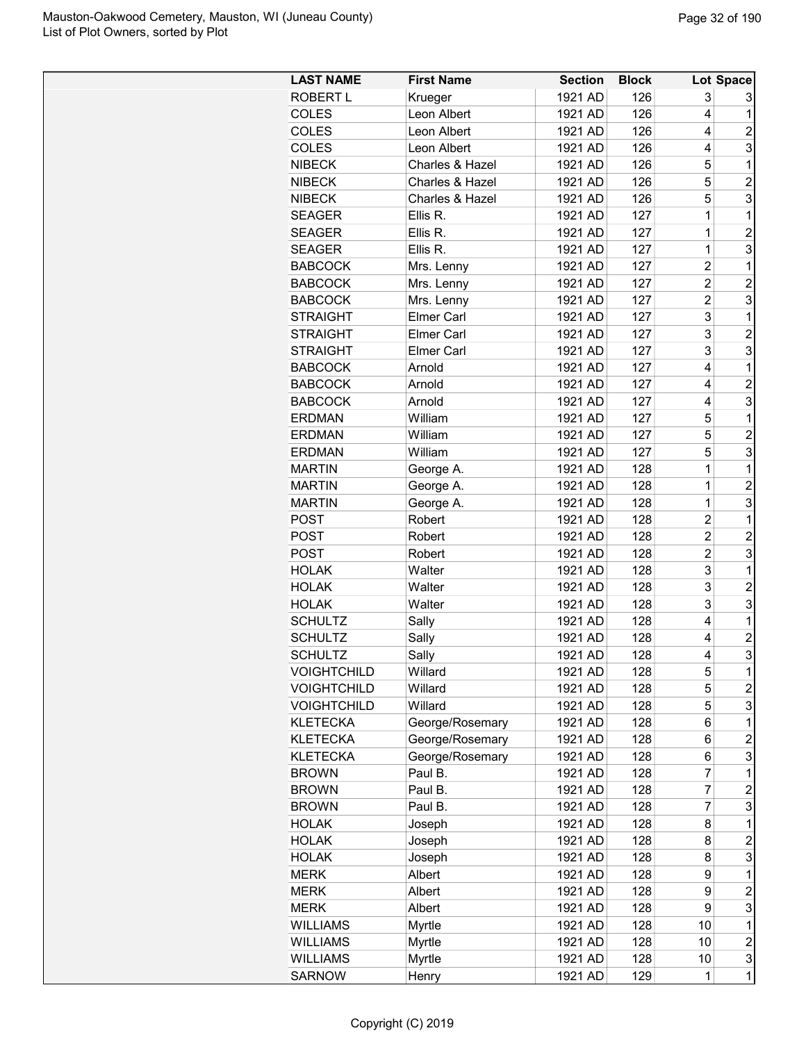| LAST NAME | First Name | Section | Block | Lot | Space |
|---|---|---|---|---|---|
| ROBERT L | Krueger | 1921 AD | 126 | 3 | 3 |
| COLES | Leon Albert | 1921 AD | 126 | 4 | 1 |
| COLES | Leon Albert | 1921 AD | 126 | 4 | 2 |
| COLES | Leon Albert | 1921 AD | 126 | 4 | 3 |
| NIBECK | Charles & Hazel | 1921 AD | 126 | 5 | 1 |
| NIBECK | Charles & Hazel | 1921 AD | 126 | 5 | 2 |
| NIBECK | Charles & Hazel | 1921 AD | 126 | 5 | 3 |
| SEAGER | Ellis R. | 1921 AD | 127 | 1 | 1 |
| SEAGER | Ellis R. | 1921 AD | 127 | 1 | 2 |
| SEAGER | Ellis R. | 1921 AD | 127 | 1 | 3 |
| BABCOCK | Mrs. Lenny | 1921 AD | 127 | 2 | 1 |
| BABCOCK | Mrs. Lenny | 1921 AD | 127 | 2 | 2 |
| BABCOCK | Mrs. Lenny | 1921 AD | 127 | 2 | 3 |
| STRAIGHT | Elmer Carl | 1921 AD | 127 | 3 | 1 |
| STRAIGHT | Elmer Carl | 1921 AD | 127 | 3 | 2 |
| STRAIGHT | Elmer Carl | 1921 AD | 127 | 3 | 3 |
| BABCOCK | Arnold | 1921 AD | 127 | 4 | 1 |
| BABCOCK | Arnold | 1921 AD | 127 | 4 | 2 |
| BABCOCK | Arnold | 1921 AD | 127 | 4 | 3 |
| ERDMAN | William | 1921 AD | 127 | 5 | 1 |
| ERDMAN | William | 1921 AD | 127 | 5 | 2 |
| ERDMAN | William | 1921 AD | 127 | 5 | 3 |
| MARTIN | George A. | 1921 AD | 128 | 1 | 1 |
| MARTIN | George A. | 1921 AD | 128 | 1 | 2 |
| MARTIN | George A. | 1921 AD | 128 | 1 | 3 |
| POST | Robert | 1921 AD | 128 | 2 | 1 |
| POST | Robert | 1921 AD | 128 | 2 | 2 |
| POST | Robert | 1921 AD | 128 | 2 | 3 |
| HOLAK | Walter | 1921 AD | 128 | 3 | 1 |
| HOLAK | Walter | 1921 AD | 128 | 3 | 2 |
| HOLAK | Walter | 1921 AD | 128 | 3 | 3 |
| SCHULTZ | Sally | 1921 AD | 128 | 4 | 1 |
| SCHULTZ | Sally | 1921 AD | 128 | 4 | 2 |
| SCHULTZ | Sally | 1921 AD | 128 | 4 | 3 |
| VOIGHTCHILD | Willard | 1921 AD | 128 | 5 | 1 |
| VOIGHTCHILD | Willard | 1921 AD | 128 | 5 | 2 |
| VOIGHTCHILD | Willard | 1921 AD | 128 | 5 | 3 |
| KLETECKA | George/Rosemary | 1921 AD | 128 | 6 | 1 |
| KLETECKA | George/Rosemary | 1921 AD | 128 | 6 | 2 |
| KLETECKA | George/Rosemary | 1921 AD | 128 | 6 | 3 |
| BROWN | Paul B. | 1921 AD | 128 | 7 | 1 |
| BROWN | Paul B. | 1921 AD | 128 | 7 | 2 |
| BROWN | Paul B. | 1921 AD | 128 | 7 | 3 |
| HOLAK | Joseph | 1921 AD | 128 | 8 | 1 |
| HOLAK | Joseph | 1921 AD | 128 | 8 | 2 |
| HOLAK | Joseph | 1921 AD | 128 | 8 | 3 |
| MERK | Albert | 1921 AD | 128 | 9 | 1 |
| MERK | Albert | 1921 AD | 128 | 9 | 2 |
| MERK | Albert | 1921 AD | 128 | 9 | 3 |
| WILLIAMS | Myrtle | 1921 AD | 128 | 10 | 1 |
| WILLIAMS | Myrtle | 1921 AD | 128 | 10 | 2 |
| WILLIAMS | Myrtle | 1921 AD | 128 | 10 | 3 |
| SARNOW | Henry | 1921 AD | 129 | 1 | 1 |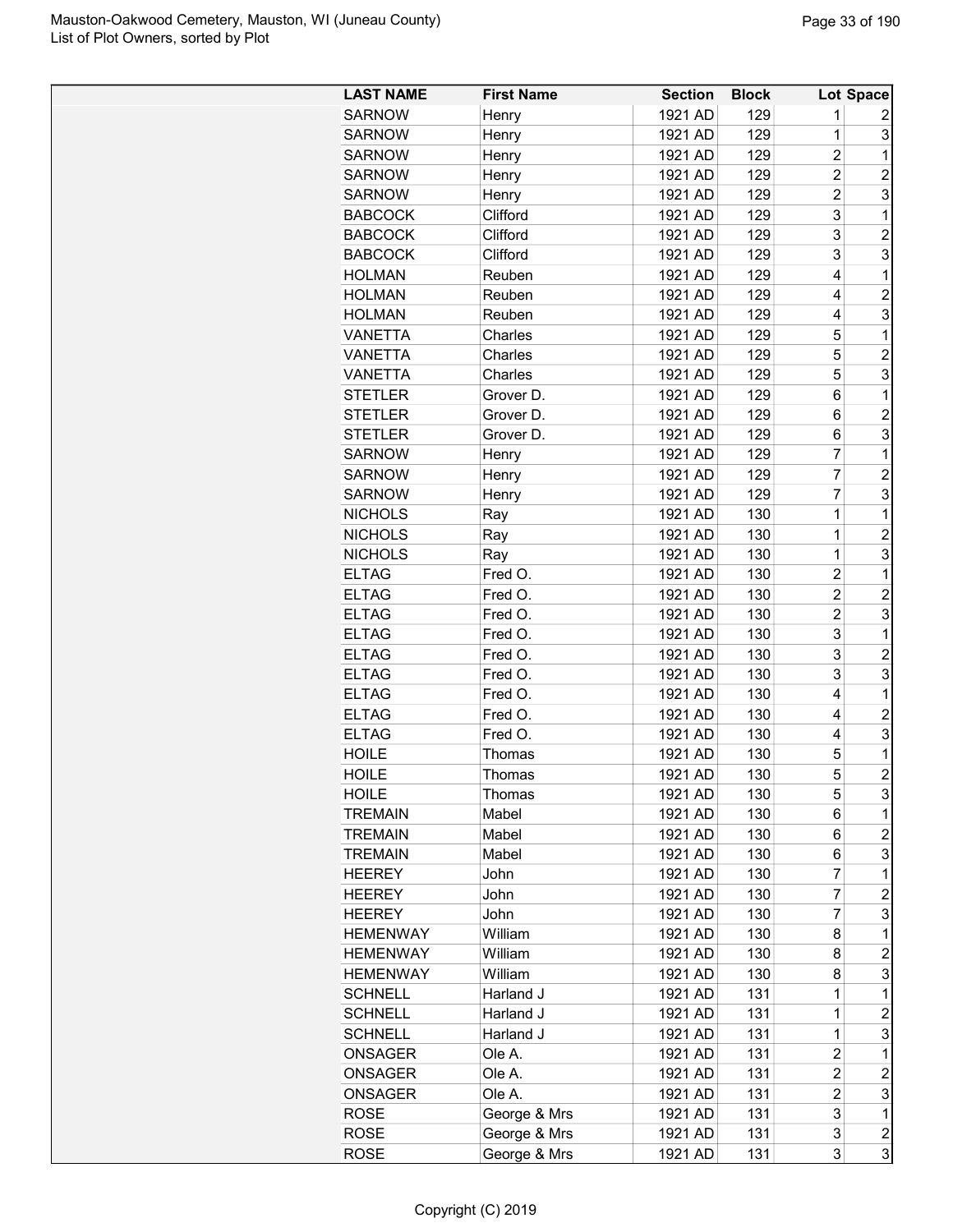| LAST NAME | First Name | Section | Block | Lot | Space |
|---|---|---|---|---|---|
| SARNOW | Henry | 1921 AD | 129 | 1 | 2 |
| SARNOW | Henry | 1921 AD | 129 | 1 | 3 |
| SARNOW | Henry | 1921 AD | 129 | 2 | 1 |
| SARNOW | Henry | 1921 AD | 129 | 2 | 2 |
| SARNOW | Henry | 1921 AD | 129 | 2 | 3 |
| BABCOCK | Clifford | 1921 AD | 129 | 3 | 1 |
| BABCOCK | Clifford | 1921 AD | 129 | 3 | 2 |
| BABCOCK | Clifford | 1921 AD | 129 | 3 | 3 |
| HOLMAN | Reuben | 1921 AD | 129 | 4 | 1 |
| HOLMAN | Reuben | 1921 AD | 129 | 4 | 2 |
| HOLMAN | Reuben | 1921 AD | 129 | 4 | 3 |
| VANETTA | Charles | 1921 AD | 129 | 5 | 1 |
| VANETTA | Charles | 1921 AD | 129 | 5 | 2 |
| VANETTA | Charles | 1921 AD | 129 | 5 | 3 |
| STETLER | Grover D. | 1921 AD | 129 | 6 | 1 |
| STETLER | Grover D. | 1921 AD | 129 | 6 | 2 |
| STETLER | Grover D. | 1921 AD | 129 | 6 | 3 |
| SARNOW | Henry | 1921 AD | 129 | 7 | 1 |
| SARNOW | Henry | 1921 AD | 129 | 7 | 2 |
| SARNOW | Henry | 1921 AD | 129 | 7 | 3 |
| NICHOLS | Ray | 1921 AD | 130 | 1 | 1 |
| NICHOLS | Ray | 1921 AD | 130 | 1 | 2 |
| NICHOLS | Ray | 1921 AD | 130 | 1 | 3 |
| ELTAG | Fred O. | 1921 AD | 130 | 2 | 1 |
| ELTAG | Fred O. | 1921 AD | 130 | 2 | 2 |
| ELTAG | Fred O. | 1921 AD | 130 | 2 | 3 |
| ELTAG | Fred O. | 1921 AD | 130 | 3 | 1 |
| ELTAG | Fred O. | 1921 AD | 130 | 3 | 2 |
| ELTAG | Fred O. | 1921 AD | 130 | 3 | 3 |
| ELTAG | Fred O. | 1921 AD | 130 | 4 | 1 |
| ELTAG | Fred O. | 1921 AD | 130 | 4 | 2 |
| ELTAG | Fred O. | 1921 AD | 130 | 4 | 3 |
| HOILE | Thomas | 1921 AD | 130 | 5 | 1 |
| HOILE | Thomas | 1921 AD | 130 | 5 | 2 |
| HOILE | Thomas | 1921 AD | 130 | 5 | 3 |
| TREMAIN | Mabel | 1921 AD | 130 | 6 | 1 |
| TREMAIN | Mabel | 1921 AD | 130 | 6 | 2 |
| TREMAIN | Mabel | 1921 AD | 130 | 6 | 3 |
| HEEREY | John | 1921 AD | 130 | 7 | 1 |
| HEEREY | John | 1921 AD | 130 | 7 | 2 |
| HEEREY | John | 1921 AD | 130 | 7 | 3 |
| HEMENWAY | William | 1921 AD | 130 | 8 | 1 |
| HEMENWAY | William | 1921 AD | 130 | 8 | 2 |
| HEMENWAY | William | 1921 AD | 130 | 8 | 3 |
| SCHNELL | Harland J | 1921 AD | 131 | 1 | 1 |
| SCHNELL | Harland J | 1921 AD | 131 | 1 | 2 |
| SCHNELL | Harland J | 1921 AD | 131 | 1 | 3 |
| ONSAGER | Ole A. | 1921 AD | 131 | 2 | 1 |
| ONSAGER | Ole A. | 1921 AD | 131 | 2 | 2 |
| ONSAGER | Ole A. | 1921 AD | 131 | 2 | 3 |
| ROSE | George & Mrs | 1921 AD | 131 | 3 | 1 |
| ROSE | George & Mrs | 1921 AD | 131 | 3 | 2 |
| ROSE | George & Mrs | 1921 AD | 131 | 3 | 3 |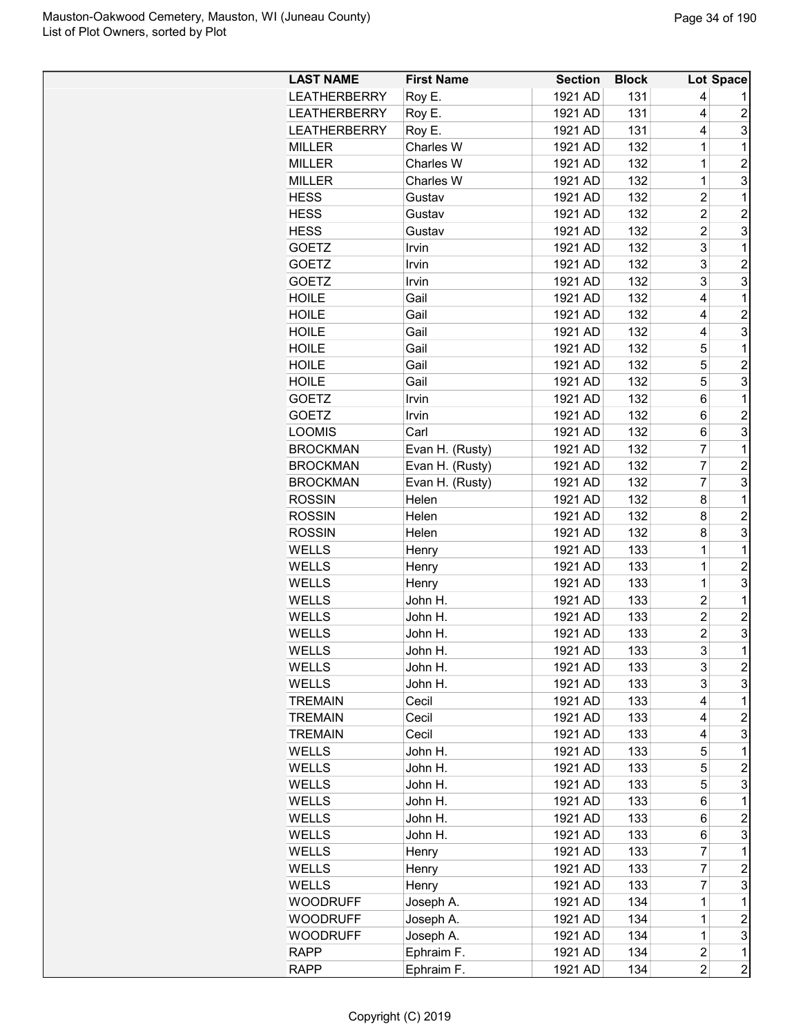| LAST NAME | First Name | Section | Block | Lot | Space |
|---|---|---|---|---|---|
| LEATHERBERRY | Roy E. | 1921 AD | 131 | 4 | 1 |
| LEATHERBERRY | Roy E. | 1921 AD | 131 | 4 | 2 |
| LEATHERBERRY | Roy E. | 1921 AD | 131 | 4 | 3 |
| MILLER | Charles W | 1921 AD | 132 | 1 | 1 |
| MILLER | Charles W | 1921 AD | 132 | 1 | 2 |
| MILLER | Charles W | 1921 AD | 132 | 1 | 3 |
| HESS | Gustav | 1921 AD | 132 | 2 | 1 |
| HESS | Gustav | 1921 AD | 132 | 2 | 2 |
| HESS | Gustav | 1921 AD | 132 | 2 | 3 |
| GOETZ | Irvin | 1921 AD | 132 | 3 | 1 |
| GOETZ | Irvin | 1921 AD | 132 | 3 | 2 |
| GOETZ | Irvin | 1921 AD | 132 | 3 | 3 |
| HOILE | Gail | 1921 AD | 132 | 4 | 1 |
| HOILE | Gail | 1921 AD | 132 | 4 | 2 |
| HOILE | Gail | 1921 AD | 132 | 4 | 3 |
| HOILE | Gail | 1921 AD | 132 | 5 | 1 |
| HOILE | Gail | 1921 AD | 132 | 5 | 2 |
| HOILE | Gail | 1921 AD | 132 | 5 | 3 |
| GOETZ | Irvin | 1921 AD | 132 | 6 | 1 |
| GOETZ | Irvin | 1921 AD | 132 | 6 | 2 |
| LOOMIS | Carl | 1921 AD | 132 | 6 | 3 |
| BROCKMAN | Evan H. (Rusty) | 1921 AD | 132 | 7 | 1 |
| BROCKMAN | Evan H. (Rusty) | 1921 AD | 132 | 7 | 2 |
| BROCKMAN | Evan H. (Rusty) | 1921 AD | 132 | 7 | 3 |
| ROSSIN | Helen | 1921 AD | 132 | 8 | 1 |
| ROSSIN | Helen | 1921 AD | 132 | 8 | 2 |
| ROSSIN | Helen | 1921 AD | 132 | 8 | 3 |
| WELLS | Henry | 1921 AD | 133 | 1 | 1 |
| WELLS | Henry | 1921 AD | 133 | 1 | 2 |
| WELLS | Henry | 1921 AD | 133 | 1 | 3 |
| WELLS | John H. | 1921 AD | 133 | 2 | 1 |
| WELLS | John H. | 1921 AD | 133 | 2 | 2 |
| WELLS | John H. | 1921 AD | 133 | 2 | 3 |
| WELLS | John H. | 1921 AD | 133 | 3 | 1 |
| WELLS | John H. | 1921 AD | 133 | 3 | 2 |
| WELLS | John H. | 1921 AD | 133 | 3 | 3 |
| TREMAIN | Cecil | 1921 AD | 133 | 4 | 1 |
| TREMAIN | Cecil | 1921 AD | 133 | 4 | 2 |
| TREMAIN | Cecil | 1921 AD | 133 | 4 | 3 |
| WELLS | John H. | 1921 AD | 133 | 5 | 1 |
| WELLS | John H. | 1921 AD | 133 | 5 | 2 |
| WELLS | John H. | 1921 AD | 133 | 5 | 3 |
| WELLS | John H. | 1921 AD | 133 | 6 | 1 |
| WELLS | John H. | 1921 AD | 133 | 6 | 2 |
| WELLS | John H. | 1921 AD | 133 | 6 | 3 |
| WELLS | Henry | 1921 AD | 133 | 7 | 1 |
| WELLS | Henry | 1921 AD | 133 | 7 | 2 |
| WELLS | Henry | 1921 AD | 133 | 7 | 3 |
| WOODRUFF | Joseph A. | 1921 AD | 134 | 1 | 1 |
| WOODRUFF | Joseph A. | 1921 AD | 134 | 1 | 2 |
| WOODRUFF | Joseph A. | 1921 AD | 134 | 1 | 3 |
| RAPP | Ephraim F. | 1921 AD | 134 | 2 | 1 |
| RAPP | Ephraim F. | 1921 AD | 134 | 2 | 2 |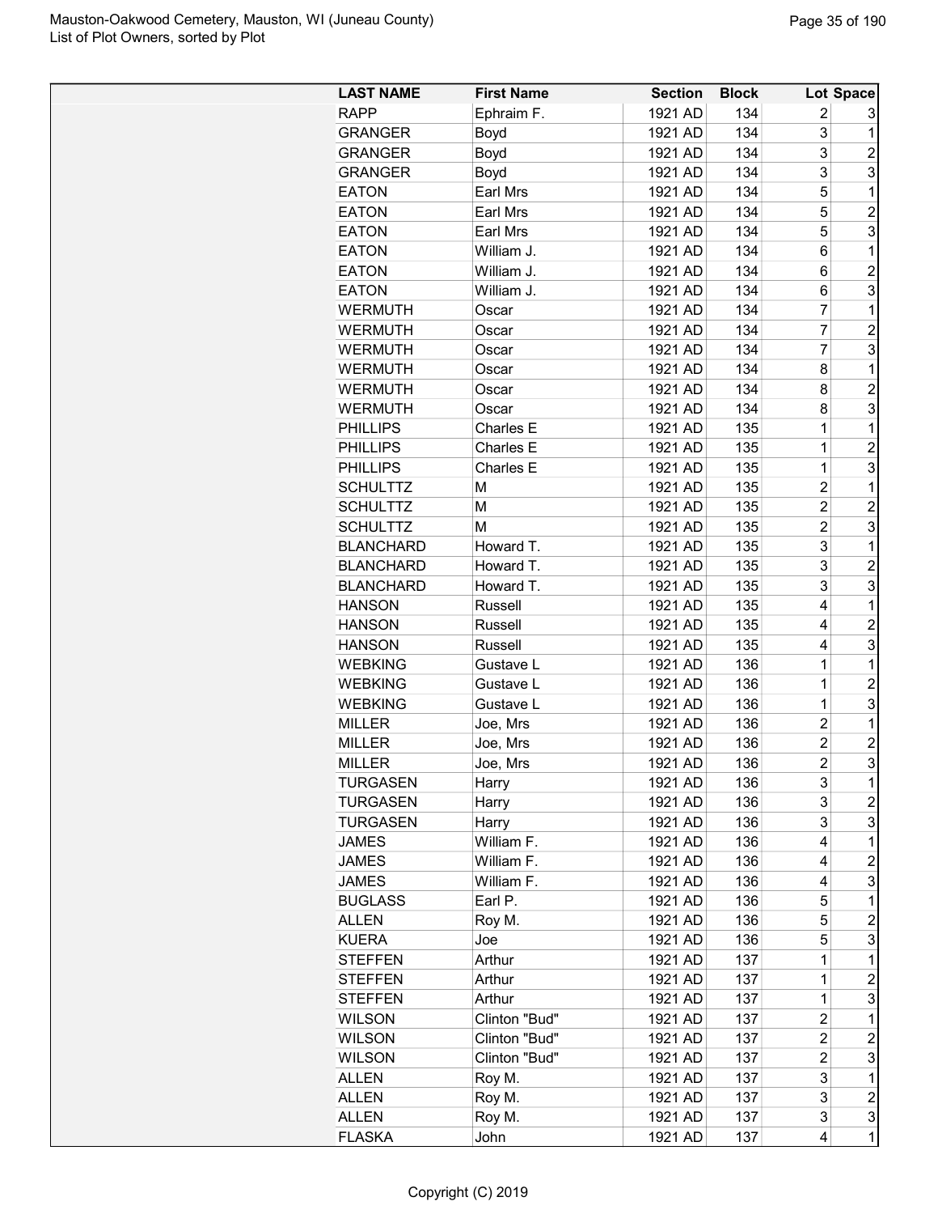| LAST NAME | First Name | Section | Block | Lot | Space |
|---|---|---|---|---|---|
| RAPP | Ephraim F. | 1921 AD | 134 | 2 | 3 |
| GRANGER | Boyd | 1921 AD | 134 | 3 | 1 |
| GRANGER | Boyd | 1921 AD | 134 | 3 | 2 |
| GRANGER | Boyd | 1921 AD | 134 | 3 | 3 |
| EATON | Earl Mrs | 1921 AD | 134 | 5 | 1 |
| EATON | Earl Mrs | 1921 AD | 134 | 5 | 2 |
| EATON | Earl Mrs | 1921 AD | 134 | 5 | 3 |
| EATON | William J. | 1921 AD | 134 | 6 | 1 |
| EATON | William J. | 1921 AD | 134 | 6 | 2 |
| EATON | William J. | 1921 AD | 134 | 6 | 3 |
| WERMUTH | Oscar | 1921 AD | 134 | 7 | 1 |
| WERMUTH | Oscar | 1921 AD | 134 | 7 | 2 |
| WERMUTH | Oscar | 1921 AD | 134 | 7 | 3 |
| WERMUTH | Oscar | 1921 AD | 134 | 8 | 1 |
| WERMUTH | Oscar | 1921 AD | 134 | 8 | 2 |
| WERMUTH | Oscar | 1921 AD | 134 | 8 | 3 |
| PHILLIPS | Charles E | 1921 AD | 135 | 1 | 1 |
| PHILLIPS | Charles E | 1921 AD | 135 | 1 | 2 |
| PHILLIPS | Charles E | 1921 AD | 135 | 1 | 3 |
| SCHULTTZ | M | 1921 AD | 135 | 2 | 1 |
| SCHULTTZ | M | 1921 AD | 135 | 2 | 2 |
| SCHULTTZ | M | 1921 AD | 135 | 2 | 3 |
| BLANCHARD | Howard T. | 1921 AD | 135 | 3 | 1 |
| BLANCHARD | Howard T. | 1921 AD | 135 | 3 | 2 |
| BLANCHARD | Howard T. | 1921 AD | 135 | 3 | 3 |
| HANSON | Russell | 1921 AD | 135 | 4 | 1 |
| HANSON | Russell | 1921 AD | 135 | 4 | 2 |
| HANSON | Russell | 1921 AD | 135 | 4 | 3 |
| WEBKING | Gustave L | 1921 AD | 136 | 1 | 1 |
| WEBKING | Gustave L | 1921 AD | 136 | 1 | 2 |
| WEBKING | Gustave L | 1921 AD | 136 | 1 | 3 |
| MILLER | Joe, Mrs | 1921 AD | 136 | 2 | 1 |
| MILLER | Joe, Mrs | 1921 AD | 136 | 2 | 2 |
| MILLER | Joe, Mrs | 1921 AD | 136 | 2 | 3 |
| TURGASEN | Harry | 1921 AD | 136 | 3 | 1 |
| TURGASEN | Harry | 1921 AD | 136 | 3 | 2 |
| TURGASEN | Harry | 1921 AD | 136 | 3 | 3 |
| JAMES | William F. | 1921 AD | 136 | 4 | 1 |
| JAMES | William F. | 1921 AD | 136 | 4 | 2 |
| JAMES | William F. | 1921 AD | 136 | 4 | 3 |
| BUGLASS | Earl P. | 1921 AD | 136 | 5 | 1 |
| ALLEN | Roy M. | 1921 AD | 136 | 5 | 2 |
| KUERA | Joe | 1921 AD | 136 | 5 | 3 |
| STEFFEN | Arthur | 1921 AD | 137 | 1 | 1 |
| STEFFEN | Arthur | 1921 AD | 137 | 1 | 2 |
| STEFFEN | Arthur | 1921 AD | 137 | 1 | 3 |
| WILSON | Clinton "Bud" | 1921 AD | 137 | 2 | 1 |
| WILSON | Clinton "Bud" | 1921 AD | 137 | 2 | 2 |
| WILSON | Clinton "Bud" | 1921 AD | 137 | 2 | 3 |
| ALLEN | Roy M. | 1921 AD | 137 | 3 | 1 |
| ALLEN | Roy M. | 1921 AD | 137 | 3 | 2 |
| ALLEN | Roy M. | 1921 AD | 137 | 3 | 3 |
| FLASKA | John | 1921 AD | 137 | 4 | 1 |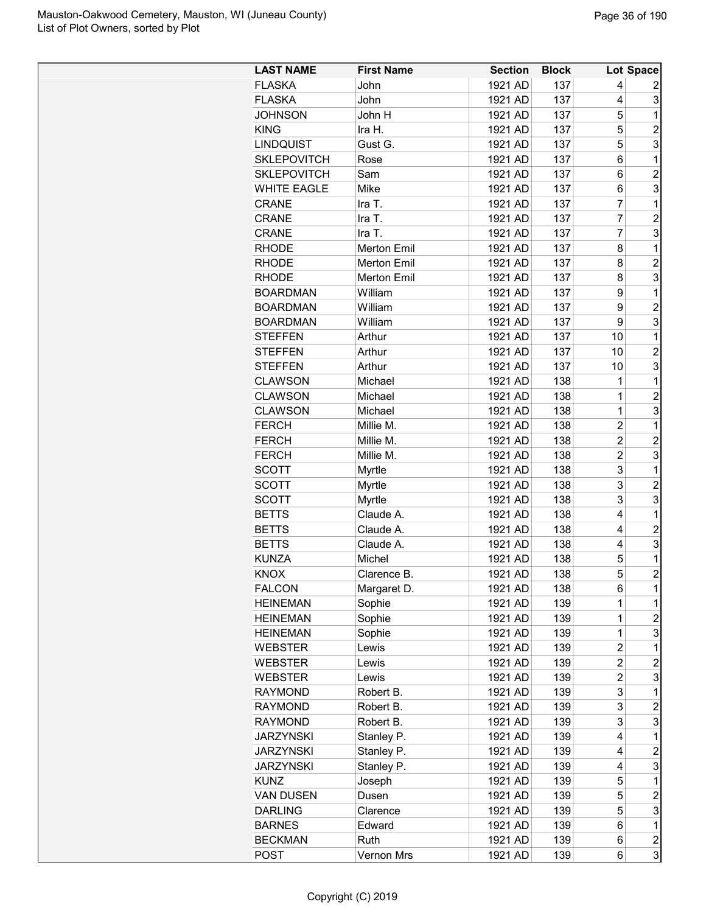| LAST NAME | First Name | Section | Block | Lot | Space |
|---|---|---|---|---|---|
| FLASKA | John | 1921 AD | 137 | 4 | 2 |
| FLASKA | John | 1921 AD | 137 | 4 | 3 |
| JOHNSON | John H | 1921 AD | 137 | 5 | 1 |
| KING | Ira H. | 1921 AD | 137 | 5 | 2 |
| LINDQUIST | Gust G. | 1921 AD | 137 | 5 | 3 |
| SKLEPOVITCH | Rose | 1921 AD | 137 | 6 | 1 |
| SKLEPOVITCH | Sam | 1921 AD | 137 | 6 | 2 |
| WHITE EAGLE | Mike | 1921 AD | 137 | 6 | 3 |
| CRANE | Ira T. | 1921 AD | 137 | 7 | 1 |
| CRANE | Ira T. | 1921 AD | 137 | 7 | 2 |
| CRANE | Ira T. | 1921 AD | 137 | 7 | 3 |
| RHODE | Merton Emil | 1921 AD | 137 | 8 | 1 |
| RHODE | Merton Emil | 1921 AD | 137 | 8 | 2 |
| RHODE | Merton Emil | 1921 AD | 137 | 8 | 3 |
| BOARDMAN | William | 1921 AD | 137 | 9 | 1 |
| BOARDMAN | William | 1921 AD | 137 | 9 | 2 |
| BOARDMAN | William | 1921 AD | 137 | 9 | 3 |
| STEFFEN | Arthur | 1921 AD | 137 | 10 | 1 |
| STEFFEN | Arthur | 1921 AD | 137 | 10 | 2 |
| STEFFEN | Arthur | 1921 AD | 137 | 10 | 3 |
| CLAWSON | Michael | 1921 AD | 138 | 1 | 1 |
| CLAWSON | Michael | 1921 AD | 138 | 1 | 2 |
| CLAWSON | Michael | 1921 AD | 138 | 1 | 3 |
| FERCH | Millie M. | 1921 AD | 138 | 2 | 1 |
| FERCH | Millie M. | 1921 AD | 138 | 2 | 2 |
| FERCH | Millie M. | 1921 AD | 138 | 2 | 3 |
| SCOTT | Myrtle | 1921 AD | 138 | 3 | 1 |
| SCOTT | Myrtle | 1921 AD | 138 | 3 | 2 |
| SCOTT | Myrtle | 1921 AD | 138 | 3 | 3 |
| BETTS | Claude A. | 1921 AD | 138 | 4 | 1 |
| BETTS | Claude A. | 1921 AD | 138 | 4 | 2 |
| BETTS | Claude A. | 1921 AD | 138 | 4 | 3 |
| KUNZA | Michel | 1921 AD | 138 | 5 | 1 |
| KNOX | Clarence B. | 1921 AD | 138 | 5 | 2 |
| FALCON | Margaret D. | 1921 AD | 138 | 6 | 1 |
| HEINEMAN | Sophie | 1921 AD | 139 | 1 | 1 |
| HEINEMAN | Sophie | 1921 AD | 139 | 1 | 2 |
| HEINEMAN | Sophie | 1921 AD | 139 | 1 | 3 |
| WEBSTER | Lewis | 1921 AD | 139 | 2 | 1 |
| WEBSTER | Lewis | 1921 AD | 139 | 2 | 2 |
| WEBSTER | Lewis | 1921 AD | 139 | 2 | 3 |
| RAYMOND | Robert B. | 1921 AD | 139 | 3 | 1 |
| RAYMOND | Robert B. | 1921 AD | 139 | 3 | 2 |
| RAYMOND | Robert B. | 1921 AD | 139 | 3 | 3 |
| JARZYNSKI | Stanley P. | 1921 AD | 139 | 4 | 1 |
| JARZYNSKI | Stanley P. | 1921 AD | 139 | 4 | 2 |
| JARZYNSKI | Stanley P. | 1921 AD | 139 | 4 | 3 |
| KUNZ | Joseph | 1921 AD | 139 | 5 | 1 |
| VAN DUSEN | Dusen | 1921 AD | 139 | 5 | 2 |
| DARLING | Clarence | 1921 AD | 139 | 5 | 3 |
| BARNES | Edward | 1921 AD | 139 | 6 | 1 |
| BECKMAN | Ruth | 1921 AD | 139 | 6 | 2 |
| POST | Vernon Mrs | 1921 AD | 139 | 6 | 3 |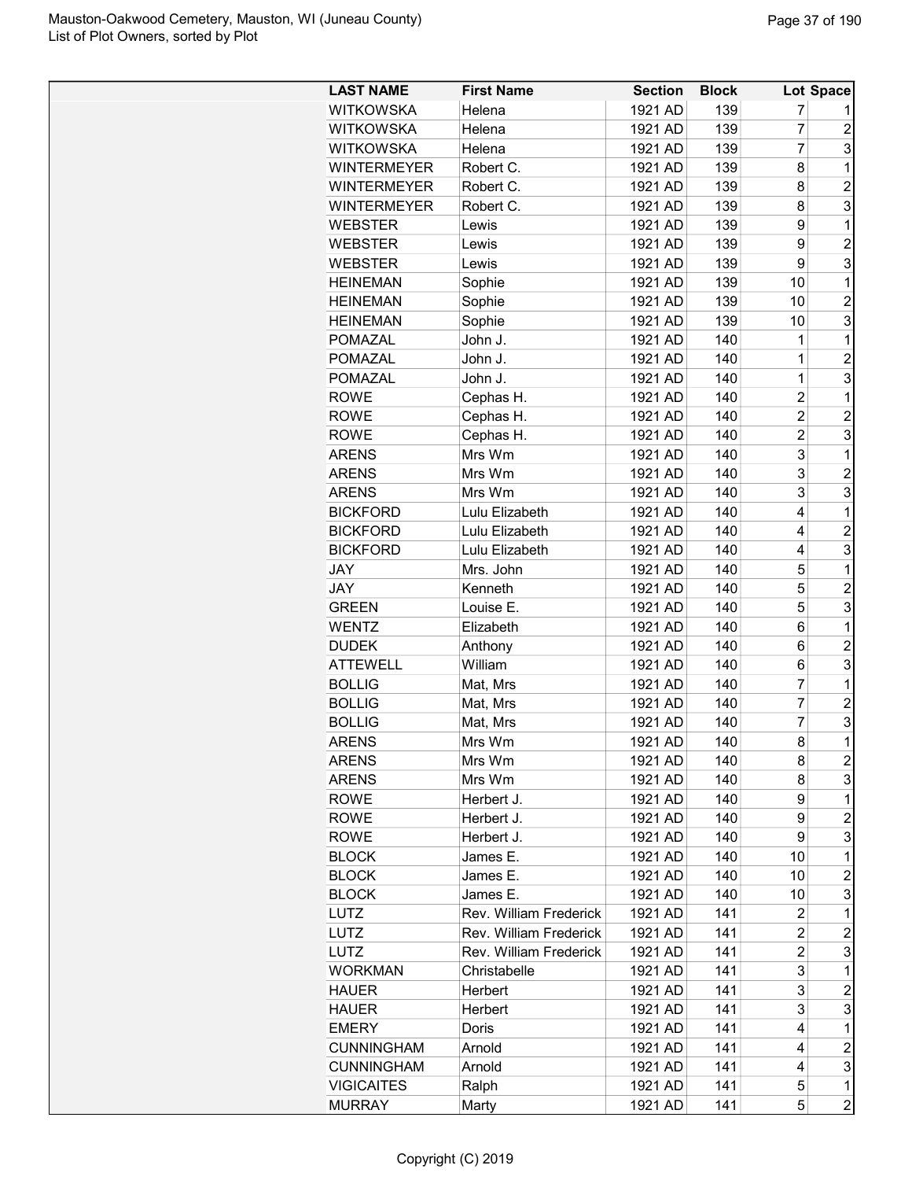| LAST NAME | First Name | Section | Block | Lot | Space |
|---|---|---|---|---|---|
| WITKOWSKA | Helena | 1921 AD | 139 | 7 | 1 |
| WITKOWSKA | Helena | 1921 AD | 139 | 7 | 2 |
| WITKOWSKA | Helena | 1921 AD | 139 | 7 | 3 |
| WINTERMEYER | Robert C. | 1921 AD | 139 | 8 | 1 |
| WINTERMEYER | Robert C. | 1921 AD | 139 | 8 | 2 |
| WINTERMEYER | Robert C. | 1921 AD | 139 | 8 | 3 |
| WEBSTER | Lewis | 1921 AD | 139 | 9 | 1 |
| WEBSTER | Lewis | 1921 AD | 139 | 9 | 2 |
| WEBSTER | Lewis | 1921 AD | 139 | 9 | 3 |
| HEINEMAN | Sophie | 1921 AD | 139 | 10 | 1 |
| HEINEMAN | Sophie | 1921 AD | 139 | 10 | 2 |
| HEINEMAN | Sophie | 1921 AD | 139 | 10 | 3 |
| POMAZAL | John J. | 1921 AD | 140 | 1 | 1 |
| POMAZAL | John J. | 1921 AD | 140 | 1 | 2 |
| POMAZAL | John J. | 1921 AD | 140 | 1 | 3 |
| ROWE | Cephas H. | 1921 AD | 140 | 2 | 1 |
| ROWE | Cephas H. | 1921 AD | 140 | 2 | 2 |
| ROWE | Cephas H. | 1921 AD | 140 | 2 | 3 |
| ARENS | Mrs Wm | 1921 AD | 140 | 3 | 1 |
| ARENS | Mrs Wm | 1921 AD | 140 | 3 | 2 |
| ARENS | Mrs Wm | 1921 AD | 140 | 3 | 3 |
| BICKFORD | Lulu Elizabeth | 1921 AD | 140 | 4 | 1 |
| BICKFORD | Lulu Elizabeth | 1921 AD | 140 | 4 | 2 |
| BICKFORD | Lulu Elizabeth | 1921 AD | 140 | 4 | 3 |
| JAY | Mrs. John | 1921 AD | 140 | 5 | 1 |
| JAY | Kenneth | 1921 AD | 140 | 5 | 2 |
| GREEN | Louise E. | 1921 AD | 140 | 5 | 3 |
| WENTZ | Elizabeth | 1921 AD | 140 | 6 | 1 |
| DUDEK | Anthony | 1921 AD | 140 | 6 | 2 |
| ATTEWELL | William | 1921 AD | 140 | 6 | 3 |
| BOLLIG | Mat, Mrs | 1921 AD | 140 | 7 | 1 |
| BOLLIG | Mat, Mrs | 1921 AD | 140 | 7 | 2 |
| BOLLIG | Mat, Mrs | 1921 AD | 140 | 7 | 3 |
| ARENS | Mrs Wm | 1921 AD | 140 | 8 | 1 |
| ARENS | Mrs Wm | 1921 AD | 140 | 8 | 2 |
| ARENS | Mrs Wm | 1921 AD | 140 | 8 | 3 |
| ROWE | Herbert J. | 1921 AD | 140 | 9 | 1 |
| ROWE | Herbert J. | 1921 AD | 140 | 9 | 2 |
| ROWE | Herbert J. | 1921 AD | 140 | 9 | 3 |
| BLOCK | James E. | 1921 AD | 140 | 10 | 1 |
| BLOCK | James E. | 1921 AD | 140 | 10 | 2 |
| BLOCK | James E. | 1921 AD | 140 | 10 | 3 |
| LUTZ | Rev. William Frederick | 1921 AD | 141 | 2 | 1 |
| LUTZ | Rev. William Frederick | 1921 AD | 141 | 2 | 2 |
| LUTZ | Rev. William Frederick | 1921 AD | 141 | 2 | 3 |
| WORKMAN | Christabelle | 1921 AD | 141 | 3 | 1 |
| HAUER | Herbert | 1921 AD | 141 | 3 | 2 |
| HAUER | Herbert | 1921 AD | 141 | 3 | 3 |
| EMERY | Doris | 1921 AD | 141 | 4 | 1 |
| CUNNINGHAM | Arnold | 1921 AD | 141 | 4 | 2 |
| CUNNINGHAM | Arnold | 1921 AD | 141 | 4 | 3 |
| VIGICAITES | Ralph | 1921 AD | 141 | 5 | 1 |
| MURRAY | Marty | 1921 AD | 141 | 5 | 2 |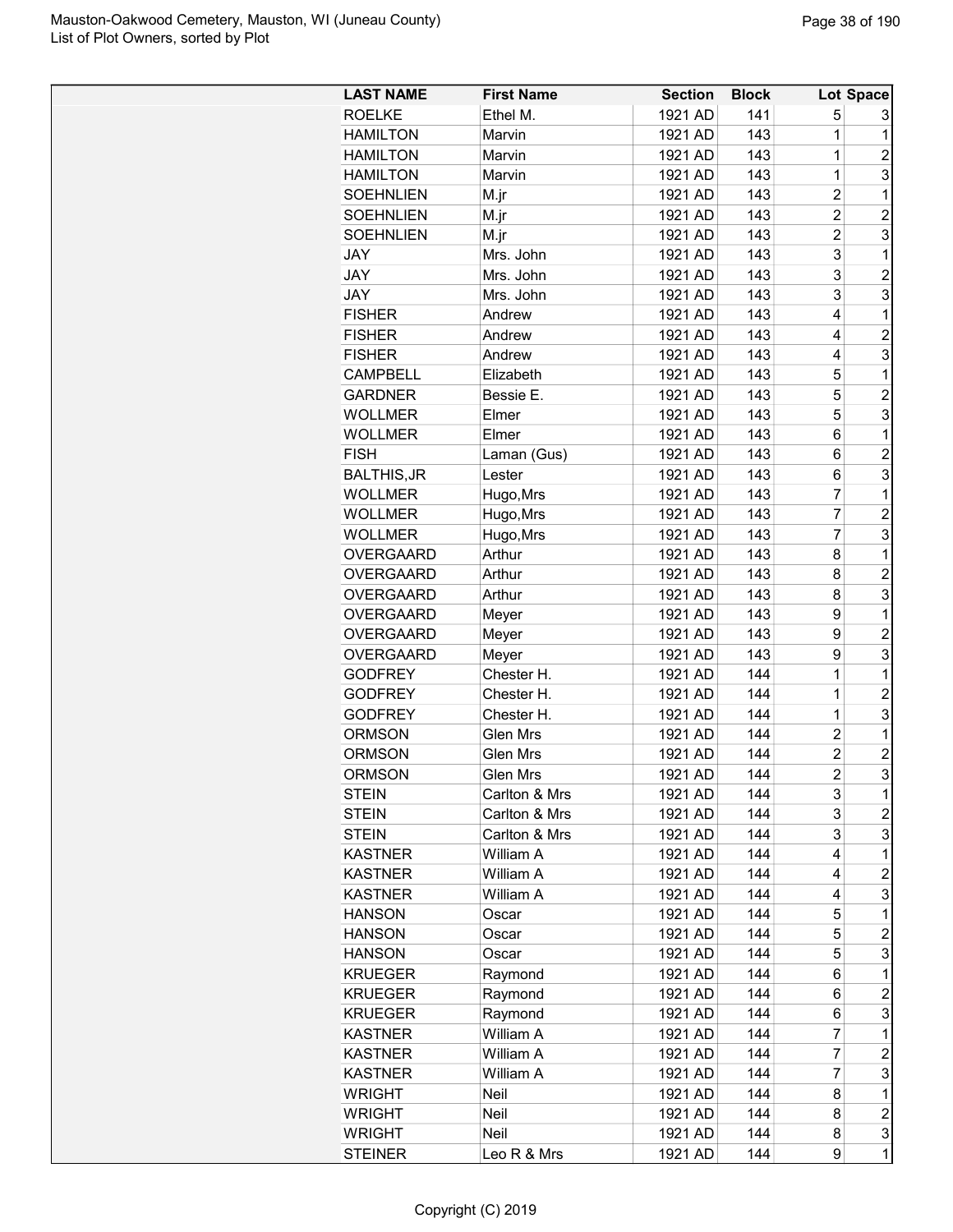| LAST NAME | First Name | Section | Block | Lot | Space |
|---|---|---|---|---|---|
| ROELKE | Ethel M. | 1921 AD | 141 | 5 | 3 |
| HAMILTON | Marvin | 1921 AD | 143 | 1 | 1 |
| HAMILTON | Marvin | 1921 AD | 143 | 1 | 2 |
| HAMILTON | Marvin | 1921 AD | 143 | 1 | 3 |
| SOEHNLIEN | M.jr | 1921 AD | 143 | 2 | 1 |
| SOEHNLIEN | M.jr | 1921 AD | 143 | 2 | 2 |
| SOEHNLIEN | M.jr | 1921 AD | 143 | 2 | 3 |
| JAY | Mrs. John | 1921 AD | 143 | 3 | 1 |
| JAY | Mrs. John | 1921 AD | 143 | 3 | 2 |
| JAY | Mrs. John | 1921 AD | 143 | 3 | 3 |
| FISHER | Andrew | 1921 AD | 143 | 4 | 1 |
| FISHER | Andrew | 1921 AD | 143 | 4 | 2 |
| FISHER | Andrew | 1921 AD | 143 | 4 | 3 |
| CAMPBELL | Elizabeth | 1921 AD | 143 | 5 | 1 |
| GARDNER | Bessie E. | 1921 AD | 143 | 5 | 2 |
| WOLLMER | Elmer | 1921 AD | 143 | 5 | 3 |
| WOLLMER | Elmer | 1921 AD | 143 | 6 | 1 |
| FISH | Laman (Gus) | 1921 AD | 143 | 6 | 2 |
| BALTHIS,JR | Lester | 1921 AD | 143 | 6 | 3 |
| WOLLMER | Hugo,Mrs | 1921 AD | 143 | 7 | 1 |
| WOLLMER | Hugo,Mrs | 1921 AD | 143 | 7 | 2 |
| WOLLMER | Hugo,Mrs | 1921 AD | 143 | 7 | 3 |
| OVERGAARD | Arthur | 1921 AD | 143 | 8 | 1 |
| OVERGAARD | Arthur | 1921 AD | 143 | 8 | 2 |
| OVERGAARD | Arthur | 1921 AD | 143 | 8 | 3 |
| OVERGAARD | Meyer | 1921 AD | 143 | 9 | 1 |
| OVERGAARD | Meyer | 1921 AD | 143 | 9 | 2 |
| OVERGAARD | Meyer | 1921 AD | 143 | 9 | 3 |
| GODFREY | Chester H. | 1921 AD | 144 | 1 | 1 |
| GODFREY | Chester H. | 1921 AD | 144 | 1 | 2 |
| GODFREY | Chester H. | 1921 AD | 144 | 1 | 3 |
| ORMSON | Glen Mrs | 1921 AD | 144 | 2 | 1 |
| ORMSON | Glen Mrs | 1921 AD | 144 | 2 | 2 |
| ORMSON | Glen Mrs | 1921 AD | 144 | 2 | 3 |
| STEIN | Carlton & Mrs | 1921 AD | 144 | 3 | 1 |
| STEIN | Carlton & Mrs | 1921 AD | 144 | 3 | 2 |
| STEIN | Carlton & Mrs | 1921 AD | 144 | 3 | 3 |
| KASTNER | William A | 1921 AD | 144 | 4 | 1 |
| KASTNER | William A | 1921 AD | 144 | 4 | 2 |
| KASTNER | William A | 1921 AD | 144 | 4 | 3 |
| HANSON | Oscar | 1921 AD | 144 | 5 | 1 |
| HANSON | Oscar | 1921 AD | 144 | 5 | 2 |
| HANSON | Oscar | 1921 AD | 144 | 5 | 3 |
| KRUEGER | Raymond | 1921 AD | 144 | 6 | 1 |
| KRUEGER | Raymond | 1921 AD | 144 | 6 | 2 |
| KRUEGER | Raymond | 1921 AD | 144 | 6 | 3 |
| KASTNER | William A | 1921 AD | 144 | 7 | 1 |
| KASTNER | William A | 1921 AD | 144 | 7 | 2 |
| KASTNER | William A | 1921 AD | 144 | 7 | 3 |
| WRIGHT | Neil | 1921 AD | 144 | 8 | 1 |
| WRIGHT | Neil | 1921 AD | 144 | 8 | 2 |
| WRIGHT | Neil | 1921 AD | 144 | 8 | 3 |
| STEINER | Leo R & Mrs | 1921 AD | 144 | 9 | 1 |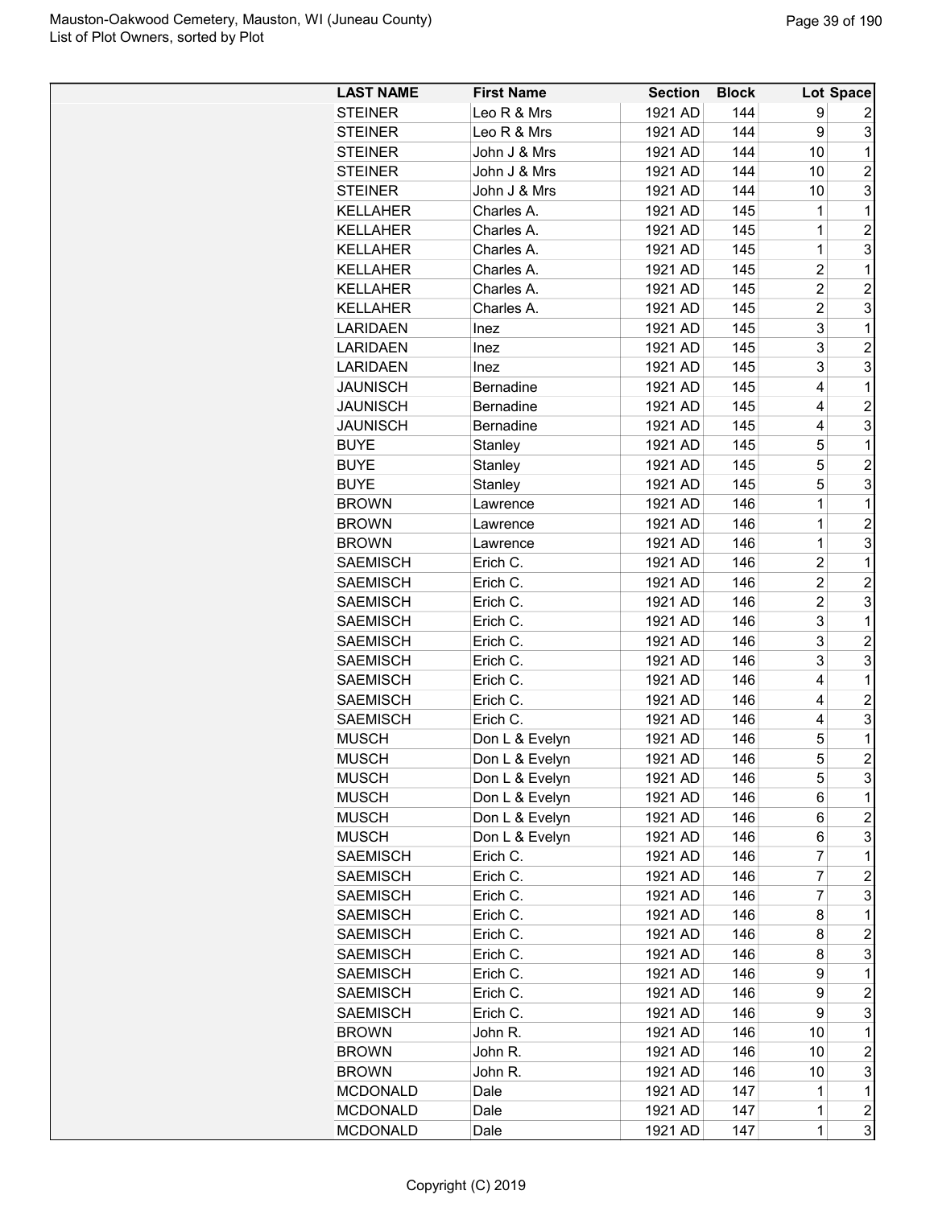| LAST NAME | First Name | Section | Block | Lot | Space |
|---|---|---|---|---|---|
| STEINER | Leo R & Mrs | 1921 AD | 144 | 9 | 2 |
| STEINER | Leo R & Mrs | 1921 AD | 144 | 9 | 3 |
| STEINER | John J & Mrs | 1921 AD | 144 | 10 | 1 |
| STEINER | John J & Mrs | 1921 AD | 144 | 10 | 2 |
| STEINER | John J & Mrs | 1921 AD | 144 | 10 | 3 |
| KELLAHER | Charles A. | 1921 AD | 145 | 1 | 1 |
| KELLAHER | Charles A. | 1921 AD | 145 | 1 | 2 |
| KELLAHER | Charles A. | 1921 AD | 145 | 1 | 3 |
| KELLAHER | Charles A. | 1921 AD | 145 | 2 | 1 |
| KELLAHER | Charles A. | 1921 AD | 145 | 2 | 2 |
| KELLAHER | Charles A. | 1921 AD | 145 | 2 | 3 |
| LARIDAEN | Inez | 1921 AD | 145 | 3 | 1 |
| LARIDAEN | Inez | 1921 AD | 145 | 3 | 2 |
| LARIDAEN | Inez | 1921 AD | 145 | 3 | 3 |
| JAUNISCH | Bernadine | 1921 AD | 145 | 4 | 1 |
| JAUNISCH | Bernadine | 1921 AD | 145 | 4 | 2 |
| JAUNISCH | Bernadine | 1921 AD | 145 | 4 | 3 |
| BUYE | Stanley | 1921 AD | 145 | 5 | 1 |
| BUYE | Stanley | 1921 AD | 145 | 5 | 2 |
| BUYE | Stanley | 1921 AD | 145 | 5 | 3 |
| BROWN | Lawrence | 1921 AD | 146 | 1 | 1 |
| BROWN | Lawrence | 1921 AD | 146 | 1 | 2 |
| BROWN | Lawrence | 1921 AD | 146 | 1 | 3 |
| SAEMISCH | Erich C. | 1921 AD | 146 | 2 | 1 |
| SAEMISCH | Erich C. | 1921 AD | 146 | 2 | 2 |
| SAEMISCH | Erich C. | 1921 AD | 146 | 2 | 3 |
| SAEMISCH | Erich C. | 1921 AD | 146 | 3 | 1 |
| SAEMISCH | Erich C. | 1921 AD | 146 | 3 | 2 |
| SAEMISCH | Erich C. | 1921 AD | 146 | 3 | 3 |
| SAEMISCH | Erich C. | 1921 AD | 146 | 4 | 1 |
| SAEMISCH | Erich C. | 1921 AD | 146 | 4 | 2 |
| SAEMISCH | Erich C. | 1921 AD | 146 | 4 | 3 |
| MUSCH | Don L & Evelyn | 1921 AD | 146 | 5 | 1 |
| MUSCH | Don L & Evelyn | 1921 AD | 146 | 5 | 2 |
| MUSCH | Don L & Evelyn | 1921 AD | 146 | 5 | 3 |
| MUSCH | Don L & Evelyn | 1921 AD | 146 | 6 | 1 |
| MUSCH | Don L & Evelyn | 1921 AD | 146 | 6 | 2 |
| MUSCH | Don L & Evelyn | 1921 AD | 146 | 6 | 3 |
| SAEMISCH | Erich C. | 1921 AD | 146 | 7 | 1 |
| SAEMISCH | Erich C. | 1921 AD | 146 | 7 | 2 |
| SAEMISCH | Erich C. | 1921 AD | 146 | 7 | 3 |
| SAEMISCH | Erich C. | 1921 AD | 146 | 8 | 1 |
| SAEMISCH | Erich C. | 1921 AD | 146 | 8 | 2 |
| SAEMISCH | Erich C. | 1921 AD | 146 | 8 | 3 |
| SAEMISCH | Erich C. | 1921 AD | 146 | 9 | 1 |
| SAEMISCH | Erich C. | 1921 AD | 146 | 9 | 2 |
| SAEMISCH | Erich C. | 1921 AD | 146 | 9 | 3 |
| BROWN | John R. | 1921 AD | 146 | 10 | 1 |
| BROWN | John R. | 1921 AD | 146 | 10 | 2 |
| BROWN | John R. | 1921 AD | 146 | 10 | 3 |
| MCDONALD | Dale | 1921 AD | 147 | 1 | 1 |
| MCDONALD | Dale | 1921 AD | 147 | 1 | 2 |
| MCDONALD | Dale | 1921 AD | 147 | 1 | 3 |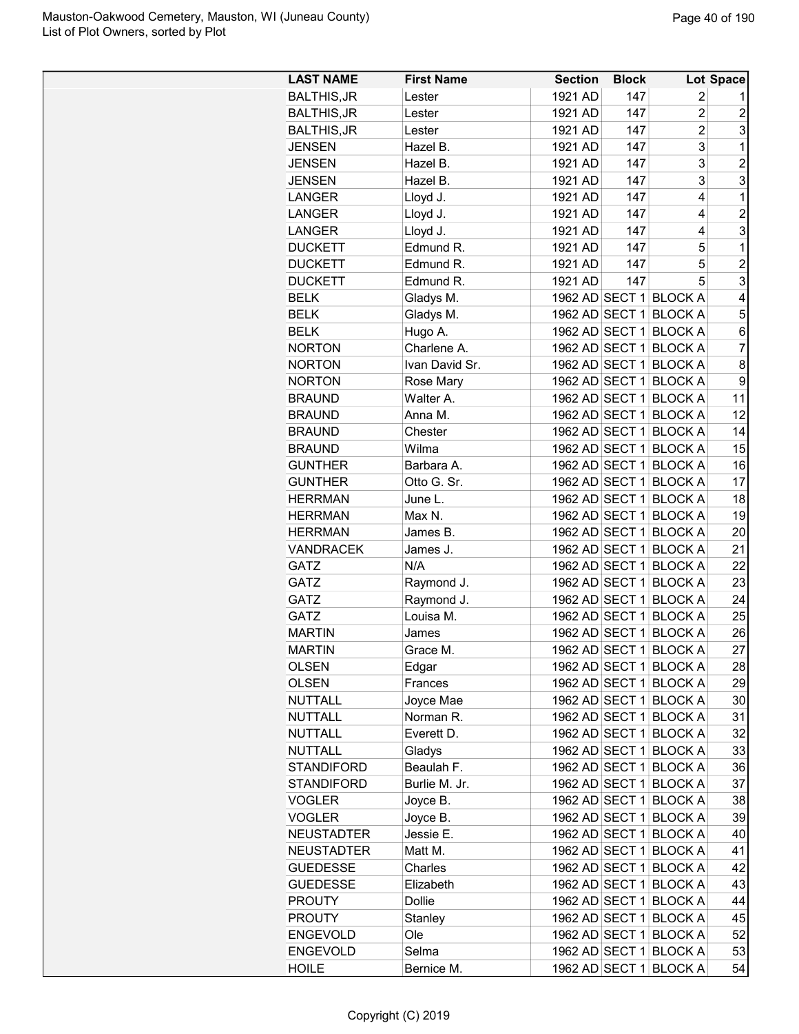Mauston-Oakwood Cemetery, Mauston, WI (Juneau County)
List of Plot Owners, sorted by Plot

| LAST NAME | First Name | Section | Block | Lot | Space |
|---|---|---|---|---|---|
| BALTHIS,JR | Lester | 1921 AD | 147 | 2 | 1 |
| BALTHIS,JR | Lester | 1921 AD | 147 | 2 | 2 |
| BALTHIS,JR | Lester | 1921 AD | 147 | 2 | 3 |
| JENSEN | Hazel B. | 1921 AD | 147 | 3 | 1 |
| JENSEN | Hazel B. | 1921 AD | 147 | 3 | 2 |
| JENSEN | Hazel B. | 1921 AD | 147 | 3 | 3 |
| LANGER | Lloyd J. | 1921 AD | 147 | 4 | 1 |
| LANGER | Lloyd J. | 1921 AD | 147 | 4 | 2 |
| LANGER | Lloyd J. | 1921 AD | 147 | 4 | 3 |
| DUCKETT | Edmund R. | 1921 AD | 147 | 5 | 1 |
| DUCKETT | Edmund R. | 1921 AD | 147 | 5 | 2 |
| DUCKETT | Edmund R. | 1921 AD | 147 | 5 | 3 |
| BELK | Gladys M. | 1962 AD | SECT 1 | BLOCK A | 4 |
| BELK | Gladys M. | 1962 AD | SECT 1 | BLOCK A | 5 |
| BELK | Hugo A. | 1962 AD | SECT 1 | BLOCK A | 6 |
| NORTON | Charlene A. | 1962 AD | SECT 1 | BLOCK A | 7 |
| NORTON | Ivan David Sr. | 1962 AD | SECT 1 | BLOCK A | 8 |
| NORTON | Rose Mary | 1962 AD | SECT 1 | BLOCK A | 9 |
| BRAUND | Walter A. | 1962 AD | SECT 1 | BLOCK A | 11 |
| BRAUND | Anna M. | 1962 AD | SECT 1 | BLOCK A | 12 |
| BRAUND | Chester | 1962 AD | SECT 1 | BLOCK A | 14 |
| BRAUND | Wilma | 1962 AD | SECT 1 | BLOCK A | 15 |
| GUNTHER | Barbara A. | 1962 AD | SECT 1 | BLOCK A | 16 |
| GUNTHER | Otto G. Sr. | 1962 AD | SECT 1 | BLOCK A | 17 |
| HERRMAN | June L. | 1962 AD | SECT 1 | BLOCK A | 18 |
| HERRMAN | Max N. | 1962 AD | SECT 1 | BLOCK A | 19 |
| HERRMAN | James B. | 1962 AD | SECT 1 | BLOCK A | 20 |
| VANDRACEK | James J. | 1962 AD | SECT 1 | BLOCK A | 21 |
| GATZ | N/A | 1962 AD | SECT 1 | BLOCK A | 22 |
| GATZ | Raymond J. | 1962 AD | SECT 1 | BLOCK A | 23 |
| GATZ | Raymond J. | 1962 AD | SECT 1 | BLOCK A | 24 |
| GATZ | Louisa M. | 1962 AD | SECT 1 | BLOCK A | 25 |
| MARTIN | James | 1962 AD | SECT 1 | BLOCK A | 26 |
| MARTIN | Grace M. | 1962 AD | SECT 1 | BLOCK A | 27 |
| OLSEN | Edgar | 1962 AD | SECT 1 | BLOCK A | 28 |
| OLSEN | Frances | 1962 AD | SECT 1 | BLOCK A | 29 |
| NUTTALL | Joyce Mae | 1962 AD | SECT 1 | BLOCK A | 30 |
| NUTTALL | Norman R. | 1962 AD | SECT 1 | BLOCK A | 31 |
| NUTTALL | Everett D. | 1962 AD | SECT 1 | BLOCK A | 32 |
| NUTTALL | Gladys | 1962 AD | SECT 1 | BLOCK A | 33 |
| STANDIFORD | Beaulah F. | 1962 AD | SECT 1 | BLOCK A | 36 |
| STANDIFORD | Burlie M. Jr. | 1962 AD | SECT 1 | BLOCK A | 37 |
| VOGLER | Joyce B. | 1962 AD | SECT 1 | BLOCK A | 38 |
| VOGLER | Joyce B. | 1962 AD | SECT 1 | BLOCK A | 39 |
| NEUSTADTER | Jessie E. | 1962 AD | SECT 1 | BLOCK A | 40 |
| NEUSTADTER | Matt M. | 1962 AD | SECT 1 | BLOCK A | 41 |
| GUEDESSE | Charles | 1962 AD | SECT 1 | BLOCK A | 42 |
| GUEDESSE | Elizabeth | 1962 AD | SECT 1 | BLOCK A | 43 |
| PROUTY | Dollie | 1962 AD | SECT 1 | BLOCK A | 44 |
| PROUTY | Stanley | 1962 AD | SECT 1 | BLOCK A | 45 |
| ENGEVOLD | Ole | 1962 AD | SECT 1 | BLOCK A | 52 |
| ENGEVOLD | Selma | 1962 AD | SECT 1 | BLOCK A | 53 |
| HOILE | Bernice M. | 1962 AD | SECT 1 | BLOCK A | 54 |

Copyright (C) 2019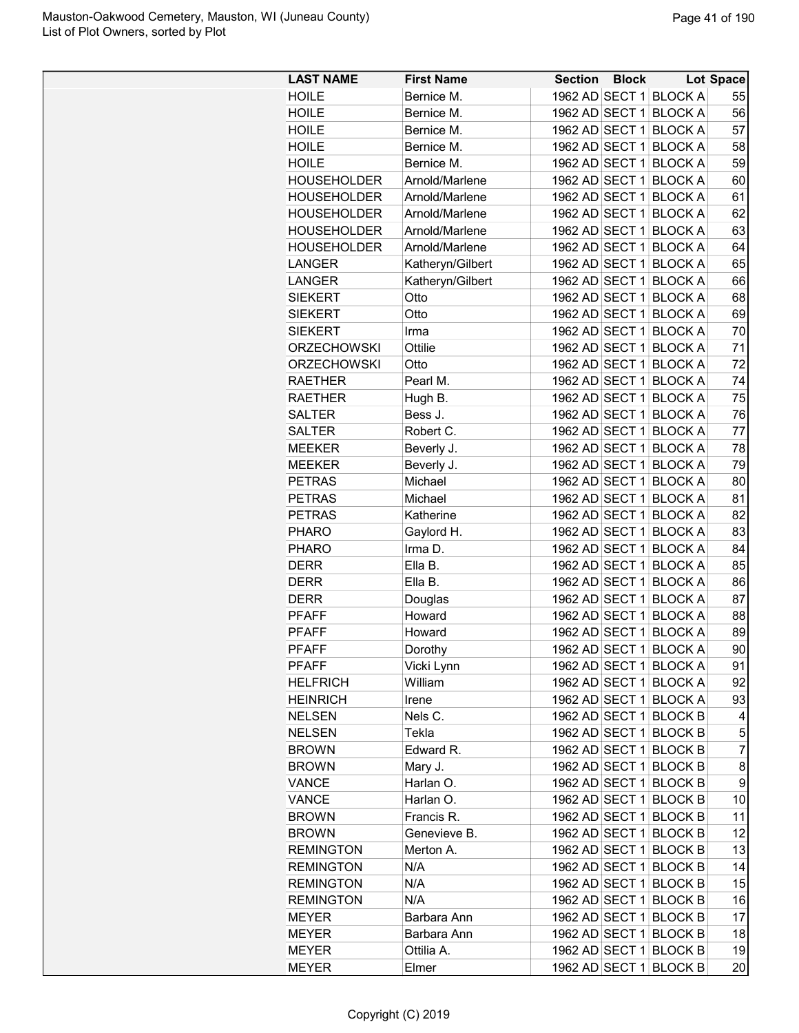| LAST NAME | First Name | Section | Block | Lot | Space |
|---|---|---|---|---|---|
| HOILE | Bernice M. | 1962 AD | SECT 1 | BLOCK A | 55 |
| HOILE | Bernice M. | 1962 AD | SECT 1 | BLOCK A | 56 |
| HOILE | Bernice M. | 1962 AD | SECT 1 | BLOCK A | 57 |
| HOILE | Bernice M. | 1962 AD | SECT 1 | BLOCK A | 58 |
| HOILE | Bernice M. | 1962 AD | SECT 1 | BLOCK A | 59 |
| HOUSEHOLDER | Arnold/Marlene | 1962 AD | SECT 1 | BLOCK A | 60 |
| HOUSEHOLDER | Arnold/Marlene | 1962 AD | SECT 1 | BLOCK A | 61 |
| HOUSEHOLDER | Arnold/Marlene | 1962 AD | SECT 1 | BLOCK A | 62 |
| HOUSEHOLDER | Arnold/Marlene | 1962 AD | SECT 1 | BLOCK A | 63 |
| HOUSEHOLDER | Arnold/Marlene | 1962 AD | SECT 1 | BLOCK A | 64 |
| LANGER | Katheryn/Gilbert | 1962 AD | SECT 1 | BLOCK A | 65 |
| LANGER | Katheryn/Gilbert | 1962 AD | SECT 1 | BLOCK A | 66 |
| SIEKERT | Otto | 1962 AD | SECT 1 | BLOCK A | 68 |
| SIEKERT | Otto | 1962 AD | SECT 1 | BLOCK A | 69 |
| SIEKERT | Irma | 1962 AD | SECT 1 | BLOCK A | 70 |
| ORZECHOWSKI | Ottilie | 1962 AD | SECT 1 | BLOCK A | 71 |
| ORZECHOWSKI | Otto | 1962 AD | SECT 1 | BLOCK A | 72 |
| RAETHER | Pearl M. | 1962 AD | SECT 1 | BLOCK A | 74 |
| RAETHER | Hugh B. | 1962 AD | SECT 1 | BLOCK A | 75 |
| SALTER | Bess J. | 1962 AD | SECT 1 | BLOCK A | 76 |
| SALTER | Robert C. | 1962 AD | SECT 1 | BLOCK A | 77 |
| MEEKER | Beverly J. | 1962 AD | SECT 1 | BLOCK A | 78 |
| MEEKER | Beverly J. | 1962 AD | SECT 1 | BLOCK A | 79 |
| PETRAS | Michael | 1962 AD | SECT 1 | BLOCK A | 80 |
| PETRAS | Michael | 1962 AD | SECT 1 | BLOCK A | 81 |
| PETRAS | Katherine | 1962 AD | SECT 1 | BLOCK A | 82 |
| PHARO | Gaylord H. | 1962 AD | SECT 1 | BLOCK A | 83 |
| PHARO | Irma D. | 1962 AD | SECT 1 | BLOCK A | 84 |
| DERR | Ella B. | 1962 AD | SECT 1 | BLOCK A | 85 |
| DERR | Ella B. | 1962 AD | SECT 1 | BLOCK A | 86 |
| DERR | Douglas | 1962 AD | SECT 1 | BLOCK A | 87 |
| PFAFF | Howard | 1962 AD | SECT 1 | BLOCK A | 88 |
| PFAFF | Howard | 1962 AD | SECT 1 | BLOCK A | 89 |
| PFAFF | Dorothy | 1962 AD | SECT 1 | BLOCK A | 90 |
| PFAFF | Vicki Lynn | 1962 AD | SECT 1 | BLOCK A | 91 |
| HELFRICH | William | 1962 AD | SECT 1 | BLOCK A | 92 |
| HEINRICH | Irene | 1962 AD | SECT 1 | BLOCK A | 93 |
| NELSEN | Nels C. | 1962 AD | SECT 1 | BLOCK B | 4 |
| NELSEN | Tekla | 1962 AD | SECT 1 | BLOCK B | 5 |
| BROWN | Edward R. | 1962 AD | SECT 1 | BLOCK B | 7 |
| BROWN | Mary J. | 1962 AD | SECT 1 | BLOCK B | 8 |
| VANCE | Harlan O. | 1962 AD | SECT 1 | BLOCK B | 9 |
| VANCE | Harlan O. | 1962 AD | SECT 1 | BLOCK B | 10 |
| BROWN | Francis R. | 1962 AD | SECT 1 | BLOCK B | 11 |
| BROWN | Genevieve B. | 1962 AD | SECT 1 | BLOCK B | 12 |
| REMINGTON | Merton A. | 1962 AD | SECT 1 | BLOCK B | 13 |
| REMINGTON | N/A | 1962 AD | SECT 1 | BLOCK B | 14 |
| REMINGTON | N/A | 1962 AD | SECT 1 | BLOCK B | 15 |
| REMINGTON | N/A | 1962 AD | SECT 1 | BLOCK B | 16 |
| MEYER | Barbara Ann | 1962 AD | SECT 1 | BLOCK B | 17 |
| MEYER | Barbara Ann | 1962 AD | SECT 1 | BLOCK B | 18 |
| MEYER | Ottilia A. | 1962 AD | SECT 1 | BLOCK B | 19 |
| MEYER | Elmer | 1962 AD | SECT 1 | BLOCK B | 20 |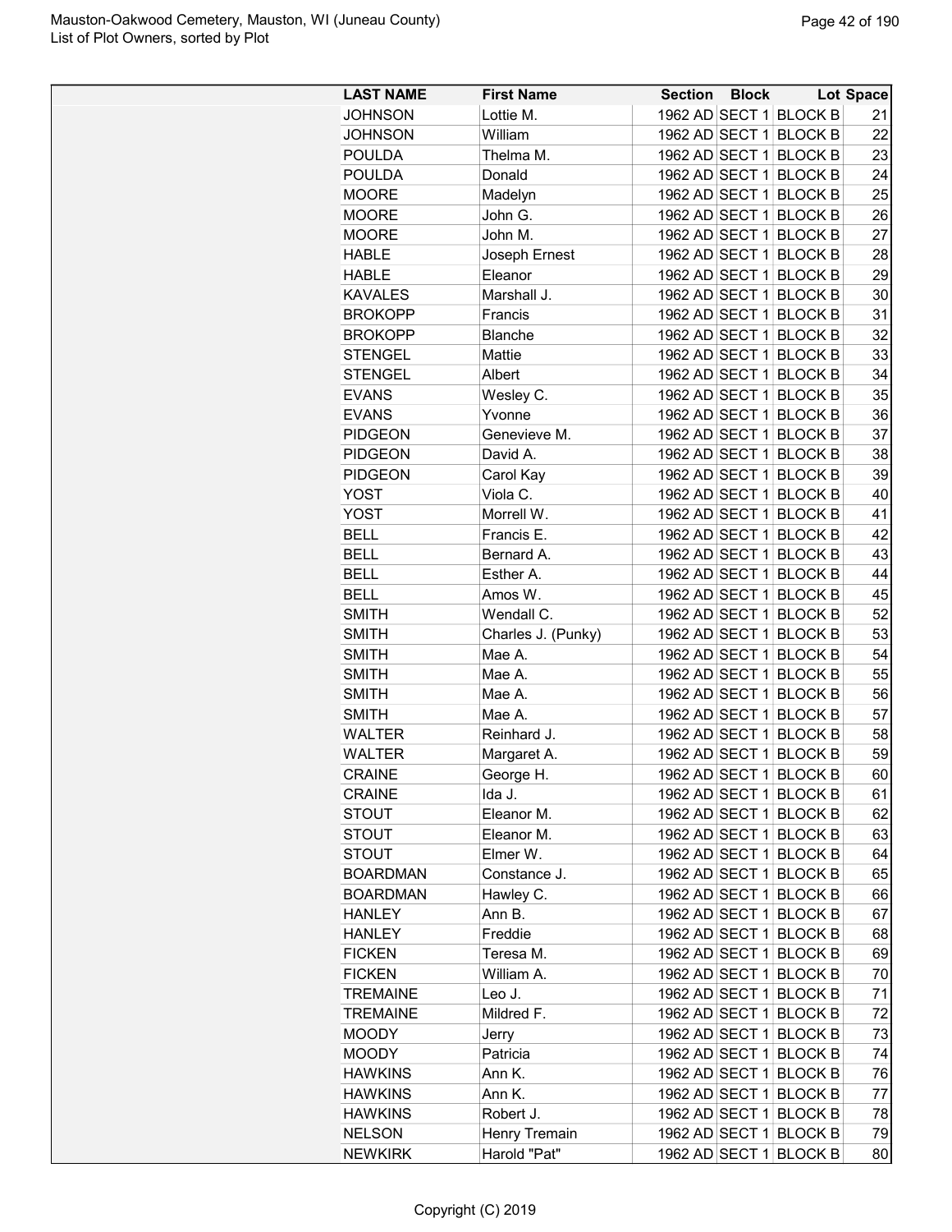| LAST NAME | First Name | Section | Block | Lot | Space |
|---|---|---|---|---|---|
| JOHNSON | Lottie M. | 1962 AD | SECT 1 | BLOCK B | 21 |
| JOHNSON | William | 1962 AD | SECT 1 | BLOCK B | 22 |
| POULDA | Thelma M. | 1962 AD | SECT 1 | BLOCK B | 23 |
| POULDA | Donald | 1962 AD | SECT 1 | BLOCK B | 24 |
| MOORE | Madelyn | 1962 AD | SECT 1 | BLOCK B | 25 |
| MOORE | John G. | 1962 AD | SECT 1 | BLOCK B | 26 |
| MOORE | John M. | 1962 AD | SECT 1 | BLOCK B | 27 |
| HABLE | Joseph Ernest | 1962 AD | SECT 1 | BLOCK B | 28 |
| HABLE | Eleanor | 1962 AD | SECT 1 | BLOCK B | 29 |
| KAVALES | Marshall J. | 1962 AD | SECT 1 | BLOCK B | 30 |
| BROKOPP | Francis | 1962 AD | SECT 1 | BLOCK B | 31 |
| BROKOPP | Blanche | 1962 AD | SECT 1 | BLOCK B | 32 |
| STENGEL | Mattie | 1962 AD | SECT 1 | BLOCK B | 33 |
| STENGEL | Albert | 1962 AD | SECT 1 | BLOCK B | 34 |
| EVANS | Wesley C. | 1962 AD | SECT 1 | BLOCK B | 35 |
| EVANS | Yvonne | 1962 AD | SECT 1 | BLOCK B | 36 |
| PIDGEON | Genevieve M. | 1962 AD | SECT 1 | BLOCK B | 37 |
| PIDGEON | David A. | 1962 AD | SECT 1 | BLOCK B | 38 |
| PIDGEON | Carol Kay | 1962 AD | SECT 1 | BLOCK B | 39 |
| YOST | Viola C. | 1962 AD | SECT 1 | BLOCK B | 40 |
| YOST | Morrell W. | 1962 AD | SECT 1 | BLOCK B | 41 |
| BELL | Francis E. | 1962 AD | SECT 1 | BLOCK B | 42 |
| BELL | Bernard A. | 1962 AD | SECT 1 | BLOCK B | 43 |
| BELL | Esther A. | 1962 AD | SECT 1 | BLOCK B | 44 |
| BELL | Amos W. | 1962 AD | SECT 1 | BLOCK B | 45 |
| SMITH | Wendall C. | 1962 AD | SECT 1 | BLOCK B | 52 |
| SMITH | Charles J. (Punky) | 1962 AD | SECT 1 | BLOCK B | 53 |
| SMITH | Mae A. | 1962 AD | SECT 1 | BLOCK B | 54 |
| SMITH | Mae A. | 1962 AD | SECT 1 | BLOCK B | 55 |
| SMITH | Mae A. | 1962 AD | SECT 1 | BLOCK B | 56 |
| SMITH | Mae A. | 1962 AD | SECT 1 | BLOCK B | 57 |
| WALTER | Reinhard J. | 1962 AD | SECT 1 | BLOCK B | 58 |
| WALTER | Margaret A. | 1962 AD | SECT 1 | BLOCK B | 59 |
| CRAINE | George H. | 1962 AD | SECT 1 | BLOCK B | 60 |
| CRAINE | Ida J. | 1962 AD | SECT 1 | BLOCK B | 61 |
| STOUT | Eleanor M. | 1962 AD | SECT 1 | BLOCK B | 62 |
| STOUT | Eleanor M. | 1962 AD | SECT 1 | BLOCK B | 63 |
| STOUT | Elmer W. | 1962 AD | SECT 1 | BLOCK B | 64 |
| BOARDMAN | Constance J. | 1962 AD | SECT 1 | BLOCK B | 65 |
| BOARDMAN | Hawley C. | 1962 AD | SECT 1 | BLOCK B | 66 |
| HANLEY | Ann B. | 1962 AD | SECT 1 | BLOCK B | 67 |
| HANLEY | Freddie | 1962 AD | SECT 1 | BLOCK B | 68 |
| FICKEN | Teresa M. | 1962 AD | SECT 1 | BLOCK B | 69 |
| FICKEN | William A. | 1962 AD | SECT 1 | BLOCK B | 70 |
| TREMAINE | Leo J. | 1962 AD | SECT 1 | BLOCK B | 71 |
| TREMAINE | Mildred F. | 1962 AD | SECT 1 | BLOCK B | 72 |
| MOODY | Jerry | 1962 AD | SECT 1 | BLOCK B | 73 |
| MOODY | Patricia | 1962 AD | SECT 1 | BLOCK B | 74 |
| HAWKINS | Ann K. | 1962 AD | SECT 1 | BLOCK B | 76 |
| HAWKINS | Ann K. | 1962 AD | SECT 1 | BLOCK B | 77 |
| HAWKINS | Robert J. | 1962 AD | SECT 1 | BLOCK B | 78 |
| NELSON | Henry Tremain | 1962 AD | SECT 1 | BLOCK B | 79 |
| NEWKIRK | Harold "Pat" | 1962 AD | SECT 1 | BLOCK B | 80 |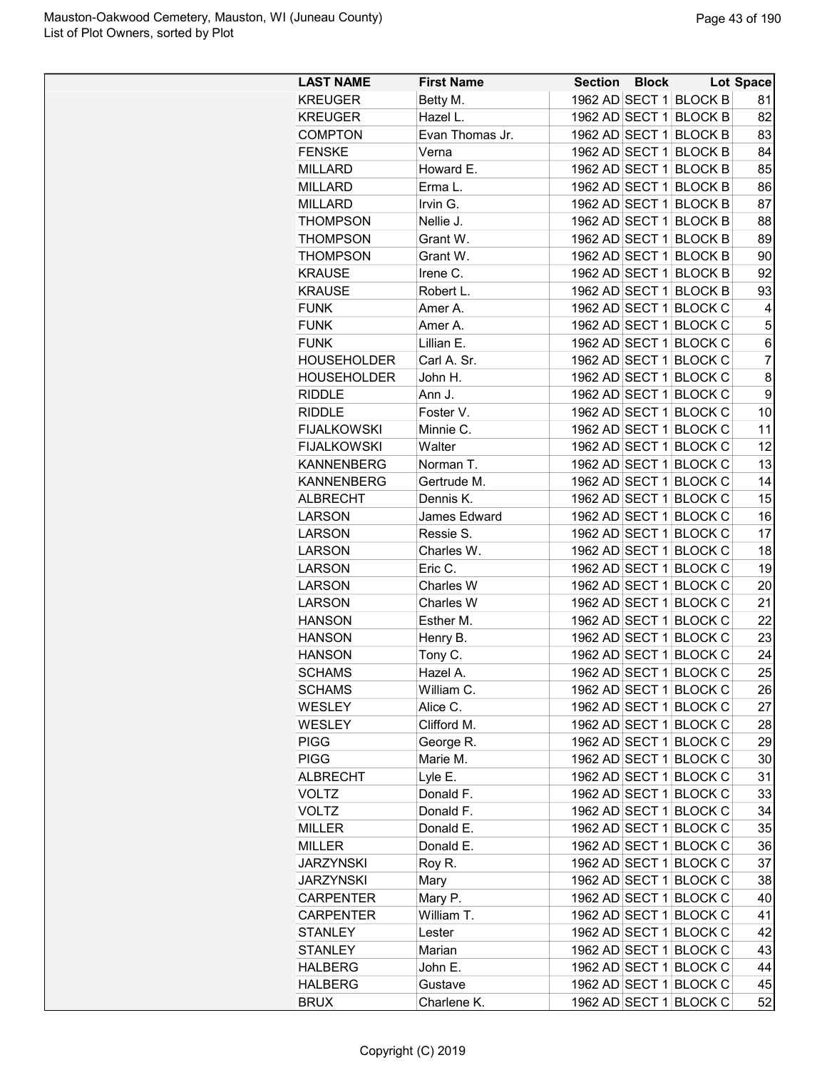| LAST NAME | First Name | Section | Block | Lot | Space |
|---|---|---|---|---|---|
| KREUGER | Betty M. | 1962 AD | SECT 1 | BLOCK B | 81 |
| KREUGER | Hazel L. | 1962 AD | SECT 1 | BLOCK B | 82 |
| COMPTON | Evan Thomas Jr. | 1962 AD | SECT 1 | BLOCK B | 83 |
| FENSKE | Verna | 1962 AD | SECT 1 | BLOCK B | 84 |
| MILLARD | Howard E. | 1962 AD | SECT 1 | BLOCK B | 85 |
| MILLARD | Erma L. | 1962 AD | SECT 1 | BLOCK B | 86 |
| MILLARD | Irvin G. | 1962 AD | SECT 1 | BLOCK B | 87 |
| THOMPSON | Nellie J. | 1962 AD | SECT 1 | BLOCK B | 88 |
| THOMPSON | Grant W. | 1962 AD | SECT 1 | BLOCK B | 89 |
| THOMPSON | Grant W. | 1962 AD | SECT 1 | BLOCK B | 90 |
| KRAUSE | Irene C. | 1962 AD | SECT 1 | BLOCK B | 92 |
| KRAUSE | Robert L. | 1962 AD | SECT 1 | BLOCK B | 93 |
| FUNK | Amer A. | 1962 AD | SECT 1 | BLOCK C | 4 |
| FUNK | Amer A. | 1962 AD | SECT 1 | BLOCK C | 5 |
| FUNK | Lillian E. | 1962 AD | SECT 1 | BLOCK C | 6 |
| HOUSEHOLDER | Carl A. Sr. | 1962 AD | SECT 1 | BLOCK C | 7 |
| HOUSEHOLDER | John H. | 1962 AD | SECT 1 | BLOCK C | 8 |
| RIDDLE | Ann J. | 1962 AD | SECT 1 | BLOCK C | 9 |
| RIDDLE | Foster V. | 1962 AD | SECT 1 | BLOCK C | 10 |
| FIJALKOWSKI | Minnie C. | 1962 AD | SECT 1 | BLOCK C | 11 |
| FIJALKOWSKI | Walter | 1962 AD | SECT 1 | BLOCK C | 12 |
| KANNENBERG | Norman T. | 1962 AD | SECT 1 | BLOCK C | 13 |
| KANNENBERG | Gertrude M. | 1962 AD | SECT 1 | BLOCK C | 14 |
| ALBRECHT | Dennis K. | 1962 AD | SECT 1 | BLOCK C | 15 |
| LARSON | James Edward | 1962 AD | SECT 1 | BLOCK C | 16 |
| LARSON | Ressie S. | 1962 AD | SECT 1 | BLOCK C | 17 |
| LARSON | Charles W. | 1962 AD | SECT 1 | BLOCK C | 18 |
| LARSON | Eric C. | 1962 AD | SECT 1 | BLOCK C | 19 |
| LARSON | Charles W | 1962 AD | SECT 1 | BLOCK C | 20 |
| LARSON | Charles W | 1962 AD | SECT 1 | BLOCK C | 21 |
| HANSON | Esther M. | 1962 AD | SECT 1 | BLOCK C | 22 |
| HANSON | Henry B. | 1962 AD | SECT 1 | BLOCK C | 23 |
| HANSON | Tony C. | 1962 AD | SECT 1 | BLOCK C | 24 |
| SCHAMS | Hazel A. | 1962 AD | SECT 1 | BLOCK C | 25 |
| SCHAMS | William C. | 1962 AD | SECT 1 | BLOCK C | 26 |
| WESLEY | Alice C. | 1962 AD | SECT 1 | BLOCK C | 27 |
| WESLEY | Clifford M. | 1962 AD | SECT 1 | BLOCK C | 28 |
| PIGG | George R. | 1962 AD | SECT 1 | BLOCK C | 29 |
| PIGG | Marie M. | 1962 AD | SECT 1 | BLOCK C | 30 |
| ALBRECHT | Lyle E. | 1962 AD | SECT 1 | BLOCK C | 31 |
| VOLTZ | Donald F. | 1962 AD | SECT 1 | BLOCK C | 33 |
| VOLTZ | Donald F. | 1962 AD | SECT 1 | BLOCK C | 34 |
| MILLER | Donald E. | 1962 AD | SECT 1 | BLOCK C | 35 |
| MILLER | Donald E. | 1962 AD | SECT 1 | BLOCK C | 36 |
| JARZYNSKI | Roy R. | 1962 AD | SECT 1 | BLOCK C | 37 |
| JARZYNSKI | Mary | 1962 AD | SECT 1 | BLOCK C | 38 |
| CARPENTER | Mary P. | 1962 AD | SECT 1 | BLOCK C | 40 |
| CARPENTER | William T. | 1962 AD | SECT 1 | BLOCK C | 41 |
| STANLEY | Lester | 1962 AD | SECT 1 | BLOCK C | 42 |
| STANLEY | Marian | 1962 AD | SECT 1 | BLOCK C | 43 |
| HALBERG | John E. | 1962 AD | SECT 1 | BLOCK C | 44 |
| HALBERG | Gustave | 1962 AD | SECT 1 | BLOCK C | 45 |
| BRUX | Charlene K. | 1962 AD | SECT 1 | BLOCK C | 52 |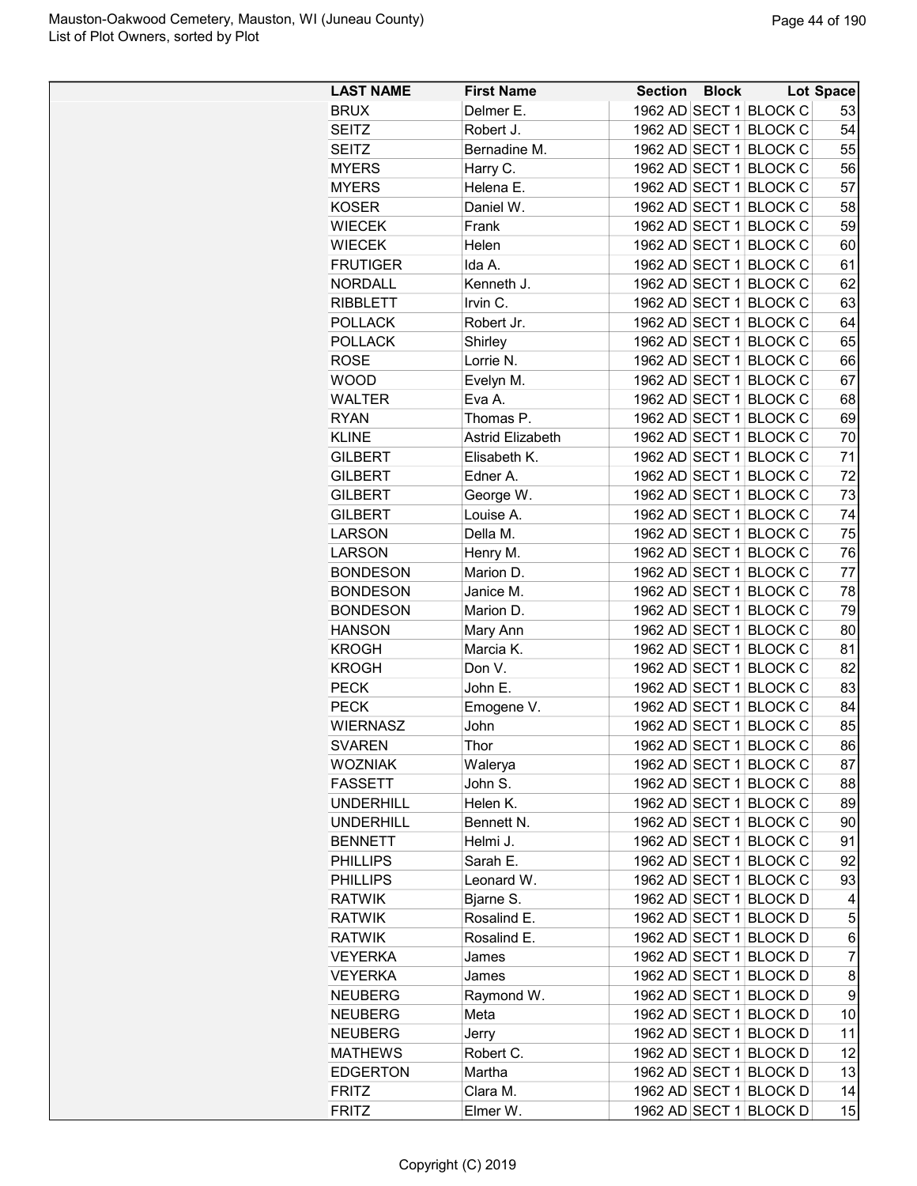| LAST NAME | First Name | Section | Block | Lot | Space |
|---|---|---|---|---|---|
| BRUX | Delmer E. | 1962 AD | SECT 1 | BLOCK C | 53 |
| SEITZ | Robert J. | 1962 AD | SECT 1 | BLOCK C | 54 |
| SEITZ | Bernadine M. | 1962 AD | SECT 1 | BLOCK C | 55 |
| MYERS | Harry C. | 1962 AD | SECT 1 | BLOCK C | 56 |
| MYERS | Helena E. | 1962 AD | SECT 1 | BLOCK C | 57 |
| KOSER | Daniel W. | 1962 AD | SECT 1 | BLOCK C | 58 |
| WIECEK | Frank | 1962 AD | SECT 1 | BLOCK C | 59 |
| WIECEK | Helen | 1962 AD | SECT 1 | BLOCK C | 60 |
| FRUTIGER | Ida A. | 1962 AD | SECT 1 | BLOCK C | 61 |
| NORDALL | Kenneth J. | 1962 AD | SECT 1 | BLOCK C | 62 |
| RIBBLETT | Irvin C. | 1962 AD | SECT 1 | BLOCK C | 63 |
| POLLACK | Robert Jr. | 1962 AD | SECT 1 | BLOCK C | 64 |
| POLLACK | Shirley | 1962 AD | SECT 1 | BLOCK C | 65 |
| ROSE | Lorrie N. | 1962 AD | SECT 1 | BLOCK C | 66 |
| WOOD | Evelyn M. | 1962 AD | SECT 1 | BLOCK C | 67 |
| WALTER | Eva A. | 1962 AD | SECT 1 | BLOCK C | 68 |
| RYAN | Thomas P. | 1962 AD | SECT 1 | BLOCK C | 69 |
| KLINE | Astrid Elizabeth | 1962 AD | SECT 1 | BLOCK C | 70 |
| GILBERT | Elisabeth K. | 1962 AD | SECT 1 | BLOCK C | 71 |
| GILBERT | Edner A. | 1962 AD | SECT 1 | BLOCK C | 72 |
| GILBERT | George W. | 1962 AD | SECT 1 | BLOCK C | 73 |
| GILBERT | Louise A. | 1962 AD | SECT 1 | BLOCK C | 74 |
| LARSON | Della M. | 1962 AD | SECT 1 | BLOCK C | 75 |
| LARSON | Henry M. | 1962 AD | SECT 1 | BLOCK C | 76 |
| BONDESON | Marion D. | 1962 AD | SECT 1 | BLOCK C | 77 |
| BONDESON | Janice M. | 1962 AD | SECT 1 | BLOCK C | 78 |
| BONDESON | Marion D. | 1962 AD | SECT 1 | BLOCK C | 79 |
| HANSON | Mary Ann | 1962 AD | SECT 1 | BLOCK C | 80 |
| KROGH | Marcia K. | 1962 AD | SECT 1 | BLOCK C | 81 |
| KROGH | Don V. | 1962 AD | SECT 1 | BLOCK C | 82 |
| PECK | John E. | 1962 AD | SECT 1 | BLOCK C | 83 |
| PECK | Emogene V. | 1962 AD | SECT 1 | BLOCK C | 84 |
| WIERNASZ | John | 1962 AD | SECT 1 | BLOCK C | 85 |
| SVAREN | Thor | 1962 AD | SECT 1 | BLOCK C | 86 |
| WOZNIAK | Walerya | 1962 AD | SECT 1 | BLOCK C | 87 |
| FASSETT | John S. | 1962 AD | SECT 1 | BLOCK C | 88 |
| UNDERHILL | Helen K. | 1962 AD | SECT 1 | BLOCK C | 89 |
| UNDERHILL | Bennett N. | 1962 AD | SECT 1 | BLOCK C | 90 |
| BENNETT | Helmi J. | 1962 AD | SECT 1 | BLOCK C | 91 |
| PHILLIPS | Sarah E. | 1962 AD | SECT 1 | BLOCK C | 92 |
| PHILLIPS | Leonard W. | 1962 AD | SECT 1 | BLOCK C | 93 |
| RATWIK | Bjarne S. | 1962 AD | SECT 1 | BLOCK D | 4 |
| RATWIK | Rosalind E. | 1962 AD | SECT 1 | BLOCK D | 5 |
| RATWIK | Rosalind E. | 1962 AD | SECT 1 | BLOCK D | 6 |
| VEYERKA | James | 1962 AD | SECT 1 | BLOCK D | 7 |
| VEYERKA | James | 1962 AD | SECT 1 | BLOCK D | 8 |
| NEUBERG | Raymond W. | 1962 AD | SECT 1 | BLOCK D | 9 |
| NEUBERG | Meta | 1962 AD | SECT 1 | BLOCK D | 10 |
| NEUBERG | Jerry | 1962 AD | SECT 1 | BLOCK D | 11 |
| MATHEWS | Robert C. | 1962 AD | SECT 1 | BLOCK D | 12 |
| EDGERTON | Martha | 1962 AD | SECT 1 | BLOCK D | 13 |
| FRITZ | Clara M. | 1962 AD | SECT 1 | BLOCK D | 14 |
| FRITZ | Elmer W. | 1962 AD | SECT 1 | BLOCK D | 15 |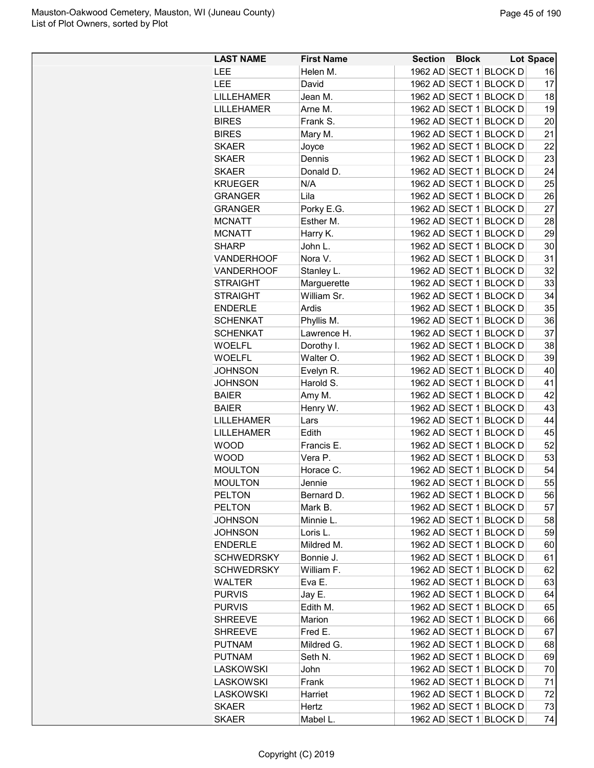| LAST NAME | First Name | Section | Block | Lot | Space |
|---|---|---|---|---|---|
| LEE | Helen M. | 1962 AD | SECT 1 | BLOCK D | 16 |
| LEE | David | 1962 AD | SECT 1 | BLOCK D | 17 |
| LILLEHAMER | Jean M. | 1962 AD | SECT 1 | BLOCK D | 18 |
| LILLEHAMER | Arne M. | 1962 AD | SECT 1 | BLOCK D | 19 |
| BIRES | Frank S. | 1962 AD | SECT 1 | BLOCK D | 20 |
| BIRES | Mary M. | 1962 AD | SECT 1 | BLOCK D | 21 |
| SKAER | Joyce | 1962 AD | SECT 1 | BLOCK D | 22 |
| SKAER | Dennis | 1962 AD | SECT 1 | BLOCK D | 23 |
| SKAER | Donald D. | 1962 AD | SECT 1 | BLOCK D | 24 |
| KRUEGER | N/A | 1962 AD | SECT 1 | BLOCK D | 25 |
| GRANGER | Lila | 1962 AD | SECT 1 | BLOCK D | 26 |
| GRANGER | Porky E.G. | 1962 AD | SECT 1 | BLOCK D | 27 |
| MCNATT | Esther M. | 1962 AD | SECT 1 | BLOCK D | 28 |
| MCNATT | Harry K. | 1962 AD | SECT 1 | BLOCK D | 29 |
| SHARP | John L. | 1962 AD | SECT 1 | BLOCK D | 30 |
| VANDERHOOF | Nora V. | 1962 AD | SECT 1 | BLOCK D | 31 |
| VANDERHOOF | Stanley L. | 1962 AD | SECT 1 | BLOCK D | 32 |
| STRAIGHT | Marguerette | 1962 AD | SECT 1 | BLOCK D | 33 |
| STRAIGHT | William Sr. | 1962 AD | SECT 1 | BLOCK D | 34 |
| ENDERLE | Ardis | 1962 AD | SECT 1 | BLOCK D | 35 |
| SCHENKAT | Phyllis M. | 1962 AD | SECT 1 | BLOCK D | 36 |
| SCHENKAT | Lawrence H. | 1962 AD | SECT 1 | BLOCK D | 37 |
| WOELFL | Dorothy I. | 1962 AD | SECT 1 | BLOCK D | 38 |
| WOELFL | Walter O. | 1962 AD | SECT 1 | BLOCK D | 39 |
| JOHNSON | Evelyn R. | 1962 AD | SECT 1 | BLOCK D | 40 |
| JOHNSON | Harold S. | 1962 AD | SECT 1 | BLOCK D | 41 |
| BAIER | Amy M. | 1962 AD | SECT 1 | BLOCK D | 42 |
| BAIER | Henry W. | 1962 AD | SECT 1 | BLOCK D | 43 |
| LILLEHAMER | Lars | 1962 AD | SECT 1 | BLOCK D | 44 |
| LILLEHAMER | Edith | 1962 AD | SECT 1 | BLOCK D | 45 |
| WOOD | Francis E. | 1962 AD | SECT 1 | BLOCK D | 52 |
| WOOD | Vera P. | 1962 AD | SECT 1 | BLOCK D | 53 |
| MOULTON | Horace C. | 1962 AD | SECT 1 | BLOCK D | 54 |
| MOULTON | Jennie | 1962 AD | SECT 1 | BLOCK D | 55 |
| PELTON | Bernard D. | 1962 AD | SECT 1 | BLOCK D | 56 |
| PELTON | Mark B. | 1962 AD | SECT 1 | BLOCK D | 57 |
| JOHNSON | Minnie L. | 1962 AD | SECT 1 | BLOCK D | 58 |
| JOHNSON | Loris L. | 1962 AD | SECT 1 | BLOCK D | 59 |
| ENDERLE | Mildred M. | 1962 AD | SECT 1 | BLOCK D | 60 |
| SCHWEDRSKY | Bonnie J. | 1962 AD | SECT 1 | BLOCK D | 61 |
| SCHWEDRSKY | William F. | 1962 AD | SECT 1 | BLOCK D | 62 |
| WALTER | Eva E. | 1962 AD | SECT 1 | BLOCK D | 63 |
| PURVIS | Jay E. | 1962 AD | SECT 1 | BLOCK D | 64 |
| PURVIS | Edith M. | 1962 AD | SECT 1 | BLOCK D | 65 |
| SHREEVE | Marion | 1962 AD | SECT 1 | BLOCK D | 66 |
| SHREEVE | Fred E. | 1962 AD | SECT 1 | BLOCK D | 67 |
| PUTNAM | Mildred G. | 1962 AD | SECT 1 | BLOCK D | 68 |
| PUTNAM | Seth N. | 1962 AD | SECT 1 | BLOCK D | 69 |
| LASKOWSKI | John | 1962 AD | SECT 1 | BLOCK D | 70 |
| LASKOWSKI | Frank | 1962 AD | SECT 1 | BLOCK D | 71 |
| LASKOWSKI | Harriet | 1962 AD | SECT 1 | BLOCK D | 72 |
| SKAER | Hertz | 1962 AD | SECT 1 | BLOCK D | 73 |
| SKAER | Mabel L. | 1962 AD | SECT 1 | BLOCK D | 74 |

Copyright (C) 2019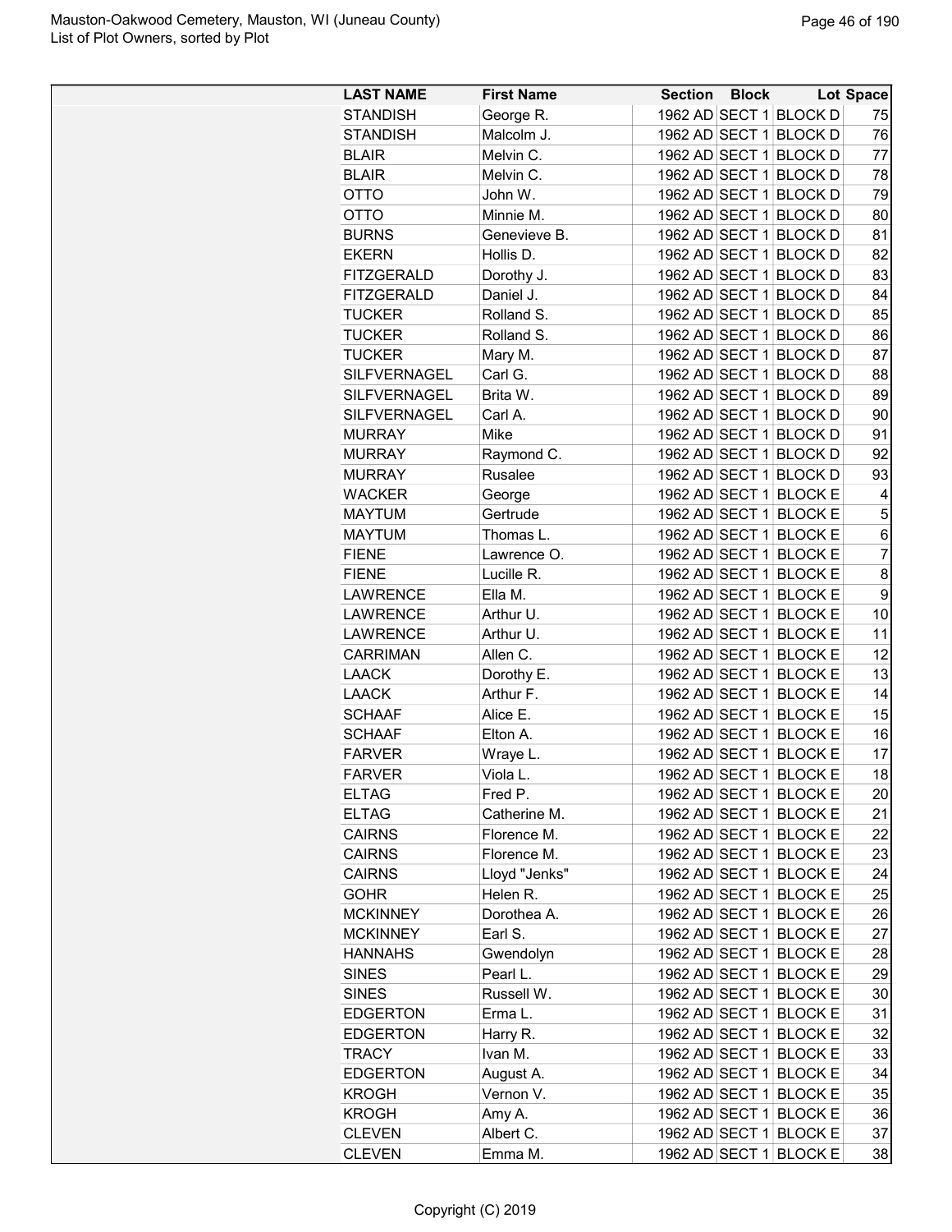| LAST NAME | First Name | Section | Block | Lot | Space |
|---|---|---|---|---|---|
| STANDISH | George R. | 1962 AD | SECT 1 | BLOCK D | 75 |
| STANDISH | Malcolm J. | 1962 AD | SECT 1 | BLOCK D | 76 |
| BLAIR | Melvin C. | 1962 AD | SECT 1 | BLOCK D | 77 |
| BLAIR | Melvin C. | 1962 AD | SECT 1 | BLOCK D | 78 |
| OTTO | John W. | 1962 AD | SECT 1 | BLOCK D | 79 |
| OTTO | Minnie M. | 1962 AD | SECT 1 | BLOCK D | 80 |
| BURNS | Genevieve B. | 1962 AD | SECT 1 | BLOCK D | 81 |
| EKERN | Hollis D. | 1962 AD | SECT 1 | BLOCK D | 82 |
| FITZGERALD | Dorothy J. | 1962 AD | SECT 1 | BLOCK D | 83 |
| FITZGERALD | Daniel J. | 1962 AD | SECT 1 | BLOCK D | 84 |
| TUCKER | Rolland S. | 1962 AD | SECT 1 | BLOCK D | 85 |
| TUCKER | Rolland S. | 1962 AD | SECT 1 | BLOCK D | 86 |
| TUCKER | Mary M. | 1962 AD | SECT 1 | BLOCK D | 87 |
| SILFVERNAGEL | Carl G. | 1962 AD | SECT 1 | BLOCK D | 88 |
| SILFVERNAGEL | Brita W. | 1962 AD | SECT 1 | BLOCK D | 89 |
| SILFVERNAGEL | Carl A. | 1962 AD | SECT 1 | BLOCK D | 90 |
| MURRAY | Mike | 1962 AD | SECT 1 | BLOCK D | 91 |
| MURRAY | Raymond C. | 1962 AD | SECT 1 | BLOCK D | 92 |
| MURRAY | Rusalee | 1962 AD | SECT 1 | BLOCK D | 93 |
| WACKER | George | 1962 AD | SECT 1 | BLOCK E | 4 |
| MAYTUM | Gertrude | 1962 AD | SECT 1 | BLOCK E | 5 |
| MAYTUM | Thomas L. | 1962 AD | SECT 1 | BLOCK E | 6 |
| FIENE | Lawrence O. | 1962 AD | SECT 1 | BLOCK E | 7 |
| FIENE | Lucille R. | 1962 AD | SECT 1 | BLOCK E | 8 |
| LAWRENCE | Ella M. | 1962 AD | SECT 1 | BLOCK E | 9 |
| LAWRENCE | Arthur U. | 1962 AD | SECT 1 | BLOCK E | 10 |
| LAWRENCE | Arthur U. | 1962 AD | SECT 1 | BLOCK E | 11 |
| CARRIMAN | Allen C. | 1962 AD | SECT 1 | BLOCK E | 12 |
| LAACK | Dorothy E. | 1962 AD | SECT 1 | BLOCK E | 13 |
| LAACK | Arthur F. | 1962 AD | SECT 1 | BLOCK E | 14 |
| SCHAAF | Alice E. | 1962 AD | SECT 1 | BLOCK E | 15 |
| SCHAAF | Elton A. | 1962 AD | SECT 1 | BLOCK E | 16 |
| FARVER | Wraye L. | 1962 AD | SECT 1 | BLOCK E | 17 |
| FARVER | Viola L. | 1962 AD | SECT 1 | BLOCK E | 18 |
| ELTAG | Fred P. | 1962 AD | SECT 1 | BLOCK E | 20 |
| ELTAG | Catherine M. | 1962 AD | SECT 1 | BLOCK E | 21 |
| CAIRNS | Florence M. | 1962 AD | SECT 1 | BLOCK E | 22 |
| CAIRNS | Florence M. | 1962 AD | SECT 1 | BLOCK E | 23 |
| CAIRNS | Lloyd "Jenks" | 1962 AD | SECT 1 | BLOCK E | 24 |
| GOHR | Helen R. | 1962 AD | SECT 1 | BLOCK E | 25 |
| MCKINNEY | Dorothea A. | 1962 AD | SECT 1 | BLOCK E | 26 |
| MCKINNEY | Earl S. | 1962 AD | SECT 1 | BLOCK E | 27 |
| HANNAHS | Gwendolyn | 1962 AD | SECT 1 | BLOCK E | 28 |
| SINES | Pearl L. | 1962 AD | SECT 1 | BLOCK E | 29 |
| SINES | Russell W. | 1962 AD | SECT 1 | BLOCK E | 30 |
| EDGERTON | Erma L. | 1962 AD | SECT 1 | BLOCK E | 31 |
| EDGERTON | Harry R. | 1962 AD | SECT 1 | BLOCK E | 32 |
| TRACY | Ivan M. | 1962 AD | SECT 1 | BLOCK E | 33 |
| EDGERTON | August A. | 1962 AD | SECT 1 | BLOCK E | 34 |
| KROGH | Vernon V. | 1962 AD | SECT 1 | BLOCK E | 35 |
| KROGH | Amy A. | 1962 AD | SECT 1 | BLOCK E | 36 |
| CLEVEN | Albert C. | 1962 AD | SECT 1 | BLOCK E | 37 |
| CLEVEN | Emma M. | 1962 AD | SECT 1 | BLOCK E | 38 |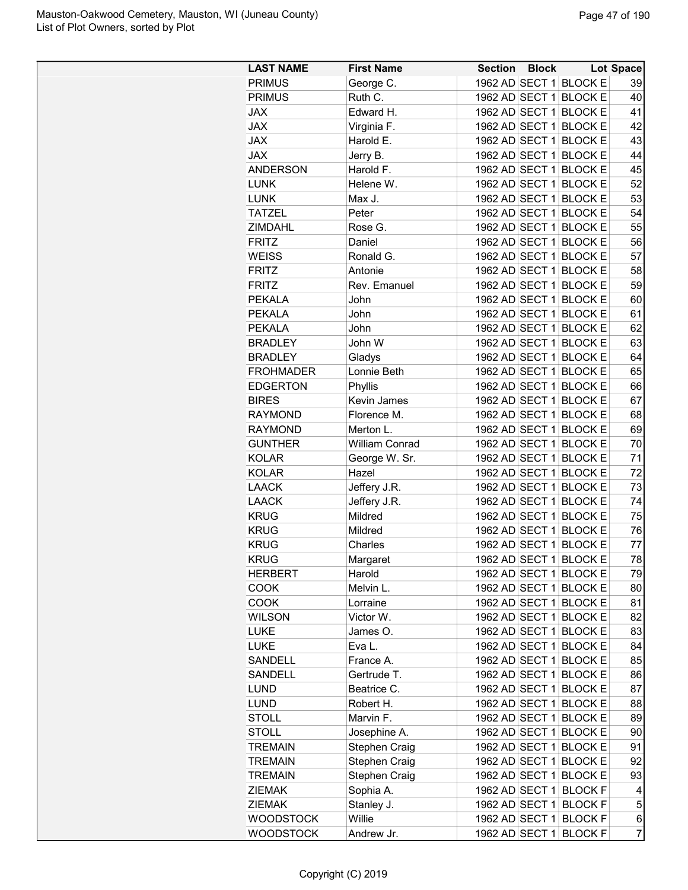| LAST NAME | First Name | Section | Block | Lot | Space |
|---|---|---|---|---|---|
| PRIMUS | George C. | 1962 AD | SECT 1 | BLOCK E | 39 |
| PRIMUS | Ruth C. | 1962 AD | SECT 1 | BLOCK E | 40 |
| JAX | Edward H. | 1962 AD | SECT 1 | BLOCK E | 41 |
| JAX | Virginia F. | 1962 AD | SECT 1 | BLOCK E | 42 |
| JAX | Harold E. | 1962 AD | SECT 1 | BLOCK E | 43 |
| JAX | Jerry B. | 1962 AD | SECT 1 | BLOCK E | 44 |
| ANDERSON | Harold F. | 1962 AD | SECT 1 | BLOCK E | 45 |
| LUNK | Helene W. | 1962 AD | SECT 1 | BLOCK E | 52 |
| LUNK | Max J. | 1962 AD | SECT 1 | BLOCK E | 53 |
| TATZEL | Peter | 1962 AD | SECT 1 | BLOCK E | 54 |
| ZIMDAHL | Rose G. | 1962 AD | SECT 1 | BLOCK E | 55 |
| FRITZ | Daniel | 1962 AD | SECT 1 | BLOCK E | 56 |
| WEISS | Ronald G. | 1962 AD | SECT 1 | BLOCK E | 57 |
| FRITZ | Antonie | 1962 AD | SECT 1 | BLOCK E | 58 |
| FRITZ | Rev. Emanuel | 1962 AD | SECT 1 | BLOCK E | 59 |
| PEKALA | John | 1962 AD | SECT 1 | BLOCK E | 60 |
| PEKALA | John | 1962 AD | SECT 1 | BLOCK E | 61 |
| PEKALA | John | 1962 AD | SECT 1 | BLOCK E | 62 |
| BRADLEY | John W | 1962 AD | SECT 1 | BLOCK E | 63 |
| BRADLEY | Gladys | 1962 AD | SECT 1 | BLOCK E | 64 |
| FROHMADER | Lonnie Beth | 1962 AD | SECT 1 | BLOCK E | 65 |
| EDGERTON | Phyllis | 1962 AD | SECT 1 | BLOCK E | 66 |
| BIRES | Kevin James | 1962 AD | SECT 1 | BLOCK E | 67 |
| RAYMOND | Florence M. | 1962 AD | SECT 1 | BLOCK E | 68 |
| RAYMOND | Merton L. | 1962 AD | SECT 1 | BLOCK E | 69 |
| GUNTHER | William Conrad | 1962 AD | SECT 1 | BLOCK E | 70 |
| KOLAR | George W. Sr. | 1962 AD | SECT 1 | BLOCK E | 71 |
| KOLAR | Hazel | 1962 AD | SECT 1 | BLOCK E | 72 |
| LAACK | Jeffery J.R. | 1962 AD | SECT 1 | BLOCK E | 73 |
| LAACK | Jeffery J.R. | 1962 AD | SECT 1 | BLOCK E | 74 |
| KRUG | Mildred | 1962 AD | SECT 1 | BLOCK E | 75 |
| KRUG | Mildred | 1962 AD | SECT 1 | BLOCK E | 76 |
| KRUG | Charles | 1962 AD | SECT 1 | BLOCK E | 77 |
| KRUG | Margaret | 1962 AD | SECT 1 | BLOCK E | 78 |
| HERBERT | Harold | 1962 AD | SECT 1 | BLOCK E | 79 |
| COOK | Melvin L. | 1962 AD | SECT 1 | BLOCK E | 80 |
| COOK | Lorraine | 1962 AD | SECT 1 | BLOCK E | 81 |
| WILSON | Victor W. | 1962 AD | SECT 1 | BLOCK E | 82 |
| LUKE | James O. | 1962 AD | SECT 1 | BLOCK E | 83 |
| LUKE | Eva L. | 1962 AD | SECT 1 | BLOCK E | 84 |
| SANDELL | France A. | 1962 AD | SECT 1 | BLOCK E | 85 |
| SANDELL | Gertrude T. | 1962 AD | SECT 1 | BLOCK E | 86 |
| LUND | Beatrice C. | 1962 AD | SECT 1 | BLOCK E | 87 |
| LUND | Robert H. | 1962 AD | SECT 1 | BLOCK E | 88 |
| STOLL | Marvin F. | 1962 AD | SECT 1 | BLOCK E | 89 |
| STOLL | Josephine A. | 1962 AD | SECT 1 | BLOCK E | 90 |
| TREMAIN | Stephen Craig | 1962 AD | SECT 1 | BLOCK E | 91 |
| TREMAIN | Stephen Craig | 1962 AD | SECT 1 | BLOCK E | 92 |
| TREMAIN | Stephen Craig | 1962 AD | SECT 1 | BLOCK E | 93 |
| ZIEMAK | Sophia A. | 1962 AD | SECT 1 | BLOCK F | 4 |
| ZIEMAK | Stanley J. | 1962 AD | SECT 1 | BLOCK F | 5 |
| WOODSTOCK | Willie | 1962 AD | SECT 1 | BLOCK F | 6 |
| WOODSTOCK | Andrew Jr. | 1962 AD | SECT 1 | BLOCK F | 7 |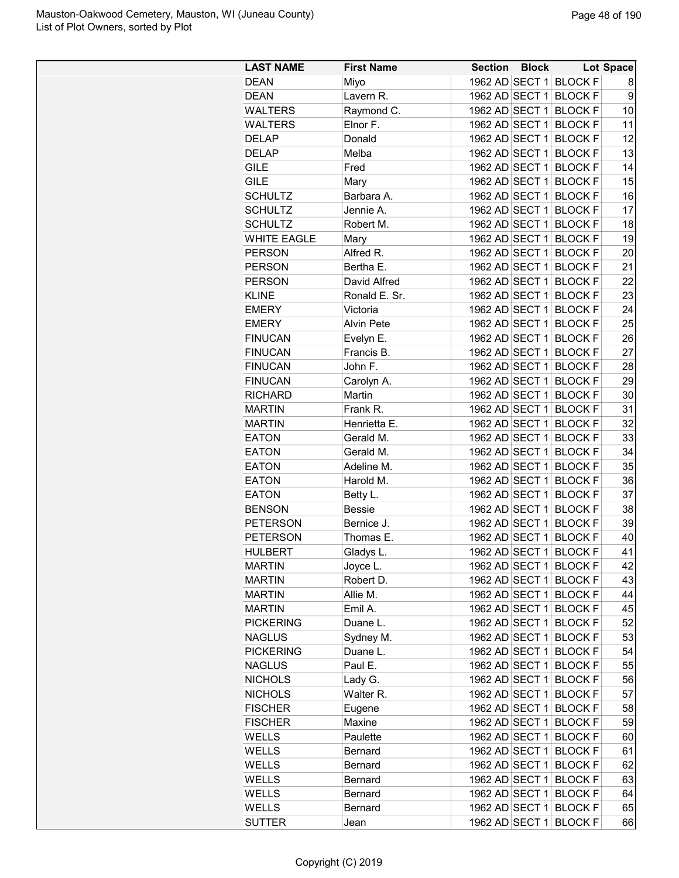Mauston-Oakwood Cemetery, Mauston, WI (Juneau County)
List of Plot Owners, sorted by Plot

| LAST NAME | First Name | Section | Block | Lot | Space |
|---|---|---|---|---|---|
| DEAN | Miyo | 1962 AD | SECT 1 | BLOCK F | 8 |
| DEAN | Lavern R. | 1962 AD | SECT 1 | BLOCK F | 9 |
| WALTERS | Raymond C. | 1962 AD | SECT 1 | BLOCK F | 10 |
| WALTERS | Elnor F. | 1962 AD | SECT 1 | BLOCK F | 11 |
| DELAP | Donald | 1962 AD | SECT 1 | BLOCK F | 12 |
| DELAP | Melba | 1962 AD | SECT 1 | BLOCK F | 13 |
| GILE | Fred | 1962 AD | SECT 1 | BLOCK F | 14 |
| GILE | Mary | 1962 AD | SECT 1 | BLOCK F | 15 |
| SCHULTZ | Barbara A. | 1962 AD | SECT 1 | BLOCK F | 16 |
| SCHULTZ | Jennie A. | 1962 AD | SECT 1 | BLOCK F | 17 |
| SCHULTZ | Robert M. | 1962 AD | SECT 1 | BLOCK F | 18 |
| WHITE EAGLE | Mary | 1962 AD | SECT 1 | BLOCK F | 19 |
| PERSON | Alfred R. | 1962 AD | SECT 1 | BLOCK F | 20 |
| PERSON | Bertha E. | 1962 AD | SECT 1 | BLOCK F | 21 |
| PERSON | David Alfred | 1962 AD | SECT 1 | BLOCK F | 22 |
| KLINE | Ronald E. Sr. | 1962 AD | SECT 1 | BLOCK F | 23 |
| EMERY | Victoria | 1962 AD | SECT 1 | BLOCK F | 24 |
| EMERY | Alvin Pete | 1962 AD | SECT 1 | BLOCK F | 25 |
| FINUCAN | Evelyn E. | 1962 AD | SECT 1 | BLOCK F | 26 |
| FINUCAN | Francis B. | 1962 AD | SECT 1 | BLOCK F | 27 |
| FINUCAN | John F. | 1962 AD | SECT 1 | BLOCK F | 28 |
| FINUCAN | Carolyn A. | 1962 AD | SECT 1 | BLOCK F | 29 |
| RICHARD | Martin | 1962 AD | SECT 1 | BLOCK F | 30 |
| MARTIN | Frank R. | 1962 AD | SECT 1 | BLOCK F | 31 |
| MARTIN | Henrietta E. | 1962 AD | SECT 1 | BLOCK F | 32 |
| EATON | Gerald M. | 1962 AD | SECT 1 | BLOCK F | 33 |
| EATON | Gerald M. | 1962 AD | SECT 1 | BLOCK F | 34 |
| EATON | Adeline M. | 1962 AD | SECT 1 | BLOCK F | 35 |
| EATON | Harold M. | 1962 AD | SECT 1 | BLOCK F | 36 |
| EATON | Betty L. | 1962 AD | SECT 1 | BLOCK F | 37 |
| BENSON | Bessie | 1962 AD | SECT 1 | BLOCK F | 38 |
| PETERSON | Bernice J. | 1962 AD | SECT 1 | BLOCK F | 39 |
| PETERSON | Thomas E. | 1962 AD | SECT 1 | BLOCK F | 40 |
| HULBERT | Gladys L. | 1962 AD | SECT 1 | BLOCK F | 41 |
| MARTIN | Joyce L. | 1962 AD | SECT 1 | BLOCK F | 42 |
| MARTIN | Robert D. | 1962 AD | SECT 1 | BLOCK F | 43 |
| MARTIN | Allie M. | 1962 AD | SECT 1 | BLOCK F | 44 |
| MARTIN | Emil A. | 1962 AD | SECT 1 | BLOCK F | 45 |
| PICKERING | Duane L. | 1962 AD | SECT 1 | BLOCK F | 52 |
| NAGLUS | Sydney M. | 1962 AD | SECT 1 | BLOCK F | 53 |
| PICKERING | Duane L. | 1962 AD | SECT 1 | BLOCK F | 54 |
| NAGLUS | Paul E. | 1962 AD | SECT 1 | BLOCK F | 55 |
| NICHOLS | Lady G. | 1962 AD | SECT 1 | BLOCK F | 56 |
| NICHOLS | Walter R. | 1962 AD | SECT 1 | BLOCK F | 57 |
| FISCHER | Eugene | 1962 AD | SECT 1 | BLOCK F | 58 |
| FISCHER | Maxine | 1962 AD | SECT 1 | BLOCK F | 59 |
| WELLS | Paulette | 1962 AD | SECT 1 | BLOCK F | 60 |
| WELLS | Bernard | 1962 AD | SECT 1 | BLOCK F | 61 |
| WELLS | Bernard | 1962 AD | SECT 1 | BLOCK F | 62 |
| WELLS | Bernard | 1962 AD | SECT 1 | BLOCK F | 63 |
| WELLS | Bernard | 1962 AD | SECT 1 | BLOCK F | 64 |
| WELLS | Bernard | 1962 AD | SECT 1 | BLOCK F | 65 |
| SUTTER | Jean | 1962 AD | SECT 1 | BLOCK F | 66 |

Copyright (C) 2019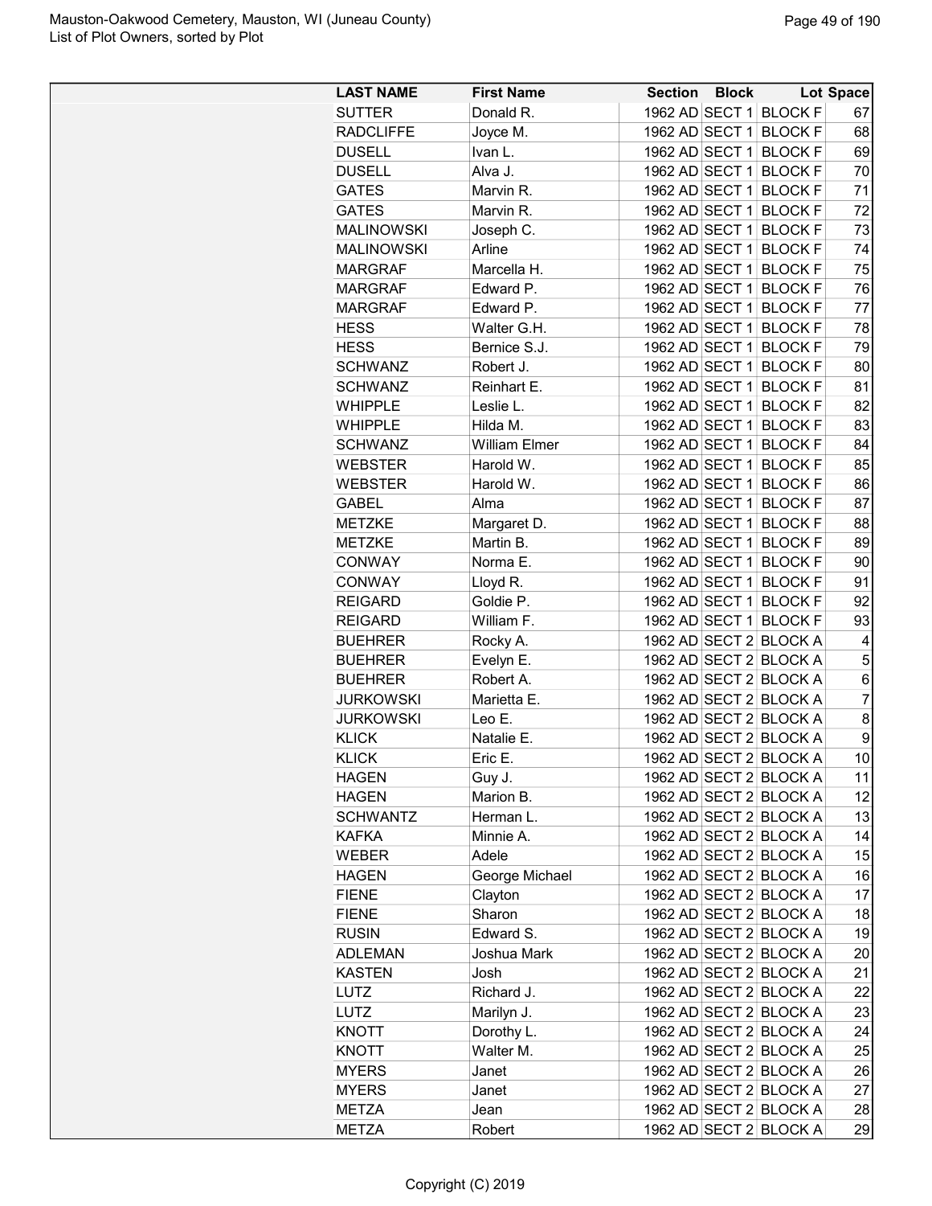| LAST NAME | First Name | Section | Block | Lot | Space |
|---|---|---|---|---|---|
| SUTTER | Donald R. | 1962 AD | SECT 1 | BLOCK F | 67 |
| RADCLIFFE | Joyce M. | 1962 AD | SECT 1 | BLOCK F | 68 |
| DUSELL | Ivan L. | 1962 AD | SECT 1 | BLOCK F | 69 |
| DUSELL | Alva J. | 1962 AD | SECT 1 | BLOCK F | 70 |
| GATES | Marvin R. | 1962 AD | SECT 1 | BLOCK F | 71 |
| GATES | Marvin R. | 1962 AD | SECT 1 | BLOCK F | 72 |
| MALINOWSKI | Joseph C. | 1962 AD | SECT 1 | BLOCK F | 73 |
| MALINOWSKI | Arline | 1962 AD | SECT 1 | BLOCK F | 74 |
| MARGRAF | Marcella H. | 1962 AD | SECT 1 | BLOCK F | 75 |
| MARGRAF | Edward P. | 1962 AD | SECT 1 | BLOCK F | 76 |
| MARGRAF | Edward P. | 1962 AD | SECT 1 | BLOCK F | 77 |
| HESS | Walter G.H. | 1962 AD | SECT 1 | BLOCK F | 78 |
| HESS | Bernice S.J. | 1962 AD | SECT 1 | BLOCK F | 79 |
| SCHWANZ | Robert J. | 1962 AD | SECT 1 | BLOCK F | 80 |
| SCHWANZ | Reinhart E. | 1962 AD | SECT 1 | BLOCK F | 81 |
| WHIPPLE | Leslie L. | 1962 AD | SECT 1 | BLOCK F | 82 |
| WHIPPLE | Hilda M. | 1962 AD | SECT 1 | BLOCK F | 83 |
| SCHWANZ | William Elmer | 1962 AD | SECT 1 | BLOCK F | 84 |
| WEBSTER | Harold W. | 1962 AD | SECT 1 | BLOCK F | 85 |
| WEBSTER | Harold W. | 1962 AD | SECT 1 | BLOCK F | 86 |
| GABEL | Alma | 1962 AD | SECT 1 | BLOCK F | 87 |
| METZKE | Margaret D. | 1962 AD | SECT 1 | BLOCK F | 88 |
| METZKE | Martin B. | 1962 AD | SECT 1 | BLOCK F | 89 |
| CONWAY | Norma E. | 1962 AD | SECT 1 | BLOCK F | 90 |
| CONWAY | Lloyd R. | 1962 AD | SECT 1 | BLOCK F | 91 |
| REIGARD | Goldie P. | 1962 AD | SECT 1 | BLOCK F | 92 |
| REIGARD | William F. | 1962 AD | SECT 1 | BLOCK F | 93 |
| BUEHRER | Rocky A. | 1962 AD | SECT 2 | BLOCK A | 4 |
| BUEHRER | Evelyn E. | 1962 AD | SECT 2 | BLOCK A | 5 |
| BUEHRER | Robert A. | 1962 AD | SECT 2 | BLOCK A | 6 |
| JURKOWSKI | Marietta E. | 1962 AD | SECT 2 | BLOCK A | 7 |
| JURKOWSKI | Leo E. | 1962 AD | SECT 2 | BLOCK A | 8 |
| KLICK | Natalie E. | 1962 AD | SECT 2 | BLOCK A | 9 |
| KLICK | Eric E. | 1962 AD | SECT 2 | BLOCK A | 10 |
| HAGEN | Guy J. | 1962 AD | SECT 2 | BLOCK A | 11 |
| HAGEN | Marion B. | 1962 AD | SECT 2 | BLOCK A | 12 |
| SCHWANTZ | Herman L. | 1962 AD | SECT 2 | BLOCK A | 13 |
| KAFKA | Minnie A. | 1962 AD | SECT 2 | BLOCK A | 14 |
| WEBER | Adele | 1962 AD | SECT 2 | BLOCK A | 15 |
| HAGEN | George Michael | 1962 AD | SECT 2 | BLOCK A | 16 |
| FIENE | Clayton | 1962 AD | SECT 2 | BLOCK A | 17 |
| FIENE | Sharon | 1962 AD | SECT 2 | BLOCK A | 18 |
| RUSIN | Edward S. | 1962 AD | SECT 2 | BLOCK A | 19 |
| ADLEMAN | Joshua Mark | 1962 AD | SECT 2 | BLOCK A | 20 |
| KASTEN | Josh | 1962 AD | SECT 2 | BLOCK A | 21 |
| LUTZ | Richard J. | 1962 AD | SECT 2 | BLOCK A | 22 |
| LUTZ | Marilyn J. | 1962 AD | SECT 2 | BLOCK A | 23 |
| KNOTT | Dorothy L. | 1962 AD | SECT 2 | BLOCK A | 24 |
| KNOTT | Walter M. | 1962 AD | SECT 2 | BLOCK A | 25 |
| MYERS | Janet | 1962 AD | SECT 2 | BLOCK A | 26 |
| MYERS | Janet | 1962 AD | SECT 2 | BLOCK A | 27 |
| METZA | Jean | 1962 AD | SECT 2 | BLOCK A | 28 |
| METZA | Robert | 1962 AD | SECT 2 | BLOCK A | 29 |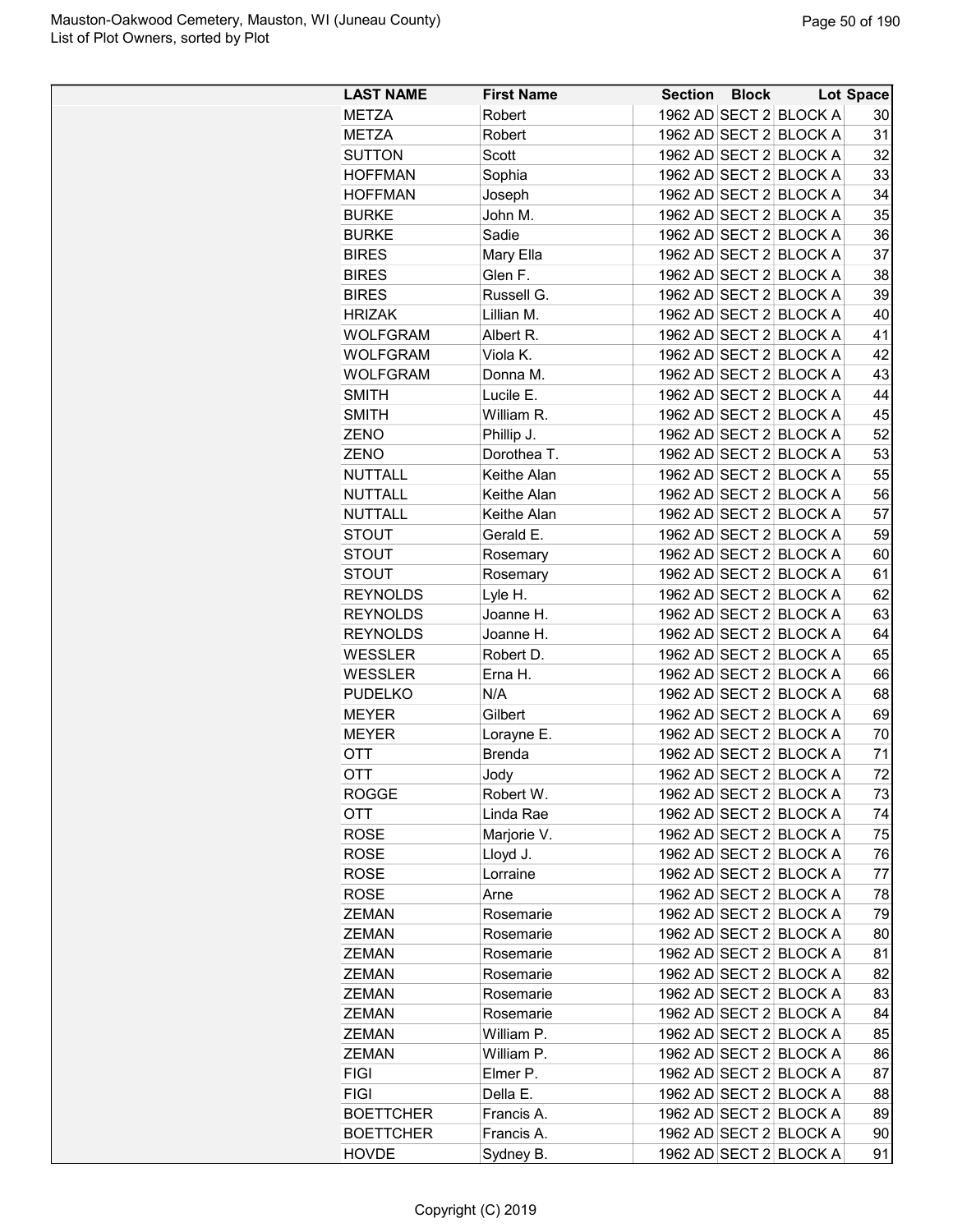| LAST NAME | First Name | Section | Block | Lot Space |
|---|---|---|---|---|
| METZA | Robert | 1962 AD | SECT 2 | BLOCK A | 30 |
| METZA | Robert | 1962 AD | SECT 2 | BLOCK A | 31 |
| SUTTON | Scott | 1962 AD | SECT 2 | BLOCK A | 32 |
| HOFFMAN | Sophia | 1962 AD | SECT 2 | BLOCK A | 33 |
| HOFFMAN | Joseph | 1962 AD | SECT 2 | BLOCK A | 34 |
| BURKE | John M. | 1962 AD | SECT 2 | BLOCK A | 35 |
| BURKE | Sadie | 1962 AD | SECT 2 | BLOCK A | 36 |
| BIRES | Mary Ella | 1962 AD | SECT 2 | BLOCK A | 37 |
| BIRES | Glen F. | 1962 AD | SECT 2 | BLOCK A | 38 |
| BIRES | Russell G. | 1962 AD | SECT 2 | BLOCK A | 39 |
| HRIZAK | Lillian M. | 1962 AD | SECT 2 | BLOCK A | 40 |
| WOLFGRAM | Albert R. | 1962 AD | SECT 2 | BLOCK A | 41 |
| WOLFGRAM | Viola K. | 1962 AD | SECT 2 | BLOCK A | 42 |
| WOLFGRAM | Donna M. | 1962 AD | SECT 2 | BLOCK A | 43 |
| SMITH | Lucile E. | 1962 AD | SECT 2 | BLOCK A | 44 |
| SMITH | William R. | 1962 AD | SECT 2 | BLOCK A | 45 |
| ZENO | Phillip J. | 1962 AD | SECT 2 | BLOCK A | 52 |
| ZENO | Dorothea T. | 1962 AD | SECT 2 | BLOCK A | 53 |
| NUTTALL | Keithe Alan | 1962 AD | SECT 2 | BLOCK A | 55 |
| NUTTALL | Keithe Alan | 1962 AD | SECT 2 | BLOCK A | 56 |
| NUTTALL | Keithe Alan | 1962 AD | SECT 2 | BLOCK A | 57 |
| STOUT | Gerald E. | 1962 AD | SECT 2 | BLOCK A | 59 |
| STOUT | Rosemary | 1962 AD | SECT 2 | BLOCK A | 60 |
| STOUT | Rosemary | 1962 AD | SECT 2 | BLOCK A | 61 |
| REYNOLDS | Lyle H. | 1962 AD | SECT 2 | BLOCK A | 62 |
| REYNOLDS | Joanne H. | 1962 AD | SECT 2 | BLOCK A | 63 |
| REYNOLDS | Joanne H. | 1962 AD | SECT 2 | BLOCK A | 64 |
| WESSLER | Robert D. | 1962 AD | SECT 2 | BLOCK A | 65 |
| WESSLER | Erna H. | 1962 AD | SECT 2 | BLOCK A | 66 |
| PUDELKO | N/A | 1962 AD | SECT 2 | BLOCK A | 68 |
| MEYER | Gilbert | 1962 AD | SECT 2 | BLOCK A | 69 |
| MEYER | Lorayne E. | 1962 AD | SECT 2 | BLOCK A | 70 |
| OTT | Brenda | 1962 AD | SECT 2 | BLOCK A | 71 |
| OTT | Jody | 1962 AD | SECT 2 | BLOCK A | 72 |
| ROGGE | Robert W. | 1962 AD | SECT 2 | BLOCK A | 73 |
| OTT | Linda Rae | 1962 AD | SECT 2 | BLOCK A | 74 |
| ROSE | Marjorie V. | 1962 AD | SECT 2 | BLOCK A | 75 |
| ROSE | Lloyd J. | 1962 AD | SECT 2 | BLOCK A | 76 |
| ROSE | Lorraine | 1962 AD | SECT 2 | BLOCK A | 77 |
| ROSE | Arne | 1962 AD | SECT 2 | BLOCK A | 78 |
| ZEMAN | Rosemarie | 1962 AD | SECT 2 | BLOCK A | 79 |
| ZEMAN | Rosemarie | 1962 AD | SECT 2 | BLOCK A | 80 |
| ZEMAN | Rosemarie | 1962 AD | SECT 2 | BLOCK A | 81 |
| ZEMAN | Rosemarie | 1962 AD | SECT 2 | BLOCK A | 82 |
| ZEMAN | Rosemarie | 1962 AD | SECT 2 | BLOCK A | 83 |
| ZEMAN | Rosemarie | 1962 AD | SECT 2 | BLOCK A | 84 |
| ZEMAN | William P. | 1962 AD | SECT 2 | BLOCK A | 85 |
| ZEMAN | William P. | 1962 AD | SECT 2 | BLOCK A | 86 |
| FIGI | Elmer P. | 1962 AD | SECT 2 | BLOCK A | 87 |
| FIGI | Della E. | 1962 AD | SECT 2 | BLOCK A | 88 |
| BOETTCHER | Francis A. | 1962 AD | SECT 2 | BLOCK A | 89 |
| BOETTCHER | Francis A. | 1962 AD | SECT 2 | BLOCK A | 90 |
| HOVDE | Sydney B. | 1962 AD | SECT 2 | BLOCK A | 91 |

Copyright (C) 2019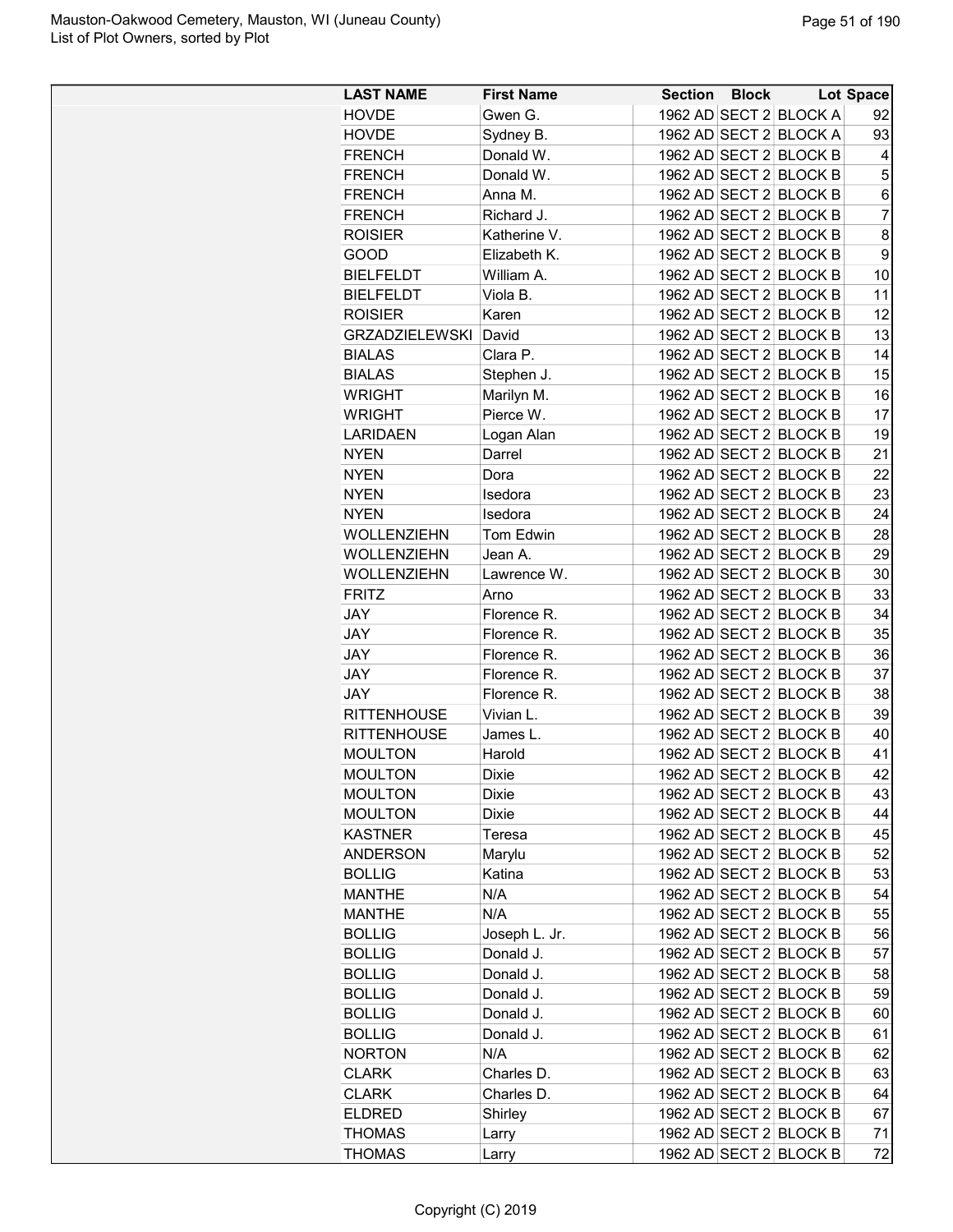| LAST NAME | First Name | Section | Block | Lot | Space |
|---|---|---|---|---|---|
| HOVDE | Gwen G. | 1962 AD | SECT 2 | BLOCK A | 92 |
| HOVDE | Sydney B. | 1962 AD | SECT 2 | BLOCK A | 93 |
| FRENCH | Donald W. | 1962 AD | SECT 2 | BLOCK B | 4 |
| FRENCH | Donald W. | 1962 AD | SECT 2 | BLOCK B | 5 |
| FRENCH | Anna M. | 1962 AD | SECT 2 | BLOCK B | 6 |
| FRENCH | Richard J. | 1962 AD | SECT 2 | BLOCK B | 7 |
| ROISIER | Katherine V. | 1962 AD | SECT 2 | BLOCK B | 8 |
| GOOD | Elizabeth K. | 1962 AD | SECT 2 | BLOCK B | 9 |
| BIELFELDT | William A. | 1962 AD | SECT 2 | BLOCK B | 10 |
| BIELFELDT | Viola B. | 1962 AD | SECT 2 | BLOCK B | 11 |
| ROISIER | Karen | 1962 AD | SECT 2 | BLOCK B | 12 |
| GRZADZIELEWSKI | David | 1962 AD | SECT 2 | BLOCK B | 13 |
| BIALAS | Clara P. | 1962 AD | SECT 2 | BLOCK B | 14 |
| BIALAS | Stephen J. | 1962 AD | SECT 2 | BLOCK B | 15 |
| WRIGHT | Marilyn M. | 1962 AD | SECT 2 | BLOCK B | 16 |
| WRIGHT | Pierce W. | 1962 AD | SECT 2 | BLOCK B | 17 |
| LARIDAEN | Logan Alan | 1962 AD | SECT 2 | BLOCK B | 19 |
| NYEN | Darrel | 1962 AD | SECT 2 | BLOCK B | 21 |
| NYEN | Dora | 1962 AD | SECT 2 | BLOCK B | 22 |
| NYEN | Isedora | 1962 AD | SECT 2 | BLOCK B | 23 |
| NYEN | Isedora | 1962 AD | SECT 2 | BLOCK B | 24 |
| WOLLENZIEHN | Tom Edwin | 1962 AD | SECT 2 | BLOCK B | 28 |
| WOLLENZIEHN | Jean A. | 1962 AD | SECT 2 | BLOCK B | 29 |
| WOLLENZIEHN | Lawrence W. | 1962 AD | SECT 2 | BLOCK B | 30 |
| FRITZ | Arno | 1962 AD | SECT 2 | BLOCK B | 33 |
| JAY | Florence R. | 1962 AD | SECT 2 | BLOCK B | 34 |
| JAY | Florence R. | 1962 AD | SECT 2 | BLOCK B | 35 |
| JAY | Florence R. | 1962 AD | SECT 2 | BLOCK B | 36 |
| JAY | Florence R. | 1962 AD | SECT 2 | BLOCK B | 37 |
| JAY | Florence R. | 1962 AD | SECT 2 | BLOCK B | 38 |
| RITTENHOUSE | Vivian L. | 1962 AD | SECT 2 | BLOCK B | 39 |
| RITTENHOUSE | James L. | 1962 AD | SECT 2 | BLOCK B | 40 |
| MOULTON | Harold | 1962 AD | SECT 2 | BLOCK B | 41 |
| MOULTON | Dixie | 1962 AD | SECT 2 | BLOCK B | 42 |
| MOULTON | Dixie | 1962 AD | SECT 2 | BLOCK B | 43 |
| MOULTON | Dixie | 1962 AD | SECT 2 | BLOCK B | 44 |
| KASTNER | Teresa | 1962 AD | SECT 2 | BLOCK B | 45 |
| ANDERSON | Marylu | 1962 AD | SECT 2 | BLOCK B | 52 |
| BOLLIG | Katina | 1962 AD | SECT 2 | BLOCK B | 53 |
| MANTHE | N/A | 1962 AD | SECT 2 | BLOCK B | 54 |
| MANTHE | N/A | 1962 AD | SECT 2 | BLOCK B | 55 |
| BOLLIG | Joseph L. Jr. | 1962 AD | SECT 2 | BLOCK B | 56 |
| BOLLIG | Donald J. | 1962 AD | SECT 2 | BLOCK B | 57 |
| BOLLIG | Donald J. | 1962 AD | SECT 2 | BLOCK B | 58 |
| BOLLIG | Donald J. | 1962 AD | SECT 2 | BLOCK B | 59 |
| BOLLIG | Donald J. | 1962 AD | SECT 2 | BLOCK B | 60 |
| BOLLIG | Donald J. | 1962 AD | SECT 2 | BLOCK B | 61 |
| NORTON | N/A | 1962 AD | SECT 2 | BLOCK B | 62 |
| CLARK | Charles D. | 1962 AD | SECT 2 | BLOCK B | 63 |
| CLARK | Charles D. | 1962 AD | SECT 2 | BLOCK B | 64 |
| ELDRED | Shirley | 1962 AD | SECT 2 | BLOCK B | 67 |
| THOMAS | Larry | 1962 AD | SECT 2 | BLOCK B | 71 |
| THOMAS | Larry | 1962 AD | SECT 2 | BLOCK B | 72 |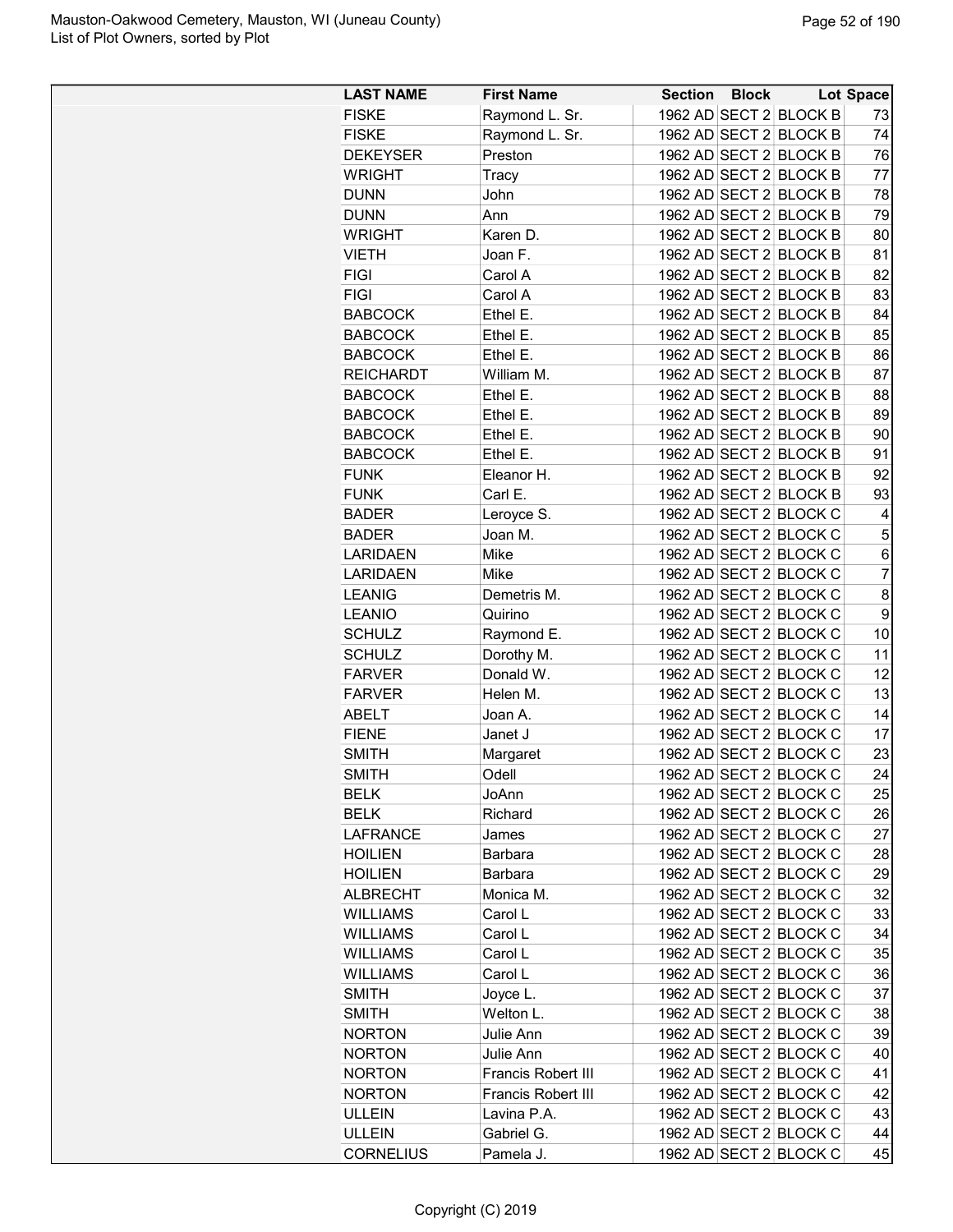| LAST NAME | First Name | Section | Block | Lot | Space |
|---|---|---|---|---|---|
| FISKE | Raymond L. Sr. | 1962 AD | SECT 2 | BLOCK B | 73 |
| FISKE | Raymond L. Sr. | 1962 AD | SECT 2 | BLOCK B | 74 |
| DEKEYSER | Preston | 1962 AD | SECT 2 | BLOCK B | 76 |
| WRIGHT | Tracy | 1962 AD | SECT 2 | BLOCK B | 77 |
| DUNN | John | 1962 AD | SECT 2 | BLOCK B | 78 |
| DUNN | Ann | 1962 AD | SECT 2 | BLOCK B | 79 |
| WRIGHT | Karen D. | 1962 AD | SECT 2 | BLOCK B | 80 |
| VIETH | Joan F. | 1962 AD | SECT 2 | BLOCK B | 81 |
| FIGI | Carol A | 1962 AD | SECT 2 | BLOCK B | 82 |
| FIGI | Carol A | 1962 AD | SECT 2 | BLOCK B | 83 |
| BABCOCK | Ethel E. | 1962 AD | SECT 2 | BLOCK B | 84 |
| BABCOCK | Ethel E. | 1962 AD | SECT 2 | BLOCK B | 85 |
| BABCOCK | Ethel E. | 1962 AD | SECT 2 | BLOCK B | 86 |
| REICHARDT | William M. | 1962 AD | SECT 2 | BLOCK B | 87 |
| BABCOCK | Ethel E. | 1962 AD | SECT 2 | BLOCK B | 88 |
| BABCOCK | Ethel E. | 1962 AD | SECT 2 | BLOCK B | 89 |
| BABCOCK | Ethel E. | 1962 AD | SECT 2 | BLOCK B | 90 |
| BABCOCK | Ethel E. | 1962 AD | SECT 2 | BLOCK B | 91 |
| FUNK | Eleanor H. | 1962 AD | SECT 2 | BLOCK B | 92 |
| FUNK | Carl E. | 1962 AD | SECT 2 | BLOCK B | 93 |
| BADER | Leroyce S. | 1962 AD | SECT 2 | BLOCK C | 4 |
| BADER | Joan M. | 1962 AD | SECT 2 | BLOCK C | 5 |
| LARIDAEN | Mike | 1962 AD | SECT 2 | BLOCK C | 6 |
| LARIDAEN | Mike | 1962 AD | SECT 2 | BLOCK C | 7 |
| LEANIG | Demetris M. | 1962 AD | SECT 2 | BLOCK C | 8 |
| LEANIO | Quirino | 1962 AD | SECT 2 | BLOCK C | 9 |
| SCHULZ | Raymond E. | 1962 AD | SECT 2 | BLOCK C | 10 |
| SCHULZ | Dorothy M. | 1962 AD | SECT 2 | BLOCK C | 11 |
| FARVER | Donald W. | 1962 AD | SECT 2 | BLOCK C | 12 |
| FARVER | Helen M. | 1962 AD | SECT 2 | BLOCK C | 13 |
| ABELT | Joan A. | 1962 AD | SECT 2 | BLOCK C | 14 |
| FIENE | Janet J | 1962 AD | SECT 2 | BLOCK C | 17 |
| SMITH | Margaret | 1962 AD | SECT 2 | BLOCK C | 23 |
| SMITH | Odell | 1962 AD | SECT 2 | BLOCK C | 24 |
| BELK | JoAnn | 1962 AD | SECT 2 | BLOCK C | 25 |
| BELK | Richard | 1962 AD | SECT 2 | BLOCK C | 26 |
| LAFRANCE | James | 1962 AD | SECT 2 | BLOCK C | 27 |
| HOILIEN | Barbara | 1962 AD | SECT 2 | BLOCK C | 28 |
| HOILIEN | Barbara | 1962 AD | SECT 2 | BLOCK C | 29 |
| ALBRECHT | Monica M. | 1962 AD | SECT 2 | BLOCK C | 32 |
| WILLIAMS | Carol L | 1962 AD | SECT 2 | BLOCK C | 33 |
| WILLIAMS | Carol L | 1962 AD | SECT 2 | BLOCK C | 34 |
| WILLIAMS | Carol L | 1962 AD | SECT 2 | BLOCK C | 35 |
| WILLIAMS | Carol L | 1962 AD | SECT 2 | BLOCK C | 36 |
| SMITH | Joyce L. | 1962 AD | SECT 2 | BLOCK C | 37 |
| SMITH | Welton L. | 1962 AD | SECT 2 | BLOCK C | 38 |
| NORTON | Julie Ann | 1962 AD | SECT 2 | BLOCK C | 39 |
| NORTON | Julie Ann | 1962 AD | SECT 2 | BLOCK C | 40 |
| NORTON | Francis Robert III | 1962 AD | SECT 2 | BLOCK C | 41 |
| NORTON | Francis Robert III | 1962 AD | SECT 2 | BLOCK C | 42 |
| ULLEIN | Lavina P.A. | 1962 AD | SECT 2 | BLOCK C | 43 |
| ULLEIN | Gabriel G. | 1962 AD | SECT 2 | BLOCK C | 44 |
| CORNELIUS | Pamela J. | 1962 AD | SECT 2 | BLOCK C | 45 |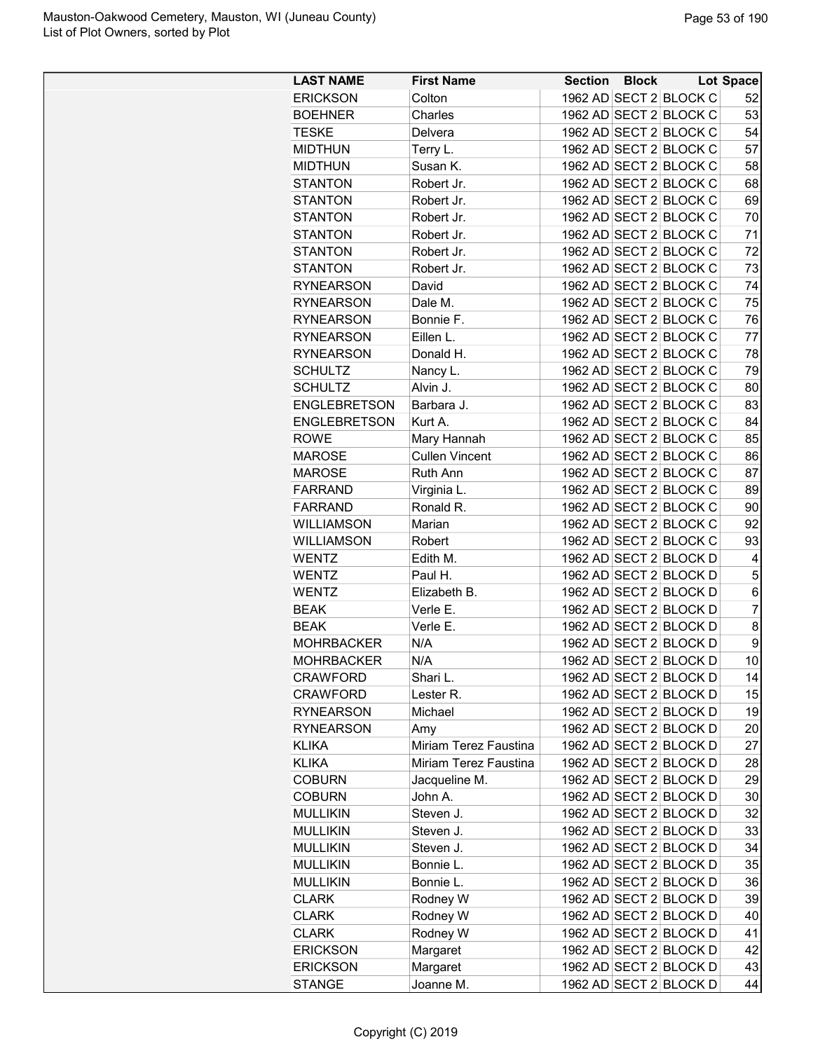| LAST NAME | First Name | Section | Block | Lot | Space |
|---|---|---|---|---|---|
| ERICKSON | Colton | 1962 AD | SECT 2 | BLOCK C | 52 |
| BOEHNER | Charles | 1962 AD | SECT 2 | BLOCK C | 53 |
| TESKE | Delvera | 1962 AD | SECT 2 | BLOCK C | 54 |
| MIDTHUN | Terry L. | 1962 AD | SECT 2 | BLOCK C | 57 |
| MIDTHUN | Susan K. | 1962 AD | SECT 2 | BLOCK C | 58 |
| STANTON | Robert Jr. | 1962 AD | SECT 2 | BLOCK C | 68 |
| STANTON | Robert Jr. | 1962 AD | SECT 2 | BLOCK C | 69 |
| STANTON | Robert Jr. | 1962 AD | SECT 2 | BLOCK C | 70 |
| STANTON | Robert Jr. | 1962 AD | SECT 2 | BLOCK C | 71 |
| STANTON | Robert Jr. | 1962 AD | SECT 2 | BLOCK C | 72 |
| STANTON | Robert Jr. | 1962 AD | SECT 2 | BLOCK C | 73 |
| RYNEARSON | David | 1962 AD | SECT 2 | BLOCK C | 74 |
| RYNEARSON | Dale M. | 1962 AD | SECT 2 | BLOCK C | 75 |
| RYNEARSON | Bonnie F. | 1962 AD | SECT 2 | BLOCK C | 76 |
| RYNEARSON | Eillen L. | 1962 AD | SECT 2 | BLOCK C | 77 |
| RYNEARSON | Donald H. | 1962 AD | SECT 2 | BLOCK C | 78 |
| SCHULTZ | Nancy L. | 1962 AD | SECT 2 | BLOCK C | 79 |
| SCHULTZ | Alvin J. | 1962 AD | SECT 2 | BLOCK C | 80 |
| ENGLEBRETSON | Barbara J. | 1962 AD | SECT 2 | BLOCK C | 83 |
| ENGLEBRETSON | Kurt A. | 1962 AD | SECT 2 | BLOCK C | 84 |
| ROWE | Mary Hannah | 1962 AD | SECT 2 | BLOCK C | 85 |
| MAROSE | Cullen Vincent | 1962 AD | SECT 2 | BLOCK C | 86 |
| MAROSE | Ruth Ann | 1962 AD | SECT 2 | BLOCK C | 87 |
| FARRAND | Virginia L. | 1962 AD | SECT 2 | BLOCK C | 89 |
| FARRAND | Ronald R. | 1962 AD | SECT 2 | BLOCK C | 90 |
| WILLIAMSON | Marian | 1962 AD | SECT 2 | BLOCK C | 92 |
| WILLIAMSON | Robert | 1962 AD | SECT 2 | BLOCK C | 93 |
| WENTZ | Edith M. | 1962 AD | SECT 2 | BLOCK D | 4 |
| WENTZ | Paul H. | 1962 AD | SECT 2 | BLOCK D | 5 |
| WENTZ | Elizabeth B. | 1962 AD | SECT 2 | BLOCK D | 6 |
| BEAK | Verle E. | 1962 AD | SECT 2 | BLOCK D | 7 |
| BEAK | Verle E. | 1962 AD | SECT 2 | BLOCK D | 8 |
| MOHRBACKER | N/A | 1962 AD | SECT 2 | BLOCK D | 9 |
| MOHRBACKER | N/A | 1962 AD | SECT 2 | BLOCK D | 10 |
| CRAWFORD | Shari L. | 1962 AD | SECT 2 | BLOCK D | 14 |
| CRAWFORD | Lester R. | 1962 AD | SECT 2 | BLOCK D | 15 |
| RYNEARSON | Michael | 1962 AD | SECT 2 | BLOCK D | 19 |
| RYNEARSON | Amy | 1962 AD | SECT 2 | BLOCK D | 20 |
| KLIKA | Miriam Terez Faustina | 1962 AD | SECT 2 | BLOCK D | 27 |
| KLIKA | Miriam Terez Faustina | 1962 AD | SECT 2 | BLOCK D | 28 |
| COBURN | Jacqueline M. | 1962 AD | SECT 2 | BLOCK D | 29 |
| COBURN | John A. | 1962 AD | SECT 2 | BLOCK D | 30 |
| MULLIKIN | Steven J. | 1962 AD | SECT 2 | BLOCK D | 32 |
| MULLIKIN | Steven J. | 1962 AD | SECT 2 | BLOCK D | 33 |
| MULLIKIN | Steven J. | 1962 AD | SECT 2 | BLOCK D | 34 |
| MULLIKIN | Bonnie L. | 1962 AD | SECT 2 | BLOCK D | 35 |
| MULLIKIN | Bonnie L. | 1962 AD | SECT 2 | BLOCK D | 36 |
| CLARK | Rodney W | 1962 AD | SECT 2 | BLOCK D | 39 |
| CLARK | Rodney W | 1962 AD | SECT 2 | BLOCK D | 40 |
| CLARK | Rodney W | 1962 AD | SECT 2 | BLOCK D | 41 |
| ERICKSON | Margaret | 1962 AD | SECT 2 | BLOCK D | 42 |
| ERICKSON | Margaret | 1962 AD | SECT 2 | BLOCK D | 43 |
| STANGE | Joanne M. | 1962 AD | SECT 2 | BLOCK D | 44 |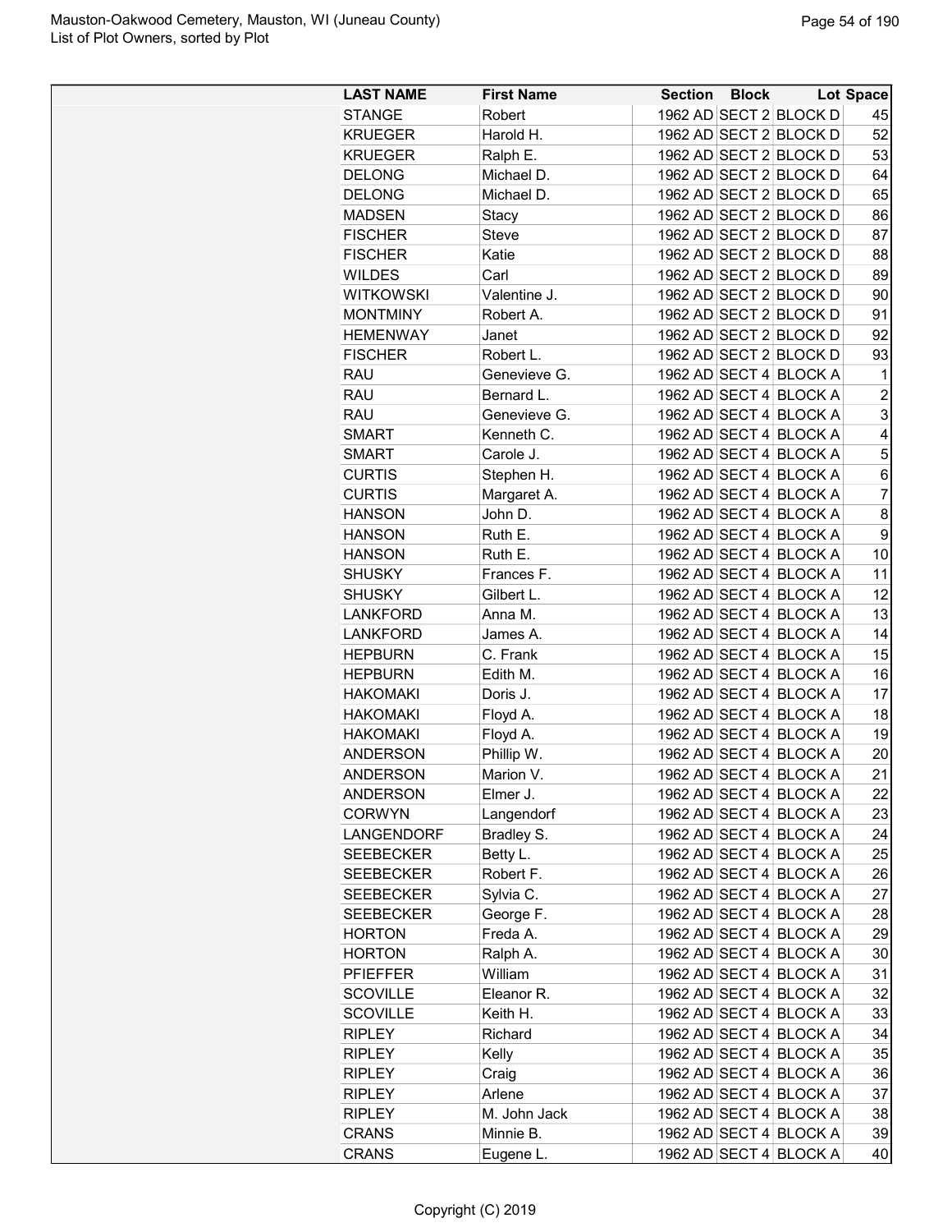| LAST NAME | First Name | Section | Block | Lot | Space |
|---|---|---|---|---|---|
| STANGE | Robert | 1962 AD | SECT 2 | BLOCK D | 45 |
| KRUEGER | Harold H. | 1962 AD | SECT 2 | BLOCK D | 52 |
| KRUEGER | Ralph E. | 1962 AD | SECT 2 | BLOCK D | 53 |
| DELONG | Michael D. | 1962 AD | SECT 2 | BLOCK D | 64 |
| DELONG | Michael D. | 1962 AD | SECT 2 | BLOCK D | 65 |
| MADSEN | Stacy | 1962 AD | SECT 2 | BLOCK D | 86 |
| FISCHER | Steve | 1962 AD | SECT 2 | BLOCK D | 87 |
| FISCHER | Katie | 1962 AD | SECT 2 | BLOCK D | 88 |
| WILDES | Carl | 1962 AD | SECT 2 | BLOCK D | 89 |
| WITKOWSKI | Valentine J. | 1962 AD | SECT 2 | BLOCK D | 90 |
| MONTMINY | Robert A. | 1962 AD | SECT 2 | BLOCK D | 91 |
| HEMENWAY | Janet | 1962 AD | SECT 2 | BLOCK D | 92 |
| FISCHER | Robert L. | 1962 AD | SECT 2 | BLOCK D | 93 |
| RAU | Genevieve G. | 1962 AD | SECT 4 | BLOCK A | 1 |
| RAU | Bernard L. | 1962 AD | SECT 4 | BLOCK A | 2 |
| RAU | Genevieve G. | 1962 AD | SECT 4 | BLOCK A | 3 |
| SMART | Kenneth C. | 1962 AD | SECT 4 | BLOCK A | 4 |
| SMART | Carole J. | 1962 AD | SECT 4 | BLOCK A | 5 |
| CURTIS | Stephen H. | 1962 AD | SECT 4 | BLOCK A | 6 |
| CURTIS | Margaret A. | 1962 AD | SECT 4 | BLOCK A | 7 |
| HANSON | John D. | 1962 AD | SECT 4 | BLOCK A | 8 |
| HANSON | Ruth E. | 1962 AD | SECT 4 | BLOCK A | 9 |
| HANSON | Ruth E. | 1962 AD | SECT 4 | BLOCK A | 10 |
| SHUSKY | Frances F. | 1962 AD | SECT 4 | BLOCK A | 11 |
| SHUSKY | Gilbert L. | 1962 AD | SECT 4 | BLOCK A | 12 |
| LANKFORD | Anna M. | 1962 AD | SECT 4 | BLOCK A | 13 |
| LANKFORD | James A. | 1962 AD | SECT 4 | BLOCK A | 14 |
| HEPBURN | C. Frank | 1962 AD | SECT 4 | BLOCK A | 15 |
| HEPBURN | Edith M. | 1962 AD | SECT 4 | BLOCK A | 16 |
| HAKOMAKI | Doris J. | 1962 AD | SECT 4 | BLOCK A | 17 |
| HAKOMAKI | Floyd A. | 1962 AD | SECT 4 | BLOCK A | 18 |
| HAKOMAKI | Floyd A. | 1962 AD | SECT 4 | BLOCK A | 19 |
| ANDERSON | Phillip W. | 1962 AD | SECT 4 | BLOCK A | 20 |
| ANDERSON | Marion V. | 1962 AD | SECT 4 | BLOCK A | 21 |
| ANDERSON | Elmer J. | 1962 AD | SECT 4 | BLOCK A | 22 |
| CORWYN | Langendorf | 1962 AD | SECT 4 | BLOCK A | 23 |
| LANGENDORF | Bradley S. | 1962 AD | SECT 4 | BLOCK A | 24 |
| SEEBECKER | Betty L. | 1962 AD | SECT 4 | BLOCK A | 25 |
| SEEBECKER | Robert F. | 1962 AD | SECT 4 | BLOCK A | 26 |
| SEEBECKER | Sylvia C. | 1962 AD | SECT 4 | BLOCK A | 27 |
| SEEBECKER | George F. | 1962 AD | SECT 4 | BLOCK A | 28 |
| HORTON | Freda A. | 1962 AD | SECT 4 | BLOCK A | 29 |
| HORTON | Ralph A. | 1962 AD | SECT 4 | BLOCK A | 30 |
| PFIEFFER | William | 1962 AD | SECT 4 | BLOCK A | 31 |
| SCOVILLE | Eleanor R. | 1962 AD | SECT 4 | BLOCK A | 32 |
| SCOVILLE | Keith H. | 1962 AD | SECT 4 | BLOCK A | 33 |
| RIPLEY | Richard | 1962 AD | SECT 4 | BLOCK A | 34 |
| RIPLEY | Kelly | 1962 AD | SECT 4 | BLOCK A | 35 |
| RIPLEY | Craig | 1962 AD | SECT 4 | BLOCK A | 36 |
| RIPLEY | Arlene | 1962 AD | SECT 4 | BLOCK A | 37 |
| RIPLEY | M. John Jack | 1962 AD | SECT 4 | BLOCK A | 38 |
| CRANS | Minnie B. | 1962 AD | SECT 4 | BLOCK A | 39 |
| CRANS | Eugene L. | 1962 AD | SECT 4 | BLOCK A | 40 |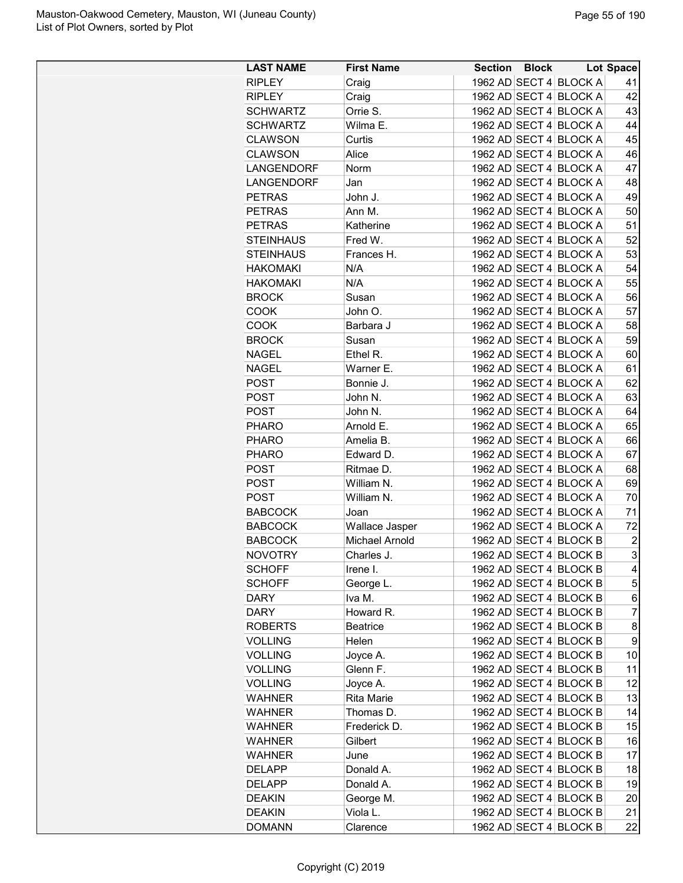| LAST NAME | First Name | Section | Block | Lot | Space |
|---|---|---|---|---|---|
| RIPLEY | Craig | 1962 AD | SECT 4 | BLOCK A | 41 |
| RIPLEY | Craig | 1962 AD | SECT 4 | BLOCK A | 42 |
| SCHWARTZ | Orrie S. | 1962 AD | SECT 4 | BLOCK A | 43 |
| SCHWARTZ | Wilma E. | 1962 AD | SECT 4 | BLOCK A | 44 |
| CLAWSON | Curtis | 1962 AD | SECT 4 | BLOCK A | 45 |
| CLAWSON | Alice | 1962 AD | SECT 4 | BLOCK A | 46 |
| LANGENDORF | Norm | 1962 AD | SECT 4 | BLOCK A | 47 |
| LANGENDORF | Jan | 1962 AD | SECT 4 | BLOCK A | 48 |
| PETRAS | John J. | 1962 AD | SECT 4 | BLOCK A | 49 |
| PETRAS | Ann M. | 1962 AD | SECT 4 | BLOCK A | 50 |
| PETRAS | Katherine | 1962 AD | SECT 4 | BLOCK A | 51 |
| STEINHAUS | Fred W. | 1962 AD | SECT 4 | BLOCK A | 52 |
| STEINHAUS | Frances H. | 1962 AD | SECT 4 | BLOCK A | 53 |
| HAKOMAKI | N/A | 1962 AD | SECT 4 | BLOCK A | 54 |
| HAKOMAKI | N/A | 1962 AD | SECT 4 | BLOCK A | 55 |
| BROCK | Susan | 1962 AD | SECT 4 | BLOCK A | 56 |
| COOK | John O. | 1962 AD | SECT 4 | BLOCK A | 57 |
| COOK | Barbara J | 1962 AD | SECT 4 | BLOCK A | 58 |
| BROCK | Susan | 1962 AD | SECT 4 | BLOCK A | 59 |
| NAGEL | Ethel R. | 1962 AD | SECT 4 | BLOCK A | 60 |
| NAGEL | Warner E. | 1962 AD | SECT 4 | BLOCK A | 61 |
| POST | Bonnie J. | 1962 AD | SECT 4 | BLOCK A | 62 |
| POST | John N. | 1962 AD | SECT 4 | BLOCK A | 63 |
| POST | John N. | 1962 AD | SECT 4 | BLOCK A | 64 |
| PHARO | Arnold E. | 1962 AD | SECT 4 | BLOCK A | 65 |
| PHARO | Amelia B. | 1962 AD | SECT 4 | BLOCK A | 66 |
| PHARO | Edward D. | 1962 AD | SECT 4 | BLOCK A | 67 |
| POST | Ritmae D. | 1962 AD | SECT 4 | BLOCK A | 68 |
| POST | William N. | 1962 AD | SECT 4 | BLOCK A | 69 |
| POST | William N. | 1962 AD | SECT 4 | BLOCK A | 70 |
| BABCOCK | Joan | 1962 AD | SECT 4 | BLOCK A | 71 |
| BABCOCK | Wallace Jasper | 1962 AD | SECT 4 | BLOCK A | 72 |
| BABCOCK | Michael Arnold | 1962 AD | SECT 4 | BLOCK B | 2 |
| NOVOTRY | Charles J. | 1962 AD | SECT 4 | BLOCK B | 3 |
| SCHOFF | Irene I. | 1962 AD | SECT 4 | BLOCK B | 4 |
| SCHOFF | George L. | 1962 AD | SECT 4 | BLOCK B | 5 |
| DARY | Iva M. | 1962 AD | SECT 4 | BLOCK B | 6 |
| DARY | Howard R. | 1962 AD | SECT 4 | BLOCK B | 7 |
| ROBERTS | Beatrice | 1962 AD | SECT 4 | BLOCK B | 8 |
| VOLLING | Helen | 1962 AD | SECT 4 | BLOCK B | 9 |
| VOLLING | Joyce A. | 1962 AD | SECT 4 | BLOCK B | 10 |
| VOLLING | Glenn F. | 1962 AD | SECT 4 | BLOCK B | 11 |
| VOLLING | Joyce A. | 1962 AD | SECT 4 | BLOCK B | 12 |
| WAHNER | Rita Marie | 1962 AD | SECT 4 | BLOCK B | 13 |
| WAHNER | Thomas D. | 1962 AD | SECT 4 | BLOCK B | 14 |
| WAHNER | Frederick D. | 1962 AD | SECT 4 | BLOCK B | 15 |
| WAHNER | Gilbert | 1962 AD | SECT 4 | BLOCK B | 16 |
| WAHNER | June | 1962 AD | SECT 4 | BLOCK B | 17 |
| DELAPP | Donald A. | 1962 AD | SECT 4 | BLOCK B | 18 |
| DELAPP | Donald A. | 1962 AD | SECT 4 | BLOCK B | 19 |
| DEAKIN | George M. | 1962 AD | SECT 4 | BLOCK B | 20 |
| DEAKIN | Viola L. | 1962 AD | SECT 4 | BLOCK B | 21 |
| DOMANN | Clarence | 1962 AD | SECT 4 | BLOCK B | 22 |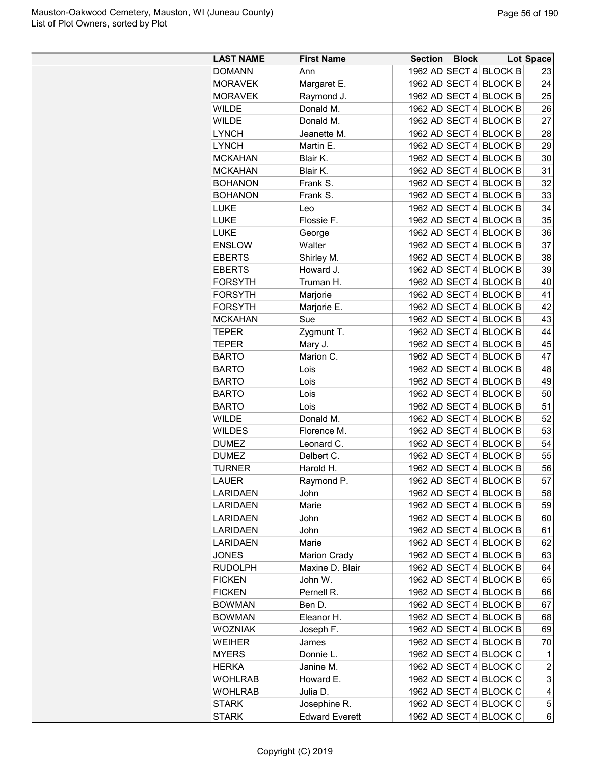| LAST NAME | First Name | Section | Block | Lot | Space |
|---|---|---|---|---|---|
| DOMANN | Ann | 1962 AD | SECT 4 | BLOCK B | 23 |
| MORAVEK | Margaret E. | 1962 AD | SECT 4 | BLOCK B | 24 |
| MORAVEK | Raymond J. | 1962 AD | SECT 4 | BLOCK B | 25 |
| WILDE | Donald M. | 1962 AD | SECT 4 | BLOCK B | 26 |
| WILDE | Donald M. | 1962 AD | SECT 4 | BLOCK B | 27 |
| LYNCH | Jeanette M. | 1962 AD | SECT 4 | BLOCK B | 28 |
| LYNCH | Martin E. | 1962 AD | SECT 4 | BLOCK B | 29 |
| MCKAHAN | Blair K. | 1962 AD | SECT 4 | BLOCK B | 30 |
| MCKAHAN | Blair K. | 1962 AD | SECT 4 | BLOCK B | 31 |
| BOHANON | Frank S. | 1962 AD | SECT 4 | BLOCK B | 32 |
| BOHANON | Frank S. | 1962 AD | SECT 4 | BLOCK B | 33 |
| LUKE | Leo | 1962 AD | SECT 4 | BLOCK B | 34 |
| LUKE | Flossie F. | 1962 AD | SECT 4 | BLOCK B | 35 |
| LUKE | George | 1962 AD | SECT 4 | BLOCK B | 36 |
| ENSLOW | Walter | 1962 AD | SECT 4 | BLOCK B | 37 |
| EBERTS | Shirley M. | 1962 AD | SECT 4 | BLOCK B | 38 |
| EBERTS | Howard J. | 1962 AD | SECT 4 | BLOCK B | 39 |
| FORSYTH | Truman H. | 1962 AD | SECT 4 | BLOCK B | 40 |
| FORSYTH | Marjorie | 1962 AD | SECT 4 | BLOCK B | 41 |
| FORSYTH | Marjorie E. | 1962 AD | SECT 4 | BLOCK B | 42 |
| MCKAHAN | Sue | 1962 AD | SECT 4 | BLOCK B | 43 |
| TEPER | Zygmunt T. | 1962 AD | SECT 4 | BLOCK B | 44 |
| TEPER | Mary J. | 1962 AD | SECT 4 | BLOCK B | 45 |
| BARTO | Marion C. | 1962 AD | SECT 4 | BLOCK B | 47 |
| BARTO | Lois | 1962 AD | SECT 4 | BLOCK B | 48 |
| BARTO | Lois | 1962 AD | SECT 4 | BLOCK B | 49 |
| BARTO | Lois | 1962 AD | SECT 4 | BLOCK B | 50 |
| BARTO | Lois | 1962 AD | SECT 4 | BLOCK B | 51 |
| WILDE | Donald M. | 1962 AD | SECT 4 | BLOCK B | 52 |
| WILDES | Florence M. | 1962 AD | SECT 4 | BLOCK B | 53 |
| DUMEZ | Leonard C. | 1962 AD | SECT 4 | BLOCK B | 54 |
| DUMEZ | Delbert C. | 1962 AD | SECT 4 | BLOCK B | 55 |
| TURNER | Harold H. | 1962 AD | SECT 4 | BLOCK B | 56 |
| LAUER | Raymond P. | 1962 AD | SECT 4 | BLOCK B | 57 |
| LARIDAEN | John | 1962 AD | SECT 4 | BLOCK B | 58 |
| LARIDAEN | Marie | 1962 AD | SECT 4 | BLOCK B | 59 |
| LARIDAEN | John | 1962 AD | SECT 4 | BLOCK B | 60 |
| LARIDAEN | John | 1962 AD | SECT 4 | BLOCK B | 61 |
| LARIDAEN | Marie | 1962 AD | SECT 4 | BLOCK B | 62 |
| JONES | Marion Crady | 1962 AD | SECT 4 | BLOCK B | 63 |
| RUDOLPH | Maxine D. Blair | 1962 AD | SECT 4 | BLOCK B | 64 |
| FICKEN | John W. | 1962 AD | SECT 4 | BLOCK B | 65 |
| FICKEN | Pernell R. | 1962 AD | SECT 4 | BLOCK B | 66 |
| BOWMAN | Ben D. | 1962 AD | SECT 4 | BLOCK B | 67 |
| BOWMAN | Eleanor H. | 1962 AD | SECT 4 | BLOCK B | 68 |
| WOZNIAK | Joseph F. | 1962 AD | SECT 4 | BLOCK B | 69 |
| WEIHER | James | 1962 AD | SECT 4 | BLOCK B | 70 |
| MYERS | Donnie L. | 1962 AD | SECT 4 | BLOCK C | 1 |
| HERKA | Janine M. | 1962 AD | SECT 4 | BLOCK C | 2 |
| WOHLRAB | Howard E. | 1962 AD | SECT 4 | BLOCK C | 3 |
| WOHLRAB | Julia D. | 1962 AD | SECT 4 | BLOCK C | 4 |
| STARK | Josephine R. | 1962 AD | SECT 4 | BLOCK C | 5 |
| STARK | Edward Everett | 1962 AD | SECT 4 | BLOCK C | 6 |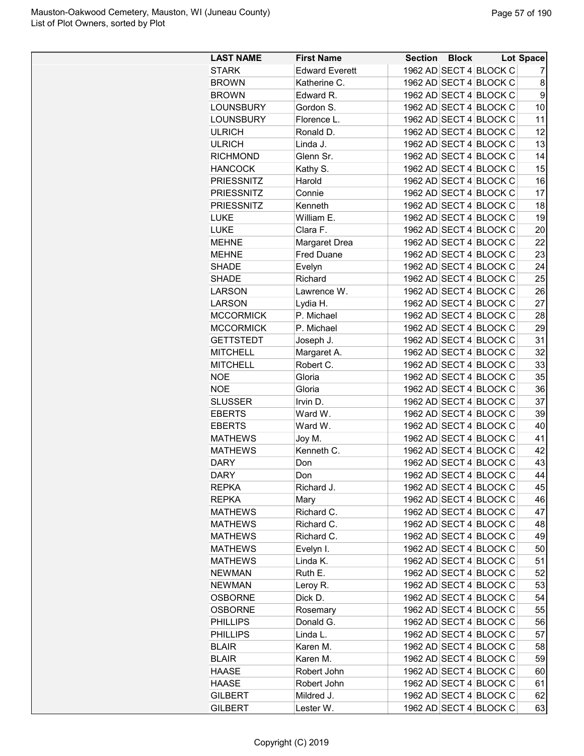| LAST NAME | First Name | Section | Block | Lot | Space |
|---|---|---|---|---|---|
| STARK | Edward Everett | 1962 AD | SECT 4 | BLOCK C | 7 |
| BROWN | Katherine C. | 1962 AD | SECT 4 | BLOCK C | 8 |
| BROWN | Edward R. | 1962 AD | SECT 4 | BLOCK C | 9 |
| LOUNSBURY | Gordon S. | 1962 AD | SECT 4 | BLOCK C | 10 |
| LOUNSBURY | Florence L. | 1962 AD | SECT 4 | BLOCK C | 11 |
| ULRICH | Ronald D. | 1962 AD | SECT 4 | BLOCK C | 12 |
| ULRICH | Linda J. | 1962 AD | SECT 4 | BLOCK C | 13 |
| RICHMOND | Glenn Sr. | 1962 AD | SECT 4 | BLOCK C | 14 |
| HANCOCK | Kathy S. | 1962 AD | SECT 4 | BLOCK C | 15 |
| PRIESSNITZ | Harold | 1962 AD | SECT 4 | BLOCK C | 16 |
| PRIESSNITZ | Connie | 1962 AD | SECT 4 | BLOCK C | 17 |
| PRIESSNITZ | Kenneth | 1962 AD | SECT 4 | BLOCK C | 18 |
| LUKE | William E. | 1962 AD | SECT 4 | BLOCK C | 19 |
| LUKE | Clara F. | 1962 AD | SECT 4 | BLOCK C | 20 |
| MEHNE | Margaret Drea | 1962 AD | SECT 4 | BLOCK C | 22 |
| MEHNE | Fred Duane | 1962 AD | SECT 4 | BLOCK C | 23 |
| SHADE | Evelyn | 1962 AD | SECT 4 | BLOCK C | 24 |
| SHADE | Richard | 1962 AD | SECT 4 | BLOCK C | 25 |
| LARSON | Lawrence W. | 1962 AD | SECT 4 | BLOCK C | 26 |
| LARSON | Lydia H. | 1962 AD | SECT 4 | BLOCK C | 27 |
| MCCORMICK | P. Michael | 1962 AD | SECT 4 | BLOCK C | 28 |
| MCCORMICK | P. Michael | 1962 AD | SECT 4 | BLOCK C | 29 |
| GETTSTEDT | Joseph J. | 1962 AD | SECT 4 | BLOCK C | 31 |
| MITCHELL | Margaret A. | 1962 AD | SECT 4 | BLOCK C | 32 |
| MITCHELL | Robert C. | 1962 AD | SECT 4 | BLOCK C | 33 |
| NOE | Gloria | 1962 AD | SECT 4 | BLOCK C | 35 |
| NOE | Gloria | 1962 AD | SECT 4 | BLOCK C | 36 |
| SLUSSER | Irvin D. | 1962 AD | SECT 4 | BLOCK C | 37 |
| EBERTS | Ward W. | 1962 AD | SECT 4 | BLOCK C | 39 |
| EBERTS | Ward W. | 1962 AD | SECT 4 | BLOCK C | 40 |
| MATHEWS | Joy M. | 1962 AD | SECT 4 | BLOCK C | 41 |
| MATHEWS | Kenneth C. | 1962 AD | SECT 4 | BLOCK C | 42 |
| DARY | Don | 1962 AD | SECT 4 | BLOCK C | 43 |
| DARY | Don | 1962 AD | SECT 4 | BLOCK C | 44 |
| REPKA | Richard J. | 1962 AD | SECT 4 | BLOCK C | 45 |
| REPKA | Mary | 1962 AD | SECT 4 | BLOCK C | 46 |
| MATHEWS | Richard C. | 1962 AD | SECT 4 | BLOCK C | 47 |
| MATHEWS | Richard C. | 1962 AD | SECT 4 | BLOCK C | 48 |
| MATHEWS | Richard C. | 1962 AD | SECT 4 | BLOCK C | 49 |
| MATHEWS | Evelyn I. | 1962 AD | SECT 4 | BLOCK C | 50 |
| MATHEWS | Linda K. | 1962 AD | SECT 4 | BLOCK C | 51 |
| NEWMAN | Ruth E. | 1962 AD | SECT 4 | BLOCK C | 52 |
| NEWMAN | Leroy R. | 1962 AD | SECT 4 | BLOCK C | 53 |
| OSBORNE | Dick D. | 1962 AD | SECT 4 | BLOCK C | 54 |
| OSBORNE | Rosemary | 1962 AD | SECT 4 | BLOCK C | 55 |
| PHILLIPS | Donald G. | 1962 AD | SECT 4 | BLOCK C | 56 |
| PHILLIPS | Linda L. | 1962 AD | SECT 4 | BLOCK C | 57 |
| BLAIR | Karen M. | 1962 AD | SECT 4 | BLOCK C | 58 |
| BLAIR | Karen M. | 1962 AD | SECT 4 | BLOCK C | 59 |
| HAASE | Robert John | 1962 AD | SECT 4 | BLOCK C | 60 |
| HAASE | Robert John | 1962 AD | SECT 4 | BLOCK C | 61 |
| GILBERT | Mildred J. | 1962 AD | SECT 4 | BLOCK C | 62 |
| GILBERT | Lester W. | 1962 AD | SECT 4 | BLOCK C | 63 |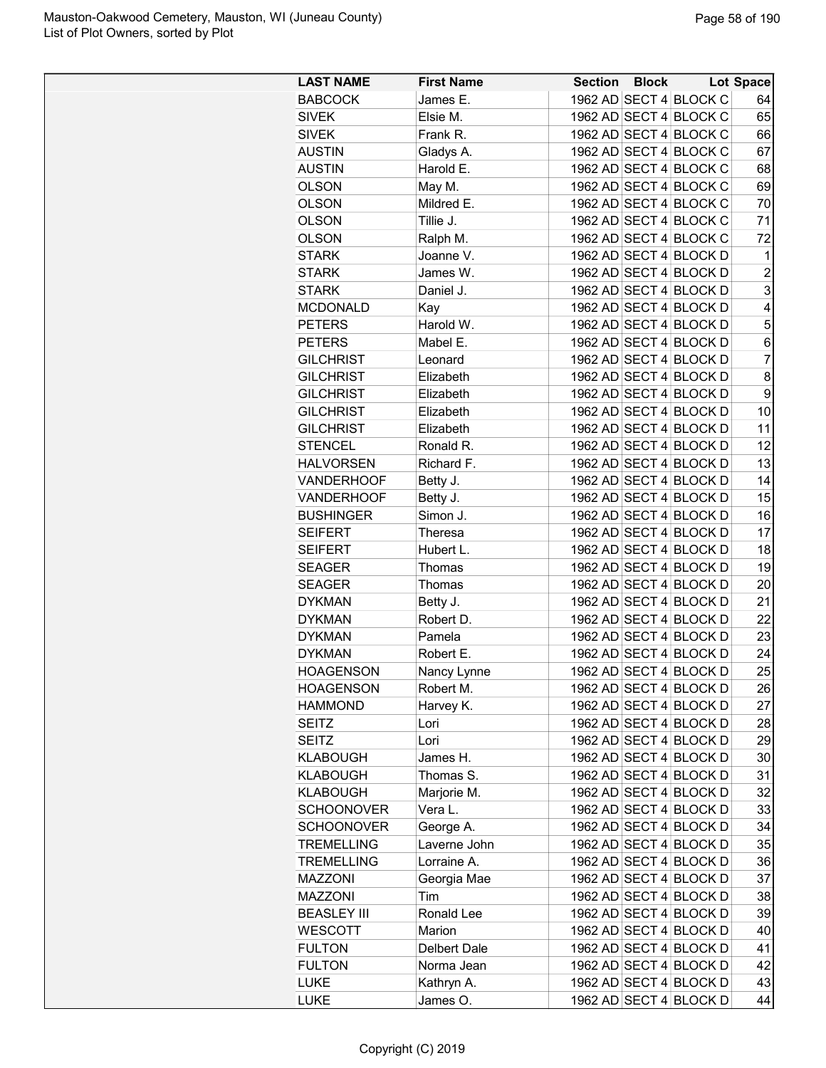| LAST NAME | First Name | Section | Block | Lot | Space |
|---|---|---|---|---|---|
| BABCOCK | James E. | 1962 AD | SECT 4 | BLOCK C | 64 |
| SIVEK | Elsie M. | 1962 AD | SECT 4 | BLOCK C | 65 |
| SIVEK | Frank R. | 1962 AD | SECT 4 | BLOCK C | 66 |
| AUSTIN | Gladys A. | 1962 AD | SECT 4 | BLOCK C | 67 |
| AUSTIN | Harold E. | 1962 AD | SECT 4 | BLOCK C | 68 |
| OLSON | May M. | 1962 AD | SECT 4 | BLOCK C | 69 |
| OLSON | Mildred E. | 1962 AD | SECT 4 | BLOCK C | 70 |
| OLSON | Tillie J. | 1962 AD | SECT 4 | BLOCK C | 71 |
| OLSON | Ralph M. | 1962 AD | SECT 4 | BLOCK C | 72 |
| STARK | Joanne V. | 1962 AD | SECT 4 | BLOCK D | 1 |
| STARK | James W. | 1962 AD | SECT 4 | BLOCK D | 2 |
| STARK | Daniel J. | 1962 AD | SECT 4 | BLOCK D | 3 |
| MCDONALD | Kay | 1962 AD | SECT 4 | BLOCK D | 4 |
| PETERS | Harold W. | 1962 AD | SECT 4 | BLOCK D | 5 |
| PETERS | Mabel E. | 1962 AD | SECT 4 | BLOCK D | 6 |
| GILCHRIST | Leonard | 1962 AD | SECT 4 | BLOCK D | 7 |
| GILCHRIST | Elizabeth | 1962 AD | SECT 4 | BLOCK D | 8 |
| GILCHRIST | Elizabeth | 1962 AD | SECT 4 | BLOCK D | 9 |
| GILCHRIST | Elizabeth | 1962 AD | SECT 4 | BLOCK D | 10 |
| GILCHRIST | Elizabeth | 1962 AD | SECT 4 | BLOCK D | 11 |
| STENCEL | Ronald R. | 1962 AD | SECT 4 | BLOCK D | 12 |
| HALVORSEN | Richard F. | 1962 AD | SECT 4 | BLOCK D | 13 |
| VANDERHOOF | Betty J. | 1962 AD | SECT 4 | BLOCK D | 14 |
| VANDERHOOF | Betty J. | 1962 AD | SECT 4 | BLOCK D | 15 |
| BUSHINGER | Simon J. | 1962 AD | SECT 4 | BLOCK D | 16 |
| SEIFERT | Theresa | 1962 AD | SECT 4 | BLOCK D | 17 |
| SEIFERT | Hubert L. | 1962 AD | SECT 4 | BLOCK D | 18 |
| SEAGER | Thomas | 1962 AD | SECT 4 | BLOCK D | 19 |
| SEAGER | Thomas | 1962 AD | SECT 4 | BLOCK D | 20 |
| DYKMAN | Betty J. | 1962 AD | SECT 4 | BLOCK D | 21 |
| DYKMAN | Robert D. | 1962 AD | SECT 4 | BLOCK D | 22 |
| DYKMAN | Pamela | 1962 AD | SECT 4 | BLOCK D | 23 |
| DYKMAN | Robert E. | 1962 AD | SECT 4 | BLOCK D | 24 |
| HOAGENSON | Nancy Lynne | 1962 AD | SECT 4 | BLOCK D | 25 |
| HOAGENSON | Robert M. | 1962 AD | SECT 4 | BLOCK D | 26 |
| HAMMOND | Harvey K. | 1962 AD | SECT 4 | BLOCK D | 27 |
| SEITZ | Lori | 1962 AD | SECT 4 | BLOCK D | 28 |
| SEITZ | Lori | 1962 AD | SECT 4 | BLOCK D | 29 |
| KLABOUGH | James H. | 1962 AD | SECT 4 | BLOCK D | 30 |
| KLABOUGH | Thomas S. | 1962 AD | SECT 4 | BLOCK D | 31 |
| KLABOUGH | Marjorie M. | 1962 AD | SECT 4 | BLOCK D | 32 |
| SCHOONOVER | Vera L. | 1962 AD | SECT 4 | BLOCK D | 33 |
| SCHOONOVER | George A. | 1962 AD | SECT 4 | BLOCK D | 34 |
| TREMELLING | Laverne John | 1962 AD | SECT 4 | BLOCK D | 35 |
| TREMELLING | Lorraine A. | 1962 AD | SECT 4 | BLOCK D | 36 |
| MAZZONI | Georgia Mae | 1962 AD | SECT 4 | BLOCK D | 37 |
| MAZZONI | Tim | 1962 AD | SECT 4 | BLOCK D | 38 |
| BEASLEY III | Ronald Lee | 1962 AD | SECT 4 | BLOCK D | 39 |
| WESCOTT | Marion | 1962 AD | SECT 4 | BLOCK D | 40 |
| FULTON | Delbert Dale | 1962 AD | SECT 4 | BLOCK D | 41 |
| FULTON | Norma Jean | 1962 AD | SECT 4 | BLOCK D | 42 |
| LUKE | Kathryn A. | 1962 AD | SECT 4 | BLOCK D | 43 |
| LUKE | James O. | 1962 AD | SECT 4 | BLOCK D | 44 |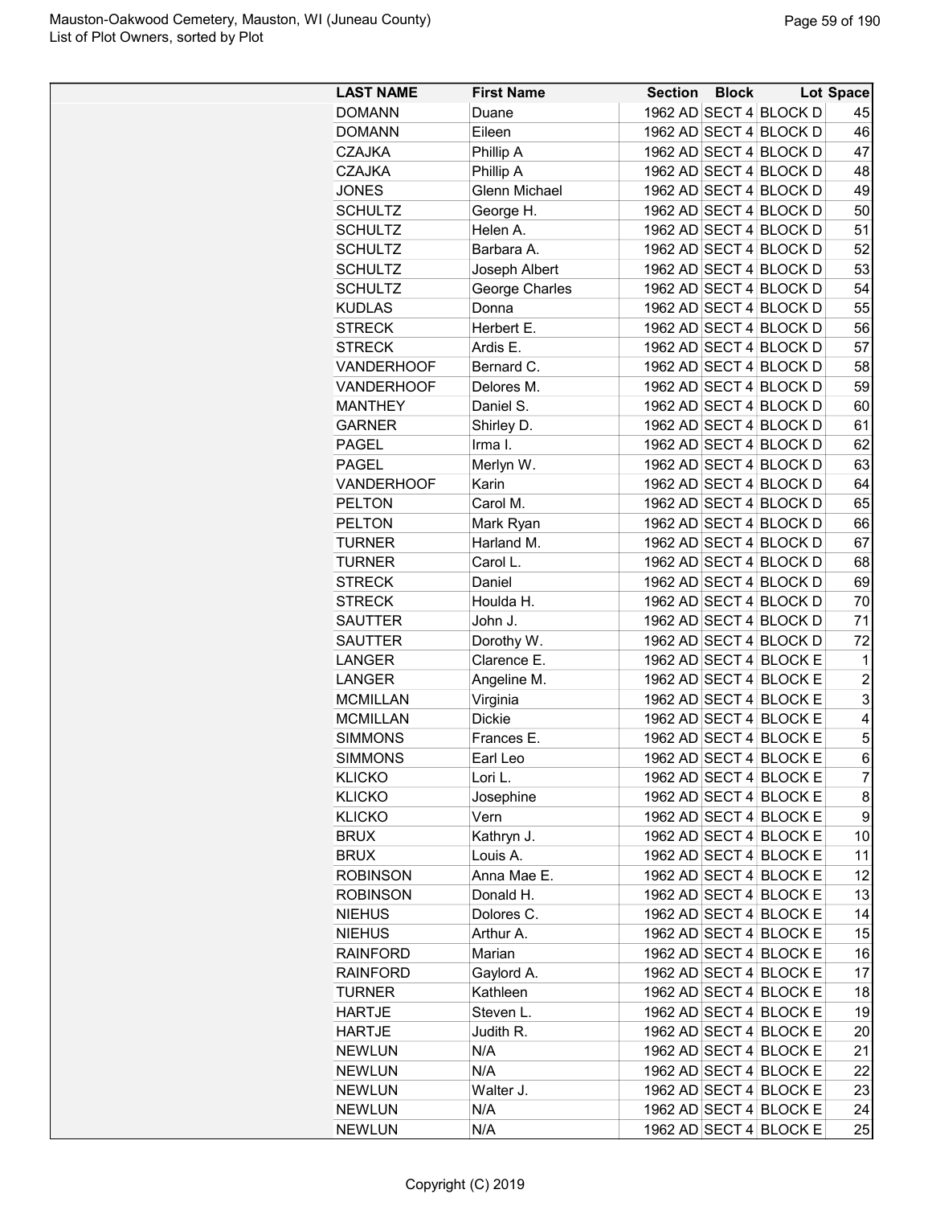| LAST NAME | First Name | Section | Block | Lot | Space |
|---|---|---|---|---|---|
| DOMANN | Duane | 1962 AD | SECT 4 | BLOCK D | 45 |
| DOMANN | Eileen | 1962 AD | SECT 4 | BLOCK D | 46 |
| CZAJKA | Phillip A | 1962 AD | SECT 4 | BLOCK D | 47 |
| CZAJKA | Phillip A | 1962 AD | SECT 4 | BLOCK D | 48 |
| JONES | Glenn Michael | 1962 AD | SECT 4 | BLOCK D | 49 |
| SCHULTZ | George H. | 1962 AD | SECT 4 | BLOCK D | 50 |
| SCHULTZ | Helen A. | 1962 AD | SECT 4 | BLOCK D | 51 |
| SCHULTZ | Barbara A. | 1962 AD | SECT 4 | BLOCK D | 52 |
| SCHULTZ | Joseph Albert | 1962 AD | SECT 4 | BLOCK D | 53 |
| SCHULTZ | George Charles | 1962 AD | SECT 4 | BLOCK D | 54 |
| KUDLAS | Donna | 1962 AD | SECT 4 | BLOCK D | 55 |
| STRECK | Herbert E. | 1962 AD | SECT 4 | BLOCK D | 56 |
| STRECK | Ardis E. | 1962 AD | SECT 4 | BLOCK D | 57 |
| VANDERHOOF | Bernard C. | 1962 AD | SECT 4 | BLOCK D | 58 |
| VANDERHOOF | Delores M. | 1962 AD | SECT 4 | BLOCK D | 59 |
| MANTHEY | Daniel S. | 1962 AD | SECT 4 | BLOCK D | 60 |
| GARNER | Shirley D. | 1962 AD | SECT 4 | BLOCK D | 61 |
| PAGEL | Irma I. | 1962 AD | SECT 4 | BLOCK D | 62 |
| PAGEL | Merlyn W. | 1962 AD | SECT 4 | BLOCK D | 63 |
| VANDERHOOF | Karin | 1962 AD | SECT 4 | BLOCK D | 64 |
| PELTON | Carol M. | 1962 AD | SECT 4 | BLOCK D | 65 |
| PELTON | Mark Ryan | 1962 AD | SECT 4 | BLOCK D | 66 |
| TURNER | Harland M. | 1962 AD | SECT 4 | BLOCK D | 67 |
| TURNER | Carol L. | 1962 AD | SECT 4 | BLOCK D | 68 |
| STRECK | Daniel | 1962 AD | SECT 4 | BLOCK D | 69 |
| STRECK | Houlda H. | 1962 AD | SECT 4 | BLOCK D | 70 |
| SAUTTER | John J. | 1962 AD | SECT 4 | BLOCK D | 71 |
| SAUTTER | Dorothy W. | 1962 AD | SECT 4 | BLOCK D | 72 |
| LANGER | Clarence E. | 1962 AD | SECT 4 | BLOCK E | 1 |
| LANGER | Angeline M. | 1962 AD | SECT 4 | BLOCK E | 2 |
| MCMILLAN | Virginia | 1962 AD | SECT 4 | BLOCK E | 3 |
| MCMILLAN | Dickie | 1962 AD | SECT 4 | BLOCK E | 4 |
| SIMMONS | Frances E. | 1962 AD | SECT 4 | BLOCK E | 5 |
| SIMMONS | Earl Leo | 1962 AD | SECT 4 | BLOCK E | 6 |
| KLICKO | Lori L. | 1962 AD | SECT 4 | BLOCK E | 7 |
| KLICKO | Josephine | 1962 AD | SECT 4 | BLOCK E | 8 |
| KLICKO | Vern | 1962 AD | SECT 4 | BLOCK E | 9 |
| BRUX | Kathryn J. | 1962 AD | SECT 4 | BLOCK E | 10 |
| BRUX | Louis A. | 1962 AD | SECT 4 | BLOCK E | 11 |
| ROBINSON | Anna Mae E. | 1962 AD | SECT 4 | BLOCK E | 12 |
| ROBINSON | Donald H. | 1962 AD | SECT 4 | BLOCK E | 13 |
| NIEHUS | Dolores C. | 1962 AD | SECT 4 | BLOCK E | 14 |
| NIEHUS | Arthur A. | 1962 AD | SECT 4 | BLOCK E | 15 |
| RAINFORD | Marian | 1962 AD | SECT 4 | BLOCK E | 16 |
| RAINFORD | Gaylord A. | 1962 AD | SECT 4 | BLOCK E | 17 |
| TURNER | Kathleen | 1962 AD | SECT 4 | BLOCK E | 18 |
| HARTJE | Steven L. | 1962 AD | SECT 4 | BLOCK E | 19 |
| HARTJE | Judith R. | 1962 AD | SECT 4 | BLOCK E | 20 |
| NEWLUN | N/A | 1962 AD | SECT 4 | BLOCK E | 21 |
| NEWLUN | N/A | 1962 AD | SECT 4 | BLOCK E | 22 |
| NEWLUN | Walter J. | 1962 AD | SECT 4 | BLOCK E | 23 |
| NEWLUN | N/A | 1962 AD | SECT 4 | BLOCK E | 24 |
| NEWLUN | N/A | 1962 AD | SECT 4 | BLOCK E | 25 |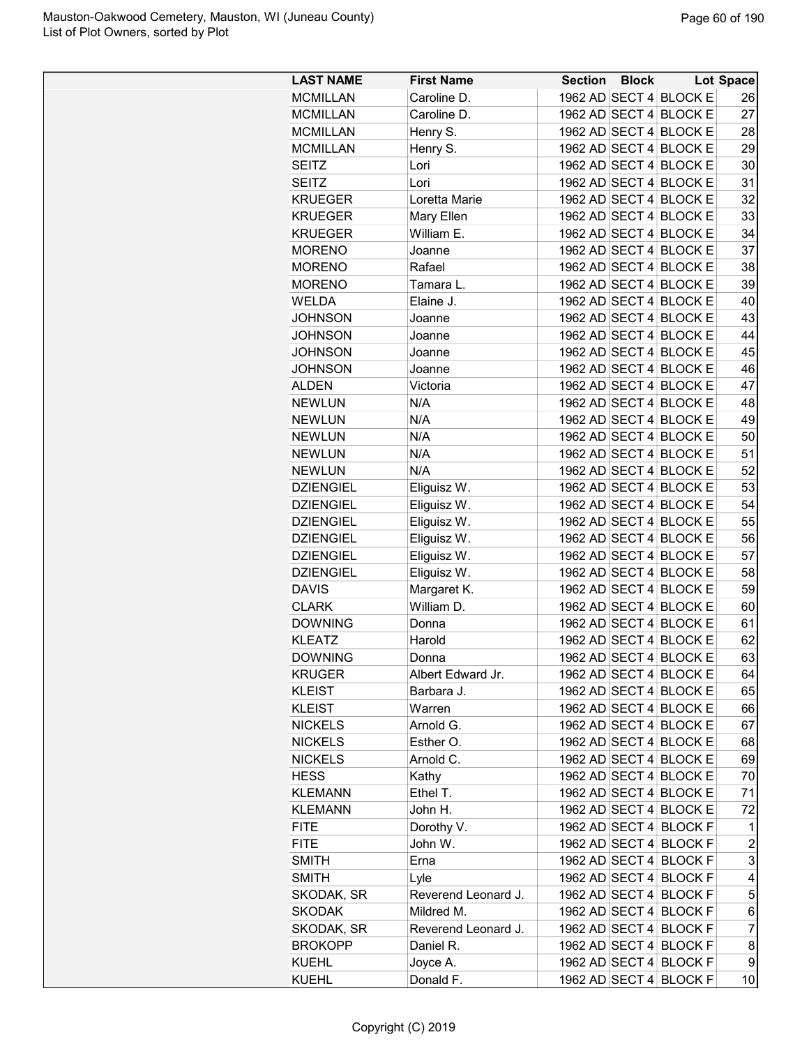| LAST NAME | First Name | Section | Block | Lot Space |
|---|---|---|---|---|
| MCMILLAN | Caroline D. | 1962 AD | SECT 4 | BLOCK E | 26 |
| MCMILLAN | Caroline D. | 1962 AD | SECT 4 | BLOCK E | 27 |
| MCMILLAN | Henry S. | 1962 AD | SECT 4 | BLOCK E | 28 |
| MCMILLAN | Henry S. | 1962 AD | SECT 4 | BLOCK E | 29 |
| SEITZ | Lori | 1962 AD | SECT 4 | BLOCK E | 30 |
| SEITZ | Lori | 1962 AD | SECT 4 | BLOCK E | 31 |
| KRUEGER | Loretta Marie | 1962 AD | SECT 4 | BLOCK E | 32 |
| KRUEGER | Mary Ellen | 1962 AD | SECT 4 | BLOCK E | 33 |
| KRUEGER | William E. | 1962 AD | SECT 4 | BLOCK E | 34 |
| MORENO | Joanne | 1962 AD | SECT 4 | BLOCK E | 37 |
| MORENO | Rafael | 1962 AD | SECT 4 | BLOCK E | 38 |
| MORENO | Tamara L. | 1962 AD | SECT 4 | BLOCK E | 39 |
| WELDA | Elaine J. | 1962 AD | SECT 4 | BLOCK E | 40 |
| JOHNSON | Joanne | 1962 AD | SECT 4 | BLOCK E | 43 |
| JOHNSON | Joanne | 1962 AD | SECT 4 | BLOCK E | 44 |
| JOHNSON | Joanne | 1962 AD | SECT 4 | BLOCK E | 45 |
| JOHNSON | Joanne | 1962 AD | SECT 4 | BLOCK E | 46 |
| ALDEN | Victoria | 1962 AD | SECT 4 | BLOCK E | 47 |
| NEWLUN | N/A | 1962 AD | SECT 4 | BLOCK E | 48 |
| NEWLUN | N/A | 1962 AD | SECT 4 | BLOCK E | 49 |
| NEWLUN | N/A | 1962 AD | SECT 4 | BLOCK E | 50 |
| NEWLUN | N/A | 1962 AD | SECT 4 | BLOCK E | 51 |
| NEWLUN | N/A | 1962 AD | SECT 4 | BLOCK E | 52 |
| DZIENGIEL | Eliguisz W. | 1962 AD | SECT 4 | BLOCK E | 53 |
| DZIENGIEL | Eliguisz W. | 1962 AD | SECT 4 | BLOCK E | 54 |
| DZIENGIEL | Eliguisz W. | 1962 AD | SECT 4 | BLOCK E | 55 |
| DZIENGIEL | Eliguisz W. | 1962 AD | SECT 4 | BLOCK E | 56 |
| DZIENGIEL | Eliguisz W. | 1962 AD | SECT 4 | BLOCK E | 57 |
| DZIENGIEL | Eliguisz W. | 1962 AD | SECT 4 | BLOCK E | 58 |
| DAVIS | Margaret K. | 1962 AD | SECT 4 | BLOCK E | 59 |
| CLARK | William D. | 1962 AD | SECT 4 | BLOCK E | 60 |
| DOWNING | Donna | 1962 AD | SECT 4 | BLOCK E | 61 |
| KLEATZ | Harold | 1962 AD | SECT 4 | BLOCK E | 62 |
| DOWNING | Donna | 1962 AD | SECT 4 | BLOCK E | 63 |
| KRUGER | Albert Edward Jr. | 1962 AD | SECT 4 | BLOCK E | 64 |
| KLEIST | Barbara J. | 1962 AD | SECT 4 | BLOCK E | 65 |
| KLEIST | Warren | 1962 AD | SECT 4 | BLOCK E | 66 |
| NICKELS | Arnold G. | 1962 AD | SECT 4 | BLOCK E | 67 |
| NICKELS | Esther O. | 1962 AD | SECT 4 | BLOCK E | 68 |
| NICKELS | Arnold C. | 1962 AD | SECT 4 | BLOCK E | 69 |
| HESS | Kathy | 1962 AD | SECT 4 | BLOCK E | 70 |
| KLEMANN | Ethel T. | 1962 AD | SECT 4 | BLOCK E | 71 |
| KLEMANN | John H. | 1962 AD | SECT 4 | BLOCK E | 72 |
| FITE | Dorothy V. | 1962 AD | SECT 4 | BLOCK F | 1 |
| FITE | John W. | 1962 AD | SECT 4 | BLOCK F | 2 |
| SMITH | Erna | 1962 AD | SECT 4 | BLOCK F | 3 |
| SMITH | Lyle | 1962 AD | SECT 4 | BLOCK F | 4 |
| SKODAK, SR | Reverend Leonard J. | 1962 AD | SECT 4 | BLOCK F | 5 |
| SKODAK | Mildred M. | 1962 AD | SECT 4 | BLOCK F | 6 |
| SKODAK, SR | Reverend Leonard J. | 1962 AD | SECT 4 | BLOCK F | 7 |
| BROKOPP | Daniel R. | 1962 AD | SECT 4 | BLOCK F | 8 |
| KUEHL | Joyce A. | 1962 AD | SECT 4 | BLOCK F | 9 |
| KUEHL | Donald F. | 1962 AD | SECT 4 | BLOCK F | 10 |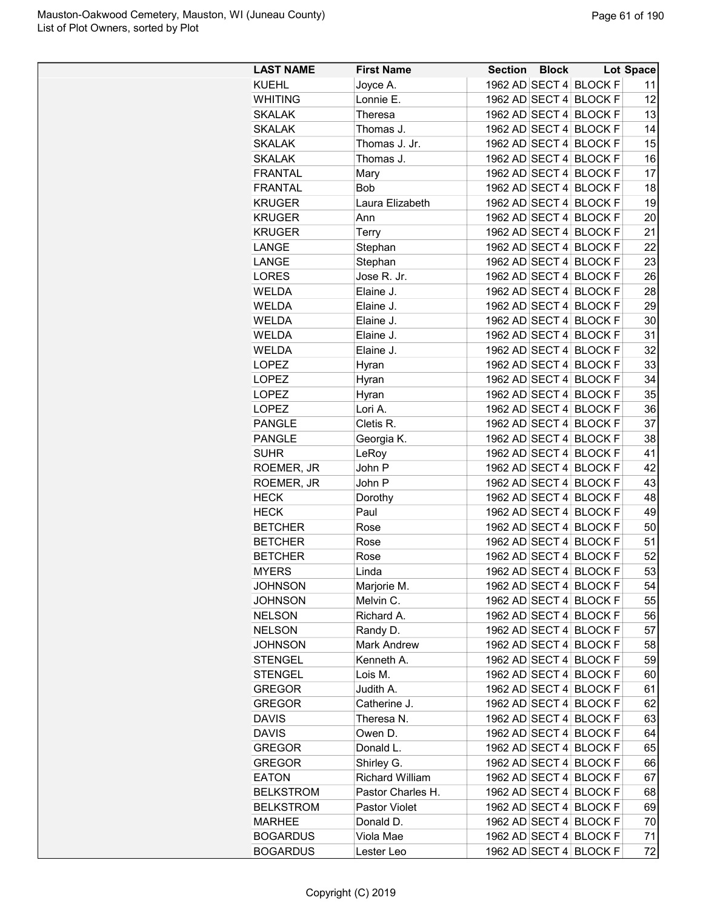| LAST NAME | First Name | Section | Block | Lot | Space |
|---|---|---|---|---|---|
| KUEHL | Joyce A. | 1962 AD | SECT 4 | BLOCK F | 11 |
| WHITING | Lonnie E. | 1962 AD | SECT 4 | BLOCK F | 12 |
| SKALAK | Theresa | 1962 AD | SECT 4 | BLOCK F | 13 |
| SKALAK | Thomas J. | 1962 AD | SECT 4 | BLOCK F | 14 |
| SKALAK | Thomas J. Jr. | 1962 AD | SECT 4 | BLOCK F | 15 |
| SKALAK | Thomas J. | 1962 AD | SECT 4 | BLOCK F | 16 |
| FRANTAL | Mary | 1962 AD | SECT 4 | BLOCK F | 17 |
| FRANTAL | Bob | 1962 AD | SECT 4 | BLOCK F | 18 |
| KRUGER | Laura Elizabeth | 1962 AD | SECT 4 | BLOCK F | 19 |
| KRUGER | Ann | 1962 AD | SECT 4 | BLOCK F | 20 |
| KRUGER | Terry | 1962 AD | SECT 4 | BLOCK F | 21 |
| LANGE | Stephan | 1962 AD | SECT 4 | BLOCK F | 22 |
| LANGE | Stephan | 1962 AD | SECT 4 | BLOCK F | 23 |
| LORES | Jose R. Jr. | 1962 AD | SECT 4 | BLOCK F | 26 |
| WELDA | Elaine J. | 1962 AD | SECT 4 | BLOCK F | 28 |
| WELDA | Elaine J. | 1962 AD | SECT 4 | BLOCK F | 29 |
| WELDA | Elaine J. | 1962 AD | SECT 4 | BLOCK F | 30 |
| WELDA | Elaine J. | 1962 AD | SECT 4 | BLOCK F | 31 |
| WELDA | Elaine J. | 1962 AD | SECT 4 | BLOCK F | 32 |
| LOPEZ | Hyran | 1962 AD | SECT 4 | BLOCK F | 33 |
| LOPEZ | Hyran | 1962 AD | SECT 4 | BLOCK F | 34 |
| LOPEZ | Hyran | 1962 AD | SECT 4 | BLOCK F | 35 |
| LOPEZ | Lori A. | 1962 AD | SECT 4 | BLOCK F | 36 |
| PANGLE | Cletis R. | 1962 AD | SECT 4 | BLOCK F | 37 |
| PANGLE | Georgia K. | 1962 AD | SECT 4 | BLOCK F | 38 |
| SUHR | LeRoy | 1962 AD | SECT 4 | BLOCK F | 41 |
| ROEMER, JR | John P | 1962 AD | SECT 4 | BLOCK F | 42 |
| ROEMER, JR | John P | 1962 AD | SECT 4 | BLOCK F | 43 |
| HECK | Dorothy | 1962 AD | SECT 4 | BLOCK F | 48 |
| HECK | Paul | 1962 AD | SECT 4 | BLOCK F | 49 |
| BETCHER | Rose | 1962 AD | SECT 4 | BLOCK F | 50 |
| BETCHER | Rose | 1962 AD | SECT 4 | BLOCK F | 51 |
| BETCHER | Rose | 1962 AD | SECT 4 | BLOCK F | 52 |
| MYERS | Linda | 1962 AD | SECT 4 | BLOCK F | 53 |
| JOHNSON | Marjorie M. | 1962 AD | SECT 4 | BLOCK F | 54 |
| JOHNSON | Melvin C. | 1962 AD | SECT 4 | BLOCK F | 55 |
| NELSON | Richard A. | 1962 AD | SECT 4 | BLOCK F | 56 |
| NELSON | Randy D. | 1962 AD | SECT 4 | BLOCK F | 57 |
| JOHNSON | Mark Andrew | 1962 AD | SECT 4 | BLOCK F | 58 |
| STENGEL | Kenneth A. | 1962 AD | SECT 4 | BLOCK F | 59 |
| STENGEL | Lois M. | 1962 AD | SECT 4 | BLOCK F | 60 |
| GREGOR | Judith A. | 1962 AD | SECT 4 | BLOCK F | 61 |
| GREGOR | Catherine J. | 1962 AD | SECT 4 | BLOCK F | 62 |
| DAVIS | Theresa N. | 1962 AD | SECT 4 | BLOCK F | 63 |
| DAVIS | Owen D. | 1962 AD | SECT 4 | BLOCK F | 64 |
| GREGOR | Donald L. | 1962 AD | SECT 4 | BLOCK F | 65 |
| GREGOR | Shirley G. | 1962 AD | SECT 4 | BLOCK F | 66 |
| EATON | Richard William | 1962 AD | SECT 4 | BLOCK F | 67 |
| BELKSTROM | Pastor Charles H. | 1962 AD | SECT 4 | BLOCK F | 68 |
| BELKSTROM | Pastor Violet | 1962 AD | SECT 4 | BLOCK F | 69 |
| MARHEE | Donald D. | 1962 AD | SECT 4 | BLOCK F | 70 |
| BOGARDUS | Viola Mae | 1962 AD | SECT 4 | BLOCK F | 71 |
| BOGARDUS | Lester Leo | 1962 AD | SECT 4 | BLOCK F | 72 |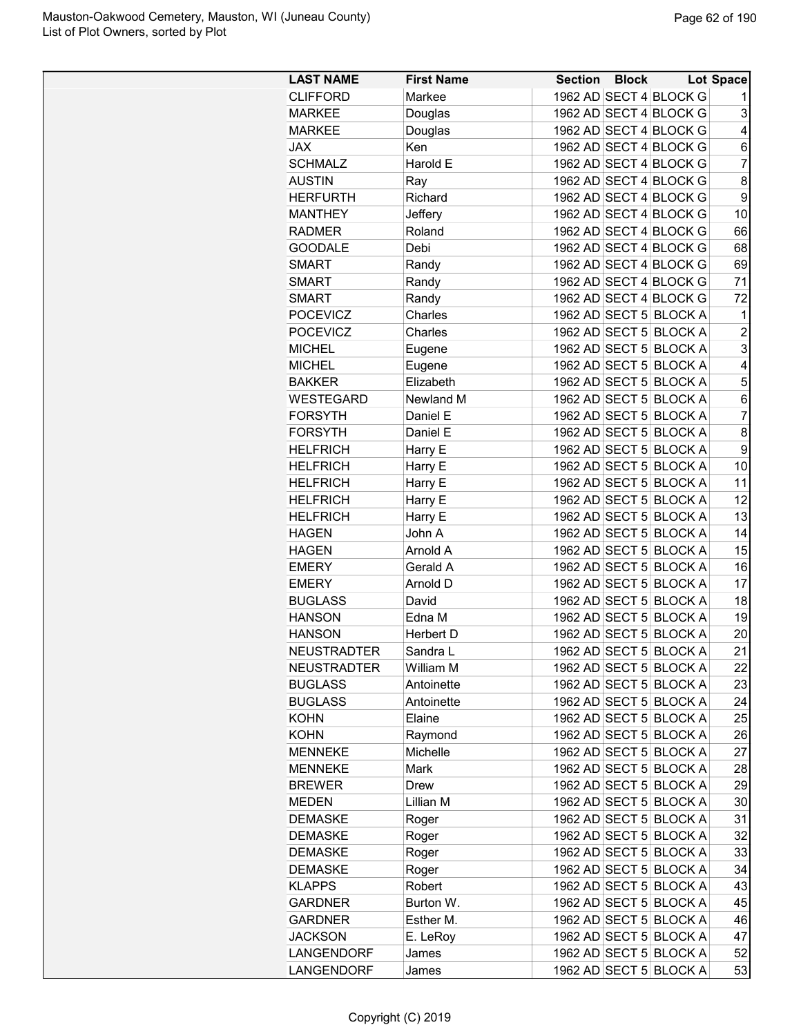| LAST NAME | First Name | Section | Block | Lot | Space |
|---|---|---|---|---|---|
| CLIFFORD | Markee | 1962 AD | SECT 4 | BLOCK G | 1 |
| MARKEE | Douglas | 1962 AD | SECT 4 | BLOCK G | 3 |
| MARKEE | Douglas | 1962 AD | SECT 4 | BLOCK G | 4 |
| JAX | Ken | 1962 AD | SECT 4 | BLOCK G | 6 |
| SCHMALZ | Harold E | 1962 AD | SECT 4 | BLOCK G | 7 |
| AUSTIN | Ray | 1962 AD | SECT 4 | BLOCK G | 8 |
| HERFURTH | Richard | 1962 AD | SECT 4 | BLOCK G | 9 |
| MANTHEY | Jeffery | 1962 AD | SECT 4 | BLOCK G | 10 |
| RADMER | Roland | 1962 AD | SECT 4 | BLOCK G | 66 |
| GOODALE | Debi | 1962 AD | SECT 4 | BLOCK G | 68 |
| SMART | Randy | 1962 AD | SECT 4 | BLOCK G | 69 |
| SMART | Randy | 1962 AD | SECT 4 | BLOCK G | 71 |
| SMART | Randy | 1962 AD | SECT 4 | BLOCK G | 72 |
| POCEVICZ | Charles | 1962 AD | SECT 5 | BLOCK A | 1 |
| POCEVICZ | Charles | 1962 AD | SECT 5 | BLOCK A | 2 |
| MICHEL | Eugene | 1962 AD | SECT 5 | BLOCK A | 3 |
| MICHEL | Eugene | 1962 AD | SECT 5 | BLOCK A | 4 |
| BAKKER | Elizabeth | 1962 AD | SECT 5 | BLOCK A | 5 |
| WESTEGARD | Newland M | 1962 AD | SECT 5 | BLOCK A | 6 |
| FORSYTH | Daniel E | 1962 AD | SECT 5 | BLOCK A | 7 |
| FORSYTH | Daniel E | 1962 AD | SECT 5 | BLOCK A | 8 |
| HELFRICH | Harry E | 1962 AD | SECT 5 | BLOCK A | 9 |
| HELFRICH | Harry E | 1962 AD | SECT 5 | BLOCK A | 10 |
| HELFRICH | Harry E | 1962 AD | SECT 5 | BLOCK A | 11 |
| HELFRICH | Harry E | 1962 AD | SECT 5 | BLOCK A | 12 |
| HELFRICH | Harry E | 1962 AD | SECT 5 | BLOCK A | 13 |
| HAGEN | John A | 1962 AD | SECT 5 | BLOCK A | 14 |
| HAGEN | Arnold A | 1962 AD | SECT 5 | BLOCK A | 15 |
| EMERY | Gerald A | 1962 AD | SECT 5 | BLOCK A | 16 |
| EMERY | Arnold D | 1962 AD | SECT 5 | BLOCK A | 17 |
| BUGLASS | David | 1962 AD | SECT 5 | BLOCK A | 18 |
| HANSON | Edna M | 1962 AD | SECT 5 | BLOCK A | 19 |
| HANSON | Herbert D | 1962 AD | SECT 5 | BLOCK A | 20 |
| NEUSTRADTER | Sandra L | 1962 AD | SECT 5 | BLOCK A | 21 |
| NEUSTRADTER | William M | 1962 AD | SECT 5 | BLOCK A | 22 |
| BUGLASS | Antoinette | 1962 AD | SECT 5 | BLOCK A | 23 |
| BUGLASS | Antoinette | 1962 AD | SECT 5 | BLOCK A | 24 |
| KOHN | Elaine | 1962 AD | SECT 5 | BLOCK A | 25 |
| KOHN | Raymond | 1962 AD | SECT 5 | BLOCK A | 26 |
| MENNEKE | Michelle | 1962 AD | SECT 5 | BLOCK A | 27 |
| MENNEKE | Mark | 1962 AD | SECT 5 | BLOCK A | 28 |
| BREWER | Drew | 1962 AD | SECT 5 | BLOCK A | 29 |
| MEDEN | Lillian M | 1962 AD | SECT 5 | BLOCK A | 30 |
| DEMASKE | Roger | 1962 AD | SECT 5 | BLOCK A | 31 |
| DEMASKE | Roger | 1962 AD | SECT 5 | BLOCK A | 32 |
| DEMASKE | Roger | 1962 AD | SECT 5 | BLOCK A | 33 |
| DEMASKE | Roger | 1962 AD | SECT 5 | BLOCK A | 34 |
| KLAPPS | Robert | 1962 AD | SECT 5 | BLOCK A | 43 |
| GARDNER | Burton W. | 1962 AD | SECT 5 | BLOCK A | 45 |
| GARDNER | Esther M. | 1962 AD | SECT 5 | BLOCK A | 46 |
| JACKSON | E. LeRoy | 1962 AD | SECT 5 | BLOCK A | 47 |
| LANGENDORF | James | 1962 AD | SECT 5 | BLOCK A | 52 |
| LANGENDORF | James | 1962 AD | SECT 5 | BLOCK A | 53 |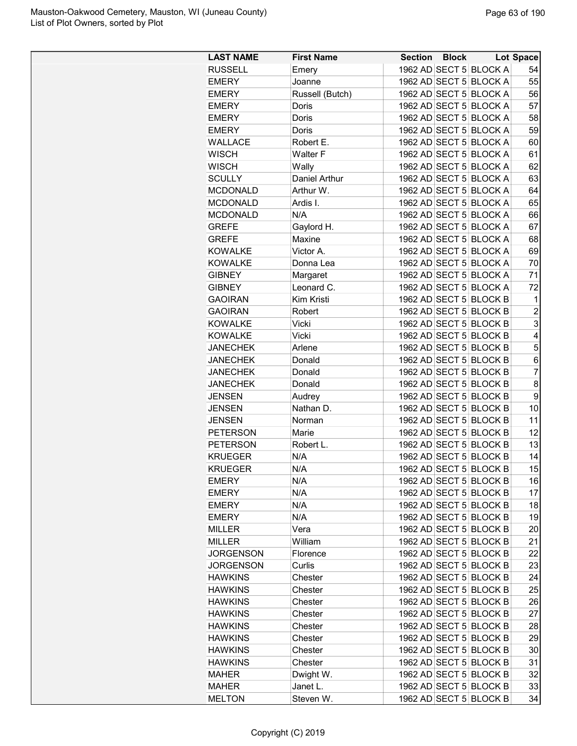| LAST NAME | First Name | Section | Block | Lot | Space |
|---|---|---|---|---|---|
| RUSSELL | Emery | 1962 AD | SECT 5 | BLOCK A | 54 |
| EMERY | Joanne | 1962 AD | SECT 5 | BLOCK A | 55 |
| EMERY | Russell (Butch) | 1962 AD | SECT 5 | BLOCK A | 56 |
| EMERY | Doris | 1962 AD | SECT 5 | BLOCK A | 57 |
| EMERY | Doris | 1962 AD | SECT 5 | BLOCK A | 58 |
| EMERY | Doris | 1962 AD | SECT 5 | BLOCK A | 59 |
| WALLACE | Robert E. | 1962 AD | SECT 5 | BLOCK A | 60 |
| WISCH | Walter F | 1962 AD | SECT 5 | BLOCK A | 61 |
| WISCH | Wally | 1962 AD | SECT 5 | BLOCK A | 62 |
| SCULLY | Daniel Arthur | 1962 AD | SECT 5 | BLOCK A | 63 |
| MCDONALD | Arthur W. | 1962 AD | SECT 5 | BLOCK A | 64 |
| MCDONALD | Ardis I. | 1962 AD | SECT 5 | BLOCK A | 65 |
| MCDONALD | N/A | 1962 AD | SECT 5 | BLOCK A | 66 |
| GREFE | Gaylord H. | 1962 AD | SECT 5 | BLOCK A | 67 |
| GREFE | Maxine | 1962 AD | SECT 5 | BLOCK A | 68 |
| KOWALKE | Victor A. | 1962 AD | SECT 5 | BLOCK A | 69 |
| KOWALKE | Donna Lea | 1962 AD | SECT 5 | BLOCK A | 70 |
| GIBNEY | Margaret | 1962 AD | SECT 5 | BLOCK A | 71 |
| GIBNEY | Leonard C. | 1962 AD | SECT 5 | BLOCK A | 72 |
| GAOIRAN | Kim Kristi | 1962 AD | SECT 5 | BLOCK B | 1 |
| GAOIRAN | Robert | 1962 AD | SECT 5 | BLOCK B | 2 |
| KOWALKE | Vicki | 1962 AD | SECT 5 | BLOCK B | 3 |
| KOWALKE | Vicki | 1962 AD | SECT 5 | BLOCK B | 4 |
| JANECHEK | Arlene | 1962 AD | SECT 5 | BLOCK B | 5 |
| JANECHEK | Donald | 1962 AD | SECT 5 | BLOCK B | 6 |
| JANECHEK | Donald | 1962 AD | SECT 5 | BLOCK B | 7 |
| JANECHEK | Donald | 1962 AD | SECT 5 | BLOCK B | 8 |
| JENSEN | Audrey | 1962 AD | SECT 5 | BLOCK B | 9 |
| JENSEN | Nathan D. | 1962 AD | SECT 5 | BLOCK B | 10 |
| JENSEN | Norman | 1962 AD | SECT 5 | BLOCK B | 11 |
| PETERSON | Marie | 1962 AD | SECT 5 | BLOCK B | 12 |
| PETERSON | Robert L. | 1962 AD | SECT 5 | BLOCK B | 13 |
| KRUEGER | N/A | 1962 AD | SECT 5 | BLOCK B | 14 |
| KRUEGER | N/A | 1962 AD | SECT 5 | BLOCK B | 15 |
| EMERY | N/A | 1962 AD | SECT 5 | BLOCK B | 16 |
| EMERY | N/A | 1962 AD | SECT 5 | BLOCK B | 17 |
| EMERY | N/A | 1962 AD | SECT 5 | BLOCK B | 18 |
| EMERY | N/A | 1962 AD | SECT 5 | BLOCK B | 19 |
| MILLER | Vera | 1962 AD | SECT 5 | BLOCK B | 20 |
| MILLER | William | 1962 AD | SECT 5 | BLOCK B | 21 |
| JORGENSON | Florence | 1962 AD | SECT 5 | BLOCK B | 22 |
| JORGENSON | Curlis | 1962 AD | SECT 5 | BLOCK B | 23 |
| HAWKINS | Chester | 1962 AD | SECT 5 | BLOCK B | 24 |
| HAWKINS | Chester | 1962 AD | SECT 5 | BLOCK B | 25 |
| HAWKINS | Chester | 1962 AD | SECT 5 | BLOCK B | 26 |
| HAWKINS | Chester | 1962 AD | SECT 5 | BLOCK B | 27 |
| HAWKINS | Chester | 1962 AD | SECT 5 | BLOCK B | 28 |
| HAWKINS | Chester | 1962 AD | SECT 5 | BLOCK B | 29 |
| HAWKINS | Chester | 1962 AD | SECT 5 | BLOCK B | 30 |
| HAWKINS | Chester | 1962 AD | SECT 5 | BLOCK B | 31 |
| MAHER | Dwight W. | 1962 AD | SECT 5 | BLOCK B | 32 |
| MAHER | Janet L. | 1962 AD | SECT 5 | BLOCK B | 33 |
| MELTON | Steven W. | 1962 AD | SECT 5 | BLOCK B | 34 |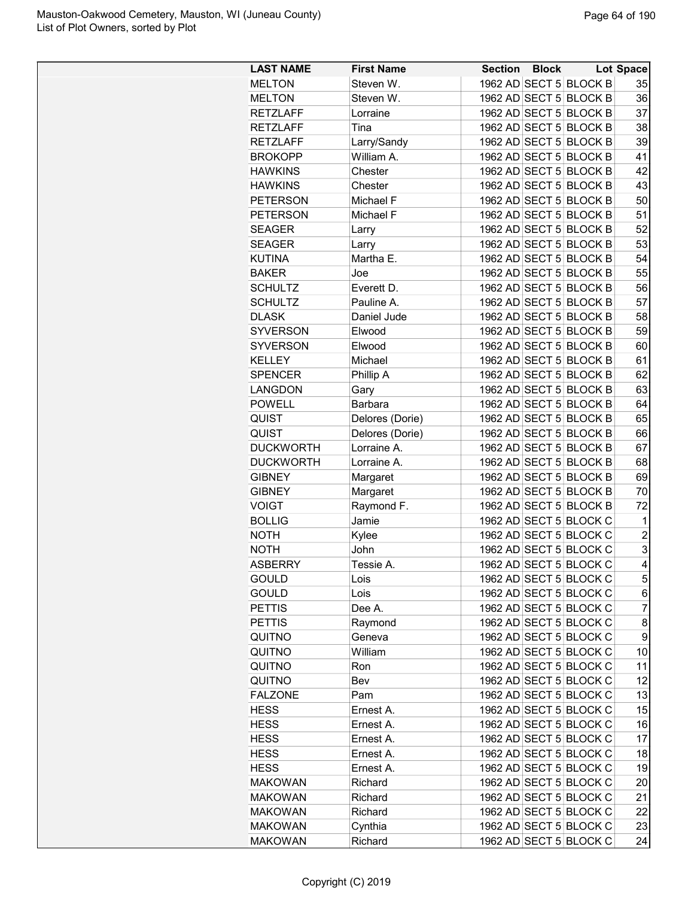| LAST NAME | First Name | Section | Block | Lot | Space |
|---|---|---|---|---|---|
| MELTON | Steven W. | 1962 AD | SECT 5 | BLOCK B | 35 |
| MELTON | Steven W. | 1962 AD | SECT 5 | BLOCK B | 36 |
| RETZLAFF | Lorraine | 1962 AD | SECT 5 | BLOCK B | 37 |
| RETZLAFF | Tina | 1962 AD | SECT 5 | BLOCK B | 38 |
| RETZLAFF | Larry/Sandy | 1962 AD | SECT 5 | BLOCK B | 39 |
| BROKOPP | William A. | 1962 AD | SECT 5 | BLOCK B | 41 |
| HAWKINS | Chester | 1962 AD | SECT 5 | BLOCK B | 42 |
| HAWKINS | Chester | 1962 AD | SECT 5 | BLOCK B | 43 |
| PETERSON | Michael F | 1962 AD | SECT 5 | BLOCK B | 50 |
| PETERSON | Michael F | 1962 AD | SECT 5 | BLOCK B | 51 |
| SEAGER | Larry | 1962 AD | SECT 5 | BLOCK B | 52 |
| SEAGER | Larry | 1962 AD | SECT 5 | BLOCK B | 53 |
| KUTINA | Martha E. | 1962 AD | SECT 5 | BLOCK B | 54 |
| BAKER | Joe | 1962 AD | SECT 5 | BLOCK B | 55 |
| SCHULTZ | Everett D. | 1962 AD | SECT 5 | BLOCK B | 56 |
| SCHULTZ | Pauline A. | 1962 AD | SECT 5 | BLOCK B | 57 |
| DLASK | Daniel Jude | 1962 AD | SECT 5 | BLOCK B | 58 |
| SYVERSON | Elwood | 1962 AD | SECT 5 | BLOCK B | 59 |
| SYVERSON | Elwood | 1962 AD | SECT 5 | BLOCK B | 60 |
| KELLEY | Michael | 1962 AD | SECT 5 | BLOCK B | 61 |
| SPENCER | Phillip A | 1962 AD | SECT 5 | BLOCK B | 62 |
| LANGDON | Gary | 1962 AD | SECT 5 | BLOCK B | 63 |
| POWELL | Barbara | 1962 AD | SECT 5 | BLOCK B | 64 |
| QUIST | Delores (Dorie) | 1962 AD | SECT 5 | BLOCK B | 65 |
| QUIST | Delores (Dorie) | 1962 AD | SECT 5 | BLOCK B | 66 |
| DUCKWORTH | Lorraine A. | 1962 AD | SECT 5 | BLOCK B | 67 |
| DUCKWORTH | Lorraine A. | 1962 AD | SECT 5 | BLOCK B | 68 |
| GIBNEY | Margaret | 1962 AD | SECT 5 | BLOCK B | 69 |
| GIBNEY | Margaret | 1962 AD | SECT 5 | BLOCK B | 70 |
| VOIGT | Raymond F. | 1962 AD | SECT 5 | BLOCK B | 72 |
| BOLLIG | Jamie | 1962 AD | SECT 5 | BLOCK C | 1 |
| NOTH | Kylee | 1962 AD | SECT 5 | BLOCK C | 2 |
| NOTH | John | 1962 AD | SECT 5 | BLOCK C | 3 |
| ASBERRY | Tessie A. | 1962 AD | SECT 5 | BLOCK C | 4 |
| GOULD | Lois | 1962 AD | SECT 5 | BLOCK C | 5 |
| GOULD | Lois | 1962 AD | SECT 5 | BLOCK C | 6 |
| PETTIS | Dee A. | 1962 AD | SECT 5 | BLOCK C | 7 |
| PETTIS | Raymond | 1962 AD | SECT 5 | BLOCK C | 8 |
| QUITNO | Geneva | 1962 AD | SECT 5 | BLOCK C | 9 |
| QUITNO | William | 1962 AD | SECT 5 | BLOCK C | 10 |
| QUITNO | Ron | 1962 AD | SECT 5 | BLOCK C | 11 |
| QUITNO | Bev | 1962 AD | SECT 5 | BLOCK C | 12 |
| FALZONE | Pam | 1962 AD | SECT 5 | BLOCK C | 13 |
| HESS | Ernest A. | 1962 AD | SECT 5 | BLOCK C | 15 |
| HESS | Ernest A. | 1962 AD | SECT 5 | BLOCK C | 16 |
| HESS | Ernest A. | 1962 AD | SECT 5 | BLOCK C | 17 |
| HESS | Ernest A. | 1962 AD | SECT 5 | BLOCK C | 18 |
| HESS | Ernest A. | 1962 AD | SECT 5 | BLOCK C | 19 |
| MAKOWAN | Richard | 1962 AD | SECT 5 | BLOCK C | 20 |
| MAKOWAN | Richard | 1962 AD | SECT 5 | BLOCK C | 21 |
| MAKOWAN | Richard | 1962 AD | SECT 5 | BLOCK C | 22 |
| MAKOWAN | Cynthia | 1962 AD | SECT 5 | BLOCK C | 23 |
| MAKOWAN | Richard | 1962 AD | SECT 5 | BLOCK C | 24 |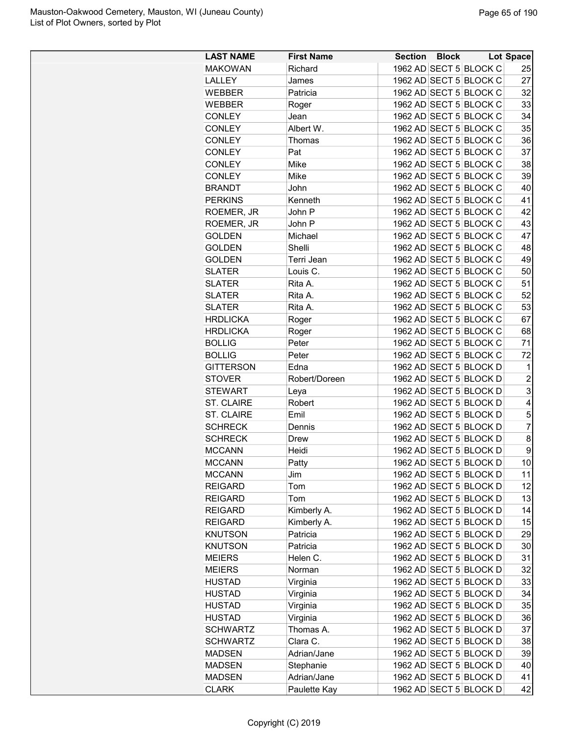| LAST NAME | First Name | Section | Block | Lot | Space |
|---|---|---|---|---|---|
| MAKOWAN | Richard | 1962 AD | SECT 5 | BLOCK C | 25 |
| LALLEY | James | 1962 AD | SECT 5 | BLOCK C | 27 |
| WEBBER | Patricia | 1962 AD | SECT 5 | BLOCK C | 32 |
| WEBBER | Roger | 1962 AD | SECT 5 | BLOCK C | 33 |
| CONLEY | Jean | 1962 AD | SECT 5 | BLOCK C | 34 |
| CONLEY | Albert W. | 1962 AD | SECT 5 | BLOCK C | 35 |
| CONLEY | Thomas | 1962 AD | SECT 5 | BLOCK C | 36 |
| CONLEY | Pat | 1962 AD | SECT 5 | BLOCK C | 37 |
| CONLEY | Mike | 1962 AD | SECT 5 | BLOCK C | 38 |
| CONLEY | Mike | 1962 AD | SECT 5 | BLOCK C | 39 |
| BRANDT | John | 1962 AD | SECT 5 | BLOCK C | 40 |
| PERKINS | Kenneth | 1962 AD | SECT 5 | BLOCK C | 41 |
| ROEMER, JR | John P | 1962 AD | SECT 5 | BLOCK C | 42 |
| ROEMER, JR | John P | 1962 AD | SECT 5 | BLOCK C | 43 |
| GOLDEN | Michael | 1962 AD | SECT 5 | BLOCK C | 47 |
| GOLDEN | Shelli | 1962 AD | SECT 5 | BLOCK C | 48 |
| GOLDEN | Terri Jean | 1962 AD | SECT 5 | BLOCK C | 49 |
| SLATER | Louis C. | 1962 AD | SECT 5 | BLOCK C | 50 |
| SLATER | Rita A. | 1962 AD | SECT 5 | BLOCK C | 51 |
| SLATER | Rita A. | 1962 AD | SECT 5 | BLOCK C | 52 |
| SLATER | Rita A. | 1962 AD | SECT 5 | BLOCK C | 53 |
| HRDLICKA | Roger | 1962 AD | SECT 5 | BLOCK C | 67 |
| HRDLICKA | Roger | 1962 AD | SECT 5 | BLOCK C | 68 |
| BOLLIG | Peter | 1962 AD | SECT 5 | BLOCK C | 71 |
| BOLLIG | Peter | 1962 AD | SECT 5 | BLOCK C | 72 |
| GITTERSON | Edna | 1962 AD | SECT 5 | BLOCK D | 1 |
| STOVER | Robert/Doreen | 1962 AD | SECT 5 | BLOCK D | 2 |
| STEWART | Leya | 1962 AD | SECT 5 | BLOCK D | 3 |
| ST. CLAIRE | Robert | 1962 AD | SECT 5 | BLOCK D | 4 |
| ST. CLAIRE | Emil | 1962 AD | SECT 5 | BLOCK D | 5 |
| SCHRECK | Dennis | 1962 AD | SECT 5 | BLOCK D | 7 |
| SCHRECK | Drew | 1962 AD | SECT 5 | BLOCK D | 8 |
| MCCANN | Heidi | 1962 AD | SECT 5 | BLOCK D | 9 |
| MCCANN | Patty | 1962 AD | SECT 5 | BLOCK D | 10 |
| MCCANN | Jim | 1962 AD | SECT 5 | BLOCK D | 11 |
| REIGARD | Tom | 1962 AD | SECT 5 | BLOCK D | 12 |
| REIGARD | Tom | 1962 AD | SECT 5 | BLOCK D | 13 |
| REIGARD | Kimberly A. | 1962 AD | SECT 5 | BLOCK D | 14 |
| REIGARD | Kimberly A. | 1962 AD | SECT 5 | BLOCK D | 15 |
| KNUTSON | Patricia | 1962 AD | SECT 5 | BLOCK D | 29 |
| KNUTSON | Patricia | 1962 AD | SECT 5 | BLOCK D | 30 |
| MEIERS | Helen C. | 1962 AD | SECT 5 | BLOCK D | 31 |
| MEIERS | Norman | 1962 AD | SECT 5 | BLOCK D | 32 |
| HUSTAD | Virginia | 1962 AD | SECT 5 | BLOCK D | 33 |
| HUSTAD | Virginia | 1962 AD | SECT 5 | BLOCK D | 34 |
| HUSTAD | Virginia | 1962 AD | SECT 5 | BLOCK D | 35 |
| HUSTAD | Virginia | 1962 AD | SECT 5 | BLOCK D | 36 |
| SCHWARTZ | Thomas A. | 1962 AD | SECT 5 | BLOCK D | 37 |
| SCHWARTZ | Clara C. | 1962 AD | SECT 5 | BLOCK D | 38 |
| MADSEN | Adrian/Jane | 1962 AD | SECT 5 | BLOCK D | 39 |
| MADSEN | Stephanie | 1962 AD | SECT 5 | BLOCK D | 40 |
| MADSEN | Adrian/Jane | 1962 AD | SECT 5 | BLOCK D | 41 |
| CLARK | Paulette Kay | 1962 AD | SECT 5 | BLOCK D | 42 |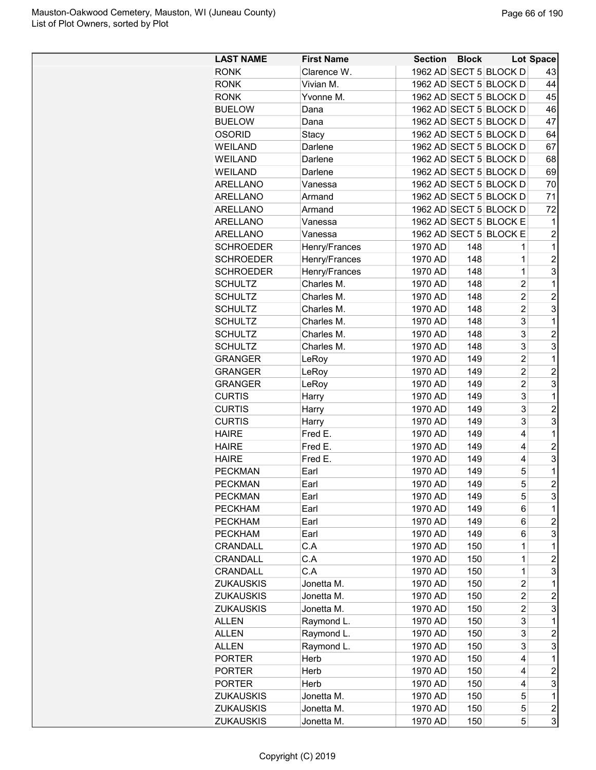| LAST NAME | First Name | Section | Block | Lot | Space |
|---|---|---|---|---|---|
| RONK | Clarence W. | 1962 AD | SECT 5 | BLOCK D | 43 |
| RONK | Vivian M. | 1962 AD | SECT 5 | BLOCK D | 44 |
| RONK | Yvonne M. | 1962 AD | SECT 5 | BLOCK D | 45 |
| BUELOW | Dana | 1962 AD | SECT 5 | BLOCK D | 46 |
| BUELOW | Dana | 1962 AD | SECT 5 | BLOCK D | 47 |
| OSORID | Stacy | 1962 AD | SECT 5 | BLOCK D | 64 |
| WEILAND | Darlene | 1962 AD | SECT 5 | BLOCK D | 67 |
| WEILAND | Darlene | 1962 AD | SECT 5 | BLOCK D | 68 |
| WEILAND | Darlene | 1962 AD | SECT 5 | BLOCK D | 69 |
| ARELLANO | Vanessa | 1962 AD | SECT 5 | BLOCK D | 70 |
| ARELLANO | Armand | 1962 AD | SECT 5 | BLOCK D | 71 |
| ARELLANO | Armand | 1962 AD | SECT 5 | BLOCK D | 72 |
| ARELLANO | Vanessa | 1962 AD | SECT 5 | BLOCK E | 1 |
| ARELLANO | Vanessa | 1962 AD | SECT 5 | BLOCK E | 2 |
| SCHROEDER | Henry/Frances | 1970 AD | 148 | 1 | 1 |
| SCHROEDER | Henry/Frances | 1970 AD | 148 | 1 | 2 |
| SCHROEDER | Henry/Frances | 1970 AD | 148 | 1 | 3 |
| SCHULTZ | Charles M. | 1970 AD | 148 | 2 | 1 |
| SCHULTZ | Charles M. | 1970 AD | 148 | 2 | 2 |
| SCHULTZ | Charles M. | 1970 AD | 148 | 2 | 3 |
| SCHULTZ | Charles M. | 1970 AD | 148 | 3 | 1 |
| SCHULTZ | Charles M. | 1970 AD | 148 | 3 | 2 |
| SCHULTZ | Charles M. | 1970 AD | 148 | 3 | 3 |
| GRANGER | LeRoy | 1970 AD | 149 | 2 | 1 |
| GRANGER | LeRoy | 1970 AD | 149 | 2 | 2 |
| GRANGER | LeRoy | 1970 AD | 149 | 2 | 3 |
| CURTIS | Harry | 1970 AD | 149 | 3 | 1 |
| CURTIS | Harry | 1970 AD | 149 | 3 | 2 |
| CURTIS | Harry | 1970 AD | 149 | 3 | 3 |
| HAIRE | Fred E. | 1970 AD | 149 | 4 | 1 |
| HAIRE | Fred E. | 1970 AD | 149 | 4 | 2 |
| HAIRE | Fred E. | 1970 AD | 149 | 4 | 3 |
| PECKMAN | Earl | 1970 AD | 149 | 5 | 1 |
| PECKMAN | Earl | 1970 AD | 149 | 5 | 2 |
| PECKMAN | Earl | 1970 AD | 149 | 5 | 3 |
| PECKHAM | Earl | 1970 AD | 149 | 6 | 1 |
| PECKHAM | Earl | 1970 AD | 149 | 6 | 2 |
| PECKHAM | Earl | 1970 AD | 149 | 6 | 3 |
| CRANDALL | C.A | 1970 AD | 150 | 1 | 1 |
| CRANDALL | C.A | 1970 AD | 150 | 1 | 2 |
| CRANDALL | C.A | 1970 AD | 150 | 1 | 3 |
| ZUKAUSKIS | Jonetta M. | 1970 AD | 150 | 2 | 1 |
| ZUKAUSKIS | Jonetta M. | 1970 AD | 150 | 2 | 2 |
| ZUKAUSKIS | Jonetta M. | 1970 AD | 150 | 2 | 3 |
| ALLEN | Raymond L. | 1970 AD | 150 | 3 | 1 |
| ALLEN | Raymond L. | 1970 AD | 150 | 3 | 2 |
| ALLEN | Raymond L. | 1970 AD | 150 | 3 | 3 |
| PORTER | Herb | 1970 AD | 150 | 4 | 1 |
| PORTER | Herb | 1970 AD | 150 | 4 | 2 |
| PORTER | Herb | 1970 AD | 150 | 4 | 3 |
| ZUKAUSKIS | Jonetta M. | 1970 AD | 150 | 5 | 1 |
| ZUKAUSKIS | Jonetta M. | 1970 AD | 150 | 5 | 2 |
| ZUKAUSKIS | Jonetta M. | 1970 AD | 150 | 5 | 3 |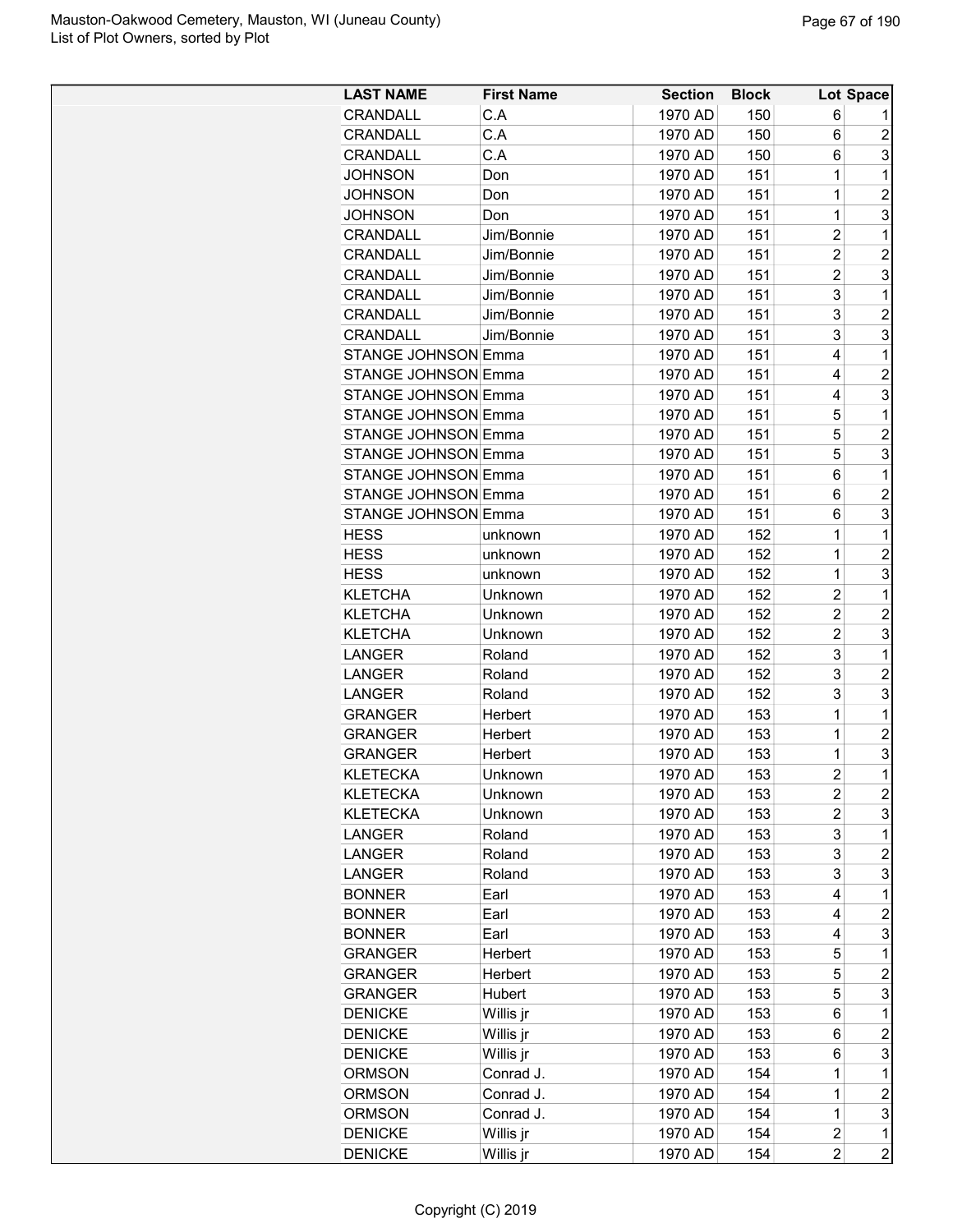| LAST NAME | First Name | Section | Block | Lot | Space |
|---|---|---|---|---|---|
| CRANDALL | C.A | 1970 AD | 150 | 6 | 1 |
| CRANDALL | C.A | 1970 AD | 150 | 6 | 2 |
| CRANDALL | C.A | 1970 AD | 150 | 6 | 3 |
| JOHNSON | Don | 1970 AD | 151 | 1 | 1 |
| JOHNSON | Don | 1970 AD | 151 | 1 | 2 |
| JOHNSON | Don | 1970 AD | 151 | 1 | 3 |
| CRANDALL | Jim/Bonnie | 1970 AD | 151 | 2 | 1 |
| CRANDALL | Jim/Bonnie | 1970 AD | 151 | 2 | 2 |
| CRANDALL | Jim/Bonnie | 1970 AD | 151 | 2 | 3 |
| CRANDALL | Jim/Bonnie | 1970 AD | 151 | 3 | 1 |
| CRANDALL | Jim/Bonnie | 1970 AD | 151 | 3 | 2 |
| CRANDALL | Jim/Bonnie | 1970 AD | 151 | 3 | 3 |
| STANGE JOHNSON | Emma | 1970 AD | 151 | 4 | 1 |
| STANGE JOHNSON | Emma | 1970 AD | 151 | 4 | 2 |
| STANGE JOHNSON | Emma | 1970 AD | 151 | 4 | 3 |
| STANGE JOHNSON | Emma | 1970 AD | 151 | 5 | 1 |
| STANGE JOHNSON | Emma | 1970 AD | 151 | 5 | 2 |
| STANGE JOHNSON | Emma | 1970 AD | 151 | 5 | 3 |
| STANGE JOHNSON | Emma | 1970 AD | 151 | 6 | 1 |
| STANGE JOHNSON | Emma | 1970 AD | 151 | 6 | 2 |
| STANGE JOHNSON | Emma | 1970 AD | 151 | 6 | 3 |
| HESS | unknown | 1970 AD | 152 | 1 | 1 |
| HESS | unknown | 1970 AD | 152 | 1 | 2 |
| HESS | unknown | 1970 AD | 152 | 1 | 3 |
| KLETCHA | Unknown | 1970 AD | 152 | 2 | 1 |
| KLETCHA | Unknown | 1970 AD | 152 | 2 | 2 |
| KLETCHA | Unknown | 1970 AD | 152 | 2 | 3 |
| LANGER | Roland | 1970 AD | 152 | 3 | 1 |
| LANGER | Roland | 1970 AD | 152 | 3 | 2 |
| LANGER | Roland | 1970 AD | 152 | 3 | 3 |
| GRANGER | Herbert | 1970 AD | 153 | 1 | 1 |
| GRANGER | Herbert | 1970 AD | 153 | 1 | 2 |
| GRANGER | Herbert | 1970 AD | 153 | 1 | 3 |
| KLETECKA | Unknown | 1970 AD | 153 | 2 | 1 |
| KLETECKA | Unknown | 1970 AD | 153 | 2 | 2 |
| KLETECKA | Unknown | 1970 AD | 153 | 2 | 3 |
| LANGER | Roland | 1970 AD | 153 | 3 | 1 |
| LANGER | Roland | 1970 AD | 153 | 3 | 2 |
| LANGER | Roland | 1970 AD | 153 | 3 | 3 |
| BONNER | Earl | 1970 AD | 153 | 4 | 1 |
| BONNER | Earl | 1970 AD | 153 | 4 | 2 |
| BONNER | Earl | 1970 AD | 153 | 4 | 3 |
| GRANGER | Herbert | 1970 AD | 153 | 5 | 1 |
| GRANGER | Herbert | 1970 AD | 153 | 5 | 2 |
| GRANGER | Hubert | 1970 AD | 153 | 5 | 3 |
| DENICKE | Willis jr | 1970 AD | 153 | 6 | 1 |
| DENICKE | Willis jr | 1970 AD | 153 | 6 | 2 |
| DENICKE | Willis jr | 1970 AD | 153 | 6 | 3 |
| ORMSON | Conrad J. | 1970 AD | 154 | 1 | 1 |
| ORMSON | Conrad J. | 1970 AD | 154 | 1 | 2 |
| ORMSON | Conrad J. | 1970 AD | 154 | 1 | 3 |
| DENICKE | Willis jr | 1970 AD | 154 | 2 | 1 |
| DENICKE | Willis jr | 1970 AD | 154 | 2 | 2 |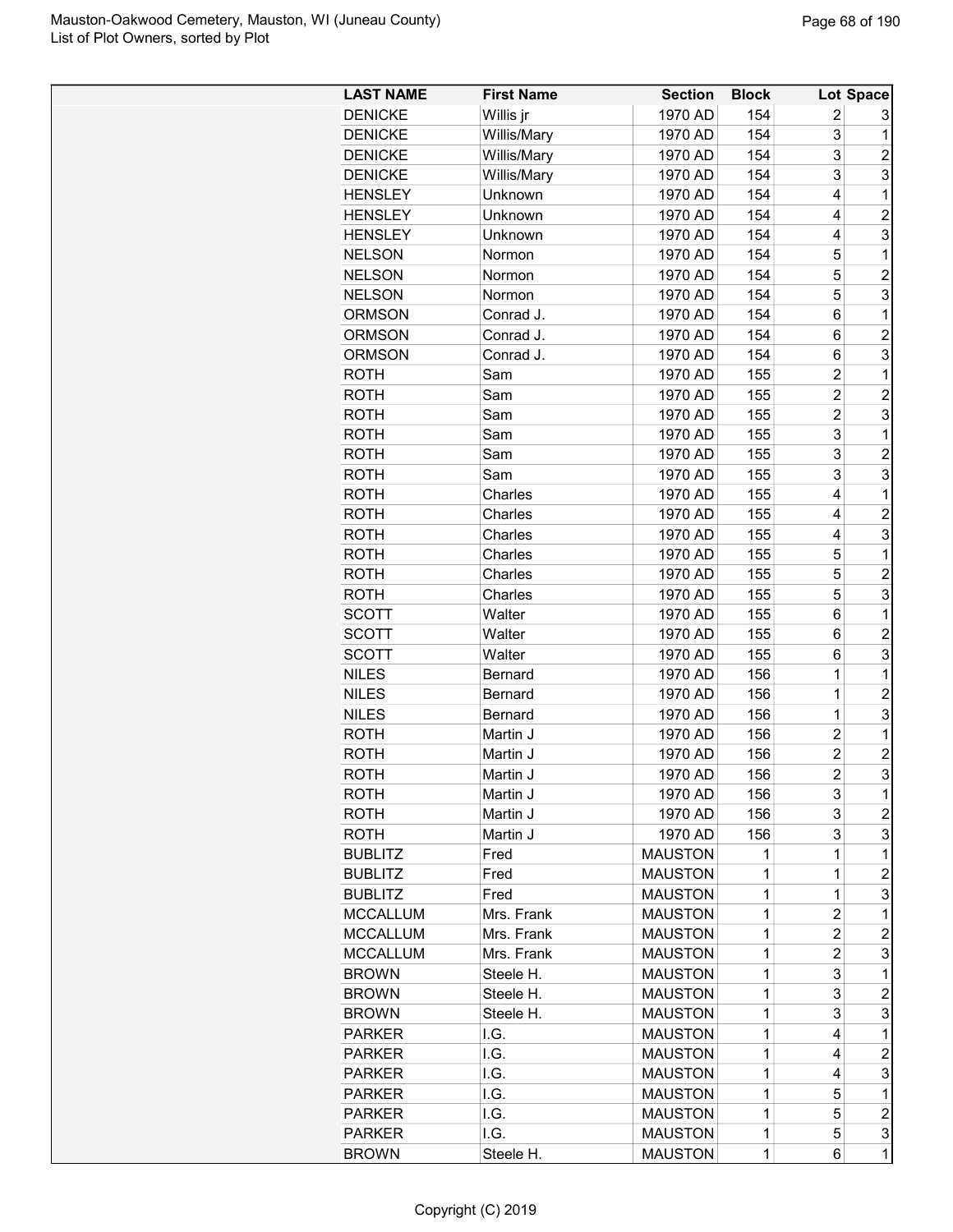| LAST NAME | First Name | Section | Block | Lot | Space |
|---|---|---|---|---|---|
| DENICKE | Willis jr | 1970 AD | 154 | 2 | 3 |
| DENICKE | Willis/Mary | 1970 AD | 154 | 3 | 1 |
| DENICKE | Willis/Mary | 1970 AD | 154 | 3 | 2 |
| DENICKE | Willis/Mary | 1970 AD | 154 | 3 | 3 |
| HENSLEY | Unknown | 1970 AD | 154 | 4 | 1 |
| HENSLEY | Unknown | 1970 AD | 154 | 4 | 2 |
| HENSLEY | Unknown | 1970 AD | 154 | 4 | 3 |
| NELSON | Normon | 1970 AD | 154 | 5 | 1 |
| NELSON | Normon | 1970 AD | 154 | 5 | 2 |
| NELSON | Normon | 1970 AD | 154 | 5 | 3 |
| ORMSON | Conrad J. | 1970 AD | 154 | 6 | 1 |
| ORMSON | Conrad J. | 1970 AD | 154 | 6 | 2 |
| ORMSON | Conrad J. | 1970 AD | 154 | 6 | 3 |
| ROTH | Sam | 1970 AD | 155 | 2 | 1 |
| ROTH | Sam | 1970 AD | 155 | 2 | 2 |
| ROTH | Sam | 1970 AD | 155 | 2 | 3 |
| ROTH | Sam | 1970 AD | 155 | 3 | 1 |
| ROTH | Sam | 1970 AD | 155 | 3 | 2 |
| ROTH | Sam | 1970 AD | 155 | 3 | 3 |
| ROTH | Charles | 1970 AD | 155 | 4 | 1 |
| ROTH | Charles | 1970 AD | 155 | 4 | 2 |
| ROTH | Charles | 1970 AD | 155 | 4 | 3 |
| ROTH | Charles | 1970 AD | 155 | 5 | 1 |
| ROTH | Charles | 1970 AD | 155 | 5 | 2 |
| ROTH | Charles | 1970 AD | 155 | 5 | 3 |
| SCOTT | Walter | 1970 AD | 155 | 6 | 1 |
| SCOTT | Walter | 1970 AD | 155 | 6 | 2 |
| SCOTT | Walter | 1970 AD | 155 | 6 | 3 |
| NILES | Bernard | 1970 AD | 156 | 1 | 1 |
| NILES | Bernard | 1970 AD | 156 | 1 | 2 |
| NILES | Bernard | 1970 AD | 156 | 1 | 3 |
| ROTH | Martin J | 1970 AD | 156 | 2 | 1 |
| ROTH | Martin J | 1970 AD | 156 | 2 | 2 |
| ROTH | Martin J | 1970 AD | 156 | 2 | 3 |
| ROTH | Martin J | 1970 AD | 156 | 3 | 1 |
| ROTH | Martin J | 1970 AD | 156 | 3 | 2 |
| ROTH | Martin J | 1970 AD | 156 | 3 | 3 |
| BUBLITZ | Fred | MAUSTON | 1 | 1 | 1 |
| BUBLITZ | Fred | MAUSTON | 1 | 1 | 2 |
| BUBLITZ | Fred | MAUSTON | 1 | 1 | 3 |
| MCCALLUM | Mrs. Frank | MAUSTON | 1 | 2 | 1 |
| MCCALLUM | Mrs. Frank | MAUSTON | 1 | 2 | 2 |
| MCCALLUM | Mrs. Frank | MAUSTON | 1 | 2 | 3 |
| BROWN | Steele H. | MAUSTON | 1 | 3 | 1 |
| BROWN | Steele H. | MAUSTON | 1 | 3 | 2 |
| BROWN | Steele H. | MAUSTON | 1 | 3 | 3 |
| PARKER | I.G. | MAUSTON | 1 | 4 | 1 |
| PARKER | I.G. | MAUSTON | 1 | 4 | 2 |
| PARKER | I.G. | MAUSTON | 1 | 4 | 3 |
| PARKER | I.G. | MAUSTON | 1 | 5 | 1 |
| PARKER | I.G. | MAUSTON | 1 | 5 | 2 |
| PARKER | I.G. | MAUSTON | 1 | 5 | 3 |
| BROWN | Steele H. | MAUSTON | 1 | 6 | 1 |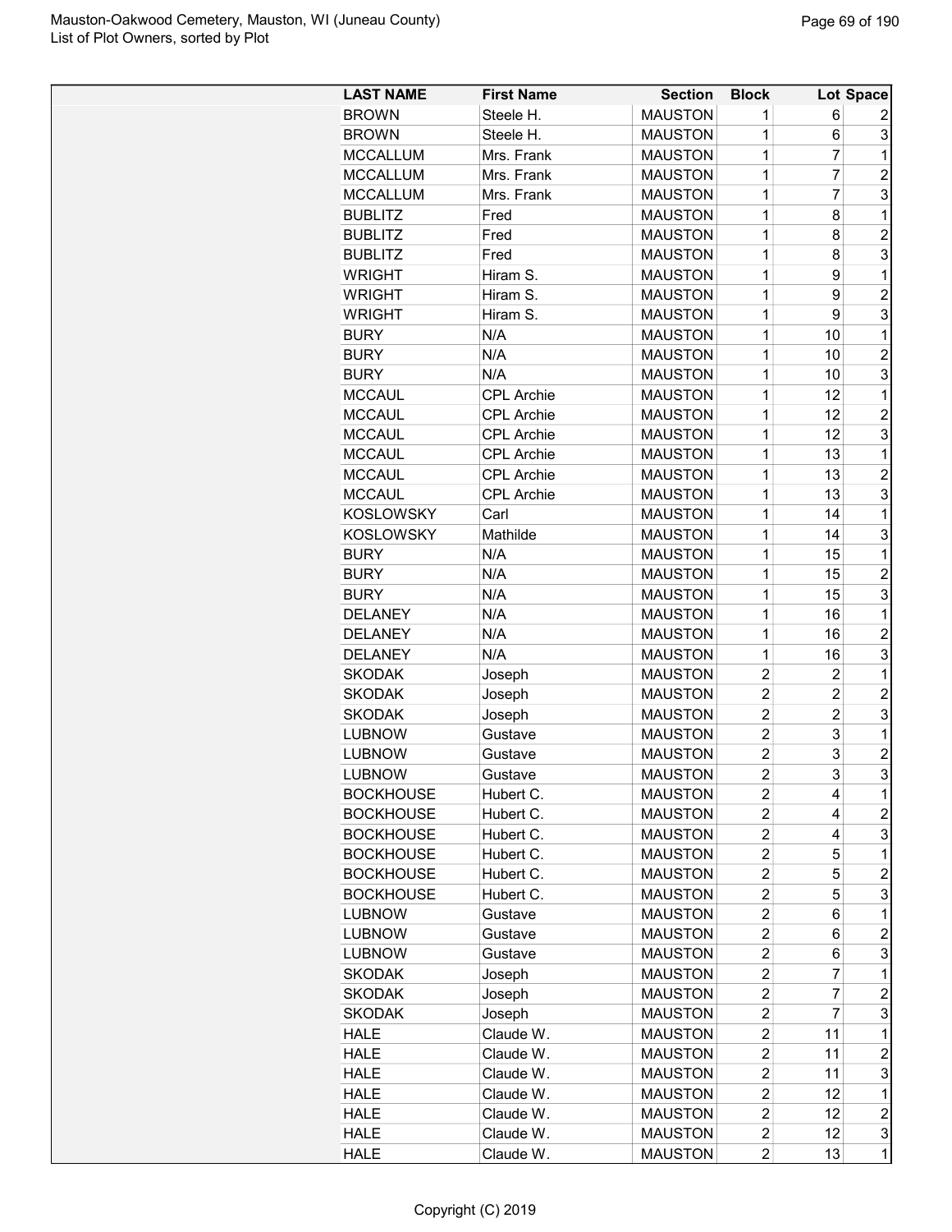| LAST NAME | First Name | Section | Block | Lot | Space |
|---|---|---|---|---|---|
| BROWN | Steele H. | MAUSTON | 1 | 6 | 2 |
| BROWN | Steele H. | MAUSTON | 1 | 6 | 3 |
| MCCALLUM | Mrs. Frank | MAUSTON | 1 | 7 | 1 |
| MCCALLUM | Mrs. Frank | MAUSTON | 1 | 7 | 2 |
| MCCALLUM | Mrs. Frank | MAUSTON | 1 | 7 | 3 |
| BUBLITZ | Fred | MAUSTON | 1 | 8 | 1 |
| BUBLITZ | Fred | MAUSTON | 1 | 8 | 2 |
| BUBLITZ | Fred | MAUSTON | 1 | 8 | 3 |
| WRIGHT | Hiram S. | MAUSTON | 1 | 9 | 1 |
| WRIGHT | Hiram S. | MAUSTON | 1 | 9 | 2 |
| WRIGHT | Hiram S. | MAUSTON | 1 | 9 | 3 |
| BURY | N/A | MAUSTON | 1 | 10 | 1 |
| BURY | N/A | MAUSTON | 1 | 10 | 2 |
| BURY | N/A | MAUSTON | 1 | 10 | 3 |
| MCCAUL | CPL Archie | MAUSTON | 1 | 12 | 1 |
| MCCAUL | CPL Archie | MAUSTON | 1 | 12 | 2 |
| MCCAUL | CPL Archie | MAUSTON | 1 | 12 | 3 |
| MCCAUL | CPL Archie | MAUSTON | 1 | 13 | 1 |
| MCCAUL | CPL Archie | MAUSTON | 1 | 13 | 2 |
| MCCAUL | CPL Archie | MAUSTON | 1 | 13 | 3 |
| KOSLOWSKY | Carl | MAUSTON | 1 | 14 | 1 |
| KOSLOWSKY | Mathilde | MAUSTON | 1 | 14 | 3 |
| BURY | N/A | MAUSTON | 1 | 15 | 1 |
| BURY | N/A | MAUSTON | 1 | 15 | 2 |
| BURY | N/A | MAUSTON | 1 | 15 | 3 |
| DELANEY | N/A | MAUSTON | 1 | 16 | 1 |
| DELANEY | N/A | MAUSTON | 1 | 16 | 2 |
| DELANEY | N/A | MAUSTON | 1 | 16 | 3 |
| SKODAK | Joseph | MAUSTON | 2 | 2 | 1 |
| SKODAK | Joseph | MAUSTON | 2 | 2 | 2 |
| SKODAK | Joseph | MAUSTON | 2 | 2 | 3 |
| LUBNOW | Gustave | MAUSTON | 2 | 3 | 1 |
| LUBNOW | Gustave | MAUSTON | 2 | 3 | 2 |
| LUBNOW | Gustave | MAUSTON | 2 | 3 | 3 |
| BOCKHOUSE | Hubert C. | MAUSTON | 2 | 4 | 1 |
| BOCKHOUSE | Hubert C. | MAUSTON | 2 | 4 | 2 |
| BOCKHOUSE | Hubert C. | MAUSTON | 2 | 4 | 3 |
| BOCKHOUSE | Hubert C. | MAUSTON | 2 | 5 | 1 |
| BOCKHOUSE | Hubert C. | MAUSTON | 2 | 5 | 2 |
| BOCKHOUSE | Hubert C. | MAUSTON | 2 | 5 | 3 |
| LUBNOW | Gustave | MAUSTON | 2 | 6 | 1 |
| LUBNOW | Gustave | MAUSTON | 2 | 6 | 2 |
| LUBNOW | Gustave | MAUSTON | 2 | 6 | 3 |
| SKODAK | Joseph | MAUSTON | 2 | 7 | 1 |
| SKODAK | Joseph | MAUSTON | 2 | 7 | 2 |
| SKODAK | Joseph | MAUSTON | 2 | 7 | 3 |
| HALE | Claude W. | MAUSTON | 2 | 11 | 1 |
| HALE | Claude W. | MAUSTON | 2 | 11 | 2 |
| HALE | Claude W. | MAUSTON | 2 | 11 | 3 |
| HALE | Claude W. | MAUSTON | 2 | 12 | 1 |
| HALE | Claude W. | MAUSTON | 2 | 12 | 2 |
| HALE | Claude W. | MAUSTON | 2 | 12 | 3 |
| HALE | Claude W. | MAUSTON | 2 | 13 | 1 |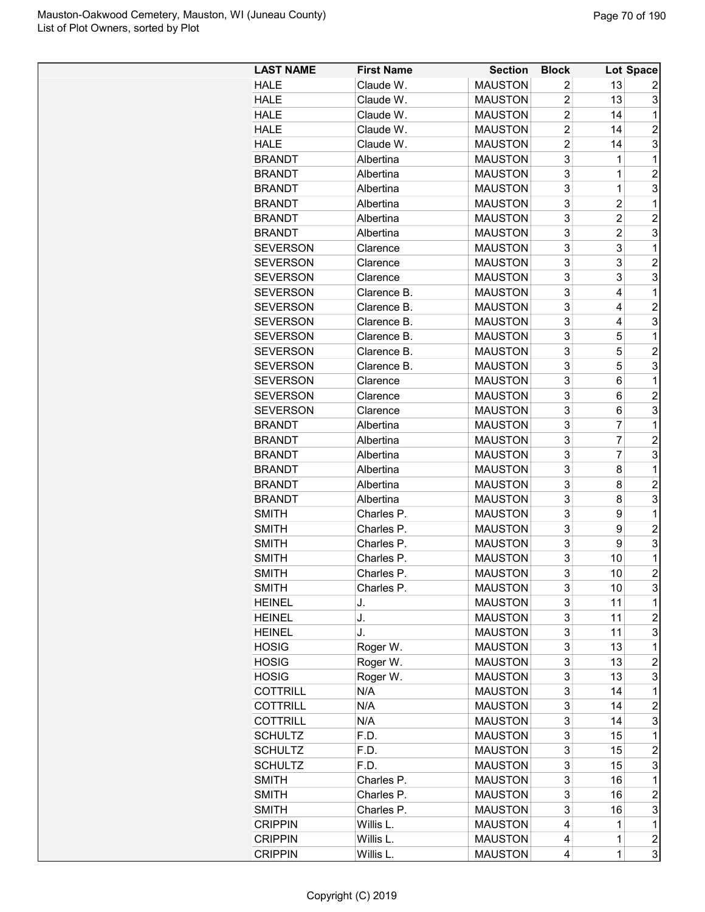| LAST NAME | First Name | Section | Block | Lot | Space |
|---|---|---|---|---|---|
| HALE | Claude W. | MAUSTON | 2 | 13 | 2 |
| HALE | Claude W. | MAUSTON | 2 | 13 | 3 |
| HALE | Claude W. | MAUSTON | 2 | 14 | 1 |
| HALE | Claude W. | MAUSTON | 2 | 14 | 2 |
| HALE | Claude W. | MAUSTON | 2 | 14 | 3 |
| BRANDT | Albertina | MAUSTON | 3 | 1 | 1 |
| BRANDT | Albertina | MAUSTON | 3 | 1 | 2 |
| BRANDT | Albertina | MAUSTON | 3 | 1 | 3 |
| BRANDT | Albertina | MAUSTON | 3 | 2 | 1 |
| BRANDT | Albertina | MAUSTON | 3 | 2 | 2 |
| BRANDT | Albertina | MAUSTON | 3 | 2 | 3 |
| SEVERSON | Clarence | MAUSTON | 3 | 3 | 1 |
| SEVERSON | Clarence | MAUSTON | 3 | 3 | 2 |
| SEVERSON | Clarence | MAUSTON | 3 | 3 | 3 |
| SEVERSON | Clarence B. | MAUSTON | 3 | 4 | 1 |
| SEVERSON | Clarence B. | MAUSTON | 3 | 4 | 2 |
| SEVERSON | Clarence B. | MAUSTON | 3 | 4 | 3 |
| SEVERSON | Clarence B. | MAUSTON | 3 | 5 | 1 |
| SEVERSON | Clarence B. | MAUSTON | 3 | 5 | 2 |
| SEVERSON | Clarence B. | MAUSTON | 3 | 5 | 3 |
| SEVERSON | Clarence | MAUSTON | 3 | 6 | 1 |
| SEVERSON | Clarence | MAUSTON | 3 | 6 | 2 |
| SEVERSON | Clarence | MAUSTON | 3 | 6 | 3 |
| BRANDT | Albertina | MAUSTON | 3 | 7 | 1 |
| BRANDT | Albertina | MAUSTON | 3 | 7 | 2 |
| BRANDT | Albertina | MAUSTON | 3 | 7 | 3 |
| BRANDT | Albertina | MAUSTON | 3 | 8 | 1 |
| BRANDT | Albertina | MAUSTON | 3 | 8 | 2 |
| BRANDT | Albertina | MAUSTON | 3 | 8 | 3 |
| SMITH | Charles P. | MAUSTON | 3 | 9 | 1 |
| SMITH | Charles P. | MAUSTON | 3 | 9 | 2 |
| SMITH | Charles P. | MAUSTON | 3 | 9 | 3 |
| SMITH | Charles P. | MAUSTON | 3 | 10 | 1 |
| SMITH | Charles P. | MAUSTON | 3 | 10 | 2 |
| SMITH | Charles P. | MAUSTON | 3 | 10 | 3 |
| HEINEL | J. | MAUSTON | 3 | 11 | 1 |
| HEINEL | J. | MAUSTON | 3 | 11 | 2 |
| HEINEL | J. | MAUSTON | 3 | 11 | 3 |
| HOSIG | Roger W. | MAUSTON | 3 | 13 | 1 |
| HOSIG | Roger W. | MAUSTON | 3 | 13 | 2 |
| HOSIG | Roger W. | MAUSTON | 3 | 13 | 3 |
| COTTRILL | N/A | MAUSTON | 3 | 14 | 1 |
| COTTRILL | N/A | MAUSTON | 3 | 14 | 2 |
| COTTRILL | N/A | MAUSTON | 3 | 14 | 3 |
| SCHULTZ | F.D. | MAUSTON | 3 | 15 | 1 |
| SCHULTZ | F.D. | MAUSTON | 3 | 15 | 2 |
| SCHULTZ | F.D. | MAUSTON | 3 | 15 | 3 |
| SMITH | Charles P. | MAUSTON | 3 | 16 | 1 |
| SMITH | Charles P. | MAUSTON | 3 | 16 | 2 |
| SMITH | Charles P. | MAUSTON | 3 | 16 | 3 |
| CRIPPIN | Willis L. | MAUSTON | 4 | 1 | 1 |
| CRIPPIN | Willis L. | MAUSTON | 4 | 1 | 2 |
| CRIPPIN | Willis L. | MAUSTON | 4 | 1 | 3 |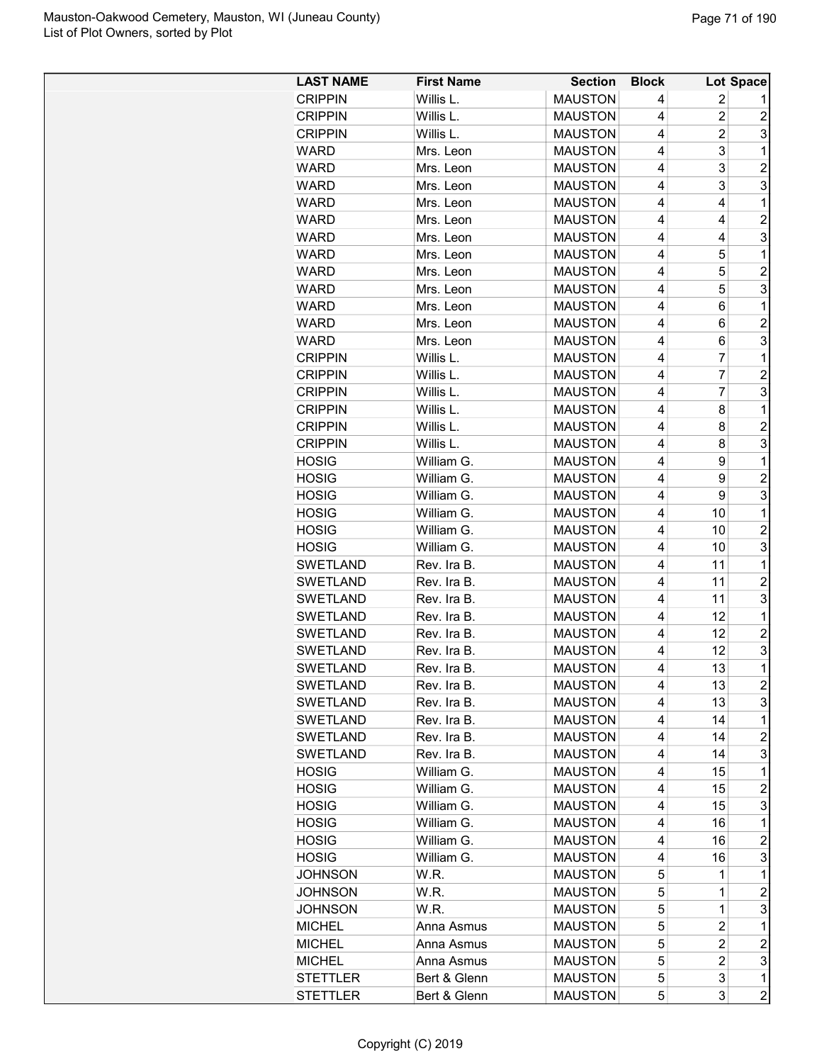Mauston-Oakwood Cemetery, Mauston, WI (Juneau County)
List of Plot Owners, sorted by Plot

| LAST NAME | First Name | Section | Block | Lot | Space |
|---|---|---|---|---|---|
| CRIPPIN | Willis L. | MAUSTON | 4 | 2 | 1 |
| CRIPPIN | Willis L. | MAUSTON | 4 | 2 | 2 |
| CRIPPIN | Willis L. | MAUSTON | 4 | 2 | 3 |
| WARD | Mrs. Leon | MAUSTON | 4 | 3 | 1 |
| WARD | Mrs. Leon | MAUSTON | 4 | 3 | 2 |
| WARD | Mrs. Leon | MAUSTON | 4 | 3 | 3 |
| WARD | Mrs. Leon | MAUSTON | 4 | 4 | 1 |
| WARD | Mrs. Leon | MAUSTON | 4 | 4 | 2 |
| WARD | Mrs. Leon | MAUSTON | 4 | 4 | 3 |
| WARD | Mrs. Leon | MAUSTON | 4 | 5 | 1 |
| WARD | Mrs. Leon | MAUSTON | 4 | 5 | 2 |
| WARD | Mrs. Leon | MAUSTON | 4 | 5 | 3 |
| WARD | Mrs. Leon | MAUSTON | 4 | 6 | 1 |
| WARD | Mrs. Leon | MAUSTON | 4 | 6 | 2 |
| WARD | Mrs. Leon | MAUSTON | 4 | 6 | 3 |
| CRIPPIN | Willis L. | MAUSTON | 4 | 7 | 1 |
| CRIPPIN | Willis L. | MAUSTON | 4 | 7 | 2 |
| CRIPPIN | Willis L. | MAUSTON | 4 | 7 | 3 |
| CRIPPIN | Willis L. | MAUSTON | 4 | 8 | 1 |
| CRIPPIN | Willis L. | MAUSTON | 4 | 8 | 2 |
| CRIPPIN | Willis L. | MAUSTON | 4 | 8 | 3 |
| HOSIG | William G. | MAUSTON | 4 | 9 | 1 |
| HOSIG | William G. | MAUSTON | 4 | 9 | 2 |
| HOSIG | William G. | MAUSTON | 4 | 9 | 3 |
| HOSIG | William G. | MAUSTON | 4 | 10 | 1 |
| HOSIG | William G. | MAUSTON | 4 | 10 | 2 |
| HOSIG | William G. | MAUSTON | 4 | 10 | 3 |
| SWETLAND | Rev. Ira B. | MAUSTON | 4 | 11 | 1 |
| SWETLAND | Rev. Ira B. | MAUSTON | 4 | 11 | 2 |
| SWETLAND | Rev. Ira B. | MAUSTON | 4 | 11 | 3 |
| SWETLAND | Rev. Ira B. | MAUSTON | 4 | 12 | 1 |
| SWETLAND | Rev. Ira B. | MAUSTON | 4 | 12 | 2 |
| SWETLAND | Rev. Ira B. | MAUSTON | 4 | 12 | 3 |
| SWETLAND | Rev. Ira B. | MAUSTON | 4 | 13 | 1 |
| SWETLAND | Rev. Ira B. | MAUSTON | 4 | 13 | 2 |
| SWETLAND | Rev. Ira B. | MAUSTON | 4 | 13 | 3 |
| SWETLAND | Rev. Ira B. | MAUSTON | 4 | 14 | 1 |
| SWETLAND | Rev. Ira B. | MAUSTON | 4 | 14 | 2 |
| SWETLAND | Rev. Ira B. | MAUSTON | 4 | 14 | 3 |
| HOSIG | William G. | MAUSTON | 4 | 15 | 1 |
| HOSIG | William G. | MAUSTON | 4 | 15 | 2 |
| HOSIG | William G. | MAUSTON | 4 | 15 | 3 |
| HOSIG | William G. | MAUSTON | 4 | 16 | 1 |
| HOSIG | William G. | MAUSTON | 4 | 16 | 2 |
| HOSIG | William G. | MAUSTON | 4 | 16 | 3 |
| JOHNSON | W.R. | MAUSTON | 5 | 1 | 1 |
| JOHNSON | W.R. | MAUSTON | 5 | 1 | 2 |
| JOHNSON | W.R. | MAUSTON | 5 | 1 | 3 |
| MICHEL | Anna Asmus | MAUSTON | 5 | 2 | 1 |
| MICHEL | Anna Asmus | MAUSTON | 5 | 2 | 2 |
| MICHEL | Anna Asmus | MAUSTON | 5 | 2 | 3 |
| STETTLER | Bert & Glenn | MAUSTON | 5 | 3 | 1 |
| STETTLER | Bert & Glenn | MAUSTON | 5 | 3 | 2 |

Copyright (C) 2019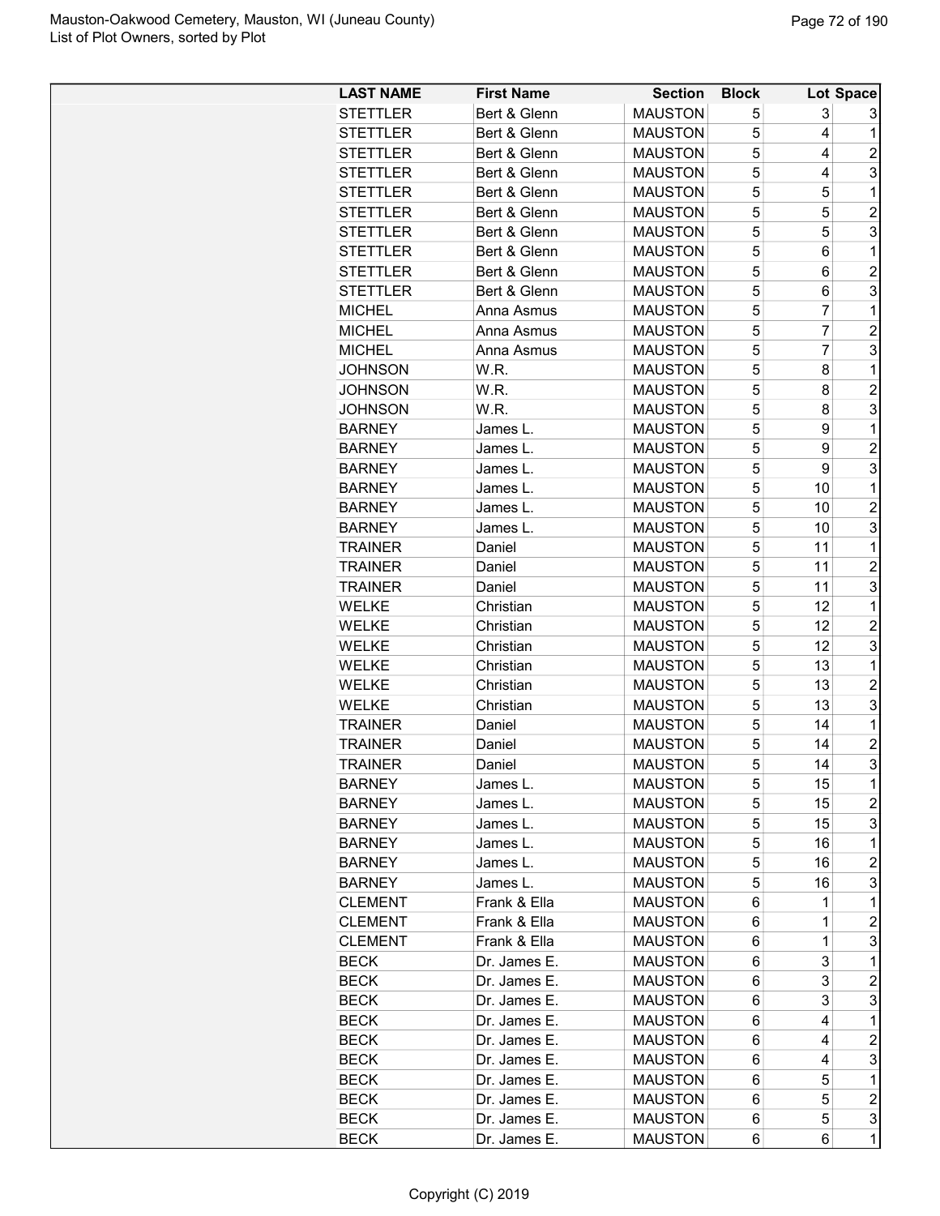| LAST NAME | First Name | Section | Block | Lot | Space |
|---|---|---|---|---|---|
| STETTLER | Bert & Glenn | MAUSTON | 5 | 3 | 3 |
| STETTLER | Bert & Glenn | MAUSTON | 5 | 4 | 1 |
| STETTLER | Bert & Glenn | MAUSTON | 5 | 4 | 2 |
| STETTLER | Bert & Glenn | MAUSTON | 5 | 4 | 3 |
| STETTLER | Bert & Glenn | MAUSTON | 5 | 5 | 1 |
| STETTLER | Bert & Glenn | MAUSTON | 5 | 5 | 2 |
| STETTLER | Bert & Glenn | MAUSTON | 5 | 5 | 3 |
| STETTLER | Bert & Glenn | MAUSTON | 5 | 6 | 1 |
| STETTLER | Bert & Glenn | MAUSTON | 5 | 6 | 2 |
| STETTLER | Bert & Glenn | MAUSTON | 5 | 6 | 3 |
| MICHEL | Anna Asmus | MAUSTON | 5 | 7 | 1 |
| MICHEL | Anna Asmus | MAUSTON | 5 | 7 | 2 |
| MICHEL | Anna Asmus | MAUSTON | 5 | 7 | 3 |
| JOHNSON | W.R. | MAUSTON | 5 | 8 | 1 |
| JOHNSON | W.R. | MAUSTON | 5 | 8 | 2 |
| JOHNSON | W.R. | MAUSTON | 5 | 8 | 3 |
| BARNEY | James L. | MAUSTON | 5 | 9 | 1 |
| BARNEY | James L. | MAUSTON | 5 | 9 | 2 |
| BARNEY | James L. | MAUSTON | 5 | 9 | 3 |
| BARNEY | James L. | MAUSTON | 5 | 10 | 1 |
| BARNEY | James L. | MAUSTON | 5 | 10 | 2 |
| BARNEY | James L. | MAUSTON | 5 | 10 | 3 |
| TRAINER | Daniel | MAUSTON | 5 | 11 | 1 |
| TRAINER | Daniel | MAUSTON | 5 | 11 | 2 |
| TRAINER | Daniel | MAUSTON | 5 | 11 | 3 |
| WELKE | Christian | MAUSTON | 5 | 12 | 1 |
| WELKE | Christian | MAUSTON | 5 | 12 | 2 |
| WELKE | Christian | MAUSTON | 5 | 12 | 3 |
| WELKE | Christian | MAUSTON | 5 | 13 | 1 |
| WELKE | Christian | MAUSTON | 5 | 13 | 2 |
| WELKE | Christian | MAUSTON | 5 | 13 | 3 |
| TRAINER | Daniel | MAUSTON | 5 | 14 | 1 |
| TRAINER | Daniel | MAUSTON | 5 | 14 | 2 |
| TRAINER | Daniel | MAUSTON | 5 | 14 | 3 |
| BARNEY | James L. | MAUSTON | 5 | 15 | 1 |
| BARNEY | James L. | MAUSTON | 5 | 15 | 2 |
| BARNEY | James L. | MAUSTON | 5 | 15 | 3 |
| BARNEY | James L. | MAUSTON | 5 | 16 | 1 |
| BARNEY | James L. | MAUSTON | 5 | 16 | 2 |
| BARNEY | James L. | MAUSTON | 5 | 16 | 3 |
| CLEMENT | Frank & Ella | MAUSTON | 6 | 1 | 1 |
| CLEMENT | Frank & Ella | MAUSTON | 6 | 1 | 2 |
| CLEMENT | Frank & Ella | MAUSTON | 6 | 1 | 3 |
| BECK | Dr. James E. | MAUSTON | 6 | 3 | 1 |
| BECK | Dr. James E. | MAUSTON | 6 | 3 | 2 |
| BECK | Dr. James E. | MAUSTON | 6 | 3 | 3 |
| BECK | Dr. James E. | MAUSTON | 6 | 4 | 1 |
| BECK | Dr. James E. | MAUSTON | 6 | 4 | 2 |
| BECK | Dr. James E. | MAUSTON | 6 | 4 | 3 |
| BECK | Dr. James E. | MAUSTON | 6 | 5 | 1 |
| BECK | Dr. James E. | MAUSTON | 6 | 5 | 2 |
| BECK | Dr. James E. | MAUSTON | 6 | 5 | 3 |
| BECK | Dr. James E. | MAUSTON | 6 | 6 | 1 |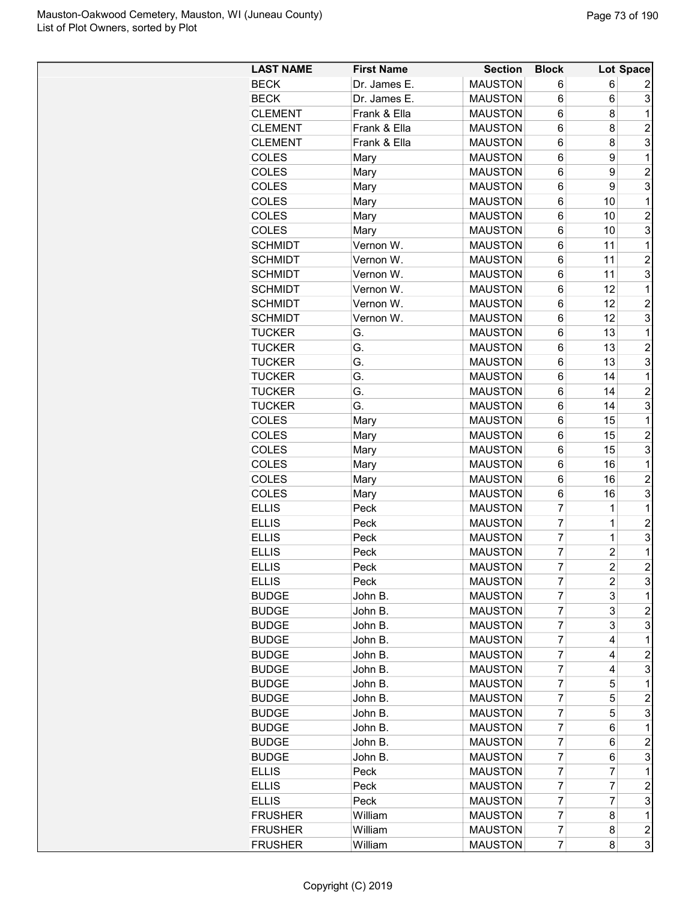| LAST NAME | First Name | Section | Block | Lot | Space |
|---|---|---|---|---|---|
| BECK | Dr. James E. | MAUSTON | 6 | 6 | 2 |
| BECK | Dr. James E. | MAUSTON | 6 | 6 | 3 |
| CLEMENT | Frank & Ella | MAUSTON | 6 | 8 | 1 |
| CLEMENT | Frank & Ella | MAUSTON | 6 | 8 | 2 |
| CLEMENT | Frank & Ella | MAUSTON | 6 | 8 | 3 |
| COLES | Mary | MAUSTON | 6 | 9 | 1 |
| COLES | Mary | MAUSTON | 6 | 9 | 2 |
| COLES | Mary | MAUSTON | 6 | 9 | 3 |
| COLES | Mary | MAUSTON | 6 | 10 | 1 |
| COLES | Mary | MAUSTON | 6 | 10 | 2 |
| COLES | Mary | MAUSTON | 6 | 10 | 3 |
| SCHMIDT | Vernon W. | MAUSTON | 6 | 11 | 1 |
| SCHMIDT | Vernon W. | MAUSTON | 6 | 11 | 2 |
| SCHMIDT | Vernon W. | MAUSTON | 6 | 11 | 3 |
| SCHMIDT | Vernon W. | MAUSTON | 6 | 12 | 1 |
| SCHMIDT | Vernon W. | MAUSTON | 6 | 12 | 2 |
| SCHMIDT | Vernon W. | MAUSTON | 6 | 12 | 3 |
| TUCKER | G. | MAUSTON | 6 | 13 | 1 |
| TUCKER | G. | MAUSTON | 6 | 13 | 2 |
| TUCKER | G. | MAUSTON | 6 | 13 | 3 |
| TUCKER | G. | MAUSTON | 6 | 14 | 1 |
| TUCKER | G. | MAUSTON | 6 | 14 | 2 |
| TUCKER | G. | MAUSTON | 6 | 14 | 3 |
| COLES | Mary | MAUSTON | 6 | 15 | 1 |
| COLES | Mary | MAUSTON | 6 | 15 | 2 |
| COLES | Mary | MAUSTON | 6 | 15 | 3 |
| COLES | Mary | MAUSTON | 6 | 16 | 1 |
| COLES | Mary | MAUSTON | 6 | 16 | 2 |
| COLES | Mary | MAUSTON | 6 | 16 | 3 |
| ELLIS | Peck | MAUSTON | 7 | 1 | 1 |
| ELLIS | Peck | MAUSTON | 7 | 1 | 2 |
| ELLIS | Peck | MAUSTON | 7 | 1 | 3 |
| ELLIS | Peck | MAUSTON | 7 | 2 | 1 |
| ELLIS | Peck | MAUSTON | 7 | 2 | 2 |
| ELLIS | Peck | MAUSTON | 7 | 2 | 3 |
| BUDGE | John B. | MAUSTON | 7 | 3 | 1 |
| BUDGE | John B. | MAUSTON | 7 | 3 | 2 |
| BUDGE | John B. | MAUSTON | 7 | 3 | 3 |
| BUDGE | John B. | MAUSTON | 7 | 4 | 1 |
| BUDGE | John B. | MAUSTON | 7 | 4 | 2 |
| BUDGE | John B. | MAUSTON | 7 | 4 | 3 |
| BUDGE | John B. | MAUSTON | 7 | 5 | 1 |
| BUDGE | John B. | MAUSTON | 7 | 5 | 2 |
| BUDGE | John B. | MAUSTON | 7 | 5 | 3 |
| BUDGE | John B. | MAUSTON | 7 | 6 | 1 |
| BUDGE | John B. | MAUSTON | 7 | 6 | 2 |
| BUDGE | John B. | MAUSTON | 7 | 6 | 3 |
| ELLIS | Peck | MAUSTON | 7 | 7 | 1 |
| ELLIS | Peck | MAUSTON | 7 | 7 | 2 |
| ELLIS | Peck | MAUSTON | 7 | 7 | 3 |
| FRUSHER | William | MAUSTON | 7 | 8 | 1 |
| FRUSHER | William | MAUSTON | 7 | 8 | 2 |
| FRUSHER | William | MAUSTON | 7 | 8 | 3 |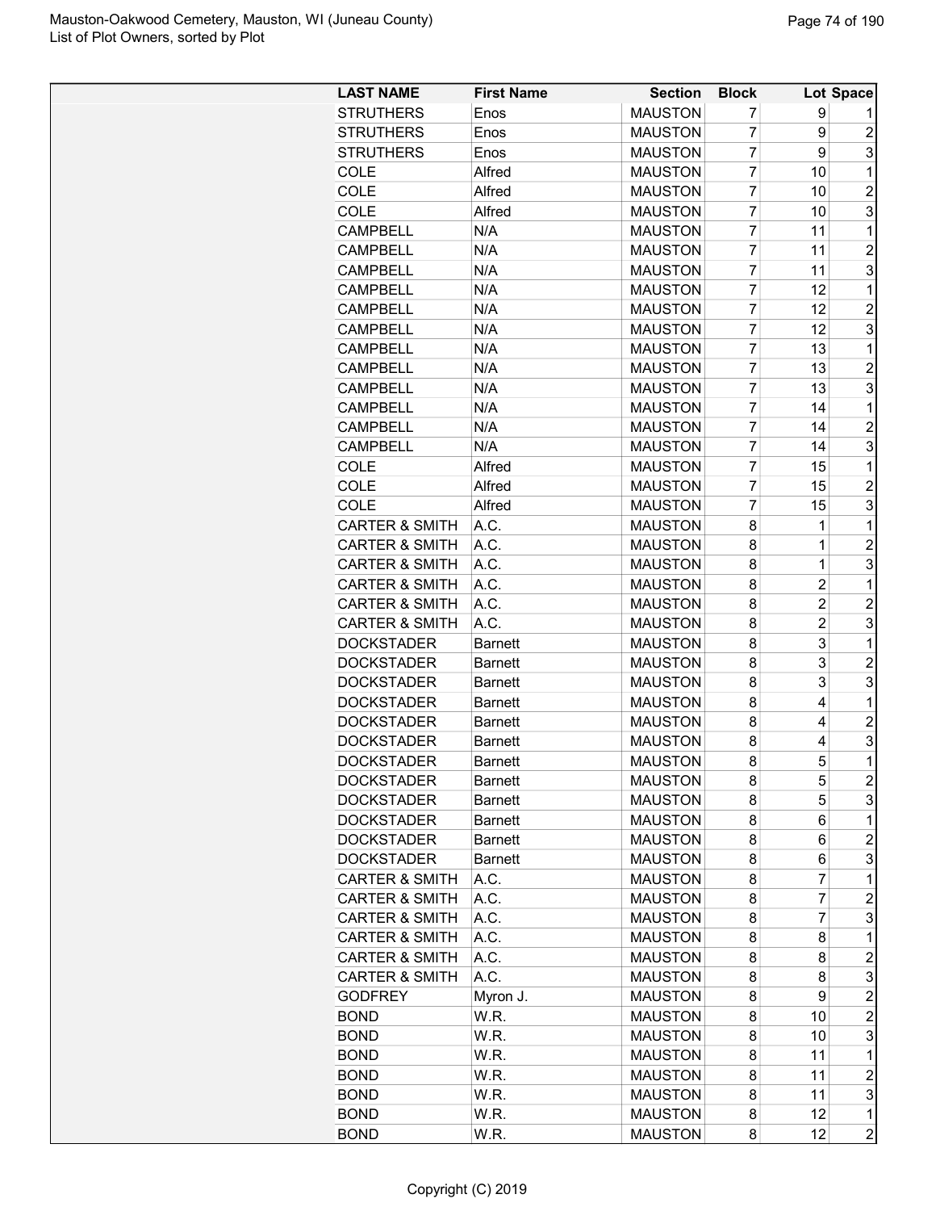| LAST NAME | First Name | Section | Block | Lot | Space |
|---|---|---|---|---|---|
| STRUTHERS | Enos | MAUSTON | 7 | 9 | 1 |
| STRUTHERS | Enos | MAUSTON | 7 | 9 | 2 |
| STRUTHERS | Enos | MAUSTON | 7 | 9 | 3 |
| COLE | Alfred | MAUSTON | 7 | 10 | 1 |
| COLE | Alfred | MAUSTON | 7 | 10 | 2 |
| COLE | Alfred | MAUSTON | 7 | 10 | 3 |
| CAMPBELL | N/A | MAUSTON | 7 | 11 | 1 |
| CAMPBELL | N/A | MAUSTON | 7 | 11 | 2 |
| CAMPBELL | N/A | MAUSTON | 7 | 11 | 3 |
| CAMPBELL | N/A | MAUSTON | 7 | 12 | 1 |
| CAMPBELL | N/A | MAUSTON | 7 | 12 | 2 |
| CAMPBELL | N/A | MAUSTON | 7 | 12 | 3 |
| CAMPBELL | N/A | MAUSTON | 7 | 13 | 1 |
| CAMPBELL | N/A | MAUSTON | 7 | 13 | 2 |
| CAMPBELL | N/A | MAUSTON | 7 | 13 | 3 |
| CAMPBELL | N/A | MAUSTON | 7 | 14 | 1 |
| CAMPBELL | N/A | MAUSTON | 7 | 14 | 2 |
| CAMPBELL | N/A | MAUSTON | 7 | 14 | 3 |
| COLE | Alfred | MAUSTON | 7 | 15 | 1 |
| COLE | Alfred | MAUSTON | 7 | 15 | 2 |
| COLE | Alfred | MAUSTON | 7 | 15 | 3 |
| CARTER & SMITH | A.C. | MAUSTON | 8 | 1 | 1 |
| CARTER & SMITH | A.C. | MAUSTON | 8 | 1 | 2 |
| CARTER & SMITH | A.C. | MAUSTON | 8 | 1 | 3 |
| CARTER & SMITH | A.C. | MAUSTON | 8 | 2 | 1 |
| CARTER & SMITH | A.C. | MAUSTON | 8 | 2 | 2 |
| CARTER & SMITH | A.C. | MAUSTON | 8 | 2 | 3 |
| DOCKSTADER | Barnett | MAUSTON | 8 | 3 | 1 |
| DOCKSTADER | Barnett | MAUSTON | 8 | 3 | 2 |
| DOCKSTADER | Barnett | MAUSTON | 8 | 3 | 3 |
| DOCKSTADER | Barnett | MAUSTON | 8 | 4 | 1 |
| DOCKSTADER | Barnett | MAUSTON | 8 | 4 | 2 |
| DOCKSTADER | Barnett | MAUSTON | 8 | 4 | 3 |
| DOCKSTADER | Barnett | MAUSTON | 8 | 5 | 1 |
| DOCKSTADER | Barnett | MAUSTON | 8 | 5 | 2 |
| DOCKSTADER | Barnett | MAUSTON | 8 | 5 | 3 |
| DOCKSTADER | Barnett | MAUSTON | 8 | 6 | 1 |
| DOCKSTADER | Barnett | MAUSTON | 8 | 6 | 2 |
| DOCKSTADER | Barnett | MAUSTON | 8 | 6 | 3 |
| CARTER & SMITH | A.C. | MAUSTON | 8 | 7 | 1 |
| CARTER & SMITH | A.C. | MAUSTON | 8 | 7 | 2 |
| CARTER & SMITH | A.C. | MAUSTON | 8 | 7 | 3 |
| CARTER & SMITH | A.C. | MAUSTON | 8 | 8 | 1 |
| CARTER & SMITH | A.C. | MAUSTON | 8 | 8 | 2 |
| CARTER & SMITH | A.C. | MAUSTON | 8 | 8 | 3 |
| GODFREY | Myron J. | MAUSTON | 8 | 9 | 2 |
| BOND | W.R. | MAUSTON | 8 | 10 | 2 |
| BOND | W.R. | MAUSTON | 8 | 10 | 3 |
| BOND | W.R. | MAUSTON | 8 | 11 | 1 |
| BOND | W.R. | MAUSTON | 8 | 11 | 2 |
| BOND | W.R. | MAUSTON | 8 | 11 | 3 |
| BOND | W.R. | MAUSTON | 8 | 12 | 1 |
| BOND | W.R. | MAUSTON | 8 | 12 | 2 |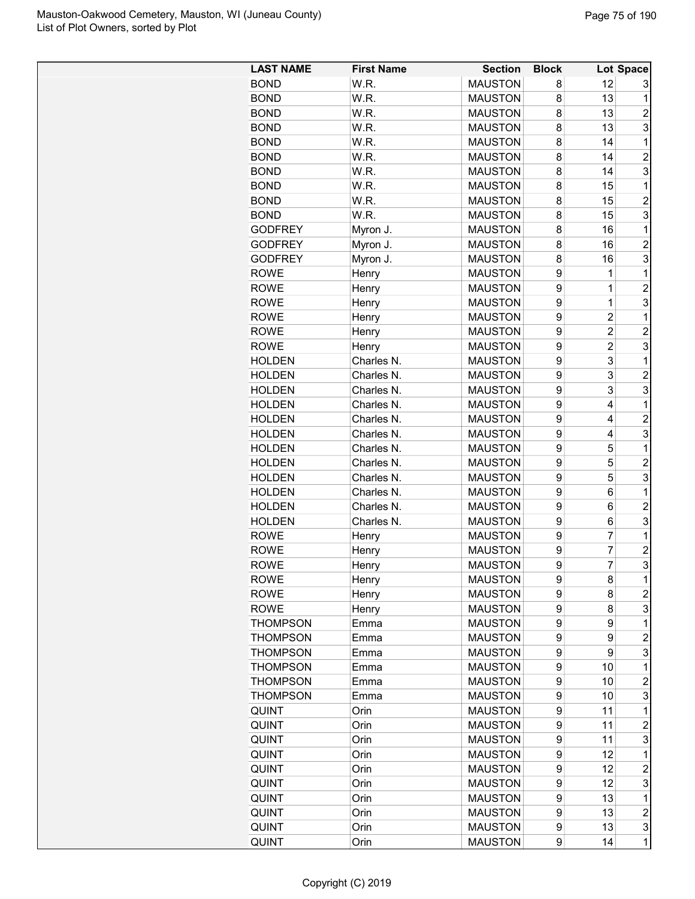| LAST NAME | First Name | Section | Block | Lot | Space |
|---|---|---|---|---|---|
| BOND | W.R. | MAUSTON | 8 | 12 | 3 |
| BOND | W.R. | MAUSTON | 8 | 13 | 1 |
| BOND | W.R. | MAUSTON | 8 | 13 | 2 |
| BOND | W.R. | MAUSTON | 8 | 13 | 3 |
| BOND | W.R. | MAUSTON | 8 | 14 | 1 |
| BOND | W.R. | MAUSTON | 8 | 14 | 2 |
| BOND | W.R. | MAUSTON | 8 | 14 | 3 |
| BOND | W.R. | MAUSTON | 8 | 15 | 1 |
| BOND | W.R. | MAUSTON | 8 | 15 | 2 |
| BOND | W.R. | MAUSTON | 8 | 15 | 3 |
| GODFREY | Myron J. | MAUSTON | 8 | 16 | 1 |
| GODFREY | Myron J. | MAUSTON | 8 | 16 | 2 |
| GODFREY | Myron J. | MAUSTON | 8 | 16 | 3 |
| ROWE | Henry | MAUSTON | 9 | 1 | 1 |
| ROWE | Henry | MAUSTON | 9 | 1 | 2 |
| ROWE | Henry | MAUSTON | 9 | 1 | 3 |
| ROWE | Henry | MAUSTON | 9 | 2 | 1 |
| ROWE | Henry | MAUSTON | 9 | 2 | 2 |
| ROWE | Henry | MAUSTON | 9 | 2 | 3 |
| HOLDEN | Charles N. | MAUSTON | 9 | 3 | 1 |
| HOLDEN | Charles N. | MAUSTON | 9 | 3 | 2 |
| HOLDEN | Charles N. | MAUSTON | 9 | 3 | 3 |
| HOLDEN | Charles N. | MAUSTON | 9 | 4 | 1 |
| HOLDEN | Charles N. | MAUSTON | 9 | 4 | 2 |
| HOLDEN | Charles N. | MAUSTON | 9 | 4 | 3 |
| HOLDEN | Charles N. | MAUSTON | 9 | 5 | 1 |
| HOLDEN | Charles N. | MAUSTON | 9 | 5 | 2 |
| HOLDEN | Charles N. | MAUSTON | 9 | 5 | 3 |
| HOLDEN | Charles N. | MAUSTON | 9 | 6 | 1 |
| HOLDEN | Charles N. | MAUSTON | 9 | 6 | 2 |
| HOLDEN | Charles N. | MAUSTON | 9 | 6 | 3 |
| ROWE | Henry | MAUSTON | 9 | 7 | 1 |
| ROWE | Henry | MAUSTON | 9 | 7 | 2 |
| ROWE | Henry | MAUSTON | 9 | 7 | 3 |
| ROWE | Henry | MAUSTON | 9 | 8 | 1 |
| ROWE | Henry | MAUSTON | 9 | 8 | 2 |
| ROWE | Henry | MAUSTON | 9 | 8 | 3 |
| THOMPSON | Emma | MAUSTON | 9 | 9 | 1 |
| THOMPSON | Emma | MAUSTON | 9 | 9 | 2 |
| THOMPSON | Emma | MAUSTON | 9 | 9 | 3 |
| THOMPSON | Emma | MAUSTON | 9 | 10 | 1 |
| THOMPSON | Emma | MAUSTON | 9 | 10 | 2 |
| THOMPSON | Emma | MAUSTON | 9 | 10 | 3 |
| QUINT | Orin | MAUSTON | 9 | 11 | 1 |
| QUINT | Orin | MAUSTON | 9 | 11 | 2 |
| QUINT | Orin | MAUSTON | 9 | 11 | 3 |
| QUINT | Orin | MAUSTON | 9 | 12 | 1 |
| QUINT | Orin | MAUSTON | 9 | 12 | 2 |
| QUINT | Orin | MAUSTON | 9 | 12 | 3 |
| QUINT | Orin | MAUSTON | 9 | 13 | 1 |
| QUINT | Orin | MAUSTON | 9 | 13 | 2 |
| QUINT | Orin | MAUSTON | 9 | 13 | 3 |
| QUINT | Orin | MAUSTON | 9 | 14 | 1 |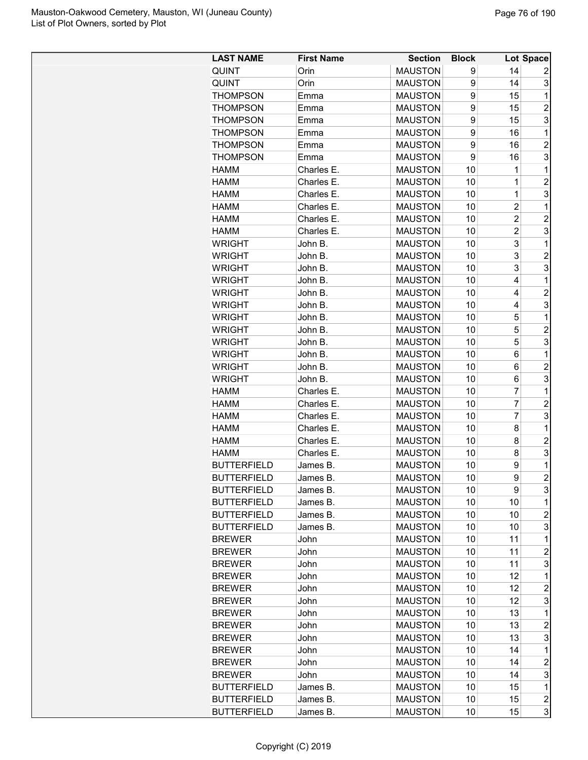| LAST NAME | First Name | Section | Block | Lot | Space |
|---|---|---|---|---|---|
| QUINT | Orin | MAUSTON | 9 | 14 | 2 |
| QUINT | Orin | MAUSTON | 9 | 14 | 3 |
| THOMPSON | Emma | MAUSTON | 9 | 15 | 1 |
| THOMPSON | Emma | MAUSTON | 9 | 15 | 2 |
| THOMPSON | Emma | MAUSTON | 9 | 15 | 3 |
| THOMPSON | Emma | MAUSTON | 9 | 16 | 1 |
| THOMPSON | Emma | MAUSTON | 9 | 16 | 2 |
| THOMPSON | Emma | MAUSTON | 9 | 16 | 3 |
| HAMM | Charles E. | MAUSTON | 10 | 1 | 1 |
| HAMM | Charles E. | MAUSTON | 10 | 1 | 2 |
| HAMM | Charles E. | MAUSTON | 10 | 1 | 3 |
| HAMM | Charles E. | MAUSTON | 10 | 2 | 1 |
| HAMM | Charles E. | MAUSTON | 10 | 2 | 2 |
| HAMM | Charles E. | MAUSTON | 10 | 2 | 3 |
| WRIGHT | John B. | MAUSTON | 10 | 3 | 1 |
| WRIGHT | John B. | MAUSTON | 10 | 3 | 2 |
| WRIGHT | John B. | MAUSTON | 10 | 3 | 3 |
| WRIGHT | John B. | MAUSTON | 10 | 4 | 1 |
| WRIGHT | John B. | MAUSTON | 10 | 4 | 2 |
| WRIGHT | John B. | MAUSTON | 10 | 4 | 3 |
| WRIGHT | John B. | MAUSTON | 10 | 5 | 1 |
| WRIGHT | John B. | MAUSTON | 10 | 5 | 2 |
| WRIGHT | John B. | MAUSTON | 10 | 5 | 3 |
| WRIGHT | John B. | MAUSTON | 10 | 6 | 1 |
| WRIGHT | John B. | MAUSTON | 10 | 6 | 2 |
| WRIGHT | John B. | MAUSTON | 10 | 6 | 3 |
| HAMM | Charles E. | MAUSTON | 10 | 7 | 1 |
| HAMM | Charles E. | MAUSTON | 10 | 7 | 2 |
| HAMM | Charles E. | MAUSTON | 10 | 7 | 3 |
| HAMM | Charles E. | MAUSTON | 10 | 8 | 1 |
| HAMM | Charles E. | MAUSTON | 10 | 8 | 2 |
| HAMM | Charles E. | MAUSTON | 10 | 8 | 3 |
| BUTTERFIELD | James B. | MAUSTON | 10 | 9 | 1 |
| BUTTERFIELD | James B. | MAUSTON | 10 | 9 | 2 |
| BUTTERFIELD | James B. | MAUSTON | 10 | 9 | 3 |
| BUTTERFIELD | James B. | MAUSTON | 10 | 10 | 1 |
| BUTTERFIELD | James B. | MAUSTON | 10 | 10 | 2 |
| BUTTERFIELD | James B. | MAUSTON | 10 | 10 | 3 |
| BREWER | John | MAUSTON | 10 | 11 | 1 |
| BREWER | John | MAUSTON | 10 | 11 | 2 |
| BREWER | John | MAUSTON | 10 | 11 | 3 |
| BREWER | John | MAUSTON | 10 | 12 | 1 |
| BREWER | John | MAUSTON | 10 | 12 | 2 |
| BREWER | John | MAUSTON | 10 | 12 | 3 |
| BREWER | John | MAUSTON | 10 | 13 | 1 |
| BREWER | John | MAUSTON | 10 | 13 | 2 |
| BREWER | John | MAUSTON | 10 | 13 | 3 |
| BREWER | John | MAUSTON | 10 | 14 | 1 |
| BREWER | John | MAUSTON | 10 | 14 | 2 |
| BREWER | John | MAUSTON | 10 | 14 | 3 |
| BUTTERFIELD | James B. | MAUSTON | 10 | 15 | 1 |
| BUTTERFIELD | James B. | MAUSTON | 10 | 15 | 2 |
| BUTTERFIELD | James B. | MAUSTON | 10 | 15 | 3 |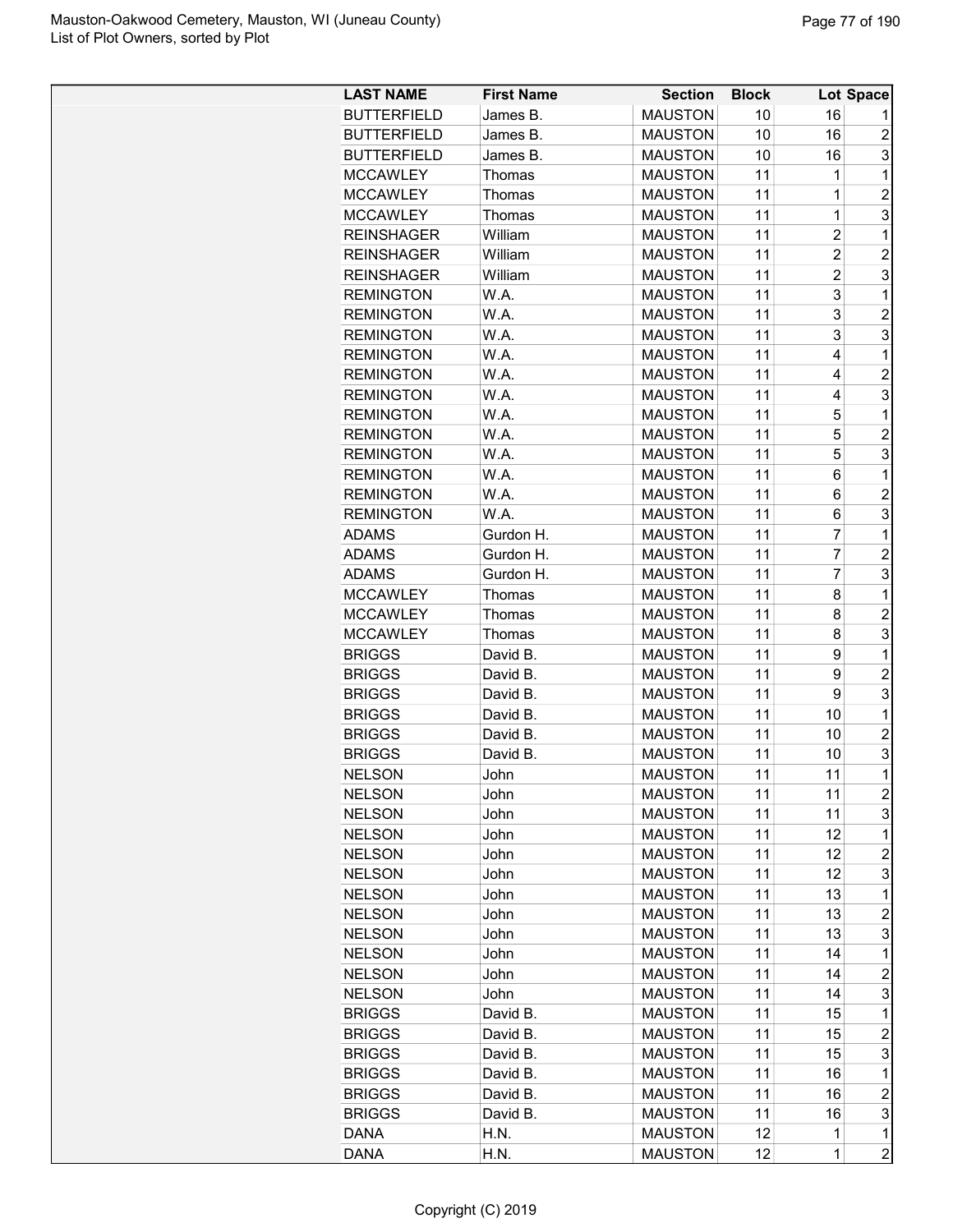| LAST NAME | First Name | Section | Block | Lot | Space |
|---|---|---|---|---|---|
| BUTTERFIELD | James B. | MAUSTON | 10 | 16 | 1 |
| BUTTERFIELD | James B. | MAUSTON | 10 | 16 | 2 |
| BUTTERFIELD | James B. | MAUSTON | 10 | 16 | 3 |
| MCCAWLEY | Thomas | MAUSTON | 11 | 1 | 1 |
| MCCAWLEY | Thomas | MAUSTON | 11 | 1 | 2 |
| MCCAWLEY | Thomas | MAUSTON | 11 | 1 | 3 |
| REINSHAGER | William | MAUSTON | 11 | 2 | 1 |
| REINSHAGER | William | MAUSTON | 11 | 2 | 2 |
| REINSHAGER | William | MAUSTON | 11 | 2 | 3 |
| REMINGTON | W.A. | MAUSTON | 11 | 3 | 1 |
| REMINGTON | W.A. | MAUSTON | 11 | 3 | 2 |
| REMINGTON | W.A. | MAUSTON | 11 | 3 | 3 |
| REMINGTON | W.A. | MAUSTON | 11 | 4 | 1 |
| REMINGTON | W.A. | MAUSTON | 11 | 4 | 2 |
| REMINGTON | W.A. | MAUSTON | 11 | 4 | 3 |
| REMINGTON | W.A. | MAUSTON | 11 | 5 | 1 |
| REMINGTON | W.A. | MAUSTON | 11 | 5 | 2 |
| REMINGTON | W.A. | MAUSTON | 11 | 5 | 3 |
| REMINGTON | W.A. | MAUSTON | 11 | 6 | 1 |
| REMINGTON | W.A. | MAUSTON | 11 | 6 | 2 |
| REMINGTON | W.A. | MAUSTON | 11 | 6 | 3 |
| ADAMS | Gurdon H. | MAUSTON | 11 | 7 | 1 |
| ADAMS | Gurdon H. | MAUSTON | 11 | 7 | 2 |
| ADAMS | Gurdon H. | MAUSTON | 11 | 7 | 3 |
| MCCAWLEY | Thomas | MAUSTON | 11 | 8 | 1 |
| MCCAWLEY | Thomas | MAUSTON | 11 | 8 | 2 |
| MCCAWLEY | Thomas | MAUSTON | 11 | 8 | 3 |
| BRIGGS | David B. | MAUSTON | 11 | 9 | 1 |
| BRIGGS | David B. | MAUSTON | 11 | 9 | 2 |
| BRIGGS | David B. | MAUSTON | 11 | 9 | 3 |
| BRIGGS | David B. | MAUSTON | 11 | 10 | 1 |
| BRIGGS | David B. | MAUSTON | 11 | 10 | 2 |
| BRIGGS | David B. | MAUSTON | 11 | 10 | 3 |
| NELSON | John | MAUSTON | 11 | 11 | 1 |
| NELSON | John | MAUSTON | 11 | 11 | 2 |
| NELSON | John | MAUSTON | 11 | 11 | 3 |
| NELSON | John | MAUSTON | 11 | 12 | 1 |
| NELSON | John | MAUSTON | 11 | 12 | 2 |
| NELSON | John | MAUSTON | 11 | 12 | 3 |
| NELSON | John | MAUSTON | 11 | 13 | 1 |
| NELSON | John | MAUSTON | 11 | 13 | 2 |
| NELSON | John | MAUSTON | 11 | 13 | 3 |
| NELSON | John | MAUSTON | 11 | 14 | 1 |
| NELSON | John | MAUSTON | 11 | 14 | 2 |
| NELSON | John | MAUSTON | 11 | 14 | 3 |
| BRIGGS | David B. | MAUSTON | 11 | 15 | 1 |
| BRIGGS | David B. | MAUSTON | 11 | 15 | 2 |
| BRIGGS | David B. | MAUSTON | 11 | 15 | 3 |
| BRIGGS | David B. | MAUSTON | 11 | 16 | 1 |
| BRIGGS | David B. | MAUSTON | 11 | 16 | 2 |
| BRIGGS | David B. | MAUSTON | 11 | 16 | 3 |
| DANA | H.N. | MAUSTON | 12 | 1 | 1 |
| DANA | H.N. | MAUSTON | 12 | 1 | 2 |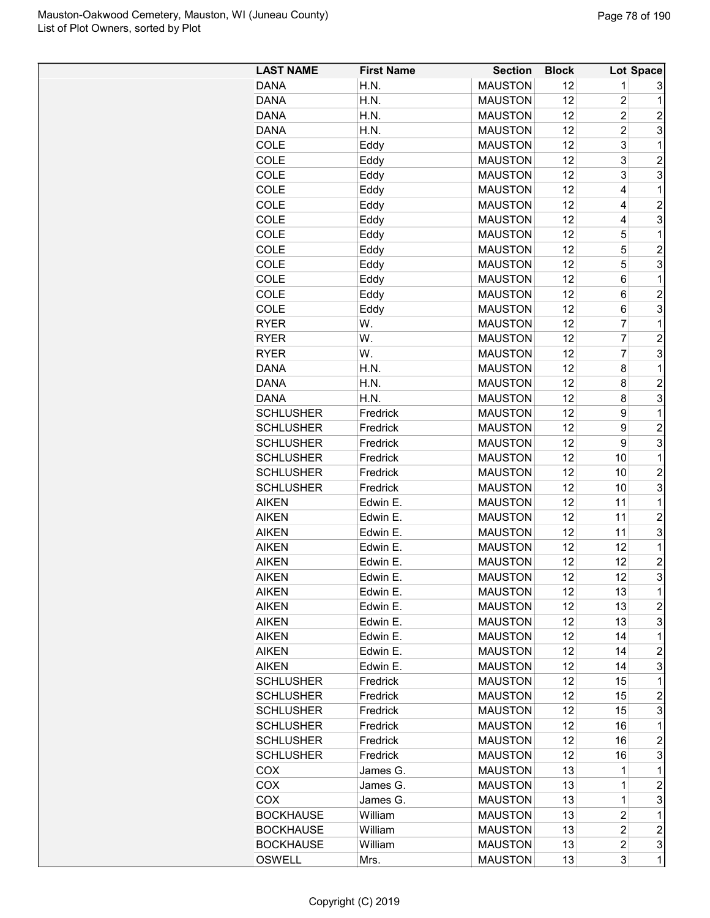| LAST NAME | First Name | Section | Block | Lot | Space |
|---|---|---|---|---|---|
| DANA | H.N. | MAUSTON | 12 | 1 | 3 |
| DANA | H.N. | MAUSTON | 12 | 2 | 1 |
| DANA | H.N. | MAUSTON | 12 | 2 | 2 |
| DANA | H.N. | MAUSTON | 12 | 2 | 3 |
| COLE | Eddy | MAUSTON | 12 | 3 | 1 |
| COLE | Eddy | MAUSTON | 12 | 3 | 2 |
| COLE | Eddy | MAUSTON | 12 | 3 | 3 |
| COLE | Eddy | MAUSTON | 12 | 4 | 1 |
| COLE | Eddy | MAUSTON | 12 | 4 | 2 |
| COLE | Eddy | MAUSTON | 12 | 4 | 3 |
| COLE | Eddy | MAUSTON | 12 | 5 | 1 |
| COLE | Eddy | MAUSTON | 12 | 5 | 2 |
| COLE | Eddy | MAUSTON | 12 | 5 | 3 |
| COLE | Eddy | MAUSTON | 12 | 6 | 1 |
| COLE | Eddy | MAUSTON | 12 | 6 | 2 |
| COLE | Eddy | MAUSTON | 12 | 6 | 3 |
| RYER | W. | MAUSTON | 12 | 7 | 1 |
| RYER | W. | MAUSTON | 12 | 7 | 2 |
| RYER | W. | MAUSTON | 12 | 7 | 3 |
| DANA | H.N. | MAUSTON | 12 | 8 | 1 |
| DANA | H.N. | MAUSTON | 12 | 8 | 2 |
| DANA | H.N. | MAUSTON | 12 | 8 | 3 |
| SCHLUSHER | Fredrick | MAUSTON | 12 | 9 | 1 |
| SCHLUSHER | Fredrick | MAUSTON | 12 | 9 | 2 |
| SCHLUSHER | Fredrick | MAUSTON | 12 | 9 | 3 |
| SCHLUSHER | Fredrick | MAUSTON | 12 | 10 | 1 |
| SCHLUSHER | Fredrick | MAUSTON | 12 | 10 | 2 |
| SCHLUSHER | Fredrick | MAUSTON | 12 | 10 | 3 |
| AIKEN | Edwin E. | MAUSTON | 12 | 11 | 1 |
| AIKEN | Edwin E. | MAUSTON | 12 | 11 | 2 |
| AIKEN | Edwin E. | MAUSTON | 12 | 11 | 3 |
| AIKEN | Edwin E. | MAUSTON | 12 | 12 | 1 |
| AIKEN | Edwin E. | MAUSTON | 12 | 12 | 2 |
| AIKEN | Edwin E. | MAUSTON | 12 | 12 | 3 |
| AIKEN | Edwin E. | MAUSTON | 12 | 13 | 1 |
| AIKEN | Edwin E. | MAUSTON | 12 | 13 | 2 |
| AIKEN | Edwin E. | MAUSTON | 12 | 13 | 3 |
| AIKEN | Edwin E. | MAUSTON | 12 | 14 | 1 |
| AIKEN | Edwin E. | MAUSTON | 12 | 14 | 2 |
| AIKEN | Edwin E. | MAUSTON | 12 | 14 | 3 |
| SCHLUSHER | Fredrick | MAUSTON | 12 | 15 | 1 |
| SCHLUSHER | Fredrick | MAUSTON | 12 | 15 | 2 |
| SCHLUSHER | Fredrick | MAUSTON | 12 | 15 | 3 |
| SCHLUSHER | Fredrick | MAUSTON | 12 | 16 | 1 |
| SCHLUSHER | Fredrick | MAUSTON | 12 | 16 | 2 |
| SCHLUSHER | Fredrick | MAUSTON | 12 | 16 | 3 |
| COX | James G. | MAUSTON | 13 | 1 | 1 |
| COX | James G. | MAUSTON | 13 | 1 | 2 |
| COX | James G. | MAUSTON | 13 | 1 | 3 |
| BOCKHAUSE | William | MAUSTON | 13 | 2 | 1 |
| BOCKHAUSE | William | MAUSTON | 13 | 2 | 2 |
| BOCKHAUSE | William | MAUSTON | 13 | 2 | 3 |
| OSWELL | Mrs. | MAUSTON | 13 | 3 | 1 |

Copyright (C) 2019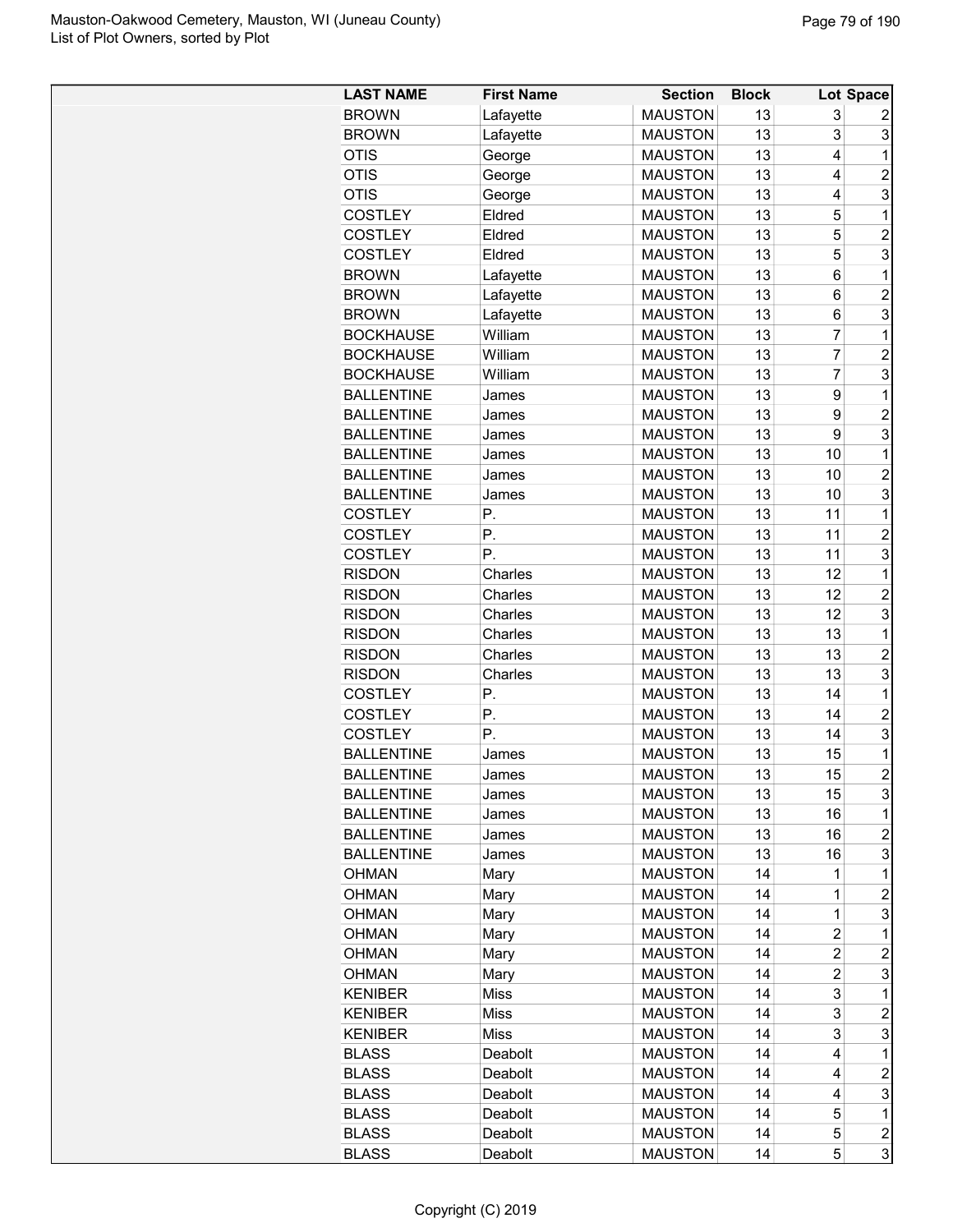| LAST NAME | First Name | Section | Block | Lot | Space |
|---|---|---|---|---|---|
| BROWN | Lafayette | MAUSTON | 13 | 3 | 2 |
| BROWN | Lafayette | MAUSTON | 13 | 3 | 3 |
| OTIS | George | MAUSTON | 13 | 4 | 1 |
| OTIS | George | MAUSTON | 13 | 4 | 2 |
| OTIS | George | MAUSTON | 13 | 4 | 3 |
| COSTLEY | Eldred | MAUSTON | 13 | 5 | 1 |
| COSTLEY | Eldred | MAUSTON | 13 | 5 | 2 |
| COSTLEY | Eldred | MAUSTON | 13 | 5 | 3 |
| BROWN | Lafayette | MAUSTON | 13 | 6 | 1 |
| BROWN | Lafayette | MAUSTON | 13 | 6 | 2 |
| BROWN | Lafayette | MAUSTON | 13 | 6 | 3 |
| BOCKHAUSE | William | MAUSTON | 13 | 7 | 1 |
| BOCKHAUSE | William | MAUSTON | 13 | 7 | 2 |
| BOCKHAUSE | William | MAUSTON | 13 | 7 | 3 |
| BALLENTINE | James | MAUSTON | 13 | 9 | 1 |
| BALLENTINE | James | MAUSTON | 13 | 9 | 2 |
| BALLENTINE | James | MAUSTON | 13 | 9 | 3 |
| BALLENTINE | James | MAUSTON | 13 | 10 | 1 |
| BALLENTINE | James | MAUSTON | 13 | 10 | 2 |
| BALLENTINE | James | MAUSTON | 13 | 10 | 3 |
| COSTLEY | P. | MAUSTON | 13 | 11 | 1 |
| COSTLEY | P. | MAUSTON | 13 | 11 | 2 |
| COSTLEY | P. | MAUSTON | 13 | 11 | 3 |
| RISDON | Charles | MAUSTON | 13 | 12 | 1 |
| RISDON | Charles | MAUSTON | 13 | 12 | 2 |
| RISDON | Charles | MAUSTON | 13 | 12 | 3 |
| RISDON | Charles | MAUSTON | 13 | 13 | 1 |
| RISDON | Charles | MAUSTON | 13 | 13 | 2 |
| RISDON | Charles | MAUSTON | 13 | 13 | 3 |
| COSTLEY | P. | MAUSTON | 13 | 14 | 1 |
| COSTLEY | P. | MAUSTON | 13 | 14 | 2 |
| COSTLEY | P. | MAUSTON | 13 | 14 | 3 |
| BALLENTINE | James | MAUSTON | 13 | 15 | 1 |
| BALLENTINE | James | MAUSTON | 13 | 15 | 2 |
| BALLENTINE | James | MAUSTON | 13 | 15 | 3 |
| BALLENTINE | James | MAUSTON | 13 | 16 | 1 |
| BALLENTINE | James | MAUSTON | 13 | 16 | 2 |
| BALLENTINE | James | MAUSTON | 13 | 16 | 3 |
| OHMAN | Mary | MAUSTON | 14 | 1 | 1 |
| OHMAN | Mary | MAUSTON | 14 | 1 | 2 |
| OHMAN | Mary | MAUSTON | 14 | 1 | 3 |
| OHMAN | Mary | MAUSTON | 14 | 2 | 1 |
| OHMAN | Mary | MAUSTON | 14 | 2 | 2 |
| OHMAN | Mary | MAUSTON | 14 | 2 | 3 |
| KENIBER | Miss | MAUSTON | 14 | 3 | 1 |
| KENIBER | Miss | MAUSTON | 14 | 3 | 2 |
| KENIBER | Miss | MAUSTON | 14 | 3 | 3 |
| BLASS | Deabolt | MAUSTON | 14 | 4 | 1 |
| BLASS | Deabolt | MAUSTON | 14 | 4 | 2 |
| BLASS | Deabolt | MAUSTON | 14 | 4 | 3 |
| BLASS | Deabolt | MAUSTON | 14 | 5 | 1 |
| BLASS | Deabolt | MAUSTON | 14 | 5 | 2 |
| BLASS | Deabolt | MAUSTON | 14 | 5 | 3 |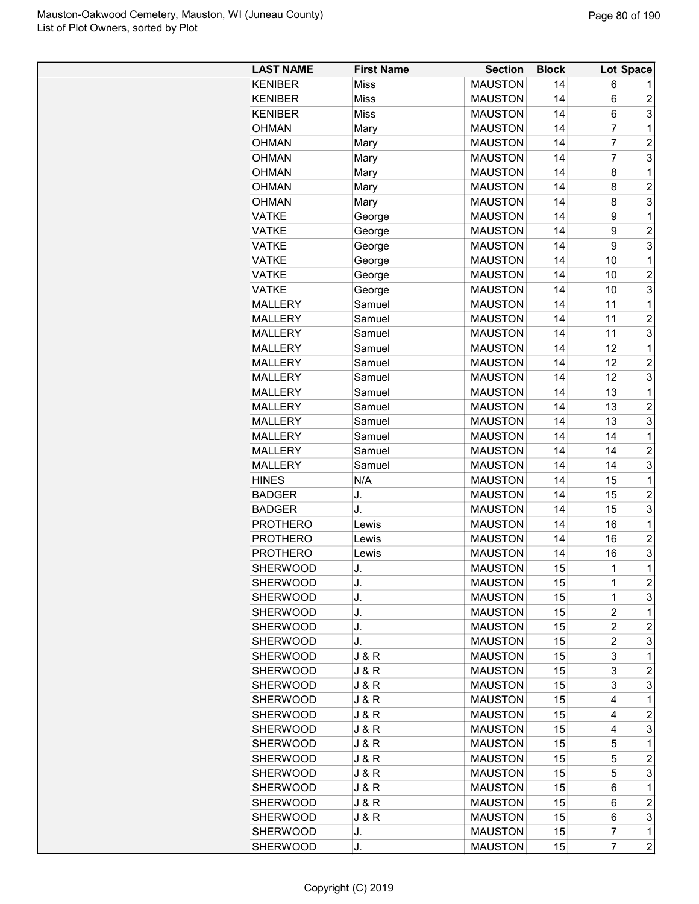| LAST NAME | First Name | Section | Block | Lot | Space |
|---|---|---|---|---|---|
| KENIBER | Miss | MAUSTON | 14 | 6 | 1 |
| KENIBER | Miss | MAUSTON | 14 | 6 | 2 |
| KENIBER | Miss | MAUSTON | 14 | 6 | 3 |
| OHMAN | Mary | MAUSTON | 14 | 7 | 1 |
| OHMAN | Mary | MAUSTON | 14 | 7 | 2 |
| OHMAN | Mary | MAUSTON | 14 | 7 | 3 |
| OHMAN | Mary | MAUSTON | 14 | 8 | 1 |
| OHMAN | Mary | MAUSTON | 14 | 8 | 2 |
| OHMAN | Mary | MAUSTON | 14 | 8 | 3 |
| VATKE | George | MAUSTON | 14 | 9 | 1 |
| VATKE | George | MAUSTON | 14 | 9 | 2 |
| VATKE | George | MAUSTON | 14 | 9 | 3 |
| VATKE | George | MAUSTON | 14 | 10 | 1 |
| VATKE | George | MAUSTON | 14 | 10 | 2 |
| VATKE | George | MAUSTON | 14 | 10 | 3 |
| MALLERY | Samuel | MAUSTON | 14 | 11 | 1 |
| MALLERY | Samuel | MAUSTON | 14 | 11 | 2 |
| MALLERY | Samuel | MAUSTON | 14 | 11 | 3 |
| MALLERY | Samuel | MAUSTON | 14 | 12 | 1 |
| MALLERY | Samuel | MAUSTON | 14 | 12 | 2 |
| MALLERY | Samuel | MAUSTON | 14 | 12 | 3 |
| MALLERY | Samuel | MAUSTON | 14 | 13 | 1 |
| MALLERY | Samuel | MAUSTON | 14 | 13 | 2 |
| MALLERY | Samuel | MAUSTON | 14 | 13 | 3 |
| MALLERY | Samuel | MAUSTON | 14 | 14 | 1 |
| MALLERY | Samuel | MAUSTON | 14 | 14 | 2 |
| MALLERY | Samuel | MAUSTON | 14 | 14 | 3 |
| HINES | N/A | MAUSTON | 14 | 15 | 1 |
| BADGER | J. | MAUSTON | 14 | 15 | 2 |
| BADGER | J. | MAUSTON | 14 | 15 | 3 |
| PROTHERO | Lewis | MAUSTON | 14 | 16 | 1 |
| PROTHERO | Lewis | MAUSTON | 14 | 16 | 2 |
| PROTHERO | Lewis | MAUSTON | 14 | 16 | 3 |
| SHERWOOD | J. | MAUSTON | 15 | 1 | 1 |
| SHERWOOD | J. | MAUSTON | 15 | 1 | 2 |
| SHERWOOD | J. | MAUSTON | 15 | 1 | 3 |
| SHERWOOD | J. | MAUSTON | 15 | 2 | 1 |
| SHERWOOD | J. | MAUSTON | 15 | 2 | 2 |
| SHERWOOD | J. | MAUSTON | 15 | 2 | 3 |
| SHERWOOD | J & R | MAUSTON | 15 | 3 | 1 |
| SHERWOOD | J & R | MAUSTON | 15 | 3 | 2 |
| SHERWOOD | J & R | MAUSTON | 15 | 3 | 3 |
| SHERWOOD | J & R | MAUSTON | 15 | 4 | 1 |
| SHERWOOD | J & R | MAUSTON | 15 | 4 | 2 |
| SHERWOOD | J & R | MAUSTON | 15 | 4 | 3 |
| SHERWOOD | J & R | MAUSTON | 15 | 5 | 1 |
| SHERWOOD | J & R | MAUSTON | 15 | 5 | 2 |
| SHERWOOD | J & R | MAUSTON | 15 | 5 | 3 |
| SHERWOOD | J & R | MAUSTON | 15 | 6 | 1 |
| SHERWOOD | J & R | MAUSTON | 15 | 6 | 2 |
| SHERWOOD | J & R | MAUSTON | 15 | 6 | 3 |
| SHERWOOD | J. | MAUSTON | 15 | 7 | 1 |
| SHERWOOD | J. | MAUSTON | 15 | 7 | 2 |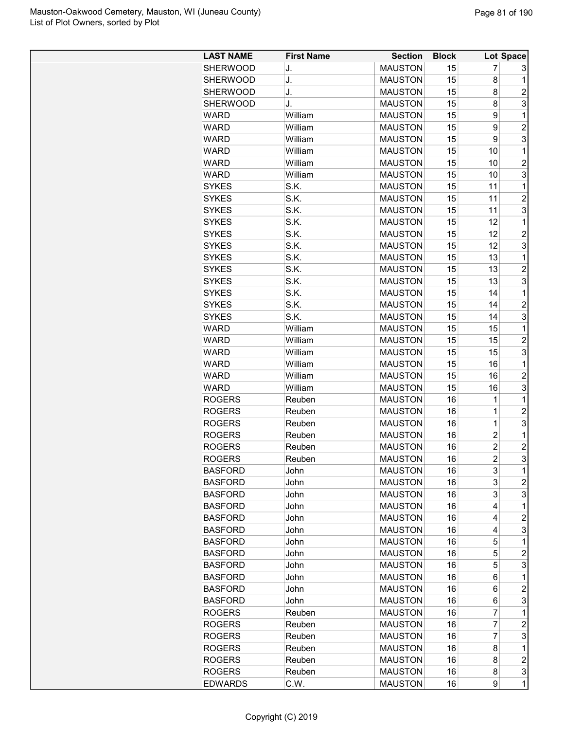| LAST NAME | First Name | Section | Block | Lot | Space |
|---|---|---|---|---|---|
| SHERWOOD | J. | MAUSTON | 15 | 7 | 3 |
| SHERWOOD | J. | MAUSTON | 15 | 8 | 1 |
| SHERWOOD | J. | MAUSTON | 15 | 8 | 2 |
| SHERWOOD | J. | MAUSTON | 15 | 8 | 3 |
| WARD | William | MAUSTON | 15 | 9 | 1 |
| WARD | William | MAUSTON | 15 | 9 | 2 |
| WARD | William | MAUSTON | 15 | 9 | 3 |
| WARD | William | MAUSTON | 15 | 10 | 1 |
| WARD | William | MAUSTON | 15 | 10 | 2 |
| WARD | William | MAUSTON | 15 | 10 | 3 |
| SYKES | S.K. | MAUSTON | 15 | 11 | 1 |
| SYKES | S.K. | MAUSTON | 15 | 11 | 2 |
| SYKES | S.K. | MAUSTON | 15 | 11 | 3 |
| SYKES | S.K. | MAUSTON | 15 | 12 | 1 |
| SYKES | S.K. | MAUSTON | 15 | 12 | 2 |
| SYKES | S.K. | MAUSTON | 15 | 12 | 3 |
| SYKES | S.K. | MAUSTON | 15 | 13 | 1 |
| SYKES | S.K. | MAUSTON | 15 | 13 | 2 |
| SYKES | S.K. | MAUSTON | 15 | 13 | 3 |
| SYKES | S.K. | MAUSTON | 15 | 14 | 1 |
| SYKES | S.K. | MAUSTON | 15 | 14 | 2 |
| SYKES | S.K. | MAUSTON | 15 | 14 | 3 |
| WARD | William | MAUSTON | 15 | 15 | 1 |
| WARD | William | MAUSTON | 15 | 15 | 2 |
| WARD | William | MAUSTON | 15 | 15 | 3 |
| WARD | William | MAUSTON | 15 | 16 | 1 |
| WARD | William | MAUSTON | 15 | 16 | 2 |
| WARD | William | MAUSTON | 15 | 16 | 3 |
| ROGERS | Reuben | MAUSTON | 16 | 1 | 1 |
| ROGERS | Reuben | MAUSTON | 16 | 1 | 2 |
| ROGERS | Reuben | MAUSTON | 16 | 1 | 3 |
| ROGERS | Reuben | MAUSTON | 16 | 2 | 1 |
| ROGERS | Reuben | MAUSTON | 16 | 2 | 2 |
| ROGERS | Reuben | MAUSTON | 16 | 2 | 3 |
| BASFORD | John | MAUSTON | 16 | 3 | 1 |
| BASFORD | John | MAUSTON | 16 | 3 | 2 |
| BASFORD | John | MAUSTON | 16 | 3 | 3 |
| BASFORD | John | MAUSTON | 16 | 4 | 1 |
| BASFORD | John | MAUSTON | 16 | 4 | 2 |
| BASFORD | John | MAUSTON | 16 | 4 | 3 |
| BASFORD | John | MAUSTON | 16 | 5 | 1 |
| BASFORD | John | MAUSTON | 16 | 5 | 2 |
| BASFORD | John | MAUSTON | 16 | 5 | 3 |
| BASFORD | John | MAUSTON | 16 | 6 | 1 |
| BASFORD | John | MAUSTON | 16 | 6 | 2 |
| BASFORD | John | MAUSTON | 16 | 6 | 3 |
| ROGERS | Reuben | MAUSTON | 16 | 7 | 1 |
| ROGERS | Reuben | MAUSTON | 16 | 7 | 2 |
| ROGERS | Reuben | MAUSTON | 16 | 7 | 3 |
| ROGERS | Reuben | MAUSTON | 16 | 8 | 1 |
| ROGERS | Reuben | MAUSTON | 16 | 8 | 2 |
| ROGERS | Reuben | MAUSTON | 16 | 8 | 3 |
| EDWARDS | C.W. | MAUSTON | 16 | 9 | 1 |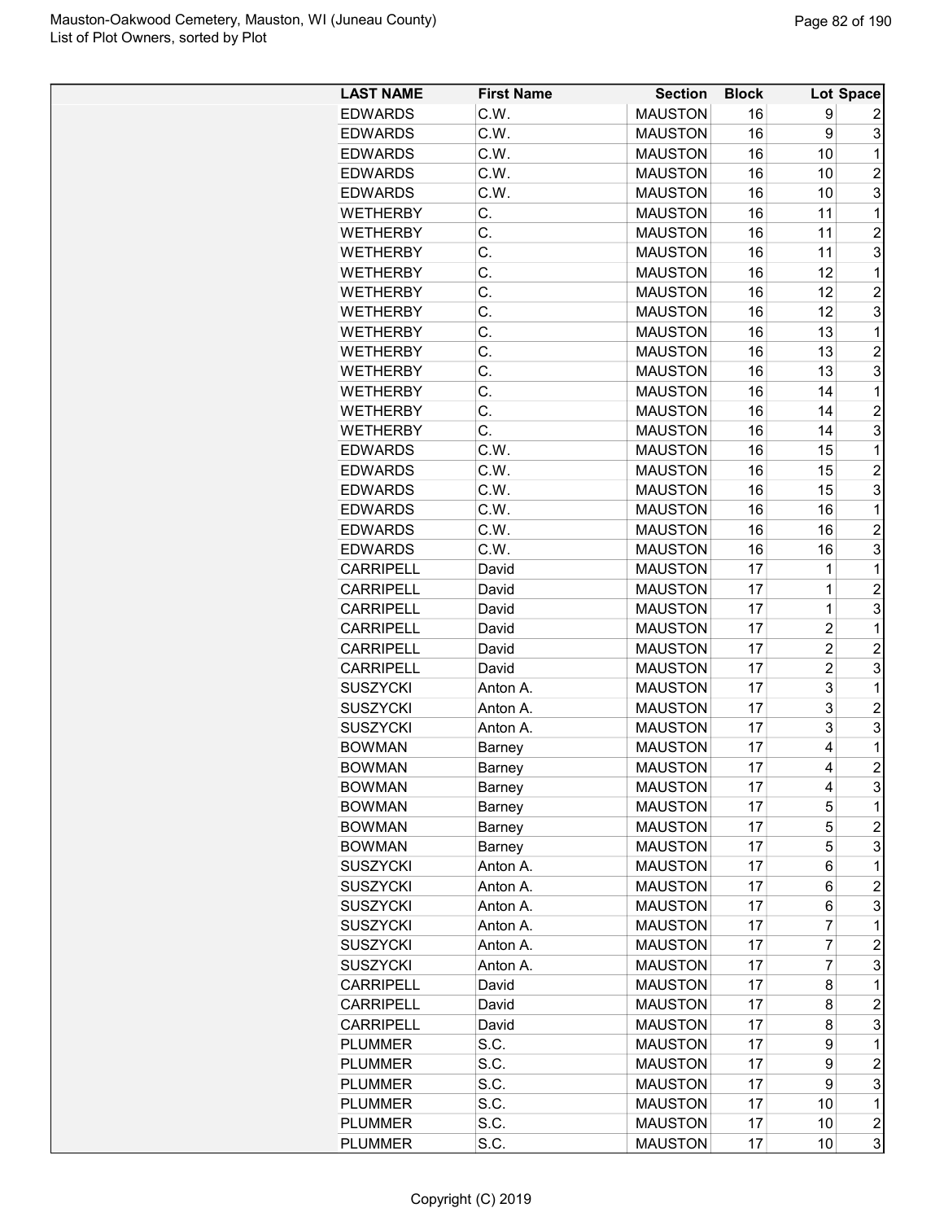| LAST NAME | First Name | Section | Block | Lot | Space |
|---|---|---|---|---|---|
| EDWARDS | C.W. | MAUSTON | 16 | 9 | 2 |
| EDWARDS | C.W. | MAUSTON | 16 | 9 | 3 |
| EDWARDS | C.W. | MAUSTON | 16 | 10 | 1 |
| EDWARDS | C.W. | MAUSTON | 16 | 10 | 2 |
| EDWARDS | C.W. | MAUSTON | 16 | 10 | 3 |
| WETHERBY | C. | MAUSTON | 16 | 11 | 1 |
| WETHERBY | C. | MAUSTON | 16 | 11 | 2 |
| WETHERBY | C. | MAUSTON | 16 | 11 | 3 |
| WETHERBY | C. | MAUSTON | 16 | 12 | 1 |
| WETHERBY | C. | MAUSTON | 16 | 12 | 2 |
| WETHERBY | C. | MAUSTON | 16 | 12 | 3 |
| WETHERBY | C. | MAUSTON | 16 | 13 | 1 |
| WETHERBY | C. | MAUSTON | 16 | 13 | 2 |
| WETHERBY | C. | MAUSTON | 16 | 13 | 3 |
| WETHERBY | C. | MAUSTON | 16 | 14 | 1 |
| WETHERBY | C. | MAUSTON | 16 | 14 | 2 |
| WETHERBY | C. | MAUSTON | 16 | 14 | 3 |
| EDWARDS | C.W. | MAUSTON | 16 | 15 | 1 |
| EDWARDS | C.W. | MAUSTON | 16 | 15 | 2 |
| EDWARDS | C.W. | MAUSTON | 16 | 15 | 3 |
| EDWARDS | C.W. | MAUSTON | 16 | 16 | 1 |
| EDWARDS | C.W. | MAUSTON | 16 | 16 | 2 |
| EDWARDS | C.W. | MAUSTON | 16 | 16 | 3 |
| CARRIPELL | David | MAUSTON | 17 | 1 | 1 |
| CARRIPELL | David | MAUSTON | 17 | 1 | 2 |
| CARRIPELL | David | MAUSTON | 17 | 1 | 3 |
| CARRIPELL | David | MAUSTON | 17 | 2 | 1 |
| CARRIPELL | David | MAUSTON | 17 | 2 | 2 |
| CARRIPELL | David | MAUSTON | 17 | 2 | 3 |
| SUSZYCKI | Anton A. | MAUSTON | 17 | 3 | 1 |
| SUSZYCKI | Anton A. | MAUSTON | 17 | 3 | 2 |
| SUSZYCKI | Anton A. | MAUSTON | 17 | 3 | 3 |
| BOWMAN | Barney | MAUSTON | 17 | 4 | 1 |
| BOWMAN | Barney | MAUSTON | 17 | 4 | 2 |
| BOWMAN | Barney | MAUSTON | 17 | 4 | 3 |
| BOWMAN | Barney | MAUSTON | 17 | 5 | 1 |
| BOWMAN | Barney | MAUSTON | 17 | 5 | 2 |
| BOWMAN | Barney | MAUSTON | 17 | 5 | 3 |
| SUSZYCKI | Anton A. | MAUSTON | 17 | 6 | 1 |
| SUSZYCKI | Anton A. | MAUSTON | 17 | 6 | 2 |
| SUSZYCKI | Anton A. | MAUSTON | 17 | 6 | 3 |
| SUSZYCKI | Anton A. | MAUSTON | 17 | 7 | 1 |
| SUSZYCKI | Anton A. | MAUSTON | 17 | 7 | 2 |
| SUSZYCKI | Anton A. | MAUSTON | 17 | 7 | 3 |
| CARRIPELL | David | MAUSTON | 17 | 8 | 1 |
| CARRIPELL | David | MAUSTON | 17 | 8 | 2 |
| CARRIPELL | David | MAUSTON | 17 | 8 | 3 |
| PLUMMER | S.C. | MAUSTON | 17 | 9 | 1 |
| PLUMMER | S.C. | MAUSTON | 17 | 9 | 2 |
| PLUMMER | S.C. | MAUSTON | 17 | 9 | 3 |
| PLUMMER | S.C. | MAUSTON | 17 | 10 | 1 |
| PLUMMER | S.C. | MAUSTON | 17 | 10 | 2 |
| PLUMMER | S.C. | MAUSTON | 17 | 10 | 3 |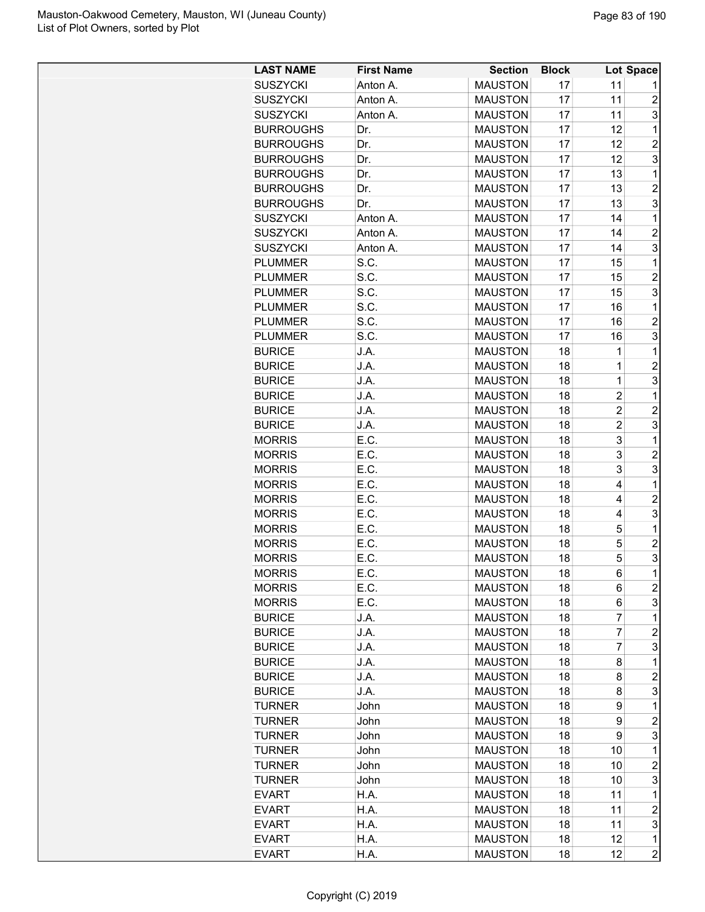| LAST NAME | First Name | Section | Block | Lot | Space |
|---|---|---|---|---|---|
| SUSZYCKI | Anton A. | MAUSTON | 17 | 11 | 1 |
| SUSZYCKI | Anton A. | MAUSTON | 17 | 11 | 2 |
| SUSZYCKI | Anton A. | MAUSTON | 17 | 11 | 3 |
| BURROUGHS | Dr. | MAUSTON | 17 | 12 | 1 |
| BURROUGHS | Dr. | MAUSTON | 17 | 12 | 2 |
| BURROUGHS | Dr. | MAUSTON | 17 | 12 | 3 |
| BURROUGHS | Dr. | MAUSTON | 17 | 13 | 1 |
| BURROUGHS | Dr. | MAUSTON | 17 | 13 | 2 |
| BURROUGHS | Dr. | MAUSTON | 17 | 13 | 3 |
| SUSZYCKI | Anton A. | MAUSTON | 17 | 14 | 1 |
| SUSZYCKI | Anton A. | MAUSTON | 17 | 14 | 2 |
| SUSZYCKI | Anton A. | MAUSTON | 17 | 14 | 3 |
| PLUMMER | S.C. | MAUSTON | 17 | 15 | 1 |
| PLUMMER | S.C. | MAUSTON | 17 | 15 | 2 |
| PLUMMER | S.C. | MAUSTON | 17 | 15 | 3 |
| PLUMMER | S.C. | MAUSTON | 17 | 16 | 1 |
| PLUMMER | S.C. | MAUSTON | 17 | 16 | 2 |
| PLUMMER | S.C. | MAUSTON | 17 | 16 | 3 |
| BURICE | J.A. | MAUSTON | 18 | 1 | 1 |
| BURICE | J.A. | MAUSTON | 18 | 1 | 2 |
| BURICE | J.A. | MAUSTON | 18 | 1 | 3 |
| BURICE | J.A. | MAUSTON | 18 | 2 | 1 |
| BURICE | J.A. | MAUSTON | 18 | 2 | 2 |
| BURICE | J.A. | MAUSTON | 18 | 2 | 3 |
| MORRIS | E.C. | MAUSTON | 18 | 3 | 1 |
| MORRIS | E.C. | MAUSTON | 18 | 3 | 2 |
| MORRIS | E.C. | MAUSTON | 18 | 3 | 3 |
| MORRIS | E.C. | MAUSTON | 18 | 4 | 1 |
| MORRIS | E.C. | MAUSTON | 18 | 4 | 2 |
| MORRIS | E.C. | MAUSTON | 18 | 4 | 3 |
| MORRIS | E.C. | MAUSTON | 18 | 5 | 1 |
| MORRIS | E.C. | MAUSTON | 18 | 5 | 2 |
| MORRIS | E.C. | MAUSTON | 18 | 5 | 3 |
| MORRIS | E.C. | MAUSTON | 18 | 6 | 1 |
| MORRIS | E.C. | MAUSTON | 18 | 6 | 2 |
| MORRIS | E.C. | MAUSTON | 18 | 6 | 3 |
| BURICE | J.A. | MAUSTON | 18 | 7 | 1 |
| BURICE | J.A. | MAUSTON | 18 | 7 | 2 |
| BURICE | J.A. | MAUSTON | 18 | 7 | 3 |
| BURICE | J.A. | MAUSTON | 18 | 8 | 1 |
| BURICE | J.A. | MAUSTON | 18 | 8 | 2 |
| BURICE | J.A. | MAUSTON | 18 | 8 | 3 |
| TURNER | John | MAUSTON | 18 | 9 | 1 |
| TURNER | John | MAUSTON | 18 | 9 | 2 |
| TURNER | John | MAUSTON | 18 | 9 | 3 |
| TURNER | John | MAUSTON | 18 | 10 | 1 |
| TURNER | John | MAUSTON | 18 | 10 | 2 |
| TURNER | John | MAUSTON | 18 | 10 | 3 |
| EVART | H.A. | MAUSTON | 18 | 11 | 1 |
| EVART | H.A. | MAUSTON | 18 | 11 | 2 |
| EVART | H.A. | MAUSTON | 18 | 11 | 3 |
| EVART | H.A. | MAUSTON | 18 | 12 | 1 |
| EVART | H.A. | MAUSTON | 18 | 12 | 2 |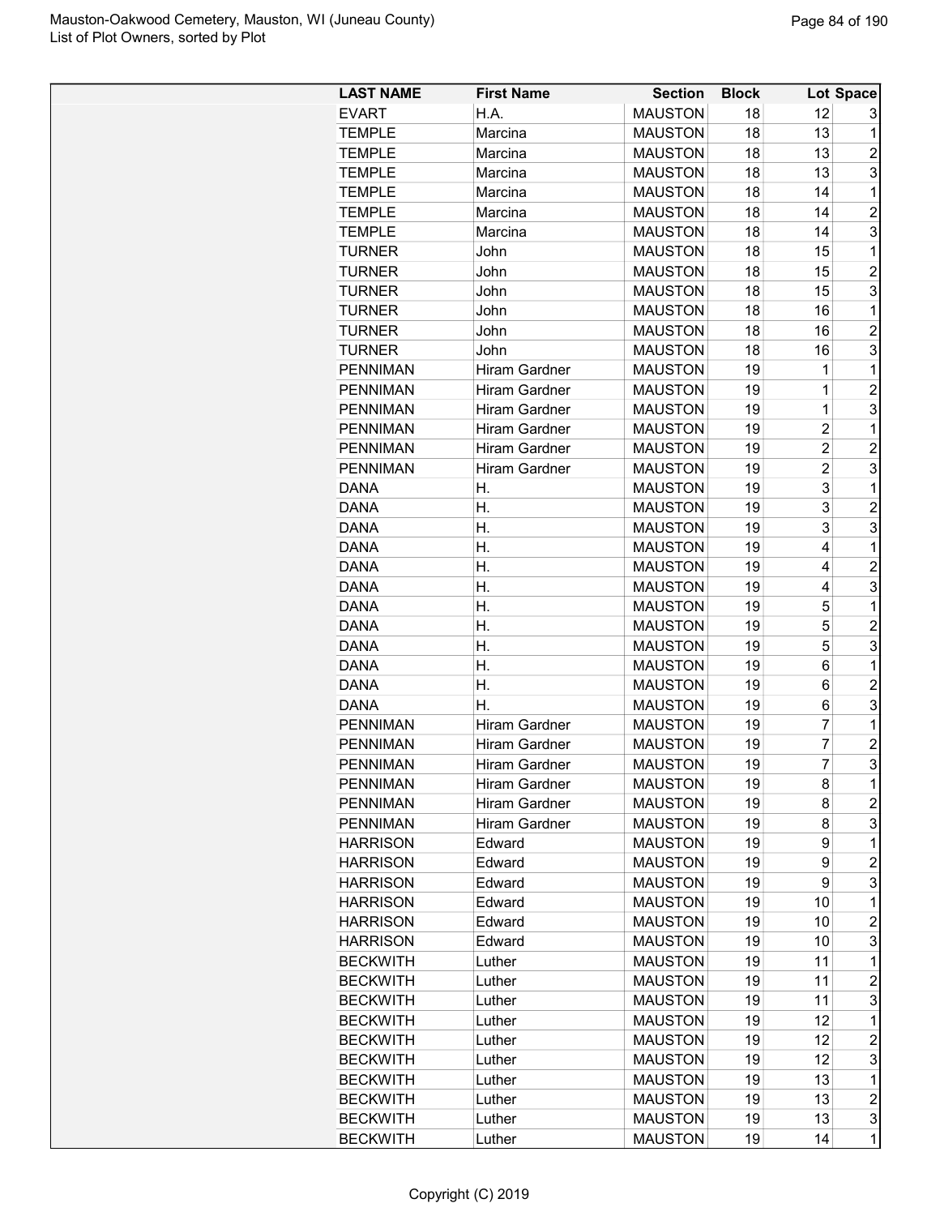| LAST NAME | First Name | Section | Block | Lot | Space |
|---|---|---|---|---|---|
| EVART | H.A. | MAUSTON | 18 | 12 | 3 |
| TEMPLE | Marcina | MAUSTON | 18 | 13 | 1 |
| TEMPLE | Marcina | MAUSTON | 18 | 13 | 2 |
| TEMPLE | Marcina | MAUSTON | 18 | 13 | 3 |
| TEMPLE | Marcina | MAUSTON | 18 | 14 | 1 |
| TEMPLE | Marcina | MAUSTON | 18 | 14 | 2 |
| TEMPLE | Marcina | MAUSTON | 18 | 14 | 3 |
| TURNER | John | MAUSTON | 18 | 15 | 1 |
| TURNER | John | MAUSTON | 18 | 15 | 2 |
| TURNER | John | MAUSTON | 18 | 15 | 3 |
| TURNER | John | MAUSTON | 18 | 16 | 1 |
| TURNER | John | MAUSTON | 18 | 16 | 2 |
| TURNER | John | MAUSTON | 18 | 16 | 3 |
| PENNIMAN | Hiram Gardner | MAUSTON | 19 | 1 | 1 |
| PENNIMAN | Hiram Gardner | MAUSTON | 19 | 1 | 2 |
| PENNIMAN | Hiram Gardner | MAUSTON | 19 | 1 | 3 |
| PENNIMAN | Hiram Gardner | MAUSTON | 19 | 2 | 1 |
| PENNIMAN | Hiram Gardner | MAUSTON | 19 | 2 | 2 |
| PENNIMAN | Hiram Gardner | MAUSTON | 19 | 2 | 3 |
| DANA | H. | MAUSTON | 19 | 3 | 1 |
| DANA | H. | MAUSTON | 19 | 3 | 2 |
| DANA | H. | MAUSTON | 19 | 3 | 3 |
| DANA | H. | MAUSTON | 19 | 4 | 1 |
| DANA | H. | MAUSTON | 19 | 4 | 2 |
| DANA | H. | MAUSTON | 19 | 4 | 3 |
| DANA | H. | MAUSTON | 19 | 5 | 1 |
| DANA | H. | MAUSTON | 19 | 5 | 2 |
| DANA | H. | MAUSTON | 19 | 5 | 3 |
| DANA | H. | MAUSTON | 19 | 6 | 1 |
| DANA | H. | MAUSTON | 19 | 6 | 2 |
| DANA | H. | MAUSTON | 19 | 6 | 3 |
| PENNIMAN | Hiram Gardner | MAUSTON | 19 | 7 | 1 |
| PENNIMAN | Hiram Gardner | MAUSTON | 19 | 7 | 2 |
| PENNIMAN | Hiram Gardner | MAUSTON | 19 | 7 | 3 |
| PENNIMAN | Hiram Gardner | MAUSTON | 19 | 8 | 1 |
| PENNIMAN | Hiram Gardner | MAUSTON | 19 | 8 | 2 |
| PENNIMAN | Hiram Gardner | MAUSTON | 19 | 8 | 3 |
| HARRISON | Edward | MAUSTON | 19 | 9 | 1 |
| HARRISON | Edward | MAUSTON | 19 | 9 | 2 |
| HARRISON | Edward | MAUSTON | 19 | 9 | 3 |
| HARRISON | Edward | MAUSTON | 19 | 10 | 1 |
| HARRISON | Edward | MAUSTON | 19 | 10 | 2 |
| HARRISON | Edward | MAUSTON | 19 | 10 | 3 |
| BECKWITH | Luther | MAUSTON | 19 | 11 | 1 |
| BECKWITH | Luther | MAUSTON | 19 | 11 | 2 |
| BECKWITH | Luther | MAUSTON | 19 | 11 | 3 |
| BECKWITH | Luther | MAUSTON | 19 | 12 | 1 |
| BECKWITH | Luther | MAUSTON | 19 | 12 | 2 |
| BECKWITH | Luther | MAUSTON | 19 | 12 | 3 |
| BECKWITH | Luther | MAUSTON | 19 | 13 | 1 |
| BECKWITH | Luther | MAUSTON | 19 | 13 | 2 |
| BECKWITH | Luther | MAUSTON | 19 | 13 | 3 |
| BECKWITH | Luther | MAUSTON | 19 | 14 | 1 |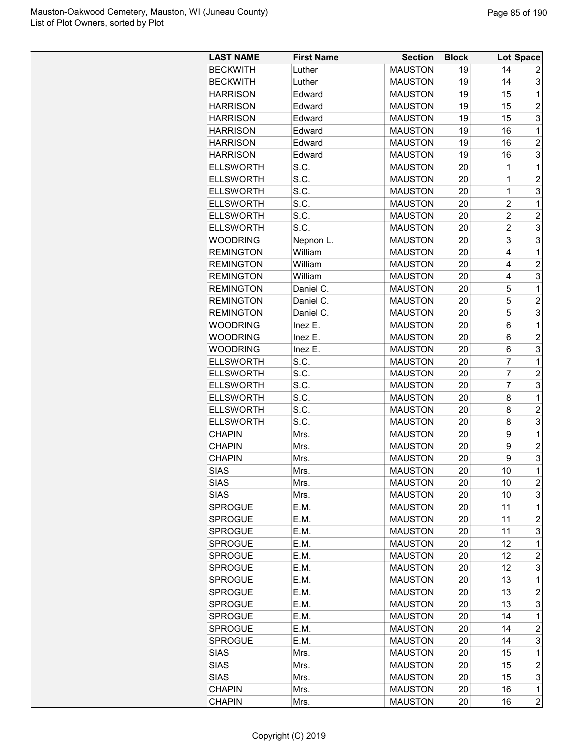| LAST NAME | First Name | Section | Block | Lot | Space |
|---|---|---|---|---|---|
| BECKWITH | Luther | MAUSTON | 19 | 14 | 2 |
| BECKWITH | Luther | MAUSTON | 19 | 14 | 3 |
| HARRISON | Edward | MAUSTON | 19 | 15 | 1 |
| HARRISON | Edward | MAUSTON | 19 | 15 | 2 |
| HARRISON | Edward | MAUSTON | 19 | 15 | 3 |
| HARRISON | Edward | MAUSTON | 19 | 16 | 1 |
| HARRISON | Edward | MAUSTON | 19 | 16 | 2 |
| HARRISON | Edward | MAUSTON | 19 | 16 | 3 |
| ELLSWORTH | S.C. | MAUSTON | 20 | 1 | 1 |
| ELLSWORTH | S.C. | MAUSTON | 20 | 1 | 2 |
| ELLSWORTH | S.C. | MAUSTON | 20 | 1 | 3 |
| ELLSWORTH | S.C. | MAUSTON | 20 | 2 | 1 |
| ELLSWORTH | S.C. | MAUSTON | 20 | 2 | 2 |
| ELLSWORTH | S.C. | MAUSTON | 20 | 2 | 3 |
| WOODRING | Nepnon L. | MAUSTON | 20 | 3 | 3 |
| REMINGTON | William | MAUSTON | 20 | 4 | 1 |
| REMINGTON | William | MAUSTON | 20 | 4 | 2 |
| REMINGTON | William | MAUSTON | 20 | 4 | 3 |
| REMINGTON | Daniel C. | MAUSTON | 20 | 5 | 1 |
| REMINGTON | Daniel C. | MAUSTON | 20 | 5 | 2 |
| REMINGTON | Daniel C. | MAUSTON | 20 | 5 | 3 |
| WOODRING | Inez E. | MAUSTON | 20 | 6 | 1 |
| WOODRING | Inez E. | MAUSTON | 20 | 6 | 2 |
| WOODRING | Inez E. | MAUSTON | 20 | 6 | 3 |
| ELLSWORTH | S.C. | MAUSTON | 20 | 7 | 1 |
| ELLSWORTH | S.C. | MAUSTON | 20 | 7 | 2 |
| ELLSWORTH | S.C. | MAUSTON | 20 | 7 | 3 |
| ELLSWORTH | S.C. | MAUSTON | 20 | 8 | 1 |
| ELLSWORTH | S.C. | MAUSTON | 20 | 8 | 2 |
| ELLSWORTH | S.C. | MAUSTON | 20 | 8 | 3 |
| CHAPIN | Mrs. | MAUSTON | 20 | 9 | 1 |
| CHAPIN | Mrs. | MAUSTON | 20 | 9 | 2 |
| CHAPIN | Mrs. | MAUSTON | 20 | 9 | 3 |
| SIAS | Mrs. | MAUSTON | 20 | 10 | 1 |
| SIAS | Mrs. | MAUSTON | 20 | 10 | 2 |
| SIAS | Mrs. | MAUSTON | 20 | 10 | 3 |
| SPROGUE | E.M. | MAUSTON | 20 | 11 | 1 |
| SPROGUE | E.M. | MAUSTON | 20 | 11 | 2 |
| SPROGUE | E.M. | MAUSTON | 20 | 11 | 3 |
| SPROGUE | E.M. | MAUSTON | 20 | 12 | 1 |
| SPROGUE | E.M. | MAUSTON | 20 | 12 | 2 |
| SPROGUE | E.M. | MAUSTON | 20 | 12 | 3 |
| SPROGUE | E.M. | MAUSTON | 20 | 13 | 1 |
| SPROGUE | E.M. | MAUSTON | 20 | 13 | 2 |
| SPROGUE | E.M. | MAUSTON | 20 | 13 | 3 |
| SPROGUE | E.M. | MAUSTON | 20 | 14 | 1 |
| SPROGUE | E.M. | MAUSTON | 20 | 14 | 2 |
| SPROGUE | E.M. | MAUSTON | 20 | 14 | 3 |
| SIAS | Mrs. | MAUSTON | 20 | 15 | 1 |
| SIAS | Mrs. | MAUSTON | 20 | 15 | 2 |
| SIAS | Mrs. | MAUSTON | 20 | 15 | 3 |
| CHAPIN | Mrs. | MAUSTON | 20 | 16 | 1 |
| CHAPIN | Mrs. | MAUSTON | 20 | 16 | 2 |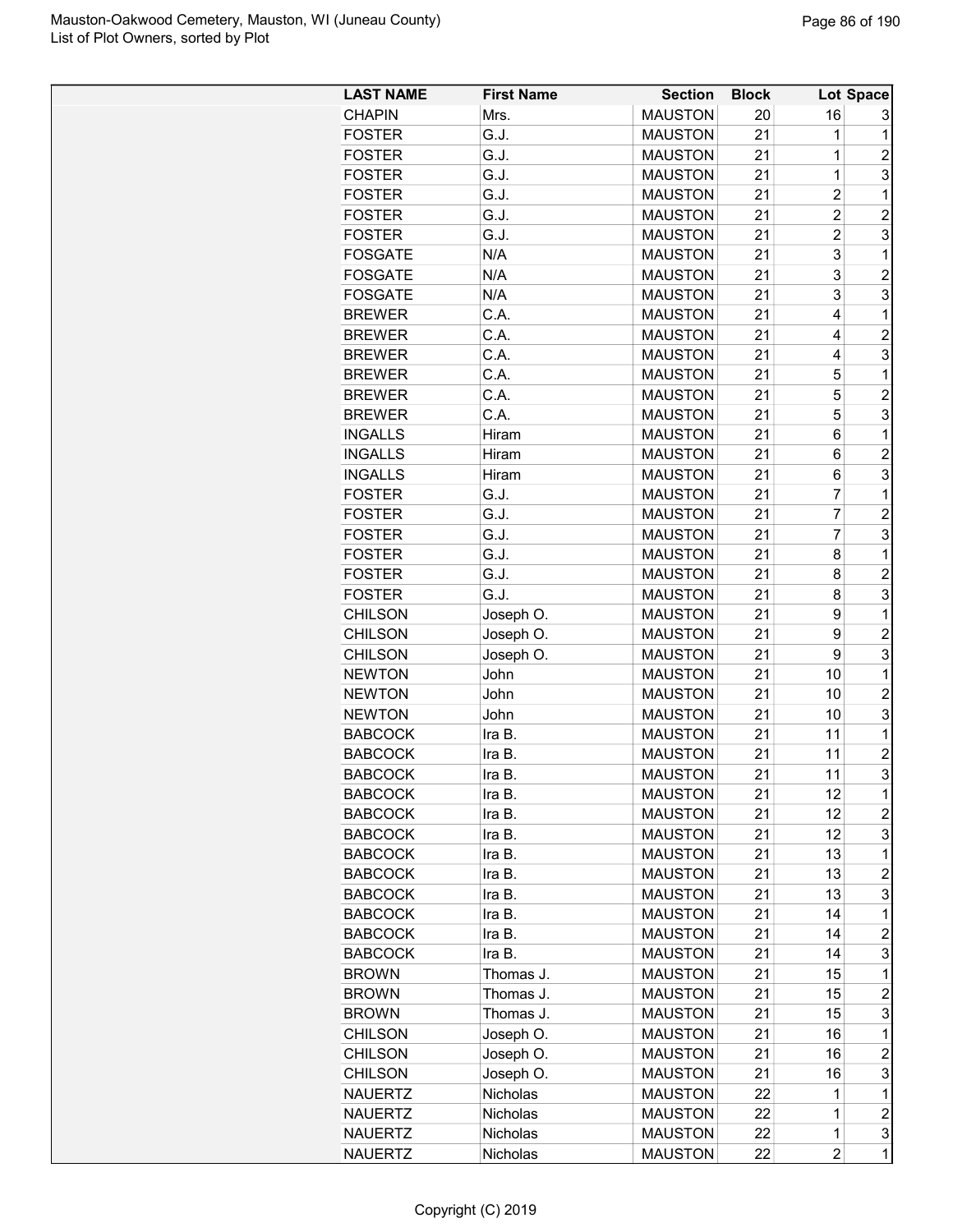Mauston-Oakwood Cemetery, Mauston, WI (Juneau County)
List of Plot Owners, sorted by Plot

| LAST NAME | First Name | Section | Block | Lot | Space |
|---|---|---|---|---|---|
| CHAPIN | Mrs. | MAUSTON | 20 | 16 | 3 |
| FOSTER | G.J. | MAUSTON | 21 | 1 | 1 |
| FOSTER | G.J. | MAUSTON | 21 | 1 | 2 |
| FOSTER | G.J. | MAUSTON | 21 | 1 | 3 |
| FOSTER | G.J. | MAUSTON | 21 | 2 | 1 |
| FOSTER | G.J. | MAUSTON | 21 | 2 | 2 |
| FOSTER | G.J. | MAUSTON | 21 | 2 | 3 |
| FOSGATE | N/A | MAUSTON | 21 | 3 | 1 |
| FOSGATE | N/A | MAUSTON | 21 | 3 | 2 |
| FOSGATE | N/A | MAUSTON | 21 | 3 | 3 |
| BREWER | C.A. | MAUSTON | 21 | 4 | 1 |
| BREWER | C.A. | MAUSTON | 21 | 4 | 2 |
| BREWER | C.A. | MAUSTON | 21 | 4 | 3 |
| BREWER | C.A. | MAUSTON | 21 | 5 | 1 |
| BREWER | C.A. | MAUSTON | 21 | 5 | 2 |
| BREWER | C.A. | MAUSTON | 21 | 5 | 3 |
| INGALLS | Hiram | MAUSTON | 21 | 6 | 1 |
| INGALLS | Hiram | MAUSTON | 21 | 6 | 2 |
| INGALLS | Hiram | MAUSTON | 21 | 6 | 3 |
| FOSTER | G.J. | MAUSTON | 21 | 7 | 1 |
| FOSTER | G.J. | MAUSTON | 21 | 7 | 2 |
| FOSTER | G.J. | MAUSTON | 21 | 7 | 3 |
| FOSTER | G.J. | MAUSTON | 21 | 8 | 1 |
| FOSTER | G.J. | MAUSTON | 21 | 8 | 2 |
| FOSTER | G.J. | MAUSTON | 21 | 8 | 3 |
| CHILSON | Joseph O. | MAUSTON | 21 | 9 | 1 |
| CHILSON | Joseph O. | MAUSTON | 21 | 9 | 2 |
| CHILSON | Joseph O. | MAUSTON | 21 | 9 | 3 |
| NEWTON | John | MAUSTON | 21 | 10 | 1 |
| NEWTON | John | MAUSTON | 21 | 10 | 2 |
| NEWTON | John | MAUSTON | 21 | 10 | 3 |
| BABCOCK | Ira B. | MAUSTON | 21 | 11 | 1 |
| BABCOCK | Ira B. | MAUSTON | 21 | 11 | 2 |
| BABCOCK | Ira B. | MAUSTON | 21 | 11 | 3 |
| BABCOCK | Ira B. | MAUSTON | 21 | 12 | 1 |
| BABCOCK | Ira B. | MAUSTON | 21 | 12 | 2 |
| BABCOCK | Ira B. | MAUSTON | 21 | 12 | 3 |
| BABCOCK | Ira B. | MAUSTON | 21 | 13 | 1 |
| BABCOCK | Ira B. | MAUSTON | 21 | 13 | 2 |
| BABCOCK | Ira B. | MAUSTON | 21 | 13 | 3 |
| BABCOCK | Ira B. | MAUSTON | 21 | 14 | 1 |
| BABCOCK | Ira B. | MAUSTON | 21 | 14 | 2 |
| BABCOCK | Ira B. | MAUSTON | 21 | 14 | 3 |
| BROWN | Thomas J. | MAUSTON | 21 | 15 | 1 |
| BROWN | Thomas J. | MAUSTON | 21 | 15 | 2 |
| BROWN | Thomas J. | MAUSTON | 21 | 15 | 3 |
| CHILSON | Joseph O. | MAUSTON | 21 | 16 | 1 |
| CHILSON | Joseph O. | MAUSTON | 21 | 16 | 2 |
| CHILSON | Joseph O. | MAUSTON | 21 | 16 | 3 |
| NAUERTZ | Nicholas | MAUSTON | 22 | 1 | 1 |
| NAUERTZ | Nicholas | MAUSTON | 22 | 1 | 2 |
| NAUERTZ | Nicholas | MAUSTON | 22 | 1 | 3 |
| NAUERTZ | Nicholas | MAUSTON | 22 | 2 | 1 |

Copyright (C) 2019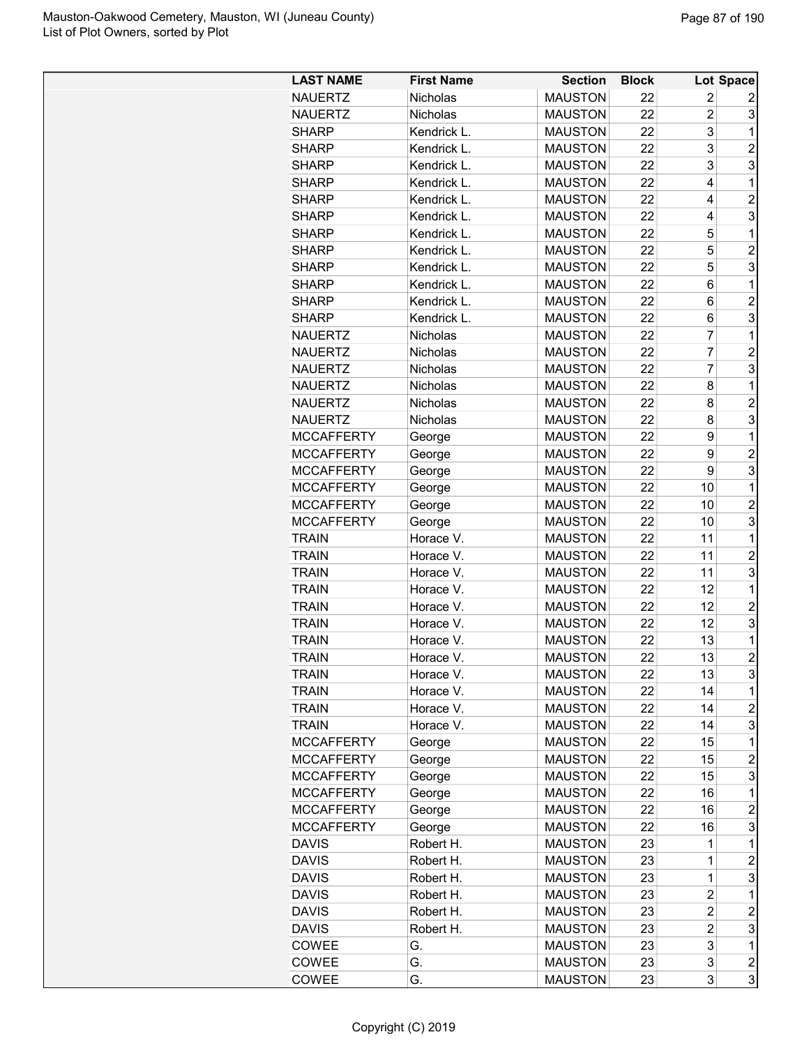| LAST NAME | First Name | Section | Block | Lot | Space |
|---|---|---|---|---|---|
| NAUERTZ | Nicholas | MAUSTON | 22 | 2 | 2 |
| NAUERTZ | Nicholas | MAUSTON | 22 | 2 | 3 |
| SHARP | Kendrick L. | MAUSTON | 22 | 3 | 1 |
| SHARP | Kendrick L. | MAUSTON | 22 | 3 | 2 |
| SHARP | Kendrick L. | MAUSTON | 22 | 3 | 3 |
| SHARP | Kendrick L. | MAUSTON | 22 | 4 | 1 |
| SHARP | Kendrick L. | MAUSTON | 22 | 4 | 2 |
| SHARP | Kendrick L. | MAUSTON | 22 | 4 | 3 |
| SHARP | Kendrick L. | MAUSTON | 22 | 5 | 1 |
| SHARP | Kendrick L. | MAUSTON | 22 | 5 | 2 |
| SHARP | Kendrick L. | MAUSTON | 22 | 5 | 3 |
| SHARP | Kendrick L. | MAUSTON | 22 | 6 | 1 |
| SHARP | Kendrick L. | MAUSTON | 22 | 6 | 2 |
| SHARP | Kendrick L. | MAUSTON | 22 | 6 | 3 |
| NAUERTZ | Nicholas | MAUSTON | 22 | 7 | 1 |
| NAUERTZ | Nicholas | MAUSTON | 22 | 7 | 2 |
| NAUERTZ | Nicholas | MAUSTON | 22 | 7 | 3 |
| NAUERTZ | Nicholas | MAUSTON | 22 | 8 | 1 |
| NAUERTZ | Nicholas | MAUSTON | 22 | 8 | 2 |
| NAUERTZ | Nicholas | MAUSTON | 22 | 8 | 3 |
| MCCAFFERTY | George | MAUSTON | 22 | 9 | 1 |
| MCCAFFERTY | George | MAUSTON | 22 | 9 | 2 |
| MCCAFFERTY | George | MAUSTON | 22 | 9 | 3 |
| MCCAFFERTY | George | MAUSTON | 22 | 10 | 1 |
| MCCAFFERTY | George | MAUSTON | 22 | 10 | 2 |
| MCCAFFERTY | George | MAUSTON | 22 | 10 | 3 |
| TRAIN | Horace V. | MAUSTON | 22 | 11 | 1 |
| TRAIN | Horace V. | MAUSTON | 22 | 11 | 2 |
| TRAIN | Horace V. | MAUSTON | 22 | 11 | 3 |
| TRAIN | Horace V. | MAUSTON | 22 | 12 | 1 |
| TRAIN | Horace V. | MAUSTON | 22 | 12 | 2 |
| TRAIN | Horace V. | MAUSTON | 22 | 12 | 3 |
| TRAIN | Horace V. | MAUSTON | 22 | 13 | 1 |
| TRAIN | Horace V. | MAUSTON | 22 | 13 | 2 |
| TRAIN | Horace V. | MAUSTON | 22 | 13 | 3 |
| TRAIN | Horace V. | MAUSTON | 22 | 14 | 1 |
| TRAIN | Horace V. | MAUSTON | 22 | 14 | 2 |
| TRAIN | Horace V. | MAUSTON | 22 | 14 | 3 |
| MCCAFFERTY | George | MAUSTON | 22 | 15 | 1 |
| MCCAFFERTY | George | MAUSTON | 22 | 15 | 2 |
| MCCAFFERTY | George | MAUSTON | 22 | 15 | 3 |
| MCCAFFERTY | George | MAUSTON | 22 | 16 | 1 |
| MCCAFFERTY | George | MAUSTON | 22 | 16 | 2 |
| MCCAFFERTY | George | MAUSTON | 22 | 16 | 3 |
| DAVIS | Robert H. | MAUSTON | 23 | 1 | 1 |
| DAVIS | Robert H. | MAUSTON | 23 | 1 | 2 |
| DAVIS | Robert H. | MAUSTON | 23 | 1 | 3 |
| DAVIS | Robert H. | MAUSTON | 23 | 2 | 1 |
| DAVIS | Robert H. | MAUSTON | 23 | 2 | 2 |
| DAVIS | Robert H. | MAUSTON | 23 | 2 | 3 |
| COWEE | G. | MAUSTON | 23 | 3 | 1 |
| COWEE | G. | MAUSTON | 23 | 3 | 2 |
| COWEE | G. | MAUSTON | 23 | 3 | 3 |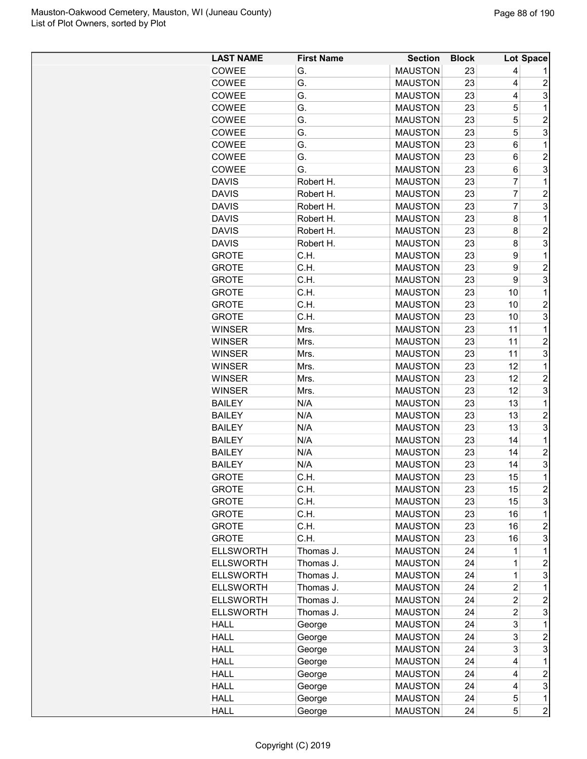| LAST NAME | First Name | Section | Block | Lot | Space |
|---|---|---|---|---|---|
| COWEE | G. | MAUSTON | 23 | 4 | 1 |
| COWEE | G. | MAUSTON | 23 | 4 | 2 |
| COWEE | G. | MAUSTON | 23 | 4 | 3 |
| COWEE | G. | MAUSTON | 23 | 5 | 1 |
| COWEE | G. | MAUSTON | 23 | 5 | 2 |
| COWEE | G. | MAUSTON | 23 | 5 | 3 |
| COWEE | G. | MAUSTON | 23 | 6 | 1 |
| COWEE | G. | MAUSTON | 23 | 6 | 2 |
| COWEE | G. | MAUSTON | 23 | 6 | 3 |
| DAVIS | Robert H. | MAUSTON | 23 | 7 | 1 |
| DAVIS | Robert H. | MAUSTON | 23 | 7 | 2 |
| DAVIS | Robert H. | MAUSTON | 23 | 7 | 3 |
| DAVIS | Robert H. | MAUSTON | 23 | 8 | 1 |
| DAVIS | Robert H. | MAUSTON | 23 | 8 | 2 |
| DAVIS | Robert H. | MAUSTON | 23 | 8 | 3 |
| GROTE | C.H. | MAUSTON | 23 | 9 | 1 |
| GROTE | C.H. | MAUSTON | 23 | 9 | 2 |
| GROTE | C.H. | MAUSTON | 23 | 9 | 3 |
| GROTE | C.H. | MAUSTON | 23 | 10 | 1 |
| GROTE | C.H. | MAUSTON | 23 | 10 | 2 |
| GROTE | C.H. | MAUSTON | 23 | 10 | 3 |
| WINSER | Mrs. | MAUSTON | 23 | 11 | 1 |
| WINSER | Mrs. | MAUSTON | 23 | 11 | 2 |
| WINSER | Mrs. | MAUSTON | 23 | 11 | 3 |
| WINSER | Mrs. | MAUSTON | 23 | 12 | 1 |
| WINSER | Mrs. | MAUSTON | 23 | 12 | 2 |
| WINSER | Mrs. | MAUSTON | 23 | 12 | 3 |
| BAILEY | N/A | MAUSTON | 23 | 13 | 1 |
| BAILEY | N/A | MAUSTON | 23 | 13 | 2 |
| BAILEY | N/A | MAUSTON | 23 | 13 | 3 |
| BAILEY | N/A | MAUSTON | 23 | 14 | 1 |
| BAILEY | N/A | MAUSTON | 23 | 14 | 2 |
| BAILEY | N/A | MAUSTON | 23 | 14 | 3 |
| GROTE | C.H. | MAUSTON | 23 | 15 | 1 |
| GROTE | C.H. | MAUSTON | 23 | 15 | 2 |
| GROTE | C.H. | MAUSTON | 23 | 15 | 3 |
| GROTE | C.H. | MAUSTON | 23 | 16 | 1 |
| GROTE | C.H. | MAUSTON | 23 | 16 | 2 |
| GROTE | C.H. | MAUSTON | 23 | 16 | 3 |
| ELLSWORTH | Thomas J. | MAUSTON | 24 | 1 | 1 |
| ELLSWORTH | Thomas J. | MAUSTON | 24 | 1 | 2 |
| ELLSWORTH | Thomas J. | MAUSTON | 24 | 1 | 3 |
| ELLSWORTH | Thomas J. | MAUSTON | 24 | 2 | 1 |
| ELLSWORTH | Thomas J. | MAUSTON | 24 | 2 | 2 |
| ELLSWORTH | Thomas J. | MAUSTON | 24 | 2 | 3 |
| HALL | George | MAUSTON | 24 | 3 | 1 |
| HALL | George | MAUSTON | 24 | 3 | 2 |
| HALL | George | MAUSTON | 24 | 3 | 3 |
| HALL | George | MAUSTON | 24 | 4 | 1 |
| HALL | George | MAUSTON | 24 | 4 | 2 |
| HALL | George | MAUSTON | 24 | 4 | 3 |
| HALL | George | MAUSTON | 24 | 5 | 1 |
| HALL | George | MAUSTON | 24 | 5 | 2 |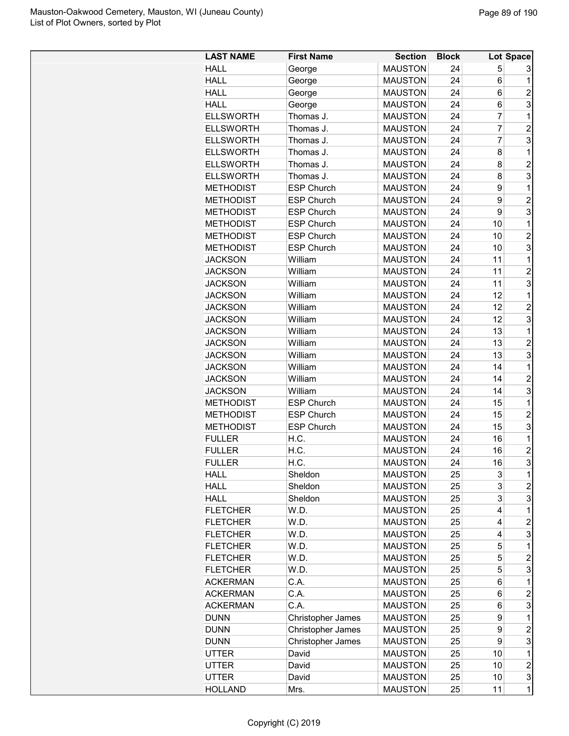| LAST NAME | First Name | Section | Block | Lot | Space |
|---|---|---|---|---|---|
| HALL | George | MAUSTON | 24 | 5 | 3 |
| HALL | George | MAUSTON | 24 | 6 | 1 |
| HALL | George | MAUSTON | 24 | 6 | 2 |
| HALL | George | MAUSTON | 24 | 6 | 3 |
| ELLSWORTH | Thomas J. | MAUSTON | 24 | 7 | 1 |
| ELLSWORTH | Thomas J. | MAUSTON | 24 | 7 | 2 |
| ELLSWORTH | Thomas J. | MAUSTON | 24 | 7 | 3 |
| ELLSWORTH | Thomas J. | MAUSTON | 24 | 8 | 1 |
| ELLSWORTH | Thomas J. | MAUSTON | 24 | 8 | 2 |
| ELLSWORTH | Thomas J. | MAUSTON | 24 | 8 | 3 |
| METHODIST | ESP Church | MAUSTON | 24 | 9 | 1 |
| METHODIST | ESP Church | MAUSTON | 24 | 9 | 2 |
| METHODIST | ESP Church | MAUSTON | 24 | 9 | 3 |
| METHODIST | ESP Church | MAUSTON | 24 | 10 | 1 |
| METHODIST | ESP Church | MAUSTON | 24 | 10 | 2 |
| METHODIST | ESP Church | MAUSTON | 24 | 10 | 3 |
| JACKSON | William | MAUSTON | 24 | 11 | 1 |
| JACKSON | William | MAUSTON | 24 | 11 | 2 |
| JACKSON | William | MAUSTON | 24 | 11 | 3 |
| JACKSON | William | MAUSTON | 24 | 12 | 1 |
| JACKSON | William | MAUSTON | 24 | 12 | 2 |
| JACKSON | William | MAUSTON | 24 | 12 | 3 |
| JACKSON | William | MAUSTON | 24 | 13 | 1 |
| JACKSON | William | MAUSTON | 24 | 13 | 2 |
| JACKSON | William | MAUSTON | 24 | 13 | 3 |
| JACKSON | William | MAUSTON | 24 | 14 | 1 |
| JACKSON | William | MAUSTON | 24 | 14 | 2 |
| JACKSON | William | MAUSTON | 24 | 14 | 3 |
| METHODIST | ESP Church | MAUSTON | 24 | 15 | 1 |
| METHODIST | ESP Church | MAUSTON | 24 | 15 | 2 |
| METHODIST | ESP Church | MAUSTON | 24 | 15 | 3 |
| FULLER | H.C. | MAUSTON | 24 | 16 | 1 |
| FULLER | H.C. | MAUSTON | 24 | 16 | 2 |
| FULLER | H.C. | MAUSTON | 24 | 16 | 3 |
| HALL | Sheldon | MAUSTON | 25 | 3 | 1 |
| HALL | Sheldon | MAUSTON | 25 | 3 | 2 |
| HALL | Sheldon | MAUSTON | 25 | 3 | 3 |
| FLETCHER | W.D. | MAUSTON | 25 | 4 | 1 |
| FLETCHER | W.D. | MAUSTON | 25 | 4 | 2 |
| FLETCHER | W.D. | MAUSTON | 25 | 4 | 3 |
| FLETCHER | W.D. | MAUSTON | 25 | 5 | 1 |
| FLETCHER | W.D. | MAUSTON | 25 | 5 | 2 |
| FLETCHER | W.D. | MAUSTON | 25 | 5 | 3 |
| ACKERMAN | C.A. | MAUSTON | 25 | 6 | 1 |
| ACKERMAN | C.A. | MAUSTON | 25 | 6 | 2 |
| ACKERMAN | C.A. | MAUSTON | 25 | 6 | 3 |
| DUNN | Christopher James | MAUSTON | 25 | 9 | 1 |
| DUNN | Christopher James | MAUSTON | 25 | 9 | 2 |
| DUNN | Christopher James | MAUSTON | 25 | 9 | 3 |
| UTTER | David | MAUSTON | 25 | 10 | 1 |
| UTTER | David | MAUSTON | 25 | 10 | 2 |
| UTTER | David | MAUSTON | 25 | 10 | 3 |
| HOLLAND | Mrs. | MAUSTON | 25 | 11 | 1 |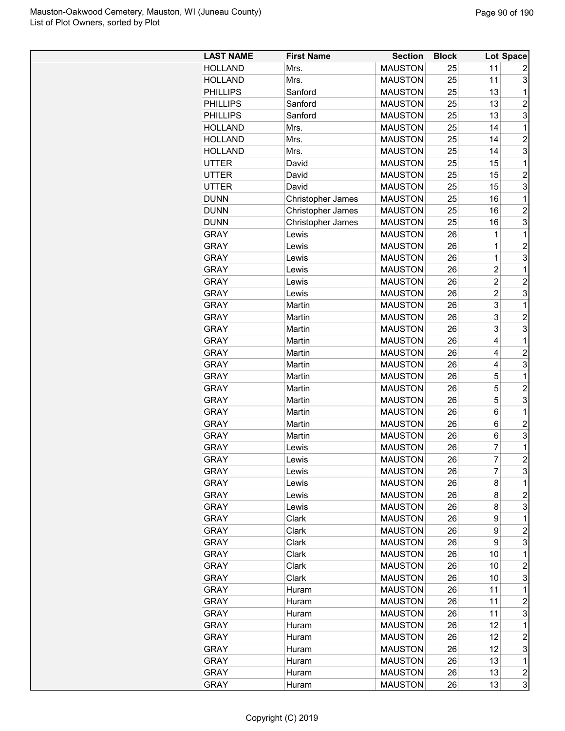| LAST NAME | First Name | Section | Block | Lot | Space |
|---|---|---|---|---|---|
| HOLLAND | Mrs. | MAUSTON | 25 | 11 | 2 |
| HOLLAND | Mrs. | MAUSTON | 25 | 11 | 3 |
| PHILLIPS | Sanford | MAUSTON | 25 | 13 | 1 |
| PHILLIPS | Sanford | MAUSTON | 25 | 13 | 2 |
| PHILLIPS | Sanford | MAUSTON | 25 | 13 | 3 |
| HOLLAND | Mrs. | MAUSTON | 25 | 14 | 1 |
| HOLLAND | Mrs. | MAUSTON | 25 | 14 | 2 |
| HOLLAND | Mrs. | MAUSTON | 25 | 14 | 3 |
| UTTER | David | MAUSTON | 25 | 15 | 1 |
| UTTER | David | MAUSTON | 25 | 15 | 2 |
| UTTER | David | MAUSTON | 25 | 15 | 3 |
| DUNN | Christopher James | MAUSTON | 25 | 16 | 1 |
| DUNN | Christopher James | MAUSTON | 25 | 16 | 2 |
| DUNN | Christopher James | MAUSTON | 25 | 16 | 3 |
| GRAY | Lewis | MAUSTON | 26 | 1 | 1 |
| GRAY | Lewis | MAUSTON | 26 | 1 | 2 |
| GRAY | Lewis | MAUSTON | 26 | 1 | 3 |
| GRAY | Lewis | MAUSTON | 26 | 2 | 1 |
| GRAY | Lewis | MAUSTON | 26 | 2 | 2 |
| GRAY | Lewis | MAUSTON | 26 | 2 | 3 |
| GRAY | Martin | MAUSTON | 26 | 3 | 1 |
| GRAY | Martin | MAUSTON | 26 | 3 | 2 |
| GRAY | Martin | MAUSTON | 26 | 3 | 3 |
| GRAY | Martin | MAUSTON | 26 | 4 | 1 |
| GRAY | Martin | MAUSTON | 26 | 4 | 2 |
| GRAY | Martin | MAUSTON | 26 | 4 | 3 |
| GRAY | Martin | MAUSTON | 26 | 5 | 1 |
| GRAY | Martin | MAUSTON | 26 | 5 | 2 |
| GRAY | Martin | MAUSTON | 26 | 5 | 3 |
| GRAY | Martin | MAUSTON | 26 | 6 | 1 |
| GRAY | Martin | MAUSTON | 26 | 6 | 2 |
| GRAY | Martin | MAUSTON | 26 | 6 | 3 |
| GRAY | Lewis | MAUSTON | 26 | 7 | 1 |
| GRAY | Lewis | MAUSTON | 26 | 7 | 2 |
| GRAY | Lewis | MAUSTON | 26 | 7 | 3 |
| GRAY | Lewis | MAUSTON | 26 | 8 | 1 |
| GRAY | Lewis | MAUSTON | 26 | 8 | 2 |
| GRAY | Lewis | MAUSTON | 26 | 8 | 3 |
| GRAY | Clark | MAUSTON | 26 | 9 | 1 |
| GRAY | Clark | MAUSTON | 26 | 9 | 2 |
| GRAY | Clark | MAUSTON | 26 | 9 | 3 |
| GRAY | Clark | MAUSTON | 26 | 10 | 1 |
| GRAY | Clark | MAUSTON | 26 | 10 | 2 |
| GRAY | Clark | MAUSTON | 26 | 10 | 3 |
| GRAY | Huram | MAUSTON | 26 | 11 | 1 |
| GRAY | Huram | MAUSTON | 26 | 11 | 2 |
| GRAY | Huram | MAUSTON | 26 | 11 | 3 |
| GRAY | Huram | MAUSTON | 26 | 12 | 1 |
| GRAY | Huram | MAUSTON | 26 | 12 | 2 |
| GRAY | Huram | MAUSTON | 26 | 12 | 3 |
| GRAY | Huram | MAUSTON | 26 | 13 | 1 |
| GRAY | Huram | MAUSTON | 26 | 13 | 2 |
| GRAY | Huram | MAUSTON | 26 | 13 | 3 |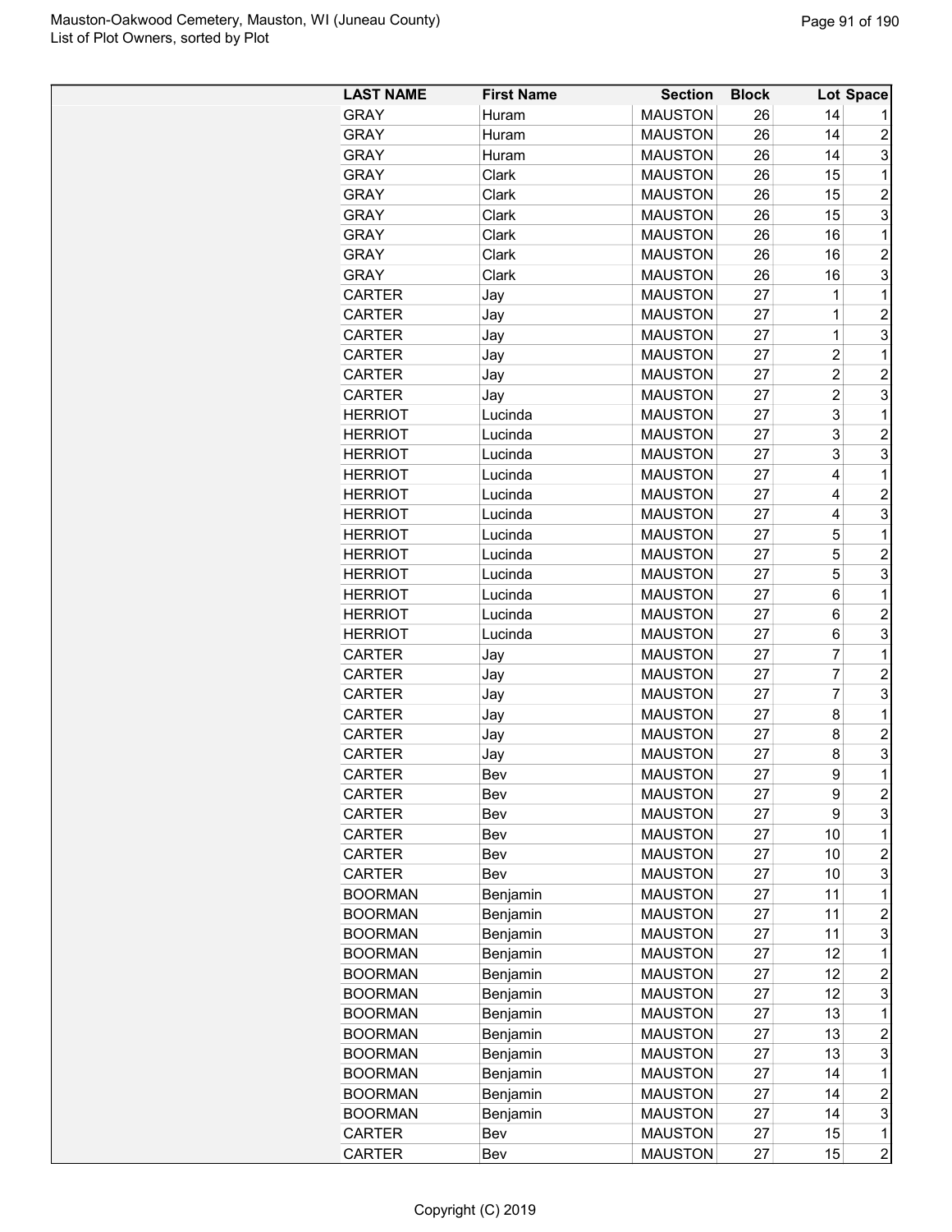| LAST NAME | First Name | Section | Block | Lot | Space |
|---|---|---|---|---|---|
| GRAY | Huram | MAUSTON | 26 | 14 | 1 |
| GRAY | Huram | MAUSTON | 26 | 14 | 2 |
| GRAY | Huram | MAUSTON | 26 | 14 | 3 |
| GRAY | Clark | MAUSTON | 26 | 15 | 1 |
| GRAY | Clark | MAUSTON | 26 | 15 | 2 |
| GRAY | Clark | MAUSTON | 26 | 15 | 3 |
| GRAY | Clark | MAUSTON | 26 | 16 | 1 |
| GRAY | Clark | MAUSTON | 26 | 16 | 2 |
| GRAY | Clark | MAUSTON | 26 | 16 | 3 |
| CARTER | Jay | MAUSTON | 27 | 1 | 1 |
| CARTER | Jay | MAUSTON | 27 | 1 | 2 |
| CARTER | Jay | MAUSTON | 27 | 1 | 3 |
| CARTER | Jay | MAUSTON | 27 | 2 | 1 |
| CARTER | Jay | MAUSTON | 27 | 2 | 2 |
| CARTER | Jay | MAUSTON | 27 | 2 | 3 |
| HERRIOT | Lucinda | MAUSTON | 27 | 3 | 1 |
| HERRIOT | Lucinda | MAUSTON | 27 | 3 | 2 |
| HERRIOT | Lucinda | MAUSTON | 27 | 3 | 3 |
| HERRIOT | Lucinda | MAUSTON | 27 | 4 | 1 |
| HERRIOT | Lucinda | MAUSTON | 27 | 4 | 2 |
| HERRIOT | Lucinda | MAUSTON | 27 | 4 | 3 |
| HERRIOT | Lucinda | MAUSTON | 27 | 5 | 1 |
| HERRIOT | Lucinda | MAUSTON | 27 | 5 | 2 |
| HERRIOT | Lucinda | MAUSTON | 27 | 5 | 3 |
| HERRIOT | Lucinda | MAUSTON | 27 | 6 | 1 |
| HERRIOT | Lucinda | MAUSTON | 27 | 6 | 2 |
| HERRIOT | Lucinda | MAUSTON | 27 | 6 | 3 |
| CARTER | Jay | MAUSTON | 27 | 7 | 1 |
| CARTER | Jay | MAUSTON | 27 | 7 | 2 |
| CARTER | Jay | MAUSTON | 27 | 7 | 3 |
| CARTER | Jay | MAUSTON | 27 | 8 | 1 |
| CARTER | Jay | MAUSTON | 27 | 8 | 2 |
| CARTER | Jay | MAUSTON | 27 | 8 | 3 |
| CARTER | Bev | MAUSTON | 27 | 9 | 1 |
| CARTER | Bev | MAUSTON | 27 | 9 | 2 |
| CARTER | Bev | MAUSTON | 27 | 9 | 3 |
| CARTER | Bev | MAUSTON | 27 | 10 | 1 |
| CARTER | Bev | MAUSTON | 27 | 10 | 2 |
| CARTER | Bev | MAUSTON | 27 | 10 | 3 |
| BOORMAN | Benjamin | MAUSTON | 27 | 11 | 1 |
| BOORMAN | Benjamin | MAUSTON | 27 | 11 | 2 |
| BOORMAN | Benjamin | MAUSTON | 27 | 11 | 3 |
| BOORMAN | Benjamin | MAUSTON | 27 | 12 | 1 |
| BOORMAN | Benjamin | MAUSTON | 27 | 12 | 2 |
| BOORMAN | Benjamin | MAUSTON | 27 | 12 | 3 |
| BOORMAN | Benjamin | MAUSTON | 27 | 13 | 1 |
| BOORMAN | Benjamin | MAUSTON | 27 | 13 | 2 |
| BOORMAN | Benjamin | MAUSTON | 27 | 13 | 3 |
| BOORMAN | Benjamin | MAUSTON | 27 | 14 | 1 |
| BOORMAN | Benjamin | MAUSTON | 27 | 14 | 2 |
| BOORMAN | Benjamin | MAUSTON | 27 | 14 | 3 |
| CARTER | Bev | MAUSTON | 27 | 15 | 1 |
| CARTER | Bev | MAUSTON | 27 | 15 | 2 |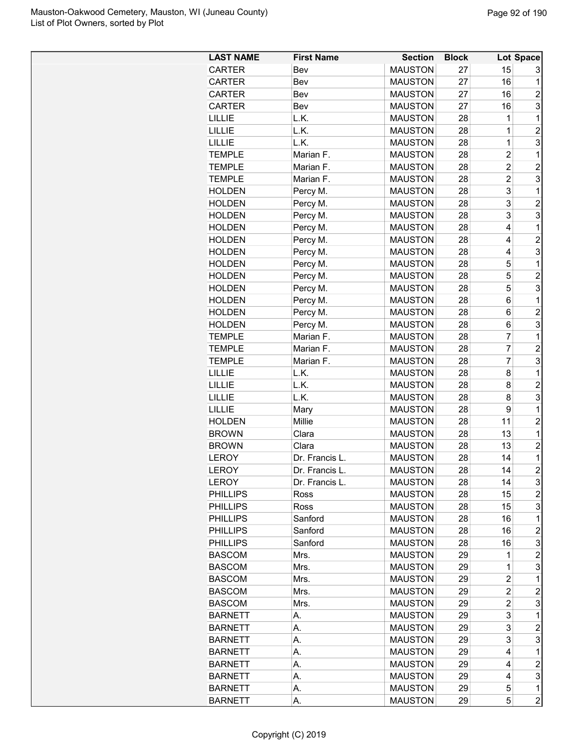| LAST NAME | First Name | Section | Block | Lot | Space |
|---|---|---|---|---|---|
| CARTER | Bev | MAUSTON | 27 | 15 | 3 |
| CARTER | Bev | MAUSTON | 27 | 16 | 1 |
| CARTER | Bev | MAUSTON | 27 | 16 | 2 |
| CARTER | Bev | MAUSTON | 27 | 16 | 3 |
| LILLIE | L.K. | MAUSTON | 28 | 1 | 1 |
| LILLIE | L.K. | MAUSTON | 28 | 1 | 2 |
| LILLIE | L.K. | MAUSTON | 28 | 1 | 3 |
| TEMPLE | Marian F. | MAUSTON | 28 | 2 | 1 |
| TEMPLE | Marian F. | MAUSTON | 28 | 2 | 2 |
| TEMPLE | Marian F. | MAUSTON | 28 | 2 | 3 |
| HOLDEN | Percy M. | MAUSTON | 28 | 3 | 1 |
| HOLDEN | Percy M. | MAUSTON | 28 | 3 | 2 |
| HOLDEN | Percy M. | MAUSTON | 28 | 3 | 3 |
| HOLDEN | Percy M. | MAUSTON | 28 | 4 | 1 |
| HOLDEN | Percy M. | MAUSTON | 28 | 4 | 2 |
| HOLDEN | Percy M. | MAUSTON | 28 | 4 | 3 |
| HOLDEN | Percy M. | MAUSTON | 28 | 5 | 1 |
| HOLDEN | Percy M. | MAUSTON | 28 | 5 | 2 |
| HOLDEN | Percy M. | MAUSTON | 28 | 5 | 3 |
| HOLDEN | Percy M. | MAUSTON | 28 | 6 | 1 |
| HOLDEN | Percy M. | MAUSTON | 28 | 6 | 2 |
| HOLDEN | Percy M. | MAUSTON | 28 | 6 | 3 |
| TEMPLE | Marian F. | MAUSTON | 28 | 7 | 1 |
| TEMPLE | Marian F. | MAUSTON | 28 | 7 | 2 |
| TEMPLE | Marian F. | MAUSTON | 28 | 7 | 3 |
| LILLIE | L.K. | MAUSTON | 28 | 8 | 1 |
| LILLIE | L.K. | MAUSTON | 28 | 8 | 2 |
| LILLIE | L.K. | MAUSTON | 28 | 8 | 3 |
| LILLIE | Mary | MAUSTON | 28 | 9 | 1 |
| HOLDEN | Millie | MAUSTON | 28 | 11 | 2 |
| BROWN | Clara | MAUSTON | 28 | 13 | 1 |
| BROWN | Clara | MAUSTON | 28 | 13 | 2 |
| LEROY | Dr. Francis L. | MAUSTON | 28 | 14 | 1 |
| LEROY | Dr. Francis L. | MAUSTON | 28 | 14 | 2 |
| LEROY | Dr. Francis L. | MAUSTON | 28 | 14 | 3 |
| PHILLIPS | Ross | MAUSTON | 28 | 15 | 2 |
| PHILLIPS | Ross | MAUSTON | 28 | 15 | 3 |
| PHILLIPS | Sanford | MAUSTON | 28 | 16 | 1 |
| PHILLIPS | Sanford | MAUSTON | 28 | 16 | 2 |
| PHILLIPS | Sanford | MAUSTON | 28 | 16 | 3 |
| BASCOM | Mrs. | MAUSTON | 29 | 1 | 2 |
| BASCOM | Mrs. | MAUSTON | 29 | 1 | 3 |
| BASCOM | Mrs. | MAUSTON | 29 | 2 | 1 |
| BASCOM | Mrs. | MAUSTON | 29 | 2 | 2 |
| BASCOM | Mrs. | MAUSTON | 29 | 2 | 3 |
| BARNETT | A. | MAUSTON | 29 | 3 | 1 |
| BARNETT | A. | MAUSTON | 29 | 3 | 2 |
| BARNETT | A. | MAUSTON | 29 | 3 | 3 |
| BARNETT | A. | MAUSTON | 29 | 4 | 1 |
| BARNETT | A. | MAUSTON | 29 | 4 | 2 |
| BARNETT | A. | MAUSTON | 29 | 4 | 3 |
| BARNETT | A. | MAUSTON | 29 | 5 | 1 |
| BARNETT | A. | MAUSTON | 29 | 5 | 2 |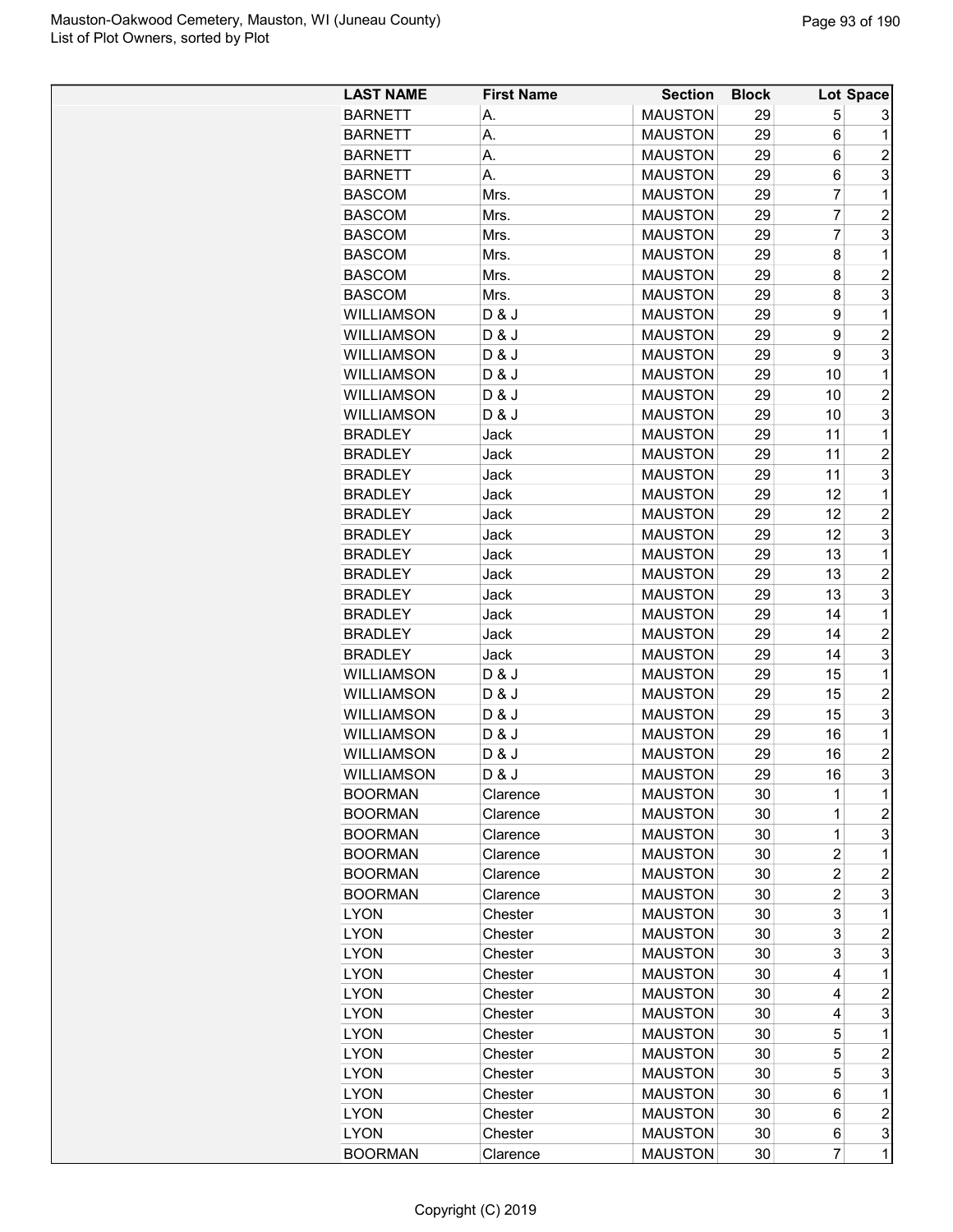| LAST NAME | First Name | Section | Block | Lot | Space |
|---|---|---|---|---|---|
| BARNETT | A. | MAUSTON | 29 | 5 | 3 |
| BARNETT | A. | MAUSTON | 29 | 6 | 1 |
| BARNETT | A. | MAUSTON | 29 | 6 | 2 |
| BARNETT | A. | MAUSTON | 29 | 6 | 3 |
| BASCOM | Mrs. | MAUSTON | 29 | 7 | 1 |
| BASCOM | Mrs. | MAUSTON | 29 | 7 | 2 |
| BASCOM | Mrs. | MAUSTON | 29 | 7 | 3 |
| BASCOM | Mrs. | MAUSTON | 29 | 8 | 1 |
| BASCOM | Mrs. | MAUSTON | 29 | 8 | 2 |
| BASCOM | Mrs. | MAUSTON | 29 | 8 | 3 |
| WILLIAMSON | D & J | MAUSTON | 29 | 9 | 1 |
| WILLIAMSON | D & J | MAUSTON | 29 | 9 | 2 |
| WILLIAMSON | D & J | MAUSTON | 29 | 9 | 3 |
| WILLIAMSON | D & J | MAUSTON | 29 | 10 | 1 |
| WILLIAMSON | D & J | MAUSTON | 29 | 10 | 2 |
| WILLIAMSON | D & J | MAUSTON | 29 | 10 | 3 |
| BRADLEY | Jack | MAUSTON | 29 | 11 | 1 |
| BRADLEY | Jack | MAUSTON | 29 | 11 | 2 |
| BRADLEY | Jack | MAUSTON | 29 | 11 | 3 |
| BRADLEY | Jack | MAUSTON | 29 | 12 | 1 |
| BRADLEY | Jack | MAUSTON | 29 | 12 | 2 |
| BRADLEY | Jack | MAUSTON | 29 | 12 | 3 |
| BRADLEY | Jack | MAUSTON | 29 | 13 | 1 |
| BRADLEY | Jack | MAUSTON | 29 | 13 | 2 |
| BRADLEY | Jack | MAUSTON | 29 | 13 | 3 |
| BRADLEY | Jack | MAUSTON | 29 | 14 | 1 |
| BRADLEY | Jack | MAUSTON | 29 | 14 | 2 |
| BRADLEY | Jack | MAUSTON | 29 | 14 | 3 |
| WILLIAMSON | D & J | MAUSTON | 29 | 15 | 1 |
| WILLIAMSON | D & J | MAUSTON | 29 | 15 | 2 |
| WILLIAMSON | D & J | MAUSTON | 29 | 15 | 3 |
| WILLIAMSON | D & J | MAUSTON | 29 | 16 | 1 |
| WILLIAMSON | D & J | MAUSTON | 29 | 16 | 2 |
| WILLIAMSON | D & J | MAUSTON | 29 | 16 | 3 |
| BOORMAN | Clarence | MAUSTON | 30 | 1 | 1 |
| BOORMAN | Clarence | MAUSTON | 30 | 1 | 2 |
| BOORMAN | Clarence | MAUSTON | 30 | 1 | 3 |
| BOORMAN | Clarence | MAUSTON | 30 | 2 | 1 |
| BOORMAN | Clarence | MAUSTON | 30 | 2 | 2 |
| BOORMAN | Clarence | MAUSTON | 30 | 2 | 3 |
| LYON | Chester | MAUSTON | 30 | 3 | 1 |
| LYON | Chester | MAUSTON | 30 | 3 | 2 |
| LYON | Chester | MAUSTON | 30 | 3 | 3 |
| LYON | Chester | MAUSTON | 30 | 4 | 1 |
| LYON | Chester | MAUSTON | 30 | 4 | 2 |
| LYON | Chester | MAUSTON | 30 | 4 | 3 |
| LYON | Chester | MAUSTON | 30 | 5 | 1 |
| LYON | Chester | MAUSTON | 30 | 5 | 2 |
| LYON | Chester | MAUSTON | 30 | 5 | 3 |
| LYON | Chester | MAUSTON | 30 | 6 | 1 |
| LYON | Chester | MAUSTON | 30 | 6 | 2 |
| LYON | Chester | MAUSTON | 30 | 6 | 3 |
| BOORMAN | Clarence | MAUSTON | 30 | 7 | 1 |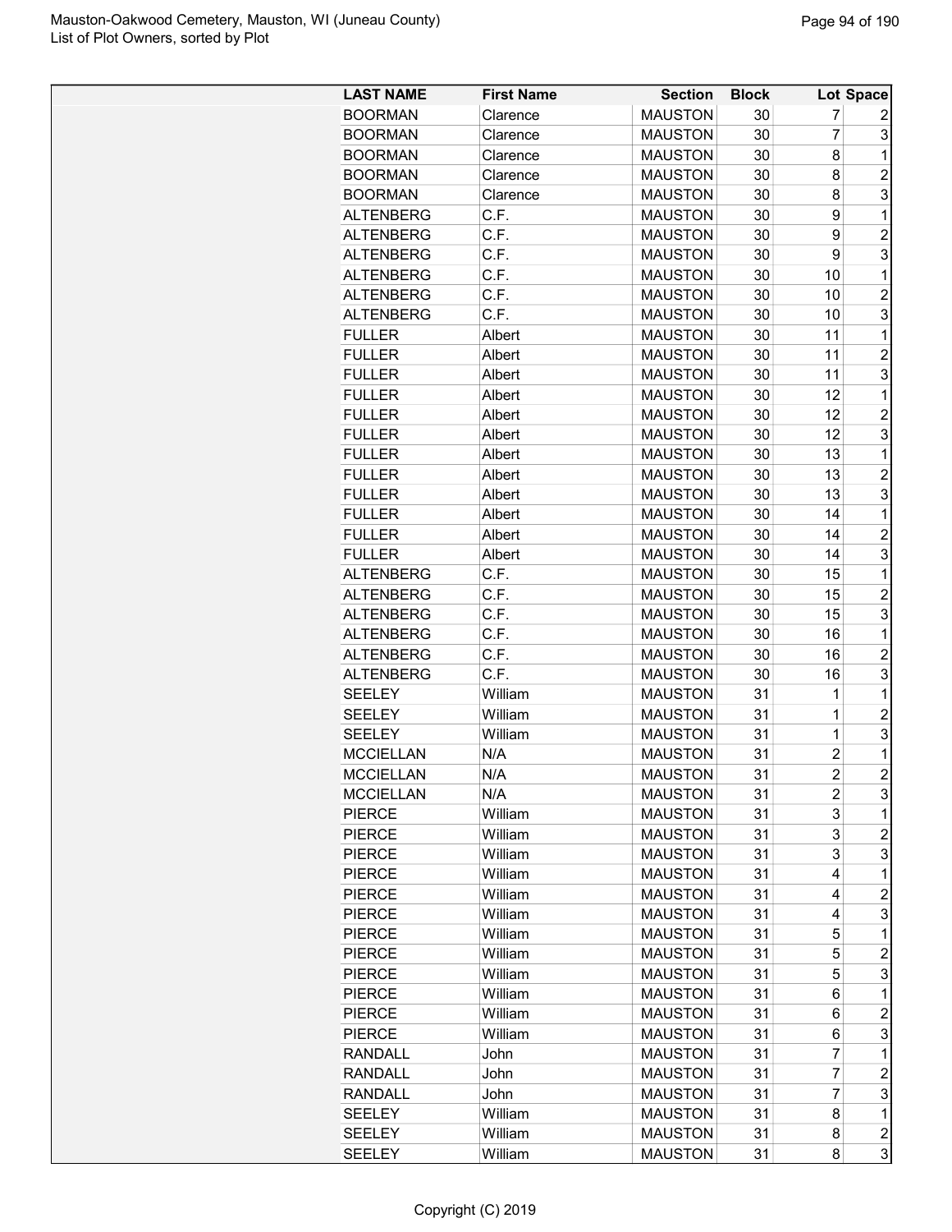| LAST NAME | First Name | Section | Block | Lot | Space |
|---|---|---|---|---|---|
| BOORMAN | Clarence | MAUSTON | 30 | 7 | 2 |
| BOORMAN | Clarence | MAUSTON | 30 | 7 | 3 |
| BOORMAN | Clarence | MAUSTON | 30 | 8 | 1 |
| BOORMAN | Clarence | MAUSTON | 30 | 8 | 2 |
| BOORMAN | Clarence | MAUSTON | 30 | 8 | 3 |
| ALTENBERG | C.F. | MAUSTON | 30 | 9 | 1 |
| ALTENBERG | C.F. | MAUSTON | 30 | 9 | 2 |
| ALTENBERG | C.F. | MAUSTON | 30 | 9 | 3 |
| ALTENBERG | C.F. | MAUSTON | 30 | 10 | 1 |
| ALTENBERG | C.F. | MAUSTON | 30 | 10 | 2 |
| ALTENBERG | C.F. | MAUSTON | 30 | 10 | 3 |
| FULLER | Albert | MAUSTON | 30 | 11 | 1 |
| FULLER | Albert | MAUSTON | 30 | 11 | 2 |
| FULLER | Albert | MAUSTON | 30 | 11 | 3 |
| FULLER | Albert | MAUSTON | 30 | 12 | 1 |
| FULLER | Albert | MAUSTON | 30 | 12 | 2 |
| FULLER | Albert | MAUSTON | 30 | 12 | 3 |
| FULLER | Albert | MAUSTON | 30 | 13 | 1 |
| FULLER | Albert | MAUSTON | 30 | 13 | 2 |
| FULLER | Albert | MAUSTON | 30 | 13 | 3 |
| FULLER | Albert | MAUSTON | 30 | 14 | 1 |
| FULLER | Albert | MAUSTON | 30 | 14 | 2 |
| FULLER | Albert | MAUSTON | 30 | 14 | 3 |
| ALTENBERG | C.F. | MAUSTON | 30 | 15 | 1 |
| ALTENBERG | C.F. | MAUSTON | 30 | 15 | 2 |
| ALTENBERG | C.F. | MAUSTON | 30 | 15 | 3 |
| ALTENBERG | C.F. | MAUSTON | 30 | 16 | 1 |
| ALTENBERG | C.F. | MAUSTON | 30 | 16 | 2 |
| ALTENBERG | C.F. | MAUSTON | 30 | 16 | 3 |
| SEELEY | William | MAUSTON | 31 | 1 | 1 |
| SEELEY | William | MAUSTON | 31 | 1 | 2 |
| SEELEY | William | MAUSTON | 31 | 1 | 3 |
| MCCIELLAN | N/A | MAUSTON | 31 | 2 | 1 |
| MCCIELLAN | N/A | MAUSTON | 31 | 2 | 2 |
| MCCIELLAN | N/A | MAUSTON | 31 | 2 | 3 |
| PIERCE | William | MAUSTON | 31 | 3 | 1 |
| PIERCE | William | MAUSTON | 31 | 3 | 2 |
| PIERCE | William | MAUSTON | 31 | 3 | 3 |
| PIERCE | William | MAUSTON | 31 | 4 | 1 |
| PIERCE | William | MAUSTON | 31 | 4 | 2 |
| PIERCE | William | MAUSTON | 31 | 4 | 3 |
| PIERCE | William | MAUSTON | 31 | 5 | 1 |
| PIERCE | William | MAUSTON | 31 | 5 | 2 |
| PIERCE | William | MAUSTON | 31 | 5 | 3 |
| PIERCE | William | MAUSTON | 31 | 6 | 1 |
| PIERCE | William | MAUSTON | 31 | 6 | 2 |
| PIERCE | William | MAUSTON | 31 | 6 | 3 |
| RANDALL | John | MAUSTON | 31 | 7 | 1 |
| RANDALL | John | MAUSTON | 31 | 7 | 2 |
| RANDALL | John | MAUSTON | 31 | 7 | 3 |
| SEELEY | William | MAUSTON | 31 | 8 | 1 |
| SEELEY | William | MAUSTON | 31 | 8 | 2 |
| SEELEY | William | MAUSTON | 31 | 8 | 3 |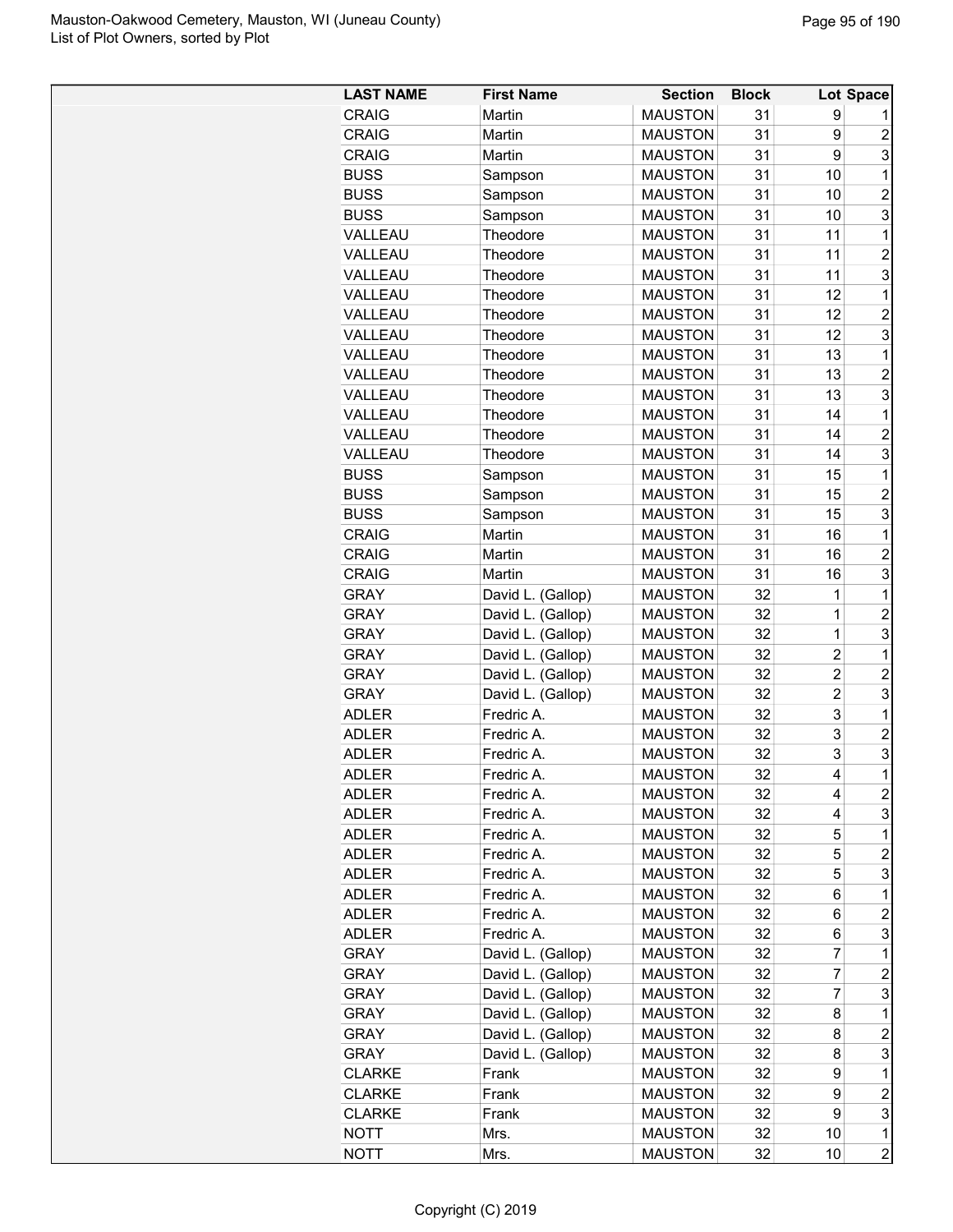| LAST NAME | First Name | Section | Block | Lot | Space |
|---|---|---|---|---|---|
| CRAIG | Martin | MAUSTON | 31 | 9 | 1 |
| CRAIG | Martin | MAUSTON | 31 | 9 | 2 |
| CRAIG | Martin | MAUSTON | 31 | 9 | 3 |
| BUSS | Sampson | MAUSTON | 31 | 10 | 1 |
| BUSS | Sampson | MAUSTON | 31 | 10 | 2 |
| BUSS | Sampson | MAUSTON | 31 | 10 | 3 |
| VALLEAU | Theodore | MAUSTON | 31 | 11 | 1 |
| VALLEAU | Theodore | MAUSTON | 31 | 11 | 2 |
| VALLEAU | Theodore | MAUSTON | 31 | 11 | 3 |
| VALLEAU | Theodore | MAUSTON | 31 | 12 | 1 |
| VALLEAU | Theodore | MAUSTON | 31 | 12 | 2 |
| VALLEAU | Theodore | MAUSTON | 31 | 12 | 3 |
| VALLEAU | Theodore | MAUSTON | 31 | 13 | 1 |
| VALLEAU | Theodore | MAUSTON | 31 | 13 | 2 |
| VALLEAU | Theodore | MAUSTON | 31 | 13 | 3 |
| VALLEAU | Theodore | MAUSTON | 31 | 14 | 1 |
| VALLEAU | Theodore | MAUSTON | 31 | 14 | 2 |
| VALLEAU | Theodore | MAUSTON | 31 | 14 | 3 |
| BUSS | Sampson | MAUSTON | 31 | 15 | 1 |
| BUSS | Sampson | MAUSTON | 31 | 15 | 2 |
| BUSS | Sampson | MAUSTON | 31 | 15 | 3 |
| CRAIG | Martin | MAUSTON | 31 | 16 | 1 |
| CRAIG | Martin | MAUSTON | 31 | 16 | 2 |
| CRAIG | Martin | MAUSTON | 31 | 16 | 3 |
| GRAY | David L. (Gallop) | MAUSTON | 32 | 1 | 1 |
| GRAY | David L. (Gallop) | MAUSTON | 32 | 1 | 2 |
| GRAY | David L. (Gallop) | MAUSTON | 32 | 1 | 3 |
| GRAY | David L. (Gallop) | MAUSTON | 32 | 2 | 1 |
| GRAY | David L. (Gallop) | MAUSTON | 32 | 2 | 2 |
| GRAY | David L. (Gallop) | MAUSTON | 32 | 2 | 3 |
| ADLER | Fredric A. | MAUSTON | 32 | 3 | 1 |
| ADLER | Fredric A. | MAUSTON | 32 | 3 | 2 |
| ADLER | Fredric A. | MAUSTON | 32 | 3 | 3 |
| ADLER | Fredric A. | MAUSTON | 32 | 4 | 1 |
| ADLER | Fredric A. | MAUSTON | 32 | 4 | 2 |
| ADLER | Fredric A. | MAUSTON | 32 | 4 | 3 |
| ADLER | Fredric A. | MAUSTON | 32 | 5 | 1 |
| ADLER | Fredric A. | MAUSTON | 32 | 5 | 2 |
| ADLER | Fredric A. | MAUSTON | 32 | 5 | 3 |
| ADLER | Fredric A. | MAUSTON | 32 | 6 | 1 |
| ADLER | Fredric A. | MAUSTON | 32 | 6 | 2 |
| ADLER | Fredric A. | MAUSTON | 32 | 6 | 3 |
| GRAY | David L. (Gallop) | MAUSTON | 32 | 7 | 1 |
| GRAY | David L. (Gallop) | MAUSTON | 32 | 7 | 2 |
| GRAY | David L. (Gallop) | MAUSTON | 32 | 7 | 3 |
| GRAY | David L. (Gallop) | MAUSTON | 32 | 8 | 1 |
| GRAY | David L. (Gallop) | MAUSTON | 32 | 8 | 2 |
| GRAY | David L. (Gallop) | MAUSTON | 32 | 8 | 3 |
| CLARKE | Frank | MAUSTON | 32 | 9 | 1 |
| CLARKE | Frank | MAUSTON | 32 | 9 | 2 |
| CLARKE | Frank | MAUSTON | 32 | 9 | 3 |
| NOTT | Mrs. | MAUSTON | 32 | 10 | 1 |
| NOTT | Mrs. | MAUSTON | 32 | 10 | 2 |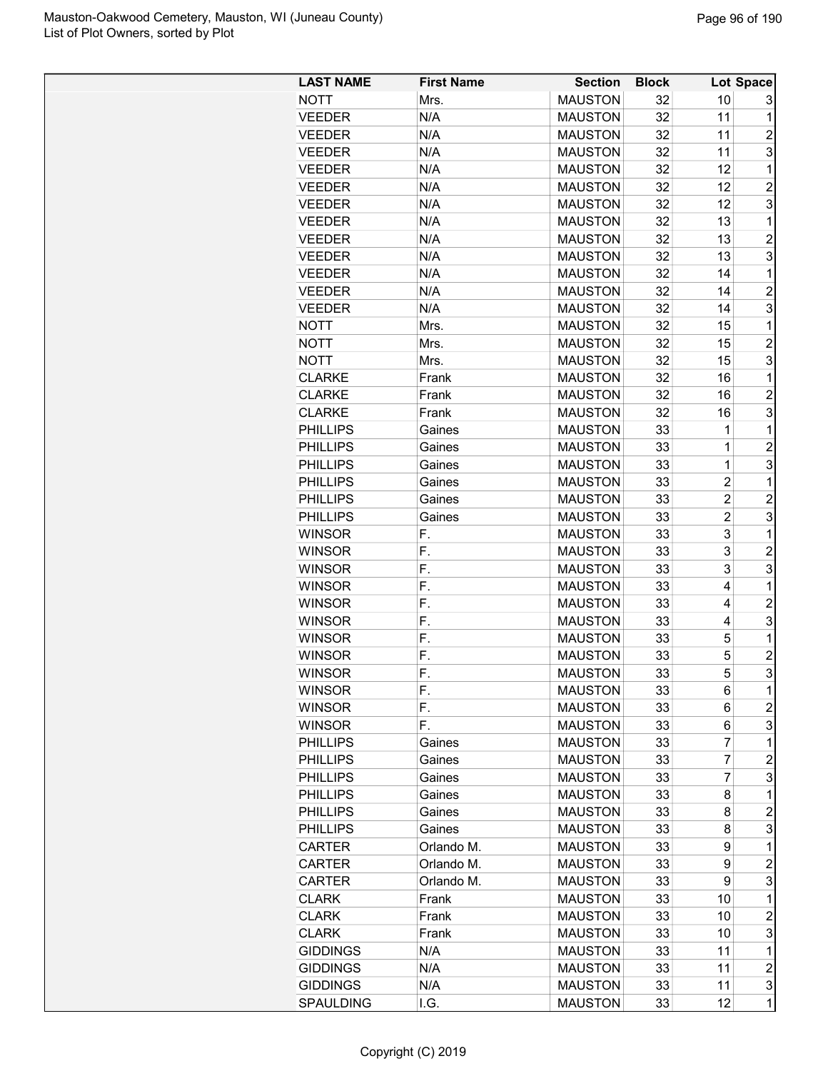| LAST NAME | First Name | Section | Block | Lot | Space |
|---|---|---|---|---|---|
| NOTT | Mrs. | MAUSTON | 32 | 10 | 3 |
| VEEDER | N/A | MAUSTON | 32 | 11 | 1 |
| VEEDER | N/A | MAUSTON | 32 | 11 | 2 |
| VEEDER | N/A | MAUSTON | 32 | 11 | 3 |
| VEEDER | N/A | MAUSTON | 32 | 12 | 1 |
| VEEDER | N/A | MAUSTON | 32 | 12 | 2 |
| VEEDER | N/A | MAUSTON | 32 | 12 | 3 |
| VEEDER | N/A | MAUSTON | 32 | 13 | 1 |
| VEEDER | N/A | MAUSTON | 32 | 13 | 2 |
| VEEDER | N/A | MAUSTON | 32 | 13 | 3 |
| VEEDER | N/A | MAUSTON | 32 | 14 | 1 |
| VEEDER | N/A | MAUSTON | 32 | 14 | 2 |
| VEEDER | N/A | MAUSTON | 32 | 14 | 3 |
| NOTT | Mrs. | MAUSTON | 32 | 15 | 1 |
| NOTT | Mrs. | MAUSTON | 32 | 15 | 2 |
| NOTT | Mrs. | MAUSTON | 32 | 15 | 3 |
| CLARKE | Frank | MAUSTON | 32 | 16 | 1 |
| CLARKE | Frank | MAUSTON | 32 | 16 | 2 |
| CLARKE | Frank | MAUSTON | 32 | 16 | 3 |
| PHILLIPS | Gaines | MAUSTON | 33 | 1 | 1 |
| PHILLIPS | Gaines | MAUSTON | 33 | 1 | 2 |
| PHILLIPS | Gaines | MAUSTON | 33 | 1 | 3 |
| PHILLIPS | Gaines | MAUSTON | 33 | 2 | 1 |
| PHILLIPS | Gaines | MAUSTON | 33 | 2 | 2 |
| PHILLIPS | Gaines | MAUSTON | 33 | 2 | 3 |
| WINSOR | F. | MAUSTON | 33 | 3 | 1 |
| WINSOR | F. | MAUSTON | 33 | 3 | 2 |
| WINSOR | F. | MAUSTON | 33 | 3 | 3 |
| WINSOR | F. | MAUSTON | 33 | 4 | 1 |
| WINSOR | F. | MAUSTON | 33 | 4 | 2 |
| WINSOR | F. | MAUSTON | 33 | 4 | 3 |
| WINSOR | F. | MAUSTON | 33 | 5 | 1 |
| WINSOR | F. | MAUSTON | 33 | 5 | 2 |
| WINSOR | F. | MAUSTON | 33 | 5 | 3 |
| WINSOR | F. | MAUSTON | 33 | 6 | 1 |
| WINSOR | F. | MAUSTON | 33 | 6 | 2 |
| WINSOR | F. | MAUSTON | 33 | 6 | 3 |
| PHILLIPS | Gaines | MAUSTON | 33 | 7 | 1 |
| PHILLIPS | Gaines | MAUSTON | 33 | 7 | 2 |
| PHILLIPS | Gaines | MAUSTON | 33 | 7 | 3 |
| PHILLIPS | Gaines | MAUSTON | 33 | 8 | 1 |
| PHILLIPS | Gaines | MAUSTON | 33 | 8 | 2 |
| PHILLIPS | Gaines | MAUSTON | 33 | 8 | 3 |
| CARTER | Orlando M. | MAUSTON | 33 | 9 | 1 |
| CARTER | Orlando M. | MAUSTON | 33 | 9 | 2 |
| CARTER | Orlando M. | MAUSTON | 33 | 9 | 3 |
| CLARK | Frank | MAUSTON | 33 | 10 | 1 |
| CLARK | Frank | MAUSTON | 33 | 10 | 2 |
| CLARK | Frank | MAUSTON | 33 | 10 | 3 |
| GIDDINGS | N/A | MAUSTON | 33 | 11 | 1 |
| GIDDINGS | N/A | MAUSTON | 33 | 11 | 2 |
| GIDDINGS | N/A | MAUSTON | 33 | 11 | 3 |
| SPAULDING | I.G. | MAUSTON | 33 | 12 | 1 |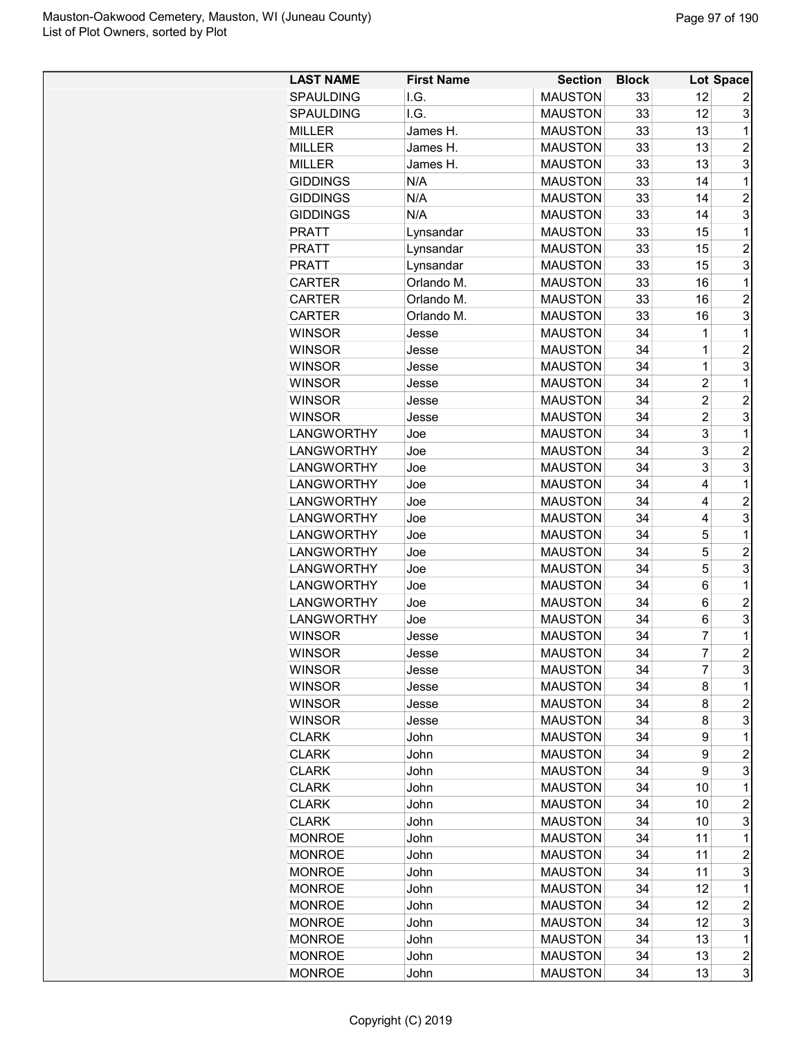Mauston-Oakwood Cemetery, Mauston, WI (Juneau County)
List of Plot Owners, sorted by Plot

| LAST NAME | First Name | Section | Block | Lot | Space |
|---|---|---|---|---|---|
| SPAULDING | I.G. | MAUSTON | 33 | 12 | 2 |
| SPAULDING | I.G. | MAUSTON | 33 | 12 | 3 |
| MILLER | James H. | MAUSTON | 33 | 13 | 1 |
| MILLER | James H. | MAUSTON | 33 | 13 | 2 |
| MILLER | James H. | MAUSTON | 33 | 13 | 3 |
| GIDDINGS | N/A | MAUSTON | 33 | 14 | 1 |
| GIDDINGS | N/A | MAUSTON | 33 | 14 | 2 |
| GIDDINGS | N/A | MAUSTON | 33 | 14 | 3 |
| PRATT | Lynsandar | MAUSTON | 33 | 15 | 1 |
| PRATT | Lynsandar | MAUSTON | 33 | 15 | 2 |
| PRATT | Lynsandar | MAUSTON | 33 | 15 | 3 |
| CARTER | Orlando M. | MAUSTON | 33 | 16 | 1 |
| CARTER | Orlando M. | MAUSTON | 33 | 16 | 2 |
| CARTER | Orlando M. | MAUSTON | 33 | 16 | 3 |
| WINSOR | Jesse | MAUSTON | 34 | 1 | 1 |
| WINSOR | Jesse | MAUSTON | 34 | 1 | 2 |
| WINSOR | Jesse | MAUSTON | 34 | 1 | 3 |
| WINSOR | Jesse | MAUSTON | 34 | 2 | 1 |
| WINSOR | Jesse | MAUSTON | 34 | 2 | 2 |
| WINSOR | Jesse | MAUSTON | 34 | 2 | 3 |
| LANGWORTHY | Joe | MAUSTON | 34 | 3 | 1 |
| LANGWORTHY | Joe | MAUSTON | 34 | 3 | 2 |
| LANGWORTHY | Joe | MAUSTON | 34 | 3 | 3 |
| LANGWORTHY | Joe | MAUSTON | 34 | 4 | 1 |
| LANGWORTHY | Joe | MAUSTON | 34 | 4 | 2 |
| LANGWORTHY | Joe | MAUSTON | 34 | 4 | 3 |
| LANGWORTHY | Joe | MAUSTON | 34 | 5 | 1 |
| LANGWORTHY | Joe | MAUSTON | 34 | 5 | 2 |
| LANGWORTHY | Joe | MAUSTON | 34 | 5 | 3 |
| LANGWORTHY | Joe | MAUSTON | 34 | 6 | 1 |
| LANGWORTHY | Joe | MAUSTON | 34 | 6 | 2 |
| LANGWORTHY | Joe | MAUSTON | 34 | 6 | 3 |
| WINSOR | Jesse | MAUSTON | 34 | 7 | 1 |
| WINSOR | Jesse | MAUSTON | 34 | 7 | 2 |
| WINSOR | Jesse | MAUSTON | 34 | 7 | 3 |
| WINSOR | Jesse | MAUSTON | 34 | 8 | 1 |
| WINSOR | Jesse | MAUSTON | 34 | 8 | 2 |
| WINSOR | Jesse | MAUSTON | 34 | 8 | 3 |
| CLARK | John | MAUSTON | 34 | 9 | 1 |
| CLARK | John | MAUSTON | 34 | 9 | 2 |
| CLARK | John | MAUSTON | 34 | 9 | 3 |
| CLARK | John | MAUSTON | 34 | 10 | 1 |
| CLARK | John | MAUSTON | 34 | 10 | 2 |
| CLARK | John | MAUSTON | 34 | 10 | 3 |
| MONROE | John | MAUSTON | 34 | 11 | 1 |
| MONROE | John | MAUSTON | 34 | 11 | 2 |
| MONROE | John | MAUSTON | 34 | 11 | 3 |
| MONROE | John | MAUSTON | 34 | 12 | 1 |
| MONROE | John | MAUSTON | 34 | 12 | 2 |
| MONROE | John | MAUSTON | 34 | 12 | 3 |
| MONROE | John | MAUSTON | 34 | 13 | 1 |
| MONROE | John | MAUSTON | 34 | 13 | 2 |
| MONROE | John | MAUSTON | 34 | 13 | 3 |

Copyright (C) 2019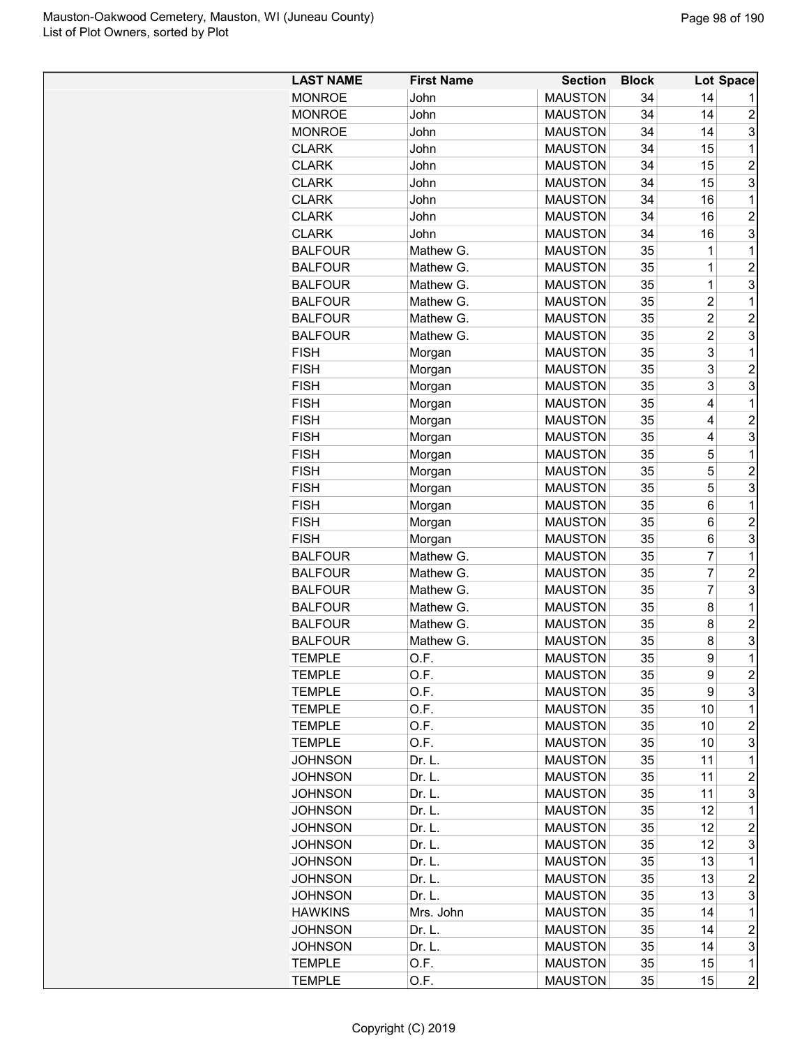| LAST NAME | First Name | Section | Block | Lot | Space |
|---|---|---|---|---|---|
| MONROE | John | MAUSTON | 34 | 14 | 1 |
| MONROE | John | MAUSTON | 34 | 14 | 2 |
| MONROE | John | MAUSTON | 34 | 14 | 3 |
| CLARK | John | MAUSTON | 34 | 15 | 1 |
| CLARK | John | MAUSTON | 34 | 15 | 2 |
| CLARK | John | MAUSTON | 34 | 15 | 3 |
| CLARK | John | MAUSTON | 34 | 16 | 1 |
| CLARK | John | MAUSTON | 34 | 16 | 2 |
| CLARK | John | MAUSTON | 34 | 16 | 3 |
| BALFOUR | Mathew G. | MAUSTON | 35 | 1 | 1 |
| BALFOUR | Mathew G. | MAUSTON | 35 | 1 | 2 |
| BALFOUR | Mathew G. | MAUSTON | 35 | 1 | 3 |
| BALFOUR | Mathew G. | MAUSTON | 35 | 2 | 1 |
| BALFOUR | Mathew G. | MAUSTON | 35 | 2 | 2 |
| BALFOUR | Mathew G. | MAUSTON | 35 | 2 | 3 |
| FISH | Morgan | MAUSTON | 35 | 3 | 1 |
| FISH | Morgan | MAUSTON | 35 | 3 | 2 |
| FISH | Morgan | MAUSTON | 35 | 3 | 3 |
| FISH | Morgan | MAUSTON | 35 | 4 | 1 |
| FISH | Morgan | MAUSTON | 35 | 4 | 2 |
| FISH | Morgan | MAUSTON | 35 | 4 | 3 |
| FISH | Morgan | MAUSTON | 35 | 5 | 1 |
| FISH | Morgan | MAUSTON | 35 | 5 | 2 |
| FISH | Morgan | MAUSTON | 35 | 5 | 3 |
| FISH | Morgan | MAUSTON | 35 | 6 | 1 |
| FISH | Morgan | MAUSTON | 35 | 6 | 2 |
| FISH | Morgan | MAUSTON | 35 | 6 | 3 |
| BALFOUR | Mathew G. | MAUSTON | 35 | 7 | 1 |
| BALFOUR | Mathew G. | MAUSTON | 35 | 7 | 2 |
| BALFOUR | Mathew G. | MAUSTON | 35 | 7 | 3 |
| BALFOUR | Mathew G. | MAUSTON | 35 | 8 | 1 |
| BALFOUR | Mathew G. | MAUSTON | 35 | 8 | 2 |
| BALFOUR | Mathew G. | MAUSTON | 35 | 8 | 3 |
| TEMPLE | O.F. | MAUSTON | 35 | 9 | 1 |
| TEMPLE | O.F. | MAUSTON | 35 | 9 | 2 |
| TEMPLE | O.F. | MAUSTON | 35 | 9 | 3 |
| TEMPLE | O.F. | MAUSTON | 35 | 10 | 1 |
| TEMPLE | O.F. | MAUSTON | 35 | 10 | 2 |
| TEMPLE | O.F. | MAUSTON | 35 | 10 | 3 |
| JOHNSON | Dr. L. | MAUSTON | 35 | 11 | 1 |
| JOHNSON | Dr. L. | MAUSTON | 35 | 11 | 2 |
| JOHNSON | Dr. L. | MAUSTON | 35 | 11 | 3 |
| JOHNSON | Dr. L. | MAUSTON | 35 | 12 | 1 |
| JOHNSON | Dr. L. | MAUSTON | 35 | 12 | 2 |
| JOHNSON | Dr. L. | MAUSTON | 35 | 12 | 3 |
| JOHNSON | Dr. L. | MAUSTON | 35 | 13 | 1 |
| JOHNSON | Dr. L. | MAUSTON | 35 | 13 | 2 |
| JOHNSON | Dr. L. | MAUSTON | 35 | 13 | 3 |
| HAWKINS | Mrs. John | MAUSTON | 35 | 14 | 1 |
| JOHNSON | Dr. L. | MAUSTON | 35 | 14 | 2 |
| JOHNSON | Dr. L. | MAUSTON | 35 | 14 | 3 |
| TEMPLE | O.F. | MAUSTON | 35 | 15 | 1 |
| TEMPLE | O.F. | MAUSTON | 35 | 15 | 2 |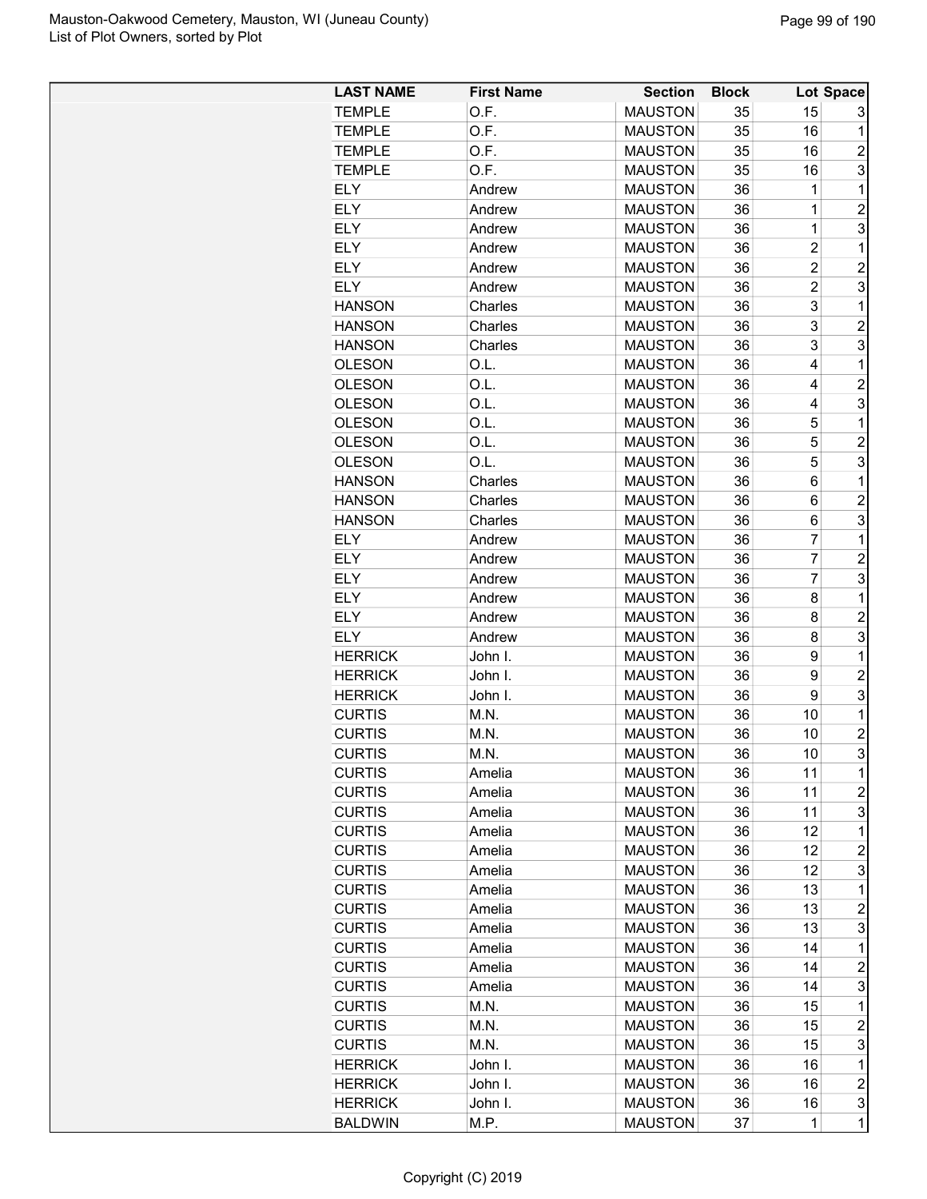| LAST NAME | First Name | Section | Block | Lot | Space |
|---|---|---|---|---|---|
| TEMPLE | O.F. | MAUSTON | 35 | 15 | 3 |
| TEMPLE | O.F. | MAUSTON | 35 | 16 | 1 |
| TEMPLE | O.F. | MAUSTON | 35 | 16 | 2 |
| TEMPLE | O.F. | MAUSTON | 35 | 16 | 3 |
| ELY | Andrew | MAUSTON | 36 | 1 | 1 |
| ELY | Andrew | MAUSTON | 36 | 1 | 2 |
| ELY | Andrew | MAUSTON | 36 | 1 | 3 |
| ELY | Andrew | MAUSTON | 36 | 2 | 1 |
| ELY | Andrew | MAUSTON | 36 | 2 | 2 |
| ELY | Andrew | MAUSTON | 36 | 2 | 3 |
| HANSON | Charles | MAUSTON | 36 | 3 | 1 |
| HANSON | Charles | MAUSTON | 36 | 3 | 2 |
| HANSON | Charles | MAUSTON | 36 | 3 | 3 |
| OLESON | O.L. | MAUSTON | 36 | 4 | 1 |
| OLESON | O.L. | MAUSTON | 36 | 4 | 2 |
| OLESON | O.L. | MAUSTON | 36 | 4 | 3 |
| OLESON | O.L. | MAUSTON | 36 | 5 | 1 |
| OLESON | O.L. | MAUSTON | 36 | 5 | 2 |
| OLESON | O.L. | MAUSTON | 36 | 5 | 3 |
| HANSON | Charles | MAUSTON | 36 | 6 | 1 |
| HANSON | Charles | MAUSTON | 36 | 6 | 2 |
| HANSON | Charles | MAUSTON | 36 | 6 | 3 |
| ELY | Andrew | MAUSTON | 36 | 7 | 1 |
| ELY | Andrew | MAUSTON | 36 | 7 | 2 |
| ELY | Andrew | MAUSTON | 36 | 7 | 3 |
| ELY | Andrew | MAUSTON | 36 | 8 | 1 |
| ELY | Andrew | MAUSTON | 36 | 8 | 2 |
| ELY | Andrew | MAUSTON | 36 | 8 | 3 |
| HERRICK | John I. | MAUSTON | 36 | 9 | 1 |
| HERRICK | John I. | MAUSTON | 36 | 9 | 2 |
| HERRICK | John I. | MAUSTON | 36 | 9 | 3 |
| CURTIS | M.N. | MAUSTON | 36 | 10 | 1 |
| CURTIS | M.N. | MAUSTON | 36 | 10 | 2 |
| CURTIS | M.N. | MAUSTON | 36 | 10 | 3 |
| CURTIS | Amelia | MAUSTON | 36 | 11 | 1 |
| CURTIS | Amelia | MAUSTON | 36 | 11 | 2 |
| CURTIS | Amelia | MAUSTON | 36 | 11 | 3 |
| CURTIS | Amelia | MAUSTON | 36 | 12 | 1 |
| CURTIS | Amelia | MAUSTON | 36 | 12 | 2 |
| CURTIS | Amelia | MAUSTON | 36 | 12 | 3 |
| CURTIS | Amelia | MAUSTON | 36 | 13 | 1 |
| CURTIS | Amelia | MAUSTON | 36 | 13 | 2 |
| CURTIS | Amelia | MAUSTON | 36 | 13 | 3 |
| CURTIS | Amelia | MAUSTON | 36 | 14 | 1 |
| CURTIS | Amelia | MAUSTON | 36 | 14 | 2 |
| CURTIS | Amelia | MAUSTON | 36 | 14 | 3 |
| CURTIS | M.N. | MAUSTON | 36 | 15 | 1 |
| CURTIS | M.N. | MAUSTON | 36 | 15 | 2 |
| CURTIS | M.N. | MAUSTON | 36 | 15 | 3 |
| HERRICK | John I. | MAUSTON | 36 | 16 | 1 |
| HERRICK | John I. | MAUSTON | 36 | 16 | 2 |
| HERRICK | John I. | MAUSTON | 36 | 16 | 3 |
| BALDWIN | M.P. | MAUSTON | 37 | 1 | 1 |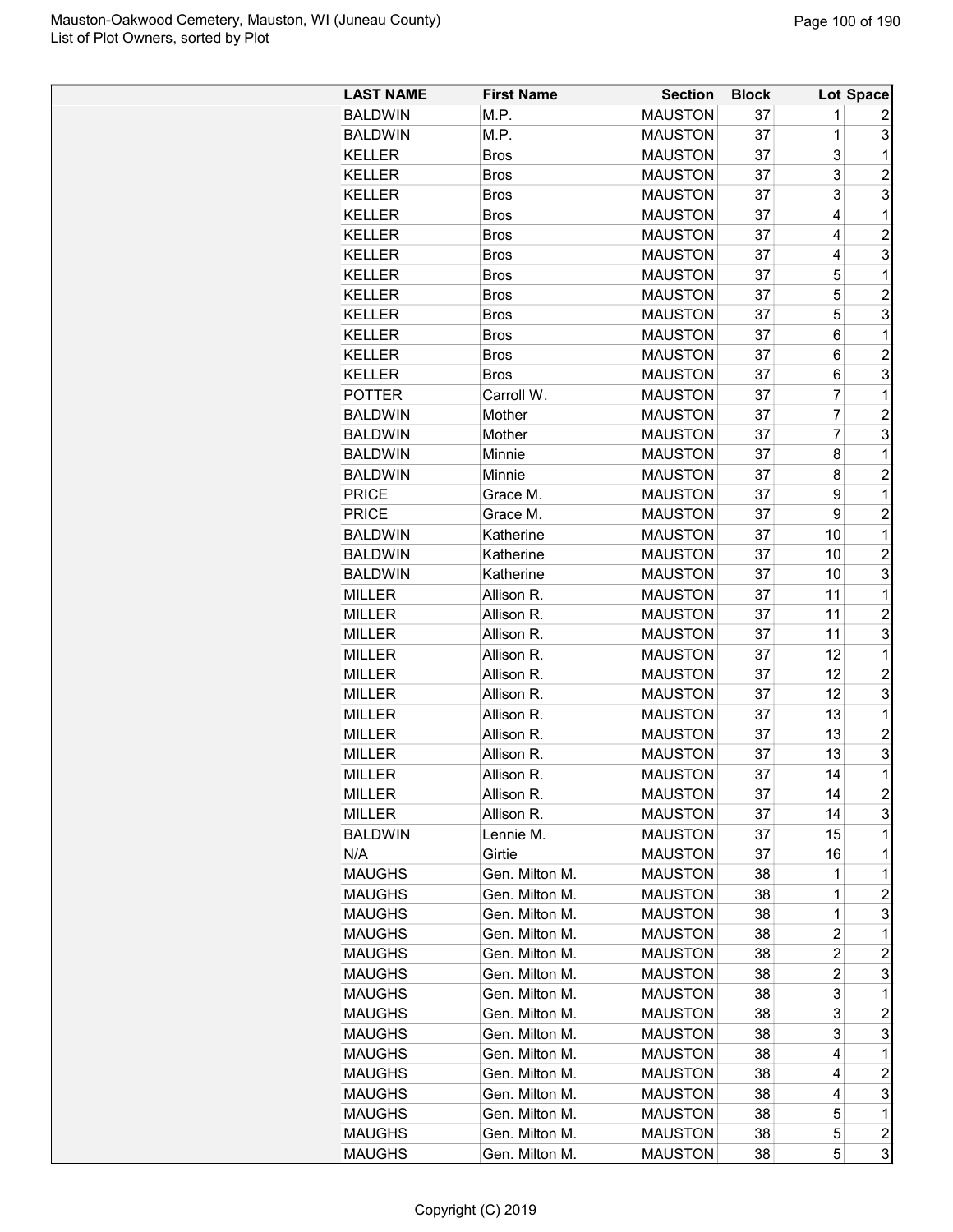| LAST NAME | First Name | Section | Block | Lot | Space |
|---|---|---|---|---|---|
| BALDWIN | M.P. | MAUSTON | 37 | 1 | 2 |
| BALDWIN | M.P. | MAUSTON | 37 | 1 | 3 |
| KELLER | Bros | MAUSTON | 37 | 3 | 1 |
| KELLER | Bros | MAUSTON | 37 | 3 | 2 |
| KELLER | Bros | MAUSTON | 37 | 3 | 3 |
| KELLER | Bros | MAUSTON | 37 | 4 | 1 |
| KELLER | Bros | MAUSTON | 37 | 4 | 2 |
| KELLER | Bros | MAUSTON | 37 | 4 | 3 |
| KELLER | Bros | MAUSTON | 37 | 5 | 1 |
| KELLER | Bros | MAUSTON | 37 | 5 | 2 |
| KELLER | Bros | MAUSTON | 37 | 5 | 3 |
| KELLER | Bros | MAUSTON | 37 | 6 | 1 |
| KELLER | Bros | MAUSTON | 37 | 6 | 2 |
| KELLER | Bros | MAUSTON | 37 | 6 | 3 |
| POTTER | Carroll W. | MAUSTON | 37 | 7 | 1 |
| BALDWIN | Mother | MAUSTON | 37 | 7 | 2 |
| BALDWIN | Mother | MAUSTON | 37 | 7 | 3 |
| BALDWIN | Minnie | MAUSTON | 37 | 8 | 1 |
| BALDWIN | Minnie | MAUSTON | 37 | 8 | 2 |
| PRICE | Grace M. | MAUSTON | 37 | 9 | 1 |
| PRICE | Grace M. | MAUSTON | 37 | 9 | 2 |
| BALDWIN | Katherine | MAUSTON | 37 | 10 | 1 |
| BALDWIN | Katherine | MAUSTON | 37 | 10 | 2 |
| BALDWIN | Katherine | MAUSTON | 37 | 10 | 3 |
| MILLER | Allison R. | MAUSTON | 37 | 11 | 1 |
| MILLER | Allison R. | MAUSTON | 37 | 11 | 2 |
| MILLER | Allison R. | MAUSTON | 37 | 11 | 3 |
| MILLER | Allison R. | MAUSTON | 37 | 12 | 1 |
| MILLER | Allison R. | MAUSTON | 37 | 12 | 2 |
| MILLER | Allison R. | MAUSTON | 37 | 12 | 3 |
| MILLER | Allison R. | MAUSTON | 37 | 13 | 1 |
| MILLER | Allison R. | MAUSTON | 37 | 13 | 2 |
| MILLER | Allison R. | MAUSTON | 37 | 13 | 3 |
| MILLER | Allison R. | MAUSTON | 37 | 14 | 1 |
| MILLER | Allison R. | MAUSTON | 37 | 14 | 2 |
| MILLER | Allison R. | MAUSTON | 37 | 14 | 3 |
| BALDWIN | Lennie M. | MAUSTON | 37 | 15 | 1 |
| N/A | Girtie | MAUSTON | 37 | 16 | 1 |
| MAUGHS | Gen. Milton M. | MAUSTON | 38 | 1 | 1 |
| MAUGHS | Gen. Milton M. | MAUSTON | 38 | 1 | 2 |
| MAUGHS | Gen. Milton M. | MAUSTON | 38 | 1 | 3 |
| MAUGHS | Gen. Milton M. | MAUSTON | 38 | 2 | 1 |
| MAUGHS | Gen. Milton M. | MAUSTON | 38 | 2 | 2 |
| MAUGHS | Gen. Milton M. | MAUSTON | 38 | 2 | 3 |
| MAUGHS | Gen. Milton M. | MAUSTON | 38 | 3 | 1 |
| MAUGHS | Gen. Milton M. | MAUSTON | 38 | 3 | 2 |
| MAUGHS | Gen. Milton M. | MAUSTON | 38 | 3 | 3 |
| MAUGHS | Gen. Milton M. | MAUSTON | 38 | 4 | 1 |
| MAUGHS | Gen. Milton M. | MAUSTON | 38 | 4 | 2 |
| MAUGHS | Gen. Milton M. | MAUSTON | 38 | 4 | 3 |
| MAUGHS | Gen. Milton M. | MAUSTON | 38 | 5 | 1 |
| MAUGHS | Gen. Milton M. | MAUSTON | 38 | 5 | 2 |
| MAUGHS | Gen. Milton M. | MAUSTON | 38 | 5 | 3 |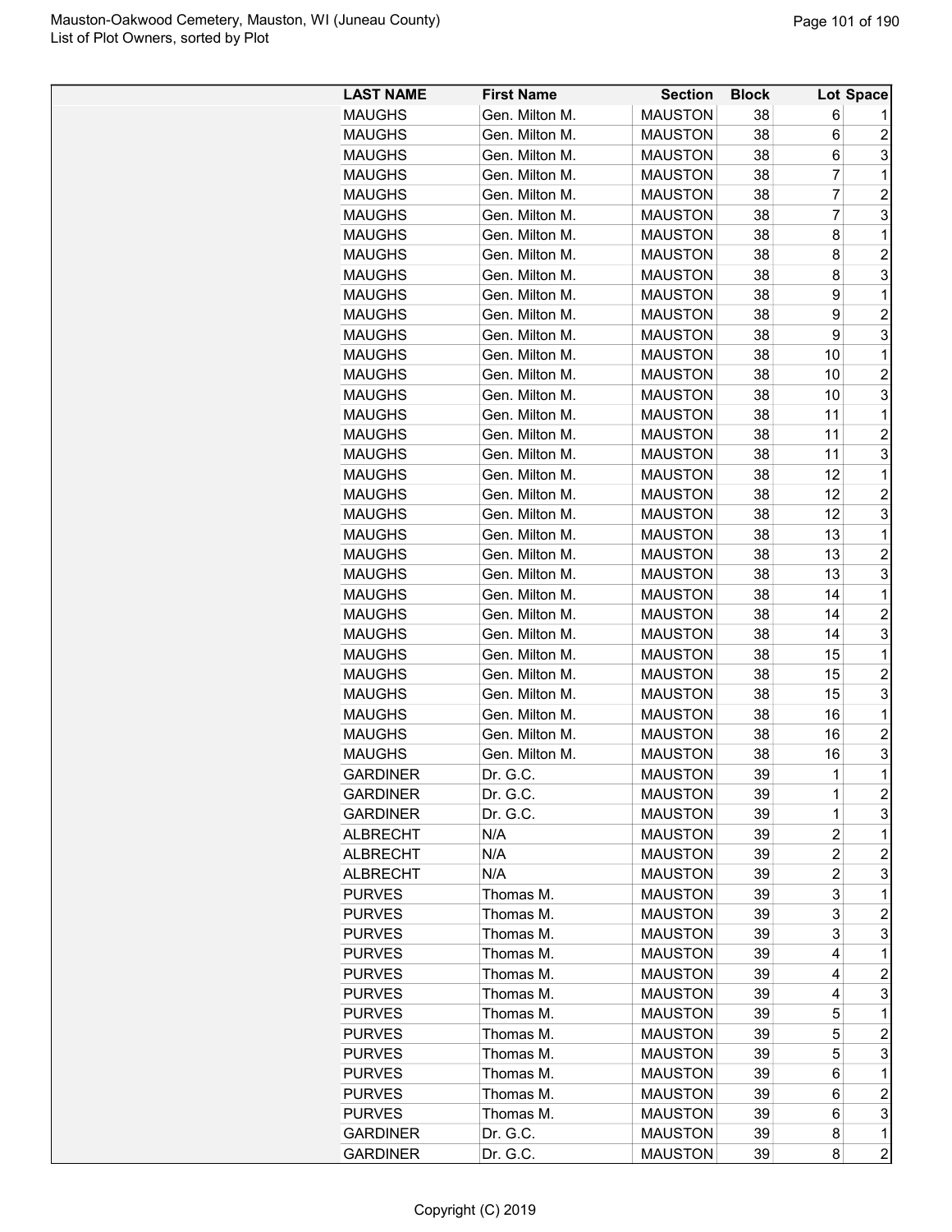| LAST NAME | First Name | Section | Block | Lot | Space |
|---|---|---|---|---|---|
| MAUGHS | Gen. Milton M. | MAUSTON | 38 | 6 | 1 |
| MAUGHS | Gen. Milton M. | MAUSTON | 38 | 6 | 2 |
| MAUGHS | Gen. Milton M. | MAUSTON | 38 | 6 | 3 |
| MAUGHS | Gen. Milton M. | MAUSTON | 38 | 7 | 1 |
| MAUGHS | Gen. Milton M. | MAUSTON | 38 | 7 | 2 |
| MAUGHS | Gen. Milton M. | MAUSTON | 38 | 7 | 3 |
| MAUGHS | Gen. Milton M. | MAUSTON | 38 | 8 | 1 |
| MAUGHS | Gen. Milton M. | MAUSTON | 38 | 8 | 2 |
| MAUGHS | Gen. Milton M. | MAUSTON | 38 | 8 | 3 |
| MAUGHS | Gen. Milton M. | MAUSTON | 38 | 9 | 1 |
| MAUGHS | Gen. Milton M. | MAUSTON | 38 | 9 | 2 |
| MAUGHS | Gen. Milton M. | MAUSTON | 38 | 9 | 3 |
| MAUGHS | Gen. Milton M. | MAUSTON | 38 | 10 | 1 |
| MAUGHS | Gen. Milton M. | MAUSTON | 38 | 10 | 2 |
| MAUGHS | Gen. Milton M. | MAUSTON | 38 | 10 | 3 |
| MAUGHS | Gen. Milton M. | MAUSTON | 38 | 11 | 1 |
| MAUGHS | Gen. Milton M. | MAUSTON | 38 | 11 | 2 |
| MAUGHS | Gen. Milton M. | MAUSTON | 38 | 11 | 3 |
| MAUGHS | Gen. Milton M. | MAUSTON | 38 | 12 | 1 |
| MAUGHS | Gen. Milton M. | MAUSTON | 38 | 12 | 2 |
| MAUGHS | Gen. Milton M. | MAUSTON | 38 | 12 | 3 |
| MAUGHS | Gen. Milton M. | MAUSTON | 38 | 13 | 1 |
| MAUGHS | Gen. Milton M. | MAUSTON | 38 | 13 | 2 |
| MAUGHS | Gen. Milton M. | MAUSTON | 38 | 13 | 3 |
| MAUGHS | Gen. Milton M. | MAUSTON | 38 | 14 | 1 |
| MAUGHS | Gen. Milton M. | MAUSTON | 38 | 14 | 2 |
| MAUGHS | Gen. Milton M. | MAUSTON | 38 | 14 | 3 |
| MAUGHS | Gen. Milton M. | MAUSTON | 38 | 15 | 1 |
| MAUGHS | Gen. Milton M. | MAUSTON | 38 | 15 | 2 |
| MAUGHS | Gen. Milton M. | MAUSTON | 38 | 15 | 3 |
| MAUGHS | Gen. Milton M. | MAUSTON | 38 | 16 | 1 |
| MAUGHS | Gen. Milton M. | MAUSTON | 38 | 16 | 2 |
| MAUGHS | Gen. Milton M. | MAUSTON | 38 | 16 | 3 |
| GARDINER | Dr. G.C. | MAUSTON | 39 | 1 | 1 |
| GARDINER | Dr. G.C. | MAUSTON | 39 | 1 | 2 |
| GARDINER | Dr. G.C. | MAUSTON | 39 | 1 | 3 |
| ALBRECHT | N/A | MAUSTON | 39 | 2 | 1 |
| ALBRECHT | N/A | MAUSTON | 39 | 2 | 2 |
| ALBRECHT | N/A | MAUSTON | 39 | 2 | 3 |
| PURVES | Thomas M. | MAUSTON | 39 | 3 | 1 |
| PURVES | Thomas M. | MAUSTON | 39 | 3 | 2 |
| PURVES | Thomas M. | MAUSTON | 39 | 3 | 3 |
| PURVES | Thomas M. | MAUSTON | 39 | 4 | 1 |
| PURVES | Thomas M. | MAUSTON | 39 | 4 | 2 |
| PURVES | Thomas M. | MAUSTON | 39 | 4 | 3 |
| PURVES | Thomas M. | MAUSTON | 39 | 5 | 1 |
| PURVES | Thomas M. | MAUSTON | 39 | 5 | 2 |
| PURVES | Thomas M. | MAUSTON | 39 | 5 | 3 |
| PURVES | Thomas M. | MAUSTON | 39 | 6 | 1 |
| PURVES | Thomas M. | MAUSTON | 39 | 6 | 2 |
| PURVES | Thomas M. | MAUSTON | 39 | 6 | 3 |
| GARDINER | Dr. G.C. | MAUSTON | 39 | 8 | 1 |
| GARDINER | Dr. G.C. | MAUSTON | 39 | 8 | 2 |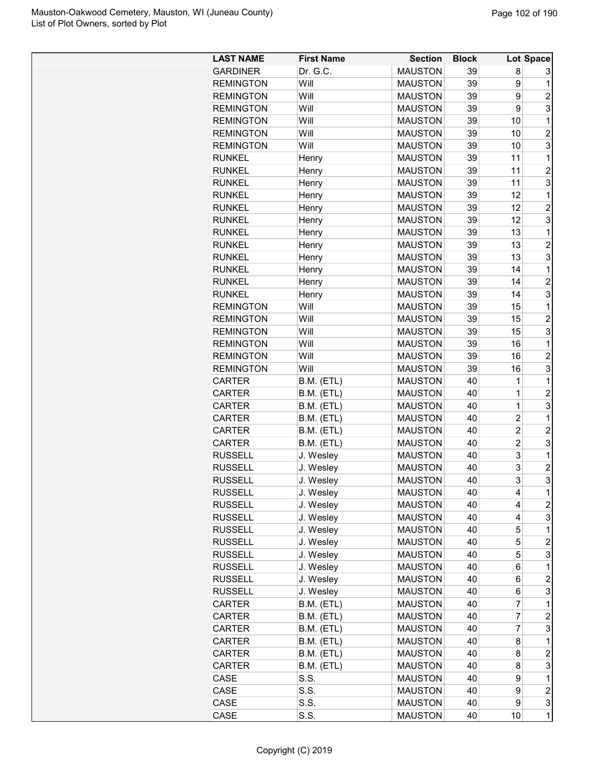| LAST NAME | First Name | Section | Block | Lot | Space |
|---|---|---|---|---|---|
| GARDINER | Dr. G.C. | MAUSTON | 39 | 8 | 3 |
| REMINGTON | Will | MAUSTON | 39 | 9 | 1 |
| REMINGTON | Will | MAUSTON | 39 | 9 | 2 |
| REMINGTON | Will | MAUSTON | 39 | 9 | 3 |
| REMINGTON | Will | MAUSTON | 39 | 10 | 1 |
| REMINGTON | Will | MAUSTON | 39 | 10 | 2 |
| REMINGTON | Will | MAUSTON | 39 | 10 | 3 |
| RUNKEL | Henry | MAUSTON | 39 | 11 | 1 |
| RUNKEL | Henry | MAUSTON | 39 | 11 | 2 |
| RUNKEL | Henry | MAUSTON | 39 | 11 | 3 |
| RUNKEL | Henry | MAUSTON | 39 | 12 | 1 |
| RUNKEL | Henry | MAUSTON | 39 | 12 | 2 |
| RUNKEL | Henry | MAUSTON | 39 | 12 | 3 |
| RUNKEL | Henry | MAUSTON | 39 | 13 | 1 |
| RUNKEL | Henry | MAUSTON | 39 | 13 | 2 |
| RUNKEL | Henry | MAUSTON | 39 | 13 | 3 |
| RUNKEL | Henry | MAUSTON | 39 | 14 | 1 |
| RUNKEL | Henry | MAUSTON | 39 | 14 | 2 |
| RUNKEL | Henry | MAUSTON | 39 | 14 | 3 |
| REMINGTON | Will | MAUSTON | 39 | 15 | 1 |
| REMINGTON | Will | MAUSTON | 39 | 15 | 2 |
| REMINGTON | Will | MAUSTON | 39 | 15 | 3 |
| REMINGTON | Will | MAUSTON | 39 | 16 | 1 |
| REMINGTON | Will | MAUSTON | 39 | 16 | 2 |
| REMINGTON | Will | MAUSTON | 39 | 16 | 3 |
| CARTER | B.M. (ETL) | MAUSTON | 40 | 1 | 1 |
| CARTER | B.M. (ETL) | MAUSTON | 40 | 1 | 2 |
| CARTER | B.M. (ETL) | MAUSTON | 40 | 1 | 3 |
| CARTER | B.M. (ETL) | MAUSTON | 40 | 2 | 1 |
| CARTER | B.M. (ETL) | MAUSTON | 40 | 2 | 2 |
| CARTER | B.M. (ETL) | MAUSTON | 40 | 2 | 3 |
| RUSSELL | J. Wesley | MAUSTON | 40 | 3 | 1 |
| RUSSELL | J. Wesley | MAUSTON | 40 | 3 | 2 |
| RUSSELL | J. Wesley | MAUSTON | 40 | 3 | 3 |
| RUSSELL | J. Wesley | MAUSTON | 40 | 4 | 1 |
| RUSSELL | J. Wesley | MAUSTON | 40 | 4 | 2 |
| RUSSELL | J. Wesley | MAUSTON | 40 | 4 | 3 |
| RUSSELL | J. Wesley | MAUSTON | 40 | 5 | 1 |
| RUSSELL | J. Wesley | MAUSTON | 40 | 5 | 2 |
| RUSSELL | J. Wesley | MAUSTON | 40 | 5 | 3 |
| RUSSELL | J. Wesley | MAUSTON | 40 | 6 | 1 |
| RUSSELL | J. Wesley | MAUSTON | 40 | 6 | 2 |
| RUSSELL | J. Wesley | MAUSTON | 40 | 6 | 3 |
| CARTER | B.M. (ETL) | MAUSTON | 40 | 7 | 1 |
| CARTER | B.M. (ETL) | MAUSTON | 40 | 7 | 2 |
| CARTER | B.M. (ETL) | MAUSTON | 40 | 7 | 3 |
| CARTER | B.M. (ETL) | MAUSTON | 40 | 8 | 1 |
| CARTER | B.M. (ETL) | MAUSTON | 40 | 8 | 2 |
| CARTER | B.M. (ETL) | MAUSTON | 40 | 8 | 3 |
| CASE | S.S. | MAUSTON | 40 | 9 | 1 |
| CASE | S.S. | MAUSTON | 40 | 9 | 2 |
| CASE | S.S. | MAUSTON | 40 | 9 | 3 |
| CASE | S.S. | MAUSTON | 40 | 10 | 1 |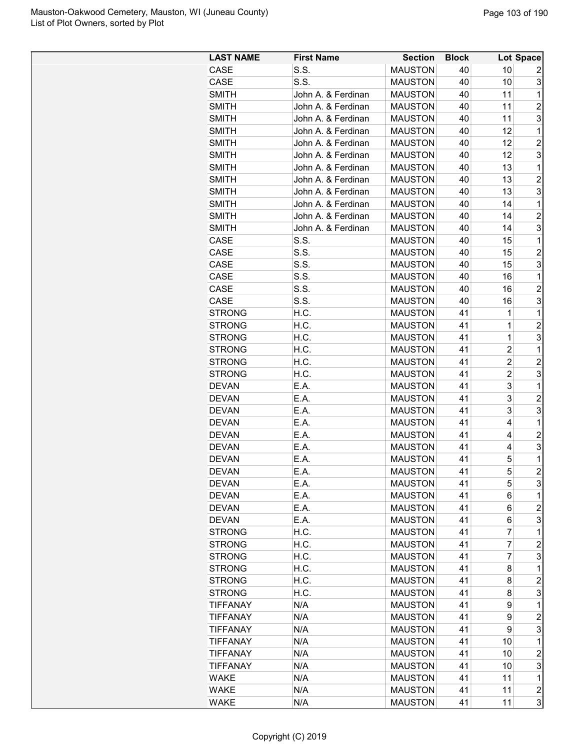| LAST NAME | First Name | Section | Block | Lot | Space |
|---|---|---|---|---|---|
| CASE | S.S. | MAUSTON | 40 | 10 | 2 |
| CASE | S.S. | MAUSTON | 40 | 10 | 3 |
| SMITH | John A. & Ferdinan | MAUSTON | 40 | 11 | 1 |
| SMITH | John A. & Ferdinan | MAUSTON | 40 | 11 | 2 |
| SMITH | John A. & Ferdinan | MAUSTON | 40 | 11 | 3 |
| SMITH | John A. & Ferdinan | MAUSTON | 40 | 12 | 1 |
| SMITH | John A. & Ferdinan | MAUSTON | 40 | 12 | 2 |
| SMITH | John A. & Ferdinan | MAUSTON | 40 | 12 | 3 |
| SMITH | John A. & Ferdinan | MAUSTON | 40 | 13 | 1 |
| SMITH | John A. & Ferdinan | MAUSTON | 40 | 13 | 2 |
| SMITH | John A. & Ferdinan | MAUSTON | 40 | 13 | 3 |
| SMITH | John A. & Ferdinan | MAUSTON | 40 | 14 | 1 |
| SMITH | John A. & Ferdinan | MAUSTON | 40 | 14 | 2 |
| SMITH | John A. & Ferdinan | MAUSTON | 40 | 14 | 3 |
| CASE | S.S. | MAUSTON | 40 | 15 | 1 |
| CASE | S.S. | MAUSTON | 40 | 15 | 2 |
| CASE | S.S. | MAUSTON | 40 | 15 | 3 |
| CASE | S.S. | MAUSTON | 40 | 16 | 1 |
| CASE | S.S. | MAUSTON | 40 | 16 | 2 |
| CASE | S.S. | MAUSTON | 40 | 16 | 3 |
| STRONG | H.C. | MAUSTON | 41 | 1 | 1 |
| STRONG | H.C. | MAUSTON | 41 | 1 | 2 |
| STRONG | H.C. | MAUSTON | 41 | 1 | 3 |
| STRONG | H.C. | MAUSTON | 41 | 2 | 1 |
| STRONG | H.C. | MAUSTON | 41 | 2 | 2 |
| STRONG | H.C. | MAUSTON | 41 | 2 | 3 |
| DEVAN | E.A. | MAUSTON | 41 | 3 | 1 |
| DEVAN | E.A. | MAUSTON | 41 | 3 | 2 |
| DEVAN | E.A. | MAUSTON | 41 | 3 | 3 |
| DEVAN | E.A. | MAUSTON | 41 | 4 | 1 |
| DEVAN | E.A. | MAUSTON | 41 | 4 | 2 |
| DEVAN | E.A. | MAUSTON | 41 | 4 | 3 |
| DEVAN | E.A. | MAUSTON | 41 | 5 | 1 |
| DEVAN | E.A. | MAUSTON | 41 | 5 | 2 |
| DEVAN | E.A. | MAUSTON | 41 | 5 | 3 |
| DEVAN | E.A. | MAUSTON | 41 | 6 | 1 |
| DEVAN | E.A. | MAUSTON | 41 | 6 | 2 |
| DEVAN | E.A. | MAUSTON | 41 | 6 | 3 |
| STRONG | H.C. | MAUSTON | 41 | 7 | 1 |
| STRONG | H.C. | MAUSTON | 41 | 7 | 2 |
| STRONG | H.C. | MAUSTON | 41 | 7 | 3 |
| STRONG | H.C. | MAUSTON | 41 | 8 | 1 |
| STRONG | H.C. | MAUSTON | 41 | 8 | 2 |
| STRONG | H.C. | MAUSTON | 41 | 8 | 3 |
| TIFFANAY | N/A | MAUSTON | 41 | 9 | 1 |
| TIFFANAY | N/A | MAUSTON | 41 | 9 | 2 |
| TIFFANAY | N/A | MAUSTON | 41 | 9 | 3 |
| TIFFANAY | N/A | MAUSTON | 41 | 10 | 1 |
| TIFFANAY | N/A | MAUSTON | 41 | 10 | 2 |
| TIFFANAY | N/A | MAUSTON | 41 | 10 | 3 |
| WAKE | N/A | MAUSTON | 41 | 11 | 1 |
| WAKE | N/A | MAUSTON | 41 | 11 | 2 |
| WAKE | N/A | MAUSTON | 41 | 11 | 3 |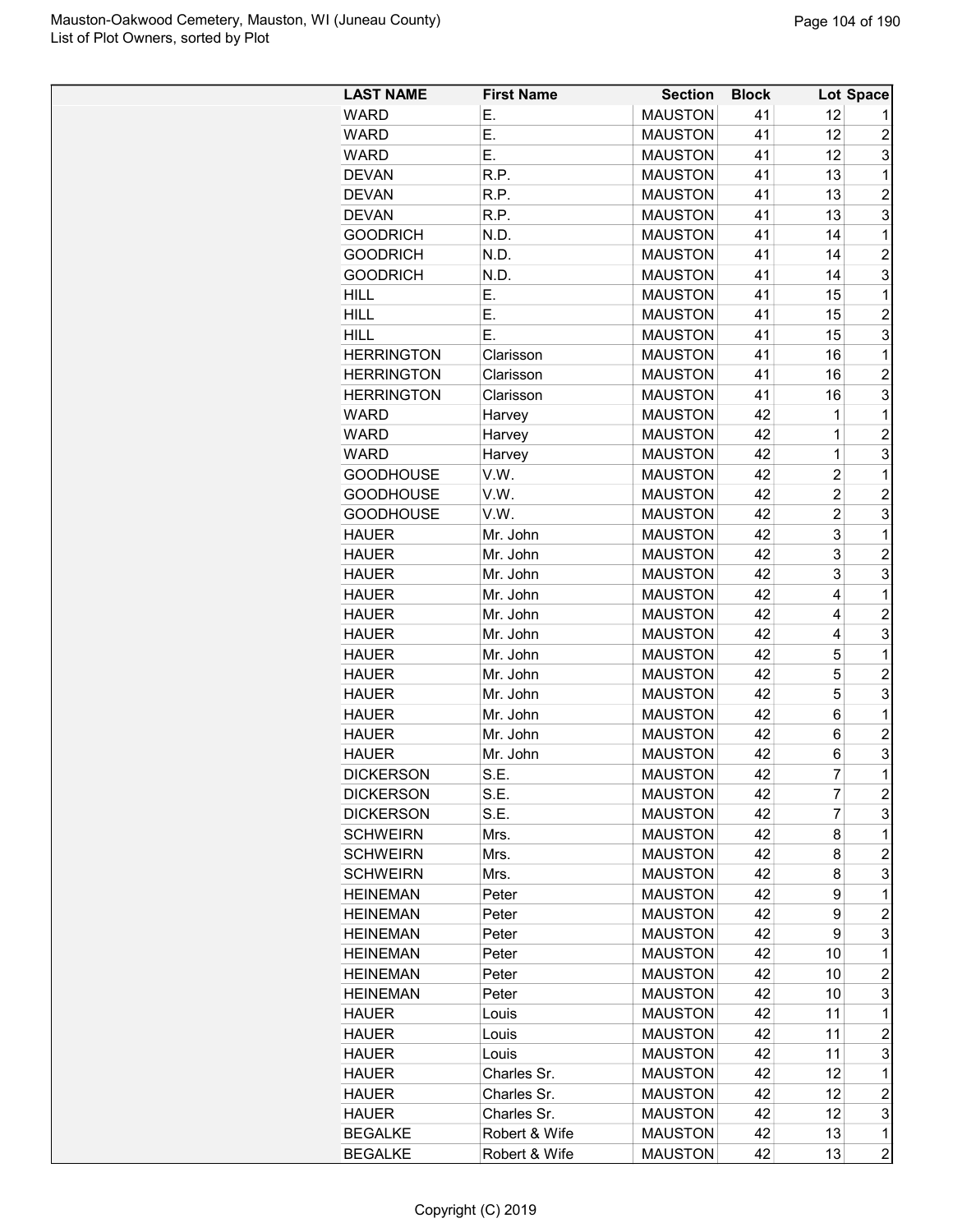| LAST NAME | First Name | Section | Block | Lot | Space |
|---|---|---|---|---|---|
| WARD | E. | MAUSTON | 41 | 12 | 1 |
| WARD | E. | MAUSTON | 41 | 12 | 2 |
| WARD | E. | MAUSTON | 41 | 12 | 3 |
| DEVAN | R.P. | MAUSTON | 41 | 13 | 1 |
| DEVAN | R.P. | MAUSTON | 41 | 13 | 2 |
| DEVAN | R.P. | MAUSTON | 41 | 13 | 3 |
| GOODRICH | N.D. | MAUSTON | 41 | 14 | 1 |
| GOODRICH | N.D. | MAUSTON | 41 | 14 | 2 |
| GOODRICH | N.D. | MAUSTON | 41 | 14 | 3 |
| HILL | E. | MAUSTON | 41 | 15 | 1 |
| HILL | E. | MAUSTON | 41 | 15 | 2 |
| HILL | E. | MAUSTON | 41 | 15 | 3 |
| HERRINGTON | Clarisson | MAUSTON | 41 | 16 | 1 |
| HERRINGTON | Clarisson | MAUSTON | 41 | 16 | 2 |
| HERRINGTON | Clarisson | MAUSTON | 41 | 16 | 3 |
| WARD | Harvey | MAUSTON | 42 | 1 | 1 |
| WARD | Harvey | MAUSTON | 42 | 1 | 2 |
| WARD | Harvey | MAUSTON | 42 | 1 | 3 |
| GOODHOUSE | V.W. | MAUSTON | 42 | 2 | 1 |
| GOODHOUSE | V.W. | MAUSTON | 42 | 2 | 2 |
| GOODHOUSE | V.W. | MAUSTON | 42 | 2 | 3 |
| HAUER | Mr. John | MAUSTON | 42 | 3 | 1 |
| HAUER | Mr. John | MAUSTON | 42 | 3 | 2 |
| HAUER | Mr. John | MAUSTON | 42 | 3 | 3 |
| HAUER | Mr. John | MAUSTON | 42 | 4 | 1 |
| HAUER | Mr. John | MAUSTON | 42 | 4 | 2 |
| HAUER | Mr. John | MAUSTON | 42 | 4 | 3 |
| HAUER | Mr. John | MAUSTON | 42 | 5 | 1 |
| HAUER | Mr. John | MAUSTON | 42 | 5 | 2 |
| HAUER | Mr. John | MAUSTON | 42 | 5 | 3 |
| HAUER | Mr. John | MAUSTON | 42 | 6 | 1 |
| HAUER | Mr. John | MAUSTON | 42 | 6 | 2 |
| HAUER | Mr. John | MAUSTON | 42 | 6 | 3 |
| DICKERSON | S.E. | MAUSTON | 42 | 7 | 1 |
| DICKERSON | S.E. | MAUSTON | 42 | 7 | 2 |
| DICKERSON | S.E. | MAUSTON | 42 | 7 | 3 |
| SCHWEIRN | Mrs. | MAUSTON | 42 | 8 | 1 |
| SCHWEIRN | Mrs. | MAUSTON | 42 | 8 | 2 |
| SCHWEIRN | Mrs. | MAUSTON | 42 | 8 | 3 |
| HEINEMAN | Peter | MAUSTON | 42 | 9 | 1 |
| HEINEMAN | Peter | MAUSTON | 42 | 9 | 2 |
| HEINEMAN | Peter | MAUSTON | 42 | 9 | 3 |
| HEINEMAN | Peter | MAUSTON | 42 | 10 | 1 |
| HEINEMAN | Peter | MAUSTON | 42 | 10 | 2 |
| HEINEMAN | Peter | MAUSTON | 42 | 10 | 3 |
| HAUER | Louis | MAUSTON | 42 | 11 | 1 |
| HAUER | Louis | MAUSTON | 42 | 11 | 2 |
| HAUER | Louis | MAUSTON | 42 | 11 | 3 |
| HAUER | Charles Sr. | MAUSTON | 42 | 12 | 1 |
| HAUER | Charles Sr. | MAUSTON | 42 | 12 | 2 |
| HAUER | Charles Sr. | MAUSTON | 42 | 12 | 3 |
| BEGALKE | Robert & Wife | MAUSTON | 42 | 13 | 1 |
| BEGALKE | Robert & Wife | MAUSTON | 42 | 13 | 2 |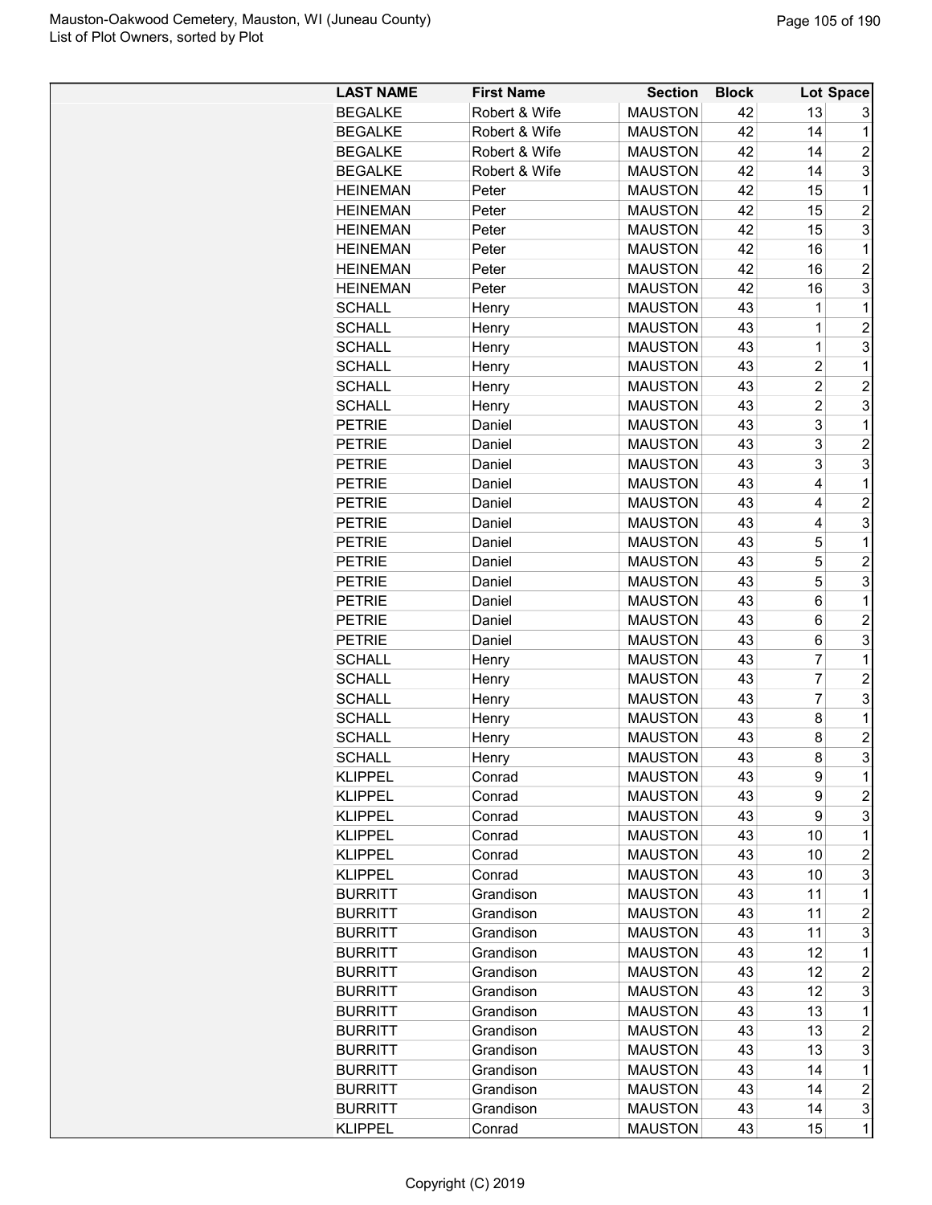| LAST NAME | First Name | Section | Block | Lot | Space |
|---|---|---|---|---|---|
| BEGALKE | Robert & Wife | MAUSTON | 42 | 13 | 3 |
| BEGALKE | Robert & Wife | MAUSTON | 42 | 14 | 1 |
| BEGALKE | Robert & Wife | MAUSTON | 42 | 14 | 2 |
| BEGALKE | Robert & Wife | MAUSTON | 42 | 14 | 3 |
| HEINEMAN | Peter | MAUSTON | 42 | 15 | 1 |
| HEINEMAN | Peter | MAUSTON | 42 | 15 | 2 |
| HEINEMAN | Peter | MAUSTON | 42 | 15 | 3 |
| HEINEMAN | Peter | MAUSTON | 42 | 16 | 1 |
| HEINEMAN | Peter | MAUSTON | 42 | 16 | 2 |
| HEINEMAN | Peter | MAUSTON | 42 | 16 | 3 |
| SCHALL | Henry | MAUSTON | 43 | 1 | 1 |
| SCHALL | Henry | MAUSTON | 43 | 1 | 2 |
| SCHALL | Henry | MAUSTON | 43 | 1 | 3 |
| SCHALL | Henry | MAUSTON | 43 | 2 | 1 |
| SCHALL | Henry | MAUSTON | 43 | 2 | 2 |
| SCHALL | Henry | MAUSTON | 43 | 2 | 3 |
| PETRIE | Daniel | MAUSTON | 43 | 3 | 1 |
| PETRIE | Daniel | MAUSTON | 43 | 3 | 2 |
| PETRIE | Daniel | MAUSTON | 43 | 3 | 3 |
| PETRIE | Daniel | MAUSTON | 43 | 4 | 1 |
| PETRIE | Daniel | MAUSTON | 43 | 4 | 2 |
| PETRIE | Daniel | MAUSTON | 43 | 4 | 3 |
| PETRIE | Daniel | MAUSTON | 43 | 5 | 1 |
| PETRIE | Daniel | MAUSTON | 43 | 5 | 2 |
| PETRIE | Daniel | MAUSTON | 43 | 5 | 3 |
| PETRIE | Daniel | MAUSTON | 43 | 6 | 1 |
| PETRIE | Daniel | MAUSTON | 43 | 6 | 2 |
| PETRIE | Daniel | MAUSTON | 43 | 6 | 3 |
| SCHALL | Henry | MAUSTON | 43 | 7 | 1 |
| SCHALL | Henry | MAUSTON | 43 | 7 | 2 |
| SCHALL | Henry | MAUSTON | 43 | 7 | 3 |
| SCHALL | Henry | MAUSTON | 43 | 8 | 1 |
| SCHALL | Henry | MAUSTON | 43 | 8 | 2 |
| SCHALL | Henry | MAUSTON | 43 | 8 | 3 |
| KLIPPEL | Conrad | MAUSTON | 43 | 9 | 1 |
| KLIPPEL | Conrad | MAUSTON | 43 | 9 | 2 |
| KLIPPEL | Conrad | MAUSTON | 43 | 9 | 3 |
| KLIPPEL | Conrad | MAUSTON | 43 | 10 | 1 |
| KLIPPEL | Conrad | MAUSTON | 43 | 10 | 2 |
| KLIPPEL | Conrad | MAUSTON | 43 | 10 | 3 |
| BURRITT | Grandison | MAUSTON | 43 | 11 | 1 |
| BURRITT | Grandison | MAUSTON | 43 | 11 | 2 |
| BURRITT | Grandison | MAUSTON | 43 | 11 | 3 |
| BURRITT | Grandison | MAUSTON | 43 | 12 | 1 |
| BURRITT | Grandison | MAUSTON | 43 | 12 | 2 |
| BURRITT | Grandison | MAUSTON | 43 | 12 | 3 |
| BURRITT | Grandison | MAUSTON | 43 | 13 | 1 |
| BURRITT | Grandison | MAUSTON | 43 | 13 | 2 |
| BURRITT | Grandison | MAUSTON | 43 | 13 | 3 |
| BURRITT | Grandison | MAUSTON | 43 | 14 | 1 |
| BURRITT | Grandison | MAUSTON | 43 | 14 | 2 |
| BURRITT | Grandison | MAUSTON | 43 | 14 | 3 |
| KLIPPEL | Conrad | MAUSTON | 43 | 15 | 1 |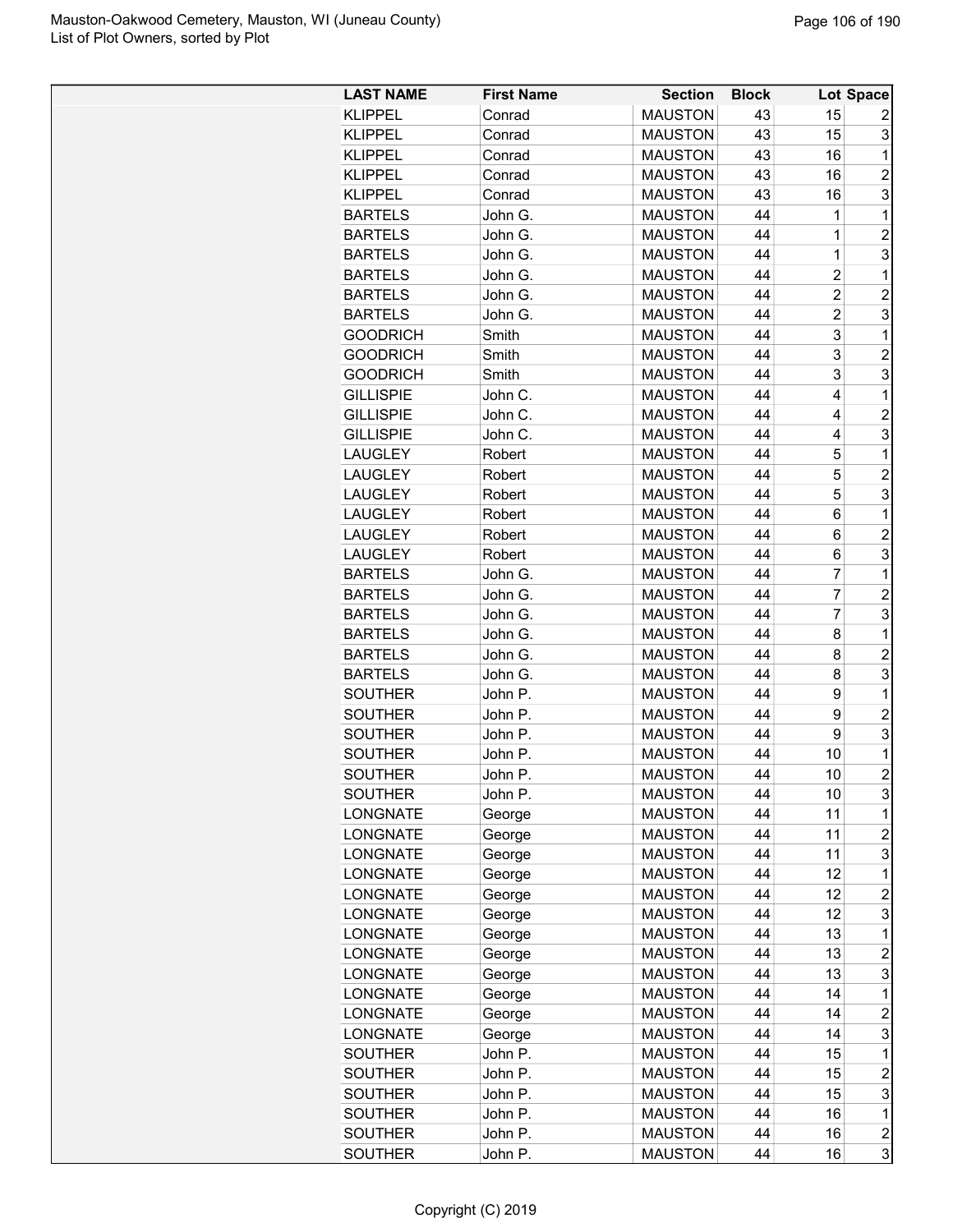| LAST NAME | First Name | Section | Block | Lot | Space |
|---|---|---|---|---|---|
| KLIPPEL | Conrad | MAUSTON | 43 | 15 | 2 |
| KLIPPEL | Conrad | MAUSTON | 43 | 15 | 3 |
| KLIPPEL | Conrad | MAUSTON | 43 | 16 | 1 |
| KLIPPEL | Conrad | MAUSTON | 43 | 16 | 2 |
| KLIPPEL | Conrad | MAUSTON | 43 | 16 | 3 |
| BARTELS | John G. | MAUSTON | 44 | 1 | 1 |
| BARTELS | John G. | MAUSTON | 44 | 1 | 2 |
| BARTELS | John G. | MAUSTON | 44 | 1 | 3 |
| BARTELS | John G. | MAUSTON | 44 | 2 | 1 |
| BARTELS | John G. | MAUSTON | 44 | 2 | 2 |
| BARTELS | John G. | MAUSTON | 44 | 2 | 3 |
| GOODRICH | Smith | MAUSTON | 44 | 3 | 1 |
| GOODRICH | Smith | MAUSTON | 44 | 3 | 2 |
| GOODRICH | Smith | MAUSTON | 44 | 3 | 3 |
| GILLISPIE | John C. | MAUSTON | 44 | 4 | 1 |
| GILLISPIE | John C. | MAUSTON | 44 | 4 | 2 |
| GILLISPIE | John C. | MAUSTON | 44 | 4 | 3 |
| LAUGLEY | Robert | MAUSTON | 44 | 5 | 1 |
| LAUGLEY | Robert | MAUSTON | 44 | 5 | 2 |
| LAUGLEY | Robert | MAUSTON | 44 | 5 | 3 |
| LAUGLEY | Robert | MAUSTON | 44 | 6 | 1 |
| LAUGLEY | Robert | MAUSTON | 44 | 6 | 2 |
| LAUGLEY | Robert | MAUSTON | 44 | 6 | 3 |
| BARTELS | John G. | MAUSTON | 44 | 7 | 1 |
| BARTELS | John G. | MAUSTON | 44 | 7 | 2 |
| BARTELS | John G. | MAUSTON | 44 | 7 | 3 |
| BARTELS | John G. | MAUSTON | 44 | 8 | 1 |
| BARTELS | John G. | MAUSTON | 44 | 8 | 2 |
| BARTELS | John G. | MAUSTON | 44 | 8 | 3 |
| SOUTHER | John P. | MAUSTON | 44 | 9 | 1 |
| SOUTHER | John P. | MAUSTON | 44 | 9 | 2 |
| SOUTHER | John P. | MAUSTON | 44 | 9 | 3 |
| SOUTHER | John P. | MAUSTON | 44 | 10 | 1 |
| SOUTHER | John P. | MAUSTON | 44 | 10 | 2 |
| SOUTHER | John P. | MAUSTON | 44 | 10 | 3 |
| LONGNATE | George | MAUSTON | 44 | 11 | 1 |
| LONGNATE | George | MAUSTON | 44 | 11 | 2 |
| LONGNATE | George | MAUSTON | 44 | 11 | 3 |
| LONGNATE | George | MAUSTON | 44 | 12 | 1 |
| LONGNATE | George | MAUSTON | 44 | 12 | 2 |
| LONGNATE | George | MAUSTON | 44 | 12 | 3 |
| LONGNATE | George | MAUSTON | 44 | 13 | 1 |
| LONGNATE | George | MAUSTON | 44 | 13 | 2 |
| LONGNATE | George | MAUSTON | 44 | 13 | 3 |
| LONGNATE | George | MAUSTON | 44 | 14 | 1 |
| LONGNATE | George | MAUSTON | 44 | 14 | 2 |
| LONGNATE | George | MAUSTON | 44 | 14 | 3 |
| SOUTHER | John P. | MAUSTON | 44 | 15 | 1 |
| SOUTHER | John P. | MAUSTON | 44 | 15 | 2 |
| SOUTHER | John P. | MAUSTON | 44 | 15 | 3 |
| SOUTHER | John P. | MAUSTON | 44 | 16 | 1 |
| SOUTHER | John P. | MAUSTON | 44 | 16 | 2 |
| SOUTHER | John P. | MAUSTON | 44 | 16 | 3 |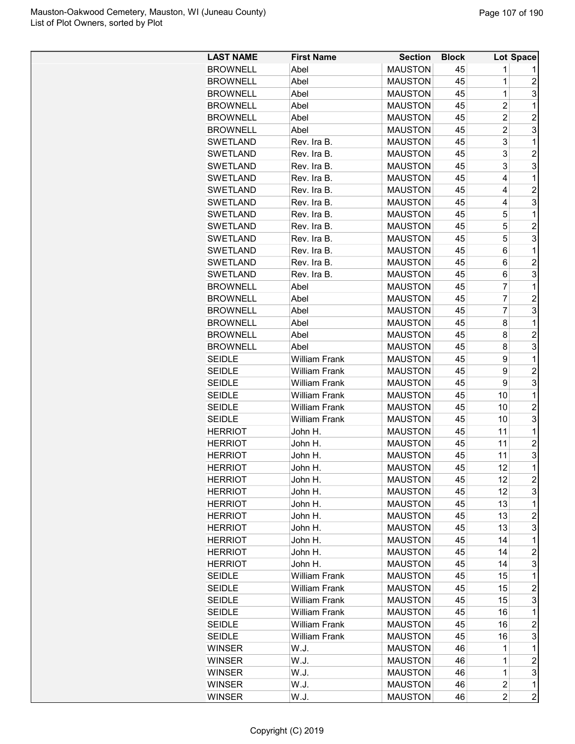| LAST NAME | First Name | Section | Block | Lot | Space |
|---|---|---|---|---|---|
| BROWNELL | Abel | MAUSTON | 45 | 1 | 1 |
| BROWNELL | Abel | MAUSTON | 45 | 1 | 2 |
| BROWNELL | Abel | MAUSTON | 45 | 1 | 3 |
| BROWNELL | Abel | MAUSTON | 45 | 2 | 1 |
| BROWNELL | Abel | MAUSTON | 45 | 2 | 2 |
| BROWNELL | Abel | MAUSTON | 45 | 2 | 3 |
| SWETLAND | Rev. Ira B. | MAUSTON | 45 | 3 | 1 |
| SWETLAND | Rev. Ira B. | MAUSTON | 45 | 3 | 2 |
| SWETLAND | Rev. Ira B. | MAUSTON | 45 | 3 | 3 |
| SWETLAND | Rev. Ira B. | MAUSTON | 45 | 4 | 1 |
| SWETLAND | Rev. Ira B. | MAUSTON | 45 | 4 | 2 |
| SWETLAND | Rev. Ira B. | MAUSTON | 45 | 4 | 3 |
| SWETLAND | Rev. Ira B. | MAUSTON | 45 | 5 | 1 |
| SWETLAND | Rev. Ira B. | MAUSTON | 45 | 5 | 2 |
| SWETLAND | Rev. Ira B. | MAUSTON | 45 | 5 | 3 |
| SWETLAND | Rev. Ira B. | MAUSTON | 45 | 6 | 1 |
| SWETLAND | Rev. Ira B. | MAUSTON | 45 | 6 | 2 |
| SWETLAND | Rev. Ira B. | MAUSTON | 45 | 6 | 3 |
| BROWNELL | Abel | MAUSTON | 45 | 7 | 1 |
| BROWNELL | Abel | MAUSTON | 45 | 7 | 2 |
| BROWNELL | Abel | MAUSTON | 45 | 7 | 3 |
| BROWNELL | Abel | MAUSTON | 45 | 8 | 1 |
| BROWNELL | Abel | MAUSTON | 45 | 8 | 2 |
| BROWNELL | Abel | MAUSTON | 45 | 8 | 3 |
| SEIDLE | William Frank | MAUSTON | 45 | 9 | 1 |
| SEIDLE | William Frank | MAUSTON | 45 | 9 | 2 |
| SEIDLE | William Frank | MAUSTON | 45 | 9 | 3 |
| SEIDLE | William Frank | MAUSTON | 45 | 10 | 1 |
| SEIDLE | William Frank | MAUSTON | 45 | 10 | 2 |
| SEIDLE | William Frank | MAUSTON | 45 | 10 | 3 |
| HERRIOT | John H. | MAUSTON | 45 | 11 | 1 |
| HERRIOT | John H. | MAUSTON | 45 | 11 | 2 |
| HERRIOT | John H. | MAUSTON | 45 | 11 | 3 |
| HERRIOT | John H. | MAUSTON | 45 | 12 | 1 |
| HERRIOT | John H. | MAUSTON | 45 | 12 | 2 |
| HERRIOT | John H. | MAUSTON | 45 | 12 | 3 |
| HERRIOT | John H. | MAUSTON | 45 | 13 | 1 |
| HERRIOT | John H. | MAUSTON | 45 | 13 | 2 |
| HERRIOT | John H. | MAUSTON | 45 | 13 | 3 |
| HERRIOT | John H. | MAUSTON | 45 | 14 | 1 |
| HERRIOT | John H. | MAUSTON | 45 | 14 | 2 |
| HERRIOT | John H. | MAUSTON | 45 | 14 | 3 |
| SEIDLE | William Frank | MAUSTON | 45 | 15 | 1 |
| SEIDLE | William Frank | MAUSTON | 45 | 15 | 2 |
| SEIDLE | William Frank | MAUSTON | 45 | 15 | 3 |
| SEIDLE | William Frank | MAUSTON | 45 | 16 | 1 |
| SEIDLE | William Frank | MAUSTON | 45 | 16 | 2 |
| SEIDLE | William Frank | MAUSTON | 45 | 16 | 3 |
| WINSER | W.J. | MAUSTON | 46 | 1 | 1 |
| WINSER | W.J. | MAUSTON | 46 | 1 | 2 |
| WINSER | W.J. | MAUSTON | 46 | 1 | 3 |
| WINSER | W.J. | MAUSTON | 46 | 2 | 1 |
| WINSER | W.J. | MAUSTON | 46 | 2 | 2 |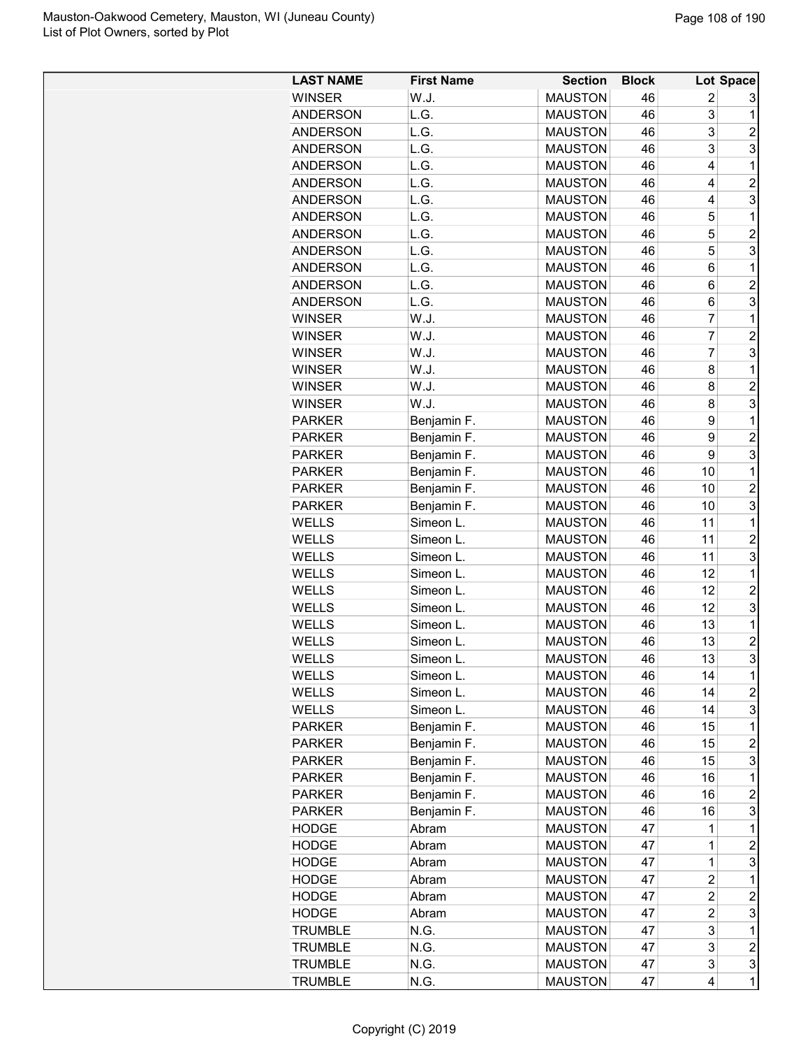| LAST NAME | First Name | Section | Block | Lot | Space |
|---|---|---|---|---|---|
| WINSER | W.J. | MAUSTON | 46 | 2 | 3 |
| ANDERSON | L.G. | MAUSTON | 46 | 3 | 1 |
| ANDERSON | L.G. | MAUSTON | 46 | 3 | 2 |
| ANDERSON | L.G. | MAUSTON | 46 | 3 | 3 |
| ANDERSON | L.G. | MAUSTON | 46 | 4 | 1 |
| ANDERSON | L.G. | MAUSTON | 46 | 4 | 2 |
| ANDERSON | L.G. | MAUSTON | 46 | 4 | 3 |
| ANDERSON | L.G. | MAUSTON | 46 | 5 | 1 |
| ANDERSON | L.G. | MAUSTON | 46 | 5 | 2 |
| ANDERSON | L.G. | MAUSTON | 46 | 5 | 3 |
| ANDERSON | L.G. | MAUSTON | 46 | 6 | 1 |
| ANDERSON | L.G. | MAUSTON | 46 | 6 | 2 |
| ANDERSON | L.G. | MAUSTON | 46 | 6 | 3 |
| WINSER | W.J. | MAUSTON | 46 | 7 | 1 |
| WINSER | W.J. | MAUSTON | 46 | 7 | 2 |
| WINSER | W.J. | MAUSTON | 46 | 7 | 3 |
| WINSER | W.J. | MAUSTON | 46 | 8 | 1 |
| WINSER | W.J. | MAUSTON | 46 | 8 | 2 |
| WINSER | W.J. | MAUSTON | 46 | 8 | 3 |
| PARKER | Benjamin F. | MAUSTON | 46 | 9 | 1 |
| PARKER | Benjamin F. | MAUSTON | 46 | 9 | 2 |
| PARKER | Benjamin F. | MAUSTON | 46 | 9 | 3 |
| PARKER | Benjamin F. | MAUSTON | 46 | 10 | 1 |
| PARKER | Benjamin F. | MAUSTON | 46 | 10 | 2 |
| PARKER | Benjamin F. | MAUSTON | 46 | 10 | 3 |
| WELLS | Simeon L. | MAUSTON | 46 | 11 | 1 |
| WELLS | Simeon L. | MAUSTON | 46 | 11 | 2 |
| WELLS | Simeon L. | MAUSTON | 46 | 11 | 3 |
| WELLS | Simeon L. | MAUSTON | 46 | 12 | 1 |
| WELLS | Simeon L. | MAUSTON | 46 | 12 | 2 |
| WELLS | Simeon L. | MAUSTON | 46 | 12 | 3 |
| WELLS | Simeon L. | MAUSTON | 46 | 13 | 1 |
| WELLS | Simeon L. | MAUSTON | 46 | 13 | 2 |
| WELLS | Simeon L. | MAUSTON | 46 | 13 | 3 |
| WELLS | Simeon L. | MAUSTON | 46 | 14 | 1 |
| WELLS | Simeon L. | MAUSTON | 46 | 14 | 2 |
| WELLS | Simeon L. | MAUSTON | 46 | 14 | 3 |
| PARKER | Benjamin F. | MAUSTON | 46 | 15 | 1 |
| PARKER | Benjamin F. | MAUSTON | 46 | 15 | 2 |
| PARKER | Benjamin F. | MAUSTON | 46 | 15 | 3 |
| PARKER | Benjamin F. | MAUSTON | 46 | 16 | 1 |
| PARKER | Benjamin F. | MAUSTON | 46 | 16 | 2 |
| PARKER | Benjamin F. | MAUSTON | 46 | 16 | 3 |
| HODGE | Abram | MAUSTON | 47 | 1 | 1 |
| HODGE | Abram | MAUSTON | 47 | 1 | 2 |
| HODGE | Abram | MAUSTON | 47 | 1 | 3 |
| HODGE | Abram | MAUSTON | 47 | 2 | 1 |
| HODGE | Abram | MAUSTON | 47 | 2 | 2 |
| HODGE | Abram | MAUSTON | 47 | 2 | 3 |
| TRUMBLE | N.G. | MAUSTON | 47 | 3 | 1 |
| TRUMBLE | N.G. | MAUSTON | 47 | 3 | 2 |
| TRUMBLE | N.G. | MAUSTON | 47 | 3 | 3 |
| TRUMBLE | N.G. | MAUSTON | 47 | 4 | 1 |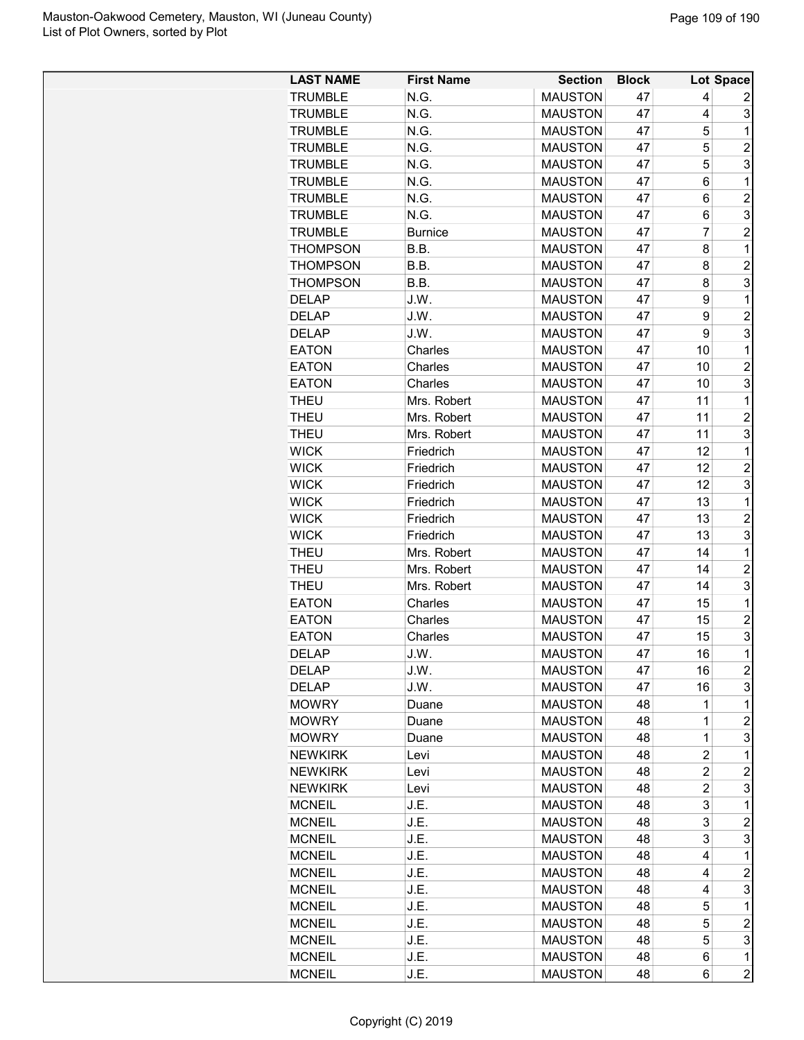| LAST NAME | First Name | Section | Block | Lot | Space |
|---|---|---|---|---|---|
| TRUMBLE | N.G. | MAUSTON | 47 | 4 | 2 |
| TRUMBLE | N.G. | MAUSTON | 47 | 4 | 3 |
| TRUMBLE | N.G. | MAUSTON | 47 | 5 | 1 |
| TRUMBLE | N.G. | MAUSTON | 47 | 5 | 2 |
| TRUMBLE | N.G. | MAUSTON | 47 | 5 | 3 |
| TRUMBLE | N.G. | MAUSTON | 47 | 6 | 1 |
| TRUMBLE | N.G. | MAUSTON | 47 | 6 | 2 |
| TRUMBLE | N.G. | MAUSTON | 47 | 6 | 3 |
| TRUMBLE | Burnice | MAUSTON | 47 | 7 | 2 |
| THOMPSON | B.B. | MAUSTON | 47 | 8 | 1 |
| THOMPSON | B.B. | MAUSTON | 47 | 8 | 2 |
| THOMPSON | B.B. | MAUSTON | 47 | 8 | 3 |
| DELAP | J.W. | MAUSTON | 47 | 9 | 1 |
| DELAP | J.W. | MAUSTON | 47 | 9 | 2 |
| DELAP | J.W. | MAUSTON | 47 | 9 | 3 |
| EATON | Charles | MAUSTON | 47 | 10 | 1 |
| EATON | Charles | MAUSTON | 47 | 10 | 2 |
| EATON | Charles | MAUSTON | 47 | 10 | 3 |
| THEU | Mrs. Robert | MAUSTON | 47 | 11 | 1 |
| THEU | Mrs. Robert | MAUSTON | 47 | 11 | 2 |
| THEU | Mrs. Robert | MAUSTON | 47 | 11 | 3 |
| WICK | Friedrich | MAUSTON | 47 | 12 | 1 |
| WICK | Friedrich | MAUSTON | 47 | 12 | 2 |
| WICK | Friedrich | MAUSTON | 47 | 12 | 3 |
| WICK | Friedrich | MAUSTON | 47 | 13 | 1 |
| WICK | Friedrich | MAUSTON | 47 | 13 | 2 |
| WICK | Friedrich | MAUSTON | 47 | 13 | 3 |
| THEU | Mrs. Robert | MAUSTON | 47 | 14 | 1 |
| THEU | Mrs. Robert | MAUSTON | 47 | 14 | 2 |
| THEU | Mrs. Robert | MAUSTON | 47 | 14 | 3 |
| EATON | Charles | MAUSTON | 47 | 15 | 1 |
| EATON | Charles | MAUSTON | 47 | 15 | 2 |
| EATON | Charles | MAUSTON | 47 | 15 | 3 |
| DELAP | J.W. | MAUSTON | 47 | 16 | 1 |
| DELAP | J.W. | MAUSTON | 47 | 16 | 2 |
| DELAP | J.W. | MAUSTON | 47 | 16 | 3 |
| MOWRY | Duane | MAUSTON | 48 | 1 | 1 |
| MOWRY | Duane | MAUSTON | 48 | 1 | 2 |
| MOWRY | Duane | MAUSTON | 48 | 1 | 3 |
| NEWKIRK | Levi | MAUSTON | 48 | 2 | 1 |
| NEWKIRK | Levi | MAUSTON | 48 | 2 | 2 |
| NEWKIRK | Levi | MAUSTON | 48 | 2 | 3 |
| MCNEIL | J.E. | MAUSTON | 48 | 3 | 1 |
| MCNEIL | J.E. | MAUSTON | 48 | 3 | 2 |
| MCNEIL | J.E. | MAUSTON | 48 | 3 | 3 |
| MCNEIL | J.E. | MAUSTON | 48 | 4 | 1 |
| MCNEIL | J.E. | MAUSTON | 48 | 4 | 2 |
| MCNEIL | J.E. | MAUSTON | 48 | 4 | 3 |
| MCNEIL | J.E. | MAUSTON | 48 | 5 | 1 |
| MCNEIL | J.E. | MAUSTON | 48 | 5 | 2 |
| MCNEIL | J.E. | MAUSTON | 48 | 5 | 3 |
| MCNEIL | J.E. | MAUSTON | 48 | 6 | 1 |
| MCNEIL | J.E. | MAUSTON | 48 | 6 | 2 |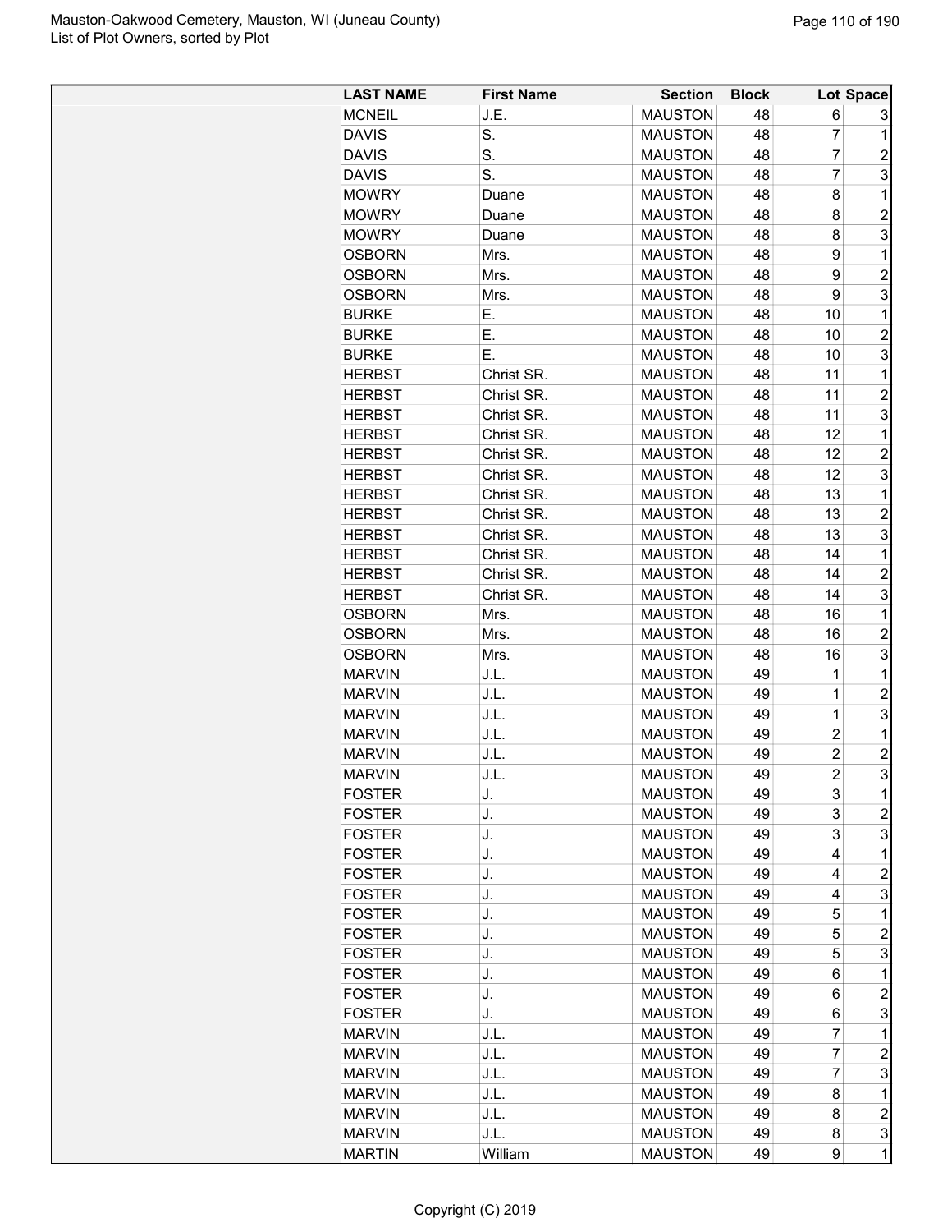| LAST NAME | First Name | Section | Block | Lot | Space |
|---|---|---|---|---|---|
| MCNEIL | J.E. | MAUSTON | 48 | 6 | 3 |
| DAVIS | S. | MAUSTON | 48 | 7 | 1 |
| DAVIS | S. | MAUSTON | 48 | 7 | 2 |
| DAVIS | S. | MAUSTON | 48 | 7 | 3 |
| MOWRY | Duane | MAUSTON | 48 | 8 | 1 |
| MOWRY | Duane | MAUSTON | 48 | 8 | 2 |
| MOWRY | Duane | MAUSTON | 48 | 8 | 3 |
| OSBORN | Mrs. | MAUSTON | 48 | 9 | 1 |
| OSBORN | Mrs. | MAUSTON | 48 | 9 | 2 |
| OSBORN | Mrs. | MAUSTON | 48 | 9 | 3 |
| BURKE | E. | MAUSTON | 48 | 10 | 1 |
| BURKE | E. | MAUSTON | 48 | 10 | 2 |
| BURKE | E. | MAUSTON | 48 | 10 | 3 |
| HERBST | Christ SR. | MAUSTON | 48 | 11 | 1 |
| HERBST | Christ SR. | MAUSTON | 48 | 11 | 2 |
| HERBST | Christ SR. | MAUSTON | 48 | 11 | 3 |
| HERBST | Christ SR. | MAUSTON | 48 | 12 | 1 |
| HERBST | Christ SR. | MAUSTON | 48 | 12 | 2 |
| HERBST | Christ SR. | MAUSTON | 48 | 12 | 3 |
| HERBST | Christ SR. | MAUSTON | 48 | 13 | 1 |
| HERBST | Christ SR. | MAUSTON | 48 | 13 | 2 |
| HERBST | Christ SR. | MAUSTON | 48 | 13 | 3 |
| HERBST | Christ SR. | MAUSTON | 48 | 14 | 1 |
| HERBST | Christ SR. | MAUSTON | 48 | 14 | 2 |
| HERBST | Christ SR. | MAUSTON | 48 | 14 | 3 |
| OSBORN | Mrs. | MAUSTON | 48 | 16 | 1 |
| OSBORN | Mrs. | MAUSTON | 48 | 16 | 2 |
| OSBORN | Mrs. | MAUSTON | 48 | 16 | 3 |
| MARVIN | J.L. | MAUSTON | 49 | 1 | 1 |
| MARVIN | J.L. | MAUSTON | 49 | 1 | 2 |
| MARVIN | J.L. | MAUSTON | 49 | 1 | 3 |
| MARVIN | J.L. | MAUSTON | 49 | 2 | 1 |
| MARVIN | J.L. | MAUSTON | 49 | 2 | 2 |
| MARVIN | J.L. | MAUSTON | 49 | 2 | 3 |
| FOSTER | J. | MAUSTON | 49 | 3 | 1 |
| FOSTER | J. | MAUSTON | 49 | 3 | 2 |
| FOSTER | J. | MAUSTON | 49 | 3 | 3 |
| FOSTER | J. | MAUSTON | 49 | 4 | 1 |
| FOSTER | J. | MAUSTON | 49 | 4 | 2 |
| FOSTER | J. | MAUSTON | 49 | 4 | 3 |
| FOSTER | J. | MAUSTON | 49 | 5 | 1 |
| FOSTER | J. | MAUSTON | 49 | 5 | 2 |
| FOSTER | J. | MAUSTON | 49 | 5 | 3 |
| FOSTER | J. | MAUSTON | 49 | 6 | 1 |
| FOSTER | J. | MAUSTON | 49 | 6 | 2 |
| FOSTER | J. | MAUSTON | 49 | 6 | 3 |
| MARVIN | J.L. | MAUSTON | 49 | 7 | 1 |
| MARVIN | J.L. | MAUSTON | 49 | 7 | 2 |
| MARVIN | J.L. | MAUSTON | 49 | 7 | 3 |
| MARVIN | J.L. | MAUSTON | 49 | 8 | 1 |
| MARVIN | J.L. | MAUSTON | 49 | 8 | 2 |
| MARVIN | J.L. | MAUSTON | 49 | 8 | 3 |
| MARTIN | William | MAUSTON | 49 | 9 | 1 |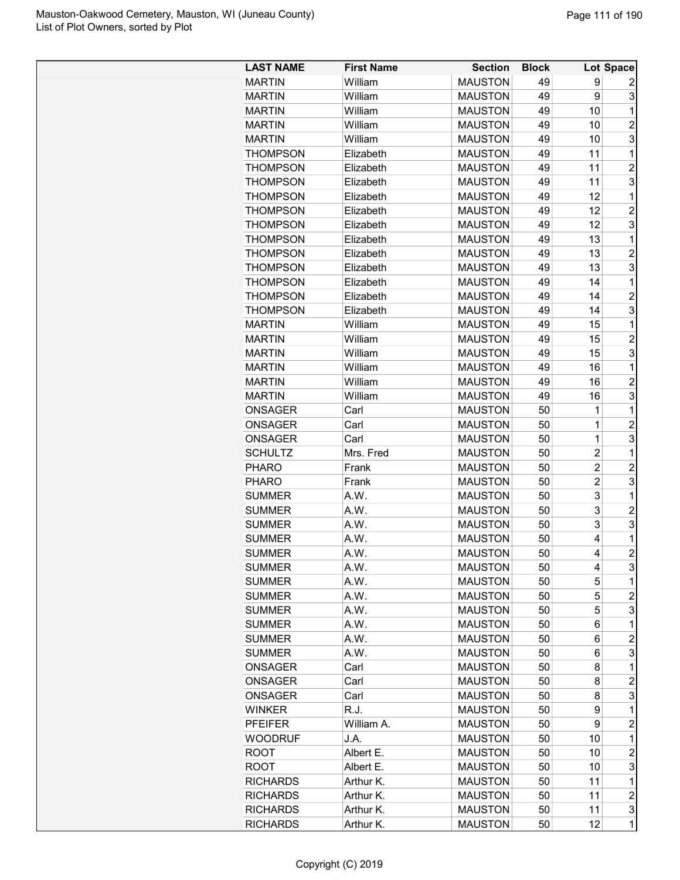| LAST NAME | First Name | Section | Block | Lot | Space |
|---|---|---|---|---|---|
| MARTIN | William | MAUSTON | 49 | 9 | 2 |
| MARTIN | William | MAUSTON | 49 | 9 | 3 |
| MARTIN | William | MAUSTON | 49 | 10 | 1 |
| MARTIN | William | MAUSTON | 49 | 10 | 2 |
| MARTIN | William | MAUSTON | 49 | 10 | 3 |
| THOMPSON | Elizabeth | MAUSTON | 49 | 11 | 1 |
| THOMPSON | Elizabeth | MAUSTON | 49 | 11 | 2 |
| THOMPSON | Elizabeth | MAUSTON | 49 | 11 | 3 |
| THOMPSON | Elizabeth | MAUSTON | 49 | 12 | 1 |
| THOMPSON | Elizabeth | MAUSTON | 49 | 12 | 2 |
| THOMPSON | Elizabeth | MAUSTON | 49 | 12 | 3 |
| THOMPSON | Elizabeth | MAUSTON | 49 | 13 | 1 |
| THOMPSON | Elizabeth | MAUSTON | 49 | 13 | 2 |
| THOMPSON | Elizabeth | MAUSTON | 49 | 13 | 3 |
| THOMPSON | Elizabeth | MAUSTON | 49 | 14 | 1 |
| THOMPSON | Elizabeth | MAUSTON | 49 | 14 | 2 |
| THOMPSON | Elizabeth | MAUSTON | 49 | 14 | 3 |
| MARTIN | William | MAUSTON | 49 | 15 | 1 |
| MARTIN | William | MAUSTON | 49 | 15 | 2 |
| MARTIN | William | MAUSTON | 49 | 15 | 3 |
| MARTIN | William | MAUSTON | 49 | 16 | 1 |
| MARTIN | William | MAUSTON | 49 | 16 | 2 |
| MARTIN | William | MAUSTON | 49 | 16 | 3 |
| ONSAGER | Carl | MAUSTON | 50 | 1 | 1 |
| ONSAGER | Carl | MAUSTON | 50 | 1 | 2 |
| ONSAGER | Carl | MAUSTON | 50 | 1 | 3 |
| SCHULTZ | Mrs. Fred | MAUSTON | 50 | 2 | 1 |
| PHARO | Frank | MAUSTON | 50 | 2 | 2 |
| PHARO | Frank | MAUSTON | 50 | 2 | 3 |
| SUMMER | A.W. | MAUSTON | 50 | 3 | 1 |
| SUMMER | A.W. | MAUSTON | 50 | 3 | 2 |
| SUMMER | A.W. | MAUSTON | 50 | 3 | 3 |
| SUMMER | A.W. | MAUSTON | 50 | 4 | 1 |
| SUMMER | A.W. | MAUSTON | 50 | 4 | 2 |
| SUMMER | A.W. | MAUSTON | 50 | 4 | 3 |
| SUMMER | A.W. | MAUSTON | 50 | 5 | 1 |
| SUMMER | A.W. | MAUSTON | 50 | 5 | 2 |
| SUMMER | A.W. | MAUSTON | 50 | 5 | 3 |
| SUMMER | A.W. | MAUSTON | 50 | 6 | 1 |
| SUMMER | A.W. | MAUSTON | 50 | 6 | 2 |
| SUMMER | A.W. | MAUSTON | 50 | 6 | 3 |
| ONSAGER | Carl | MAUSTON | 50 | 8 | 1 |
| ONSAGER | Carl | MAUSTON | 50 | 8 | 2 |
| ONSAGER | Carl | MAUSTON | 50 | 8 | 3 |
| WINKER | R.J. | MAUSTON | 50 | 9 | 1 |
| PFEIFER | William A. | MAUSTON | 50 | 9 | 2 |
| WOODRUF | J.A. | MAUSTON | 50 | 10 | 1 |
| ROOT | Albert E. | MAUSTON | 50 | 10 | 2 |
| ROOT | Albert E. | MAUSTON | 50 | 10 | 3 |
| RICHARDS | Arthur K. | MAUSTON | 50 | 11 | 1 |
| RICHARDS | Arthur K. | MAUSTON | 50 | 11 | 2 |
| RICHARDS | Arthur K. | MAUSTON | 50 | 11 | 3 |
| RICHARDS | Arthur K. | MAUSTON | 50 | 12 | 1 |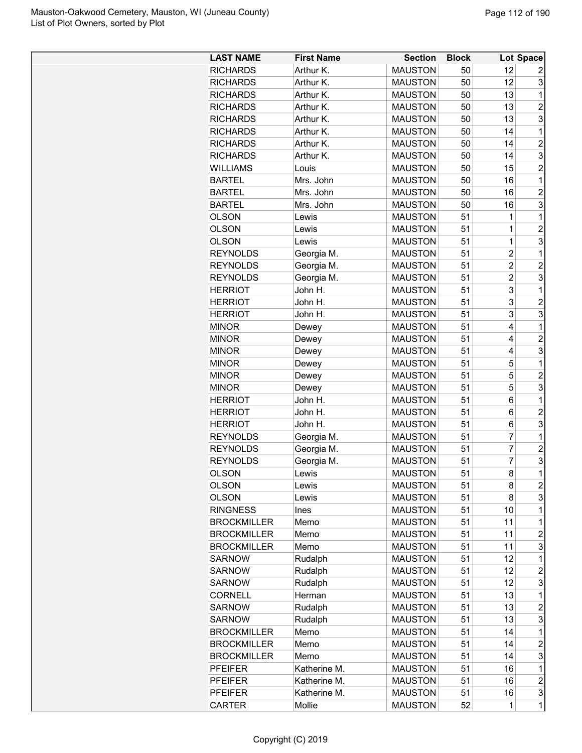| LAST NAME | First Name | Section | Block | Lot | Space |
|---|---|---|---|---|---|
| RICHARDS | Arthur K. | MAUSTON | 50 | 12 | 2 |
| RICHARDS | Arthur K. | MAUSTON | 50 | 12 | 3 |
| RICHARDS | Arthur K. | MAUSTON | 50 | 13 | 1 |
| RICHARDS | Arthur K. | MAUSTON | 50 | 13 | 2 |
| RICHARDS | Arthur K. | MAUSTON | 50 | 13 | 3 |
| RICHARDS | Arthur K. | MAUSTON | 50 | 14 | 1 |
| RICHARDS | Arthur K. | MAUSTON | 50 | 14 | 2 |
| RICHARDS | Arthur K. | MAUSTON | 50 | 14 | 3 |
| WILLIAMS | Louis | MAUSTON | 50 | 15 | 2 |
| BARTEL | Mrs. John | MAUSTON | 50 | 16 | 1 |
| BARTEL | Mrs. John | MAUSTON | 50 | 16 | 2 |
| BARTEL | Mrs. John | MAUSTON | 50 | 16 | 3 |
| OLSON | Lewis | MAUSTON | 51 | 1 | 1 |
| OLSON | Lewis | MAUSTON | 51 | 1 | 2 |
| OLSON | Lewis | MAUSTON | 51 | 1 | 3 |
| REYNOLDS | Georgia M. | MAUSTON | 51 | 2 | 1 |
| REYNOLDS | Georgia M. | MAUSTON | 51 | 2 | 2 |
| REYNOLDS | Georgia M. | MAUSTON | 51 | 2 | 3 |
| HERRIOT | John H. | MAUSTON | 51 | 3 | 1 |
| HERRIOT | John H. | MAUSTON | 51 | 3 | 2 |
| HERRIOT | John H. | MAUSTON | 51 | 3 | 3 |
| MINOR | Dewey | MAUSTON | 51 | 4 | 1 |
| MINOR | Dewey | MAUSTON | 51 | 4 | 2 |
| MINOR | Dewey | MAUSTON | 51 | 4 | 3 |
| MINOR | Dewey | MAUSTON | 51 | 5 | 1 |
| MINOR | Dewey | MAUSTON | 51 | 5 | 2 |
| MINOR | Dewey | MAUSTON | 51 | 5 | 3 |
| HERRIOT | John H. | MAUSTON | 51 | 6 | 1 |
| HERRIOT | John H. | MAUSTON | 51 | 6 | 2 |
| HERRIOT | John H. | MAUSTON | 51 | 6 | 3 |
| REYNOLDS | Georgia M. | MAUSTON | 51 | 7 | 1 |
| REYNOLDS | Georgia M. | MAUSTON | 51 | 7 | 2 |
| REYNOLDS | Georgia M. | MAUSTON | 51 | 7 | 3 |
| OLSON | Lewis | MAUSTON | 51 | 8 | 1 |
| OLSON | Lewis | MAUSTON | 51 | 8 | 2 |
| OLSON | Lewis | MAUSTON | 51 | 8 | 3 |
| RINGNESS | Ines | MAUSTON | 51 | 10 | 1 |
| BROCKMILLER | Memo | MAUSTON | 51 | 11 | 1 |
| BROCKMILLER | Memo | MAUSTON | 51 | 11 | 2 |
| BROCKMILLER | Memo | MAUSTON | 51 | 11 | 3 |
| SARNOW | Rudalph | MAUSTON | 51 | 12 | 1 |
| SARNOW | Rudalph | MAUSTON | 51 | 12 | 2 |
| SARNOW | Rudalph | MAUSTON | 51 | 12 | 3 |
| CORNELL | Herman | MAUSTON | 51 | 13 | 1 |
| SARNOW | Rudalph | MAUSTON | 51 | 13 | 2 |
| SARNOW | Rudalph | MAUSTON | 51 | 13 | 3 |
| BROCKMILLER | Memo | MAUSTON | 51 | 14 | 1 |
| BROCKMILLER | Memo | MAUSTON | 51 | 14 | 2 |
| BROCKMILLER | Memo | MAUSTON | 51 | 14 | 3 |
| PFEIFER | Katherine M. | MAUSTON | 51 | 16 | 1 |
| PFEIFER | Katherine M. | MAUSTON | 51 | 16 | 2 |
| PFEIFER | Katherine M. | MAUSTON | 51 | 16 | 3 |
| CARTER | Mollie | MAUSTON | 52 | 1 | 1 |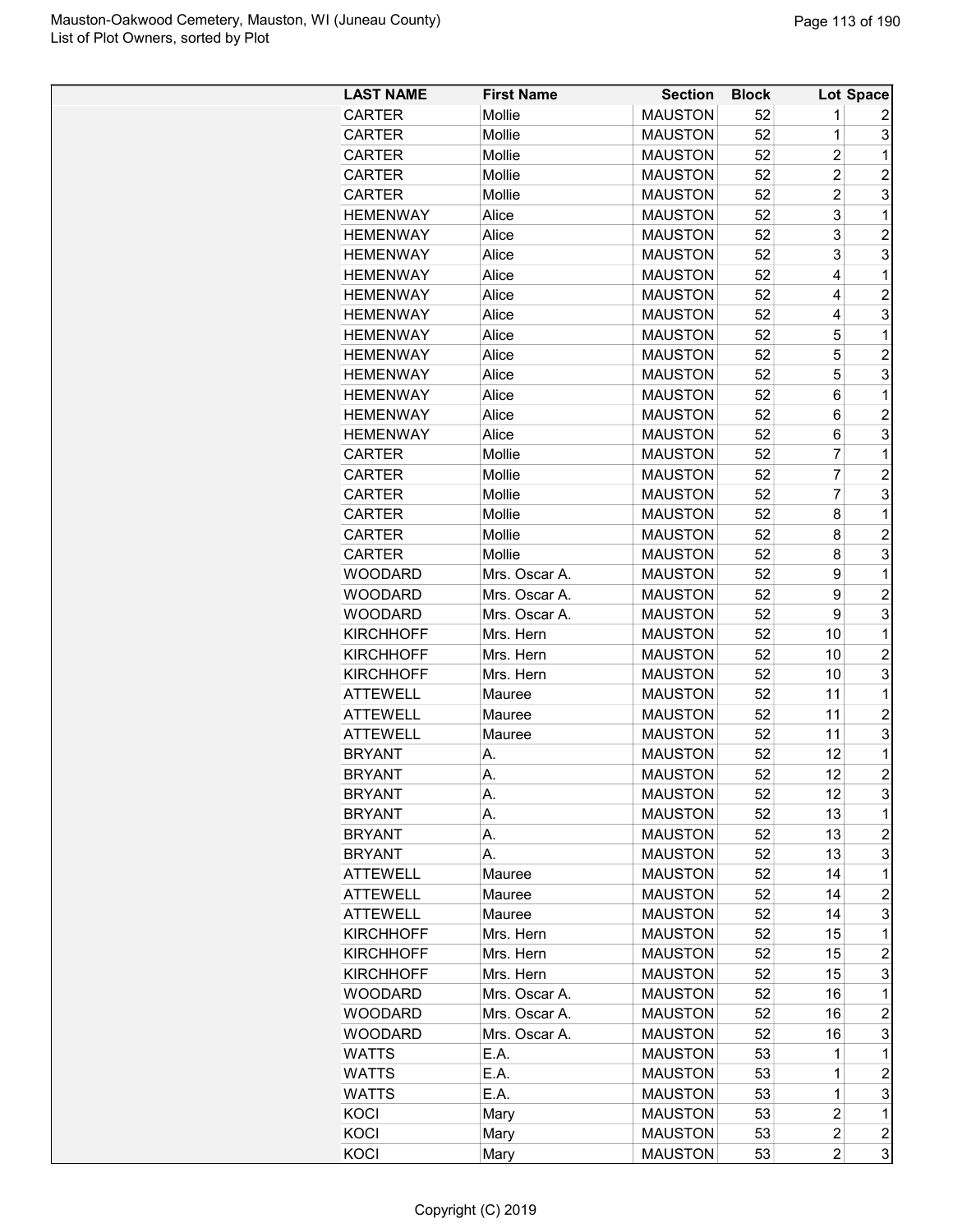| LAST NAME | First Name | Section | Block | Lot | Space |
|---|---|---|---|---|---|
| CARTER | Mollie | MAUSTON | 52 | 1 | 2 |
| CARTER | Mollie | MAUSTON | 52 | 1 | 3 |
| CARTER | Mollie | MAUSTON | 52 | 2 | 1 |
| CARTER | Mollie | MAUSTON | 52 | 2 | 2 |
| CARTER | Mollie | MAUSTON | 52 | 2 | 3 |
| HEMENWAY | Alice | MAUSTON | 52 | 3 | 1 |
| HEMENWAY | Alice | MAUSTON | 52 | 3 | 2 |
| HEMENWAY | Alice | MAUSTON | 52 | 3 | 3 |
| HEMENWAY | Alice | MAUSTON | 52 | 4 | 1 |
| HEMENWAY | Alice | MAUSTON | 52 | 4 | 2 |
| HEMENWAY | Alice | MAUSTON | 52 | 4 | 3 |
| HEMENWAY | Alice | MAUSTON | 52 | 5 | 1 |
| HEMENWAY | Alice | MAUSTON | 52 | 5 | 2 |
| HEMENWAY | Alice | MAUSTON | 52 | 5 | 3 |
| HEMENWAY | Alice | MAUSTON | 52 | 6 | 1 |
| HEMENWAY | Alice | MAUSTON | 52 | 6 | 2 |
| HEMENWAY | Alice | MAUSTON | 52 | 6 | 3 |
| CARTER | Mollie | MAUSTON | 52 | 7 | 1 |
| CARTER | Mollie | MAUSTON | 52 | 7 | 2 |
| CARTER | Mollie | MAUSTON | 52 | 7 | 3 |
| CARTER | Mollie | MAUSTON | 52 | 8 | 1 |
| CARTER | Mollie | MAUSTON | 52 | 8 | 2 |
| CARTER | Mollie | MAUSTON | 52 | 8 | 3 |
| WOODARD | Mrs. Oscar A. | MAUSTON | 52 | 9 | 1 |
| WOODARD | Mrs. Oscar A. | MAUSTON | 52 | 9 | 2 |
| WOODARD | Mrs. Oscar A. | MAUSTON | 52 | 9 | 3 |
| KIRCHHOFF | Mrs. Hern | MAUSTON | 52 | 10 | 1 |
| KIRCHHOFF | Mrs. Hern | MAUSTON | 52 | 10 | 2 |
| KIRCHHOFF | Mrs. Hern | MAUSTON | 52 | 10 | 3 |
| ATTEWELL | Mauree | MAUSTON | 52 | 11 | 1 |
| ATTEWELL | Mauree | MAUSTON | 52 | 11 | 2 |
| ATTEWELL | Mauree | MAUSTON | 52 | 11 | 3 |
| BRYANT | A. | MAUSTON | 52 | 12 | 1 |
| BRYANT | A. | MAUSTON | 52 | 12 | 2 |
| BRYANT | A. | MAUSTON | 52 | 12 | 3 |
| BRYANT | A. | MAUSTON | 52 | 13 | 1 |
| BRYANT | A. | MAUSTON | 52 | 13 | 2 |
| BRYANT | A. | MAUSTON | 52 | 13 | 3 |
| ATTEWELL | Mauree | MAUSTON | 52 | 14 | 1 |
| ATTEWELL | Mauree | MAUSTON | 52 | 14 | 2 |
| ATTEWELL | Mauree | MAUSTON | 52 | 14 | 3 |
| KIRCHHOFF | Mrs. Hern | MAUSTON | 52 | 15 | 1 |
| KIRCHHOFF | Mrs. Hern | MAUSTON | 52 | 15 | 2 |
| KIRCHHOFF | Mrs. Hern | MAUSTON | 52 | 15 | 3 |
| WOODARD | Mrs. Oscar A. | MAUSTON | 52 | 16 | 1 |
| WOODARD | Mrs. Oscar A. | MAUSTON | 52 | 16 | 2 |
| WOODARD | Mrs. Oscar A. | MAUSTON | 52 | 16 | 3 |
| WATTS | E.A. | MAUSTON | 53 | 1 | 1 |
| WATTS | E.A. | MAUSTON | 53 | 1 | 2 |
| WATTS | E.A. | MAUSTON | 53 | 1 | 3 |
| KOCI | Mary | MAUSTON | 53 | 2 | 1 |
| KOCI | Mary | MAUSTON | 53 | 2 | 2 |
| KOCI | Mary | MAUSTON | 53 | 2 | 3 |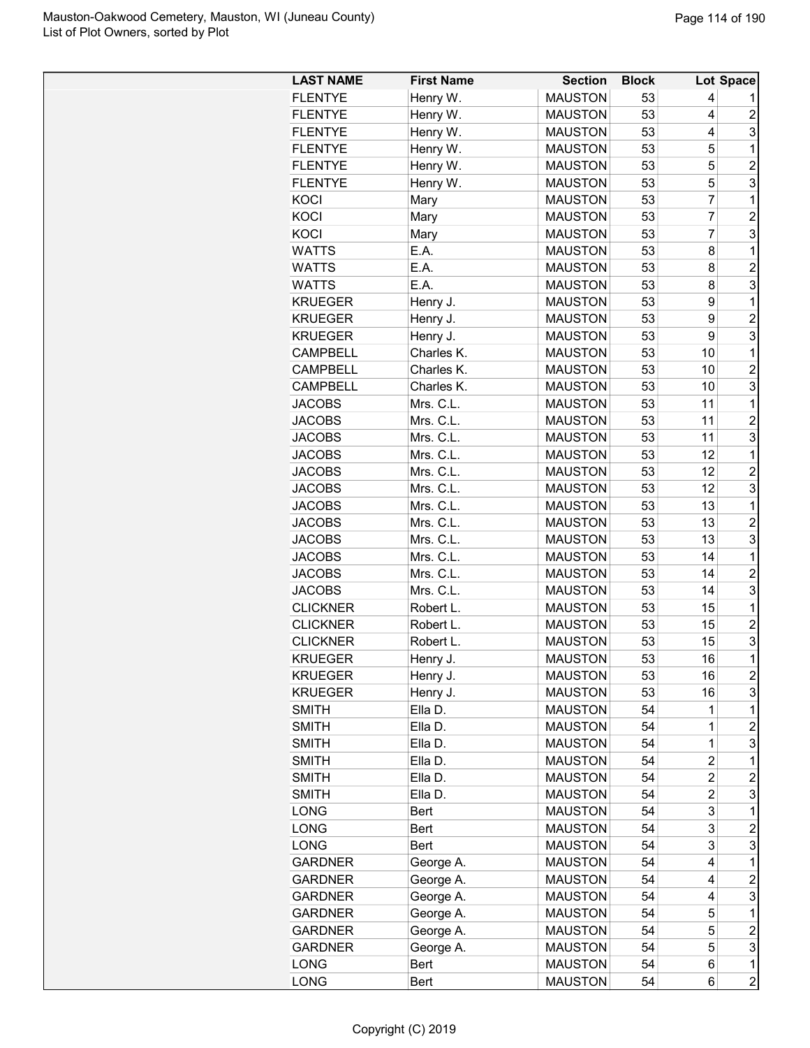| LAST NAME | First Name | Section | Block | Lot | Space |
|---|---|---|---|---|---|
| FLENTYE | Henry W. | MAUSTON | 53 | 4 | 1 |
| FLENTYE | Henry W. | MAUSTON | 53 | 4 | 2 |
| FLENTYE | Henry W. | MAUSTON | 53 | 4 | 3 |
| FLENTYE | Henry W. | MAUSTON | 53 | 5 | 1 |
| FLENTYE | Henry W. | MAUSTON | 53 | 5 | 2 |
| FLENTYE | Henry W. | MAUSTON | 53 | 5 | 3 |
| KOCI | Mary | MAUSTON | 53 | 7 | 1 |
| KOCI | Mary | MAUSTON | 53 | 7 | 2 |
| KOCI | Mary | MAUSTON | 53 | 7 | 3 |
| WATTS | E.A. | MAUSTON | 53 | 8 | 1 |
| WATTS | E.A. | MAUSTON | 53 | 8 | 2 |
| WATTS | E.A. | MAUSTON | 53 | 8 | 3 |
| KRUEGER | Henry J. | MAUSTON | 53 | 9 | 1 |
| KRUEGER | Henry J. | MAUSTON | 53 | 9 | 2 |
| KRUEGER | Henry J. | MAUSTON | 53 | 9 | 3 |
| CAMPBELL | Charles K. | MAUSTON | 53 | 10 | 1 |
| CAMPBELL | Charles K. | MAUSTON | 53 | 10 | 2 |
| CAMPBELL | Charles K. | MAUSTON | 53 | 10 | 3 |
| JACOBS | Mrs. C.L. | MAUSTON | 53 | 11 | 1 |
| JACOBS | Mrs. C.L. | MAUSTON | 53 | 11 | 2 |
| JACOBS | Mrs. C.L. | MAUSTON | 53 | 11 | 3 |
| JACOBS | Mrs. C.L. | MAUSTON | 53 | 12 | 1 |
| JACOBS | Mrs. C.L. | MAUSTON | 53 | 12 | 2 |
| JACOBS | Mrs. C.L. | MAUSTON | 53 | 12 | 3 |
| JACOBS | Mrs. C.L. | MAUSTON | 53 | 13 | 1 |
| JACOBS | Mrs. C.L. | MAUSTON | 53 | 13 | 2 |
| JACOBS | Mrs. C.L. | MAUSTON | 53 | 13 | 3 |
| JACOBS | Mrs. C.L. | MAUSTON | 53 | 14 | 1 |
| JACOBS | Mrs. C.L. | MAUSTON | 53 | 14 | 2 |
| JACOBS | Mrs. C.L. | MAUSTON | 53 | 14 | 3 |
| CLICKNER | Robert L. | MAUSTON | 53 | 15 | 1 |
| CLICKNER | Robert L. | MAUSTON | 53 | 15 | 2 |
| CLICKNER | Robert L. | MAUSTON | 53 | 15 | 3 |
| KRUEGER | Henry J. | MAUSTON | 53 | 16 | 1 |
| KRUEGER | Henry J. | MAUSTON | 53 | 16 | 2 |
| KRUEGER | Henry J. | MAUSTON | 53 | 16 | 3 |
| SMITH | Ella D. | MAUSTON | 54 | 1 | 1 |
| SMITH | Ella D. | MAUSTON | 54 | 1 | 2 |
| SMITH | Ella D. | MAUSTON | 54 | 1 | 3 |
| SMITH | Ella D. | MAUSTON | 54 | 2 | 1 |
| SMITH | Ella D. | MAUSTON | 54 | 2 | 2 |
| SMITH | Ella D. | MAUSTON | 54 | 2 | 3 |
| LONG | Bert | MAUSTON | 54 | 3 | 1 |
| LONG | Bert | MAUSTON | 54 | 3 | 2 |
| LONG | Bert | MAUSTON | 54 | 3 | 3 |
| GARDNER | George A. | MAUSTON | 54 | 4 | 1 |
| GARDNER | George A. | MAUSTON | 54 | 4 | 2 |
| GARDNER | George A. | MAUSTON | 54 | 4 | 3 |
| GARDNER | George A. | MAUSTON | 54 | 5 | 1 |
| GARDNER | George A. | MAUSTON | 54 | 5 | 2 |
| GARDNER | George A. | MAUSTON | 54 | 5 | 3 |
| LONG | Bert | MAUSTON | 54 | 6 | 1 |
| LONG | Bert | MAUSTON | 54 | 6 | 2 |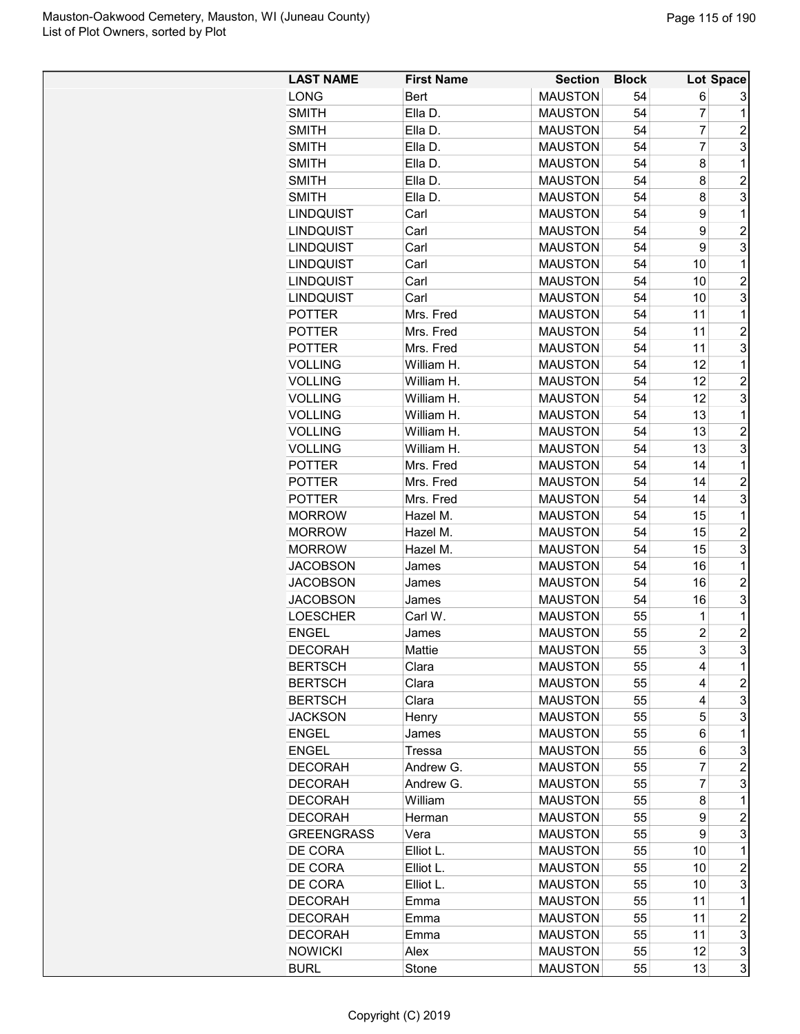| LAST NAME | First Name | Section | Block | Lot | Space |
|---|---|---|---|---|---|
| LONG | Bert | MAUSTON | 54 | 6 | 3 |
| SMITH | Ella D. | MAUSTON | 54 | 7 | 1 |
| SMITH | Ella D. | MAUSTON | 54 | 7 | 2 |
| SMITH | Ella D. | MAUSTON | 54 | 7 | 3 |
| SMITH | Ella D. | MAUSTON | 54 | 8 | 1 |
| SMITH | Ella D. | MAUSTON | 54 | 8 | 2 |
| SMITH | Ella D. | MAUSTON | 54 | 8 | 3 |
| LINDQUIST | Carl | MAUSTON | 54 | 9 | 1 |
| LINDQUIST | Carl | MAUSTON | 54 | 9 | 2 |
| LINDQUIST | Carl | MAUSTON | 54 | 9 | 3 |
| LINDQUIST | Carl | MAUSTON | 54 | 10 | 1 |
| LINDQUIST | Carl | MAUSTON | 54 | 10 | 2 |
| LINDQUIST | Carl | MAUSTON | 54 | 10 | 3 |
| POTTER | Mrs. Fred | MAUSTON | 54 | 11 | 1 |
| POTTER | Mrs. Fred | MAUSTON | 54 | 11 | 2 |
| POTTER | Mrs. Fred | MAUSTON | 54 | 11 | 3 |
| VOLLING | William H. | MAUSTON | 54 | 12 | 1 |
| VOLLING | William H. | MAUSTON | 54 | 12 | 2 |
| VOLLING | William H. | MAUSTON | 54 | 12 | 3 |
| VOLLING | William H. | MAUSTON | 54 | 13 | 1 |
| VOLLING | William H. | MAUSTON | 54 | 13 | 2 |
| VOLLING | William H. | MAUSTON | 54 | 13 | 3 |
| POTTER | Mrs. Fred | MAUSTON | 54 | 14 | 1 |
| POTTER | Mrs. Fred | MAUSTON | 54 | 14 | 2 |
| POTTER | Mrs. Fred | MAUSTON | 54 | 14 | 3 |
| MORROW | Hazel M. | MAUSTON | 54 | 15 | 1 |
| MORROW | Hazel M. | MAUSTON | 54 | 15 | 2 |
| MORROW | Hazel M. | MAUSTON | 54 | 15 | 3 |
| JACOBSON | James | MAUSTON | 54 | 16 | 1 |
| JACOBSON | James | MAUSTON | 54 | 16 | 2 |
| JACOBSON | James | MAUSTON | 54 | 16 | 3 |
| LOESCHER | Carl W. | MAUSTON | 55 | 1 | 1 |
| ENGEL | James | MAUSTON | 55 | 2 | 2 |
| DECORAH | Mattie | MAUSTON | 55 | 3 | 3 |
| BERTSCH | Clara | MAUSTON | 55 | 4 | 1 |
| BERTSCH | Clara | MAUSTON | 55 | 4 | 2 |
| BERTSCH | Clara | MAUSTON | 55 | 4 | 3 |
| JACKSON | Henry | MAUSTON | 55 | 5 | 3 |
| ENGEL | James | MAUSTON | 55 | 6 | 1 |
| ENGEL | Tressa | MAUSTON | 55 | 6 | 3 |
| DECORAH | Andrew G. | MAUSTON | 55 | 7 | 2 |
| DECORAH | Andrew G. | MAUSTON | 55 | 7 | 3 |
| DECORAH | William | MAUSTON | 55 | 8 | 1 |
| DECORAH | Herman | MAUSTON | 55 | 9 | 2 |
| GREENGRASS | Vera | MAUSTON | 55 | 9 | 3 |
| DE CORA | Elliot L. | MAUSTON | 55 | 10 | 1 |
| DE CORA | Elliot L. | MAUSTON | 55 | 10 | 2 |
| DE CORA | Elliot L. | MAUSTON | 55 | 10 | 3 |
| DECORAH | Emma | MAUSTON | 55 | 11 | 1 |
| DECORAH | Emma | MAUSTON | 55 | 11 | 2 |
| DECORAH | Emma | MAUSTON | 55 | 11 | 3 |
| NOWICKI | Alex | MAUSTON | 55 | 12 | 3 |
| BURL | Stone | MAUSTON | 55 | 13 | 3 |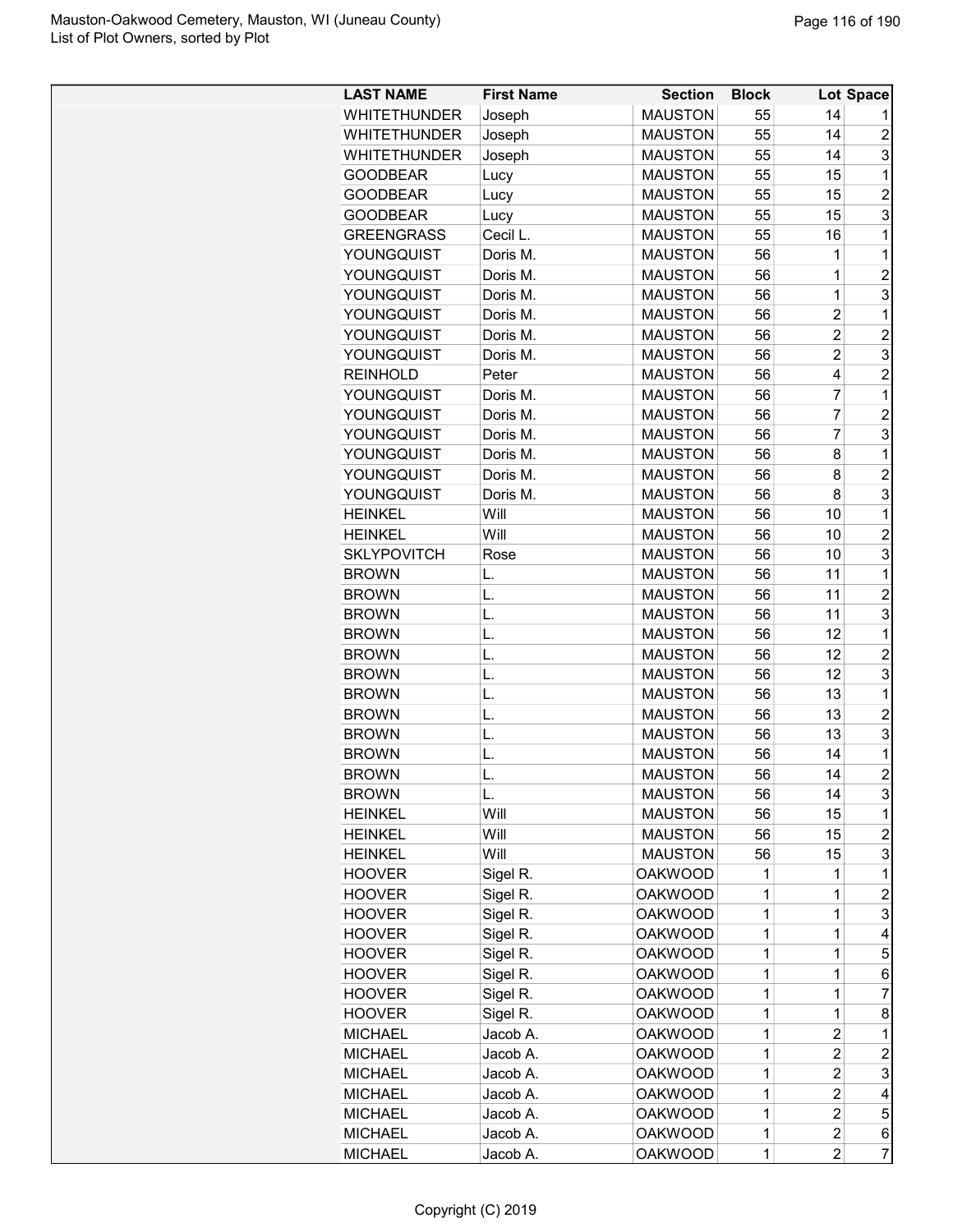| LAST NAME | First Name | Section | Block | Lot | Space |
|---|---|---|---|---|---|
| WHITETHUNDER | Joseph | MAUSTON | 55 | 14 | 1 |
| WHITETHUNDER | Joseph | MAUSTON | 55 | 14 | 2 |
| WHITETHUNDER | Joseph | MAUSTON | 55 | 14 | 3 |
| GOODBEAR | Lucy | MAUSTON | 55 | 15 | 1 |
| GOODBEAR | Lucy | MAUSTON | 55 | 15 | 2 |
| GOODBEAR | Lucy | MAUSTON | 55 | 15 | 3 |
| GREENGRASS | Cecil L. | MAUSTON | 55 | 16 | 1 |
| YOUNGQUIST | Doris M. | MAUSTON | 56 | 1 | 1 |
| YOUNGQUIST | Doris M. | MAUSTON | 56 | 1 | 2 |
| YOUNGQUIST | Doris M. | MAUSTON | 56 | 1 | 3 |
| YOUNGQUIST | Doris M. | MAUSTON | 56 | 2 | 1 |
| YOUNGQUIST | Doris M. | MAUSTON | 56 | 2 | 2 |
| YOUNGQUIST | Doris M. | MAUSTON | 56 | 2 | 3 |
| REINHOLD | Peter | MAUSTON | 56 | 4 | 2 |
| YOUNGQUIST | Doris M. | MAUSTON | 56 | 7 | 1 |
| YOUNGQUIST | Doris M. | MAUSTON | 56 | 7 | 2 |
| YOUNGQUIST | Doris M. | MAUSTON | 56 | 7 | 3 |
| YOUNGQUIST | Doris M. | MAUSTON | 56 | 8 | 1 |
| YOUNGQUIST | Doris M. | MAUSTON | 56 | 8 | 2 |
| YOUNGQUIST | Doris M. | MAUSTON | 56 | 8 | 3 |
| HEINKEL | Will | MAUSTON | 56 | 10 | 1 |
| HEINKEL | Will | MAUSTON | 56 | 10 | 2 |
| SKLYPOVITCH | Rose | MAUSTON | 56 | 10 | 3 |
| BROWN | L. | MAUSTON | 56 | 11 | 1 |
| BROWN | L. | MAUSTON | 56 | 11 | 2 |
| BROWN | L. | MAUSTON | 56 | 11 | 3 |
| BROWN | L. | MAUSTON | 56 | 12 | 1 |
| BROWN | L. | MAUSTON | 56 | 12 | 2 |
| BROWN | L. | MAUSTON | 56 | 12 | 3 |
| BROWN | L. | MAUSTON | 56 | 13 | 1 |
| BROWN | L. | MAUSTON | 56 | 13 | 2 |
| BROWN | L. | MAUSTON | 56 | 13 | 3 |
| BROWN | L. | MAUSTON | 56 | 14 | 1 |
| BROWN | L. | MAUSTON | 56 | 14 | 2 |
| BROWN | L. | MAUSTON | 56 | 14 | 3 |
| HEINKEL | Will | MAUSTON | 56 | 15 | 1 |
| HEINKEL | Will | MAUSTON | 56 | 15 | 2 |
| HEINKEL | Will | MAUSTON | 56 | 15 | 3 |
| HOOVER | Sigel R. | OAKWOOD | 1 | 1 | 1 |
| HOOVER | Sigel R. | OAKWOOD | 1 | 1 | 2 |
| HOOVER | Sigel R. | OAKWOOD | 1 | 1 | 3 |
| HOOVER | Sigel R. | OAKWOOD | 1 | 1 | 4 |
| HOOVER | Sigel R. | OAKWOOD | 1 | 1 | 5 |
| HOOVER | Sigel R. | OAKWOOD | 1 | 1 | 6 |
| HOOVER | Sigel R. | OAKWOOD | 1 | 1 | 7 |
| HOOVER | Sigel R. | OAKWOOD | 1 | 1 | 8 |
| MICHAEL | Jacob A. | OAKWOOD | 1 | 2 | 1 |
| MICHAEL | Jacob A. | OAKWOOD | 1 | 2 | 2 |
| MICHAEL | Jacob A. | OAKWOOD | 1 | 2 | 3 |
| MICHAEL | Jacob A. | OAKWOOD | 1 | 2 | 4 |
| MICHAEL | Jacob A. | OAKWOOD | 1 | 2 | 5 |
| MICHAEL | Jacob A. | OAKWOOD | 1 | 2 | 6 |
| MICHAEL | Jacob A. | OAKWOOD | 1 | 2 | 7 |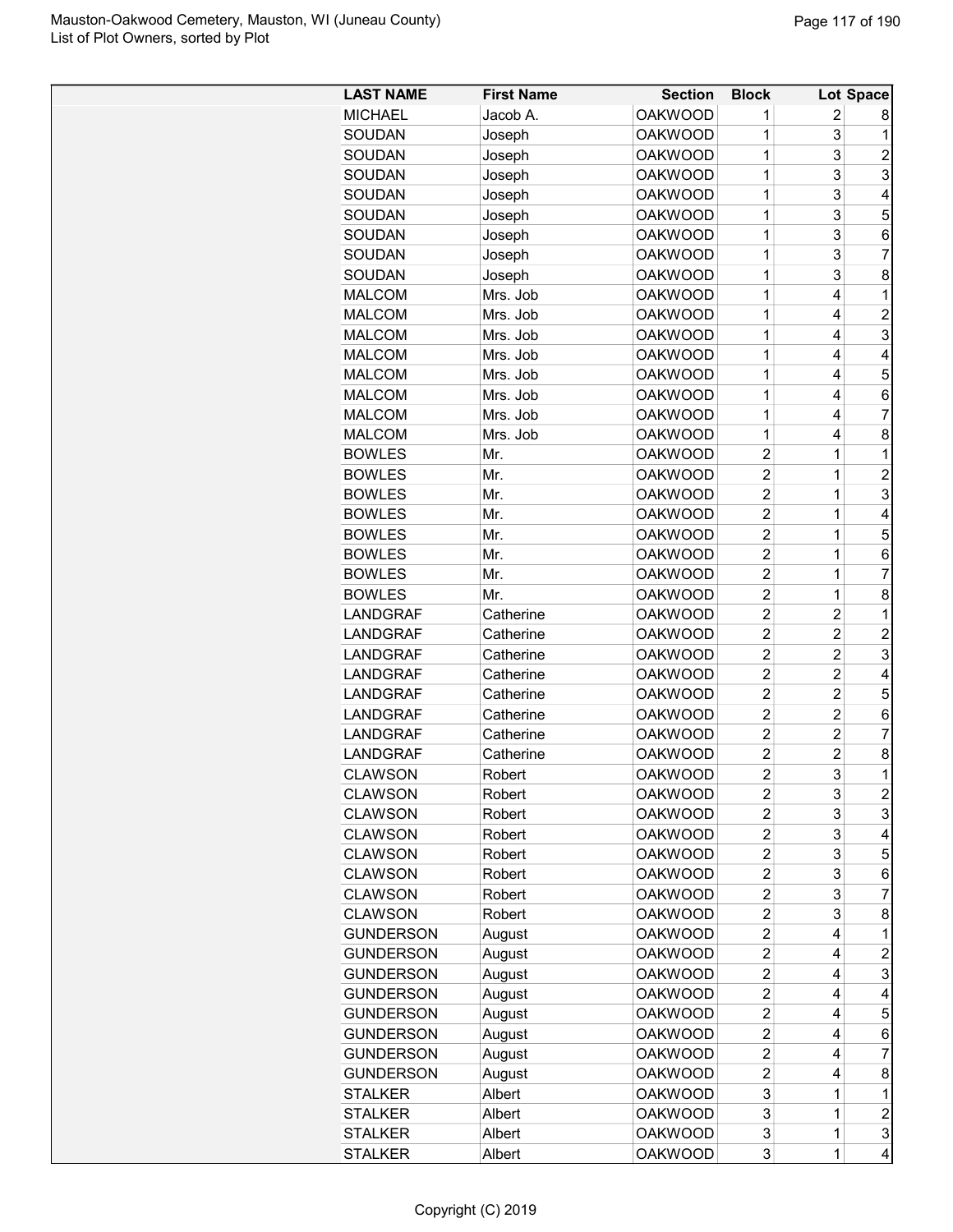| LAST NAME | First Name | Section | Block | Lot | Space |
|---|---|---|---|---|---|
| MICHAEL | Jacob A. | OAKWOOD | 1 | 2 | 8 |
| SOUDAN | Joseph | OAKWOOD | 1 | 3 | 1 |
| SOUDAN | Joseph | OAKWOOD | 1 | 3 | 2 |
| SOUDAN | Joseph | OAKWOOD | 1 | 3 | 3 |
| SOUDAN | Joseph | OAKWOOD | 1 | 3 | 4 |
| SOUDAN | Joseph | OAKWOOD | 1 | 3 | 5 |
| SOUDAN | Joseph | OAKWOOD | 1 | 3 | 6 |
| SOUDAN | Joseph | OAKWOOD | 1 | 3 | 7 |
| SOUDAN | Joseph | OAKWOOD | 1 | 3 | 8 |
| MALCOM | Mrs. Job | OAKWOOD | 1 | 4 | 1 |
| MALCOM | Mrs. Job | OAKWOOD | 1 | 4 | 2 |
| MALCOM | Mrs. Job | OAKWOOD | 1 | 4 | 3 |
| MALCOM | Mrs. Job | OAKWOOD | 1 | 4 | 4 |
| MALCOM | Mrs. Job | OAKWOOD | 1 | 4 | 5 |
| MALCOM | Mrs. Job | OAKWOOD | 1 | 4 | 6 |
| MALCOM | Mrs. Job | OAKWOOD | 1 | 4 | 7 |
| MALCOM | Mrs. Job | OAKWOOD | 1 | 4 | 8 |
| BOWLES | Mr. | OAKWOOD | 2 | 1 | 1 |
| BOWLES | Mr. | OAKWOOD | 2 | 1 | 2 |
| BOWLES | Mr. | OAKWOOD | 2 | 1 | 3 |
| BOWLES | Mr. | OAKWOOD | 2 | 1 | 4 |
| BOWLES | Mr. | OAKWOOD | 2 | 1 | 5 |
| BOWLES | Mr. | OAKWOOD | 2 | 1 | 6 |
| BOWLES | Mr. | OAKWOOD | 2 | 1 | 7 |
| BOWLES | Mr. | OAKWOOD | 2 | 1 | 8 |
| LANDGRAF | Catherine | OAKWOOD | 2 | 2 | 1 |
| LANDGRAF | Catherine | OAKWOOD | 2 | 2 | 2 |
| LANDGRAF | Catherine | OAKWOOD | 2 | 2 | 3 |
| LANDGRAF | Catherine | OAKWOOD | 2 | 2 | 4 |
| LANDGRAF | Catherine | OAKWOOD | 2 | 2 | 5 |
| LANDGRAF | Catherine | OAKWOOD | 2 | 2 | 6 |
| LANDGRAF | Catherine | OAKWOOD | 2 | 2 | 7 |
| LANDGRAF | Catherine | OAKWOOD | 2 | 2 | 8 |
| CLAWSON | Robert | OAKWOOD | 2 | 3 | 1 |
| CLAWSON | Robert | OAKWOOD | 2 | 3 | 2 |
| CLAWSON | Robert | OAKWOOD | 2 | 3 | 3 |
| CLAWSON | Robert | OAKWOOD | 2 | 3 | 4 |
| CLAWSON | Robert | OAKWOOD | 2 | 3 | 5 |
| CLAWSON | Robert | OAKWOOD | 2 | 3 | 6 |
| CLAWSON | Robert | OAKWOOD | 2 | 3 | 7 |
| CLAWSON | Robert | OAKWOOD | 2 | 3 | 8 |
| GUNDERSON | August | OAKWOOD | 2 | 4 | 1 |
| GUNDERSON | August | OAKWOOD | 2 | 4 | 2 |
| GUNDERSON | August | OAKWOOD | 2 | 4 | 3 |
| GUNDERSON | August | OAKWOOD | 2 | 4 | 4 |
| GUNDERSON | August | OAKWOOD | 2 | 4 | 5 |
| GUNDERSON | August | OAKWOOD | 2 | 4 | 6 |
| GUNDERSON | August | OAKWOOD | 2 | 4 | 7 |
| GUNDERSON | August | OAKWOOD | 2 | 4 | 8 |
| STALKER | Albert | OAKWOOD | 3 | 1 | 1 |
| STALKER | Albert | OAKWOOD | 3 | 1 | 2 |
| STALKER | Albert | OAKWOOD | 3 | 1 | 3 |
| STALKER | Albert | OAKWOOD | 3 | 1 | 4 |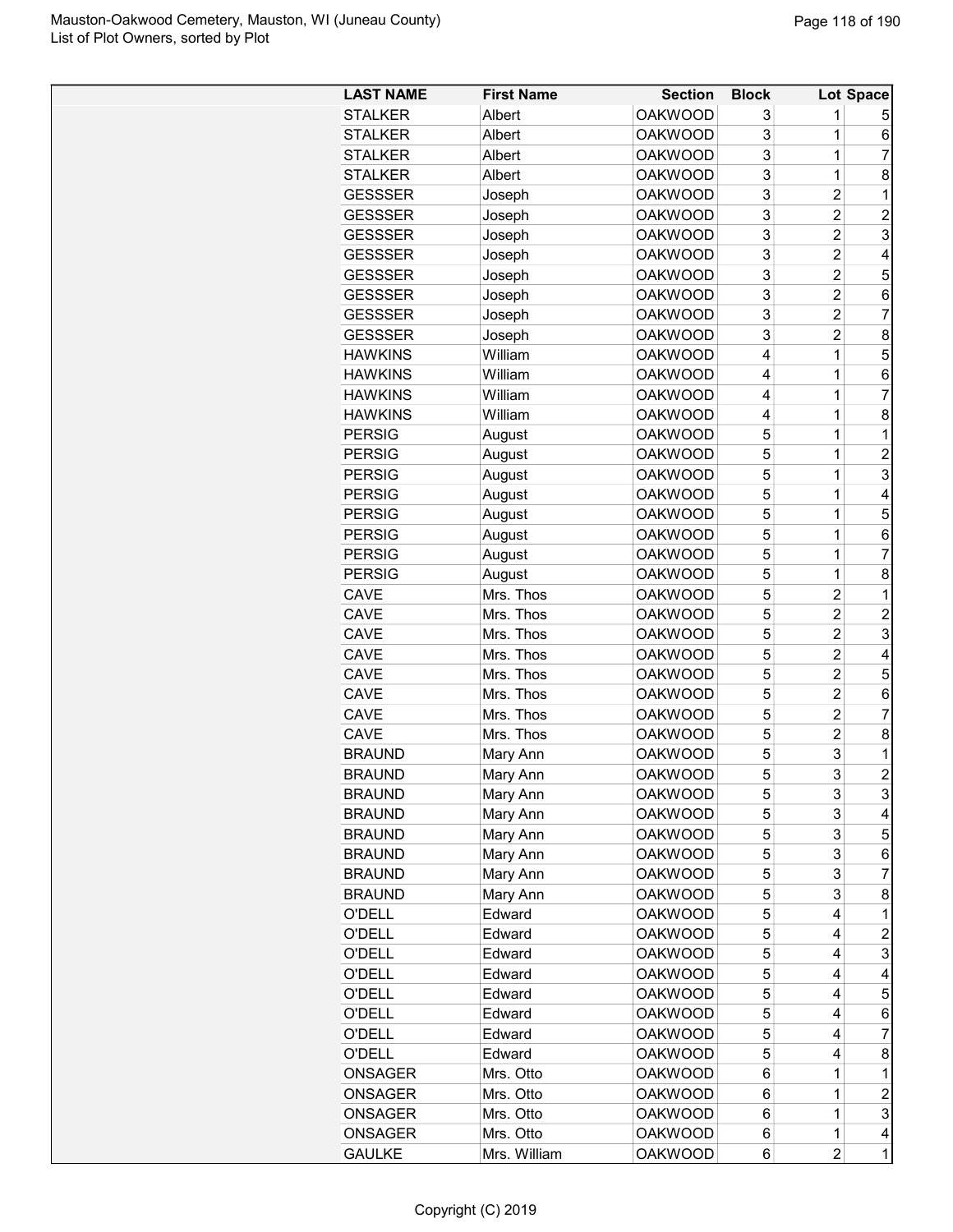| LAST NAME | First Name | Section | Block | Lot | Space |
|---|---|---|---|---|---|
| STALKER | Albert | OAKWOOD | 3 | 1 | 5 |
| STALKER | Albert | OAKWOOD | 3 | 1 | 6 |
| STALKER | Albert | OAKWOOD | 3 | 1 | 7 |
| STALKER | Albert | OAKWOOD | 3 | 1 | 8 |
| GESSSER | Joseph | OAKWOOD | 3 | 2 | 1 |
| GESSSER | Joseph | OAKWOOD | 3 | 2 | 2 |
| GESSSER | Joseph | OAKWOOD | 3 | 2 | 3 |
| GESSSER | Joseph | OAKWOOD | 3 | 2 | 4 |
| GESSSER | Joseph | OAKWOOD | 3 | 2 | 5 |
| GESSSER | Joseph | OAKWOOD | 3 | 2 | 6 |
| GESSSER | Joseph | OAKWOOD | 3 | 2 | 7 |
| GESSSER | Joseph | OAKWOOD | 3 | 2 | 8 |
| HAWKINS | William | OAKWOOD | 4 | 1 | 5 |
| HAWKINS | William | OAKWOOD | 4 | 1 | 6 |
| HAWKINS | William | OAKWOOD | 4 | 1 | 7 |
| HAWKINS | William | OAKWOOD | 4 | 1 | 8 |
| PERSIG | August | OAKWOOD | 5 | 1 | 1 |
| PERSIG | August | OAKWOOD | 5 | 1 | 2 |
| PERSIG | August | OAKWOOD | 5 | 1 | 3 |
| PERSIG | August | OAKWOOD | 5 | 1 | 4 |
| PERSIG | August | OAKWOOD | 5 | 1 | 5 |
| PERSIG | August | OAKWOOD | 5 | 1 | 6 |
| PERSIG | August | OAKWOOD | 5 | 1 | 7 |
| PERSIG | August | OAKWOOD | 5 | 1 | 8 |
| CAVE | Mrs. Thos | OAKWOOD | 5 | 2 | 1 |
| CAVE | Mrs. Thos | OAKWOOD | 5 | 2 | 2 |
| CAVE | Mrs. Thos | OAKWOOD | 5 | 2 | 3 |
| CAVE | Mrs. Thos | OAKWOOD | 5 | 2 | 4 |
| CAVE | Mrs. Thos | OAKWOOD | 5 | 2 | 5 |
| CAVE | Mrs. Thos | OAKWOOD | 5 | 2 | 6 |
| CAVE | Mrs. Thos | OAKWOOD | 5 | 2 | 7 |
| CAVE | Mrs. Thos | OAKWOOD | 5 | 2 | 8 |
| BRAUND | Mary Ann | OAKWOOD | 5 | 3 | 1 |
| BRAUND | Mary Ann | OAKWOOD | 5 | 3 | 2 |
| BRAUND | Mary Ann | OAKWOOD | 5 | 3 | 3 |
| BRAUND | Mary Ann | OAKWOOD | 5 | 3 | 4 |
| BRAUND | Mary Ann | OAKWOOD | 5 | 3 | 5 |
| BRAUND | Mary Ann | OAKWOOD | 5 | 3 | 6 |
| BRAUND | Mary Ann | OAKWOOD | 5 | 3 | 7 |
| BRAUND | Mary Ann | OAKWOOD | 5 | 3 | 8 |
| O'DELL | Edward | OAKWOOD | 5 | 4 | 1 |
| O'DELL | Edward | OAKWOOD | 5 | 4 | 2 |
| O'DELL | Edward | OAKWOOD | 5 | 4 | 3 |
| O'DELL | Edward | OAKWOOD | 5 | 4 | 4 |
| O'DELL | Edward | OAKWOOD | 5 | 4 | 5 |
| O'DELL | Edward | OAKWOOD | 5 | 4 | 6 |
| O'DELL | Edward | OAKWOOD | 5 | 4 | 7 |
| O'DELL | Edward | OAKWOOD | 5 | 4 | 8 |
| ONSAGER | Mrs. Otto | OAKWOOD | 6 | 1 | 1 |
| ONSAGER | Mrs. Otto | OAKWOOD | 6 | 1 | 2 |
| ONSAGER | Mrs. Otto | OAKWOOD | 6 | 1 | 3 |
| ONSAGER | Mrs. Otto | OAKWOOD | 6 | 1 | 4 |
| GAULKE | Mrs. William | OAKWOOD | 6 | 2 | 1 |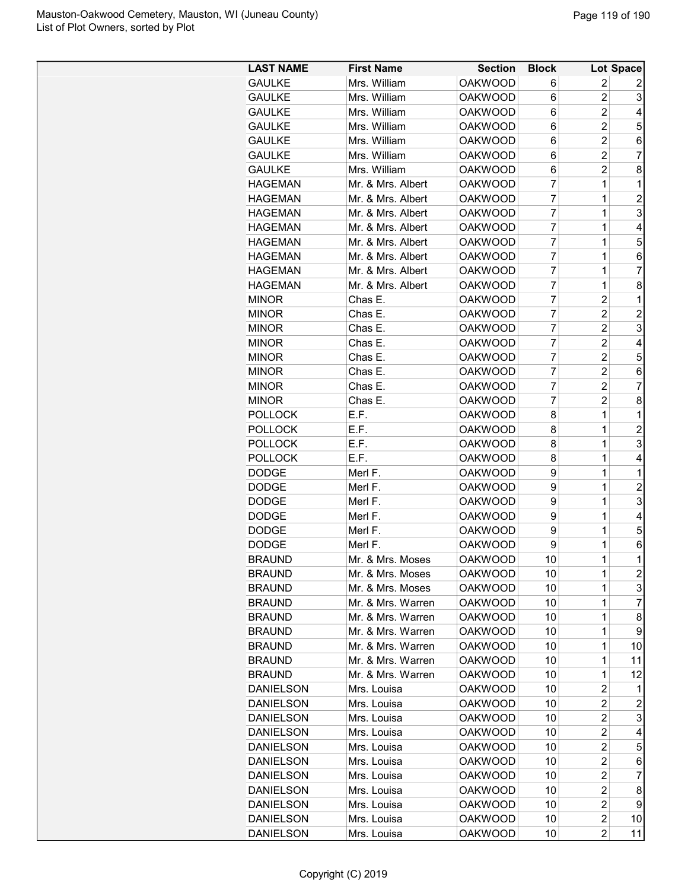| LAST NAME | First Name | Section | Block | Lot | Space |
|---|---|---|---|---|---|
| GAULKE | Mrs. William | OAKWOOD | 6 | 2 | 2 |
| GAULKE | Mrs. William | OAKWOOD | 6 | 2 | 3 |
| GAULKE | Mrs. William | OAKWOOD | 6 | 2 | 4 |
| GAULKE | Mrs. William | OAKWOOD | 6 | 2 | 5 |
| GAULKE | Mrs. William | OAKWOOD | 6 | 2 | 6 |
| GAULKE | Mrs. William | OAKWOOD | 6 | 2 | 7 |
| GAULKE | Mrs. William | OAKWOOD | 6 | 2 | 8 |
| HAGEMAN | Mr. & Mrs. Albert | OAKWOOD | 7 | 1 | 1 |
| HAGEMAN | Mr. & Mrs. Albert | OAKWOOD | 7 | 1 | 2 |
| HAGEMAN | Mr. & Mrs. Albert | OAKWOOD | 7 | 1 | 3 |
| HAGEMAN | Mr. & Mrs. Albert | OAKWOOD | 7 | 1 | 4 |
| HAGEMAN | Mr. & Mrs. Albert | OAKWOOD | 7 | 1 | 5 |
| HAGEMAN | Mr. & Mrs. Albert | OAKWOOD | 7 | 1 | 6 |
| HAGEMAN | Mr. & Mrs. Albert | OAKWOOD | 7 | 1 | 7 |
| HAGEMAN | Mr. & Mrs. Albert | OAKWOOD | 7 | 1 | 8 |
| MINOR | Chas E. | OAKWOOD | 7 | 2 | 1 |
| MINOR | Chas E. | OAKWOOD | 7 | 2 | 2 |
| MINOR | Chas E. | OAKWOOD | 7 | 2 | 3 |
| MINOR | Chas E. | OAKWOOD | 7 | 2 | 4 |
| MINOR | Chas E. | OAKWOOD | 7 | 2 | 5 |
| MINOR | Chas E. | OAKWOOD | 7 | 2 | 6 |
| MINOR | Chas E. | OAKWOOD | 7 | 2 | 7 |
| MINOR | Chas E. | OAKWOOD | 7 | 2 | 8 |
| POLLOCK | E.F. | OAKWOOD | 8 | 1 | 1 |
| POLLOCK | E.F. | OAKWOOD | 8 | 1 | 2 |
| POLLOCK | E.F. | OAKWOOD | 8 | 1 | 3 |
| POLLOCK | E.F. | OAKWOOD | 8 | 1 | 4 |
| DODGE | Merl F. | OAKWOOD | 9 | 1 | 1 |
| DODGE | Merl F. | OAKWOOD | 9 | 1 | 2 |
| DODGE | Merl F. | OAKWOOD | 9 | 1 | 3 |
| DODGE | Merl F. | OAKWOOD | 9 | 1 | 4 |
| DODGE | Merl F. | OAKWOOD | 9 | 1 | 5 |
| DODGE | Merl F. | OAKWOOD | 9 | 1 | 6 |
| BRAUND | Mr. & Mrs. Moses | OAKWOOD | 10 | 1 | 1 |
| BRAUND | Mr. & Mrs. Moses | OAKWOOD | 10 | 1 | 2 |
| BRAUND | Mr. & Mrs. Moses | OAKWOOD | 10 | 1 | 3 |
| BRAUND | Mr. & Mrs. Warren | OAKWOOD | 10 | 1 | 7 |
| BRAUND | Mr. & Mrs. Warren | OAKWOOD | 10 | 1 | 8 |
| BRAUND | Mr. & Mrs. Warren | OAKWOOD | 10 | 1 | 9 |
| BRAUND | Mr. & Mrs. Warren | OAKWOOD | 10 | 1 | 10 |
| BRAUND | Mr. & Mrs. Warren | OAKWOOD | 10 | 1 | 11 |
| BRAUND | Mr. & Mrs. Warren | OAKWOOD | 10 | 1 | 12 |
| DANIELSON | Mrs. Louisa | OAKWOOD | 10 | 2 | 1 |
| DANIELSON | Mrs. Louisa | OAKWOOD | 10 | 2 | 2 |
| DANIELSON | Mrs. Louisa | OAKWOOD | 10 | 2 | 3 |
| DANIELSON | Mrs. Louisa | OAKWOOD | 10 | 2 | 4 |
| DANIELSON | Mrs. Louisa | OAKWOOD | 10 | 2 | 5 |
| DANIELSON | Mrs. Louisa | OAKWOOD | 10 | 2 | 6 |
| DANIELSON | Mrs. Louisa | OAKWOOD | 10 | 2 | 7 |
| DANIELSON | Mrs. Louisa | OAKWOOD | 10 | 2 | 8 |
| DANIELSON | Mrs. Louisa | OAKWOOD | 10 | 2 | 9 |
| DANIELSON | Mrs. Louisa | OAKWOOD | 10 | 2 | 10 |
| DANIELSON | Mrs. Louisa | OAKWOOD | 10 | 2 | 11 |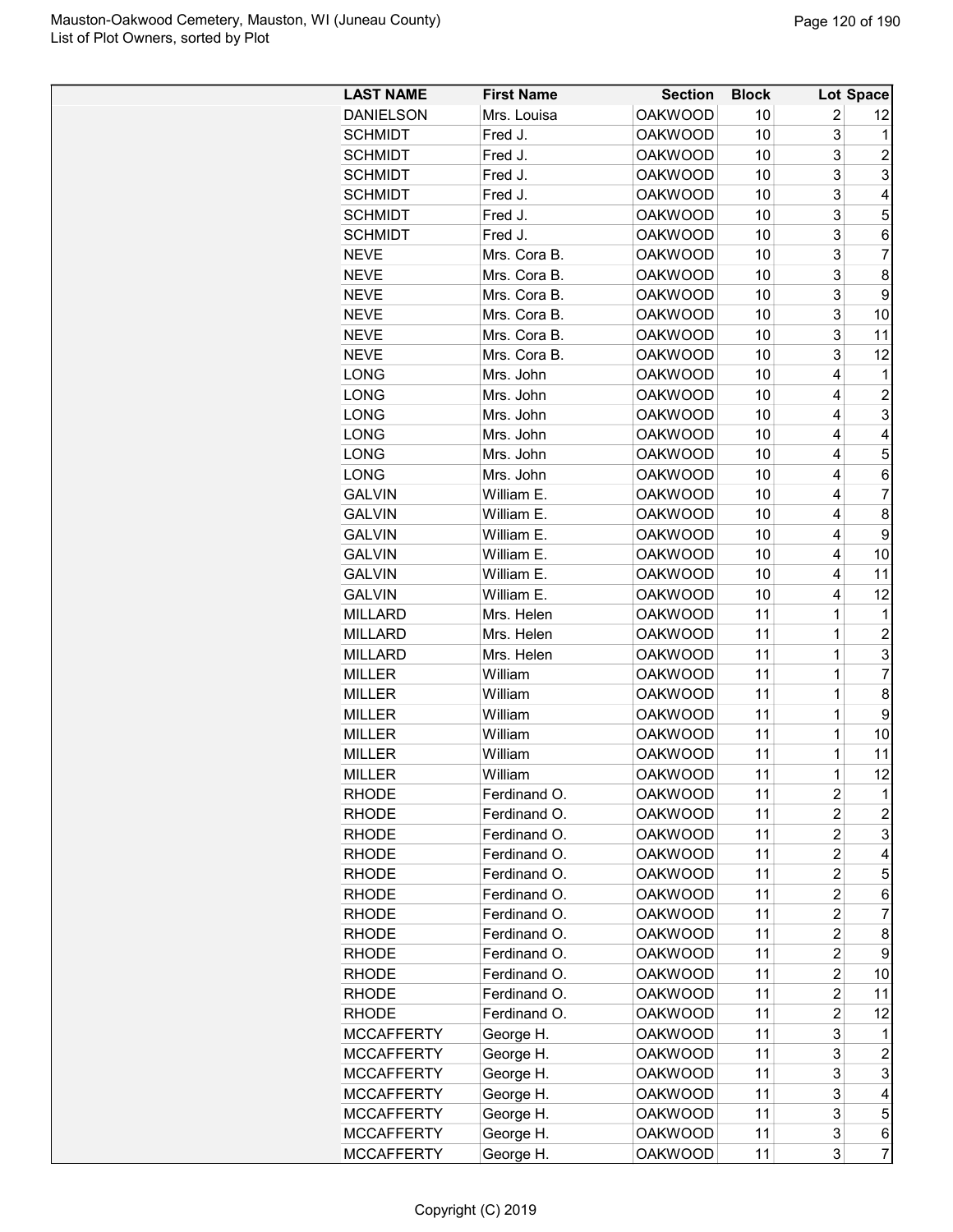| LAST NAME | First Name | Section | Block | Lot | Space |
|---|---|---|---|---|---|
| DANIELSON | Mrs. Louisa | OAKWOOD | 10 | 2 | 12 |
| SCHMIDT | Fred J. | OAKWOOD | 10 | 3 | 1 |
| SCHMIDT | Fred J. | OAKWOOD | 10 | 3 | 2 |
| SCHMIDT | Fred J. | OAKWOOD | 10 | 3 | 3 |
| SCHMIDT | Fred J. | OAKWOOD | 10 | 3 | 4 |
| SCHMIDT | Fred J. | OAKWOOD | 10 | 3 | 5 |
| SCHMIDT | Fred J. | OAKWOOD | 10 | 3 | 6 |
| NEVE | Mrs. Cora B. | OAKWOOD | 10 | 3 | 7 |
| NEVE | Mrs. Cora B. | OAKWOOD | 10 | 3 | 8 |
| NEVE | Mrs. Cora B. | OAKWOOD | 10 | 3 | 9 |
| NEVE | Mrs. Cora B. | OAKWOOD | 10 | 3 | 10 |
| NEVE | Mrs. Cora B. | OAKWOOD | 10 | 3 | 11 |
| NEVE | Mrs. Cora B. | OAKWOOD | 10 | 3 | 12 |
| LONG | Mrs. John | OAKWOOD | 10 | 4 | 1 |
| LONG | Mrs. John | OAKWOOD | 10 | 4 | 2 |
| LONG | Mrs. John | OAKWOOD | 10 | 4 | 3 |
| LONG | Mrs. John | OAKWOOD | 10 | 4 | 4 |
| LONG | Mrs. John | OAKWOOD | 10 | 4 | 5 |
| LONG | Mrs. John | OAKWOOD | 10 | 4 | 6 |
| GALVIN | William E. | OAKWOOD | 10 | 4 | 7 |
| GALVIN | William E. | OAKWOOD | 10 | 4 | 8 |
| GALVIN | William E. | OAKWOOD | 10 | 4 | 9 |
| GALVIN | William E. | OAKWOOD | 10 | 4 | 10 |
| GALVIN | William E. | OAKWOOD | 10 | 4 | 11 |
| GALVIN | William E. | OAKWOOD | 10 | 4 | 12 |
| MILLARD | Mrs. Helen | OAKWOOD | 11 | 1 | 1 |
| MILLARD | Mrs. Helen | OAKWOOD | 11 | 1 | 2 |
| MILLARD | Mrs. Helen | OAKWOOD | 11 | 1 | 3 |
| MILLER | William | OAKWOOD | 11 | 1 | 7 |
| MILLER | William | OAKWOOD | 11 | 1 | 8 |
| MILLER | William | OAKWOOD | 11 | 1 | 9 |
| MILLER | William | OAKWOOD | 11 | 1 | 10 |
| MILLER | William | OAKWOOD | 11 | 1 | 11 |
| MILLER | William | OAKWOOD | 11 | 1 | 12 |
| RHODE | Ferdinand O. | OAKWOOD | 11 | 2 | 1 |
| RHODE | Ferdinand O. | OAKWOOD | 11 | 2 | 2 |
| RHODE | Ferdinand O. | OAKWOOD | 11 | 2 | 3 |
| RHODE | Ferdinand O. | OAKWOOD | 11 | 2 | 4 |
| RHODE | Ferdinand O. | OAKWOOD | 11 | 2 | 5 |
| RHODE | Ferdinand O. | OAKWOOD | 11 | 2 | 6 |
| RHODE | Ferdinand O. | OAKWOOD | 11 | 2 | 7 |
| RHODE | Ferdinand O. | OAKWOOD | 11 | 2 | 8 |
| RHODE | Ferdinand O. | OAKWOOD | 11 | 2 | 9 |
| RHODE | Ferdinand O. | OAKWOOD | 11 | 2 | 10 |
| RHODE | Ferdinand O. | OAKWOOD | 11 | 2 | 11 |
| RHODE | Ferdinand O. | OAKWOOD | 11 | 2 | 12 |
| MCCAFFERTY | George H. | OAKWOOD | 11 | 3 | 1 |
| MCCAFFERTY | George H. | OAKWOOD | 11 | 3 | 2 |
| MCCAFFERTY | George H. | OAKWOOD | 11 | 3 | 3 |
| MCCAFFERTY | George H. | OAKWOOD | 11 | 3 | 4 |
| MCCAFFERTY | George H. | OAKWOOD | 11 | 3 | 5 |
| MCCAFFERTY | George H. | OAKWOOD | 11 | 3 | 6 |
| MCCAFFERTY | George H. | OAKWOOD | 11 | 3 | 7 |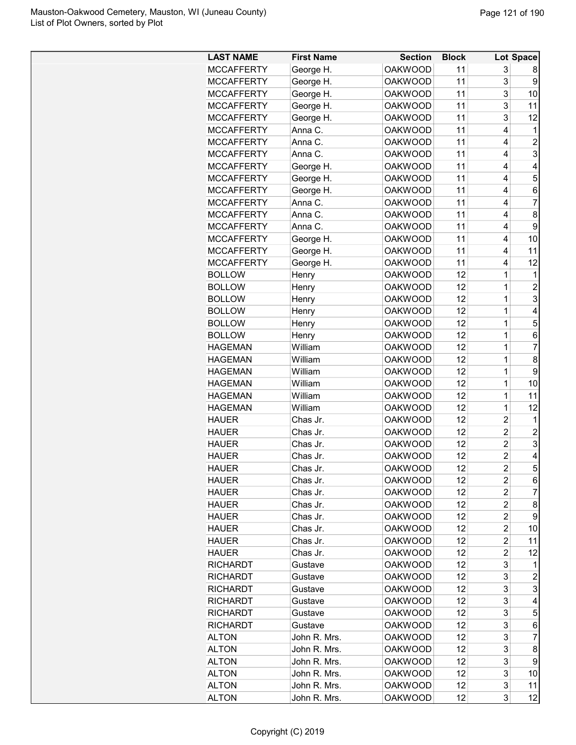| LAST NAME | First Name | Section | Block | Lot | Space |
|---|---|---|---|---|---|
| MCCAFFERTY | George H. | OAKWOOD | 11 | 3 | 8 |
| MCCAFFERTY | George H. | OAKWOOD | 11 | 3 | 9 |
| MCCAFFERTY | George H. | OAKWOOD | 11 | 3 | 10 |
| MCCAFFERTY | George H. | OAKWOOD | 11 | 3 | 11 |
| MCCAFFERTY | George H. | OAKWOOD | 11 | 3 | 12 |
| MCCAFFERTY | Anna C. | OAKWOOD | 11 | 4 | 1 |
| MCCAFFERTY | Anna C. | OAKWOOD | 11 | 4 | 2 |
| MCCAFFERTY | Anna C. | OAKWOOD | 11 | 4 | 3 |
| MCCAFFERTY | George H. | OAKWOOD | 11 | 4 | 4 |
| MCCAFFERTY | George H. | OAKWOOD | 11 | 4 | 5 |
| MCCAFFERTY | George H. | OAKWOOD | 11 | 4 | 6 |
| MCCAFFERTY | Anna C. | OAKWOOD | 11 | 4 | 7 |
| MCCAFFERTY | Anna C. | OAKWOOD | 11 | 4 | 8 |
| MCCAFFERTY | Anna C. | OAKWOOD | 11 | 4 | 9 |
| MCCAFFERTY | George H. | OAKWOOD | 11 | 4 | 10 |
| MCCAFFERTY | George H. | OAKWOOD | 11 | 4 | 11 |
| MCCAFFERTY | George H. | OAKWOOD | 11 | 4 | 12 |
| BOLLOW | Henry | OAKWOOD | 12 | 1 | 1 |
| BOLLOW | Henry | OAKWOOD | 12 | 1 | 2 |
| BOLLOW | Henry | OAKWOOD | 12 | 1 | 3 |
| BOLLOW | Henry | OAKWOOD | 12 | 1 | 4 |
| BOLLOW | Henry | OAKWOOD | 12 | 1 | 5 |
| BOLLOW | Henry | OAKWOOD | 12 | 1 | 6 |
| HAGEMAN | William | OAKWOOD | 12 | 1 | 7 |
| HAGEMAN | William | OAKWOOD | 12 | 1 | 8 |
| HAGEMAN | William | OAKWOOD | 12 | 1 | 9 |
| HAGEMAN | William | OAKWOOD | 12 | 1 | 10 |
| HAGEMAN | William | OAKWOOD | 12 | 1 | 11 |
| HAGEMAN | William | OAKWOOD | 12 | 1 | 12 |
| HAUER | Chas Jr. | OAKWOOD | 12 | 2 | 1 |
| HAUER | Chas Jr. | OAKWOOD | 12 | 2 | 2 |
| HAUER | Chas Jr. | OAKWOOD | 12 | 2 | 3 |
| HAUER | Chas Jr. | OAKWOOD | 12 | 2 | 4 |
| HAUER | Chas Jr. | OAKWOOD | 12 | 2 | 5 |
| HAUER | Chas Jr. | OAKWOOD | 12 | 2 | 6 |
| HAUER | Chas Jr. | OAKWOOD | 12 | 2 | 7 |
| HAUER | Chas Jr. | OAKWOOD | 12 | 2 | 8 |
| HAUER | Chas Jr. | OAKWOOD | 12 | 2 | 9 |
| HAUER | Chas Jr. | OAKWOOD | 12 | 2 | 10 |
| HAUER | Chas Jr. | OAKWOOD | 12 | 2 | 11 |
| HAUER | Chas Jr. | OAKWOOD | 12 | 2 | 12 |
| RICHARDT | Gustave | OAKWOOD | 12 | 3 | 1 |
| RICHARDT | Gustave | OAKWOOD | 12 | 3 | 2 |
| RICHARDT | Gustave | OAKWOOD | 12 | 3 | 3 |
| RICHARDT | Gustave | OAKWOOD | 12 | 3 | 4 |
| RICHARDT | Gustave | OAKWOOD | 12 | 3 | 5 |
| RICHARDT | Gustave | OAKWOOD | 12 | 3 | 6 |
| ALTON | John R. Mrs. | OAKWOOD | 12 | 3 | 7 |
| ALTON | John R. Mrs. | OAKWOOD | 12 | 3 | 8 |
| ALTON | John R. Mrs. | OAKWOOD | 12 | 3 | 9 |
| ALTON | John R. Mrs. | OAKWOOD | 12 | 3 | 10 |
| ALTON | John R. Mrs. | OAKWOOD | 12 | 3 | 11 |
| ALTON | John R. Mrs. | OAKWOOD | 12 | 3 | 12 |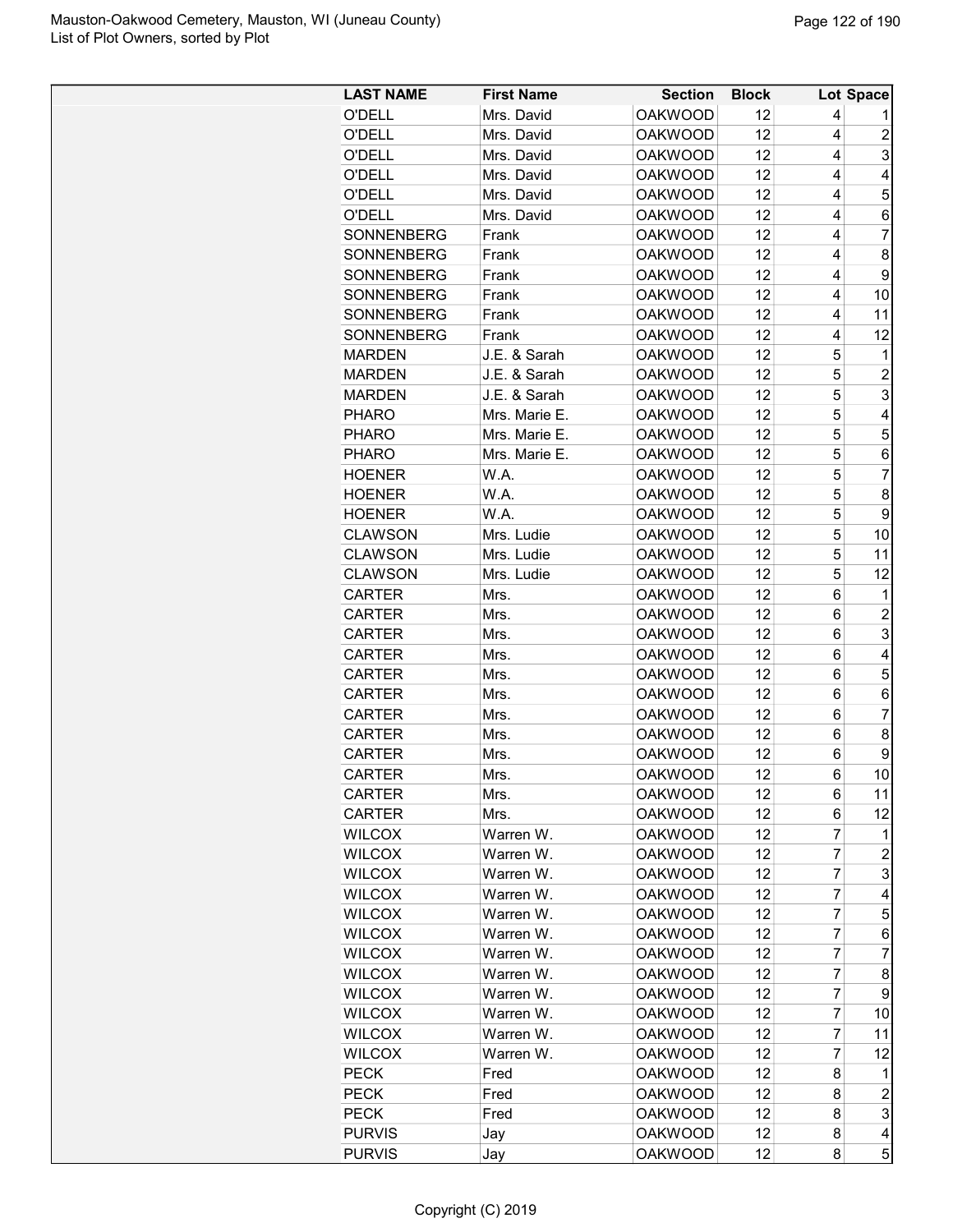Mauston-Oakwood Cemetery, Mauston, WI (Juneau County)
List of Plot Owners, sorted by Plot

| LAST NAME | First Name | Section | Block | Lot | Space |
|---|---|---|---|---|---|
| O'DELL | Mrs. David | OAKWOOD | 12 | 4 | 1 |
| O'DELL | Mrs. David | OAKWOOD | 12 | 4 | 2 |
| O'DELL | Mrs. David | OAKWOOD | 12 | 4 | 3 |
| O'DELL | Mrs. David | OAKWOOD | 12 | 4 | 4 |
| O'DELL | Mrs. David | OAKWOOD | 12 | 4 | 5 |
| O'DELL | Mrs. David | OAKWOOD | 12 | 4 | 6 |
| SONNENBERG | Frank | OAKWOOD | 12 | 4 | 7 |
| SONNENBERG | Frank | OAKWOOD | 12 | 4 | 8 |
| SONNENBERG | Frank | OAKWOOD | 12 | 4 | 9 |
| SONNENBERG | Frank | OAKWOOD | 12 | 4 | 10 |
| SONNENBERG | Frank | OAKWOOD | 12 | 4 | 11 |
| SONNENBERG | Frank | OAKWOOD | 12 | 4 | 12 |
| MARDEN | J.E. & Sarah | OAKWOOD | 12 | 5 | 1 |
| MARDEN | J.E. & Sarah | OAKWOOD | 12 | 5 | 2 |
| MARDEN | J.E. & Sarah | OAKWOOD | 12 | 5 | 3 |
| PHARO | Mrs. Marie E. | OAKWOOD | 12 | 5 | 4 |
| PHARO | Mrs. Marie E. | OAKWOOD | 12 | 5 | 5 |
| PHARO | Mrs. Marie E. | OAKWOOD | 12 | 5 | 6 |
| HOENER | W.A. | OAKWOOD | 12 | 5 | 7 |
| HOENER | W.A. | OAKWOOD | 12 | 5 | 8 |
| HOENER | W.A. | OAKWOOD | 12 | 5 | 9 |
| CLAWSON | Mrs. Ludie | OAKWOOD | 12 | 5 | 10 |
| CLAWSON | Mrs. Ludie | OAKWOOD | 12 | 5 | 11 |
| CLAWSON | Mrs. Ludie | OAKWOOD | 12 | 5 | 12 |
| CARTER | Mrs. | OAKWOOD | 12 | 6 | 1 |
| CARTER | Mrs. | OAKWOOD | 12 | 6 | 2 |
| CARTER | Mrs. | OAKWOOD | 12 | 6 | 3 |
| CARTER | Mrs. | OAKWOOD | 12 | 6 | 4 |
| CARTER | Mrs. | OAKWOOD | 12 | 6 | 5 |
| CARTER | Mrs. | OAKWOOD | 12 | 6 | 6 |
| CARTER | Mrs. | OAKWOOD | 12 | 6 | 7 |
| CARTER | Mrs. | OAKWOOD | 12 | 6 | 8 |
| CARTER | Mrs. | OAKWOOD | 12 | 6 | 9 |
| CARTER | Mrs. | OAKWOOD | 12 | 6 | 10 |
| CARTER | Mrs. | OAKWOOD | 12 | 6 | 11 |
| CARTER | Mrs. | OAKWOOD | 12 | 6 | 12 |
| WILCOX | Warren W. | OAKWOOD | 12 | 7 | 1 |
| WILCOX | Warren W. | OAKWOOD | 12 | 7 | 2 |
| WILCOX | Warren W. | OAKWOOD | 12 | 7 | 3 |
| WILCOX | Warren W. | OAKWOOD | 12 | 7 | 4 |
| WILCOX | Warren W. | OAKWOOD | 12 | 7 | 5 |
| WILCOX | Warren W. | OAKWOOD | 12 | 7 | 6 |
| WILCOX | Warren W. | OAKWOOD | 12 | 7 | 7 |
| WILCOX | Warren W. | OAKWOOD | 12 | 7 | 8 |
| WILCOX | Warren W. | OAKWOOD | 12 | 7 | 9 |
| WILCOX | Warren W. | OAKWOOD | 12 | 7 | 10 |
| WILCOX | Warren W. | OAKWOOD | 12 | 7 | 11 |
| WILCOX | Warren W. | OAKWOOD | 12 | 7 | 12 |
| PECK | Fred | OAKWOOD | 12 | 8 | 1 |
| PECK | Fred | OAKWOOD | 12 | 8 | 2 |
| PECK | Fred | OAKWOOD | 12 | 8 | 3 |
| PURVIS | Jay | OAKWOOD | 12 | 8 | 4 |
| PURVIS | Jay | OAKWOOD | 12 | 8 | 5 |

Copyright (C) 2019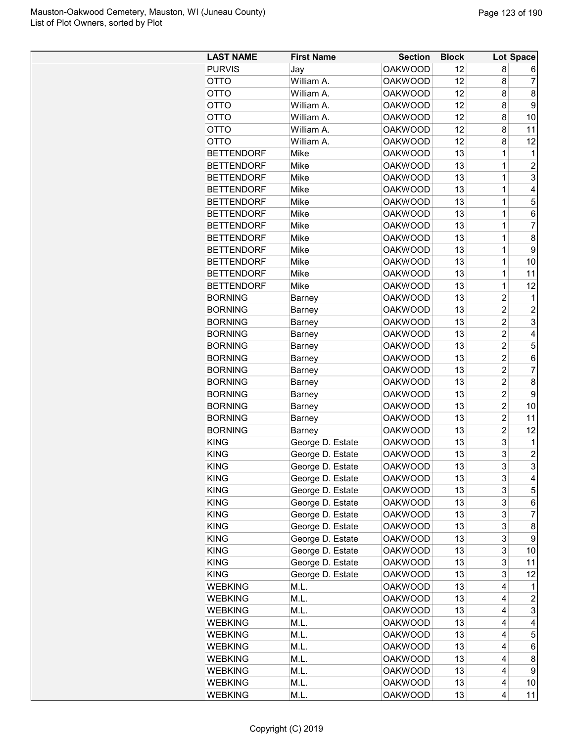| LAST NAME | First Name | Section | Block | Lot | Space |
| --- | --- | --- | --- | --- | --- |
| PURVIS | Jay | OAKWOOD | 12 | 8 | 6 |
| OTTO | William A. | OAKWOOD | 12 | 8 | 7 |
| OTTO | William A. | OAKWOOD | 12 | 8 | 8 |
| OTTO | William A. | OAKWOOD | 12 | 8 | 9 |
| OTTO | William A. | OAKWOOD | 12 | 8 | 10 |
| OTTO | William A. | OAKWOOD | 12 | 8 | 11 |
| OTTO | William A. | OAKWOOD | 12 | 8 | 12 |
| BETTENDORF | Mike | OAKWOOD | 13 | 1 | 1 |
| BETTENDORF | Mike | OAKWOOD | 13 | 1 | 2 |
| BETTENDORF | Mike | OAKWOOD | 13 | 1 | 3 |
| BETTENDORF | Mike | OAKWOOD | 13 | 1 | 4 |
| BETTENDORF | Mike | OAKWOOD | 13 | 1 | 5 |
| BETTENDORF | Mike | OAKWOOD | 13 | 1 | 6 |
| BETTENDORF | Mike | OAKWOOD | 13 | 1 | 7 |
| BETTENDORF | Mike | OAKWOOD | 13 | 1 | 8 |
| BETTENDORF | Mike | OAKWOOD | 13 | 1 | 9 |
| BETTENDORF | Mike | OAKWOOD | 13 | 1 | 10 |
| BETTENDORF | Mike | OAKWOOD | 13 | 1 | 11 |
| BETTENDORF | Mike | OAKWOOD | 13 | 1 | 12 |
| BORNING | Barney | OAKWOOD | 13 | 2 | 1 |
| BORNING | Barney | OAKWOOD | 13 | 2 | 2 |
| BORNING | Barney | OAKWOOD | 13 | 2 | 3 |
| BORNING | Barney | OAKWOOD | 13 | 2 | 4 |
| BORNING | Barney | OAKWOOD | 13 | 2 | 5 |
| BORNING | Barney | OAKWOOD | 13 | 2 | 6 |
| BORNING | Barney | OAKWOOD | 13 | 2 | 7 |
| BORNING | Barney | OAKWOOD | 13 | 2 | 8 |
| BORNING | Barney | OAKWOOD | 13 | 2 | 9 |
| BORNING | Barney | OAKWOOD | 13 | 2 | 10 |
| BORNING | Barney | OAKWOOD | 13 | 2 | 11 |
| BORNING | Barney | OAKWOOD | 13 | 2 | 12 |
| KING | George D. Estate | OAKWOOD | 13 | 3 | 1 |
| KING | George D. Estate | OAKWOOD | 13 | 3 | 2 |
| KING | George D. Estate | OAKWOOD | 13 | 3 | 3 |
| KING | George D. Estate | OAKWOOD | 13 | 3 | 4 |
| KING | George D. Estate | OAKWOOD | 13 | 3 | 5 |
| KING | George D. Estate | OAKWOOD | 13 | 3 | 6 |
| KING | George D. Estate | OAKWOOD | 13 | 3 | 7 |
| KING | George D. Estate | OAKWOOD | 13 | 3 | 8 |
| KING | George D. Estate | OAKWOOD | 13 | 3 | 9 |
| KING | George D. Estate | OAKWOOD | 13 | 3 | 10 |
| KING | George D. Estate | OAKWOOD | 13 | 3 | 11 |
| KING | George D. Estate | OAKWOOD | 13 | 3 | 12 |
| WEBKING | M.L. | OAKWOOD | 13 | 4 | 1 |
| WEBKING | M.L. | OAKWOOD | 13 | 4 | 2 |
| WEBKING | M.L. | OAKWOOD | 13 | 4 | 3 |
| WEBKING | M.L. | OAKWOOD | 13 | 4 | 4 |
| WEBKING | M.L. | OAKWOOD | 13 | 4 | 5 |
| WEBKING | M.L. | OAKWOOD | 13 | 4 | 6 |
| WEBKING | M.L. | OAKWOOD | 13 | 4 | 8 |
| WEBKING | M.L. | OAKWOOD | 13 | 4 | 9 |
| WEBKING | M.L. | OAKWOOD | 13 | 4 | 10 |
| WEBKING | M.L. | OAKWOOD | 13 | 4 | 11 |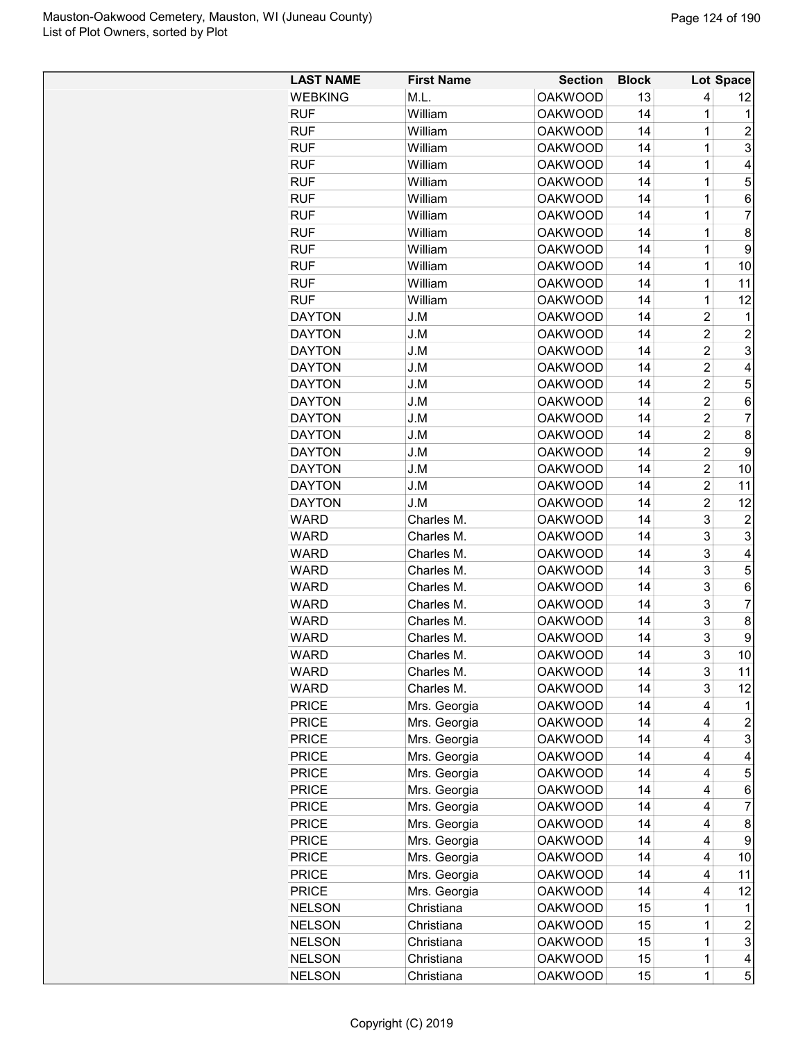Mauston-Oakwood Cemetery, Mauston, WI (Juneau County)
List of Plot Owners, sorted by Plot

| LAST NAME | First Name | Section | Block | Lot | Space |
|---|---|---|---|---|---|
| WEBKING | M.L. | OAKWOOD | 13 | 4 | 12 |
| RUF | William | OAKWOOD | 14 | 1 | 1 |
| RUF | William | OAKWOOD | 14 | 1 | 2 |
| RUF | William | OAKWOOD | 14 | 1 | 3 |
| RUF | William | OAKWOOD | 14 | 1 | 4 |
| RUF | William | OAKWOOD | 14 | 1 | 5 |
| RUF | William | OAKWOOD | 14 | 1 | 6 |
| RUF | William | OAKWOOD | 14 | 1 | 7 |
| RUF | William | OAKWOOD | 14 | 1 | 8 |
| RUF | William | OAKWOOD | 14 | 1 | 9 |
| RUF | William | OAKWOOD | 14 | 1 | 10 |
| RUF | William | OAKWOOD | 14 | 1 | 11 |
| RUF | William | OAKWOOD | 14 | 1 | 12 |
| DAYTON | J.M | OAKWOOD | 14 | 2 | 1 |
| DAYTON | J.M | OAKWOOD | 14 | 2 | 2 |
| DAYTON | J.M | OAKWOOD | 14 | 2 | 3 |
| DAYTON | J.M | OAKWOOD | 14 | 2 | 4 |
| DAYTON | J.M | OAKWOOD | 14 | 2 | 5 |
| DAYTON | J.M | OAKWOOD | 14 | 2 | 6 |
| DAYTON | J.M | OAKWOOD | 14 | 2 | 7 |
| DAYTON | J.M | OAKWOOD | 14 | 2 | 8 |
| DAYTON | J.M | OAKWOOD | 14 | 2 | 9 |
| DAYTON | J.M | OAKWOOD | 14 | 2 | 10 |
| DAYTON | J.M | OAKWOOD | 14 | 2 | 11 |
| DAYTON | J.M | OAKWOOD | 14 | 2 | 12 |
| WARD | Charles M. | OAKWOOD | 14 | 3 | 2 |
| WARD | Charles M. | OAKWOOD | 14 | 3 | 3 |
| WARD | Charles M. | OAKWOOD | 14 | 3 | 4 |
| WARD | Charles M. | OAKWOOD | 14 | 3 | 5 |
| WARD | Charles M. | OAKWOOD | 14 | 3 | 6 |
| WARD | Charles M. | OAKWOOD | 14 | 3 | 7 |
| WARD | Charles M. | OAKWOOD | 14 | 3 | 8 |
| WARD | Charles M. | OAKWOOD | 14 | 3 | 9 |
| WARD | Charles M. | OAKWOOD | 14 | 3 | 10 |
| WARD | Charles M. | OAKWOOD | 14 | 3 | 11 |
| WARD | Charles M. | OAKWOOD | 14 | 3 | 12 |
| PRICE | Mrs. Georgia | OAKWOOD | 14 | 4 | 1 |
| PRICE | Mrs. Georgia | OAKWOOD | 14 | 4 | 2 |
| PRICE | Mrs. Georgia | OAKWOOD | 14 | 4 | 3 |
| PRICE | Mrs. Georgia | OAKWOOD | 14 | 4 | 4 |
| PRICE | Mrs. Georgia | OAKWOOD | 14 | 4 | 5 |
| PRICE | Mrs. Georgia | OAKWOOD | 14 | 4 | 6 |
| PRICE | Mrs. Georgia | OAKWOOD | 14 | 4 | 7 |
| PRICE | Mrs. Georgia | OAKWOOD | 14 | 4 | 8 |
| PRICE | Mrs. Georgia | OAKWOOD | 14 | 4 | 9 |
| PRICE | Mrs. Georgia | OAKWOOD | 14 | 4 | 10 |
| PRICE | Mrs. Georgia | OAKWOOD | 14 | 4 | 11 |
| PRICE | Mrs. Georgia | OAKWOOD | 14 | 4 | 12 |
| NELSON | Christiana | OAKWOOD | 15 | 1 | 1 |
| NELSON | Christiana | OAKWOOD | 15 | 1 | 2 |
| NELSON | Christiana | OAKWOOD | 15 | 1 | 3 |
| NELSON | Christiana | OAKWOOD | 15 | 1 | 4 |
| NELSON | Christiana | OAKWOOD | 15 | 1 | 5 |

Copyright (C) 2019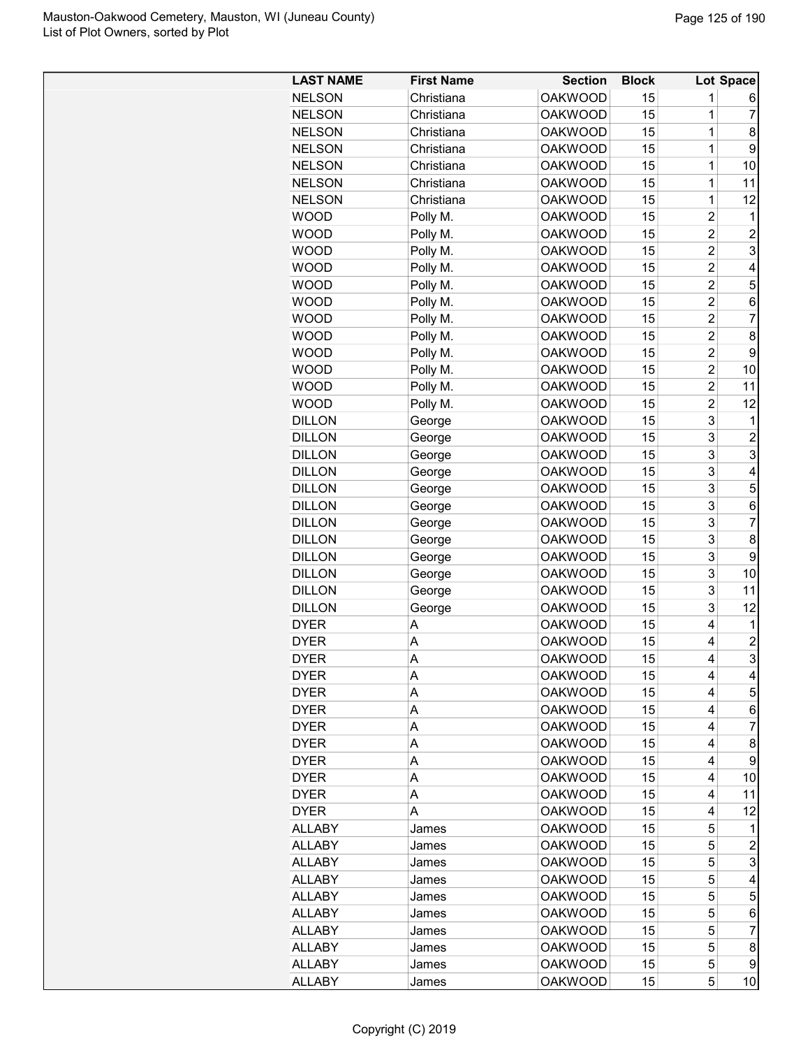| LAST NAME | First Name | Section | Block | Lot | Space |
|---|---|---|---|---|---|
| NELSON | Christiana | OAKWOOD | 15 | 1 | 6 |
| NELSON | Christiana | OAKWOOD | 15 | 1 | 7 |
| NELSON | Christiana | OAKWOOD | 15 | 1 | 8 |
| NELSON | Christiana | OAKWOOD | 15 | 1 | 9 |
| NELSON | Christiana | OAKWOOD | 15 | 1 | 10 |
| NELSON | Christiana | OAKWOOD | 15 | 1 | 11 |
| NELSON | Christiana | OAKWOOD | 15 | 1 | 12 |
| WOOD | Polly M. | OAKWOOD | 15 | 2 | 1 |
| WOOD | Polly M. | OAKWOOD | 15 | 2 | 2 |
| WOOD | Polly M. | OAKWOOD | 15 | 2 | 3 |
| WOOD | Polly M. | OAKWOOD | 15 | 2 | 4 |
| WOOD | Polly M. | OAKWOOD | 15 | 2 | 5 |
| WOOD | Polly M. | OAKWOOD | 15 | 2 | 6 |
| WOOD | Polly M. | OAKWOOD | 15 | 2 | 7 |
| WOOD | Polly M. | OAKWOOD | 15 | 2 | 8 |
| WOOD | Polly M. | OAKWOOD | 15 | 2 | 9 |
| WOOD | Polly M. | OAKWOOD | 15 | 2 | 10 |
| WOOD | Polly M. | OAKWOOD | 15 | 2 | 11 |
| WOOD | Polly M. | OAKWOOD | 15 | 2 | 12 |
| DILLON | George | OAKWOOD | 15 | 3 | 1 |
| DILLON | George | OAKWOOD | 15 | 3 | 2 |
| DILLON | George | OAKWOOD | 15 | 3 | 3 |
| DILLON | George | OAKWOOD | 15 | 3 | 4 |
| DILLON | George | OAKWOOD | 15 | 3 | 5 |
| DILLON | George | OAKWOOD | 15 | 3 | 6 |
| DILLON | George | OAKWOOD | 15 | 3 | 7 |
| DILLON | George | OAKWOOD | 15 | 3 | 8 |
| DILLON | George | OAKWOOD | 15 | 3 | 9 |
| DILLON | George | OAKWOOD | 15 | 3 | 10 |
| DILLON | George | OAKWOOD | 15 | 3 | 11 |
| DILLON | George | OAKWOOD | 15 | 3 | 12 |
| DYER | A | OAKWOOD | 15 | 4 | 1 |
| DYER | A | OAKWOOD | 15 | 4 | 2 |
| DYER | A | OAKWOOD | 15 | 4 | 3 |
| DYER | A | OAKWOOD | 15 | 4 | 4 |
| DYER | A | OAKWOOD | 15 | 4 | 5 |
| DYER | A | OAKWOOD | 15 | 4 | 6 |
| DYER | A | OAKWOOD | 15 | 4 | 7 |
| DYER | A | OAKWOOD | 15 | 4 | 8 |
| DYER | A | OAKWOOD | 15 | 4 | 9 |
| DYER | A | OAKWOOD | 15 | 4 | 10 |
| DYER | A | OAKWOOD | 15 | 4 | 11 |
| DYER | A | OAKWOOD | 15 | 4 | 12 |
| ALLABY | James | OAKWOOD | 15 | 5 | 1 |
| ALLABY | James | OAKWOOD | 15 | 5 | 2 |
| ALLABY | James | OAKWOOD | 15 | 5 | 3 |
| ALLABY | James | OAKWOOD | 15 | 5 | 4 |
| ALLABY | James | OAKWOOD | 15 | 5 | 5 |
| ALLABY | James | OAKWOOD | 15 | 5 | 6 |
| ALLABY | James | OAKWOOD | 15 | 5 | 7 |
| ALLABY | James | OAKWOOD | 15 | 5 | 8 |
| ALLABY | James | OAKWOOD | 15 | 5 | 9 |
| ALLABY | James | OAKWOOD | 15 | 5 | 10 |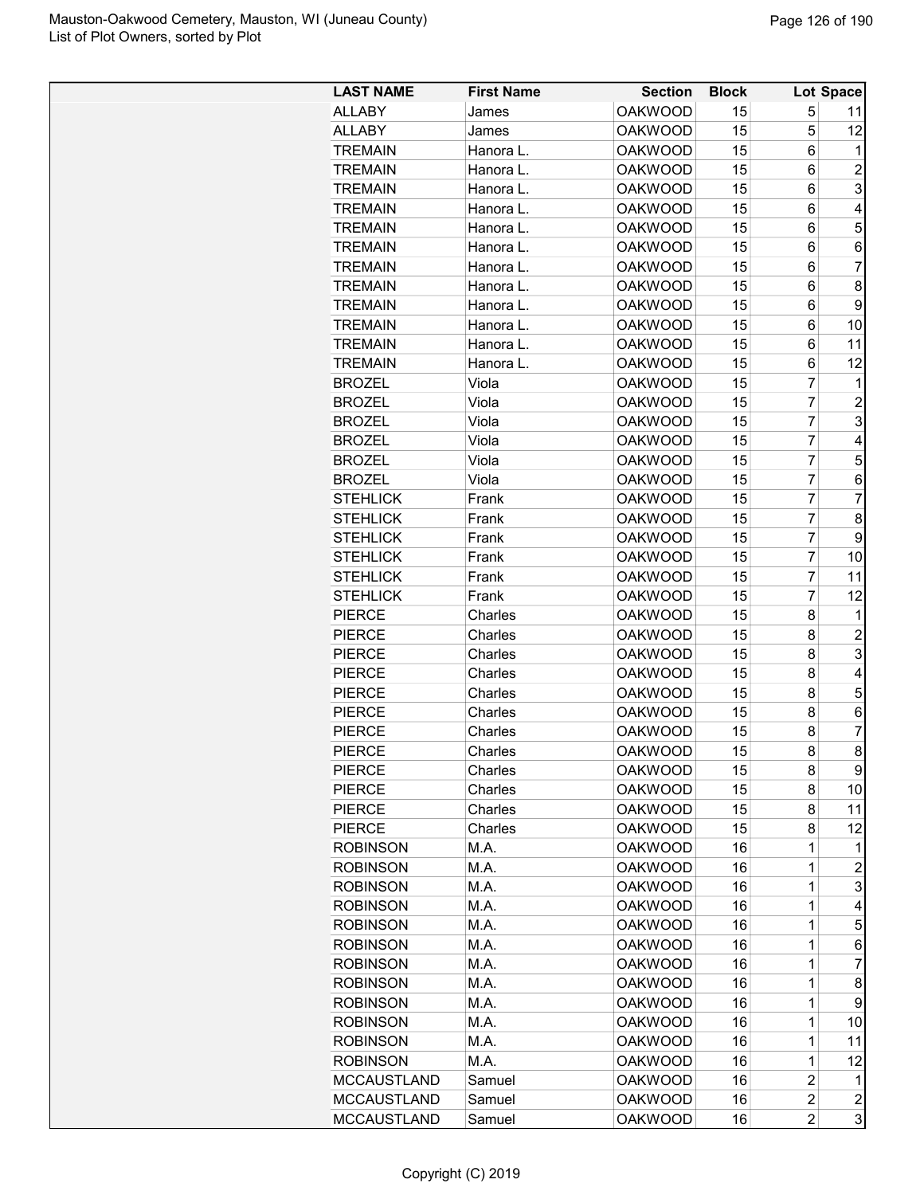Mauston-Oakwood Cemetery, Mauston, WI (Juneau County)
List of Plot Owners, sorted by Plot

| LAST NAME | First Name | Section | Block | Lot | Space |
|---|---|---|---|---|---|
| ALLABY | James | OAKWOOD | 15 | 5 | 11 |
| ALLABY | James | OAKWOOD | 15 | 5 | 12 |
| TREMAIN | Hanora L. | OAKWOOD | 15 | 6 | 1 |
| TREMAIN | Hanora L. | OAKWOOD | 15 | 6 | 2 |
| TREMAIN | Hanora L. | OAKWOOD | 15 | 6 | 3 |
| TREMAIN | Hanora L. | OAKWOOD | 15 | 6 | 4 |
| TREMAIN | Hanora L. | OAKWOOD | 15 | 6 | 5 |
| TREMAIN | Hanora L. | OAKWOOD | 15 | 6 | 6 |
| TREMAIN | Hanora L. | OAKWOOD | 15 | 6 | 7 |
| TREMAIN | Hanora L. | OAKWOOD | 15 | 6 | 8 |
| TREMAIN | Hanora L. | OAKWOOD | 15 | 6 | 9 |
| TREMAIN | Hanora L. | OAKWOOD | 15 | 6 | 10 |
| TREMAIN | Hanora L. | OAKWOOD | 15 | 6 | 11 |
| TREMAIN | Hanora L. | OAKWOOD | 15 | 6 | 12 |
| BROZEL | Viola | OAKWOOD | 15 | 7 | 1 |
| BROZEL | Viola | OAKWOOD | 15 | 7 | 2 |
| BROZEL | Viola | OAKWOOD | 15 | 7 | 3 |
| BROZEL | Viola | OAKWOOD | 15 | 7 | 4 |
| BROZEL | Viola | OAKWOOD | 15 | 7 | 5 |
| BROZEL | Viola | OAKWOOD | 15 | 7 | 6 |
| STEHLICK | Frank | OAKWOOD | 15 | 7 | 7 |
| STEHLICK | Frank | OAKWOOD | 15 | 7 | 8 |
| STEHLICK | Frank | OAKWOOD | 15 | 7 | 9 |
| STEHLICK | Frank | OAKWOOD | 15 | 7 | 10 |
| STEHLICK | Frank | OAKWOOD | 15 | 7 | 11 |
| STEHLICK | Frank | OAKWOOD | 15 | 7 | 12 |
| PIERCE | Charles | OAKWOOD | 15 | 8 | 1 |
| PIERCE | Charles | OAKWOOD | 15 | 8 | 2 |
| PIERCE | Charles | OAKWOOD | 15 | 8 | 3 |
| PIERCE | Charles | OAKWOOD | 15 | 8 | 4 |
| PIERCE | Charles | OAKWOOD | 15 | 8 | 5 |
| PIERCE | Charles | OAKWOOD | 15 | 8 | 6 |
| PIERCE | Charles | OAKWOOD | 15 | 8 | 7 |
| PIERCE | Charles | OAKWOOD | 15 | 8 | 8 |
| PIERCE | Charles | OAKWOOD | 15 | 8 | 9 |
| PIERCE | Charles | OAKWOOD | 15 | 8 | 10 |
| PIERCE | Charles | OAKWOOD | 15 | 8 | 11 |
| PIERCE | Charles | OAKWOOD | 15 | 8 | 12 |
| ROBINSON | M.A. | OAKWOOD | 16 | 1 | 1 |
| ROBINSON | M.A. | OAKWOOD | 16 | 1 | 2 |
| ROBINSON | M.A. | OAKWOOD | 16 | 1 | 3 |
| ROBINSON | M.A. | OAKWOOD | 16 | 1 | 4 |
| ROBINSON | M.A. | OAKWOOD | 16 | 1 | 5 |
| ROBINSON | M.A. | OAKWOOD | 16 | 1 | 6 |
| ROBINSON | M.A. | OAKWOOD | 16 | 1 | 7 |
| ROBINSON | M.A. | OAKWOOD | 16 | 1 | 8 |
| ROBINSON | M.A. | OAKWOOD | 16 | 1 | 9 |
| ROBINSON | M.A. | OAKWOOD | 16 | 1 | 10 |
| ROBINSON | M.A. | OAKWOOD | 16 | 1 | 11 |
| ROBINSON | M.A. | OAKWOOD | 16 | 1 | 12 |
| MCCAUSTLAND | Samuel | OAKWOOD | 16 | 2 | 1 |
| MCCAUSTLAND | Samuel | OAKWOOD | 16 | 2 | 2 |
| MCCAUSTLAND | Samuel | OAKWOOD | 16 | 2 | 3 |

Copyright (C) 2019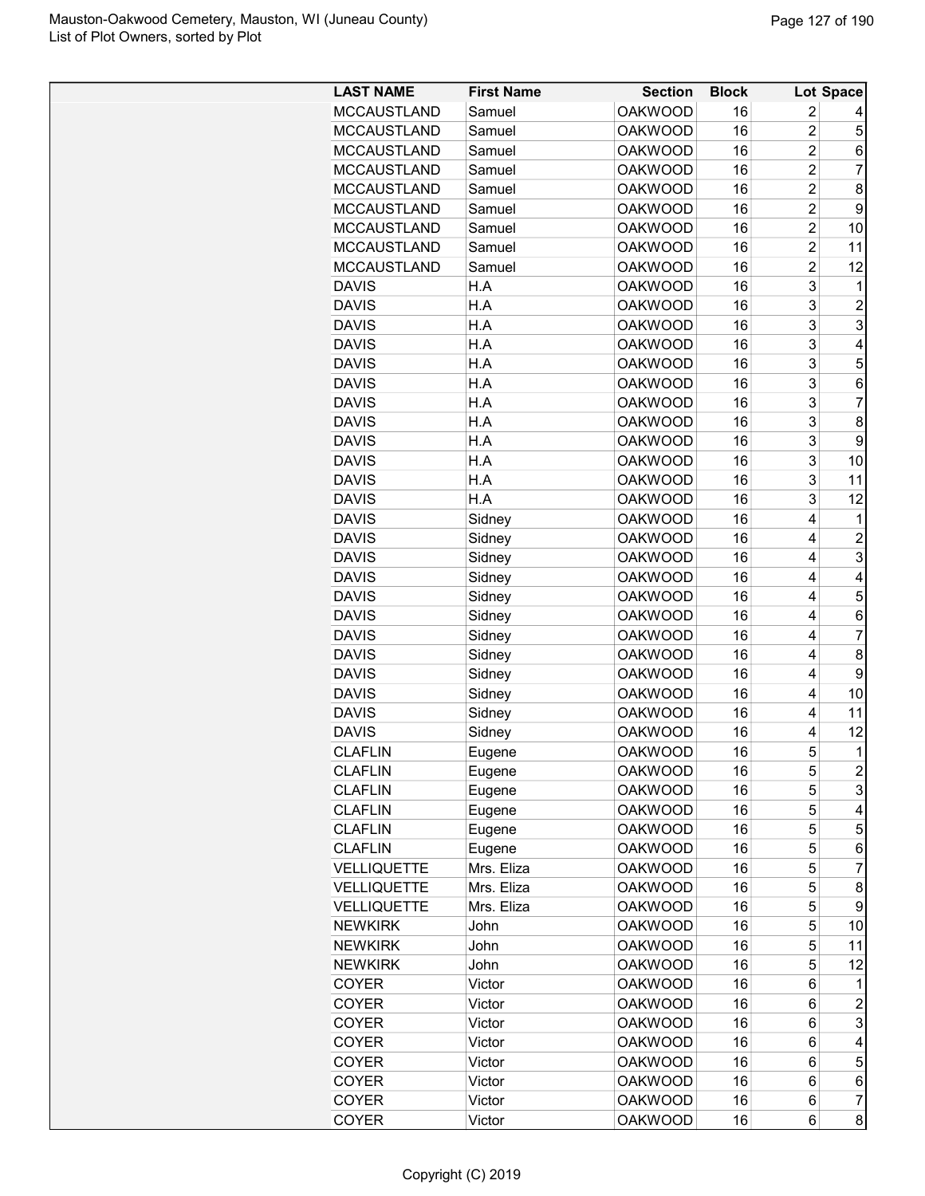| LAST NAME | First Name | Section | Block | Lot | Space |
|---|---|---|---|---|---|
| MCCAUSTLAND | Samuel | OAKWOOD | 16 | 2 | 4 |
| MCCAUSTLAND | Samuel | OAKWOOD | 16 | 2 | 5 |
| MCCAUSTLAND | Samuel | OAKWOOD | 16 | 2 | 6 |
| MCCAUSTLAND | Samuel | OAKWOOD | 16 | 2 | 7 |
| MCCAUSTLAND | Samuel | OAKWOOD | 16 | 2 | 8 |
| MCCAUSTLAND | Samuel | OAKWOOD | 16 | 2 | 9 |
| MCCAUSTLAND | Samuel | OAKWOOD | 16 | 2 | 10 |
| MCCAUSTLAND | Samuel | OAKWOOD | 16 | 2 | 11 |
| MCCAUSTLAND | Samuel | OAKWOOD | 16 | 2 | 12 |
| DAVIS | H.A | OAKWOOD | 16 | 3 | 1 |
| DAVIS | H.A | OAKWOOD | 16 | 3 | 2 |
| DAVIS | H.A | OAKWOOD | 16 | 3 | 3 |
| DAVIS | H.A | OAKWOOD | 16 | 3 | 4 |
| DAVIS | H.A | OAKWOOD | 16 | 3 | 5 |
| DAVIS | H.A | OAKWOOD | 16 | 3 | 6 |
| DAVIS | H.A | OAKWOOD | 16 | 3 | 7 |
| DAVIS | H.A | OAKWOOD | 16 | 3 | 8 |
| DAVIS | H.A | OAKWOOD | 16 | 3 | 9 |
| DAVIS | H.A | OAKWOOD | 16 | 3 | 10 |
| DAVIS | H.A | OAKWOOD | 16 | 3 | 11 |
| DAVIS | H.A | OAKWOOD | 16 | 3 | 12 |
| DAVIS | Sidney | OAKWOOD | 16 | 4 | 1 |
| DAVIS | Sidney | OAKWOOD | 16 | 4 | 2 |
| DAVIS | Sidney | OAKWOOD | 16 | 4 | 3 |
| DAVIS | Sidney | OAKWOOD | 16 | 4 | 4 |
| DAVIS | Sidney | OAKWOOD | 16 | 4 | 5 |
| DAVIS | Sidney | OAKWOOD | 16 | 4 | 6 |
| DAVIS | Sidney | OAKWOOD | 16 | 4 | 7 |
| DAVIS | Sidney | OAKWOOD | 16 | 4 | 8 |
| DAVIS | Sidney | OAKWOOD | 16 | 4 | 9 |
| DAVIS | Sidney | OAKWOOD | 16 | 4 | 10 |
| DAVIS | Sidney | OAKWOOD | 16 | 4 | 11 |
| DAVIS | Sidney | OAKWOOD | 16 | 4 | 12 |
| CLAFLIN | Eugene | OAKWOOD | 16 | 5 | 1 |
| CLAFLIN | Eugene | OAKWOOD | 16 | 5 | 2 |
| CLAFLIN | Eugene | OAKWOOD | 16 | 5 | 3 |
| CLAFLIN | Eugene | OAKWOOD | 16 | 5 | 4 |
| CLAFLIN | Eugene | OAKWOOD | 16 | 5 | 5 |
| CLAFLIN | Eugene | OAKWOOD | 16 | 5 | 6 |
| VELLIQUETTE | Mrs. Eliza | OAKWOOD | 16 | 5 | 7 |
| VELLIQUETTE | Mrs. Eliza | OAKWOOD | 16 | 5 | 8 |
| VELLIQUETTE | Mrs. Eliza | OAKWOOD | 16 | 5 | 9 |
| NEWKIRK | John | OAKWOOD | 16 | 5 | 10 |
| NEWKIRK | John | OAKWOOD | 16 | 5 | 11 |
| NEWKIRK | John | OAKWOOD | 16 | 5 | 12 |
| COYER | Victor | OAKWOOD | 16 | 6 | 1 |
| COYER | Victor | OAKWOOD | 16 | 6 | 2 |
| COYER | Victor | OAKWOOD | 16 | 6 | 3 |
| COYER | Victor | OAKWOOD | 16 | 6 | 4 |
| COYER | Victor | OAKWOOD | 16 | 6 | 5 |
| COYER | Victor | OAKWOOD | 16 | 6 | 6 |
| COYER | Victor | OAKWOOD | 16 | 6 | 7 |
| COYER | Victor | OAKWOOD | 16 | 6 | 8 |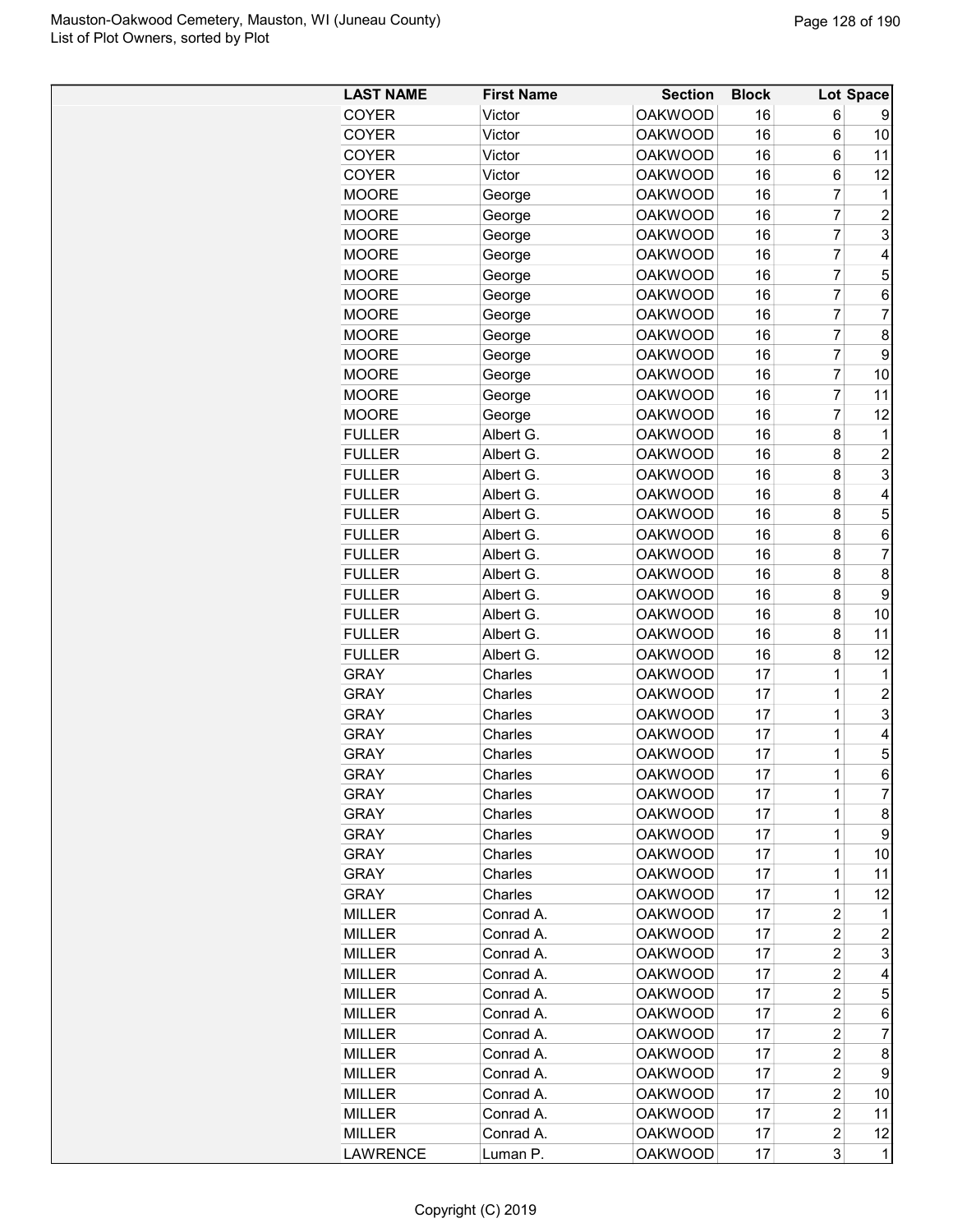| LAST NAME | First Name | Section | Block | Lot | Space |
|---|---|---|---|---|---|
| COYER | Victor | OAKWOOD | 16 | 6 | 9 |
| COYER | Victor | OAKWOOD | 16 | 6 | 10 |
| COYER | Victor | OAKWOOD | 16 | 6 | 11 |
| COYER | Victor | OAKWOOD | 16 | 6 | 12 |
| MOORE | George | OAKWOOD | 16 | 7 | 1 |
| MOORE | George | OAKWOOD | 16 | 7 | 2 |
| MOORE | George | OAKWOOD | 16 | 7 | 3 |
| MOORE | George | OAKWOOD | 16 | 7 | 4 |
| MOORE | George | OAKWOOD | 16 | 7 | 5 |
| MOORE | George | OAKWOOD | 16 | 7 | 6 |
| MOORE | George | OAKWOOD | 16 | 7 | 7 |
| MOORE | George | OAKWOOD | 16 | 7 | 8 |
| MOORE | George | OAKWOOD | 16 | 7 | 9 |
| MOORE | George | OAKWOOD | 16 | 7 | 10 |
| MOORE | George | OAKWOOD | 16 | 7 | 11 |
| MOORE | George | OAKWOOD | 16 | 7 | 12 |
| FULLER | Albert G. | OAKWOOD | 16 | 8 | 1 |
| FULLER | Albert G. | OAKWOOD | 16 | 8 | 2 |
| FULLER | Albert G. | OAKWOOD | 16 | 8 | 3 |
| FULLER | Albert G. | OAKWOOD | 16 | 8 | 4 |
| FULLER | Albert G. | OAKWOOD | 16 | 8 | 5 |
| FULLER | Albert G. | OAKWOOD | 16 | 8 | 6 |
| FULLER | Albert G. | OAKWOOD | 16 | 8 | 7 |
| FULLER | Albert G. | OAKWOOD | 16 | 8 | 8 |
| FULLER | Albert G. | OAKWOOD | 16 | 8 | 9 |
| FULLER | Albert G. | OAKWOOD | 16 | 8 | 10 |
| FULLER | Albert G. | OAKWOOD | 16 | 8 | 11 |
| FULLER | Albert G. | OAKWOOD | 16 | 8 | 12 |
| GRAY | Charles | OAKWOOD | 17 | 1 | 1 |
| GRAY | Charles | OAKWOOD | 17 | 1 | 2 |
| GRAY | Charles | OAKWOOD | 17 | 1 | 3 |
| GRAY | Charles | OAKWOOD | 17 | 1 | 4 |
| GRAY | Charles | OAKWOOD | 17 | 1 | 5 |
| GRAY | Charles | OAKWOOD | 17 | 1 | 6 |
| GRAY | Charles | OAKWOOD | 17 | 1 | 7 |
| GRAY | Charles | OAKWOOD | 17 | 1 | 8 |
| GRAY | Charles | OAKWOOD | 17 | 1 | 9 |
| GRAY | Charles | OAKWOOD | 17 | 1 | 10 |
| GRAY | Charles | OAKWOOD | 17 | 1 | 11 |
| GRAY | Charles | OAKWOOD | 17 | 1 | 12 |
| MILLER | Conrad A. | OAKWOOD | 17 | 2 | 1 |
| MILLER | Conrad A. | OAKWOOD | 17 | 2 | 2 |
| MILLER | Conrad A. | OAKWOOD | 17 | 2 | 3 |
| MILLER | Conrad A. | OAKWOOD | 17 | 2 | 4 |
| MILLER | Conrad A. | OAKWOOD | 17 | 2 | 5 |
| MILLER | Conrad A. | OAKWOOD | 17 | 2 | 6 |
| MILLER | Conrad A. | OAKWOOD | 17 | 2 | 7 |
| MILLER | Conrad A. | OAKWOOD | 17 | 2 | 8 |
| MILLER | Conrad A. | OAKWOOD | 17 | 2 | 9 |
| MILLER | Conrad A. | OAKWOOD | 17 | 2 | 10 |
| MILLER | Conrad A. | OAKWOOD | 17 | 2 | 11 |
| MILLER | Conrad A. | OAKWOOD | 17 | 2 | 12 |
| LAWRENCE | Luman P. | OAKWOOD | 17 | 3 | 1 |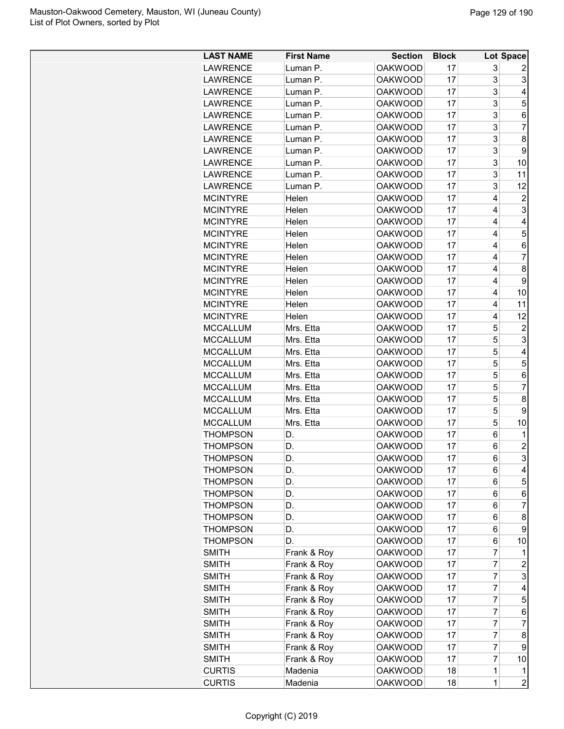| LAST NAME | First Name | Section | Block | Lot | Space |
|---|---|---|---|---|---|
| LAWRENCE | Luman P. | OAKWOOD | 17 | 3 | 2 |
| LAWRENCE | Luman P. | OAKWOOD | 17 | 3 | 3 |
| LAWRENCE | Luman P. | OAKWOOD | 17 | 3 | 4 |
| LAWRENCE | Luman P. | OAKWOOD | 17 | 3 | 5 |
| LAWRENCE | Luman P. | OAKWOOD | 17 | 3 | 6 |
| LAWRENCE | Luman P. | OAKWOOD | 17 | 3 | 7 |
| LAWRENCE | Luman P. | OAKWOOD | 17 | 3 | 8 |
| LAWRENCE | Luman P. | OAKWOOD | 17 | 3 | 9 |
| LAWRENCE | Luman P. | OAKWOOD | 17 | 3 | 10 |
| LAWRENCE | Luman P. | OAKWOOD | 17 | 3 | 11 |
| LAWRENCE | Luman P. | OAKWOOD | 17 | 3 | 12 |
| MCINTYRE | Helen | OAKWOOD | 17 | 4 | 2 |
| MCINTYRE | Helen | OAKWOOD | 17 | 4 | 3 |
| MCINTYRE | Helen | OAKWOOD | 17 | 4 | 4 |
| MCINTYRE | Helen | OAKWOOD | 17 | 4 | 5 |
| MCINTYRE | Helen | OAKWOOD | 17 | 4 | 6 |
| MCINTYRE | Helen | OAKWOOD | 17 | 4 | 7 |
| MCINTYRE | Helen | OAKWOOD | 17 | 4 | 8 |
| MCINTYRE | Helen | OAKWOOD | 17 | 4 | 9 |
| MCINTYRE | Helen | OAKWOOD | 17 | 4 | 10 |
| MCINTYRE | Helen | OAKWOOD | 17 | 4 | 11 |
| MCINTYRE | Helen | OAKWOOD | 17 | 4 | 12 |
| MCCALLUM | Mrs. Etta | OAKWOOD | 17 | 5 | 2 |
| MCCALLUM | Mrs. Etta | OAKWOOD | 17 | 5 | 3 |
| MCCALLUM | Mrs. Etta | OAKWOOD | 17 | 5 | 4 |
| MCCALLUM | Mrs. Etta | OAKWOOD | 17 | 5 | 5 |
| MCCALLUM | Mrs. Etta | OAKWOOD | 17 | 5 | 6 |
| MCCALLUM | Mrs. Etta | OAKWOOD | 17 | 5 | 7 |
| MCCALLUM | Mrs. Etta | OAKWOOD | 17 | 5 | 8 |
| MCCALLUM | Mrs. Etta | OAKWOOD | 17 | 5 | 9 |
| MCCALLUM | Mrs. Etta | OAKWOOD | 17 | 5 | 10 |
| THOMPSON | D. | OAKWOOD | 17 | 6 | 1 |
| THOMPSON | D. | OAKWOOD | 17 | 6 | 2 |
| THOMPSON | D. | OAKWOOD | 17 | 6 | 3 |
| THOMPSON | D. | OAKWOOD | 17 | 6 | 4 |
| THOMPSON | D. | OAKWOOD | 17 | 6 | 5 |
| THOMPSON | D. | OAKWOOD | 17 | 6 | 6 |
| THOMPSON | D. | OAKWOOD | 17 | 6 | 7 |
| THOMPSON | D. | OAKWOOD | 17 | 6 | 8 |
| THOMPSON | D. | OAKWOOD | 17 | 6 | 9 |
| THOMPSON | D. | OAKWOOD | 17 | 6 | 10 |
| SMITH | Frank & Roy | OAKWOOD | 17 | 7 | 1 |
| SMITH | Frank & Roy | OAKWOOD | 17 | 7 | 2 |
| SMITH | Frank & Roy | OAKWOOD | 17 | 7 | 3 |
| SMITH | Frank & Roy | OAKWOOD | 17 | 7 | 4 |
| SMITH | Frank & Roy | OAKWOOD | 17 | 7 | 5 |
| SMITH | Frank & Roy | OAKWOOD | 17 | 7 | 6 |
| SMITH | Frank & Roy | OAKWOOD | 17 | 7 | 7 |
| SMITH | Frank & Roy | OAKWOOD | 17 | 7 | 8 |
| SMITH | Frank & Roy | OAKWOOD | 17 | 7 | 9 |
| SMITH | Frank & Roy | OAKWOOD | 17 | 7 | 10 |
| CURTIS | Madenia | OAKWOOD | 18 | 1 | 1 |
| CURTIS | Madenia | OAKWOOD | 18 | 1 | 2 |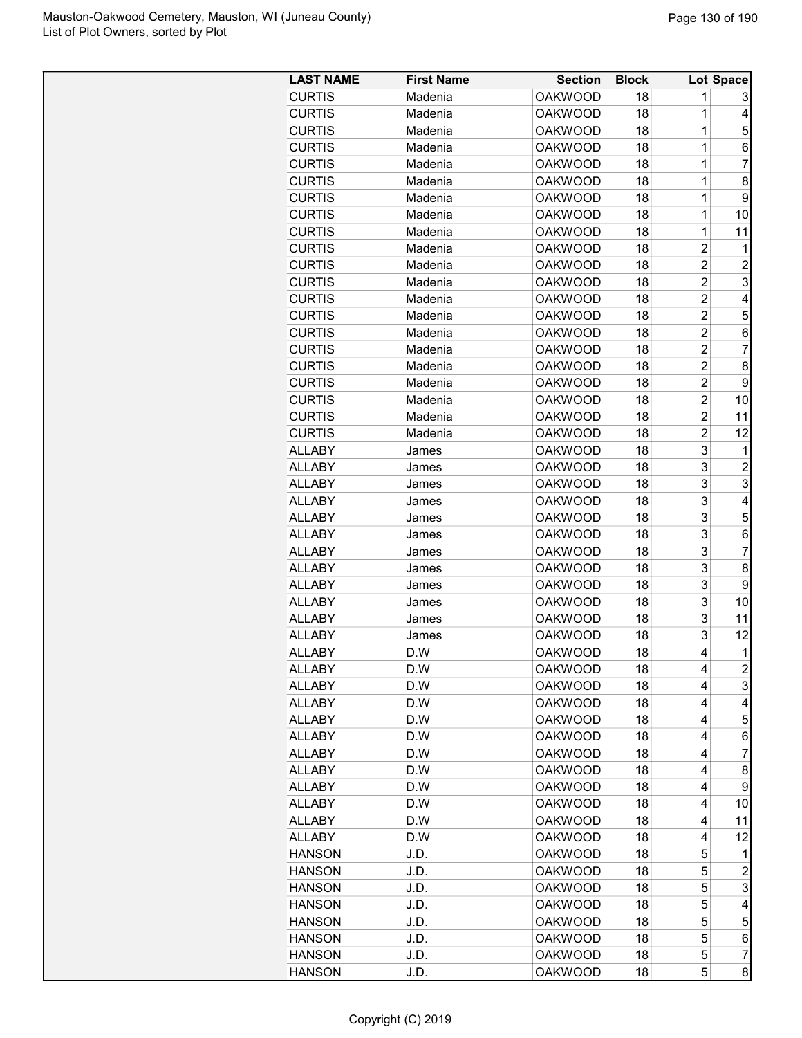| LAST NAME | First Name | Section | Block | Lot | Space |
|---|---|---|---|---|---|
| CURTIS | Madenia | OAKWOOD | 18 | 1 | 3 |
| CURTIS | Madenia | OAKWOOD | 18 | 1 | 4 |
| CURTIS | Madenia | OAKWOOD | 18 | 1 | 5 |
| CURTIS | Madenia | OAKWOOD | 18 | 1 | 6 |
| CURTIS | Madenia | OAKWOOD | 18 | 1 | 7 |
| CURTIS | Madenia | OAKWOOD | 18 | 1 | 8 |
| CURTIS | Madenia | OAKWOOD | 18 | 1 | 9 |
| CURTIS | Madenia | OAKWOOD | 18 | 1 | 10 |
| CURTIS | Madenia | OAKWOOD | 18 | 1 | 11 |
| CURTIS | Madenia | OAKWOOD | 18 | 2 | 1 |
| CURTIS | Madenia | OAKWOOD | 18 | 2 | 2 |
| CURTIS | Madenia | OAKWOOD | 18 | 2 | 3 |
| CURTIS | Madenia | OAKWOOD | 18 | 2 | 4 |
| CURTIS | Madenia | OAKWOOD | 18 | 2 | 5 |
| CURTIS | Madenia | OAKWOOD | 18 | 2 | 6 |
| CURTIS | Madenia | OAKWOOD | 18 | 2 | 7 |
| CURTIS | Madenia | OAKWOOD | 18 | 2 | 8 |
| CURTIS | Madenia | OAKWOOD | 18 | 2 | 9 |
| CURTIS | Madenia | OAKWOOD | 18 | 2 | 10 |
| CURTIS | Madenia | OAKWOOD | 18 | 2 | 11 |
| CURTIS | Madenia | OAKWOOD | 18 | 2 | 12 |
| ALLABY | James | OAKWOOD | 18 | 3 | 1 |
| ALLABY | James | OAKWOOD | 18 | 3 | 2 |
| ALLABY | James | OAKWOOD | 18 | 3 | 3 |
| ALLABY | James | OAKWOOD | 18 | 3 | 4 |
| ALLABY | James | OAKWOOD | 18 | 3 | 5 |
| ALLABY | James | OAKWOOD | 18 | 3 | 6 |
| ALLABY | James | OAKWOOD | 18 | 3 | 7 |
| ALLABY | James | OAKWOOD | 18 | 3 | 8 |
| ALLABY | James | OAKWOOD | 18 | 3 | 9 |
| ALLABY | James | OAKWOOD | 18 | 3 | 10 |
| ALLABY | James | OAKWOOD | 18 | 3 | 11 |
| ALLABY | James | OAKWOOD | 18 | 3 | 12 |
| ALLABY | D.W | OAKWOOD | 18 | 4 | 1 |
| ALLABY | D.W | OAKWOOD | 18 | 4 | 2 |
| ALLABY | D.W | OAKWOOD | 18 | 4 | 3 |
| ALLABY | D.W | OAKWOOD | 18 | 4 | 4 |
| ALLABY | D.W | OAKWOOD | 18 | 4 | 5 |
| ALLABY | D.W | OAKWOOD | 18 | 4 | 6 |
| ALLABY | D.W | OAKWOOD | 18 | 4 | 7 |
| ALLABY | D.W | OAKWOOD | 18 | 4 | 8 |
| ALLABY | D.W | OAKWOOD | 18 | 4 | 9 |
| ALLABY | D.W | OAKWOOD | 18 | 4 | 10 |
| ALLABY | D.W | OAKWOOD | 18 | 4 | 11 |
| ALLABY | D.W | OAKWOOD | 18 | 4 | 12 |
| HANSON | J.D. | OAKWOOD | 18 | 5 | 1 |
| HANSON | J.D. | OAKWOOD | 18 | 5 | 2 |
| HANSON | J.D. | OAKWOOD | 18 | 5 | 3 |
| HANSON | J.D. | OAKWOOD | 18 | 5 | 4 |
| HANSON | J.D. | OAKWOOD | 18 | 5 | 5 |
| HANSON | J.D. | OAKWOOD | 18 | 5 | 6 |
| HANSON | J.D. | OAKWOOD | 18 | 5 | 7 |
| HANSON | J.D. | OAKWOOD | 18 | 5 | 8 |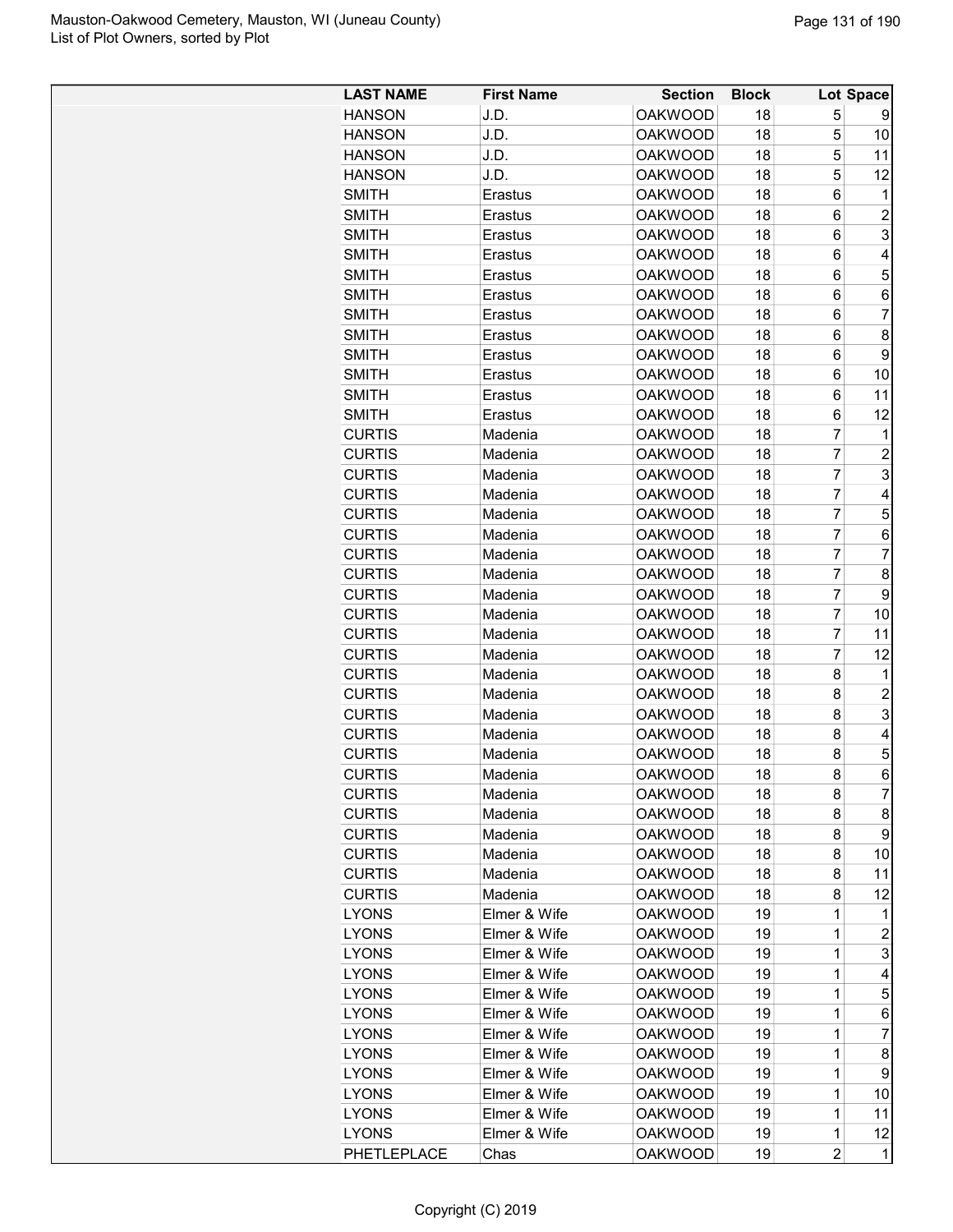| LAST NAME | First Name | Section | Block | Lot | Space |
|---|---|---|---|---|---|
| HANSON | J.D. | OAKWOOD | 18 | 5 | 9 |
| HANSON | J.D. | OAKWOOD | 18 | 5 | 10 |
| HANSON | J.D. | OAKWOOD | 18 | 5 | 11 |
| HANSON | J.D. | OAKWOOD | 18 | 5 | 12 |
| SMITH | Erastus | OAKWOOD | 18 | 6 | 1 |
| SMITH | Erastus | OAKWOOD | 18 | 6 | 2 |
| SMITH | Erastus | OAKWOOD | 18 | 6 | 3 |
| SMITH | Erastus | OAKWOOD | 18 | 6 | 4 |
| SMITH | Erastus | OAKWOOD | 18 | 6 | 5 |
| SMITH | Erastus | OAKWOOD | 18 | 6 | 6 |
| SMITH | Erastus | OAKWOOD | 18 | 6 | 7 |
| SMITH | Erastus | OAKWOOD | 18 | 6 | 8 |
| SMITH | Erastus | OAKWOOD | 18 | 6 | 9 |
| SMITH | Erastus | OAKWOOD | 18 | 6 | 10 |
| SMITH | Erastus | OAKWOOD | 18 | 6 | 11 |
| SMITH | Erastus | OAKWOOD | 18 | 6 | 12 |
| CURTIS | Madenia | OAKWOOD | 18 | 7 | 1 |
| CURTIS | Madenia | OAKWOOD | 18 | 7 | 2 |
| CURTIS | Madenia | OAKWOOD | 18 | 7 | 3 |
| CURTIS | Madenia | OAKWOOD | 18 | 7 | 4 |
| CURTIS | Madenia | OAKWOOD | 18 | 7 | 5 |
| CURTIS | Madenia | OAKWOOD | 18 | 7 | 6 |
| CURTIS | Madenia | OAKWOOD | 18 | 7 | 7 |
| CURTIS | Madenia | OAKWOOD | 18 | 7 | 8 |
| CURTIS | Madenia | OAKWOOD | 18 | 7 | 9 |
| CURTIS | Madenia | OAKWOOD | 18 | 7 | 10 |
| CURTIS | Madenia | OAKWOOD | 18 | 7 | 11 |
| CURTIS | Madenia | OAKWOOD | 18 | 7 | 12 |
| CURTIS | Madenia | OAKWOOD | 18 | 8 | 1 |
| CURTIS | Madenia | OAKWOOD | 18 | 8 | 2 |
| CURTIS | Madenia | OAKWOOD | 18 | 8 | 3 |
| CURTIS | Madenia | OAKWOOD | 18 | 8 | 4 |
| CURTIS | Madenia | OAKWOOD | 18 | 8 | 5 |
| CURTIS | Madenia | OAKWOOD | 18 | 8 | 6 |
| CURTIS | Madenia | OAKWOOD | 18 | 8 | 7 |
| CURTIS | Madenia | OAKWOOD | 18 | 8 | 8 |
| CURTIS | Madenia | OAKWOOD | 18 | 8 | 9 |
| CURTIS | Madenia | OAKWOOD | 18 | 8 | 10 |
| CURTIS | Madenia | OAKWOOD | 18 | 8 | 11 |
| CURTIS | Madenia | OAKWOOD | 18 | 8 | 12 |
| LYONS | Elmer & Wife | OAKWOOD | 19 | 1 | 1 |
| LYONS | Elmer & Wife | OAKWOOD | 19 | 1 | 2 |
| LYONS | Elmer & Wife | OAKWOOD | 19 | 1 | 3 |
| LYONS | Elmer & Wife | OAKWOOD | 19 | 1 | 4 |
| LYONS | Elmer & Wife | OAKWOOD | 19 | 1 | 5 |
| LYONS | Elmer & Wife | OAKWOOD | 19 | 1 | 6 |
| LYONS | Elmer & Wife | OAKWOOD | 19 | 1 | 7 |
| LYONS | Elmer & Wife | OAKWOOD | 19 | 1 | 8 |
| LYONS | Elmer & Wife | OAKWOOD | 19 | 1 | 9 |
| LYONS | Elmer & Wife | OAKWOOD | 19 | 1 | 10 |
| LYONS | Elmer & Wife | OAKWOOD | 19 | 1 | 11 |
| LYONS | Elmer & Wife | OAKWOOD | 19 | 1 | 12 |
| PHETLEPLACE | Chas | OAKWOOD | 19 | 2 | 1 |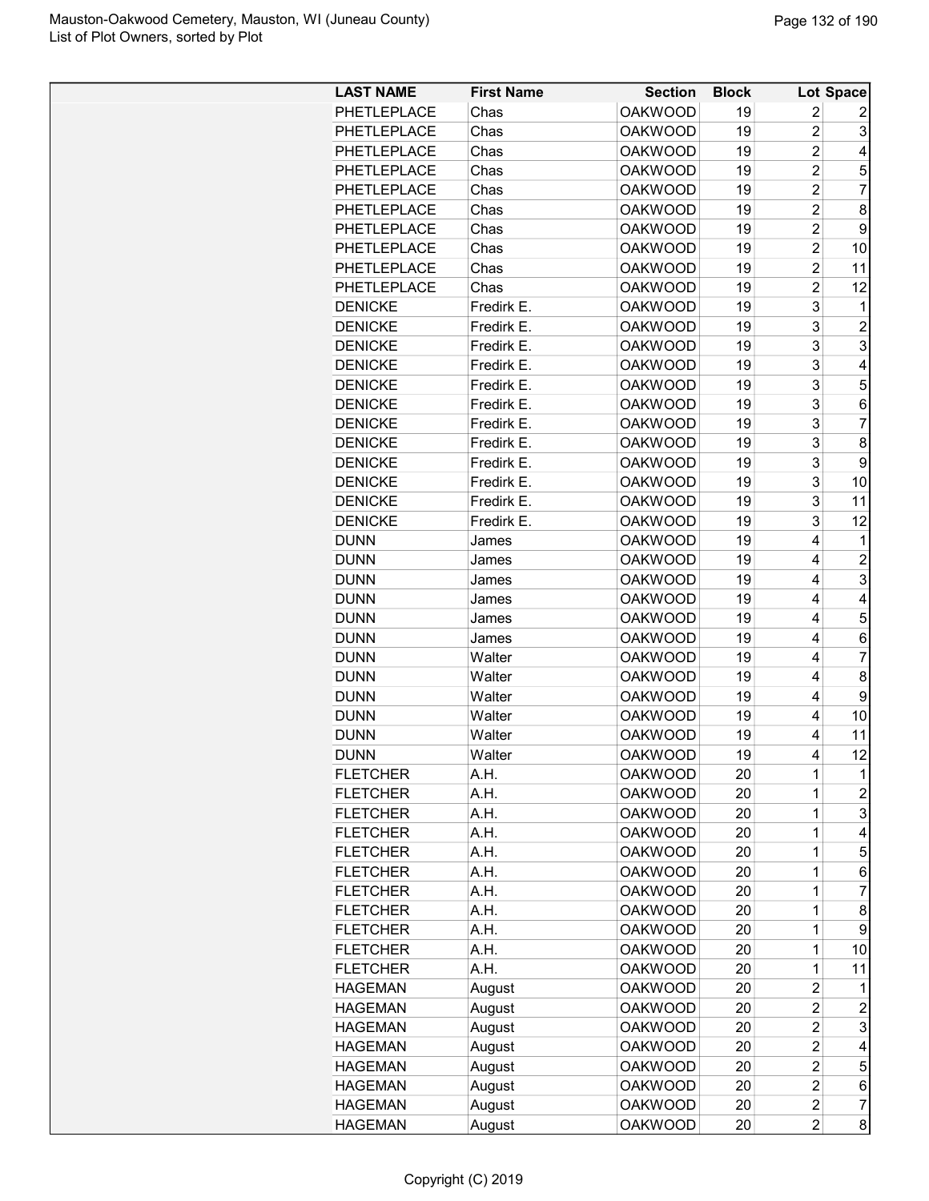| LAST NAME | First Name | Section | Block | Lot | Space |
|---|---|---|---|---|---|
| PHETLEPLACE | Chas | OAKWOOD | 19 | 2 | 2 |
| PHETLEPLACE | Chas | OAKWOOD | 19 | 2 | 3 |
| PHETLEPLACE | Chas | OAKWOOD | 19 | 2 | 4 |
| PHETLEPLACE | Chas | OAKWOOD | 19 | 2 | 5 |
| PHETLEPLACE | Chas | OAKWOOD | 19 | 2 | 7 |
| PHETLEPLACE | Chas | OAKWOOD | 19 | 2 | 8 |
| PHETLEPLACE | Chas | OAKWOOD | 19 | 2 | 9 |
| PHETLEPLACE | Chas | OAKWOOD | 19 | 2 | 10 |
| PHETLEPLACE | Chas | OAKWOOD | 19 | 2 | 11 |
| PHETLEPLACE | Chas | OAKWOOD | 19 | 2 | 12 |
| DENICKE | Fredirk E. | OAKWOOD | 19 | 3 | 1 |
| DENICKE | Fredirk E. | OAKWOOD | 19 | 3 | 2 |
| DENICKE | Fredirk E. | OAKWOOD | 19 | 3 | 3 |
| DENICKE | Fredirk E. | OAKWOOD | 19 | 3 | 4 |
| DENICKE | Fredirk E. | OAKWOOD | 19 | 3 | 5 |
| DENICKE | Fredirk E. | OAKWOOD | 19 | 3 | 6 |
| DENICKE | Fredirk E. | OAKWOOD | 19 | 3 | 7 |
| DENICKE | Fredirk E. | OAKWOOD | 19 | 3 | 8 |
| DENICKE | Fredirk E. | OAKWOOD | 19 | 3 | 9 |
| DENICKE | Fredirk E. | OAKWOOD | 19 | 3 | 10 |
| DENICKE | Fredirk E. | OAKWOOD | 19 | 3 | 11 |
| DENICKE | Fredirk E. | OAKWOOD | 19 | 3 | 12 |
| DUNN | James | OAKWOOD | 19 | 4 | 1 |
| DUNN | James | OAKWOOD | 19 | 4 | 2 |
| DUNN | James | OAKWOOD | 19 | 4 | 3 |
| DUNN | James | OAKWOOD | 19 | 4 | 4 |
| DUNN | James | OAKWOOD | 19 | 4 | 5 |
| DUNN | James | OAKWOOD | 19 | 4 | 6 |
| DUNN | Walter | OAKWOOD | 19 | 4 | 7 |
| DUNN | Walter | OAKWOOD | 19 | 4 | 8 |
| DUNN | Walter | OAKWOOD | 19 | 4 | 9 |
| DUNN | Walter | OAKWOOD | 19 | 4 | 10 |
| DUNN | Walter | OAKWOOD | 19 | 4 | 11 |
| DUNN | Walter | OAKWOOD | 19 | 4 | 12 |
| FLETCHER | A.H. | OAKWOOD | 20 | 1 | 1 |
| FLETCHER | A.H. | OAKWOOD | 20 | 1 | 2 |
| FLETCHER | A.H. | OAKWOOD | 20 | 1 | 3 |
| FLETCHER | A.H. | OAKWOOD | 20 | 1 | 4 |
| FLETCHER | A.H. | OAKWOOD | 20 | 1 | 5 |
| FLETCHER | A.H. | OAKWOOD | 20 | 1 | 6 |
| FLETCHER | A.H. | OAKWOOD | 20 | 1 | 7 |
| FLETCHER | A.H. | OAKWOOD | 20 | 1 | 8 |
| FLETCHER | A.H. | OAKWOOD | 20 | 1 | 9 |
| FLETCHER | A.H. | OAKWOOD | 20 | 1 | 10 |
| FLETCHER | A.H. | OAKWOOD | 20 | 1 | 11 |
| HAGEMAN | August | OAKWOOD | 20 | 2 | 1 |
| HAGEMAN | August | OAKWOOD | 20 | 2 | 2 |
| HAGEMAN | August | OAKWOOD | 20 | 2 | 3 |
| HAGEMAN | August | OAKWOOD | 20 | 2 | 4 |
| HAGEMAN | August | OAKWOOD | 20 | 2 | 5 |
| HAGEMAN | August | OAKWOOD | 20 | 2 | 6 |
| HAGEMAN | August | OAKWOOD | 20 | 2 | 7 |
| HAGEMAN | August | OAKWOOD | 20 | 2 | 8 |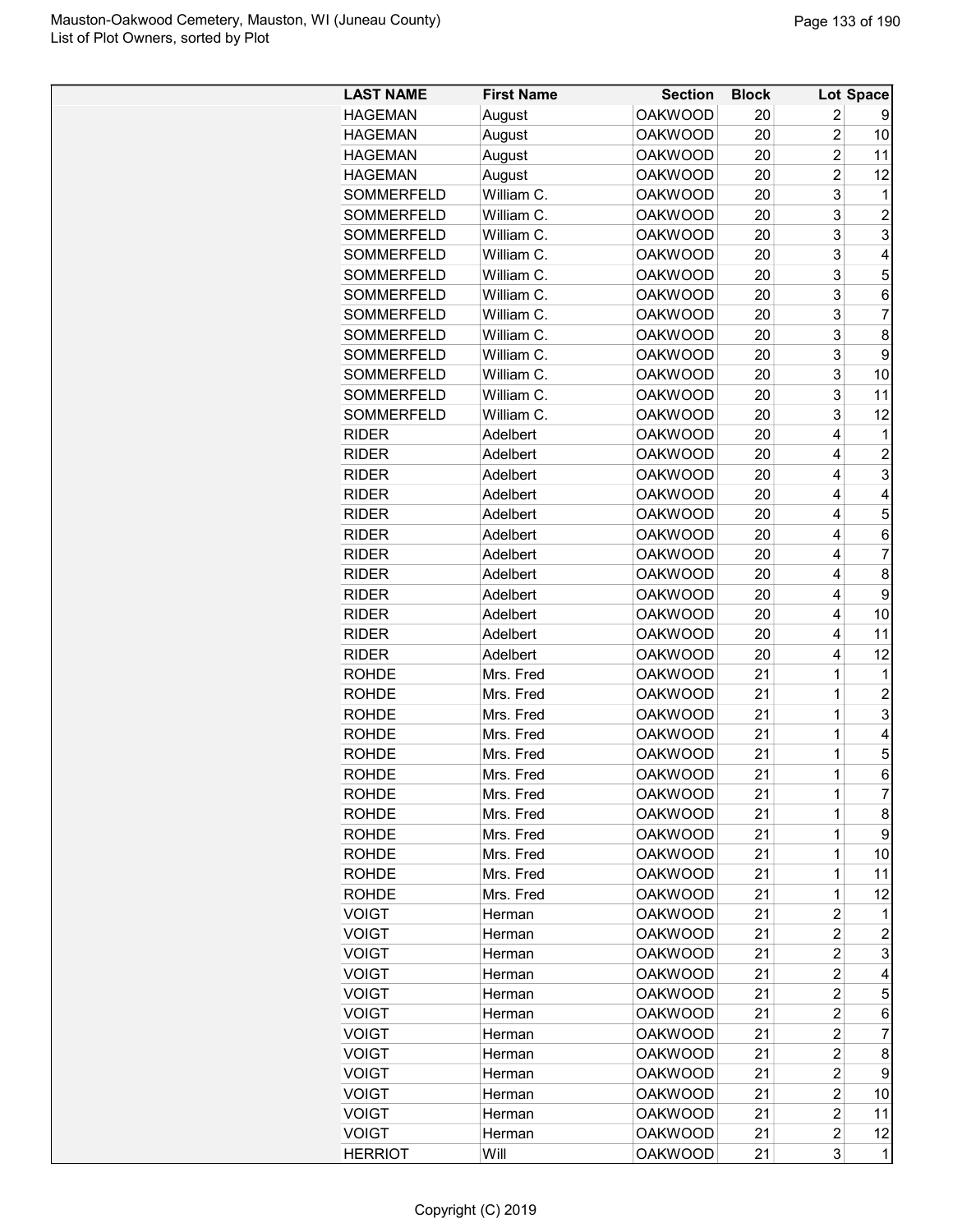| LAST NAME | First Name | Section | Block | Lot | Space |
|---|---|---|---|---|---|
| HAGEMAN | August | OAKWOOD | 20 | 2 | 9 |
| HAGEMAN | August | OAKWOOD | 20 | 2 | 10 |
| HAGEMAN | August | OAKWOOD | 20 | 2 | 11 |
| HAGEMAN | August | OAKWOOD | 20 | 2 | 12 |
| SOMMERFELD | William C. | OAKWOOD | 20 | 3 | 1 |
| SOMMERFELD | William C. | OAKWOOD | 20 | 3 | 2 |
| SOMMERFELD | William C. | OAKWOOD | 20 | 3 | 3 |
| SOMMERFELD | William C. | OAKWOOD | 20 | 3 | 4 |
| SOMMERFELD | William C. | OAKWOOD | 20 | 3 | 5 |
| SOMMERFELD | William C. | OAKWOOD | 20 | 3 | 6 |
| SOMMERFELD | William C. | OAKWOOD | 20 | 3 | 7 |
| SOMMERFELD | William C. | OAKWOOD | 20 | 3 | 8 |
| SOMMERFELD | William C. | OAKWOOD | 20 | 3 | 9 |
| SOMMERFELD | William C. | OAKWOOD | 20 | 3 | 10 |
| SOMMERFELD | William C. | OAKWOOD | 20 | 3 | 11 |
| SOMMERFELD | William C. | OAKWOOD | 20 | 3 | 12 |
| RIDER | Adelbert | OAKWOOD | 20 | 4 | 1 |
| RIDER | Adelbert | OAKWOOD | 20 | 4 | 2 |
| RIDER | Adelbert | OAKWOOD | 20 | 4 | 3 |
| RIDER | Adelbert | OAKWOOD | 20 | 4 | 4 |
| RIDER | Adelbert | OAKWOOD | 20 | 4 | 5 |
| RIDER | Adelbert | OAKWOOD | 20 | 4 | 6 |
| RIDER | Adelbert | OAKWOOD | 20 | 4 | 7 |
| RIDER | Adelbert | OAKWOOD | 20 | 4 | 8 |
| RIDER | Adelbert | OAKWOOD | 20 | 4 | 9 |
| RIDER | Adelbert | OAKWOOD | 20 | 4 | 10 |
| RIDER | Adelbert | OAKWOOD | 20 | 4 | 11 |
| RIDER | Adelbert | OAKWOOD | 20 | 4 | 12 |
| ROHDE | Mrs. Fred | OAKWOOD | 21 | 1 | 1 |
| ROHDE | Mrs. Fred | OAKWOOD | 21 | 1 | 2 |
| ROHDE | Mrs. Fred | OAKWOOD | 21 | 1 | 3 |
| ROHDE | Mrs. Fred | OAKWOOD | 21 | 1 | 4 |
| ROHDE | Mrs. Fred | OAKWOOD | 21 | 1 | 5 |
| ROHDE | Mrs. Fred | OAKWOOD | 21 | 1 | 6 |
| ROHDE | Mrs. Fred | OAKWOOD | 21 | 1 | 7 |
| ROHDE | Mrs. Fred | OAKWOOD | 21 | 1 | 8 |
| ROHDE | Mrs. Fred | OAKWOOD | 21 | 1 | 9 |
| ROHDE | Mrs. Fred | OAKWOOD | 21 | 1 | 10 |
| ROHDE | Mrs. Fred | OAKWOOD | 21 | 1 | 11 |
| ROHDE | Mrs. Fred | OAKWOOD | 21 | 1 | 12 |
| VOIGT | Herman | OAKWOOD | 21 | 2 | 1 |
| VOIGT | Herman | OAKWOOD | 21 | 2 | 2 |
| VOIGT | Herman | OAKWOOD | 21 | 2 | 3 |
| VOIGT | Herman | OAKWOOD | 21 | 2 | 4 |
| VOIGT | Herman | OAKWOOD | 21 | 2 | 5 |
| VOIGT | Herman | OAKWOOD | 21 | 2 | 6 |
| VOIGT | Herman | OAKWOOD | 21 | 2 | 7 |
| VOIGT | Herman | OAKWOOD | 21 | 2 | 8 |
| VOIGT | Herman | OAKWOOD | 21 | 2 | 9 |
| VOIGT | Herman | OAKWOOD | 21 | 2 | 10 |
| VOIGT | Herman | OAKWOOD | 21 | 2 | 11 |
| VOIGT | Herman | OAKWOOD | 21 | 2 | 12 |
| HERRIOT | Will | OAKWOOD | 21 | 3 | 1 |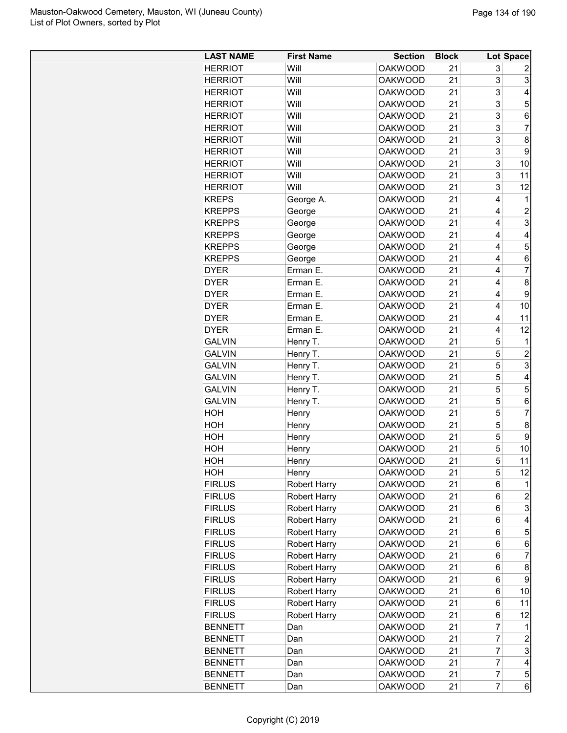| LAST NAME | First Name | Section | Block | Lot | Space |
|---|---|---|---|---|---|
| HERRIOT | Will | OAKWOOD | 21 | 3 | 2 |
| HERRIOT | Will | OAKWOOD | 21 | 3 | 3 |
| HERRIOT | Will | OAKWOOD | 21 | 3 | 4 |
| HERRIOT | Will | OAKWOOD | 21 | 3 | 5 |
| HERRIOT | Will | OAKWOOD | 21 | 3 | 6 |
| HERRIOT | Will | OAKWOOD | 21 | 3 | 7 |
| HERRIOT | Will | OAKWOOD | 21 | 3 | 8 |
| HERRIOT | Will | OAKWOOD | 21 | 3 | 9 |
| HERRIOT | Will | OAKWOOD | 21 | 3 | 10 |
| HERRIOT | Will | OAKWOOD | 21 | 3 | 11 |
| HERRIOT | Will | OAKWOOD | 21 | 3 | 12 |
| KREPS | George A. | OAKWOOD | 21 | 4 | 1 |
| KREPPS | George | OAKWOOD | 21 | 4 | 2 |
| KREPPS | George | OAKWOOD | 21 | 4 | 3 |
| KREPPS | George | OAKWOOD | 21 | 4 | 4 |
| KREPPS | George | OAKWOOD | 21 | 4 | 5 |
| KREPPS | George | OAKWOOD | 21 | 4 | 6 |
| DYER | Erman E. | OAKWOOD | 21 | 4 | 7 |
| DYER | Erman E. | OAKWOOD | 21 | 4 | 8 |
| DYER | Erman E. | OAKWOOD | 21 | 4 | 9 |
| DYER | Erman E. | OAKWOOD | 21 | 4 | 10 |
| DYER | Erman E. | OAKWOOD | 21 | 4 | 11 |
| DYER | Erman E. | OAKWOOD | 21 | 4 | 12 |
| GALVIN | Henry T. | OAKWOOD | 21 | 5 | 1 |
| GALVIN | Henry T. | OAKWOOD | 21 | 5 | 2 |
| GALVIN | Henry T. | OAKWOOD | 21 | 5 | 3 |
| GALVIN | Henry T. | OAKWOOD | 21 | 5 | 4 |
| GALVIN | Henry T. | OAKWOOD | 21 | 5 | 5 |
| GALVIN | Henry T. | OAKWOOD | 21 | 5 | 6 |
| HOH | Henry | OAKWOOD | 21 | 5 | 7 |
| HOH | Henry | OAKWOOD | 21 | 5 | 8 |
| HOH | Henry | OAKWOOD | 21 | 5 | 9 |
| HOH | Henry | OAKWOOD | 21 | 5 | 10 |
| HOH | Henry | OAKWOOD | 21 | 5 | 11 |
| HOH | Henry | OAKWOOD | 21 | 5 | 12 |
| FIRLUS | Robert Harry | OAKWOOD | 21 | 6 | 1 |
| FIRLUS | Robert Harry | OAKWOOD | 21 | 6 | 2 |
| FIRLUS | Robert Harry | OAKWOOD | 21 | 6 | 3 |
| FIRLUS | Robert Harry | OAKWOOD | 21 | 6 | 4 |
| FIRLUS | Robert Harry | OAKWOOD | 21 | 6 | 5 |
| FIRLUS | Robert Harry | OAKWOOD | 21 | 6 | 6 |
| FIRLUS | Robert Harry | OAKWOOD | 21 | 6 | 7 |
| FIRLUS | Robert Harry | OAKWOOD | 21 | 6 | 8 |
| FIRLUS | Robert Harry | OAKWOOD | 21 | 6 | 9 |
| FIRLUS | Robert Harry | OAKWOOD | 21 | 6 | 10 |
| FIRLUS | Robert Harry | OAKWOOD | 21 | 6 | 11 |
| FIRLUS | Robert Harry | OAKWOOD | 21 | 6 | 12 |
| BENNETT | Dan | OAKWOOD | 21 | 7 | 1 |
| BENNETT | Dan | OAKWOOD | 21 | 7 | 2 |
| BENNETT | Dan | OAKWOOD | 21 | 7 | 3 |
| BENNETT | Dan | OAKWOOD | 21 | 7 | 4 |
| BENNETT | Dan | OAKWOOD | 21 | 7 | 5 |
| BENNETT | Dan | OAKWOOD | 21 | 7 | 6 |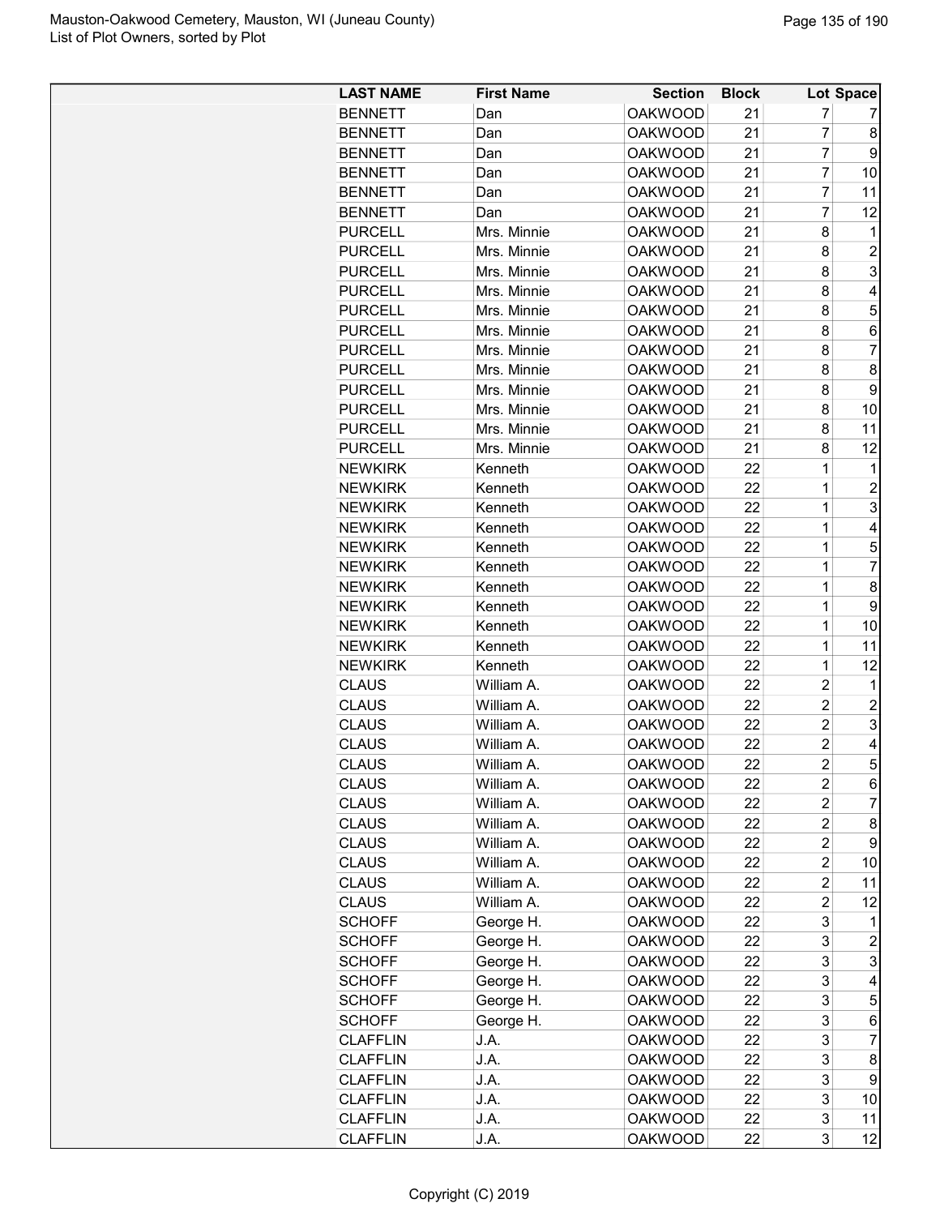| LAST NAME | First Name | Section | Block | Lot | Space |
|---|---|---|---|---|---|
| BENNETT | Dan | OAKWOOD | 21 | 7 | 7 |
| BENNETT | Dan | OAKWOOD | 21 | 7 | 8 |
| BENNETT | Dan | OAKWOOD | 21 | 7 | 9 |
| BENNETT | Dan | OAKWOOD | 21 | 7 | 10 |
| BENNETT | Dan | OAKWOOD | 21 | 7 | 11 |
| BENNETT | Dan | OAKWOOD | 21 | 7 | 12 |
| PURCELL | Mrs. Minnie | OAKWOOD | 21 | 8 | 1 |
| PURCELL | Mrs. Minnie | OAKWOOD | 21 | 8 | 2 |
| PURCELL | Mrs. Minnie | OAKWOOD | 21 | 8 | 3 |
| PURCELL | Mrs. Minnie | OAKWOOD | 21 | 8 | 4 |
| PURCELL | Mrs. Minnie | OAKWOOD | 21 | 8 | 5 |
| PURCELL | Mrs. Minnie | OAKWOOD | 21 | 8 | 6 |
| PURCELL | Mrs. Minnie | OAKWOOD | 21 | 8 | 7 |
| PURCELL | Mrs. Minnie | OAKWOOD | 21 | 8 | 8 |
| PURCELL | Mrs. Minnie | OAKWOOD | 21 | 8 | 9 |
| PURCELL | Mrs. Minnie | OAKWOOD | 21 | 8 | 10 |
| PURCELL | Mrs. Minnie | OAKWOOD | 21 | 8 | 11 |
| PURCELL | Mrs. Minnie | OAKWOOD | 21 | 8 | 12 |
| NEWKIRK | Kenneth | OAKWOOD | 22 | 1 | 1 |
| NEWKIRK | Kenneth | OAKWOOD | 22 | 1 | 2 |
| NEWKIRK | Kenneth | OAKWOOD | 22 | 1 | 3 |
| NEWKIRK | Kenneth | OAKWOOD | 22 | 1 | 4 |
| NEWKIRK | Kenneth | OAKWOOD | 22 | 1 | 5 |
| NEWKIRK | Kenneth | OAKWOOD | 22 | 1 | 7 |
| NEWKIRK | Kenneth | OAKWOOD | 22 | 1 | 8 |
| NEWKIRK | Kenneth | OAKWOOD | 22 | 1 | 9 |
| NEWKIRK | Kenneth | OAKWOOD | 22 | 1 | 10 |
| NEWKIRK | Kenneth | OAKWOOD | 22 | 1 | 11 |
| NEWKIRK | Kenneth | OAKWOOD | 22 | 1 | 12 |
| CLAUS | William A. | OAKWOOD | 22 | 2 | 1 |
| CLAUS | William A. | OAKWOOD | 22 | 2 | 2 |
| CLAUS | William A. | OAKWOOD | 22 | 2 | 3 |
| CLAUS | William A. | OAKWOOD | 22 | 2 | 4 |
| CLAUS | William A. | OAKWOOD | 22 | 2 | 5 |
| CLAUS | William A. | OAKWOOD | 22 | 2 | 6 |
| CLAUS | William A. | OAKWOOD | 22 | 2 | 7 |
| CLAUS | William A. | OAKWOOD | 22 | 2 | 8 |
| CLAUS | William A. | OAKWOOD | 22 | 2 | 9 |
| CLAUS | William A. | OAKWOOD | 22 | 2 | 10 |
| CLAUS | William A. | OAKWOOD | 22 | 2 | 11 |
| CLAUS | William A. | OAKWOOD | 22 | 2 | 12 |
| SCHOFF | George H. | OAKWOOD | 22 | 3 | 1 |
| SCHOFF | George H. | OAKWOOD | 22 | 3 | 2 |
| SCHOFF | George H. | OAKWOOD | 22 | 3 | 3 |
| SCHOFF | George H. | OAKWOOD | 22 | 3 | 4 |
| SCHOFF | George H. | OAKWOOD | 22 | 3 | 5 |
| SCHOFF | George H. | OAKWOOD | 22 | 3 | 6 |
| CLAFFLIN | J.A. | OAKWOOD | 22 | 3 | 7 |
| CLAFFLIN | J.A. | OAKWOOD | 22 | 3 | 8 |
| CLAFFLIN | J.A. | OAKWOOD | 22 | 3 | 9 |
| CLAFFLIN | J.A. | OAKWOOD | 22 | 3 | 10 |
| CLAFFLIN | J.A. | OAKWOOD | 22 | 3 | 11 |
| CLAFFLIN | J.A. | OAKWOOD | 22 | 3 | 12 |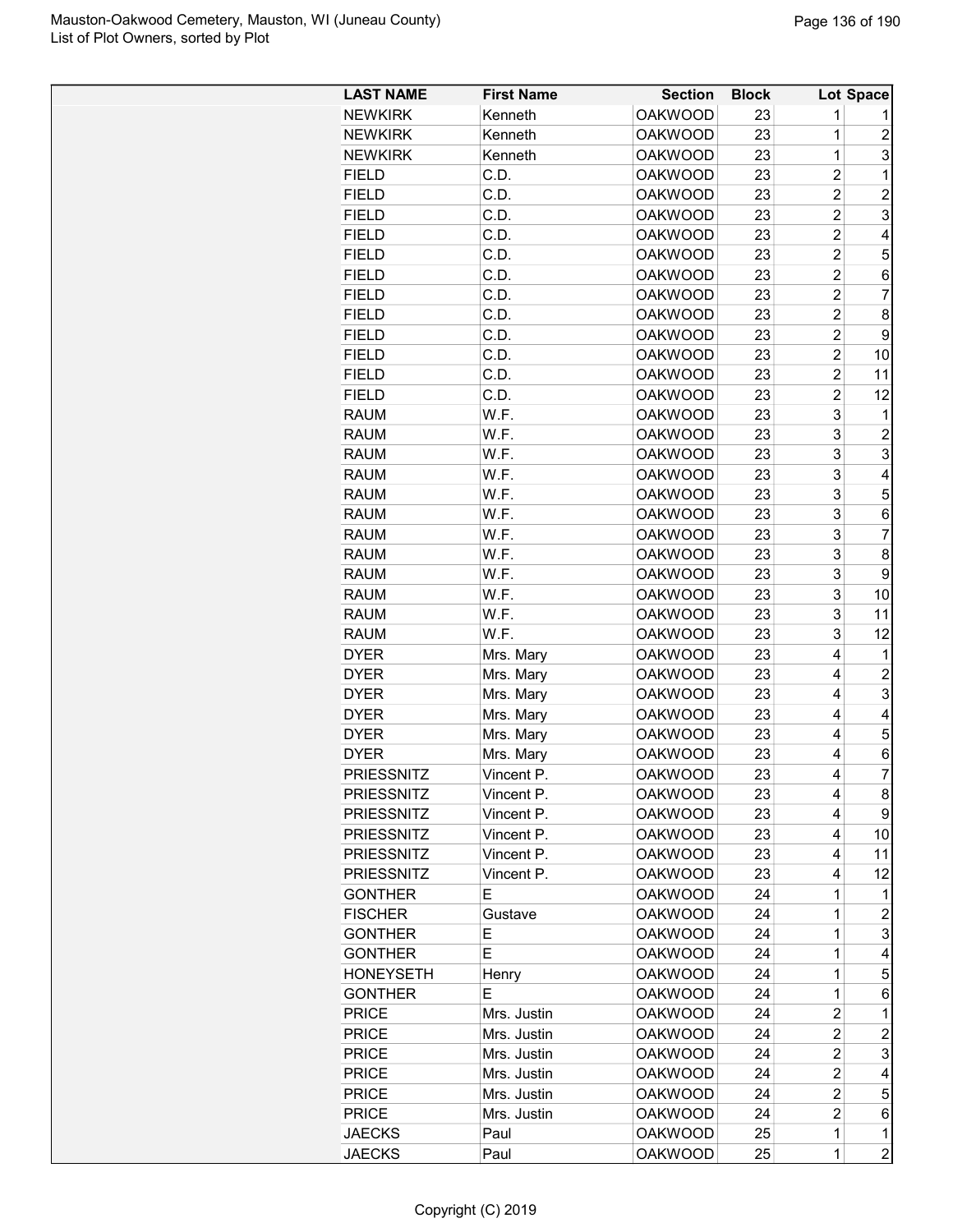| LAST NAME | First Name | Section | Block | Lot | Space |
|---|---|---|---|---|---|
| NEWKIRK | Kenneth | OAKWOOD | 23 | 1 | 1 |
| NEWKIRK | Kenneth | OAKWOOD | 23 | 1 | 2 |
| NEWKIRK | Kenneth | OAKWOOD | 23 | 1 | 3 |
| FIELD | C.D. | OAKWOOD | 23 | 2 | 1 |
| FIELD | C.D. | OAKWOOD | 23 | 2 | 2 |
| FIELD | C.D. | OAKWOOD | 23 | 2 | 3 |
| FIELD | C.D. | OAKWOOD | 23 | 2 | 4 |
| FIELD | C.D. | OAKWOOD | 23 | 2 | 5 |
| FIELD | C.D. | OAKWOOD | 23 | 2 | 6 |
| FIELD | C.D. | OAKWOOD | 23 | 2 | 7 |
| FIELD | C.D. | OAKWOOD | 23 | 2 | 8 |
| FIELD | C.D. | OAKWOOD | 23 | 2 | 9 |
| FIELD | C.D. | OAKWOOD | 23 | 2 | 10 |
| FIELD | C.D. | OAKWOOD | 23 | 2 | 11 |
| FIELD | C.D. | OAKWOOD | 23 | 2 | 12 |
| RAUM | W.F. | OAKWOOD | 23 | 3 | 1 |
| RAUM | W.F. | OAKWOOD | 23 | 3 | 2 |
| RAUM | W.F. | OAKWOOD | 23 | 3 | 3 |
| RAUM | W.F. | OAKWOOD | 23 | 3 | 4 |
| RAUM | W.F. | OAKWOOD | 23 | 3 | 5 |
| RAUM | W.F. | OAKWOOD | 23 | 3 | 6 |
| RAUM | W.F. | OAKWOOD | 23 | 3 | 7 |
| RAUM | W.F. | OAKWOOD | 23 | 3 | 8 |
| RAUM | W.F. | OAKWOOD | 23 | 3 | 9 |
| RAUM | W.F. | OAKWOOD | 23 | 3 | 10 |
| RAUM | W.F. | OAKWOOD | 23 | 3 | 11 |
| RAUM | W.F. | OAKWOOD | 23 | 3 | 12 |
| DYER | Mrs. Mary | OAKWOOD | 23 | 4 | 1 |
| DYER | Mrs. Mary | OAKWOOD | 23 | 4 | 2 |
| DYER | Mrs. Mary | OAKWOOD | 23 | 4 | 3 |
| DYER | Mrs. Mary | OAKWOOD | 23 | 4 | 4 |
| DYER | Mrs. Mary | OAKWOOD | 23 | 4 | 5 |
| DYER | Mrs. Mary | OAKWOOD | 23 | 4 | 6 |
| PRIESSNITZ | Vincent P. | OAKWOOD | 23 | 4 | 7 |
| PRIESSNITZ | Vincent P. | OAKWOOD | 23 | 4 | 8 |
| PRIESSNITZ | Vincent P. | OAKWOOD | 23 | 4 | 9 |
| PRIESSNITZ | Vincent P. | OAKWOOD | 23 | 4 | 10 |
| PRIESSNITZ | Vincent P. | OAKWOOD | 23 | 4 | 11 |
| PRIESSNITZ | Vincent P. | OAKWOOD | 23 | 4 | 12 |
| GONTHER | E | OAKWOOD | 24 | 1 | 1 |
| FISCHER | Gustave | OAKWOOD | 24 | 1 | 2 |
| GONTHER | E | OAKWOOD | 24 | 1 | 3 |
| GONTHER | E | OAKWOOD | 24 | 1 | 4 |
| HONEYSETH | Henry | OAKWOOD | 24 | 1 | 5 |
| GONTHER | E | OAKWOOD | 24 | 1 | 6 |
| PRICE | Mrs. Justin | OAKWOOD | 24 | 2 | 1 |
| PRICE | Mrs. Justin | OAKWOOD | 24 | 2 | 2 |
| PRICE | Mrs. Justin | OAKWOOD | 24 | 2 | 3 |
| PRICE | Mrs. Justin | OAKWOOD | 24 | 2 | 4 |
| PRICE | Mrs. Justin | OAKWOOD | 24 | 2 | 5 |
| PRICE | Mrs. Justin | OAKWOOD | 24 | 2 | 6 |
| JAECKS | Paul | OAKWOOD | 25 | 1 | 1 |
| JAECKS | Paul | OAKWOOD | 25 | 1 | 2 |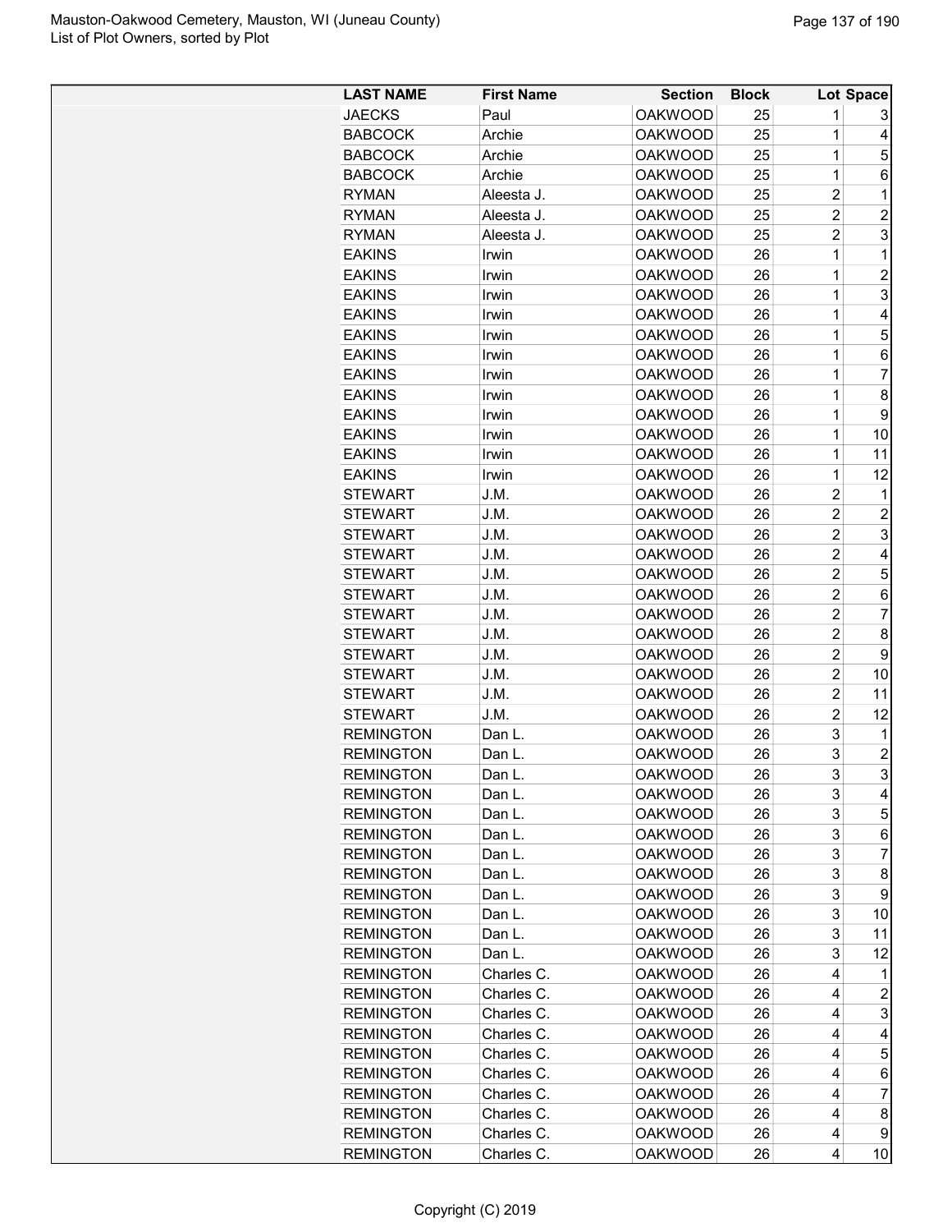| LAST NAME | First Name | Section | Block | Lot | Space |
|---|---|---|---|---|---|
| JAECKS | Paul | OAKWOOD | 25 | 1 | 3 |
| BABCOCK | Archie | OAKWOOD | 25 | 1 | 4 |
| BABCOCK | Archie | OAKWOOD | 25 | 1 | 5 |
| BABCOCK | Archie | OAKWOOD | 25 | 1 | 6 |
| RYMAN | Aleesta J. | OAKWOOD | 25 | 2 | 1 |
| RYMAN | Aleesta J. | OAKWOOD | 25 | 2 | 2 |
| RYMAN | Aleesta J. | OAKWOOD | 25 | 2 | 3 |
| EAKINS | Irwin | OAKWOOD | 26 | 1 | 1 |
| EAKINS | Irwin | OAKWOOD | 26 | 1 | 2 |
| EAKINS | Irwin | OAKWOOD | 26 | 1 | 3 |
| EAKINS | Irwin | OAKWOOD | 26 | 1 | 4 |
| EAKINS | Irwin | OAKWOOD | 26 | 1 | 5 |
| EAKINS | Irwin | OAKWOOD | 26 | 1 | 6 |
| EAKINS | Irwin | OAKWOOD | 26 | 1 | 7 |
| EAKINS | Irwin | OAKWOOD | 26 | 1 | 8 |
| EAKINS | Irwin | OAKWOOD | 26 | 1 | 9 |
| EAKINS | Irwin | OAKWOOD | 26 | 1 | 10 |
| EAKINS | Irwin | OAKWOOD | 26 | 1 | 11 |
| EAKINS | Irwin | OAKWOOD | 26 | 1 | 12 |
| STEWART | J.M. | OAKWOOD | 26 | 2 | 1 |
| STEWART | J.M. | OAKWOOD | 26 | 2 | 2 |
| STEWART | J.M. | OAKWOOD | 26 | 2 | 3 |
| STEWART | J.M. | OAKWOOD | 26 | 2 | 4 |
| STEWART | J.M. | OAKWOOD | 26 | 2 | 5 |
| STEWART | J.M. | OAKWOOD | 26 | 2 | 6 |
| STEWART | J.M. | OAKWOOD | 26 | 2 | 7 |
| STEWART | J.M. | OAKWOOD | 26 | 2 | 8 |
| STEWART | J.M. | OAKWOOD | 26 | 2 | 9 |
| STEWART | J.M. | OAKWOOD | 26 | 2 | 10 |
| STEWART | J.M. | OAKWOOD | 26 | 2 | 11 |
| STEWART | J.M. | OAKWOOD | 26 | 2 | 12 |
| REMINGTON | Dan L. | OAKWOOD | 26 | 3 | 1 |
| REMINGTON | Dan L. | OAKWOOD | 26 | 3 | 2 |
| REMINGTON | Dan L. | OAKWOOD | 26 | 3 | 3 |
| REMINGTON | Dan L. | OAKWOOD | 26 | 3 | 4 |
| REMINGTON | Dan L. | OAKWOOD | 26 | 3 | 5 |
| REMINGTON | Dan L. | OAKWOOD | 26 | 3 | 6 |
| REMINGTON | Dan L. | OAKWOOD | 26 | 3 | 7 |
| REMINGTON | Dan L. | OAKWOOD | 26 | 3 | 8 |
| REMINGTON | Dan L. | OAKWOOD | 26 | 3 | 9 |
| REMINGTON | Dan L. | OAKWOOD | 26 | 3 | 10 |
| REMINGTON | Dan L. | OAKWOOD | 26 | 3 | 11 |
| REMINGTON | Dan L. | OAKWOOD | 26 | 3 | 12 |
| REMINGTON | Charles C. | OAKWOOD | 26 | 4 | 1 |
| REMINGTON | Charles C. | OAKWOOD | 26 | 4 | 2 |
| REMINGTON | Charles C. | OAKWOOD | 26 | 4 | 3 |
| REMINGTON | Charles C. | OAKWOOD | 26 | 4 | 4 |
| REMINGTON | Charles C. | OAKWOOD | 26 | 4 | 5 |
| REMINGTON | Charles C. | OAKWOOD | 26 | 4 | 6 |
| REMINGTON | Charles C. | OAKWOOD | 26 | 4 | 7 |
| REMINGTON | Charles C. | OAKWOOD | 26 | 4 | 8 |
| REMINGTON | Charles C. | OAKWOOD | 26 | 4 | 9 |
| REMINGTON | Charles C. | OAKWOOD | 26 | 4 | 10 |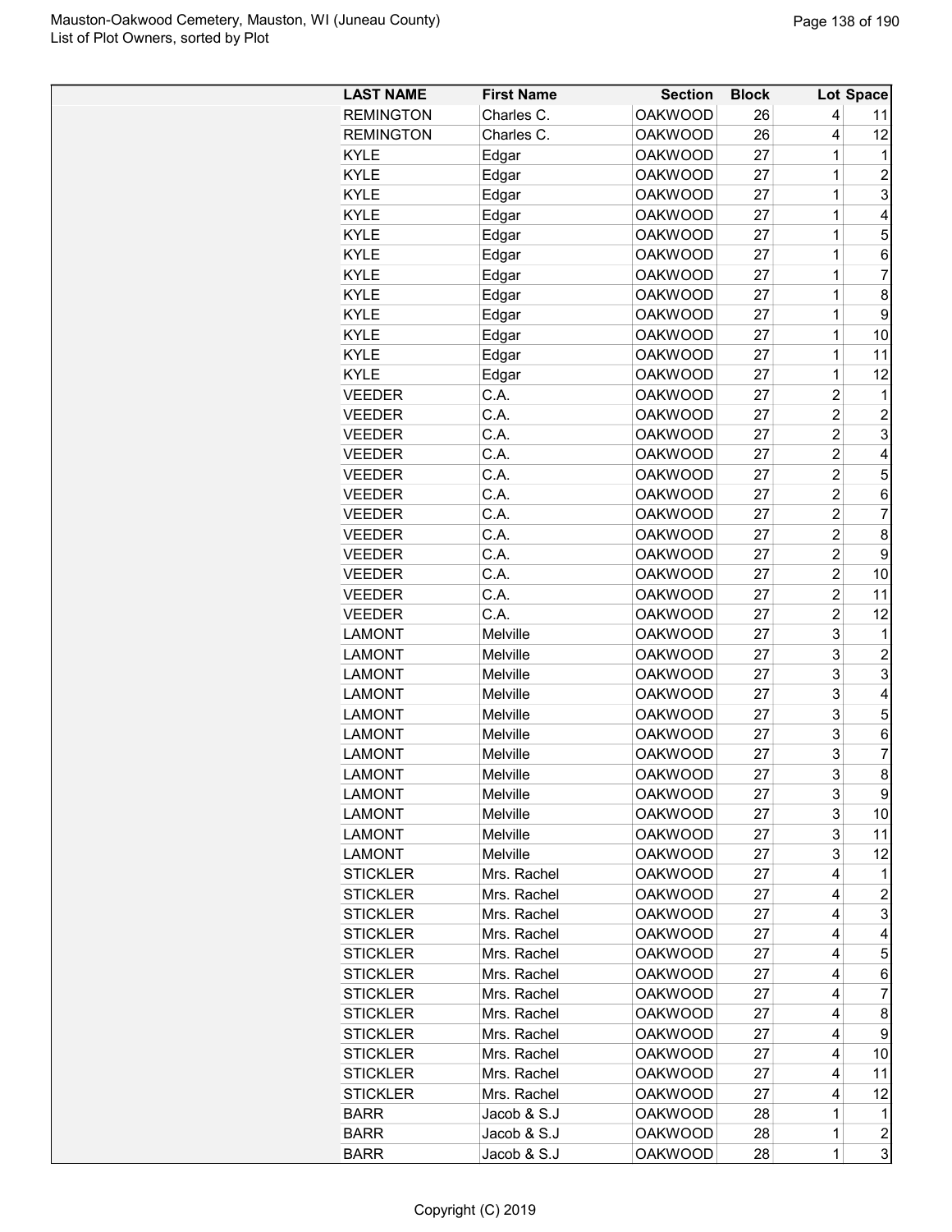| LAST NAME | First Name | Section | Block | Lot | Space |
|---|---|---|---|---|---|
| REMINGTON | Charles C. | OAKWOOD | 26 | 4 | 11 |
| REMINGTON | Charles C. | OAKWOOD | 26 | 4 | 12 |
| KYLE | Edgar | OAKWOOD | 27 | 1 | 1 |
| KYLE | Edgar | OAKWOOD | 27 | 1 | 2 |
| KYLE | Edgar | OAKWOOD | 27 | 1 | 3 |
| KYLE | Edgar | OAKWOOD | 27 | 1 | 4 |
| KYLE | Edgar | OAKWOOD | 27 | 1 | 5 |
| KYLE | Edgar | OAKWOOD | 27 | 1 | 6 |
| KYLE | Edgar | OAKWOOD | 27 | 1 | 7 |
| KYLE | Edgar | OAKWOOD | 27 | 1 | 8 |
| KYLE | Edgar | OAKWOOD | 27 | 1 | 9 |
| KYLE | Edgar | OAKWOOD | 27 | 1 | 10 |
| KYLE | Edgar | OAKWOOD | 27 | 1 | 11 |
| KYLE | Edgar | OAKWOOD | 27 | 1 | 12 |
| VEEDER | C.A. | OAKWOOD | 27 | 2 | 1 |
| VEEDER | C.A. | OAKWOOD | 27 | 2 | 2 |
| VEEDER | C.A. | OAKWOOD | 27 | 2 | 3 |
| VEEDER | C.A. | OAKWOOD | 27 | 2 | 4 |
| VEEDER | C.A. | OAKWOOD | 27 | 2 | 5 |
| VEEDER | C.A. | OAKWOOD | 27 | 2 | 6 |
| VEEDER | C.A. | OAKWOOD | 27 | 2 | 7 |
| VEEDER | C.A. | OAKWOOD | 27 | 2 | 8 |
| VEEDER | C.A. | OAKWOOD | 27 | 2 | 9 |
| VEEDER | C.A. | OAKWOOD | 27 | 2 | 10 |
| VEEDER | C.A. | OAKWOOD | 27 | 2 | 11 |
| VEEDER | C.A. | OAKWOOD | 27 | 2 | 12 |
| LAMONT | Melville | OAKWOOD | 27 | 3 | 1 |
| LAMONT | Melville | OAKWOOD | 27 | 3 | 2 |
| LAMONT | Melville | OAKWOOD | 27 | 3 | 3 |
| LAMONT | Melville | OAKWOOD | 27 | 3 | 4 |
| LAMONT | Melville | OAKWOOD | 27 | 3 | 5 |
| LAMONT | Melville | OAKWOOD | 27 | 3 | 6 |
| LAMONT | Melville | OAKWOOD | 27 | 3 | 7 |
| LAMONT | Melville | OAKWOOD | 27 | 3 | 8 |
| LAMONT | Melville | OAKWOOD | 27 | 3 | 9 |
| LAMONT | Melville | OAKWOOD | 27 | 3 | 10 |
| LAMONT | Melville | OAKWOOD | 27 | 3 | 11 |
| LAMONT | Melville | OAKWOOD | 27 | 3 | 12 |
| STICKLER | Mrs. Rachel | OAKWOOD | 27 | 4 | 1 |
| STICKLER | Mrs. Rachel | OAKWOOD | 27 | 4 | 2 |
| STICKLER | Mrs. Rachel | OAKWOOD | 27 | 4 | 3 |
| STICKLER | Mrs. Rachel | OAKWOOD | 27 | 4 | 4 |
| STICKLER | Mrs. Rachel | OAKWOOD | 27 | 4 | 5 |
| STICKLER | Mrs. Rachel | OAKWOOD | 27 | 4 | 6 |
| STICKLER | Mrs. Rachel | OAKWOOD | 27 | 4 | 7 |
| STICKLER | Mrs. Rachel | OAKWOOD | 27 | 4 | 8 |
| STICKLER | Mrs. Rachel | OAKWOOD | 27 | 4 | 9 |
| STICKLER | Mrs. Rachel | OAKWOOD | 27 | 4 | 10 |
| STICKLER | Mrs. Rachel | OAKWOOD | 27 | 4 | 11 |
| STICKLER | Mrs. Rachel | OAKWOOD | 27 | 4 | 12 |
| BARR | Jacob & S.J | OAKWOOD | 28 | 1 | 1 |
| BARR | Jacob & S.J | OAKWOOD | 28 | 1 | 2 |
| BARR | Jacob & S.J | OAKWOOD | 28 | 1 | 3 |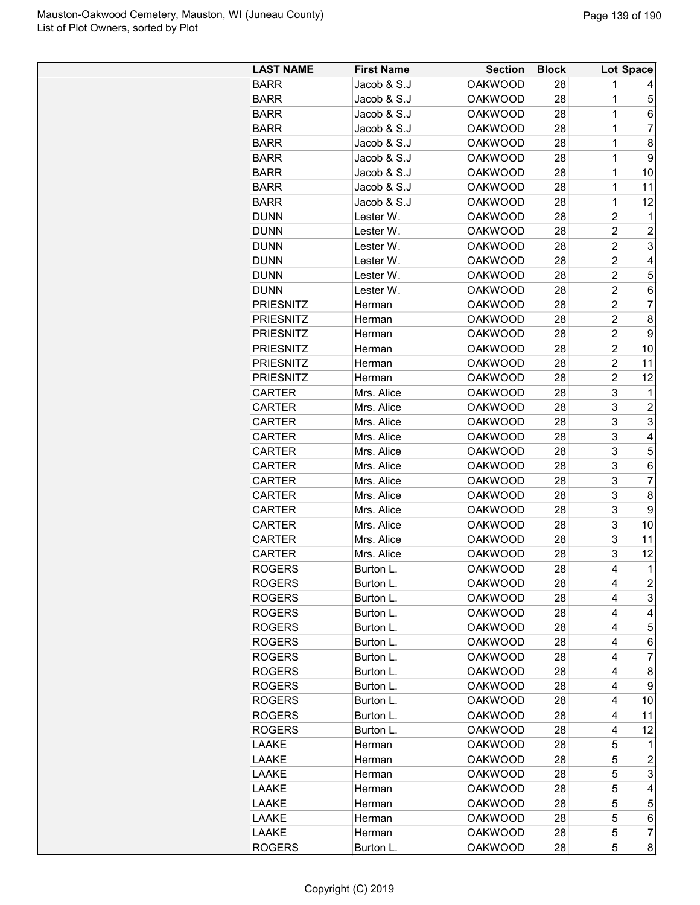| LAST NAME | First Name | Section | Block | Lot | Space |
|---|---|---|---|---|---|
| BARR | Jacob & S.J | OAKWOOD | 28 | 1 | 4 |
| BARR | Jacob & S.J | OAKWOOD | 28 | 1 | 5 |
| BARR | Jacob & S.J | OAKWOOD | 28 | 1 | 6 |
| BARR | Jacob & S.J | OAKWOOD | 28 | 1 | 7 |
| BARR | Jacob & S.J | OAKWOOD | 28 | 1 | 8 |
| BARR | Jacob & S.J | OAKWOOD | 28 | 1 | 9 |
| BARR | Jacob & S.J | OAKWOOD | 28 | 1 | 10 |
| BARR | Jacob & S.J | OAKWOOD | 28 | 1 | 11 |
| BARR | Jacob & S.J | OAKWOOD | 28 | 1 | 12 |
| DUNN | Lester W. | OAKWOOD | 28 | 2 | 1 |
| DUNN | Lester W. | OAKWOOD | 28 | 2 | 2 |
| DUNN | Lester W. | OAKWOOD | 28 | 2 | 3 |
| DUNN | Lester W. | OAKWOOD | 28 | 2 | 4 |
| DUNN | Lester W. | OAKWOOD | 28 | 2 | 5 |
| DUNN | Lester W. | OAKWOOD | 28 | 2 | 6 |
| PRIESNITZ | Herman | OAKWOOD | 28 | 2 | 7 |
| PRIESNITZ | Herman | OAKWOOD | 28 | 2 | 8 |
| PRIESNITZ | Herman | OAKWOOD | 28 | 2 | 9 |
| PRIESNITZ | Herman | OAKWOOD | 28 | 2 | 10 |
| PRIESNITZ | Herman | OAKWOOD | 28 | 2 | 11 |
| PRIESNITZ | Herman | OAKWOOD | 28 | 2 | 12 |
| CARTER | Mrs. Alice | OAKWOOD | 28 | 3 | 1 |
| CARTER | Mrs. Alice | OAKWOOD | 28 | 3 | 2 |
| CARTER | Mrs. Alice | OAKWOOD | 28 | 3 | 3 |
| CARTER | Mrs. Alice | OAKWOOD | 28 | 3 | 4 |
| CARTER | Mrs. Alice | OAKWOOD | 28 | 3 | 5 |
| CARTER | Mrs. Alice | OAKWOOD | 28 | 3 | 6 |
| CARTER | Mrs. Alice | OAKWOOD | 28 | 3 | 7 |
| CARTER | Mrs. Alice | OAKWOOD | 28 | 3 | 8 |
| CARTER | Mrs. Alice | OAKWOOD | 28 | 3 | 9 |
| CARTER | Mrs. Alice | OAKWOOD | 28 | 3 | 10 |
| CARTER | Mrs. Alice | OAKWOOD | 28 | 3 | 11 |
| CARTER | Mrs. Alice | OAKWOOD | 28 | 3 | 12 |
| ROGERS | Burton L. | OAKWOOD | 28 | 4 | 1 |
| ROGERS | Burton L. | OAKWOOD | 28 | 4 | 2 |
| ROGERS | Burton L. | OAKWOOD | 28 | 4 | 3 |
| ROGERS | Burton L. | OAKWOOD | 28 | 4 | 4 |
| ROGERS | Burton L. | OAKWOOD | 28 | 4 | 5 |
| ROGERS | Burton L. | OAKWOOD | 28 | 4 | 6 |
| ROGERS | Burton L. | OAKWOOD | 28 | 4 | 7 |
| ROGERS | Burton L. | OAKWOOD | 28 | 4 | 8 |
| ROGERS | Burton L. | OAKWOOD | 28 | 4 | 9 |
| ROGERS | Burton L. | OAKWOOD | 28 | 4 | 10 |
| ROGERS | Burton L. | OAKWOOD | 28 | 4 | 11 |
| ROGERS | Burton L. | OAKWOOD | 28 | 4 | 12 |
| LAAKE | Herman | OAKWOOD | 28 | 5 | 1 |
| LAAKE | Herman | OAKWOOD | 28 | 5 | 2 |
| LAAKE | Herman | OAKWOOD | 28 | 5 | 3 |
| LAAKE | Herman | OAKWOOD | 28 | 5 | 4 |
| LAAKE | Herman | OAKWOOD | 28 | 5 | 5 |
| LAAKE | Herman | OAKWOOD | 28 | 5 | 6 |
| LAAKE | Herman | OAKWOOD | 28 | 5 | 7 |
| ROGERS | Burton L. | OAKWOOD | 28 | 5 | 8 |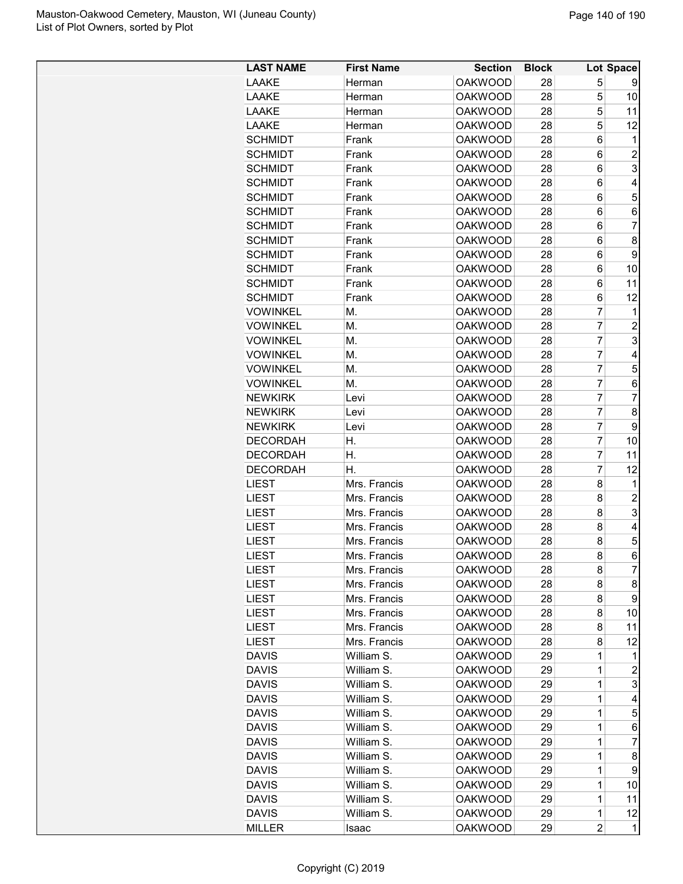Mauston-Oakwood Cemetery, Mauston, WI (Juneau County)
List of Plot Owners, sorted by Plot

| LAST NAME | First Name | Section | Block | Lot | Space |
|---|---|---|---|---|---|
| LAAKE | Herman | OAKWOOD | 28 | 5 | 9 |
| LAAKE | Herman | OAKWOOD | 28 | 5 | 10 |
| LAAKE | Herman | OAKWOOD | 28 | 5 | 11 |
| LAAKE | Herman | OAKWOOD | 28 | 5 | 12 |
| SCHMIDT | Frank | OAKWOOD | 28 | 6 | 1 |
| SCHMIDT | Frank | OAKWOOD | 28 | 6 | 2 |
| SCHMIDT | Frank | OAKWOOD | 28 | 6 | 3 |
| SCHMIDT | Frank | OAKWOOD | 28 | 6 | 4 |
| SCHMIDT | Frank | OAKWOOD | 28 | 6 | 5 |
| SCHMIDT | Frank | OAKWOOD | 28 | 6 | 6 |
| SCHMIDT | Frank | OAKWOOD | 28 | 6 | 7 |
| SCHMIDT | Frank | OAKWOOD | 28 | 6 | 8 |
| SCHMIDT | Frank | OAKWOOD | 28 | 6 | 9 |
| SCHMIDT | Frank | OAKWOOD | 28 | 6 | 10 |
| SCHMIDT | Frank | OAKWOOD | 28 | 6 | 11 |
| SCHMIDT | Frank | OAKWOOD | 28 | 6 | 12 |
| VOWINKEL | M. | OAKWOOD | 28 | 7 | 1 |
| VOWINKEL | M. | OAKWOOD | 28 | 7 | 2 |
| VOWINKEL | M. | OAKWOOD | 28 | 7 | 3 |
| VOWINKEL | M. | OAKWOOD | 28 | 7 | 4 |
| VOWINKEL | M. | OAKWOOD | 28 | 7 | 5 |
| VOWINKEL | M. | OAKWOOD | 28 | 7 | 6 |
| NEWKIRK | Levi | OAKWOOD | 28 | 7 | 7 |
| NEWKIRK | Levi | OAKWOOD | 28 | 7 | 8 |
| NEWKIRK | Levi | OAKWOOD | 28 | 7 | 9 |
| DECORDAH | H. | OAKWOOD | 28 | 7 | 10 |
| DECORDAH | H. | OAKWOOD | 28 | 7 | 11 |
| DECORDAH | H. | OAKWOOD | 28 | 7 | 12 |
| LIEST | Mrs. Francis | OAKWOOD | 28 | 8 | 1 |
| LIEST | Mrs. Francis | OAKWOOD | 28 | 8 | 2 |
| LIEST | Mrs. Francis | OAKWOOD | 28 | 8 | 3 |
| LIEST | Mrs. Francis | OAKWOOD | 28 | 8 | 4 |
| LIEST | Mrs. Francis | OAKWOOD | 28 | 8 | 5 |
| LIEST | Mrs. Francis | OAKWOOD | 28 | 8 | 6 |
| LIEST | Mrs. Francis | OAKWOOD | 28 | 8 | 7 |
| LIEST | Mrs. Francis | OAKWOOD | 28 | 8 | 8 |
| LIEST | Mrs. Francis | OAKWOOD | 28 | 8 | 9 |
| LIEST | Mrs. Francis | OAKWOOD | 28 | 8 | 10 |
| LIEST | Mrs. Francis | OAKWOOD | 28 | 8 | 11 |
| LIEST | Mrs. Francis | OAKWOOD | 28 | 8 | 12 |
| DAVIS | William S. | OAKWOOD | 29 | 1 | 1 |
| DAVIS | William S. | OAKWOOD | 29 | 1 | 2 |
| DAVIS | William S. | OAKWOOD | 29 | 1 | 3 |
| DAVIS | William S. | OAKWOOD | 29 | 1 | 4 |
| DAVIS | William S. | OAKWOOD | 29 | 1 | 5 |
| DAVIS | William S. | OAKWOOD | 29 | 1 | 6 |
| DAVIS | William S. | OAKWOOD | 29 | 1 | 7 |
| DAVIS | William S. | OAKWOOD | 29 | 1 | 8 |
| DAVIS | William S. | OAKWOOD | 29 | 1 | 9 |
| DAVIS | William S. | OAKWOOD | 29 | 1 | 10 |
| DAVIS | William S. | OAKWOOD | 29 | 1 | 11 |
| DAVIS | William S. | OAKWOOD | 29 | 1 | 12 |
| MILLER | Isaac | OAKWOOD | 29 | 2 | 1 |

Copyright (C) 2019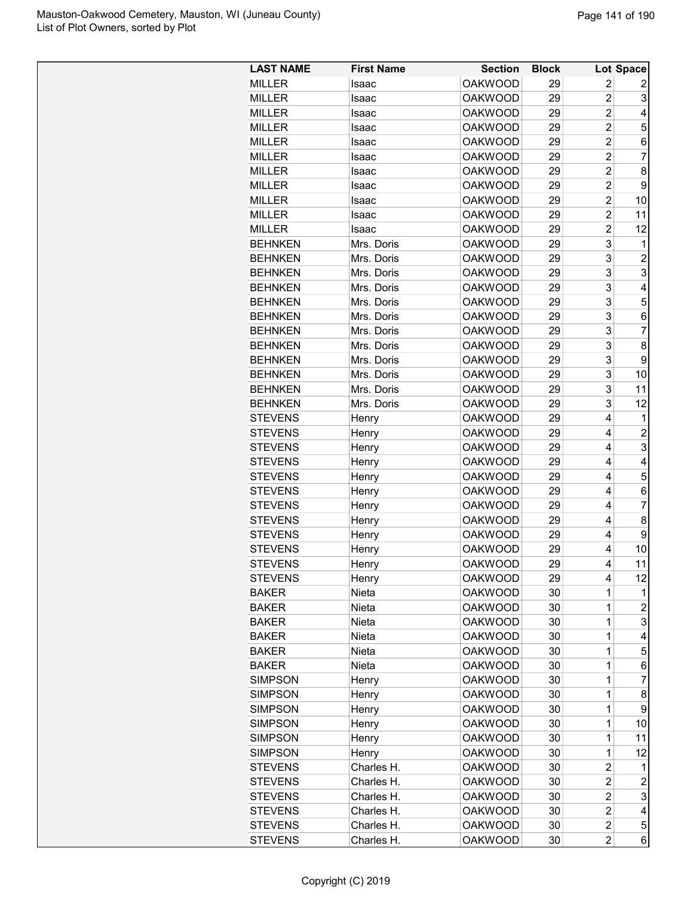| LAST NAME | First Name | Section | Block | Lot | Space |
|---|---|---|---|---|---|
| MILLER | Isaac | OAKWOOD | 29 | 2 | 2 |
| MILLER | Isaac | OAKWOOD | 29 | 2 | 3 |
| MILLER | Isaac | OAKWOOD | 29 | 2 | 4 |
| MILLER | Isaac | OAKWOOD | 29 | 2 | 5 |
| MILLER | Isaac | OAKWOOD | 29 | 2 | 6 |
| MILLER | Isaac | OAKWOOD | 29 | 2 | 7 |
| MILLER | Isaac | OAKWOOD | 29 | 2 | 8 |
| MILLER | Isaac | OAKWOOD | 29 | 2 | 9 |
| MILLER | Isaac | OAKWOOD | 29 | 2 | 10 |
| MILLER | Isaac | OAKWOOD | 29 | 2 | 11 |
| MILLER | Isaac | OAKWOOD | 29 | 2 | 12 |
| BEHNKEN | Mrs. Doris | OAKWOOD | 29 | 3 | 1 |
| BEHNKEN | Mrs. Doris | OAKWOOD | 29 | 3 | 2 |
| BEHNKEN | Mrs. Doris | OAKWOOD | 29 | 3 | 3 |
| BEHNKEN | Mrs. Doris | OAKWOOD | 29 | 3 | 4 |
| BEHNKEN | Mrs. Doris | OAKWOOD | 29 | 3 | 5 |
| BEHNKEN | Mrs. Doris | OAKWOOD | 29 | 3 | 6 |
| BEHNKEN | Mrs. Doris | OAKWOOD | 29 | 3 | 7 |
| BEHNKEN | Mrs. Doris | OAKWOOD | 29 | 3 | 8 |
| BEHNKEN | Mrs. Doris | OAKWOOD | 29 | 3 | 9 |
| BEHNKEN | Mrs. Doris | OAKWOOD | 29 | 3 | 10 |
| BEHNKEN | Mrs. Doris | OAKWOOD | 29 | 3 | 11 |
| BEHNKEN | Mrs. Doris | OAKWOOD | 29 | 3 | 12 |
| STEVENS | Henry | OAKWOOD | 29 | 4 | 1 |
| STEVENS | Henry | OAKWOOD | 29 | 4 | 2 |
| STEVENS | Henry | OAKWOOD | 29 | 4 | 3 |
| STEVENS | Henry | OAKWOOD | 29 | 4 | 4 |
| STEVENS | Henry | OAKWOOD | 29 | 4 | 5 |
| STEVENS | Henry | OAKWOOD | 29 | 4 | 6 |
| STEVENS | Henry | OAKWOOD | 29 | 4 | 7 |
| STEVENS | Henry | OAKWOOD | 29 | 4 | 8 |
| STEVENS | Henry | OAKWOOD | 29 | 4 | 9 |
| STEVENS | Henry | OAKWOOD | 29 | 4 | 10 |
| STEVENS | Henry | OAKWOOD | 29 | 4 | 11 |
| STEVENS | Henry | OAKWOOD | 29 | 4 | 12 |
| BAKER | Nieta | OAKWOOD | 30 | 1 | 1 |
| BAKER | Nieta | OAKWOOD | 30 | 1 | 2 |
| BAKER | Nieta | OAKWOOD | 30 | 1 | 3 |
| BAKER | Nieta | OAKWOOD | 30 | 1 | 4 |
| BAKER | Nieta | OAKWOOD | 30 | 1 | 5 |
| BAKER | Nieta | OAKWOOD | 30 | 1 | 6 |
| SIMPSON | Henry | OAKWOOD | 30 | 1 | 7 |
| SIMPSON | Henry | OAKWOOD | 30 | 1 | 8 |
| SIMPSON | Henry | OAKWOOD | 30 | 1 | 9 |
| SIMPSON | Henry | OAKWOOD | 30 | 1 | 10 |
| SIMPSON | Henry | OAKWOOD | 30 | 1 | 11 |
| SIMPSON | Henry | OAKWOOD | 30 | 1 | 12 |
| STEVENS | Charles H. | OAKWOOD | 30 | 2 | 1 |
| STEVENS | Charles H. | OAKWOOD | 30 | 2 | 2 |
| STEVENS | Charles H. | OAKWOOD | 30 | 2 | 3 |
| STEVENS | Charles H. | OAKWOOD | 30 | 2 | 4 |
| STEVENS | Charles H. | OAKWOOD | 30 | 2 | 5 |
| STEVENS | Charles H. | OAKWOOD | 30 | 2 | 6 |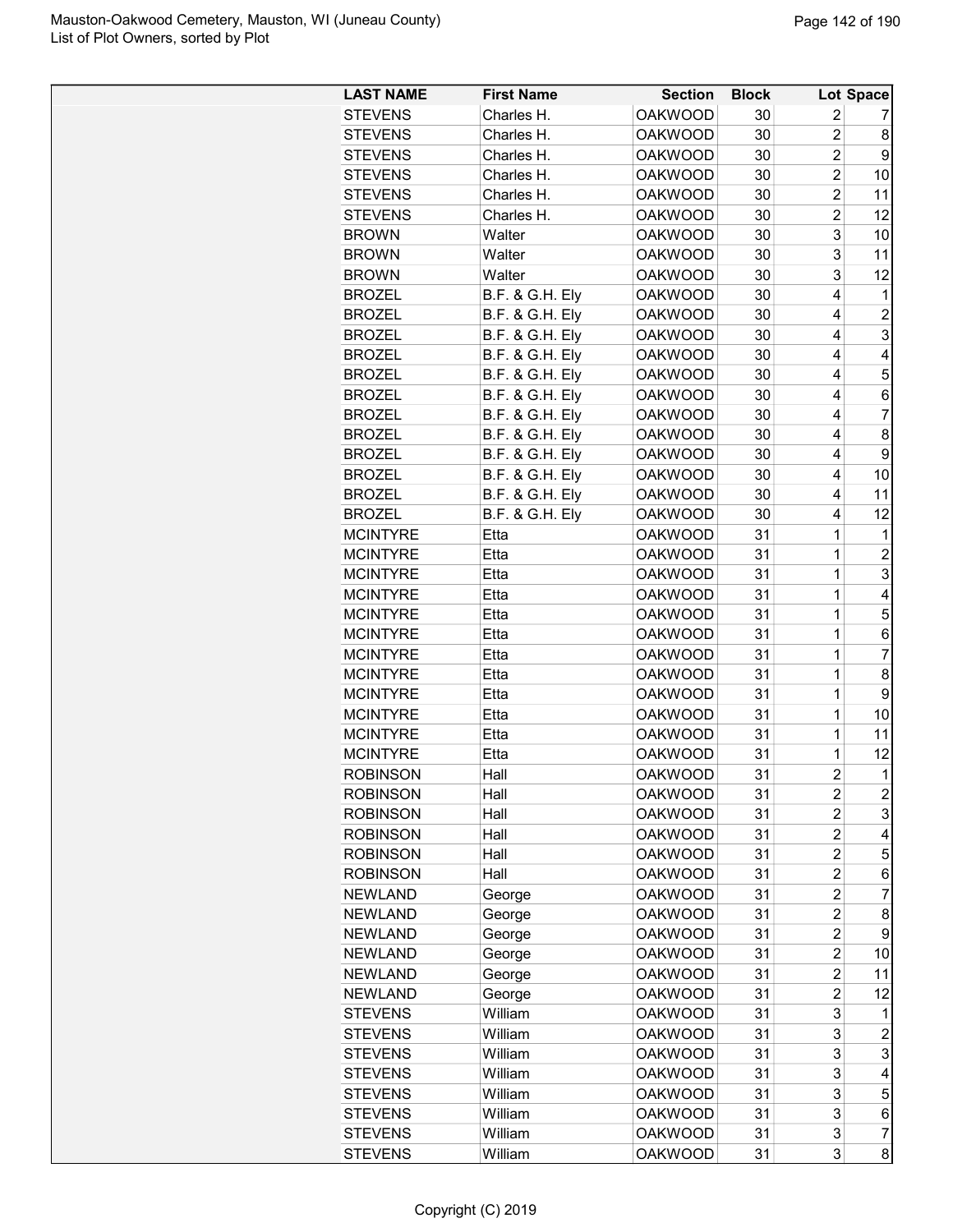| LAST NAME | First Name | Section | Block | Lot | Space |
|---|---|---|---|---|---|
| STEVENS | Charles H. | OAKWOOD | 30 | 2 | 7 |
| STEVENS | Charles H. | OAKWOOD | 30 | 2 | 8 |
| STEVENS | Charles H. | OAKWOOD | 30 | 2 | 9 |
| STEVENS | Charles H. | OAKWOOD | 30 | 2 | 10 |
| STEVENS | Charles H. | OAKWOOD | 30 | 2 | 11 |
| STEVENS | Charles H. | OAKWOOD | 30 | 2 | 12 |
| BROWN | Walter | OAKWOOD | 30 | 3 | 10 |
| BROWN | Walter | OAKWOOD | 30 | 3 | 11 |
| BROWN | Walter | OAKWOOD | 30 | 3 | 12 |
| BROZEL | B.F. & G.H. Ely | OAKWOOD | 30 | 4 | 1 |
| BROZEL | B.F. & G.H. Ely | OAKWOOD | 30 | 4 | 2 |
| BROZEL | B.F. & G.H. Ely | OAKWOOD | 30 | 4 | 3 |
| BROZEL | B.F. & G.H. Ely | OAKWOOD | 30 | 4 | 4 |
| BROZEL | B.F. & G.H. Ely | OAKWOOD | 30 | 4 | 5 |
| BROZEL | B.F. & G.H. Ely | OAKWOOD | 30 | 4 | 6 |
| BROZEL | B.F. & G.H. Ely | OAKWOOD | 30 | 4 | 7 |
| BROZEL | B.F. & G.H. Ely | OAKWOOD | 30 | 4 | 8 |
| BROZEL | B.F. & G.H. Ely | OAKWOOD | 30 | 4 | 9 |
| BROZEL | B.F. & G.H. Ely | OAKWOOD | 30 | 4 | 10 |
| BROZEL | B.F. & G.H. Ely | OAKWOOD | 30 | 4 | 11 |
| BROZEL | B.F. & G.H. Ely | OAKWOOD | 30 | 4 | 12 |
| MCINTYRE | Etta | OAKWOOD | 31 | 1 | 1 |
| MCINTYRE | Etta | OAKWOOD | 31 | 1 | 2 |
| MCINTYRE | Etta | OAKWOOD | 31 | 1 | 3 |
| MCINTYRE | Etta | OAKWOOD | 31 | 1 | 4 |
| MCINTYRE | Etta | OAKWOOD | 31 | 1 | 5 |
| MCINTYRE | Etta | OAKWOOD | 31 | 1 | 6 |
| MCINTYRE | Etta | OAKWOOD | 31 | 1 | 7 |
| MCINTYRE | Etta | OAKWOOD | 31 | 1 | 8 |
| MCINTYRE | Etta | OAKWOOD | 31 | 1 | 9 |
| MCINTYRE | Etta | OAKWOOD | 31 | 1 | 10 |
| MCINTYRE | Etta | OAKWOOD | 31 | 1 | 11 |
| MCINTYRE | Etta | OAKWOOD | 31 | 1 | 12 |
| ROBINSON | Hall | OAKWOOD | 31 | 2 | 1 |
| ROBINSON | Hall | OAKWOOD | 31 | 2 | 2 |
| ROBINSON | Hall | OAKWOOD | 31 | 2 | 3 |
| ROBINSON | Hall | OAKWOOD | 31 | 2 | 4 |
| ROBINSON | Hall | OAKWOOD | 31 | 2 | 5 |
| ROBINSON | Hall | OAKWOOD | 31 | 2 | 6 |
| NEWLAND | George | OAKWOOD | 31 | 2 | 7 |
| NEWLAND | George | OAKWOOD | 31 | 2 | 8 |
| NEWLAND | George | OAKWOOD | 31 | 2 | 9 |
| NEWLAND | George | OAKWOOD | 31 | 2 | 10 |
| NEWLAND | George | OAKWOOD | 31 | 2 | 11 |
| NEWLAND | George | OAKWOOD | 31 | 2 | 12 |
| STEVENS | William | OAKWOOD | 31 | 3 | 1 |
| STEVENS | William | OAKWOOD | 31 | 3 | 2 |
| STEVENS | William | OAKWOOD | 31 | 3 | 3 |
| STEVENS | William | OAKWOOD | 31 | 3 | 4 |
| STEVENS | William | OAKWOOD | 31 | 3 | 5 |
| STEVENS | William | OAKWOOD | 31 | 3 | 6 |
| STEVENS | William | OAKWOOD | 31 | 3 | 7 |
| STEVENS | William | OAKWOOD | 31 | 3 | 8 |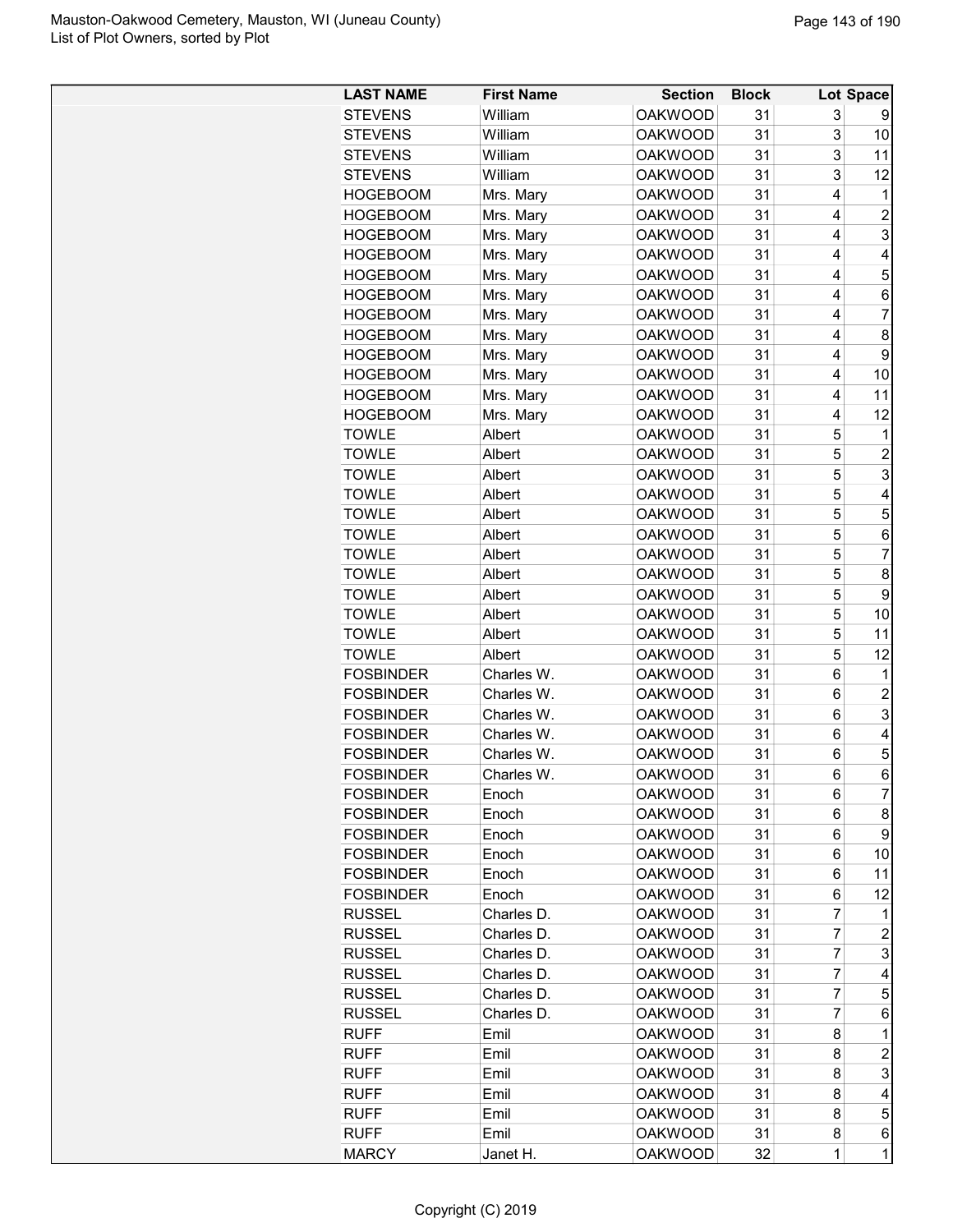| LAST NAME | First Name | Section | Block | Lot | Space |
|---|---|---|---|---|---|
| STEVENS | William | OAKWOOD | 31 | 3 | 9 |
| STEVENS | William | OAKWOOD | 31 | 3 | 10 |
| STEVENS | William | OAKWOOD | 31 | 3 | 11 |
| STEVENS | William | OAKWOOD | 31 | 3 | 12 |
| HOGEBOOM | Mrs. Mary | OAKWOOD | 31 | 4 | 1 |
| HOGEBOOM | Mrs. Mary | OAKWOOD | 31 | 4 | 2 |
| HOGEBOOM | Mrs. Mary | OAKWOOD | 31 | 4 | 3 |
| HOGEBOOM | Mrs. Mary | OAKWOOD | 31 | 4 | 4 |
| HOGEBOOM | Mrs. Mary | OAKWOOD | 31 | 4 | 5 |
| HOGEBOOM | Mrs. Mary | OAKWOOD | 31 | 4 | 6 |
| HOGEBOOM | Mrs. Mary | OAKWOOD | 31 | 4 | 7 |
| HOGEBOOM | Mrs. Mary | OAKWOOD | 31 | 4 | 8 |
| HOGEBOOM | Mrs. Mary | OAKWOOD | 31 | 4 | 9 |
| HOGEBOOM | Mrs. Mary | OAKWOOD | 31 | 4 | 10 |
| HOGEBOOM | Mrs. Mary | OAKWOOD | 31 | 4 | 11 |
| HOGEBOOM | Mrs. Mary | OAKWOOD | 31 | 4 | 12 |
| TOWLE | Albert | OAKWOOD | 31 | 5 | 1 |
| TOWLE | Albert | OAKWOOD | 31 | 5 | 2 |
| TOWLE | Albert | OAKWOOD | 31 | 5 | 3 |
| TOWLE | Albert | OAKWOOD | 31 | 5 | 4 |
| TOWLE | Albert | OAKWOOD | 31 | 5 | 5 |
| TOWLE | Albert | OAKWOOD | 31 | 5 | 6 |
| TOWLE | Albert | OAKWOOD | 31 | 5 | 7 |
| TOWLE | Albert | OAKWOOD | 31 | 5 | 8 |
| TOWLE | Albert | OAKWOOD | 31 | 5 | 9 |
| TOWLE | Albert | OAKWOOD | 31 | 5 | 10 |
| TOWLE | Albert | OAKWOOD | 31 | 5 | 11 |
| TOWLE | Albert | OAKWOOD | 31 | 5 | 12 |
| FOSBINDER | Charles W. | OAKWOOD | 31 | 6 | 1 |
| FOSBINDER | Charles W. | OAKWOOD | 31 | 6 | 2 |
| FOSBINDER | Charles W. | OAKWOOD | 31 | 6 | 3 |
| FOSBINDER | Charles W. | OAKWOOD | 31 | 6 | 4 |
| FOSBINDER | Charles W. | OAKWOOD | 31 | 6 | 5 |
| FOSBINDER | Charles W. | OAKWOOD | 31 | 6 | 6 |
| FOSBINDER | Enoch | OAKWOOD | 31 | 6 | 7 |
| FOSBINDER | Enoch | OAKWOOD | 31 | 6 | 8 |
| FOSBINDER | Enoch | OAKWOOD | 31 | 6 | 9 |
| FOSBINDER | Enoch | OAKWOOD | 31 | 6 | 10 |
| FOSBINDER | Enoch | OAKWOOD | 31 | 6 | 11 |
| FOSBINDER | Enoch | OAKWOOD | 31 | 6 | 12 |
| RUSSEL | Charles D. | OAKWOOD | 31 | 7 | 1 |
| RUSSEL | Charles D. | OAKWOOD | 31 | 7 | 2 |
| RUSSEL | Charles D. | OAKWOOD | 31 | 7 | 3 |
| RUSSEL | Charles D. | OAKWOOD | 31 | 7 | 4 |
| RUSSEL | Charles D. | OAKWOOD | 31 | 7 | 5 |
| RUSSEL | Charles D. | OAKWOOD | 31 | 7 | 6 |
| RUFF | Emil | OAKWOOD | 31 | 8 | 1 |
| RUFF | Emil | OAKWOOD | 31 | 8 | 2 |
| RUFF | Emil | OAKWOOD | 31 | 8 | 3 |
| RUFF | Emil | OAKWOOD | 31 | 8 | 4 |
| RUFF | Emil | OAKWOOD | 31 | 8 | 5 |
| RUFF | Emil | OAKWOOD | 31 | 8 | 6 |
| MARCY | Janet H. | OAKWOOD | 32 | 1 | 1 |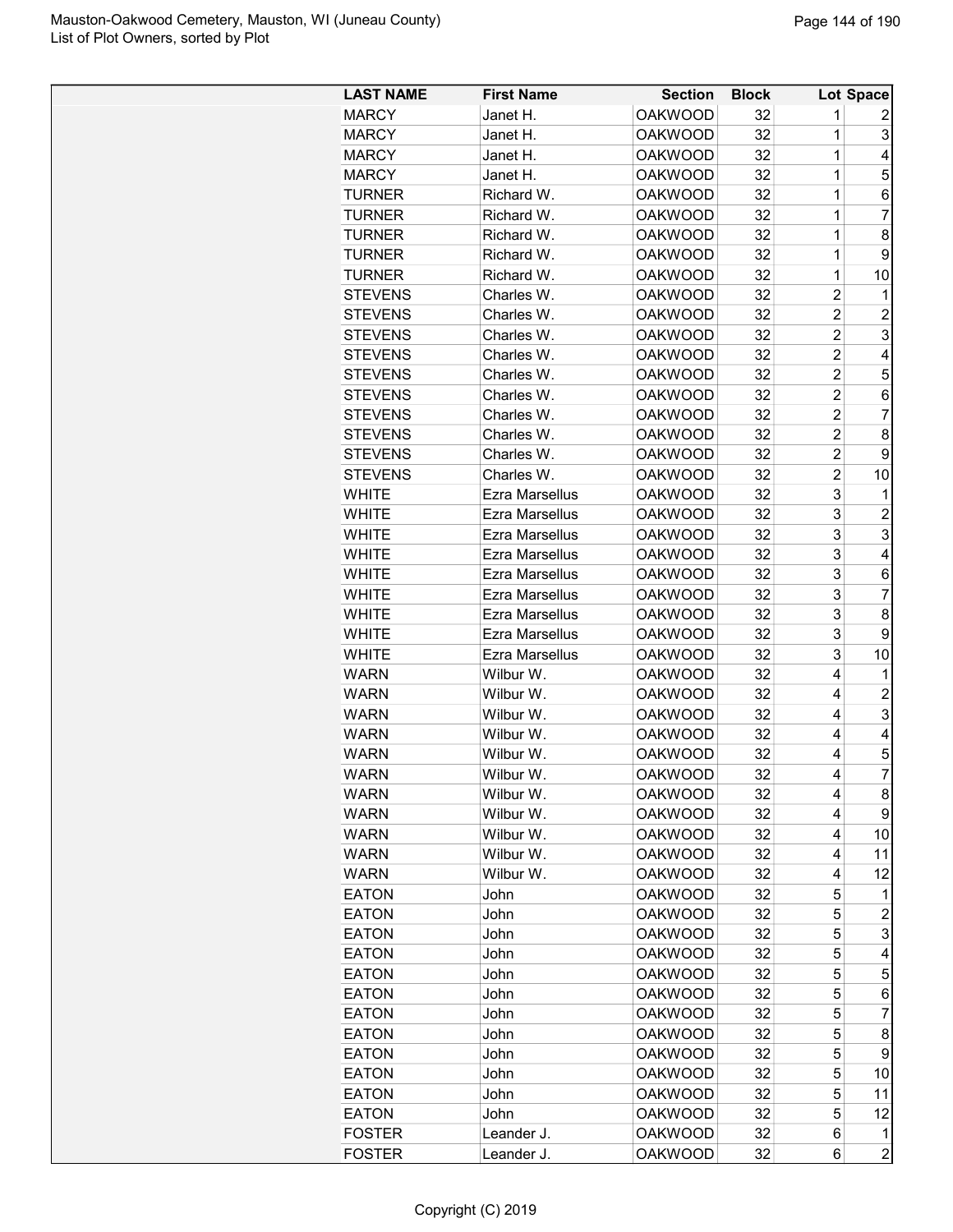| LAST NAME | First Name | Section | Block | Lot | Space |
|---|---|---|---|---|---|
| MARCY | Janet H. | OAKWOOD | 32 | 1 | 2 |
| MARCY | Janet H. | OAKWOOD | 32 | 1 | 3 |
| MARCY | Janet H. | OAKWOOD | 32 | 1 | 4 |
| MARCY | Janet H. | OAKWOOD | 32 | 1 | 5 |
| TURNER | Richard W. | OAKWOOD | 32 | 1 | 6 |
| TURNER | Richard W. | OAKWOOD | 32 | 1 | 7 |
| TURNER | Richard W. | OAKWOOD | 32 | 1 | 8 |
| TURNER | Richard W. | OAKWOOD | 32 | 1 | 9 |
| TURNER | Richard W. | OAKWOOD | 32 | 1 | 10 |
| STEVENS | Charles W. | OAKWOOD | 32 | 2 | 1 |
| STEVENS | Charles W. | OAKWOOD | 32 | 2 | 2 |
| STEVENS | Charles W. | OAKWOOD | 32 | 2 | 3 |
| STEVENS | Charles W. | OAKWOOD | 32 | 2 | 4 |
| STEVENS | Charles W. | OAKWOOD | 32 | 2 | 5 |
| STEVENS | Charles W. | OAKWOOD | 32 | 2 | 6 |
| STEVENS | Charles W. | OAKWOOD | 32 | 2 | 7 |
| STEVENS | Charles W. | OAKWOOD | 32 | 2 | 8 |
| STEVENS | Charles W. | OAKWOOD | 32 | 2 | 9 |
| STEVENS | Charles W. | OAKWOOD | 32 | 2 | 10 |
| WHITE | Ezra Marsellus | OAKWOOD | 32 | 3 | 1 |
| WHITE | Ezra Marsellus | OAKWOOD | 32 | 3 | 2 |
| WHITE | Ezra Marsellus | OAKWOOD | 32 | 3 | 3 |
| WHITE | Ezra Marsellus | OAKWOOD | 32 | 3 | 4 |
| WHITE | Ezra Marsellus | OAKWOOD | 32 | 3 | 6 |
| WHITE | Ezra Marsellus | OAKWOOD | 32 | 3 | 7 |
| WHITE | Ezra Marsellus | OAKWOOD | 32 | 3 | 8 |
| WHITE | Ezra Marsellus | OAKWOOD | 32 | 3 | 9 |
| WHITE | Ezra Marsellus | OAKWOOD | 32 | 3 | 10 |
| WARN | Wilbur W. | OAKWOOD | 32 | 4 | 1 |
| WARN | Wilbur W. | OAKWOOD | 32 | 4 | 2 |
| WARN | Wilbur W. | OAKWOOD | 32 | 4 | 3 |
| WARN | Wilbur W. | OAKWOOD | 32 | 4 | 4 |
| WARN | Wilbur W. | OAKWOOD | 32 | 4 | 5 |
| WARN | Wilbur W. | OAKWOOD | 32 | 4 | 7 |
| WARN | Wilbur W. | OAKWOOD | 32 | 4 | 8 |
| WARN | Wilbur W. | OAKWOOD | 32 | 4 | 9 |
| WARN | Wilbur W. | OAKWOOD | 32 | 4 | 10 |
| WARN | Wilbur W. | OAKWOOD | 32 | 4 | 11 |
| WARN | Wilbur W. | OAKWOOD | 32 | 4 | 12 |
| EATON | John | OAKWOOD | 32 | 5 | 1 |
| EATON | John | OAKWOOD | 32 | 5 | 2 |
| EATON | John | OAKWOOD | 32 | 5 | 3 |
| EATON | John | OAKWOOD | 32 | 5 | 4 |
| EATON | John | OAKWOOD | 32 | 5 | 5 |
| EATON | John | OAKWOOD | 32 | 5 | 6 |
| EATON | John | OAKWOOD | 32 | 5 | 7 |
| EATON | John | OAKWOOD | 32 | 5 | 8 |
| EATON | John | OAKWOOD | 32 | 5 | 9 |
| EATON | John | OAKWOOD | 32 | 5 | 10 |
| EATON | John | OAKWOOD | 32 | 5 | 11 |
| EATON | John | OAKWOOD | 32 | 5 | 12 |
| FOSTER | Leander J. | OAKWOOD | 32 | 6 | 1 |
| FOSTER | Leander J. | OAKWOOD | 32 | 6 | 2 |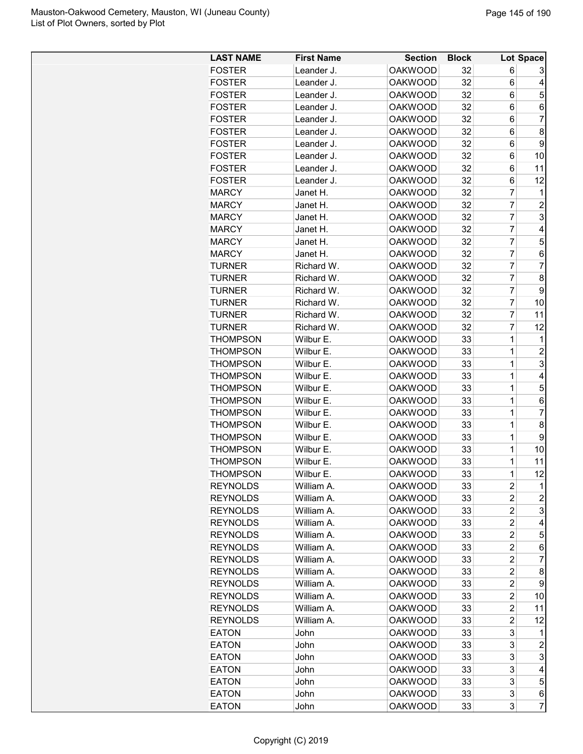| LAST NAME | First Name | Section | Block | Lot | Space |
|---|---|---|---|---|---|
| FOSTER | Leander J. | OAKWOOD | 32 | 6 | 3 |
| FOSTER | Leander J. | OAKWOOD | 32 | 6 | 4 |
| FOSTER | Leander J. | OAKWOOD | 32 | 6 | 5 |
| FOSTER | Leander J. | OAKWOOD | 32 | 6 | 6 |
| FOSTER | Leander J. | OAKWOOD | 32 | 6 | 7 |
| FOSTER | Leander J. | OAKWOOD | 32 | 6 | 8 |
| FOSTER | Leander J. | OAKWOOD | 32 | 6 | 9 |
| FOSTER | Leander J. | OAKWOOD | 32 | 6 | 10 |
| FOSTER | Leander J. | OAKWOOD | 32 | 6 | 11 |
| FOSTER | Leander J. | OAKWOOD | 32 | 6 | 12 |
| MARCY | Janet H. | OAKWOOD | 32 | 7 | 1 |
| MARCY | Janet H. | OAKWOOD | 32 | 7 | 2 |
| MARCY | Janet H. | OAKWOOD | 32 | 7 | 3 |
| MARCY | Janet H. | OAKWOOD | 32 | 7 | 4 |
| MARCY | Janet H. | OAKWOOD | 32 | 7 | 5 |
| MARCY | Janet H. | OAKWOOD | 32 | 7 | 6 |
| TURNER | Richard W. | OAKWOOD | 32 | 7 | 7 |
| TURNER | Richard W. | OAKWOOD | 32 | 7 | 8 |
| TURNER | Richard W. | OAKWOOD | 32 | 7 | 9 |
| TURNER | Richard W. | OAKWOOD | 32 | 7 | 10 |
| TURNER | Richard W. | OAKWOOD | 32 | 7 | 11 |
| TURNER | Richard W. | OAKWOOD | 32 | 7 | 12 |
| THOMPSON | Wilbur E. | OAKWOOD | 33 | 1 | 1 |
| THOMPSON | Wilbur E. | OAKWOOD | 33 | 1 | 2 |
| THOMPSON | Wilbur E. | OAKWOOD | 33 | 1 | 3 |
| THOMPSON | Wilbur E. | OAKWOOD | 33 | 1 | 4 |
| THOMPSON | Wilbur E. | OAKWOOD | 33 | 1 | 5 |
| THOMPSON | Wilbur E. | OAKWOOD | 33 | 1 | 6 |
| THOMPSON | Wilbur E. | OAKWOOD | 33 | 1 | 7 |
| THOMPSON | Wilbur E. | OAKWOOD | 33 | 1 | 8 |
| THOMPSON | Wilbur E. | OAKWOOD | 33 | 1 | 9 |
| THOMPSON | Wilbur E. | OAKWOOD | 33 | 1 | 10 |
| THOMPSON | Wilbur E. | OAKWOOD | 33 | 1 | 11 |
| THOMPSON | Wilbur E. | OAKWOOD | 33 | 1 | 12 |
| REYNOLDS | William A. | OAKWOOD | 33 | 2 | 1 |
| REYNOLDS | William A. | OAKWOOD | 33 | 2 | 2 |
| REYNOLDS | William A. | OAKWOOD | 33 | 2 | 3 |
| REYNOLDS | William A. | OAKWOOD | 33 | 2 | 4 |
| REYNOLDS | William A. | OAKWOOD | 33 | 2 | 5 |
| REYNOLDS | William A. | OAKWOOD | 33 | 2 | 6 |
| REYNOLDS | William A. | OAKWOOD | 33 | 2 | 7 |
| REYNOLDS | William A. | OAKWOOD | 33 | 2 | 8 |
| REYNOLDS | William A. | OAKWOOD | 33 | 2 | 9 |
| REYNOLDS | William A. | OAKWOOD | 33 | 2 | 10 |
| REYNOLDS | William A. | OAKWOOD | 33 | 2 | 11 |
| REYNOLDS | William A. | OAKWOOD | 33 | 2 | 12 |
| EATON | John | OAKWOOD | 33 | 3 | 1 |
| EATON | John | OAKWOOD | 33 | 3 | 2 |
| EATON | John | OAKWOOD | 33 | 3 | 3 |
| EATON | John | OAKWOOD | 33 | 3 | 4 |
| EATON | John | OAKWOOD | 33 | 3 | 5 |
| EATON | John | OAKWOOD | 33 | 3 | 6 |
| EATON | John | OAKWOOD | 33 | 3 | 7 |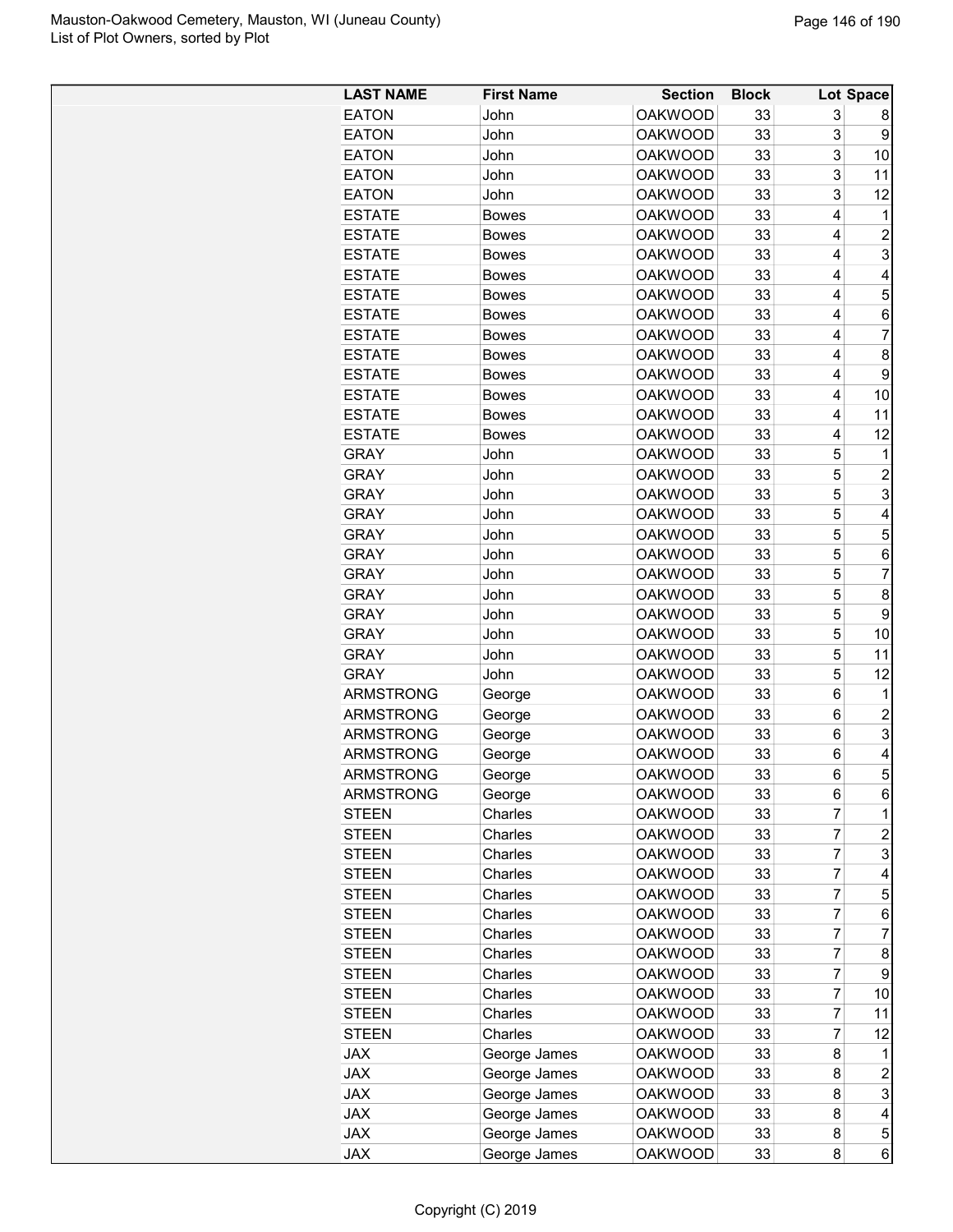| LAST NAME | First Name | Section | Block | Lot | Space |
|---|---|---|---|---|---|
| EATON | John | OAKWOOD | 33 | 3 | 8 |
| EATON | John | OAKWOOD | 33 | 3 | 9 |
| EATON | John | OAKWOOD | 33 | 3 | 10 |
| EATON | John | OAKWOOD | 33 | 3 | 11 |
| EATON | John | OAKWOOD | 33 | 3 | 12 |
| ESTATE | Bowes | OAKWOOD | 33 | 4 | 1 |
| ESTATE | Bowes | OAKWOOD | 33 | 4 | 2 |
| ESTATE | Bowes | OAKWOOD | 33 | 4 | 3 |
| ESTATE | Bowes | OAKWOOD | 33 | 4 | 4 |
| ESTATE | Bowes | OAKWOOD | 33 | 4 | 5 |
| ESTATE | Bowes | OAKWOOD | 33 | 4 | 6 |
| ESTATE | Bowes | OAKWOOD | 33 | 4 | 7 |
| ESTATE | Bowes | OAKWOOD | 33 | 4 | 8 |
| ESTATE | Bowes | OAKWOOD | 33 | 4 | 9 |
| ESTATE | Bowes | OAKWOOD | 33 | 4 | 10 |
| ESTATE | Bowes | OAKWOOD | 33 | 4 | 11 |
| ESTATE | Bowes | OAKWOOD | 33 | 4 | 12 |
| GRAY | John | OAKWOOD | 33 | 5 | 1 |
| GRAY | John | OAKWOOD | 33 | 5 | 2 |
| GRAY | John | OAKWOOD | 33 | 5 | 3 |
| GRAY | John | OAKWOOD | 33 | 5 | 4 |
| GRAY | John | OAKWOOD | 33 | 5 | 5 |
| GRAY | John | OAKWOOD | 33 | 5 | 6 |
| GRAY | John | OAKWOOD | 33 | 5 | 7 |
| GRAY | John | OAKWOOD | 33 | 5 | 8 |
| GRAY | John | OAKWOOD | 33 | 5 | 9 |
| GRAY | John | OAKWOOD | 33 | 5 | 10 |
| GRAY | John | OAKWOOD | 33 | 5 | 11 |
| GRAY | John | OAKWOOD | 33 | 5 | 12 |
| ARMSTRONG | George | OAKWOOD | 33 | 6 | 1 |
| ARMSTRONG | George | OAKWOOD | 33 | 6 | 2 |
| ARMSTRONG | George | OAKWOOD | 33 | 6 | 3 |
| ARMSTRONG | George | OAKWOOD | 33 | 6 | 4 |
| ARMSTRONG | George | OAKWOOD | 33 | 6 | 5 |
| ARMSTRONG | George | OAKWOOD | 33 | 6 | 6 |
| STEEN | Charles | OAKWOOD | 33 | 7 | 1 |
| STEEN | Charles | OAKWOOD | 33 | 7 | 2 |
| STEEN | Charles | OAKWOOD | 33 | 7 | 3 |
| STEEN | Charles | OAKWOOD | 33 | 7 | 4 |
| STEEN | Charles | OAKWOOD | 33 | 7 | 5 |
| STEEN | Charles | OAKWOOD | 33 | 7 | 6 |
| STEEN | Charles | OAKWOOD | 33 | 7 | 7 |
| STEEN | Charles | OAKWOOD | 33 | 7 | 8 |
| STEEN | Charles | OAKWOOD | 33 | 7 | 9 |
| STEEN | Charles | OAKWOOD | 33 | 7 | 10 |
| STEEN | Charles | OAKWOOD | 33 | 7 | 11 |
| STEEN | Charles | OAKWOOD | 33 | 7 | 12 |
| JAX | George James | OAKWOOD | 33 | 8 | 1 |
| JAX | George James | OAKWOOD | 33 | 8 | 2 |
| JAX | George James | OAKWOOD | 33 | 8 | 3 |
| JAX | George James | OAKWOOD | 33 | 8 | 4 |
| JAX | George James | OAKWOOD | 33 | 8 | 5 |
| JAX | George James | OAKWOOD | 33 | 8 | 6 |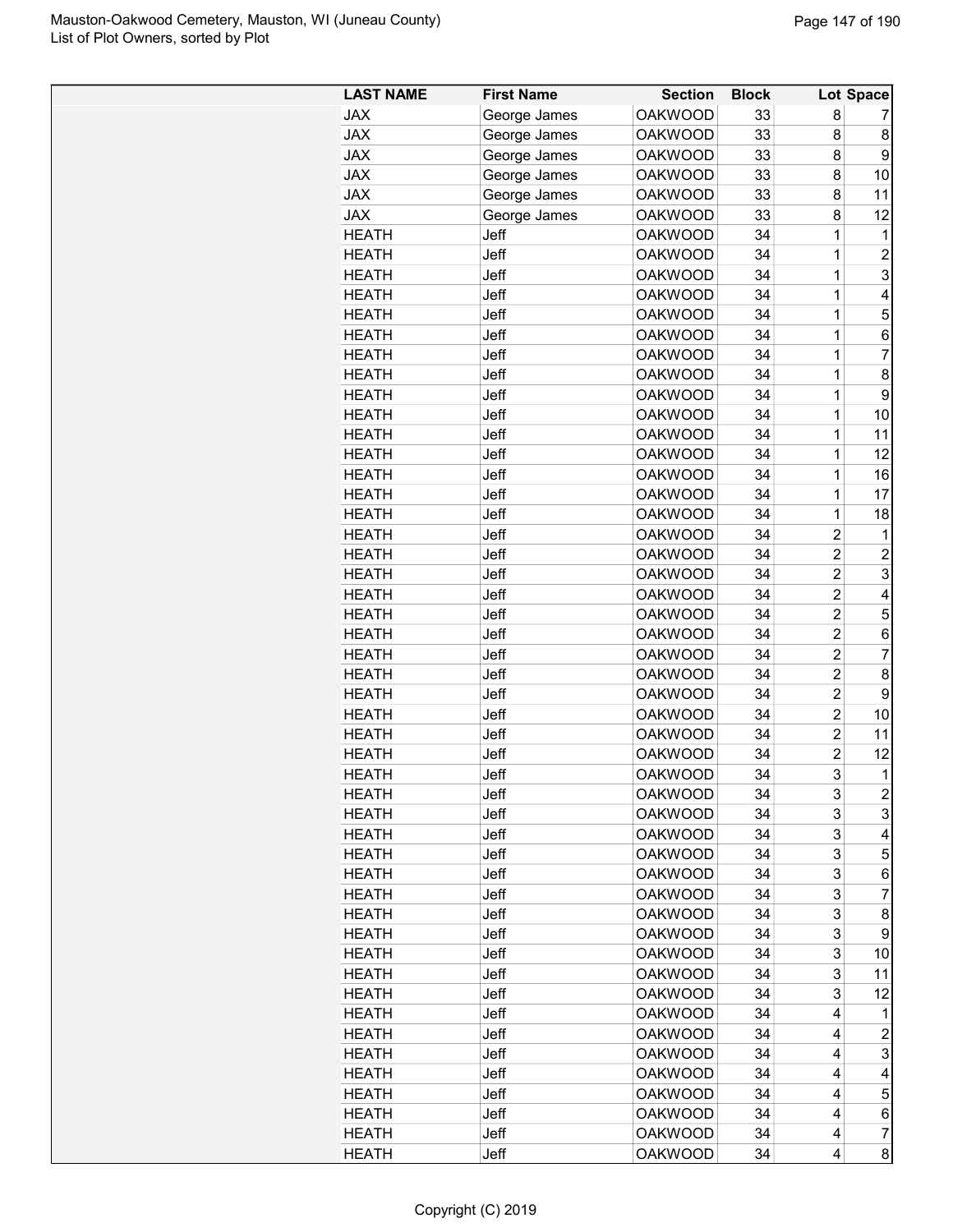| LAST NAME | First Name | Section | Block | Lot | Space |
|---|---|---|---|---|---|
| JAX | George James | OAKWOOD | 33 | 8 | 7 |
| JAX | George James | OAKWOOD | 33 | 8 | 8 |
| JAX | George James | OAKWOOD | 33 | 8 | 9 |
| JAX | George James | OAKWOOD | 33 | 8 | 10 |
| JAX | George James | OAKWOOD | 33 | 8 | 11 |
| JAX | George James | OAKWOOD | 33 | 8 | 12 |
| HEATH | Jeff | OAKWOOD | 34 | 1 | 1 |
| HEATH | Jeff | OAKWOOD | 34 | 1 | 2 |
| HEATH | Jeff | OAKWOOD | 34 | 1 | 3 |
| HEATH | Jeff | OAKWOOD | 34 | 1 | 4 |
| HEATH | Jeff | OAKWOOD | 34 | 1 | 5 |
| HEATH | Jeff | OAKWOOD | 34 | 1 | 6 |
| HEATH | Jeff | OAKWOOD | 34 | 1 | 7 |
| HEATH | Jeff | OAKWOOD | 34 | 1 | 8 |
| HEATH | Jeff | OAKWOOD | 34 | 1 | 9 |
| HEATH | Jeff | OAKWOOD | 34 | 1 | 10 |
| HEATH | Jeff | OAKWOOD | 34 | 1 | 11 |
| HEATH | Jeff | OAKWOOD | 34 | 1 | 12 |
| HEATH | Jeff | OAKWOOD | 34 | 1 | 16 |
| HEATH | Jeff | OAKWOOD | 34 | 1 | 17 |
| HEATH | Jeff | OAKWOOD | 34 | 1 | 18 |
| HEATH | Jeff | OAKWOOD | 34 | 2 | 1 |
| HEATH | Jeff | OAKWOOD | 34 | 2 | 2 |
| HEATH | Jeff | OAKWOOD | 34 | 2 | 3 |
| HEATH | Jeff | OAKWOOD | 34 | 2 | 4 |
| HEATH | Jeff | OAKWOOD | 34 | 2 | 5 |
| HEATH | Jeff | OAKWOOD | 34 | 2 | 6 |
| HEATH | Jeff | OAKWOOD | 34 | 2 | 7 |
| HEATH | Jeff | OAKWOOD | 34 | 2 | 8 |
| HEATH | Jeff | OAKWOOD | 34 | 2 | 9 |
| HEATH | Jeff | OAKWOOD | 34 | 2 | 10 |
| HEATH | Jeff | OAKWOOD | 34 | 2 | 11 |
| HEATH | Jeff | OAKWOOD | 34 | 2 | 12 |
| HEATH | Jeff | OAKWOOD | 34 | 3 | 1 |
| HEATH | Jeff | OAKWOOD | 34 | 3 | 2 |
| HEATH | Jeff | OAKWOOD | 34 | 3 | 3 |
| HEATH | Jeff | OAKWOOD | 34 | 3 | 4 |
| HEATH | Jeff | OAKWOOD | 34 | 3 | 5 |
| HEATH | Jeff | OAKWOOD | 34 | 3 | 6 |
| HEATH | Jeff | OAKWOOD | 34 | 3 | 7 |
| HEATH | Jeff | OAKWOOD | 34 | 3 | 8 |
| HEATH | Jeff | OAKWOOD | 34 | 3 | 9 |
| HEATH | Jeff | OAKWOOD | 34 | 3 | 10 |
| HEATH | Jeff | OAKWOOD | 34 | 3 | 11 |
| HEATH | Jeff | OAKWOOD | 34 | 3 | 12 |
| HEATH | Jeff | OAKWOOD | 34 | 4 | 1 |
| HEATH | Jeff | OAKWOOD | 34 | 4 | 2 |
| HEATH | Jeff | OAKWOOD | 34 | 4 | 3 |
| HEATH | Jeff | OAKWOOD | 34 | 4 | 4 |
| HEATH | Jeff | OAKWOOD | 34 | 4 | 5 |
| HEATH | Jeff | OAKWOOD | 34 | 4 | 6 |
| HEATH | Jeff | OAKWOOD | 34 | 4 | 7 |
| HEATH | Jeff | OAKWOOD | 34 | 4 | 8 |

Copyright (C) 2019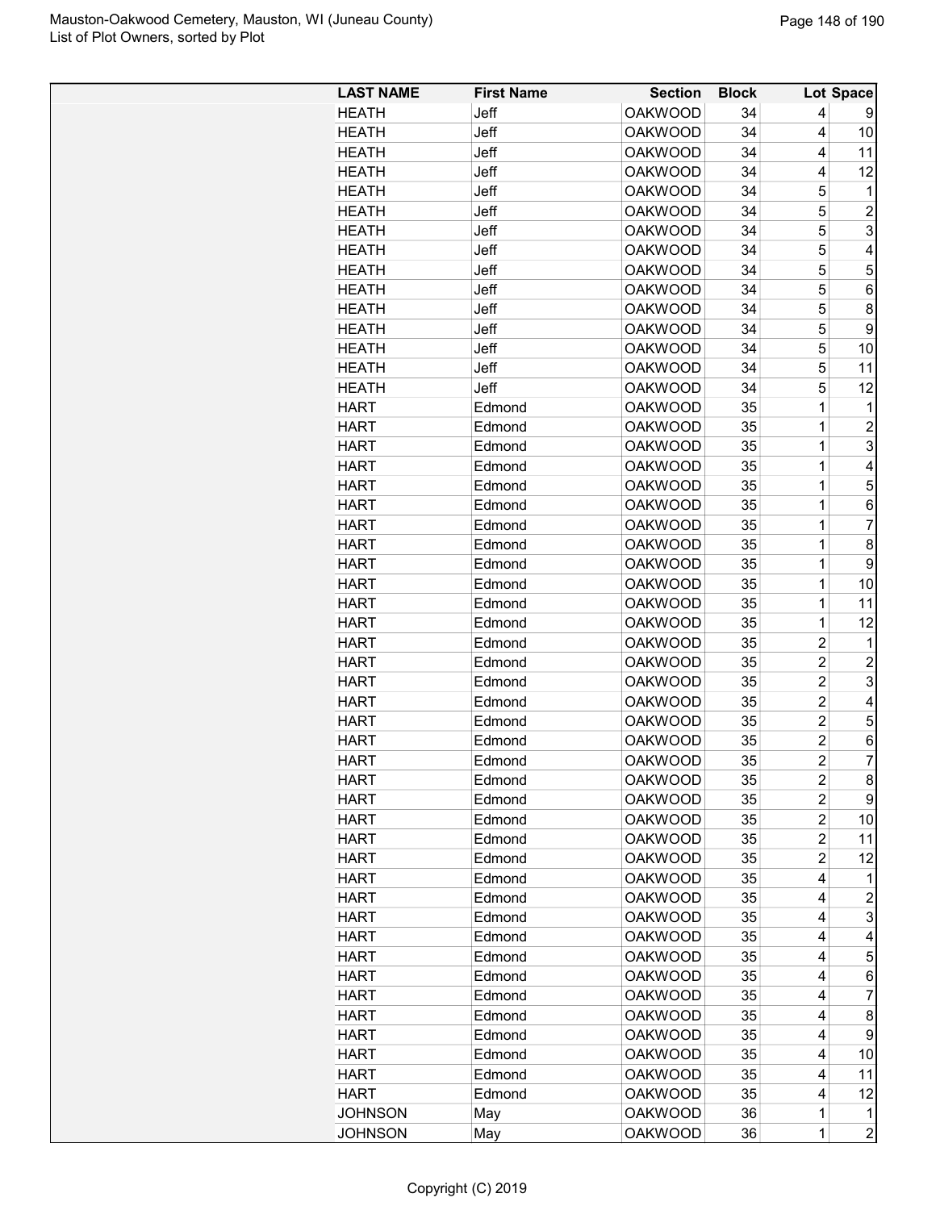| LAST NAME | First Name | Section | Block | Lot | Space |
|---|---|---|---|---|---|
| HEATH | Jeff | OAKWOOD | 34 | 4 | 9 |
| HEATH | Jeff | OAKWOOD | 34 | 4 | 10 |
| HEATH | Jeff | OAKWOOD | 34 | 4 | 11 |
| HEATH | Jeff | OAKWOOD | 34 | 4 | 12 |
| HEATH | Jeff | OAKWOOD | 34 | 5 | 1 |
| HEATH | Jeff | OAKWOOD | 34 | 5 | 2 |
| HEATH | Jeff | OAKWOOD | 34 | 5 | 3 |
| HEATH | Jeff | OAKWOOD | 34 | 5 | 4 |
| HEATH | Jeff | OAKWOOD | 34 | 5 | 5 |
| HEATH | Jeff | OAKWOOD | 34 | 5 | 6 |
| HEATH | Jeff | OAKWOOD | 34 | 5 | 8 |
| HEATH | Jeff | OAKWOOD | 34 | 5 | 9 |
| HEATH | Jeff | OAKWOOD | 34 | 5 | 10 |
| HEATH | Jeff | OAKWOOD | 34 | 5 | 11 |
| HEATH | Jeff | OAKWOOD | 34 | 5 | 12 |
| HART | Edmond | OAKWOOD | 35 | 1 | 1 |
| HART | Edmond | OAKWOOD | 35 | 1 | 2 |
| HART | Edmond | OAKWOOD | 35 | 1 | 3 |
| HART | Edmond | OAKWOOD | 35 | 1 | 4 |
| HART | Edmond | OAKWOOD | 35 | 1 | 5 |
| HART | Edmond | OAKWOOD | 35 | 1 | 6 |
| HART | Edmond | OAKWOOD | 35 | 1 | 7 |
| HART | Edmond | OAKWOOD | 35 | 1 | 8 |
| HART | Edmond | OAKWOOD | 35 | 1 | 9 |
| HART | Edmond | OAKWOOD | 35 | 1 | 10 |
| HART | Edmond | OAKWOOD | 35 | 1 | 11 |
| HART | Edmond | OAKWOOD | 35 | 1 | 12 |
| HART | Edmond | OAKWOOD | 35 | 2 | 1 |
| HART | Edmond | OAKWOOD | 35 | 2 | 2 |
| HART | Edmond | OAKWOOD | 35 | 2 | 3 |
| HART | Edmond | OAKWOOD | 35 | 2 | 4 |
| HART | Edmond | OAKWOOD | 35 | 2 | 5 |
| HART | Edmond | OAKWOOD | 35 | 2 | 6 |
| HART | Edmond | OAKWOOD | 35 | 2 | 7 |
| HART | Edmond | OAKWOOD | 35 | 2 | 8 |
| HART | Edmond | OAKWOOD | 35 | 2 | 9 |
| HART | Edmond | OAKWOOD | 35 | 2 | 10 |
| HART | Edmond | OAKWOOD | 35 | 2 | 11 |
| HART | Edmond | OAKWOOD | 35 | 2 | 12 |
| HART | Edmond | OAKWOOD | 35 | 4 | 1 |
| HART | Edmond | OAKWOOD | 35 | 4 | 2 |
| HART | Edmond | OAKWOOD | 35 | 4 | 3 |
| HART | Edmond | OAKWOOD | 35 | 4 | 4 |
| HART | Edmond | OAKWOOD | 35 | 4 | 5 |
| HART | Edmond | OAKWOOD | 35 | 4 | 6 |
| HART | Edmond | OAKWOOD | 35 | 4 | 7 |
| HART | Edmond | OAKWOOD | 35 | 4 | 8 |
| HART | Edmond | OAKWOOD | 35 | 4 | 9 |
| HART | Edmond | OAKWOOD | 35 | 4 | 10 |
| HART | Edmond | OAKWOOD | 35 | 4 | 11 |
| HART | Edmond | OAKWOOD | 35 | 4 | 12 |
| JOHNSON | May | OAKWOOD | 36 | 1 | 1 |
| JOHNSON | May | OAKWOOD | 36 | 1 | 2 |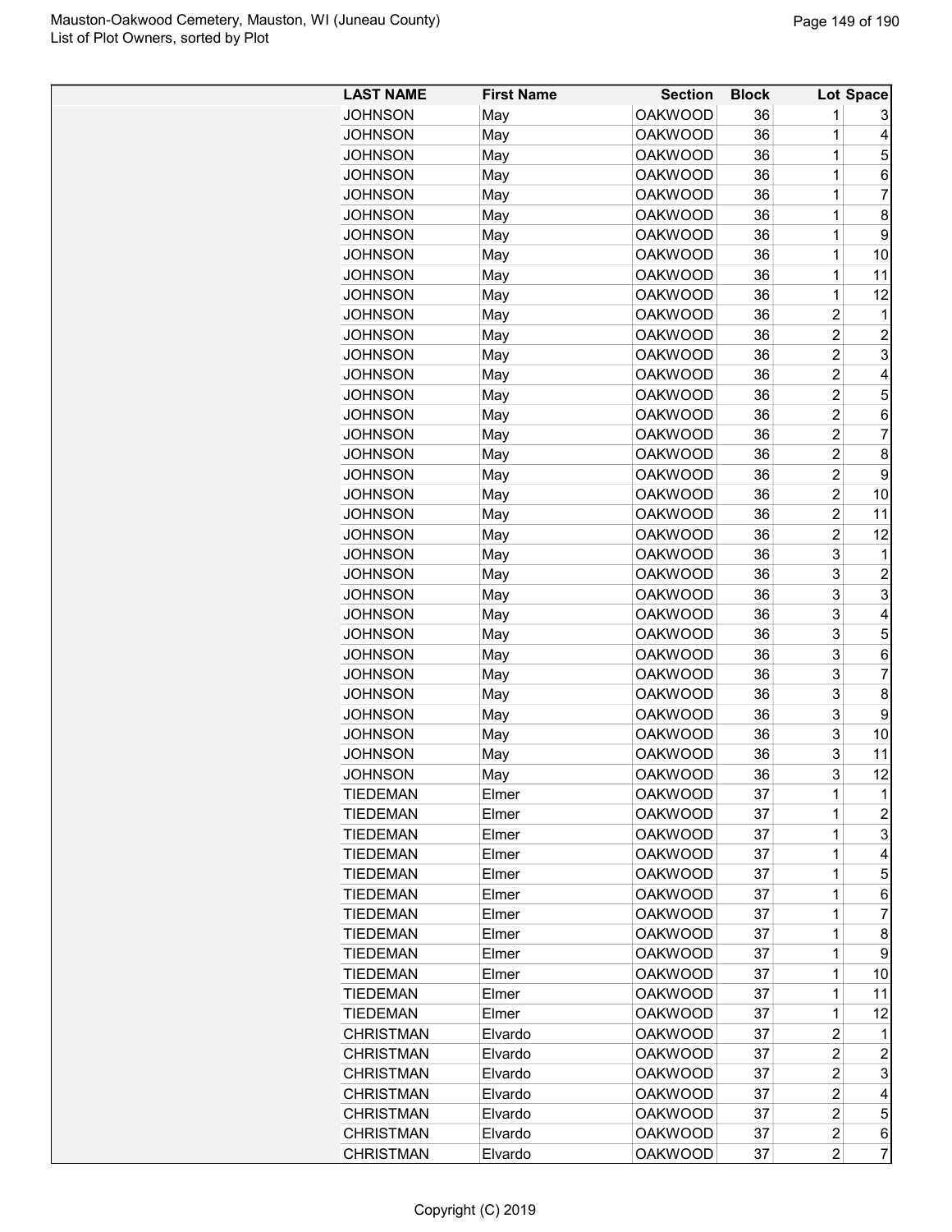| LAST NAME | First Name | Section | Block | Lot | Space |
| --- | --- | --- | --- | --- | --- |
| JOHNSON | May | OAKWOOD | 36 | 1 | 3 |
| JOHNSON | May | OAKWOOD | 36 | 1 | 4 |
| JOHNSON | May | OAKWOOD | 36 | 1 | 5 |
| JOHNSON | May | OAKWOOD | 36 | 1 | 6 |
| JOHNSON | May | OAKWOOD | 36 | 1 | 7 |
| JOHNSON | May | OAKWOOD | 36 | 1 | 8 |
| JOHNSON | May | OAKWOOD | 36 | 1 | 9 |
| JOHNSON | May | OAKWOOD | 36 | 1 | 10 |
| JOHNSON | May | OAKWOOD | 36 | 1 | 11 |
| JOHNSON | May | OAKWOOD | 36 | 1 | 12 |
| JOHNSON | May | OAKWOOD | 36 | 2 | 1 |
| JOHNSON | May | OAKWOOD | 36 | 2 | 2 |
| JOHNSON | May | OAKWOOD | 36 | 2 | 3 |
| JOHNSON | May | OAKWOOD | 36 | 2 | 4 |
| JOHNSON | May | OAKWOOD | 36 | 2 | 5 |
| JOHNSON | May | OAKWOOD | 36 | 2 | 6 |
| JOHNSON | May | OAKWOOD | 36 | 2 | 7 |
| JOHNSON | May | OAKWOOD | 36 | 2 | 8 |
| JOHNSON | May | OAKWOOD | 36 | 2 | 9 |
| JOHNSON | May | OAKWOOD | 36 | 2 | 10 |
| JOHNSON | May | OAKWOOD | 36 | 2 | 11 |
| JOHNSON | May | OAKWOOD | 36 | 2 | 12 |
| JOHNSON | May | OAKWOOD | 36 | 3 | 1 |
| JOHNSON | May | OAKWOOD | 36 | 3 | 2 |
| JOHNSON | May | OAKWOOD | 36 | 3 | 3 |
| JOHNSON | May | OAKWOOD | 36 | 3 | 4 |
| JOHNSON | May | OAKWOOD | 36 | 3 | 5 |
| JOHNSON | May | OAKWOOD | 36 | 3 | 6 |
| JOHNSON | May | OAKWOOD | 36 | 3 | 7 |
| JOHNSON | May | OAKWOOD | 36 | 3 | 8 |
| JOHNSON | May | OAKWOOD | 36 | 3 | 9 |
| JOHNSON | May | OAKWOOD | 36 | 3 | 10 |
| JOHNSON | May | OAKWOOD | 36 | 3 | 11 |
| JOHNSON | May | OAKWOOD | 36 | 3 | 12 |
| TIEDEMAN | Elmer | OAKWOOD | 37 | 1 | 1 |
| TIEDEMAN | Elmer | OAKWOOD | 37 | 1 | 2 |
| TIEDEMAN | Elmer | OAKWOOD | 37 | 1 | 3 |
| TIEDEMAN | Elmer | OAKWOOD | 37 | 1 | 4 |
| TIEDEMAN | Elmer | OAKWOOD | 37 | 1 | 5 |
| TIEDEMAN | Elmer | OAKWOOD | 37 | 1 | 6 |
| TIEDEMAN | Elmer | OAKWOOD | 37 | 1 | 7 |
| TIEDEMAN | Elmer | OAKWOOD | 37 | 1 | 8 |
| TIEDEMAN | Elmer | OAKWOOD | 37 | 1 | 9 |
| TIEDEMAN | Elmer | OAKWOOD | 37 | 1 | 10 |
| TIEDEMAN | Elmer | OAKWOOD | 37 | 1 | 11 |
| TIEDEMAN | Elmer | OAKWOOD | 37 | 1 | 12 |
| CHRISTMAN | Elvardo | OAKWOOD | 37 | 2 | 1 |
| CHRISTMAN | Elvardo | OAKWOOD | 37 | 2 | 2 |
| CHRISTMAN | Elvardo | OAKWOOD | 37 | 2 | 3 |
| CHRISTMAN | Elvardo | OAKWOOD | 37 | 2 | 4 |
| CHRISTMAN | Elvardo | OAKWOOD | 37 | 2 | 5 |
| CHRISTMAN | Elvardo | OAKWOOD | 37 | 2 | 6 |
| CHRISTMAN | Elvardo | OAKWOOD | 37 | 2 | 7 |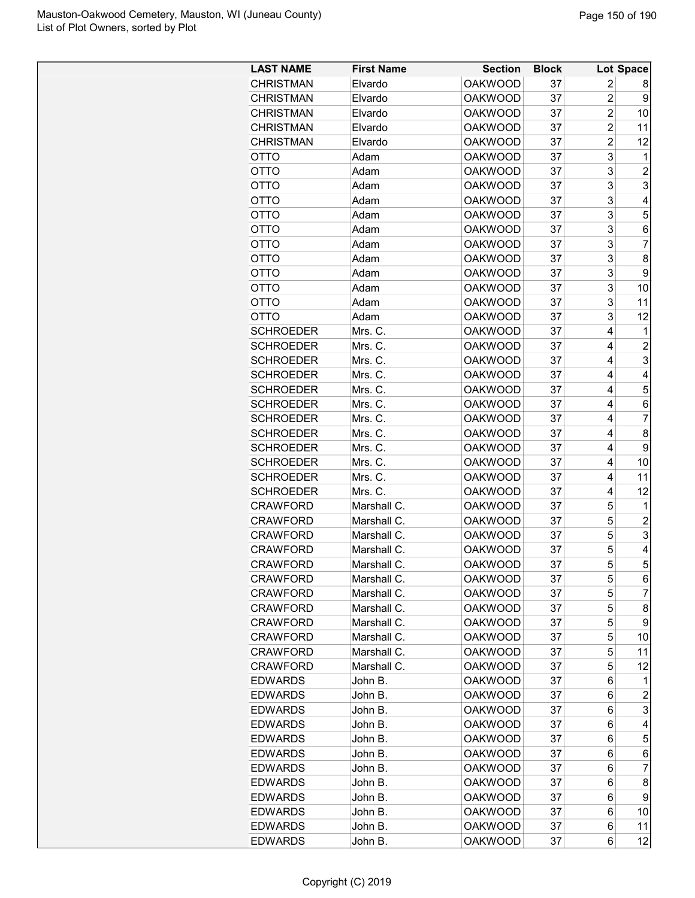| LAST NAME | First Name | Section | Block | Lot | Space |
|---|---|---|---|---|---|
| CHRISTMAN | Elvardo | OAKWOOD | 37 | 2 | 8 |
| CHRISTMAN | Elvardo | OAKWOOD | 37 | 2 | 9 |
| CHRISTMAN | Elvardo | OAKWOOD | 37 | 2 | 10 |
| CHRISTMAN | Elvardo | OAKWOOD | 37 | 2 | 11 |
| CHRISTMAN | Elvardo | OAKWOOD | 37 | 2 | 12 |
| OTTO | Adam | OAKWOOD | 37 | 3 | 1 |
| OTTO | Adam | OAKWOOD | 37 | 3 | 2 |
| OTTO | Adam | OAKWOOD | 37 | 3 | 3 |
| OTTO | Adam | OAKWOOD | 37 | 3 | 4 |
| OTTO | Adam | OAKWOOD | 37 | 3 | 5 |
| OTTO | Adam | OAKWOOD | 37 | 3 | 6 |
| OTTO | Adam | OAKWOOD | 37 | 3 | 7 |
| OTTO | Adam | OAKWOOD | 37 | 3 | 8 |
| OTTO | Adam | OAKWOOD | 37 | 3 | 9 |
| OTTO | Adam | OAKWOOD | 37 | 3 | 10 |
| OTTO | Adam | OAKWOOD | 37 | 3 | 11 |
| OTTO | Adam | OAKWOOD | 37 | 3 | 12 |
| SCHROEDER | Mrs. C. | OAKWOOD | 37 | 4 | 1 |
| SCHROEDER | Mrs. C. | OAKWOOD | 37 | 4 | 2 |
| SCHROEDER | Mrs. C. | OAKWOOD | 37 | 4 | 3 |
| SCHROEDER | Mrs. C. | OAKWOOD | 37 | 4 | 4 |
| SCHROEDER | Mrs. C. | OAKWOOD | 37 | 4 | 5 |
| SCHROEDER | Mrs. C. | OAKWOOD | 37 | 4 | 6 |
| SCHROEDER | Mrs. C. | OAKWOOD | 37 | 4 | 7 |
| SCHROEDER | Mrs. C. | OAKWOOD | 37 | 4 | 8 |
| SCHROEDER | Mrs. C. | OAKWOOD | 37 | 4 | 9 |
| SCHROEDER | Mrs. C. | OAKWOOD | 37 | 4 | 10 |
| SCHROEDER | Mrs. C. | OAKWOOD | 37 | 4 | 11 |
| SCHROEDER | Mrs. C. | OAKWOOD | 37 | 4 | 12 |
| CRAWFORD | Marshall C. | OAKWOOD | 37 | 5 | 1 |
| CRAWFORD | Marshall C. | OAKWOOD | 37 | 5 | 2 |
| CRAWFORD | Marshall C. | OAKWOOD | 37 | 5 | 3 |
| CRAWFORD | Marshall C. | OAKWOOD | 37 | 5 | 4 |
| CRAWFORD | Marshall C. | OAKWOOD | 37 | 5 | 5 |
| CRAWFORD | Marshall C. | OAKWOOD | 37 | 5 | 6 |
| CRAWFORD | Marshall C. | OAKWOOD | 37 | 5 | 7 |
| CRAWFORD | Marshall C. | OAKWOOD | 37 | 5 | 8 |
| CRAWFORD | Marshall C. | OAKWOOD | 37 | 5 | 9 |
| CRAWFORD | Marshall C. | OAKWOOD | 37 | 5 | 10 |
| CRAWFORD | Marshall C. | OAKWOOD | 37 | 5 | 11 |
| CRAWFORD | Marshall C. | OAKWOOD | 37 | 5 | 12 |
| EDWARDS | John B. | OAKWOOD | 37 | 6 | 1 |
| EDWARDS | John B. | OAKWOOD | 37 | 6 | 2 |
| EDWARDS | John B. | OAKWOOD | 37 | 6 | 3 |
| EDWARDS | John B. | OAKWOOD | 37 | 6 | 4 |
| EDWARDS | John B. | OAKWOOD | 37 | 6 | 5 |
| EDWARDS | John B. | OAKWOOD | 37 | 6 | 6 |
| EDWARDS | John B. | OAKWOOD | 37 | 6 | 7 |
| EDWARDS | John B. | OAKWOOD | 37 | 6 | 8 |
| EDWARDS | John B. | OAKWOOD | 37 | 6 | 9 |
| EDWARDS | John B. | OAKWOOD | 37 | 6 | 10 |
| EDWARDS | John B. | OAKWOOD | 37 | 6 | 11 |
| EDWARDS | John B. | OAKWOOD | 37 | 6 | 12 |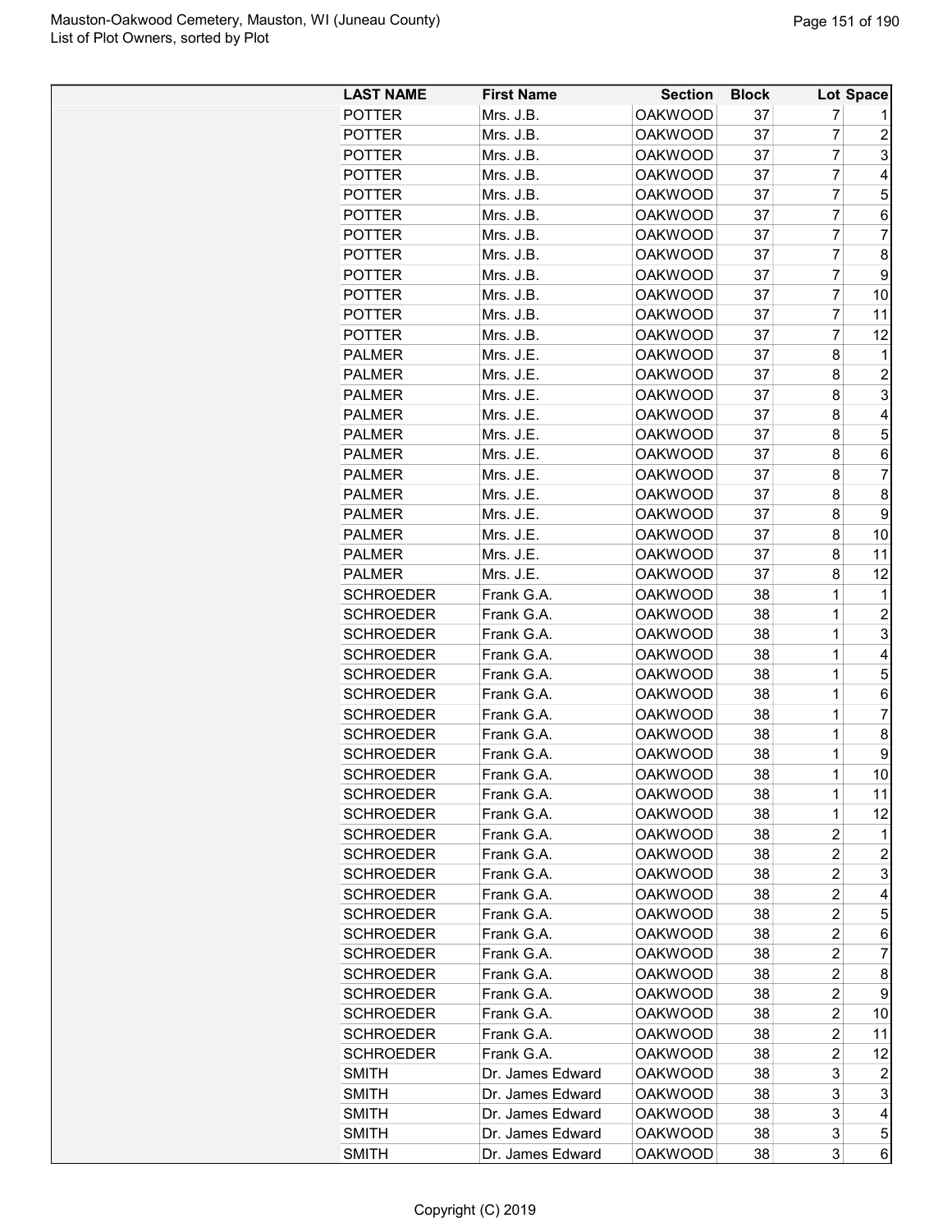| LAST NAME | First Name | Section | Block | Lot | Space |
|---|---|---|---|---|---|
| POTTER | Mrs. J.B. | OAKWOOD | 37 | 7 | 1 |
| POTTER | Mrs. J.B. | OAKWOOD | 37 | 7 | 2 |
| POTTER | Mrs. J.B. | OAKWOOD | 37 | 7 | 3 |
| POTTER | Mrs. J.B. | OAKWOOD | 37 | 7 | 4 |
| POTTER | Mrs. J.B. | OAKWOOD | 37 | 7 | 5 |
| POTTER | Mrs. J.B. | OAKWOOD | 37 | 7 | 6 |
| POTTER | Mrs. J.B. | OAKWOOD | 37 | 7 | 7 |
| POTTER | Mrs. J.B. | OAKWOOD | 37 | 7 | 8 |
| POTTER | Mrs. J.B. | OAKWOOD | 37 | 7 | 9 |
| POTTER | Mrs. J.B. | OAKWOOD | 37 | 7 | 10 |
| POTTER | Mrs. J.B. | OAKWOOD | 37 | 7 | 11 |
| POTTER | Mrs. J.B. | OAKWOOD | 37 | 7 | 12 |
| PALMER | Mrs. J.E. | OAKWOOD | 37 | 8 | 1 |
| PALMER | Mrs. J.E. | OAKWOOD | 37 | 8 | 2 |
| PALMER | Mrs. J.E. | OAKWOOD | 37 | 8 | 3 |
| PALMER | Mrs. J.E. | OAKWOOD | 37 | 8 | 4 |
| PALMER | Mrs. J.E. | OAKWOOD | 37 | 8 | 5 |
| PALMER | Mrs. J.E. | OAKWOOD | 37 | 8 | 6 |
| PALMER | Mrs. J.E. | OAKWOOD | 37 | 8 | 7 |
| PALMER | Mrs. J.E. | OAKWOOD | 37 | 8 | 8 |
| PALMER | Mrs. J.E. | OAKWOOD | 37 | 8 | 9 |
| PALMER | Mrs. J.E. | OAKWOOD | 37 | 8 | 10 |
| PALMER | Mrs. J.E. | OAKWOOD | 37 | 8 | 11 |
| PALMER | Mrs. J.E. | OAKWOOD | 37 | 8 | 12 |
| SCHROEDER | Frank G.A. | OAKWOOD | 38 | 1 | 1 |
| SCHROEDER | Frank G.A. | OAKWOOD | 38 | 1 | 2 |
| SCHROEDER | Frank G.A. | OAKWOOD | 38 | 1 | 3 |
| SCHROEDER | Frank G.A. | OAKWOOD | 38 | 1 | 4 |
| SCHROEDER | Frank G.A. | OAKWOOD | 38 | 1 | 5 |
| SCHROEDER | Frank G.A. | OAKWOOD | 38 | 1 | 6 |
| SCHROEDER | Frank G.A. | OAKWOOD | 38 | 1 | 7 |
| SCHROEDER | Frank G.A. | OAKWOOD | 38 | 1 | 8 |
| SCHROEDER | Frank G.A. | OAKWOOD | 38 | 1 | 9 |
| SCHROEDER | Frank G.A. | OAKWOOD | 38 | 1 | 10 |
| SCHROEDER | Frank G.A. | OAKWOOD | 38 | 1 | 11 |
| SCHROEDER | Frank G.A. | OAKWOOD | 38 | 1 | 12 |
| SCHROEDER | Frank G.A. | OAKWOOD | 38 | 2 | 1 |
| SCHROEDER | Frank G.A. | OAKWOOD | 38 | 2 | 2 |
| SCHROEDER | Frank G.A. | OAKWOOD | 38 | 2 | 3 |
| SCHROEDER | Frank G.A. | OAKWOOD | 38 | 2 | 4 |
| SCHROEDER | Frank G.A. | OAKWOOD | 38 | 2 | 5 |
| SCHROEDER | Frank G.A. | OAKWOOD | 38 | 2 | 6 |
| SCHROEDER | Frank G.A. | OAKWOOD | 38 | 2 | 7 |
| SCHROEDER | Frank G.A. | OAKWOOD | 38 | 2 | 8 |
| SCHROEDER | Frank G.A. | OAKWOOD | 38 | 2 | 9 |
| SCHROEDER | Frank G.A. | OAKWOOD | 38 | 2 | 10 |
| SCHROEDER | Frank G.A. | OAKWOOD | 38 | 2 | 11 |
| SCHROEDER | Frank G.A. | OAKWOOD | 38 | 2 | 12 |
| SMITH | Dr. James Edward | OAKWOOD | 38 | 3 | 2 |
| SMITH | Dr. James Edward | OAKWOOD | 38 | 3 | 3 |
| SMITH | Dr. James Edward | OAKWOOD | 38 | 3 | 4 |
| SMITH | Dr. James Edward | OAKWOOD | 38 | 3 | 5 |
| SMITH | Dr. James Edward | OAKWOOD | 38 | 3 | 6 |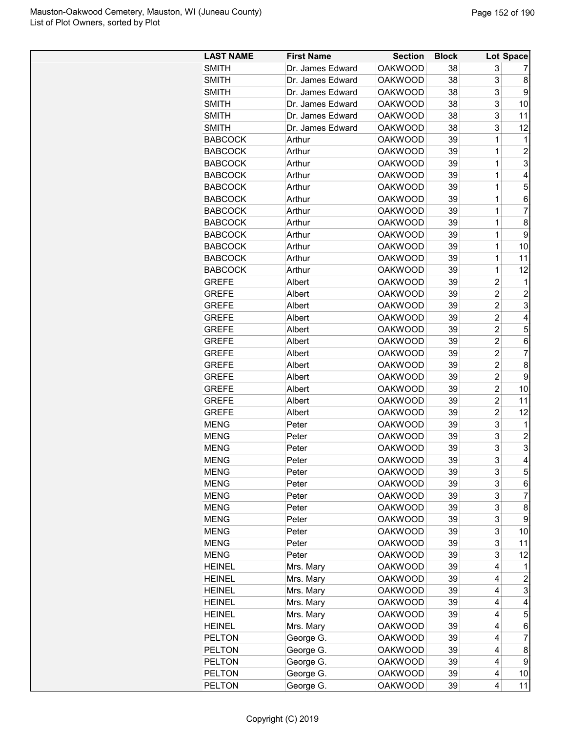| LAST NAME | First Name | Section | Block | Lot | Space |
|---|---|---|---|---|---|
| SMITH | Dr. James Edward | OAKWOOD | 38 | 3 | 7 |
| SMITH | Dr. James Edward | OAKWOOD | 38 | 3 | 8 |
| SMITH | Dr. James Edward | OAKWOOD | 38 | 3 | 9 |
| SMITH | Dr. James Edward | OAKWOOD | 38 | 3 | 10 |
| SMITH | Dr. James Edward | OAKWOOD | 38 | 3 | 11 |
| SMITH | Dr. James Edward | OAKWOOD | 38 | 3 | 12 |
| BABCOCK | Arthur | OAKWOOD | 39 | 1 | 1 |
| BABCOCK | Arthur | OAKWOOD | 39 | 1 | 2 |
| BABCOCK | Arthur | OAKWOOD | 39 | 1 | 3 |
| BABCOCK | Arthur | OAKWOOD | 39 | 1 | 4 |
| BABCOCK | Arthur | OAKWOOD | 39 | 1 | 5 |
| BABCOCK | Arthur | OAKWOOD | 39 | 1 | 6 |
| BABCOCK | Arthur | OAKWOOD | 39 | 1 | 7 |
| BABCOCK | Arthur | OAKWOOD | 39 | 1 | 8 |
| BABCOCK | Arthur | OAKWOOD | 39 | 1 | 9 |
| BABCOCK | Arthur | OAKWOOD | 39 | 1 | 10 |
| BABCOCK | Arthur | OAKWOOD | 39 | 1 | 11 |
| BABCOCK | Arthur | OAKWOOD | 39 | 1 | 12 |
| GREFE | Albert | OAKWOOD | 39 | 2 | 1 |
| GREFE | Albert | OAKWOOD | 39 | 2 | 2 |
| GREFE | Albert | OAKWOOD | 39 | 2 | 3 |
| GREFE | Albert | OAKWOOD | 39 | 2 | 4 |
| GREFE | Albert | OAKWOOD | 39 | 2 | 5 |
| GREFE | Albert | OAKWOOD | 39 | 2 | 6 |
| GREFE | Albert | OAKWOOD | 39 | 2 | 7 |
| GREFE | Albert | OAKWOOD | 39 | 2 | 8 |
| GREFE | Albert | OAKWOOD | 39 | 2 | 9 |
| GREFE | Albert | OAKWOOD | 39 | 2 | 10 |
| GREFE | Albert | OAKWOOD | 39 | 2 | 11 |
| GREFE | Albert | OAKWOOD | 39 | 2 | 12 |
| MENG | Peter | OAKWOOD | 39 | 3 | 1 |
| MENG | Peter | OAKWOOD | 39 | 3 | 2 |
| MENG | Peter | OAKWOOD | 39 | 3 | 3 |
| MENG | Peter | OAKWOOD | 39 | 3 | 4 |
| MENG | Peter | OAKWOOD | 39 | 3 | 5 |
| MENG | Peter | OAKWOOD | 39 | 3 | 6 |
| MENG | Peter | OAKWOOD | 39 | 3 | 7 |
| MENG | Peter | OAKWOOD | 39 | 3 | 8 |
| MENG | Peter | OAKWOOD | 39 | 3 | 9 |
| MENG | Peter | OAKWOOD | 39 | 3 | 10 |
| MENG | Peter | OAKWOOD | 39 | 3 | 11 |
| MENG | Peter | OAKWOOD | 39 | 3 | 12 |
| HEINEL | Mrs. Mary | OAKWOOD | 39 | 4 | 1 |
| HEINEL | Mrs. Mary | OAKWOOD | 39 | 4 | 2 |
| HEINEL | Mrs. Mary | OAKWOOD | 39 | 4 | 3 |
| HEINEL | Mrs. Mary | OAKWOOD | 39 | 4 | 4 |
| HEINEL | Mrs. Mary | OAKWOOD | 39 | 4 | 5 |
| HEINEL | Mrs. Mary | OAKWOOD | 39 | 4 | 6 |
| PELTON | George G. | OAKWOOD | 39 | 4 | 7 |
| PELTON | George G. | OAKWOOD | 39 | 4 | 8 |
| PELTON | George G. | OAKWOOD | 39 | 4 | 9 |
| PELTON | George G. | OAKWOOD | 39 | 4 | 10 |
| PELTON | George G. | OAKWOOD | 39 | 4 | 11 |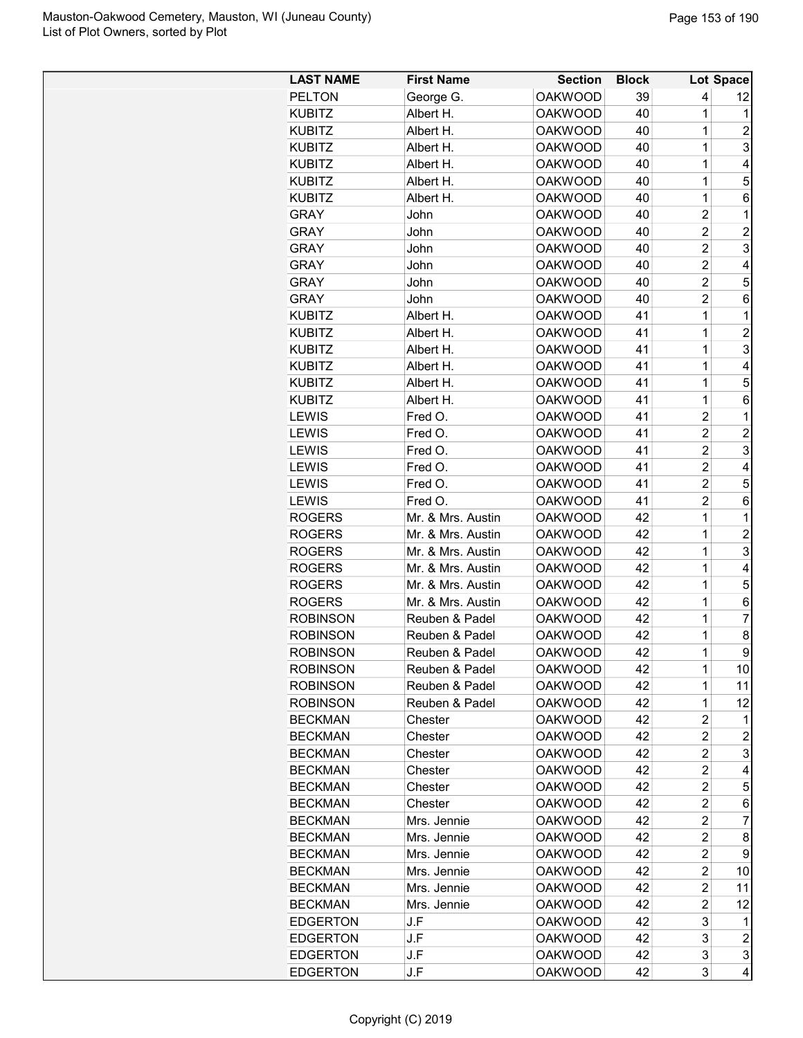| LAST NAME | First Name | Section | Block | Lot | Space |
|---|---|---|---|---|---|
| PELTON | George G. | OAKWOOD | 39 | 4 | 12 |
| KUBITZ | Albert H. | OAKWOOD | 40 | 1 | 1 |
| KUBITZ | Albert H. | OAKWOOD | 40 | 1 | 2 |
| KUBITZ | Albert H. | OAKWOOD | 40 | 1 | 3 |
| KUBITZ | Albert H. | OAKWOOD | 40 | 1 | 4 |
| KUBITZ | Albert H. | OAKWOOD | 40 | 1 | 5 |
| KUBITZ | Albert H. | OAKWOOD | 40 | 1 | 6 |
| GRAY | John | OAKWOOD | 40 | 2 | 1 |
| GRAY | John | OAKWOOD | 40 | 2 | 2 |
| GRAY | John | OAKWOOD | 40 | 2 | 3 |
| GRAY | John | OAKWOOD | 40 | 2 | 4 |
| GRAY | John | OAKWOOD | 40 | 2 | 5 |
| GRAY | John | OAKWOOD | 40 | 2 | 6 |
| KUBITZ | Albert H. | OAKWOOD | 41 | 1 | 1 |
| KUBITZ | Albert H. | OAKWOOD | 41 | 1 | 2 |
| KUBITZ | Albert H. | OAKWOOD | 41 | 1 | 3 |
| KUBITZ | Albert H. | OAKWOOD | 41 | 1 | 4 |
| KUBITZ | Albert H. | OAKWOOD | 41 | 1 | 5 |
| KUBITZ | Albert H. | OAKWOOD | 41 | 1 | 6 |
| LEWIS | Fred O. | OAKWOOD | 41 | 2 | 1 |
| LEWIS | Fred O. | OAKWOOD | 41 | 2 | 2 |
| LEWIS | Fred O. | OAKWOOD | 41 | 2 | 3 |
| LEWIS | Fred O. | OAKWOOD | 41 | 2 | 4 |
| LEWIS | Fred O. | OAKWOOD | 41 | 2 | 5 |
| LEWIS | Fred O. | OAKWOOD | 41 | 2 | 6 |
| ROGERS | Mr. & Mrs. Austin | OAKWOOD | 42 | 1 | 1 |
| ROGERS | Mr. & Mrs. Austin | OAKWOOD | 42 | 1 | 2 |
| ROGERS | Mr. & Mrs. Austin | OAKWOOD | 42 | 1 | 3 |
| ROGERS | Mr. & Mrs. Austin | OAKWOOD | 42 | 1 | 4 |
| ROGERS | Mr. & Mrs. Austin | OAKWOOD | 42 | 1 | 5 |
| ROGERS | Mr. & Mrs. Austin | OAKWOOD | 42 | 1 | 6 |
| ROBINSON | Reuben & Padel | OAKWOOD | 42 | 1 | 7 |
| ROBINSON | Reuben & Padel | OAKWOOD | 42 | 1 | 8 |
| ROBINSON | Reuben & Padel | OAKWOOD | 42 | 1 | 9 |
| ROBINSON | Reuben & Padel | OAKWOOD | 42 | 1 | 10 |
| ROBINSON | Reuben & Padel | OAKWOOD | 42 | 1 | 11 |
| ROBINSON | Reuben & Padel | OAKWOOD | 42 | 1 | 12 |
| BECKMAN | Chester | OAKWOOD | 42 | 2 | 1 |
| BECKMAN | Chester | OAKWOOD | 42 | 2 | 2 |
| BECKMAN | Chester | OAKWOOD | 42 | 2 | 3 |
| BECKMAN | Chester | OAKWOOD | 42 | 2 | 4 |
| BECKMAN | Chester | OAKWOOD | 42 | 2 | 5 |
| BECKMAN | Chester | OAKWOOD | 42 | 2 | 6 |
| BECKMAN | Mrs. Jennie | OAKWOOD | 42 | 2 | 7 |
| BECKMAN | Mrs. Jennie | OAKWOOD | 42 | 2 | 8 |
| BECKMAN | Mrs. Jennie | OAKWOOD | 42 | 2 | 9 |
| BECKMAN | Mrs. Jennie | OAKWOOD | 42 | 2 | 10 |
| BECKMAN | Mrs. Jennie | OAKWOOD | 42 | 2 | 11 |
| BECKMAN | Mrs. Jennie | OAKWOOD | 42 | 2 | 12 |
| EDGERTON | J.F | OAKWOOD | 42 | 3 | 1 |
| EDGERTON | J.F | OAKWOOD | 42 | 3 | 2 |
| EDGERTON | J.F | OAKWOOD | 42 | 3 | 3 |
| EDGERTON | J.F | OAKWOOD | 42 | 3 | 4 |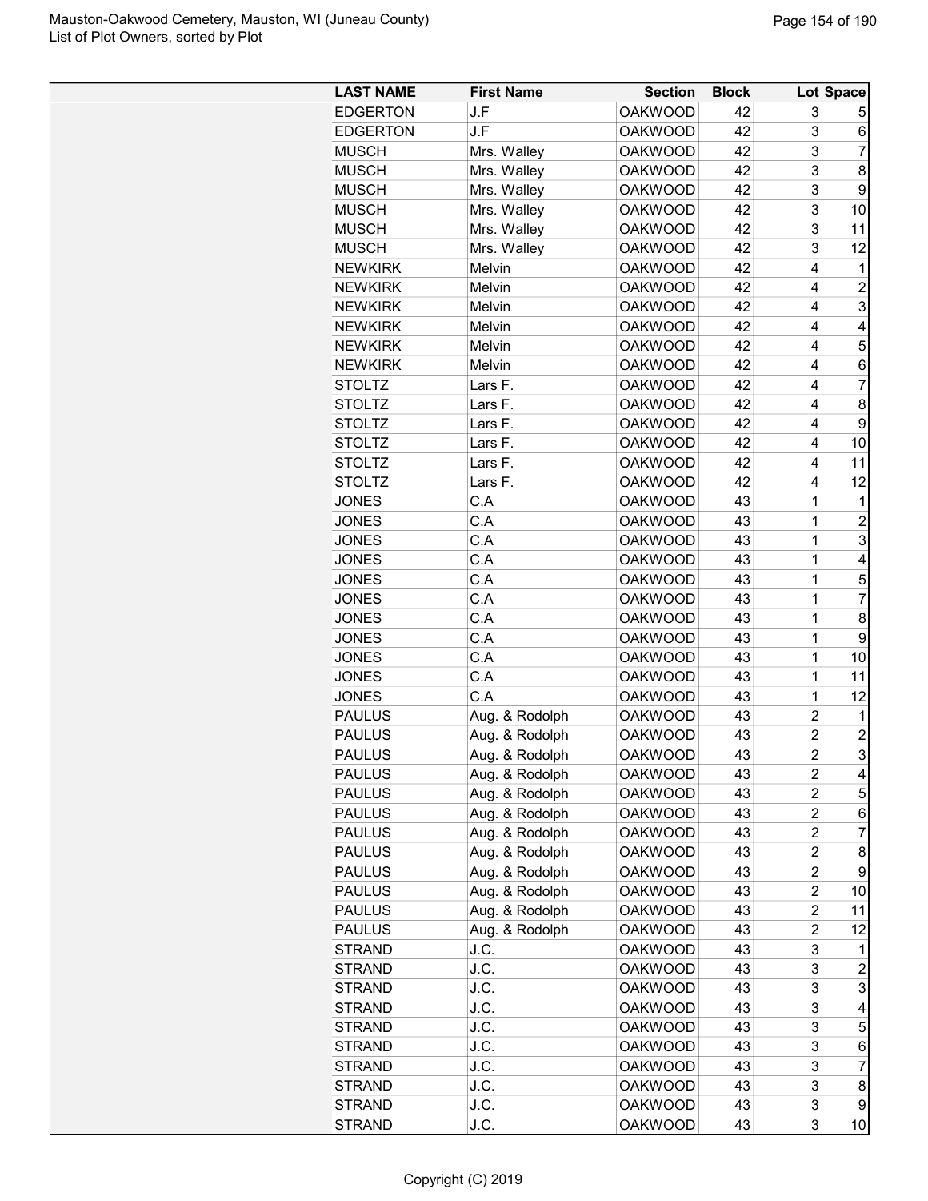| LAST NAME | First Name | Section | Block | Lot | Space |
|---|---|---|---|---|---|
| EDGERTON | J.F | OAKWOOD | 42 | 3 | 5 |
| EDGERTON | J.F | OAKWOOD | 42 | 3 | 6 |
| MUSCH | Mrs. Walley | OAKWOOD | 42 | 3 | 7 |
| MUSCH | Mrs. Walley | OAKWOOD | 42 | 3 | 8 |
| MUSCH | Mrs. Walley | OAKWOOD | 42 | 3 | 9 |
| MUSCH | Mrs. Walley | OAKWOOD | 42 | 3 | 10 |
| MUSCH | Mrs. Walley | OAKWOOD | 42 | 3 | 11 |
| MUSCH | Mrs. Walley | OAKWOOD | 42 | 3 | 12 |
| NEWKIRK | Melvin | OAKWOOD | 42 | 4 | 1 |
| NEWKIRK | Melvin | OAKWOOD | 42 | 4 | 2 |
| NEWKIRK | Melvin | OAKWOOD | 42 | 4 | 3 |
| NEWKIRK | Melvin | OAKWOOD | 42 | 4 | 4 |
| NEWKIRK | Melvin | OAKWOOD | 42 | 4 | 5 |
| NEWKIRK | Melvin | OAKWOOD | 42 | 4 | 6 |
| STOLTZ | Lars F. | OAKWOOD | 42 | 4 | 7 |
| STOLTZ | Lars F. | OAKWOOD | 42 | 4 | 8 |
| STOLTZ | Lars F. | OAKWOOD | 42 | 4 | 9 |
| STOLTZ | Lars F. | OAKWOOD | 42 | 4 | 10 |
| STOLTZ | Lars F. | OAKWOOD | 42 | 4 | 11 |
| STOLTZ | Lars F. | OAKWOOD | 42 | 4 | 12 |
| JONES | C.A | OAKWOOD | 43 | 1 | 1 |
| JONES | C.A | OAKWOOD | 43 | 1 | 2 |
| JONES | C.A | OAKWOOD | 43 | 1 | 3 |
| JONES | C.A | OAKWOOD | 43 | 1 | 4 |
| JONES | C.A | OAKWOOD | 43 | 1 | 5 |
| JONES | C.A | OAKWOOD | 43 | 1 | 7 |
| JONES | C.A | OAKWOOD | 43 | 1 | 8 |
| JONES | C.A | OAKWOOD | 43 | 1 | 9 |
| JONES | C.A | OAKWOOD | 43 | 1 | 10 |
| JONES | C.A | OAKWOOD | 43 | 1 | 11 |
| JONES | C.A | OAKWOOD | 43 | 1 | 12 |
| PAULUS | Aug. & Rodolph | OAKWOOD | 43 | 2 | 1 |
| PAULUS | Aug. & Rodolph | OAKWOOD | 43 | 2 | 2 |
| PAULUS | Aug. & Rodolph | OAKWOOD | 43 | 2 | 3 |
| PAULUS | Aug. & Rodolph | OAKWOOD | 43 | 2 | 4 |
| PAULUS | Aug. & Rodolph | OAKWOOD | 43 | 2 | 5 |
| PAULUS | Aug. & Rodolph | OAKWOOD | 43 | 2 | 6 |
| PAULUS | Aug. & Rodolph | OAKWOOD | 43 | 2 | 7 |
| PAULUS | Aug. & Rodolph | OAKWOOD | 43 | 2 | 8 |
| PAULUS | Aug. & Rodolph | OAKWOOD | 43 | 2 | 9 |
| PAULUS | Aug. & Rodolph | OAKWOOD | 43 | 2 | 10 |
| PAULUS | Aug. & Rodolph | OAKWOOD | 43 | 2 | 11 |
| PAULUS | Aug. & Rodolph | OAKWOOD | 43 | 2 | 12 |
| STRAND | J.C. | OAKWOOD | 43 | 3 | 1 |
| STRAND | J.C. | OAKWOOD | 43 | 3 | 2 |
| STRAND | J.C. | OAKWOOD | 43 | 3 | 3 |
| STRAND | J.C. | OAKWOOD | 43 | 3 | 4 |
| STRAND | J.C. | OAKWOOD | 43 | 3 | 5 |
| STRAND | J.C. | OAKWOOD | 43 | 3 | 6 |
| STRAND | J.C. | OAKWOOD | 43 | 3 | 7 |
| STRAND | J.C. | OAKWOOD | 43 | 3 | 8 |
| STRAND | J.C. | OAKWOOD | 43 | 3 | 9 |
| STRAND | J.C. | OAKWOOD | 43 | 3 | 10 |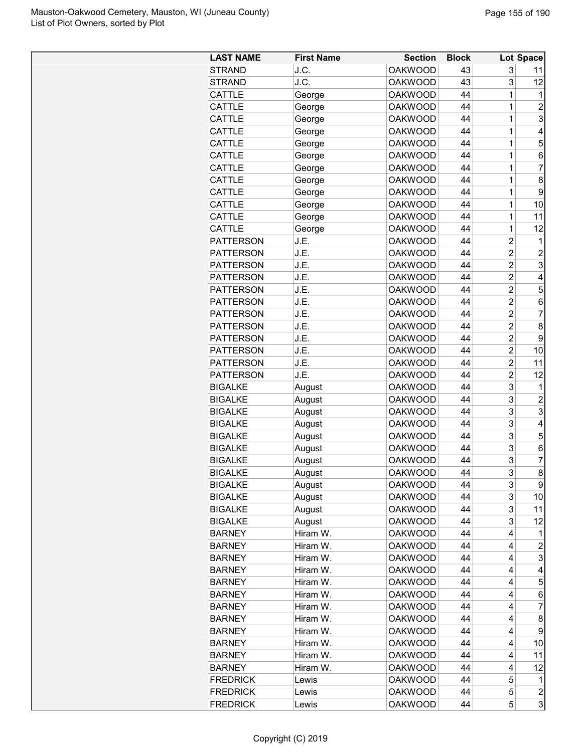| LAST NAME | First Name | Section | Block | Lot | Space |
|---|---|---|---|---|---|
| STRAND | J.C. | OAKWOOD | 43 | 3 | 11 |
| STRAND | J.C. | OAKWOOD | 43 | 3 | 12 |
| CATTLE | George | OAKWOOD | 44 | 1 | 1 |
| CATTLE | George | OAKWOOD | 44 | 1 | 2 |
| CATTLE | George | OAKWOOD | 44 | 1 | 3 |
| CATTLE | George | OAKWOOD | 44 | 1 | 4 |
| CATTLE | George | OAKWOOD | 44 | 1 | 5 |
| CATTLE | George | OAKWOOD | 44 | 1 | 6 |
| CATTLE | George | OAKWOOD | 44 | 1 | 7 |
| CATTLE | George | OAKWOOD | 44 | 1 | 8 |
| CATTLE | George | OAKWOOD | 44 | 1 | 9 |
| CATTLE | George | OAKWOOD | 44 | 1 | 10 |
| CATTLE | George | OAKWOOD | 44 | 1 | 11 |
| CATTLE | George | OAKWOOD | 44 | 1 | 12 |
| PATTERSON | J.E. | OAKWOOD | 44 | 2 | 1 |
| PATTERSON | J.E. | OAKWOOD | 44 | 2 | 2 |
| PATTERSON | J.E. | OAKWOOD | 44 | 2 | 3 |
| PATTERSON | J.E. | OAKWOOD | 44 | 2 | 4 |
| PATTERSON | J.E. | OAKWOOD | 44 | 2 | 5 |
| PATTERSON | J.E. | OAKWOOD | 44 | 2 | 6 |
| PATTERSON | J.E. | OAKWOOD | 44 | 2 | 7 |
| PATTERSON | J.E. | OAKWOOD | 44 | 2 | 8 |
| PATTERSON | J.E. | OAKWOOD | 44 | 2 | 9 |
| PATTERSON | J.E. | OAKWOOD | 44 | 2 | 10 |
| PATTERSON | J.E. | OAKWOOD | 44 | 2 | 11 |
| PATTERSON | J.E. | OAKWOOD | 44 | 2 | 12 |
| BIGALKE | August | OAKWOOD | 44 | 3 | 1 |
| BIGALKE | August | OAKWOOD | 44 | 3 | 2 |
| BIGALKE | August | OAKWOOD | 44 | 3 | 3 |
| BIGALKE | August | OAKWOOD | 44 | 3 | 4 |
| BIGALKE | August | OAKWOOD | 44 | 3 | 5 |
| BIGALKE | August | OAKWOOD | 44 | 3 | 6 |
| BIGALKE | August | OAKWOOD | 44 | 3 | 7 |
| BIGALKE | August | OAKWOOD | 44 | 3 | 8 |
| BIGALKE | August | OAKWOOD | 44 | 3 | 9 |
| BIGALKE | August | OAKWOOD | 44 | 3 | 10 |
| BIGALKE | August | OAKWOOD | 44 | 3 | 11 |
| BIGALKE | August | OAKWOOD | 44 | 3 | 12 |
| BARNEY | Hiram W. | OAKWOOD | 44 | 4 | 1 |
| BARNEY | Hiram W. | OAKWOOD | 44 | 4 | 2 |
| BARNEY | Hiram W. | OAKWOOD | 44 | 4 | 3 |
| BARNEY | Hiram W. | OAKWOOD | 44 | 4 | 4 |
| BARNEY | Hiram W. | OAKWOOD | 44 | 4 | 5 |
| BARNEY | Hiram W. | OAKWOOD | 44 | 4 | 6 |
| BARNEY | Hiram W. | OAKWOOD | 44 | 4 | 7 |
| BARNEY | Hiram W. | OAKWOOD | 44 | 4 | 8 |
| BARNEY | Hiram W. | OAKWOOD | 44 | 4 | 9 |
| BARNEY | Hiram W. | OAKWOOD | 44 | 4 | 10 |
| BARNEY | Hiram W. | OAKWOOD | 44 | 4 | 11 |
| BARNEY | Hiram W. | OAKWOOD | 44 | 4 | 12 |
| FREDRICK | Lewis | OAKWOOD | 44 | 5 | 1 |
| FREDRICK | Lewis | OAKWOOD | 44 | 5 | 2 |
| FREDRICK | Lewis | OAKWOOD | 44 | 5 | 3 |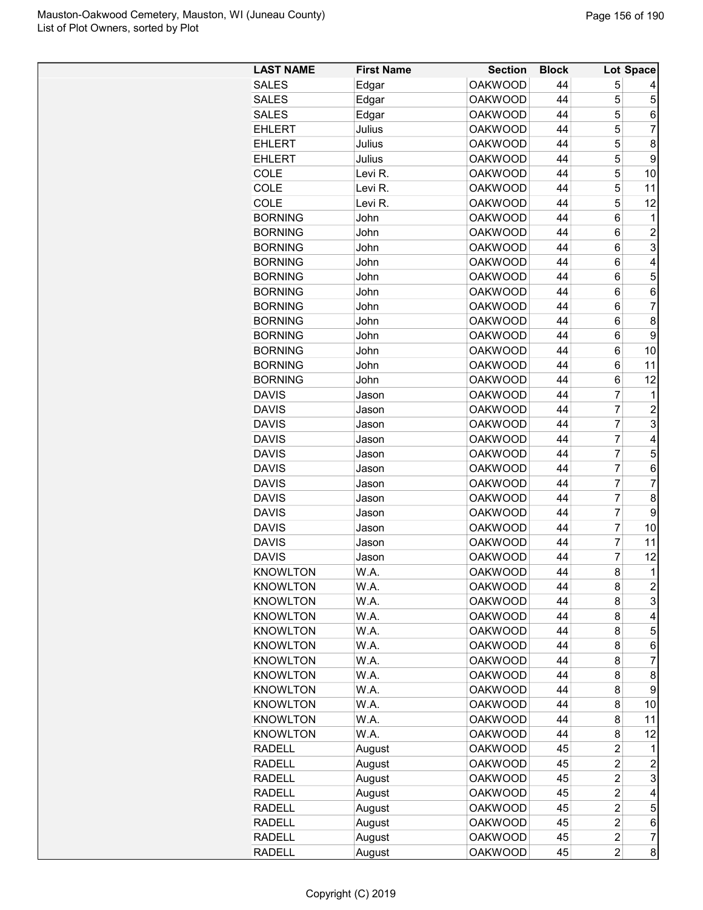Mauston-Oakwood Cemetery, Mauston, WI (Juneau County)
List of Plot Owners, sorted by Plot

| LAST NAME | First Name | Section | Block | Lot | Space |
|---|---|---|---|---|---|
| SALES | Edgar | OAKWOOD | 44 | 5 | 4 |
| SALES | Edgar | OAKWOOD | 44 | 5 | 5 |
| SALES | Edgar | OAKWOOD | 44 | 5 | 6 |
| EHLERT | Julius | OAKWOOD | 44 | 5 | 7 |
| EHLERT | Julius | OAKWOOD | 44 | 5 | 8 |
| EHLERT | Julius | OAKWOOD | 44 | 5 | 9 |
| COLE | Levi R. | OAKWOOD | 44 | 5 | 10 |
| COLE | Levi R. | OAKWOOD | 44 | 5 | 11 |
| COLE | Levi R. | OAKWOOD | 44 | 5 | 12 |
| BORNING | John | OAKWOOD | 44 | 6 | 1 |
| BORNING | John | OAKWOOD | 44 | 6 | 2 |
| BORNING | John | OAKWOOD | 44 | 6 | 3 |
| BORNING | John | OAKWOOD | 44 | 6 | 4 |
| BORNING | John | OAKWOOD | 44 | 6 | 5 |
| BORNING | John | OAKWOOD | 44 | 6 | 6 |
| BORNING | John | OAKWOOD | 44 | 6 | 7 |
| BORNING | John | OAKWOOD | 44 | 6 | 8 |
| BORNING | John | OAKWOOD | 44 | 6 | 9 |
| BORNING | John | OAKWOOD | 44 | 6 | 10 |
| BORNING | John | OAKWOOD | 44 | 6 | 11 |
| BORNING | John | OAKWOOD | 44 | 6 | 12 |
| DAVIS | Jason | OAKWOOD | 44 | 7 | 1 |
| DAVIS | Jason | OAKWOOD | 44 | 7 | 2 |
| DAVIS | Jason | OAKWOOD | 44 | 7 | 3 |
| DAVIS | Jason | OAKWOOD | 44 | 7 | 4 |
| DAVIS | Jason | OAKWOOD | 44 | 7 | 5 |
| DAVIS | Jason | OAKWOOD | 44 | 7 | 6 |
| DAVIS | Jason | OAKWOOD | 44 | 7 | 7 |
| DAVIS | Jason | OAKWOOD | 44 | 7 | 8 |
| DAVIS | Jason | OAKWOOD | 44 | 7 | 9 |
| DAVIS | Jason | OAKWOOD | 44 | 7 | 10 |
| DAVIS | Jason | OAKWOOD | 44 | 7 | 11 |
| DAVIS | Jason | OAKWOOD | 44 | 7 | 12 |
| KNOWLTON | W.A. | OAKWOOD | 44 | 8 | 1 |
| KNOWLTON | W.A. | OAKWOOD | 44 | 8 | 2 |
| KNOWLTON | W.A. | OAKWOOD | 44 | 8 | 3 |
| KNOWLTON | W.A. | OAKWOOD | 44 | 8 | 4 |
| KNOWLTON | W.A. | OAKWOOD | 44 | 8 | 5 |
| KNOWLTON | W.A. | OAKWOOD | 44 | 8 | 6 |
| KNOWLTON | W.A. | OAKWOOD | 44 | 8 | 7 |
| KNOWLTON | W.A. | OAKWOOD | 44 | 8 | 8 |
| KNOWLTON | W.A. | OAKWOOD | 44 | 8 | 9 |
| KNOWLTON | W.A. | OAKWOOD | 44 | 8 | 10 |
| KNOWLTON | W.A. | OAKWOOD | 44 | 8 | 11 |
| KNOWLTON | W.A. | OAKWOOD | 44 | 8 | 12 |
| RADELL | August | OAKWOOD | 45 | 2 | 1 |
| RADELL | August | OAKWOOD | 45 | 2 | 2 |
| RADELL | August | OAKWOOD | 45 | 2 | 3 |
| RADELL | August | OAKWOOD | 45 | 2 | 4 |
| RADELL | August | OAKWOOD | 45 | 2 | 5 |
| RADELL | August | OAKWOOD | 45 | 2 | 6 |
| RADELL | August | OAKWOOD | 45 | 2 | 7 |
| RADELL | August | OAKWOOD | 45 | 2 | 8 |

Copyright (C) 2019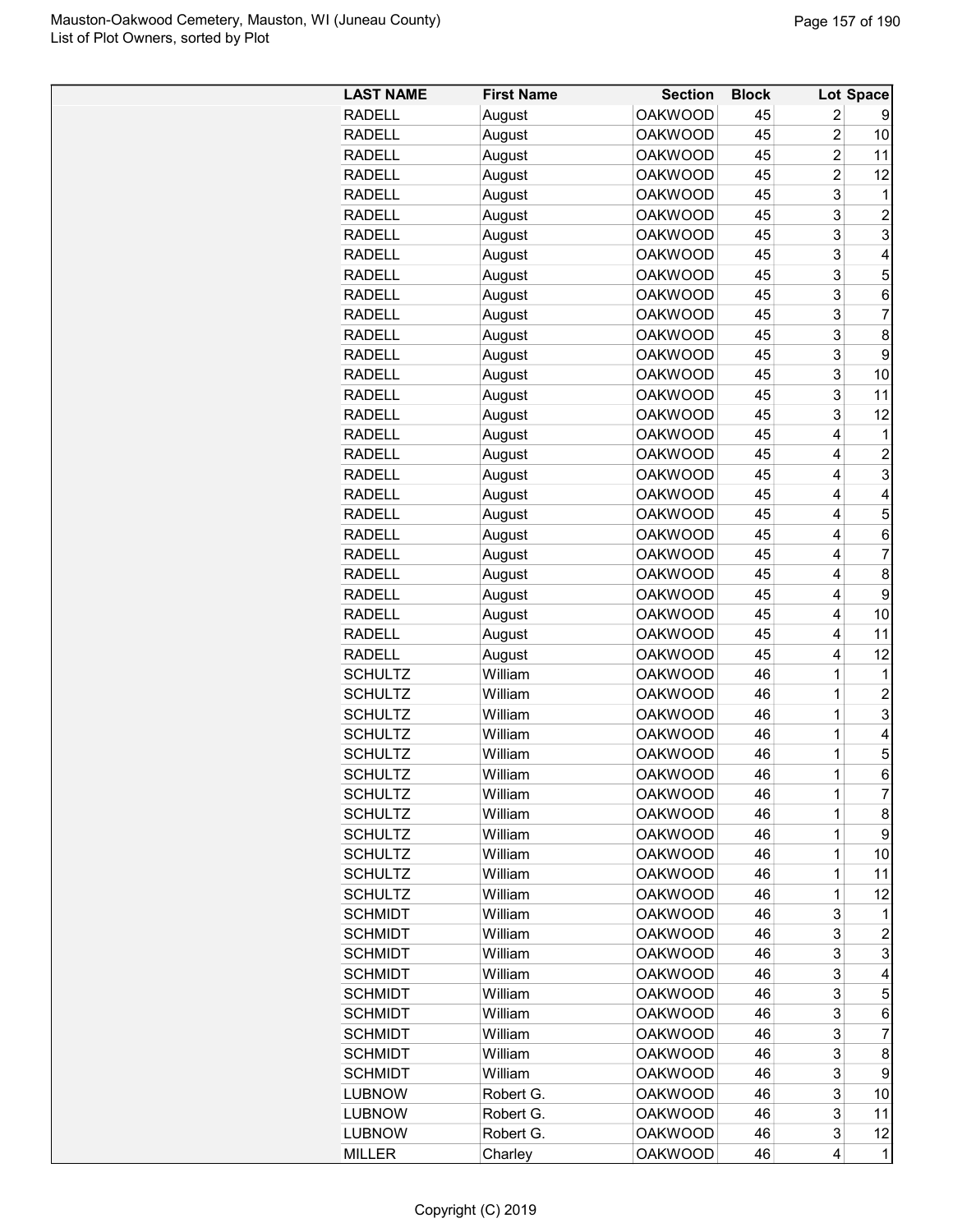| LAST NAME | First Name | Section | Block | Lot | Space |
|---|---|---|---|---|---|
| RADELL | August | OAKWOOD | 45 | 2 | 9 |
| RADELL | August | OAKWOOD | 45 | 2 | 10 |
| RADELL | August | OAKWOOD | 45 | 2 | 11 |
| RADELL | August | OAKWOOD | 45 | 2 | 12 |
| RADELL | August | OAKWOOD | 45 | 3 | 1 |
| RADELL | August | OAKWOOD | 45 | 3 | 2 |
| RADELL | August | OAKWOOD | 45 | 3 | 3 |
| RADELL | August | OAKWOOD | 45 | 3 | 4 |
| RADELL | August | OAKWOOD | 45 | 3 | 5 |
| RADELL | August | OAKWOOD | 45 | 3 | 6 |
| RADELL | August | OAKWOOD | 45 | 3 | 7 |
| RADELL | August | OAKWOOD | 45 | 3 | 8 |
| RADELL | August | OAKWOOD | 45 | 3 | 9 |
| RADELL | August | OAKWOOD | 45 | 3 | 10 |
| RADELL | August | OAKWOOD | 45 | 3 | 11 |
| RADELL | August | OAKWOOD | 45 | 3 | 12 |
| RADELL | August | OAKWOOD | 45 | 4 | 1 |
| RADELL | August | OAKWOOD | 45 | 4 | 2 |
| RADELL | August | OAKWOOD | 45 | 4 | 3 |
| RADELL | August | OAKWOOD | 45 | 4 | 4 |
| RADELL | August | OAKWOOD | 45 | 4 | 5 |
| RADELL | August | OAKWOOD | 45 | 4 | 6 |
| RADELL | August | OAKWOOD | 45 | 4 | 7 |
| RADELL | August | OAKWOOD | 45 | 4 | 8 |
| RADELL | August | OAKWOOD | 45 | 4 | 9 |
| RADELL | August | OAKWOOD | 45 | 4 | 10 |
| RADELL | August | OAKWOOD | 45 | 4 | 11 |
| RADELL | August | OAKWOOD | 45 | 4 | 12 |
| SCHULTZ | William | OAKWOOD | 46 | 1 | 1 |
| SCHULTZ | William | OAKWOOD | 46 | 1 | 2 |
| SCHULTZ | William | OAKWOOD | 46 | 1 | 3 |
| SCHULTZ | William | OAKWOOD | 46 | 1 | 4 |
| SCHULTZ | William | OAKWOOD | 46 | 1 | 5 |
| SCHULTZ | William | OAKWOOD | 46 | 1 | 6 |
| SCHULTZ | William | OAKWOOD | 46 | 1 | 7 |
| SCHULTZ | William | OAKWOOD | 46 | 1 | 8 |
| SCHULTZ | William | OAKWOOD | 46 | 1 | 9 |
| SCHULTZ | William | OAKWOOD | 46 | 1 | 10 |
| SCHULTZ | William | OAKWOOD | 46 | 1 | 11 |
| SCHULTZ | William | OAKWOOD | 46 | 1 | 12 |
| SCHMIDT | William | OAKWOOD | 46 | 3 | 1 |
| SCHMIDT | William | OAKWOOD | 46 | 3 | 2 |
| SCHMIDT | William | OAKWOOD | 46 | 3 | 3 |
| SCHMIDT | William | OAKWOOD | 46 | 3 | 4 |
| SCHMIDT | William | OAKWOOD | 46 | 3 | 5 |
| SCHMIDT | William | OAKWOOD | 46 | 3 | 6 |
| SCHMIDT | William | OAKWOOD | 46 | 3 | 7 |
| SCHMIDT | William | OAKWOOD | 46 | 3 | 8 |
| SCHMIDT | William | OAKWOOD | 46 | 3 | 9 |
| LUBNOW | Robert G. | OAKWOOD | 46 | 3 | 10 |
| LUBNOW | Robert G. | OAKWOOD | 46 | 3 | 11 |
| LUBNOW | Robert G. | OAKWOOD | 46 | 3 | 12 |
| MILLER | Charley | OAKWOOD | 46 | 4 | 1 |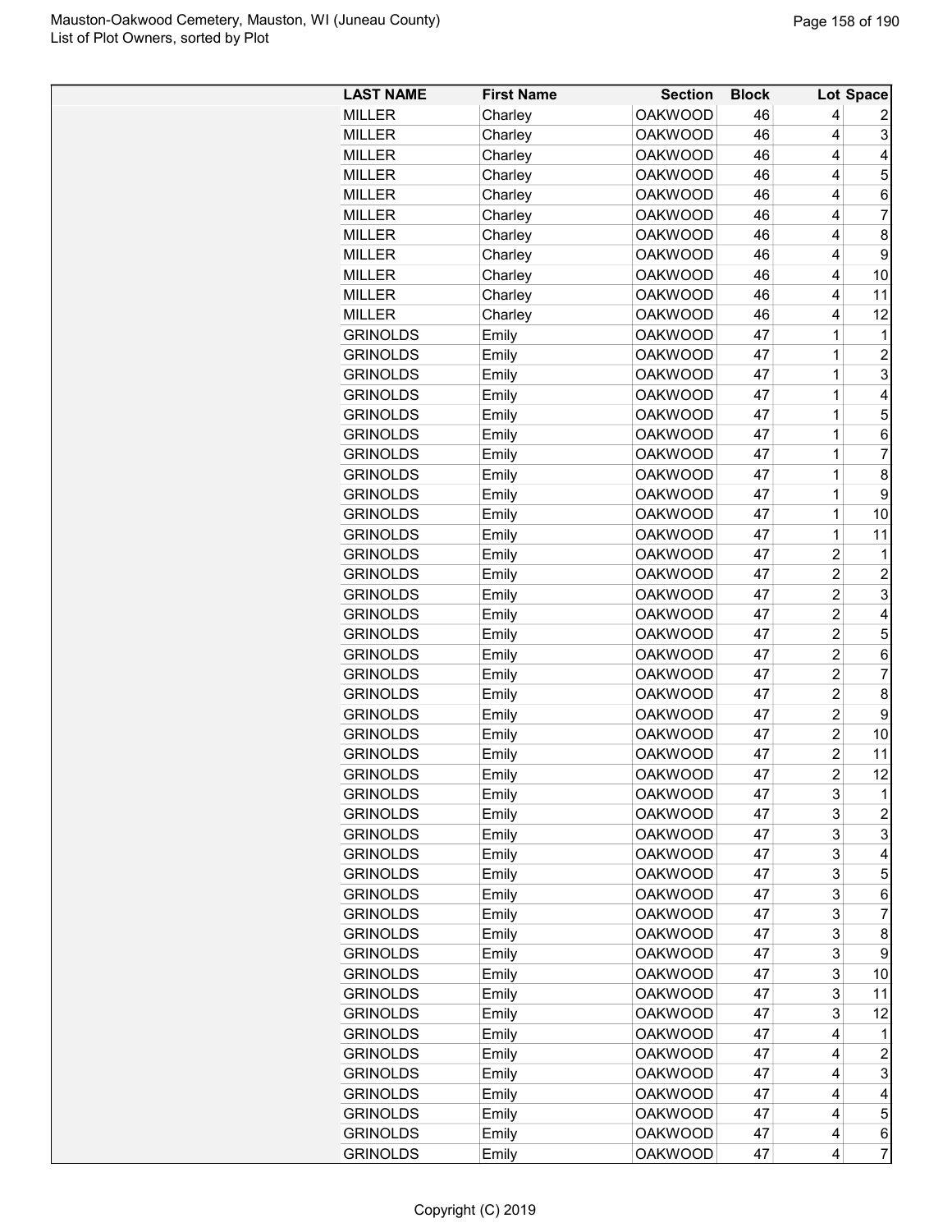| LAST NAME | First Name | Section | Block | Lot | Space |
|---|---|---|---|---|---|
| MILLER | Charley | OAKWOOD | 46 | 4 | 2 |
| MILLER | Charley | OAKWOOD | 46 | 4 | 3 |
| MILLER | Charley | OAKWOOD | 46 | 4 | 4 |
| MILLER | Charley | OAKWOOD | 46 | 4 | 5 |
| MILLER | Charley | OAKWOOD | 46 | 4 | 6 |
| MILLER | Charley | OAKWOOD | 46 | 4 | 7 |
| MILLER | Charley | OAKWOOD | 46 | 4 | 8 |
| MILLER | Charley | OAKWOOD | 46 | 4 | 9 |
| MILLER | Charley | OAKWOOD | 46 | 4 | 10 |
| MILLER | Charley | OAKWOOD | 46 | 4 | 11 |
| MILLER | Charley | OAKWOOD | 46 | 4 | 12 |
| GRINOLDS | Emily | OAKWOOD | 47 | 1 | 1 |
| GRINOLDS | Emily | OAKWOOD | 47 | 1 | 2 |
| GRINOLDS | Emily | OAKWOOD | 47 | 1 | 3 |
| GRINOLDS | Emily | OAKWOOD | 47 | 1 | 4 |
| GRINOLDS | Emily | OAKWOOD | 47 | 1 | 5 |
| GRINOLDS | Emily | OAKWOOD | 47 | 1 | 6 |
| GRINOLDS | Emily | OAKWOOD | 47 | 1 | 7 |
| GRINOLDS | Emily | OAKWOOD | 47 | 1 | 8 |
| GRINOLDS | Emily | OAKWOOD | 47 | 1 | 9 |
| GRINOLDS | Emily | OAKWOOD | 47 | 1 | 10 |
| GRINOLDS | Emily | OAKWOOD | 47 | 1 | 11 |
| GRINOLDS | Emily | OAKWOOD | 47 | 2 | 1 |
| GRINOLDS | Emily | OAKWOOD | 47 | 2 | 2 |
| GRINOLDS | Emily | OAKWOOD | 47 | 2 | 3 |
| GRINOLDS | Emily | OAKWOOD | 47 | 2 | 4 |
| GRINOLDS | Emily | OAKWOOD | 47 | 2 | 5 |
| GRINOLDS | Emily | OAKWOOD | 47 | 2 | 6 |
| GRINOLDS | Emily | OAKWOOD | 47 | 2 | 7 |
| GRINOLDS | Emily | OAKWOOD | 47 | 2 | 8 |
| GRINOLDS | Emily | OAKWOOD | 47 | 2 | 9 |
| GRINOLDS | Emily | OAKWOOD | 47 | 2 | 10 |
| GRINOLDS | Emily | OAKWOOD | 47 | 2 | 11 |
| GRINOLDS | Emily | OAKWOOD | 47 | 2 | 12 |
| GRINOLDS | Emily | OAKWOOD | 47 | 3 | 1 |
| GRINOLDS | Emily | OAKWOOD | 47 | 3 | 2 |
| GRINOLDS | Emily | OAKWOOD | 47 | 3 | 3 |
| GRINOLDS | Emily | OAKWOOD | 47 | 3 | 4 |
| GRINOLDS | Emily | OAKWOOD | 47 | 3 | 5 |
| GRINOLDS | Emily | OAKWOOD | 47 | 3 | 6 |
| GRINOLDS | Emily | OAKWOOD | 47 | 3 | 7 |
| GRINOLDS | Emily | OAKWOOD | 47 | 3 | 8 |
| GRINOLDS | Emily | OAKWOOD | 47 | 3 | 9 |
| GRINOLDS | Emily | OAKWOOD | 47 | 3 | 10 |
| GRINOLDS | Emily | OAKWOOD | 47 | 3 | 11 |
| GRINOLDS | Emily | OAKWOOD | 47 | 3 | 12 |
| GRINOLDS | Emily | OAKWOOD | 47 | 4 | 1 |
| GRINOLDS | Emily | OAKWOOD | 47 | 4 | 2 |
| GRINOLDS | Emily | OAKWOOD | 47 | 4 | 3 |
| GRINOLDS | Emily | OAKWOOD | 47 | 4 | 4 |
| GRINOLDS | Emily | OAKWOOD | 47 | 4 | 5 |
| GRINOLDS | Emily | OAKWOOD | 47 | 4 | 6 |
| GRINOLDS | Emily | OAKWOOD | 47 | 4 | 7 |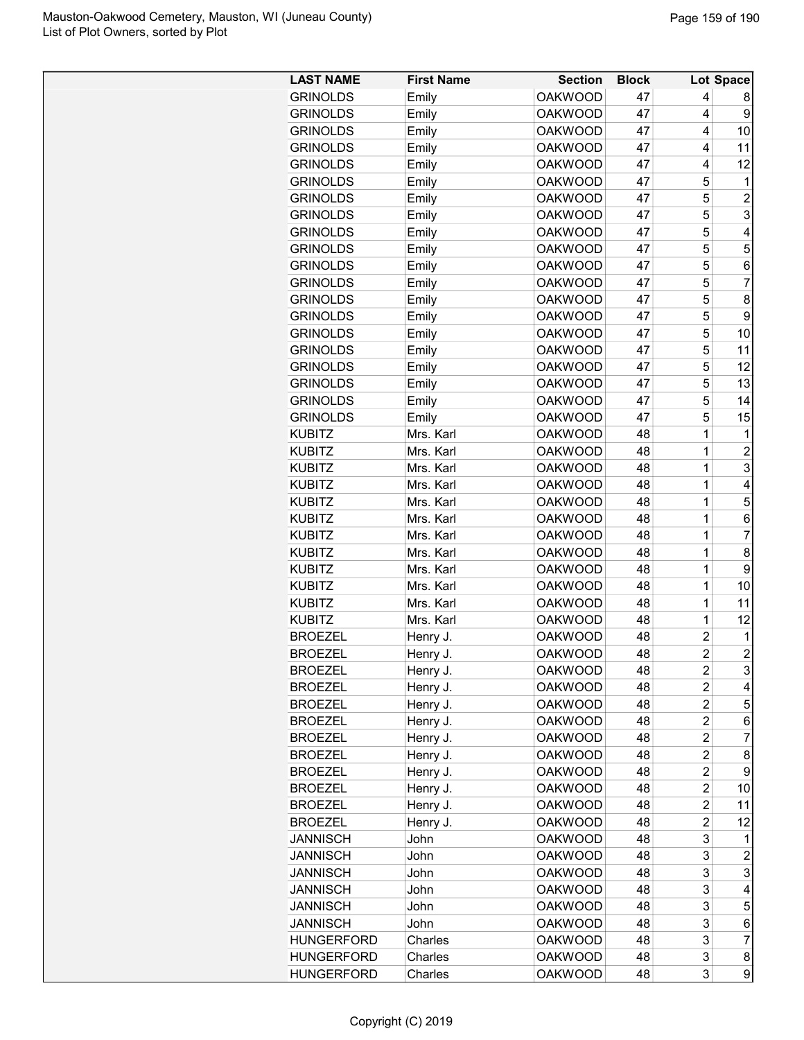| LAST NAME | First Name | Section | Block | Lot | Space |
|---|---|---|---|---|---|
| GRINOLDS | Emily | OAKWOOD | 47 | 4 | 8 |
| GRINOLDS | Emily | OAKWOOD | 47 | 4 | 9 |
| GRINOLDS | Emily | OAKWOOD | 47 | 4 | 10 |
| GRINOLDS | Emily | OAKWOOD | 47 | 4 | 11 |
| GRINOLDS | Emily | OAKWOOD | 47 | 4 | 12 |
| GRINOLDS | Emily | OAKWOOD | 47 | 5 | 1 |
| GRINOLDS | Emily | OAKWOOD | 47 | 5 | 2 |
| GRINOLDS | Emily | OAKWOOD | 47 | 5 | 3 |
| GRINOLDS | Emily | OAKWOOD | 47 | 5 | 4 |
| GRINOLDS | Emily | OAKWOOD | 47 | 5 | 5 |
| GRINOLDS | Emily | OAKWOOD | 47 | 5 | 6 |
| GRINOLDS | Emily | OAKWOOD | 47 | 5 | 7 |
| GRINOLDS | Emily | OAKWOOD | 47 | 5 | 8 |
| GRINOLDS | Emily | OAKWOOD | 47 | 5 | 9 |
| GRINOLDS | Emily | OAKWOOD | 47 | 5 | 10 |
| GRINOLDS | Emily | OAKWOOD | 47 | 5 | 11 |
| GRINOLDS | Emily | OAKWOOD | 47 | 5 | 12 |
| GRINOLDS | Emily | OAKWOOD | 47 | 5 | 13 |
| GRINOLDS | Emily | OAKWOOD | 47 | 5 | 14 |
| GRINOLDS | Emily | OAKWOOD | 47 | 5 | 15 |
| KUBITZ | Mrs. Karl | OAKWOOD | 48 | 1 | 1 |
| KUBITZ | Mrs. Karl | OAKWOOD | 48 | 1 | 2 |
| KUBITZ | Mrs. Karl | OAKWOOD | 48 | 1 | 3 |
| KUBITZ | Mrs. Karl | OAKWOOD | 48 | 1 | 4 |
| KUBITZ | Mrs. Karl | OAKWOOD | 48 | 1 | 5 |
| KUBITZ | Mrs. Karl | OAKWOOD | 48 | 1 | 6 |
| KUBITZ | Mrs. Karl | OAKWOOD | 48 | 1 | 7 |
| KUBITZ | Mrs. Karl | OAKWOOD | 48 | 1 | 8 |
| KUBITZ | Mrs. Karl | OAKWOOD | 48 | 1 | 9 |
| KUBITZ | Mrs. Karl | OAKWOOD | 48 | 1 | 10 |
| KUBITZ | Mrs. Karl | OAKWOOD | 48 | 1 | 11 |
| KUBITZ | Mrs. Karl | OAKWOOD | 48 | 1 | 12 |
| BROEZEL | Henry J. | OAKWOOD | 48 | 2 | 1 |
| BROEZEL | Henry J. | OAKWOOD | 48 | 2 | 2 |
| BROEZEL | Henry J. | OAKWOOD | 48 | 2 | 3 |
| BROEZEL | Henry J. | OAKWOOD | 48 | 2 | 4 |
| BROEZEL | Henry J. | OAKWOOD | 48 | 2 | 5 |
| BROEZEL | Henry J. | OAKWOOD | 48 | 2 | 6 |
| BROEZEL | Henry J. | OAKWOOD | 48 | 2 | 7 |
| BROEZEL | Henry J. | OAKWOOD | 48 | 2 | 8 |
| BROEZEL | Henry J. | OAKWOOD | 48 | 2 | 9 |
| BROEZEL | Henry J. | OAKWOOD | 48 | 2 | 10 |
| BROEZEL | Henry J. | OAKWOOD | 48 | 2 | 11 |
| BROEZEL | Henry J. | OAKWOOD | 48 | 2 | 12 |
| JANNISCH | John | OAKWOOD | 48 | 3 | 1 |
| JANNISCH | John | OAKWOOD | 48 | 3 | 2 |
| JANNISCH | John | OAKWOOD | 48 | 3 | 3 |
| JANNISCH | John | OAKWOOD | 48 | 3 | 4 |
| JANNISCH | John | OAKWOOD | 48 | 3 | 5 |
| JANNISCH | John | OAKWOOD | 48 | 3 | 6 |
| HUNGERFORD | Charles | OAKWOOD | 48 | 3 | 7 |
| HUNGERFORD | Charles | OAKWOOD | 48 | 3 | 8 |
| HUNGERFORD | Charles | OAKWOOD | 48 | 3 | 9 |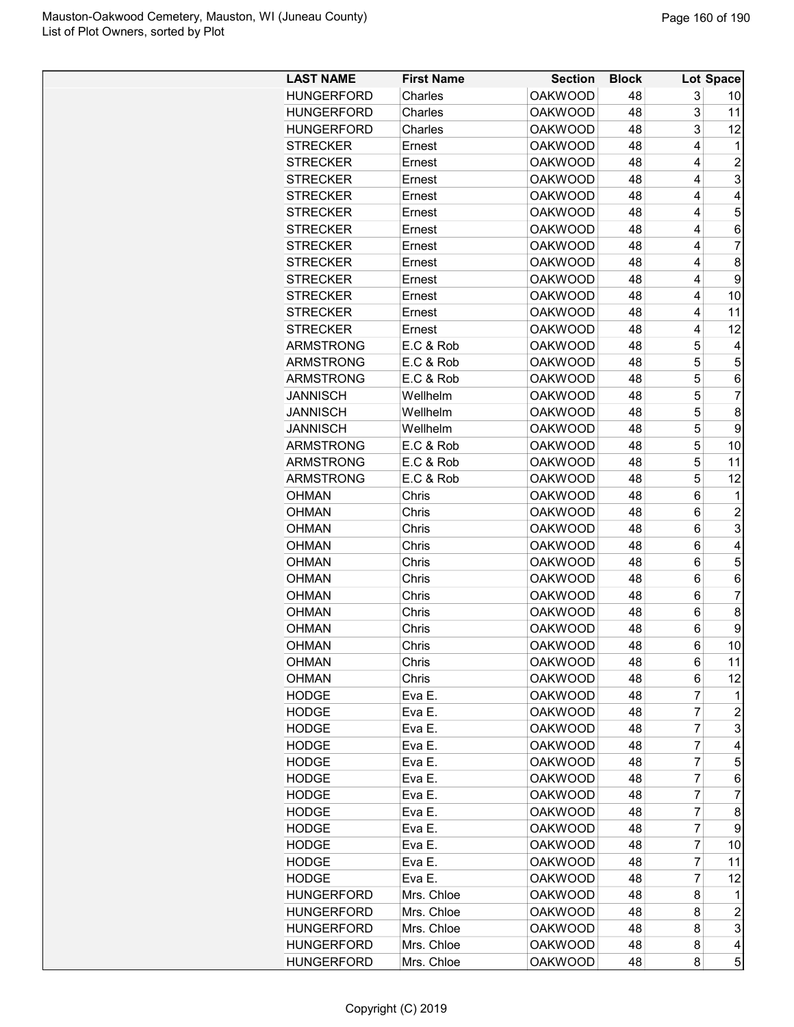| LAST NAME | First Name | Section | Block | Lot | Space |
|---|---|---|---|---|---|
| HUNGERFORD | Charles | OAKWOOD | 48 | 3 | 10 |
| HUNGERFORD | Charles | OAKWOOD | 48 | 3 | 11 |
| HUNGERFORD | Charles | OAKWOOD | 48 | 3 | 12 |
| STRECKER | Ernest | OAKWOOD | 48 | 4 | 1 |
| STRECKER | Ernest | OAKWOOD | 48 | 4 | 2 |
| STRECKER | Ernest | OAKWOOD | 48 | 4 | 3 |
| STRECKER | Ernest | OAKWOOD | 48 | 4 | 4 |
| STRECKER | Ernest | OAKWOOD | 48 | 4 | 5 |
| STRECKER | Ernest | OAKWOOD | 48 | 4 | 6 |
| STRECKER | Ernest | OAKWOOD | 48 | 4 | 7 |
| STRECKER | Ernest | OAKWOOD | 48 | 4 | 8 |
| STRECKER | Ernest | OAKWOOD | 48 | 4 | 9 |
| STRECKER | Ernest | OAKWOOD | 48 | 4 | 10 |
| STRECKER | Ernest | OAKWOOD | 48 | 4 | 11 |
| STRECKER | Ernest | OAKWOOD | 48 | 4 | 12 |
| ARMSTRONG | E.C & Rob | OAKWOOD | 48 | 5 | 4 |
| ARMSTRONG | E.C & Rob | OAKWOOD | 48 | 5 | 5 |
| ARMSTRONG | E.C & Rob | OAKWOOD | 48 | 5 | 6 |
| JANNISCH | Wellhelm | OAKWOOD | 48 | 5 | 7 |
| JANNISCH | Wellhelm | OAKWOOD | 48 | 5 | 8 |
| JANNISCH | Wellhelm | OAKWOOD | 48 | 5 | 9 |
| ARMSTRONG | E.C & Rob | OAKWOOD | 48 | 5 | 10 |
| ARMSTRONG | E.C & Rob | OAKWOOD | 48 | 5 | 11 |
| ARMSTRONG | E.C & Rob | OAKWOOD | 48 | 5 | 12 |
| OHMAN | Chris | OAKWOOD | 48 | 6 | 1 |
| OHMAN | Chris | OAKWOOD | 48 | 6 | 2 |
| OHMAN | Chris | OAKWOOD | 48 | 6 | 3 |
| OHMAN | Chris | OAKWOOD | 48 | 6 | 4 |
| OHMAN | Chris | OAKWOOD | 48 | 6 | 5 |
| OHMAN | Chris | OAKWOOD | 48 | 6 | 6 |
| OHMAN | Chris | OAKWOOD | 48 | 6 | 7 |
| OHMAN | Chris | OAKWOOD | 48 | 6 | 8 |
| OHMAN | Chris | OAKWOOD | 48 | 6 | 9 |
| OHMAN | Chris | OAKWOOD | 48 | 6 | 10 |
| OHMAN | Chris | OAKWOOD | 48 | 6 | 11 |
| OHMAN | Chris | OAKWOOD | 48 | 6 | 12 |
| HODGE | Eva E. | OAKWOOD | 48 | 7 | 1 |
| HODGE | Eva E. | OAKWOOD | 48 | 7 | 2 |
| HODGE | Eva E. | OAKWOOD | 48 | 7 | 3 |
| HODGE | Eva E. | OAKWOOD | 48 | 7 | 4 |
| HODGE | Eva E. | OAKWOOD | 48 | 7 | 5 |
| HODGE | Eva E. | OAKWOOD | 48 | 7 | 6 |
| HODGE | Eva E. | OAKWOOD | 48 | 7 | 7 |
| HODGE | Eva E. | OAKWOOD | 48 | 7 | 8 |
| HODGE | Eva E. | OAKWOOD | 48 | 7 | 9 |
| HODGE | Eva E. | OAKWOOD | 48 | 7 | 10 |
| HODGE | Eva E. | OAKWOOD | 48 | 7 | 11 |
| HODGE | Eva E. | OAKWOOD | 48 | 7 | 12 |
| HUNGERFORD | Mrs. Chloe | OAKWOOD | 48 | 8 | 1 |
| HUNGERFORD | Mrs. Chloe | OAKWOOD | 48 | 8 | 2 |
| HUNGERFORD | Mrs. Chloe | OAKWOOD | 48 | 8 | 3 |
| HUNGERFORD | Mrs. Chloe | OAKWOOD | 48 | 8 | 4 |
| HUNGERFORD | Mrs. Chloe | OAKWOOD | 48 | 8 | 5 |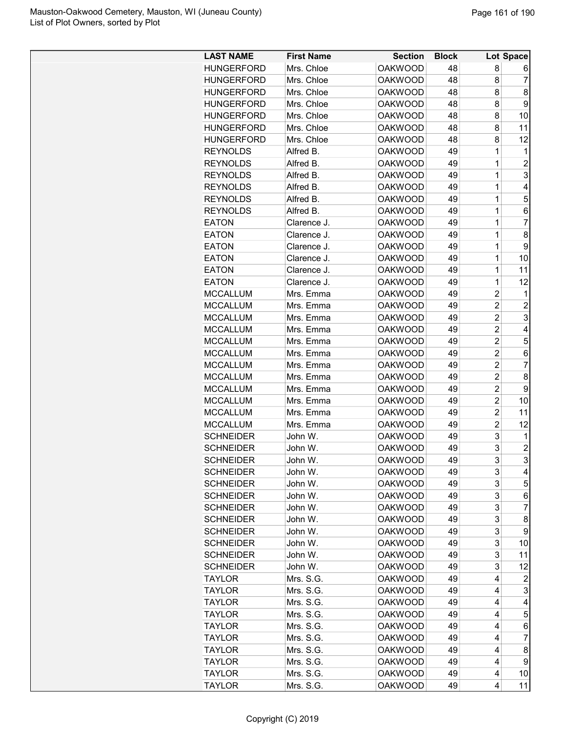| LAST NAME | First Name | Section | Block | Lot | Space |
|---|---|---|---|---|---|
| HUNGERFORD | Mrs. Chloe | OAKWOOD | 48 | 8 | 6 |
| HUNGERFORD | Mrs. Chloe | OAKWOOD | 48 | 8 | 7 |
| HUNGERFORD | Mrs. Chloe | OAKWOOD | 48 | 8 | 8 |
| HUNGERFORD | Mrs. Chloe | OAKWOOD | 48 | 8 | 9 |
| HUNGERFORD | Mrs. Chloe | OAKWOOD | 48 | 8 | 10 |
| HUNGERFORD | Mrs. Chloe | OAKWOOD | 48 | 8 | 11 |
| HUNGERFORD | Mrs. Chloe | OAKWOOD | 48 | 8 | 12 |
| REYNOLDS | Alfred B. | OAKWOOD | 49 | 1 | 1 |
| REYNOLDS | Alfred B. | OAKWOOD | 49 | 1 | 2 |
| REYNOLDS | Alfred B. | OAKWOOD | 49 | 1 | 3 |
| REYNOLDS | Alfred B. | OAKWOOD | 49 | 1 | 4 |
| REYNOLDS | Alfred B. | OAKWOOD | 49 | 1 | 5 |
| REYNOLDS | Alfred B. | OAKWOOD | 49 | 1 | 6 |
| EATON | Clarence J. | OAKWOOD | 49 | 1 | 7 |
| EATON | Clarence J. | OAKWOOD | 49 | 1 | 8 |
| EATON | Clarence J. | OAKWOOD | 49 | 1 | 9 |
| EATON | Clarence J. | OAKWOOD | 49 | 1 | 10 |
| EATON | Clarence J. | OAKWOOD | 49 | 1 | 11 |
| EATON | Clarence J. | OAKWOOD | 49 | 1 | 12 |
| MCCALLUM | Mrs. Emma | OAKWOOD | 49 | 2 | 1 |
| MCCALLUM | Mrs. Emma | OAKWOOD | 49 | 2 | 2 |
| MCCALLUM | Mrs. Emma | OAKWOOD | 49 | 2 | 3 |
| MCCALLUM | Mrs. Emma | OAKWOOD | 49 | 2 | 4 |
| MCCALLUM | Mrs. Emma | OAKWOOD | 49 | 2 | 5 |
| MCCALLUM | Mrs. Emma | OAKWOOD | 49 | 2 | 6 |
| MCCALLUM | Mrs. Emma | OAKWOOD | 49 | 2 | 7 |
| MCCALLUM | Mrs. Emma | OAKWOOD | 49 | 2 | 8 |
| MCCALLUM | Mrs. Emma | OAKWOOD | 49 | 2 | 9 |
| MCCALLUM | Mrs. Emma | OAKWOOD | 49 | 2 | 10 |
| MCCALLUM | Mrs. Emma | OAKWOOD | 49 | 2 | 11 |
| MCCALLUM | Mrs. Emma | OAKWOOD | 49 | 2 | 12 |
| SCHNEIDER | John W. | OAKWOOD | 49 | 3 | 1 |
| SCHNEIDER | John W. | OAKWOOD | 49 | 3 | 2 |
| SCHNEIDER | John W. | OAKWOOD | 49 | 3 | 3 |
| SCHNEIDER | John W. | OAKWOOD | 49 | 3 | 4 |
| SCHNEIDER | John W. | OAKWOOD | 49 | 3 | 5 |
| SCHNEIDER | John W. | OAKWOOD | 49 | 3 | 6 |
| SCHNEIDER | John W. | OAKWOOD | 49 | 3 | 7 |
| SCHNEIDER | John W. | OAKWOOD | 49 | 3 | 8 |
| SCHNEIDER | John W. | OAKWOOD | 49 | 3 | 9 |
| SCHNEIDER | John W. | OAKWOOD | 49 | 3 | 10 |
| SCHNEIDER | John W. | OAKWOOD | 49 | 3 | 11 |
| SCHNEIDER | John W. | OAKWOOD | 49 | 3 | 12 |
| TAYLOR | Mrs. S.G. | OAKWOOD | 49 | 4 | 2 |
| TAYLOR | Mrs. S.G. | OAKWOOD | 49 | 4 | 3 |
| TAYLOR | Mrs. S.G. | OAKWOOD | 49 | 4 | 4 |
| TAYLOR | Mrs. S.G. | OAKWOOD | 49 | 4 | 5 |
| TAYLOR | Mrs. S.G. | OAKWOOD | 49 | 4 | 6 |
| TAYLOR | Mrs. S.G. | OAKWOOD | 49 | 4 | 7 |
| TAYLOR | Mrs. S.G. | OAKWOOD | 49 | 4 | 8 |
| TAYLOR | Mrs. S.G. | OAKWOOD | 49 | 4 | 9 |
| TAYLOR | Mrs. S.G. | OAKWOOD | 49 | 4 | 10 |
| TAYLOR | Mrs. S.G. | OAKWOOD | 49 | 4 | 11 |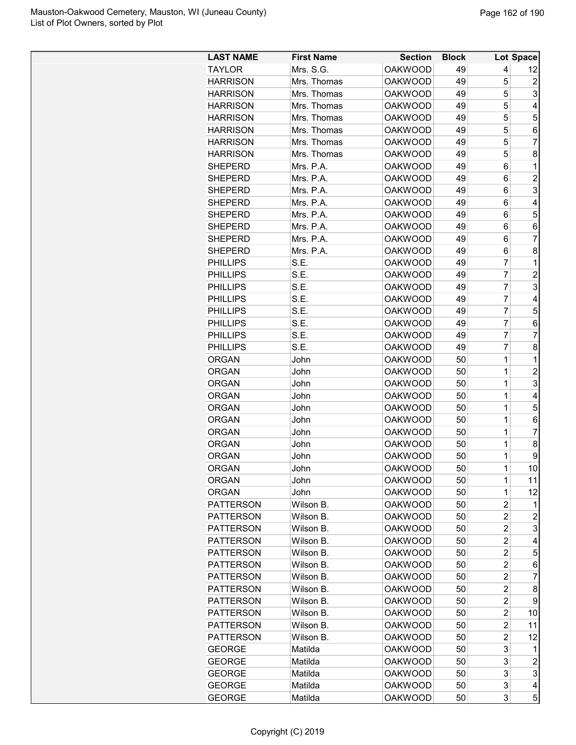| LAST NAME | First Name | Section | Block | Lot | Space |
|---|---|---|---|---|---|
| TAYLOR | Mrs. S.G. | OAKWOOD | 49 | 4 | 12 |
| HARRISON | Mrs. Thomas | OAKWOOD | 49 | 5 | 2 |
| HARRISON | Mrs. Thomas | OAKWOOD | 49 | 5 | 3 |
| HARRISON | Mrs. Thomas | OAKWOOD | 49 | 5 | 4 |
| HARRISON | Mrs. Thomas | OAKWOOD | 49 | 5 | 5 |
| HARRISON | Mrs. Thomas | OAKWOOD | 49 | 5 | 6 |
| HARRISON | Mrs. Thomas | OAKWOOD | 49 | 5 | 7 |
| HARRISON | Mrs. Thomas | OAKWOOD | 49 | 5 | 8 |
| SHEPERD | Mrs. P.A. | OAKWOOD | 49 | 6 | 1 |
| SHEPERD | Mrs. P.A. | OAKWOOD | 49 | 6 | 2 |
| SHEPERD | Mrs. P.A. | OAKWOOD | 49 | 6 | 3 |
| SHEPERD | Mrs. P.A. | OAKWOOD | 49 | 6 | 4 |
| SHEPERD | Mrs. P.A. | OAKWOOD | 49 | 6 | 5 |
| SHEPERD | Mrs. P.A. | OAKWOOD | 49 | 6 | 6 |
| SHEPERD | Mrs. P.A. | OAKWOOD | 49 | 6 | 7 |
| SHEPERD | Mrs. P.A. | OAKWOOD | 49 | 6 | 8 |
| PHILLIPS | S.E. | OAKWOOD | 49 | 7 | 1 |
| PHILLIPS | S.E. | OAKWOOD | 49 | 7 | 2 |
| PHILLIPS | S.E. | OAKWOOD | 49 | 7 | 3 |
| PHILLIPS | S.E. | OAKWOOD | 49 | 7 | 4 |
| PHILLIPS | S.E. | OAKWOOD | 49 | 7 | 5 |
| PHILLIPS | S.E. | OAKWOOD | 49 | 7 | 6 |
| PHILLIPS | S.E. | OAKWOOD | 49 | 7 | 7 |
| PHILLIPS | S.E. | OAKWOOD | 49 | 7 | 8 |
| ORGAN | John | OAKWOOD | 50 | 1 | 1 |
| ORGAN | John | OAKWOOD | 50 | 1 | 2 |
| ORGAN | John | OAKWOOD | 50 | 1 | 3 |
| ORGAN | John | OAKWOOD | 50 | 1 | 4 |
| ORGAN | John | OAKWOOD | 50 | 1 | 5 |
| ORGAN | John | OAKWOOD | 50 | 1 | 6 |
| ORGAN | John | OAKWOOD | 50 | 1 | 7 |
| ORGAN | John | OAKWOOD | 50 | 1 | 8 |
| ORGAN | John | OAKWOOD | 50 | 1 | 9 |
| ORGAN | John | OAKWOOD | 50 | 1 | 10 |
| ORGAN | John | OAKWOOD | 50 | 1 | 11 |
| ORGAN | John | OAKWOOD | 50 | 1 | 12 |
| PATTERSON | Wilson B. | OAKWOOD | 50 | 2 | 1 |
| PATTERSON | Wilson B. | OAKWOOD | 50 | 2 | 2 |
| PATTERSON | Wilson B. | OAKWOOD | 50 | 2 | 3 |
| PATTERSON | Wilson B. | OAKWOOD | 50 | 2 | 4 |
| PATTERSON | Wilson B. | OAKWOOD | 50 | 2 | 5 |
| PATTERSON | Wilson B. | OAKWOOD | 50 | 2 | 6 |
| PATTERSON | Wilson B. | OAKWOOD | 50 | 2 | 7 |
| PATTERSON | Wilson B. | OAKWOOD | 50 | 2 | 8 |
| PATTERSON | Wilson B. | OAKWOOD | 50 | 2 | 9 |
| PATTERSON | Wilson B. | OAKWOOD | 50 | 2 | 10 |
| PATTERSON | Wilson B. | OAKWOOD | 50 | 2 | 11 |
| PATTERSON | Wilson B. | OAKWOOD | 50 | 2 | 12 |
| GEORGE | Matilda | OAKWOOD | 50 | 3 | 1 |
| GEORGE | Matilda | OAKWOOD | 50 | 3 | 2 |
| GEORGE | Matilda | OAKWOOD | 50 | 3 | 3 |
| GEORGE | Matilda | OAKWOOD | 50 | 3 | 4 |
| GEORGE | Matilda | OAKWOOD | 50 | 3 | 5 |

Copyright (C) 2019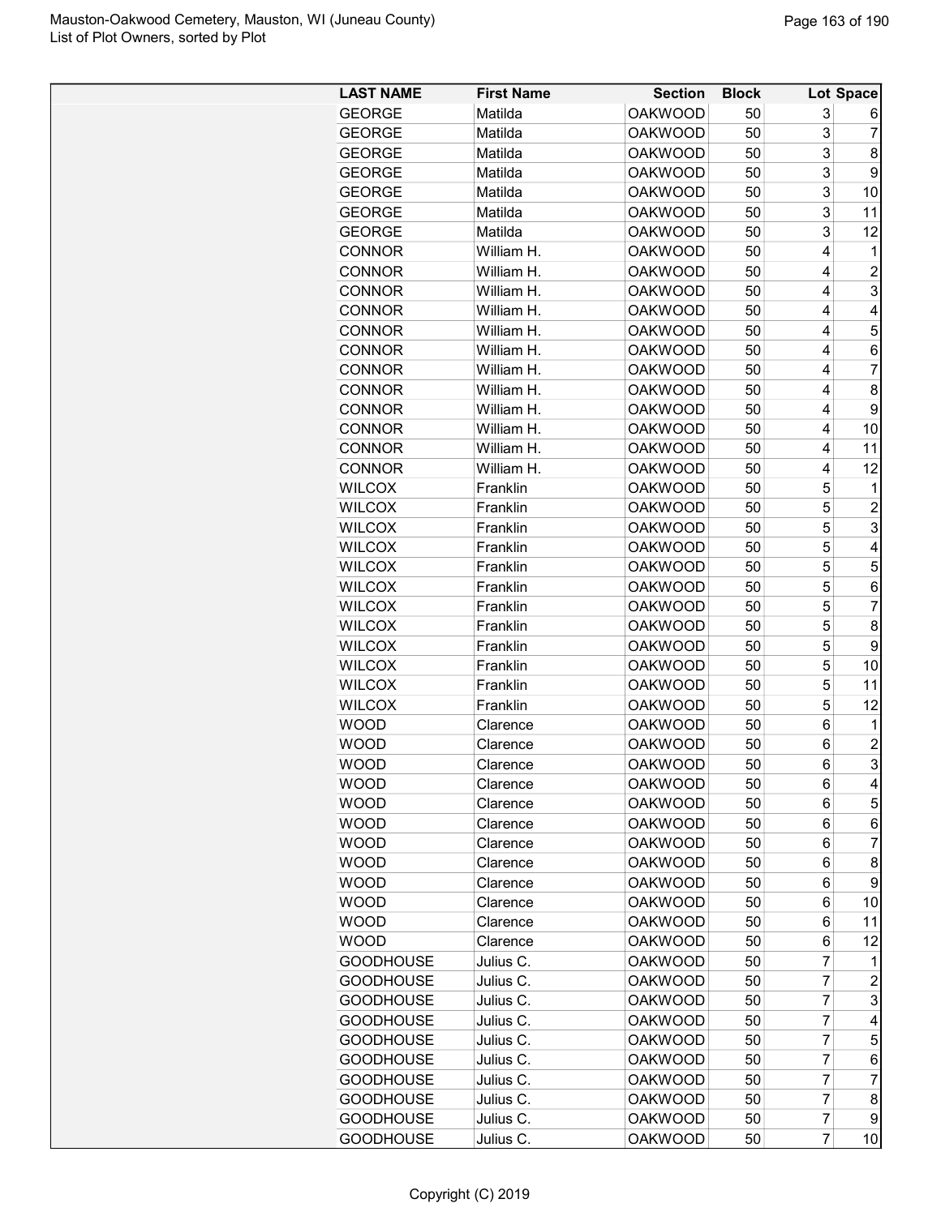| LAST NAME | First Name | Section | Block | Lot | Space |
|---|---|---|---|---|---|
| GEORGE | Matilda | OAKWOOD | 50 | 3 | 6 |
| GEORGE | Matilda | OAKWOOD | 50 | 3 | 7 |
| GEORGE | Matilda | OAKWOOD | 50 | 3 | 8 |
| GEORGE | Matilda | OAKWOOD | 50 | 3 | 9 |
| GEORGE | Matilda | OAKWOOD | 50 | 3 | 10 |
| GEORGE | Matilda | OAKWOOD | 50 | 3 | 11 |
| GEORGE | Matilda | OAKWOOD | 50 | 3 | 12 |
| CONNOR | William H. | OAKWOOD | 50 | 4 | 1 |
| CONNOR | William H. | OAKWOOD | 50 | 4 | 2 |
| CONNOR | William H. | OAKWOOD | 50 | 4 | 3 |
| CONNOR | William H. | OAKWOOD | 50 | 4 | 4 |
| CONNOR | William H. | OAKWOOD | 50 | 4 | 5 |
| CONNOR | William H. | OAKWOOD | 50 | 4 | 6 |
| CONNOR | William H. | OAKWOOD | 50 | 4 | 7 |
| CONNOR | William H. | OAKWOOD | 50 | 4 | 8 |
| CONNOR | William H. | OAKWOOD | 50 | 4 | 9 |
| CONNOR | William H. | OAKWOOD | 50 | 4 | 10 |
| CONNOR | William H. | OAKWOOD | 50 | 4 | 11 |
| CONNOR | William H. | OAKWOOD | 50 | 4 | 12 |
| WILCOX | Franklin | OAKWOOD | 50 | 5 | 1 |
| WILCOX | Franklin | OAKWOOD | 50 | 5 | 2 |
| WILCOX | Franklin | OAKWOOD | 50 | 5 | 3 |
| WILCOX | Franklin | OAKWOOD | 50 | 5 | 4 |
| WILCOX | Franklin | OAKWOOD | 50 | 5 | 5 |
| WILCOX | Franklin | OAKWOOD | 50 | 5 | 6 |
| WILCOX | Franklin | OAKWOOD | 50 | 5 | 7 |
| WILCOX | Franklin | OAKWOOD | 50 | 5 | 8 |
| WILCOX | Franklin | OAKWOOD | 50 | 5 | 9 |
| WILCOX | Franklin | OAKWOOD | 50 | 5 | 10 |
| WILCOX | Franklin | OAKWOOD | 50 | 5 | 11 |
| WILCOX | Franklin | OAKWOOD | 50 | 5 | 12 |
| WOOD | Clarence | OAKWOOD | 50 | 6 | 1 |
| WOOD | Clarence | OAKWOOD | 50 | 6 | 2 |
| WOOD | Clarence | OAKWOOD | 50 | 6 | 3 |
| WOOD | Clarence | OAKWOOD | 50 | 6 | 4 |
| WOOD | Clarence | OAKWOOD | 50 | 6 | 5 |
| WOOD | Clarence | OAKWOOD | 50 | 6 | 6 |
| WOOD | Clarence | OAKWOOD | 50 | 6 | 7 |
| WOOD | Clarence | OAKWOOD | 50 | 6 | 8 |
| WOOD | Clarence | OAKWOOD | 50 | 6 | 9 |
| WOOD | Clarence | OAKWOOD | 50 | 6 | 10 |
| WOOD | Clarence | OAKWOOD | 50 | 6 | 11 |
| WOOD | Clarence | OAKWOOD | 50 | 6 | 12 |
| GOODHOUSE | Julius C. | OAKWOOD | 50 | 7 | 1 |
| GOODHOUSE | Julius C. | OAKWOOD | 50 | 7 | 2 |
| GOODHOUSE | Julius C. | OAKWOOD | 50 | 7 | 3 |
| GOODHOUSE | Julius C. | OAKWOOD | 50 | 7 | 4 |
| GOODHOUSE | Julius C. | OAKWOOD | 50 | 7 | 5 |
| GOODHOUSE | Julius C. | OAKWOOD | 50 | 7 | 6 |
| GOODHOUSE | Julius C. | OAKWOOD | 50 | 7 | 7 |
| GOODHOUSE | Julius C. | OAKWOOD | 50 | 7 | 8 |
| GOODHOUSE | Julius C. | OAKWOOD | 50 | 7 | 9 |
| GOODHOUSE | Julius C. | OAKWOOD | 50 | 7 | 10 |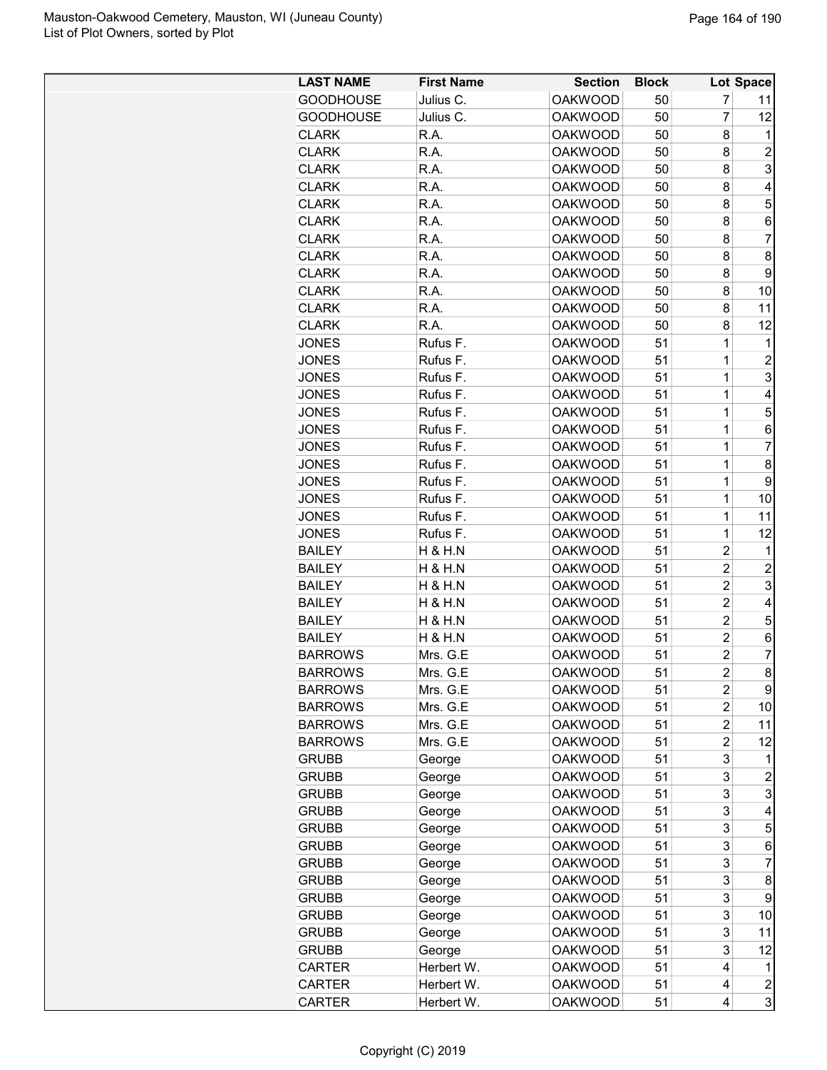| LAST NAME | First Name | Section | Block | Lot | Space |
|---|---|---|---|---|---|
| GOODHOUSE | Julius C. | OAKWOOD | 50 | 7 | 11 |
| GOODHOUSE | Julius C. | OAKWOOD | 50 | 7 | 12 |
| CLARK | R.A. | OAKWOOD | 50 | 8 | 1 |
| CLARK | R.A. | OAKWOOD | 50 | 8 | 2 |
| CLARK | R.A. | OAKWOOD | 50 | 8 | 3 |
| CLARK | R.A. | OAKWOOD | 50 | 8 | 4 |
| CLARK | R.A. | OAKWOOD | 50 | 8 | 5 |
| CLARK | R.A. | OAKWOOD | 50 | 8 | 6 |
| CLARK | R.A. | OAKWOOD | 50 | 8 | 7 |
| CLARK | R.A. | OAKWOOD | 50 | 8 | 8 |
| CLARK | R.A. | OAKWOOD | 50 | 8 | 9 |
| CLARK | R.A. | OAKWOOD | 50 | 8 | 10 |
| CLARK | R.A. | OAKWOOD | 50 | 8 | 11 |
| CLARK | R.A. | OAKWOOD | 50 | 8 | 12 |
| JONES | Rufus F. | OAKWOOD | 51 | 1 | 1 |
| JONES | Rufus F. | OAKWOOD | 51 | 1 | 2 |
| JONES | Rufus F. | OAKWOOD | 51 | 1 | 3 |
| JONES | Rufus F. | OAKWOOD | 51 | 1 | 4 |
| JONES | Rufus F. | OAKWOOD | 51 | 1 | 5 |
| JONES | Rufus F. | OAKWOOD | 51 | 1 | 6 |
| JONES | Rufus F. | OAKWOOD | 51 | 1 | 7 |
| JONES | Rufus F. | OAKWOOD | 51 | 1 | 8 |
| JONES | Rufus F. | OAKWOOD | 51 | 1 | 9 |
| JONES | Rufus F. | OAKWOOD | 51 | 1 | 10 |
| JONES | Rufus F. | OAKWOOD | 51 | 1 | 11 |
| JONES | Rufus F. | OAKWOOD | 51 | 1 | 12 |
| BAILEY | H & H.N | OAKWOOD | 51 | 2 | 1 |
| BAILEY | H & H.N | OAKWOOD | 51 | 2 | 2 |
| BAILEY | H & H.N | OAKWOOD | 51 | 2 | 3 |
| BAILEY | H & H.N | OAKWOOD | 51 | 2 | 4 |
| BAILEY | H & H.N | OAKWOOD | 51 | 2 | 5 |
| BAILEY | H & H.N | OAKWOOD | 51 | 2 | 6 |
| BARROWS | Mrs. G.E | OAKWOOD | 51 | 2 | 7 |
| BARROWS | Mrs. G.E | OAKWOOD | 51 | 2 | 8 |
| BARROWS | Mrs. G.E | OAKWOOD | 51 | 2 | 9 |
| BARROWS | Mrs. G.E | OAKWOOD | 51 | 2 | 10 |
| BARROWS | Mrs. G.E | OAKWOOD | 51 | 2 | 11 |
| BARROWS | Mrs. G.E | OAKWOOD | 51 | 2 | 12 |
| GRUBB | George | OAKWOOD | 51 | 3 | 1 |
| GRUBB | George | OAKWOOD | 51 | 3 | 2 |
| GRUBB | George | OAKWOOD | 51 | 3 | 3 |
| GRUBB | George | OAKWOOD | 51 | 3 | 4 |
| GRUBB | George | OAKWOOD | 51 | 3 | 5 |
| GRUBB | George | OAKWOOD | 51 | 3 | 6 |
| GRUBB | George | OAKWOOD | 51 | 3 | 7 |
| GRUBB | George | OAKWOOD | 51 | 3 | 8 |
| GRUBB | George | OAKWOOD | 51 | 3 | 9 |
| GRUBB | George | OAKWOOD | 51 | 3 | 10 |
| GRUBB | George | OAKWOOD | 51 | 3 | 11 |
| GRUBB | George | OAKWOOD | 51 | 3 | 12 |
| CARTER | Herbert W. | OAKWOOD | 51 | 4 | 1 |
| CARTER | Herbert W. | OAKWOOD | 51 | 4 | 2 |
| CARTER | Herbert W. | OAKWOOD | 51 | 4 | 3 |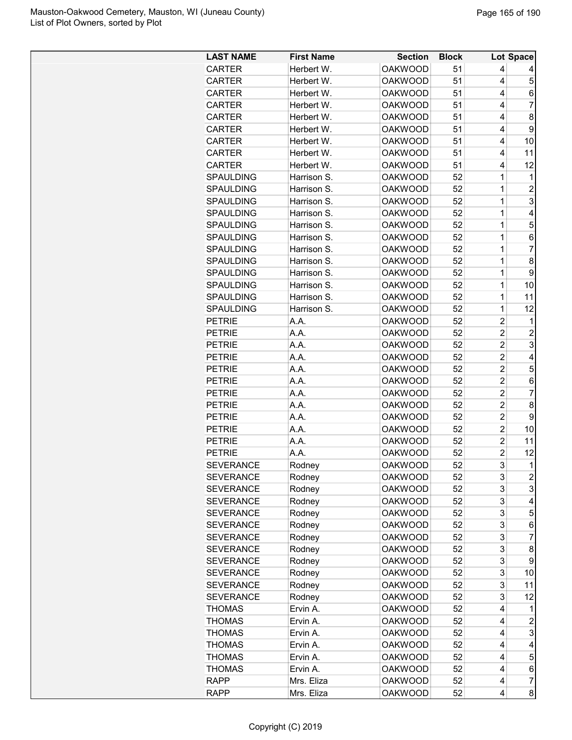| LAST NAME | First Name | Section | Block | Lot | Space |
|---|---|---|---|---|---|
| CARTER | Herbert W. | OAKWOOD | 51 | 4 | 4 |
| CARTER | Herbert W. | OAKWOOD | 51 | 4 | 5 |
| CARTER | Herbert W. | OAKWOOD | 51 | 4 | 6 |
| CARTER | Herbert W. | OAKWOOD | 51 | 4 | 7 |
| CARTER | Herbert W. | OAKWOOD | 51 | 4 | 8 |
| CARTER | Herbert W. | OAKWOOD | 51 | 4 | 9 |
| CARTER | Herbert W. | OAKWOOD | 51 | 4 | 10 |
| CARTER | Herbert W. | OAKWOOD | 51 | 4 | 11 |
| CARTER | Herbert W. | OAKWOOD | 51 | 4 | 12 |
| SPAULDING | Harrison S. | OAKWOOD | 52 | 1 | 1 |
| SPAULDING | Harrison S. | OAKWOOD | 52 | 1 | 2 |
| SPAULDING | Harrison S. | OAKWOOD | 52 | 1 | 3 |
| SPAULDING | Harrison S. | OAKWOOD | 52 | 1 | 4 |
| SPAULDING | Harrison S. | OAKWOOD | 52 | 1 | 5 |
| SPAULDING | Harrison S. | OAKWOOD | 52 | 1 | 6 |
| SPAULDING | Harrison S. | OAKWOOD | 52 | 1 | 7 |
| SPAULDING | Harrison S. | OAKWOOD | 52 | 1 | 8 |
| SPAULDING | Harrison S. | OAKWOOD | 52 | 1 | 9 |
| SPAULDING | Harrison S. | OAKWOOD | 52 | 1 | 10 |
| SPAULDING | Harrison S. | OAKWOOD | 52 | 1 | 11 |
| SPAULDING | Harrison S. | OAKWOOD | 52 | 1 | 12 |
| PETRIE | A.A. | OAKWOOD | 52 | 2 | 1 |
| PETRIE | A.A. | OAKWOOD | 52 | 2 | 2 |
| PETRIE | A.A. | OAKWOOD | 52 | 2 | 3 |
| PETRIE | A.A. | OAKWOOD | 52 | 2 | 4 |
| PETRIE | A.A. | OAKWOOD | 52 | 2 | 5 |
| PETRIE | A.A. | OAKWOOD | 52 | 2 | 6 |
| PETRIE | A.A. | OAKWOOD | 52 | 2 | 7 |
| PETRIE | A.A. | OAKWOOD | 52 | 2 | 8 |
| PETRIE | A.A. | OAKWOOD | 52 | 2 | 9 |
| PETRIE | A.A. | OAKWOOD | 52 | 2 | 10 |
| PETRIE | A.A. | OAKWOOD | 52 | 2 | 11 |
| PETRIE | A.A. | OAKWOOD | 52 | 2 | 12 |
| SEVERANCE | Rodney | OAKWOOD | 52 | 3 | 1 |
| SEVERANCE | Rodney | OAKWOOD | 52 | 3 | 2 |
| SEVERANCE | Rodney | OAKWOOD | 52 | 3 | 3 |
| SEVERANCE | Rodney | OAKWOOD | 52 | 3 | 4 |
| SEVERANCE | Rodney | OAKWOOD | 52 | 3 | 5 |
| SEVERANCE | Rodney | OAKWOOD | 52 | 3 | 6 |
| SEVERANCE | Rodney | OAKWOOD | 52 | 3 | 7 |
| SEVERANCE | Rodney | OAKWOOD | 52 | 3 | 8 |
| SEVERANCE | Rodney | OAKWOOD | 52 | 3 | 9 |
| SEVERANCE | Rodney | OAKWOOD | 52 | 3 | 10 |
| SEVERANCE | Rodney | OAKWOOD | 52 | 3 | 11 |
| SEVERANCE | Rodney | OAKWOOD | 52 | 3 | 12 |
| THOMAS | Ervin A. | OAKWOOD | 52 | 4 | 1 |
| THOMAS | Ervin A. | OAKWOOD | 52 | 4 | 2 |
| THOMAS | Ervin A. | OAKWOOD | 52 | 4 | 3 |
| THOMAS | Ervin A. | OAKWOOD | 52 | 4 | 4 |
| THOMAS | Ervin A. | OAKWOOD | 52 | 4 | 5 |
| THOMAS | Ervin A. | OAKWOOD | 52 | 4 | 6 |
| RAPP | Mrs. Eliza | OAKWOOD | 52 | 4 | 7 |
| RAPP | Mrs. Eliza | OAKWOOD | 52 | 4 | 8 |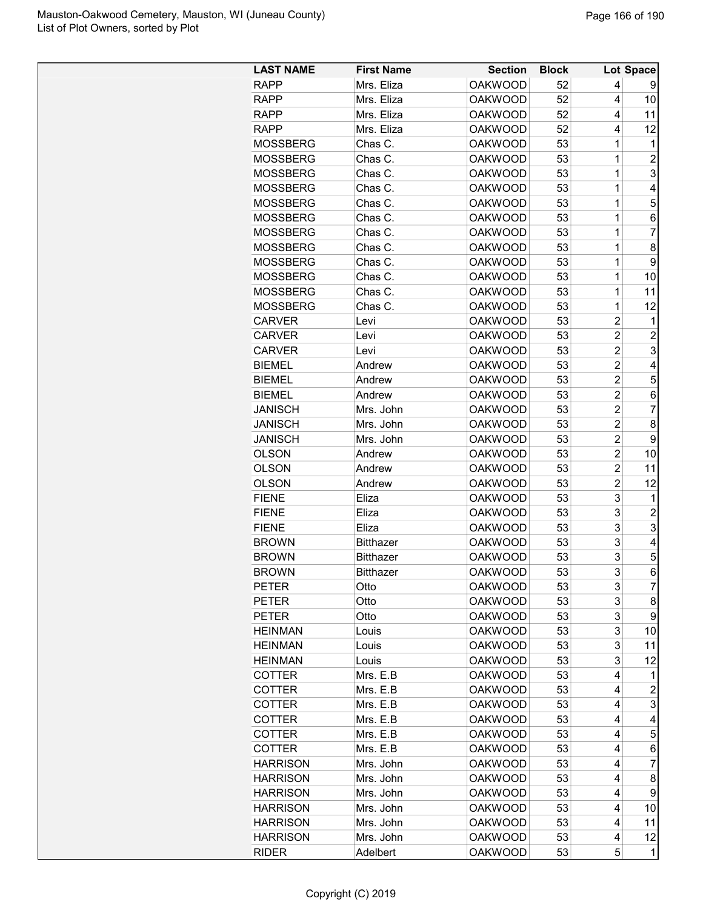| LAST NAME | First Name | Section | Block | Lot | Space |
|---|---|---|---|---|---|
| RAPP | Mrs. Eliza | OAKWOOD | 52 | 4 | 9 |
| RAPP | Mrs. Eliza | OAKWOOD | 52 | 4 | 10 |
| RAPP | Mrs. Eliza | OAKWOOD | 52 | 4 | 11 |
| RAPP | Mrs. Eliza | OAKWOOD | 52 | 4 | 12 |
| MOSSBERG | Chas C. | OAKWOOD | 53 | 1 | 1 |
| MOSSBERG | Chas C. | OAKWOOD | 53 | 1 | 2 |
| MOSSBERG | Chas C. | OAKWOOD | 53 | 1 | 3 |
| MOSSBERG | Chas C. | OAKWOOD | 53 | 1 | 4 |
| MOSSBERG | Chas C. | OAKWOOD | 53 | 1 | 5 |
| MOSSBERG | Chas C. | OAKWOOD | 53 | 1 | 6 |
| MOSSBERG | Chas C. | OAKWOOD | 53 | 1 | 7 |
| MOSSBERG | Chas C. | OAKWOOD | 53 | 1 | 8 |
| MOSSBERG | Chas C. | OAKWOOD | 53 | 1 | 9 |
| MOSSBERG | Chas C. | OAKWOOD | 53 | 1 | 10 |
| MOSSBERG | Chas C. | OAKWOOD | 53 | 1 | 11 |
| MOSSBERG | Chas C. | OAKWOOD | 53 | 1 | 12 |
| CARVER | Levi | OAKWOOD | 53 | 2 | 1 |
| CARVER | Levi | OAKWOOD | 53 | 2 | 2 |
| CARVER | Levi | OAKWOOD | 53 | 2 | 3 |
| BIEMEL | Andrew | OAKWOOD | 53 | 2 | 4 |
| BIEMEL | Andrew | OAKWOOD | 53 | 2 | 5 |
| BIEMEL | Andrew | OAKWOOD | 53 | 2 | 6 |
| JANISCH | Mrs. John | OAKWOOD | 53 | 2 | 7 |
| JANISCH | Mrs. John | OAKWOOD | 53 | 2 | 8 |
| JANISCH | Mrs. John | OAKWOOD | 53 | 2 | 9 |
| OLSON | Andrew | OAKWOOD | 53 | 2 | 10 |
| OLSON | Andrew | OAKWOOD | 53 | 2 | 11 |
| OLSON | Andrew | OAKWOOD | 53 | 2 | 12 |
| FIENE | Eliza | OAKWOOD | 53 | 3 | 1 |
| FIENE | Eliza | OAKWOOD | 53 | 3 | 2 |
| FIENE | Eliza | OAKWOOD | 53 | 3 | 3 |
| BROWN | Bitthazer | OAKWOOD | 53 | 3 | 4 |
| BROWN | Bitthazer | OAKWOOD | 53 | 3 | 5 |
| BROWN | Bitthazer | OAKWOOD | 53 | 3 | 6 |
| PETER | Otto | OAKWOOD | 53 | 3 | 7 |
| PETER | Otto | OAKWOOD | 53 | 3 | 8 |
| PETER | Otto | OAKWOOD | 53 | 3 | 9 |
| HEINMAN | Louis | OAKWOOD | 53 | 3 | 10 |
| HEINMAN | Louis | OAKWOOD | 53 | 3 | 11 |
| HEINMAN | Louis | OAKWOOD | 53 | 3 | 12 |
| COTTER | Mrs. E.B | OAKWOOD | 53 | 4 | 1 |
| COTTER | Mrs. E.B | OAKWOOD | 53 | 4 | 2 |
| COTTER | Mrs. E.B | OAKWOOD | 53 | 4 | 3 |
| COTTER | Mrs. E.B | OAKWOOD | 53 | 4 | 4 |
| COTTER | Mrs. E.B | OAKWOOD | 53 | 4 | 5 |
| COTTER | Mrs. E.B | OAKWOOD | 53 | 4 | 6 |
| HARRISON | Mrs. John | OAKWOOD | 53 | 4 | 7 |
| HARRISON | Mrs. John | OAKWOOD | 53 | 4 | 8 |
| HARRISON | Mrs. John | OAKWOOD | 53 | 4 | 9 |
| HARRISON | Mrs. John | OAKWOOD | 53 | 4 | 10 |
| HARRISON | Mrs. John | OAKWOOD | 53 | 4 | 11 |
| HARRISON | Mrs. John | OAKWOOD | 53 | 4 | 12 |
| RIDER | Adelbert | OAKWOOD | 53 | 5 | 1 |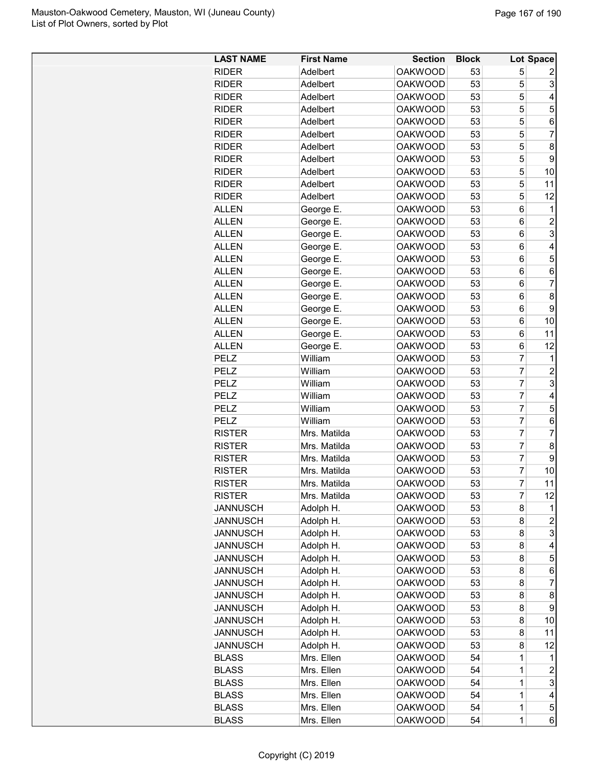| LAST NAME | First Name | Section | Block | Lot | Space |
|---|---|---|---|---|---|
| RIDER | Adelbert | OAKWOOD | 53 | 5 | 2 |
| RIDER | Adelbert | OAKWOOD | 53 | 5 | 3 |
| RIDER | Adelbert | OAKWOOD | 53 | 5 | 4 |
| RIDER | Adelbert | OAKWOOD | 53 | 5 | 5 |
| RIDER | Adelbert | OAKWOOD | 53 | 5 | 6 |
| RIDER | Adelbert | OAKWOOD | 53 | 5 | 7 |
| RIDER | Adelbert | OAKWOOD | 53 | 5 | 8 |
| RIDER | Adelbert | OAKWOOD | 53 | 5 | 9 |
| RIDER | Adelbert | OAKWOOD | 53 | 5 | 10 |
| RIDER | Adelbert | OAKWOOD | 53 | 5 | 11 |
| RIDER | Adelbert | OAKWOOD | 53 | 5 | 12 |
| ALLEN | George E. | OAKWOOD | 53 | 6 | 1 |
| ALLEN | George E. | OAKWOOD | 53 | 6 | 2 |
| ALLEN | George E. | OAKWOOD | 53 | 6 | 3 |
| ALLEN | George E. | OAKWOOD | 53 | 6 | 4 |
| ALLEN | George E. | OAKWOOD | 53 | 6 | 5 |
| ALLEN | George E. | OAKWOOD | 53 | 6 | 6 |
| ALLEN | George E. | OAKWOOD | 53 | 6 | 7 |
| ALLEN | George E. | OAKWOOD | 53 | 6 | 8 |
| ALLEN | George E. | OAKWOOD | 53 | 6 | 9 |
| ALLEN | George E. | OAKWOOD | 53 | 6 | 10 |
| ALLEN | George E. | OAKWOOD | 53 | 6 | 11 |
| ALLEN | George E. | OAKWOOD | 53 | 6 | 12 |
| PELZ | William | OAKWOOD | 53 | 7 | 1 |
| PELZ | William | OAKWOOD | 53 | 7 | 2 |
| PELZ | William | OAKWOOD | 53 | 7 | 3 |
| PELZ | William | OAKWOOD | 53 | 7 | 4 |
| PELZ | William | OAKWOOD | 53 | 7 | 5 |
| PELZ | William | OAKWOOD | 53 | 7 | 6 |
| RISTER | Mrs. Matilda | OAKWOOD | 53 | 7 | 7 |
| RISTER | Mrs. Matilda | OAKWOOD | 53 | 7 | 8 |
| RISTER | Mrs. Matilda | OAKWOOD | 53 | 7 | 9 |
| RISTER | Mrs. Matilda | OAKWOOD | 53 | 7 | 10 |
| RISTER | Mrs. Matilda | OAKWOOD | 53 | 7 | 11 |
| RISTER | Mrs. Matilda | OAKWOOD | 53 | 7 | 12 |
| JANNUSCH | Adolph H. | OAKWOOD | 53 | 8 | 1 |
| JANNUSCH | Adolph H. | OAKWOOD | 53 | 8 | 2 |
| JANNUSCH | Adolph H. | OAKWOOD | 53 | 8 | 3 |
| JANNUSCH | Adolph H. | OAKWOOD | 53 | 8 | 4 |
| JANNUSCH | Adolph H. | OAKWOOD | 53 | 8 | 5 |
| JANNUSCH | Adolph H. | OAKWOOD | 53 | 8 | 6 |
| JANNUSCH | Adolph H. | OAKWOOD | 53 | 8 | 7 |
| JANNUSCH | Adolph H. | OAKWOOD | 53 | 8 | 8 |
| JANNUSCH | Adolph H. | OAKWOOD | 53 | 8 | 9 |
| JANNUSCH | Adolph H. | OAKWOOD | 53 | 8 | 10 |
| JANNUSCH | Adolph H. | OAKWOOD | 53 | 8 | 11 |
| JANNUSCH | Adolph H. | OAKWOOD | 53 | 8 | 12 |
| BLASS | Mrs. Ellen | OAKWOOD | 54 | 1 | 1 |
| BLASS | Mrs. Ellen | OAKWOOD | 54 | 1 | 2 |
| BLASS | Mrs. Ellen | OAKWOOD | 54 | 1 | 3 |
| BLASS | Mrs. Ellen | OAKWOOD | 54 | 1 | 4 |
| BLASS | Mrs. Ellen | OAKWOOD | 54 | 1 | 5 |
| BLASS | Mrs. Ellen | OAKWOOD | 54 | 1 | 6 |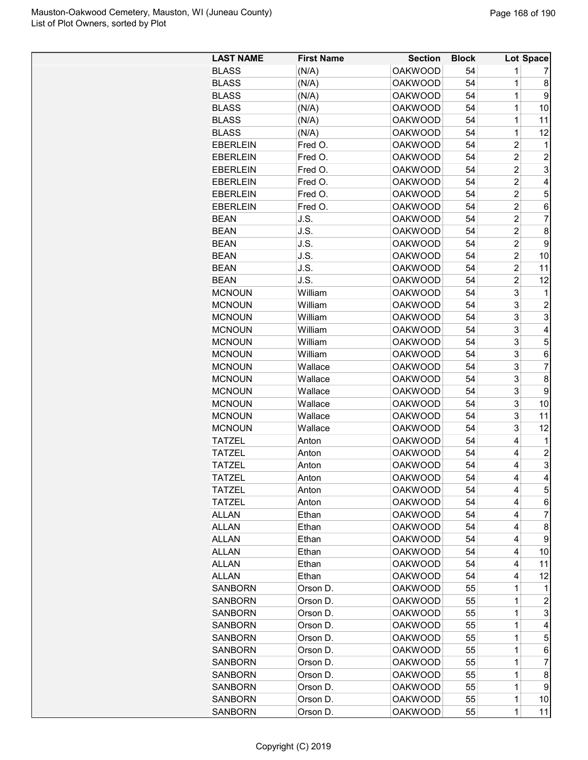| LAST NAME | First Name | Section | Block | Lot | Space |
|---|---|---|---|---|---|
| BLASS | (N/A) | OAKWOOD | 54 | 1 | 7 |
| BLASS | (N/A) | OAKWOOD | 54 | 1 | 8 |
| BLASS | (N/A) | OAKWOOD | 54 | 1 | 9 |
| BLASS | (N/A) | OAKWOOD | 54 | 1 | 10 |
| BLASS | (N/A) | OAKWOOD | 54 | 1 | 11 |
| BLASS | (N/A) | OAKWOOD | 54 | 1 | 12 |
| EBERLEIN | Fred O. | OAKWOOD | 54 | 2 | 1 |
| EBERLEIN | Fred O. | OAKWOOD | 54 | 2 | 2 |
| EBERLEIN | Fred O. | OAKWOOD | 54 | 2 | 3 |
| EBERLEIN | Fred O. | OAKWOOD | 54 | 2 | 4 |
| EBERLEIN | Fred O. | OAKWOOD | 54 | 2 | 5 |
| EBERLEIN | Fred O. | OAKWOOD | 54 | 2 | 6 |
| BEAN | J.S. | OAKWOOD | 54 | 2 | 7 |
| BEAN | J.S. | OAKWOOD | 54 | 2 | 8 |
| BEAN | J.S. | OAKWOOD | 54 | 2 | 9 |
| BEAN | J.S. | OAKWOOD | 54 | 2 | 10 |
| BEAN | J.S. | OAKWOOD | 54 | 2 | 11 |
| BEAN | J.S. | OAKWOOD | 54 | 2 | 12 |
| MCNOUN | William | OAKWOOD | 54 | 3 | 1 |
| MCNOUN | William | OAKWOOD | 54 | 3 | 2 |
| MCNOUN | William | OAKWOOD | 54 | 3 | 3 |
| MCNOUN | William | OAKWOOD | 54 | 3 | 4 |
| MCNOUN | William | OAKWOOD | 54 | 3 | 5 |
| MCNOUN | William | OAKWOOD | 54 | 3 | 6 |
| MCNOUN | Wallace | OAKWOOD | 54 | 3 | 7 |
| MCNOUN | Wallace | OAKWOOD | 54 | 3 | 8 |
| MCNOUN | Wallace | OAKWOOD | 54 | 3 | 9 |
| MCNOUN | Wallace | OAKWOOD | 54 | 3 | 10 |
| MCNOUN | Wallace | OAKWOOD | 54 | 3 | 11 |
| MCNOUN | Wallace | OAKWOOD | 54 | 3 | 12 |
| TATZEL | Anton | OAKWOOD | 54 | 4 | 1 |
| TATZEL | Anton | OAKWOOD | 54 | 4 | 2 |
| TATZEL | Anton | OAKWOOD | 54 | 4 | 3 |
| TATZEL | Anton | OAKWOOD | 54 | 4 | 4 |
| TATZEL | Anton | OAKWOOD | 54 | 4 | 5 |
| TATZEL | Anton | OAKWOOD | 54 | 4 | 6 |
| ALLAN | Ethan | OAKWOOD | 54 | 4 | 7 |
| ALLAN | Ethan | OAKWOOD | 54 | 4 | 8 |
| ALLAN | Ethan | OAKWOOD | 54 | 4 | 9 |
| ALLAN | Ethan | OAKWOOD | 54 | 4 | 10 |
| ALLAN | Ethan | OAKWOOD | 54 | 4 | 11 |
| ALLAN | Ethan | OAKWOOD | 54 | 4 | 12 |
| SANBORN | Orson D. | OAKWOOD | 55 | 1 | 1 |
| SANBORN | Orson D. | OAKWOOD | 55 | 1 | 2 |
| SANBORN | Orson D. | OAKWOOD | 55 | 1 | 3 |
| SANBORN | Orson D. | OAKWOOD | 55 | 1 | 4 |
| SANBORN | Orson D. | OAKWOOD | 55 | 1 | 5 |
| SANBORN | Orson D. | OAKWOOD | 55 | 1 | 6 |
| SANBORN | Orson D. | OAKWOOD | 55 | 1 | 7 |
| SANBORN | Orson D. | OAKWOOD | 55 | 1 | 8 |
| SANBORN | Orson D. | OAKWOOD | 55 | 1 | 9 |
| SANBORN | Orson D. | OAKWOOD | 55 | 1 | 10 |
| SANBORN | Orson D. | OAKWOOD | 55 | 1 | 11 |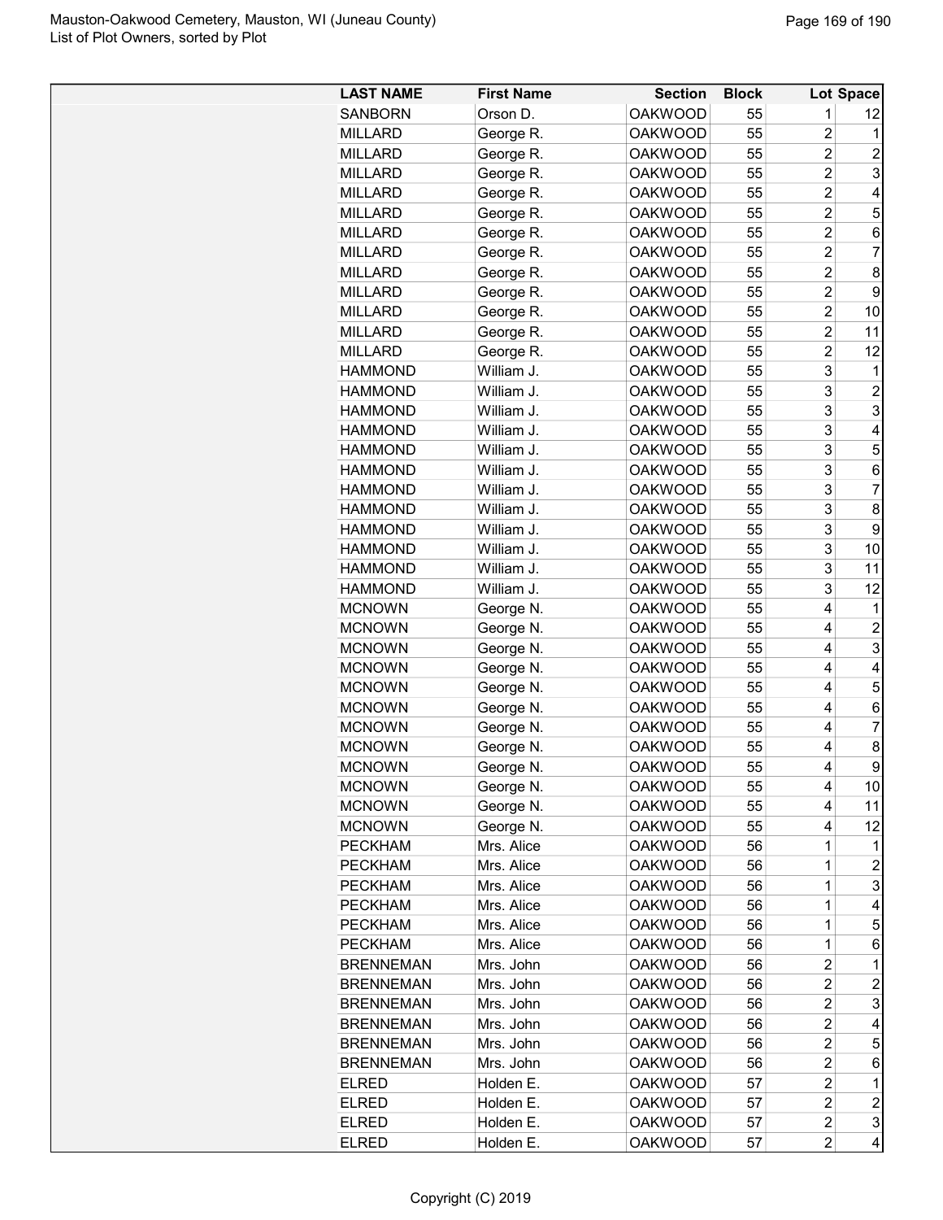| LAST NAME | First Name | Section | Block | Lot | Space |
|---|---|---|---|---|---|
| SANBORN | Orson D. | OAKWOOD | 55 | 1 | 12 |
| MILLARD | George R. | OAKWOOD | 55 | 2 | 1 |
| MILLARD | George R. | OAKWOOD | 55 | 2 | 2 |
| MILLARD | George R. | OAKWOOD | 55 | 2 | 3 |
| MILLARD | George R. | OAKWOOD | 55 | 2 | 4 |
| MILLARD | George R. | OAKWOOD | 55 | 2 | 5 |
| MILLARD | George R. | OAKWOOD | 55 | 2 | 6 |
| MILLARD | George R. | OAKWOOD | 55 | 2 | 7 |
| MILLARD | George R. | OAKWOOD | 55 | 2 | 8 |
| MILLARD | George R. | OAKWOOD | 55 | 2 | 9 |
| MILLARD | George R. | OAKWOOD | 55 | 2 | 10 |
| MILLARD | George R. | OAKWOOD | 55 | 2 | 11 |
| MILLARD | George R. | OAKWOOD | 55 | 2 | 12 |
| HAMMOND | William J. | OAKWOOD | 55 | 3 | 1 |
| HAMMOND | William J. | OAKWOOD | 55 | 3 | 2 |
| HAMMOND | William J. | OAKWOOD | 55 | 3 | 3 |
| HAMMOND | William J. | OAKWOOD | 55 | 3 | 4 |
| HAMMOND | William J. | OAKWOOD | 55 | 3 | 5 |
| HAMMOND | William J. | OAKWOOD | 55 | 3 | 6 |
| HAMMOND | William J. | OAKWOOD | 55 | 3 | 7 |
| HAMMOND | William J. | OAKWOOD | 55 | 3 | 8 |
| HAMMOND | William J. | OAKWOOD | 55 | 3 | 9 |
| HAMMOND | William J. | OAKWOOD | 55 | 3 | 10 |
| HAMMOND | William J. | OAKWOOD | 55 | 3 | 11 |
| HAMMOND | William J. | OAKWOOD | 55 | 3 | 12 |
| MCNOWN | George N. | OAKWOOD | 55 | 4 | 1 |
| MCNOWN | George N. | OAKWOOD | 55 | 4 | 2 |
| MCNOWN | George N. | OAKWOOD | 55 | 4 | 3 |
| MCNOWN | George N. | OAKWOOD | 55 | 4 | 4 |
| MCNOWN | George N. | OAKWOOD | 55 | 4 | 5 |
| MCNOWN | George N. | OAKWOOD | 55 | 4 | 6 |
| MCNOWN | George N. | OAKWOOD | 55 | 4 | 7 |
| MCNOWN | George N. | OAKWOOD | 55 | 4 | 8 |
| MCNOWN | George N. | OAKWOOD | 55 | 4 | 9 |
| MCNOWN | George N. | OAKWOOD | 55 | 4 | 10 |
| MCNOWN | George N. | OAKWOOD | 55 | 4 | 11 |
| MCNOWN | George N. | OAKWOOD | 55 | 4 | 12 |
| PECKHAM | Mrs. Alice | OAKWOOD | 56 | 1 | 1 |
| PECKHAM | Mrs. Alice | OAKWOOD | 56 | 1 | 2 |
| PECKHAM | Mrs. Alice | OAKWOOD | 56 | 1 | 3 |
| PECKHAM | Mrs. Alice | OAKWOOD | 56 | 1 | 4 |
| PECKHAM | Mrs. Alice | OAKWOOD | 56 | 1 | 5 |
| PECKHAM | Mrs. Alice | OAKWOOD | 56 | 1 | 6 |
| BRENNEMAN | Mrs. John | OAKWOOD | 56 | 2 | 1 |
| BRENNEMAN | Mrs. John | OAKWOOD | 56 | 2 | 2 |
| BRENNEMAN | Mrs. John | OAKWOOD | 56 | 2 | 3 |
| BRENNEMAN | Mrs. John | OAKWOOD | 56 | 2 | 4 |
| BRENNEMAN | Mrs. John | OAKWOOD | 56 | 2 | 5 |
| BRENNEMAN | Mrs. John | OAKWOOD | 56 | 2 | 6 |
| ELRED | Holden E. | OAKWOOD | 57 | 2 | 1 |
| ELRED | Holden E. | OAKWOOD | 57 | 2 | 2 |
| ELRED | Holden E. | OAKWOOD | 57 | 2 | 3 |
| ELRED | Holden E. | OAKWOOD | 57 | 2 | 4 |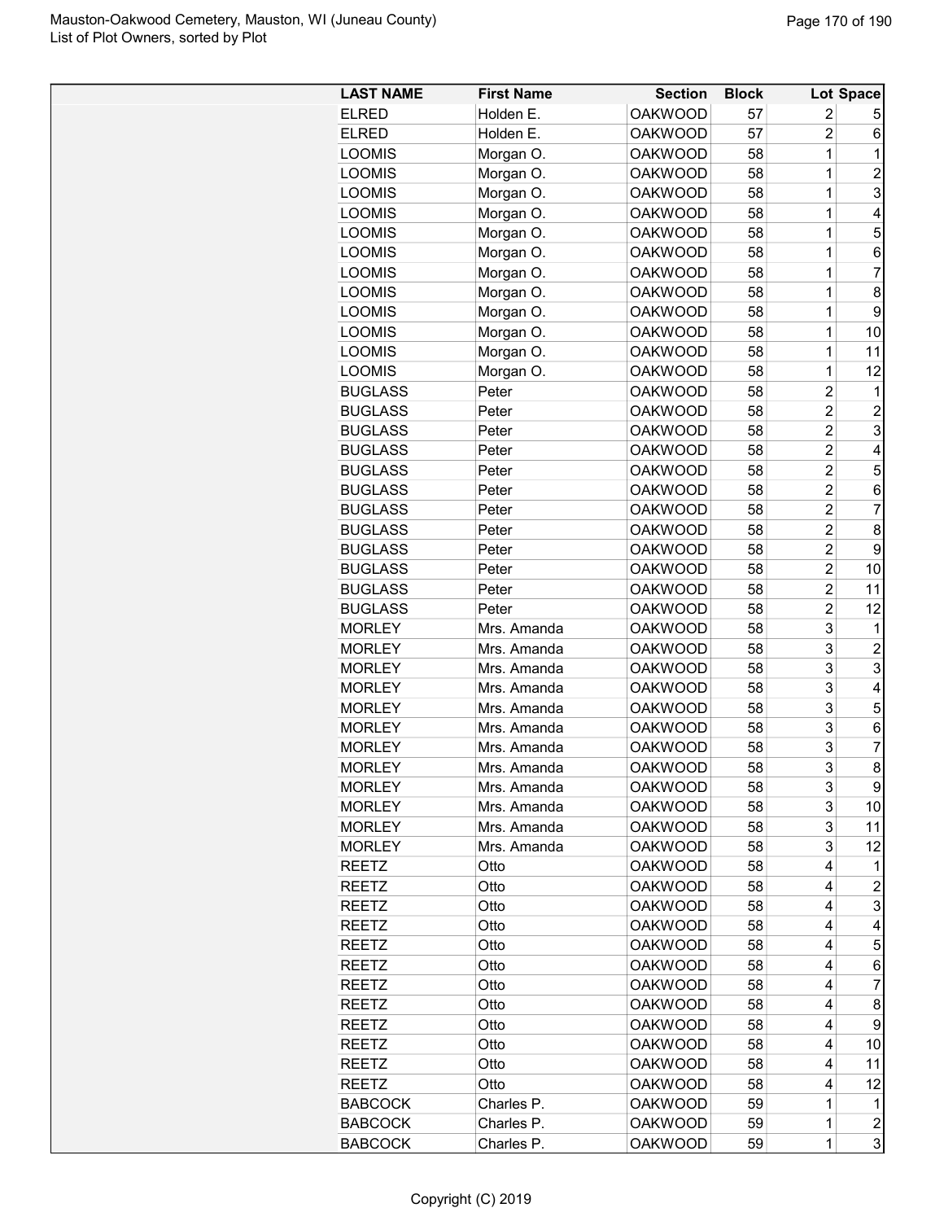| LAST NAME | First Name | Section | Block | Lot | Space |
|---|---|---|---|---|---|
| ELRED | Holden E. | OAKWOOD | 57 | 2 | 5 |
| ELRED | Holden E. | OAKWOOD | 57 | 2 | 6 |
| LOOMIS | Morgan O. | OAKWOOD | 58 | 1 | 1 |
| LOOMIS | Morgan O. | OAKWOOD | 58 | 1 | 2 |
| LOOMIS | Morgan O. | OAKWOOD | 58 | 1 | 3 |
| LOOMIS | Morgan O. | OAKWOOD | 58 | 1 | 4 |
| LOOMIS | Morgan O. | OAKWOOD | 58 | 1 | 5 |
| LOOMIS | Morgan O. | OAKWOOD | 58 | 1 | 6 |
| LOOMIS | Morgan O. | OAKWOOD | 58 | 1 | 7 |
| LOOMIS | Morgan O. | OAKWOOD | 58 | 1 | 8 |
| LOOMIS | Morgan O. | OAKWOOD | 58 | 1 | 9 |
| LOOMIS | Morgan O. | OAKWOOD | 58 | 1 | 10 |
| LOOMIS | Morgan O. | OAKWOOD | 58 | 1 | 11 |
| LOOMIS | Morgan O. | OAKWOOD | 58 | 1 | 12 |
| BUGLASS | Peter | OAKWOOD | 58 | 2 | 1 |
| BUGLASS | Peter | OAKWOOD | 58 | 2 | 2 |
| BUGLASS | Peter | OAKWOOD | 58 | 2 | 3 |
| BUGLASS | Peter | OAKWOOD | 58 | 2 | 4 |
| BUGLASS | Peter | OAKWOOD | 58 | 2 | 5 |
| BUGLASS | Peter | OAKWOOD | 58 | 2 | 6 |
| BUGLASS | Peter | OAKWOOD | 58 | 2 | 7 |
| BUGLASS | Peter | OAKWOOD | 58 | 2 | 8 |
| BUGLASS | Peter | OAKWOOD | 58 | 2 | 9 |
| BUGLASS | Peter | OAKWOOD | 58 | 2 | 10 |
| BUGLASS | Peter | OAKWOOD | 58 | 2 | 11 |
| BUGLASS | Peter | OAKWOOD | 58 | 2 | 12 |
| MORLEY | Mrs. Amanda | OAKWOOD | 58 | 3 | 1 |
| MORLEY | Mrs. Amanda | OAKWOOD | 58 | 3 | 2 |
| MORLEY | Mrs. Amanda | OAKWOOD | 58 | 3 | 3 |
| MORLEY | Mrs. Amanda | OAKWOOD | 58 | 3 | 4 |
| MORLEY | Mrs. Amanda | OAKWOOD | 58 | 3 | 5 |
| MORLEY | Mrs. Amanda | OAKWOOD | 58 | 3 | 6 |
| MORLEY | Mrs. Amanda | OAKWOOD | 58 | 3 | 7 |
| MORLEY | Mrs. Amanda | OAKWOOD | 58 | 3 | 8 |
| MORLEY | Mrs. Amanda | OAKWOOD | 58 | 3 | 9 |
| MORLEY | Mrs. Amanda | OAKWOOD | 58 | 3 | 10 |
| MORLEY | Mrs. Amanda | OAKWOOD | 58 | 3 | 11 |
| MORLEY | Mrs. Amanda | OAKWOOD | 58 | 3 | 12 |
| REETZ | Otto | OAKWOOD | 58 | 4 | 1 |
| REETZ | Otto | OAKWOOD | 58 | 4 | 2 |
| REETZ | Otto | OAKWOOD | 58 | 4 | 3 |
| REETZ | Otto | OAKWOOD | 58 | 4 | 4 |
| REETZ | Otto | OAKWOOD | 58 | 4 | 5 |
| REETZ | Otto | OAKWOOD | 58 | 4 | 6 |
| REETZ | Otto | OAKWOOD | 58 | 4 | 7 |
| REETZ | Otto | OAKWOOD | 58 | 4 | 8 |
| REETZ | Otto | OAKWOOD | 58 | 4 | 9 |
| REETZ | Otto | OAKWOOD | 58 | 4 | 10 |
| REETZ | Otto | OAKWOOD | 58 | 4 | 11 |
| REETZ | Otto | OAKWOOD | 58 | 4 | 12 |
| BABCOCK | Charles P. | OAKWOOD | 59 | 1 | 1 |
| BABCOCK | Charles P. | OAKWOOD | 59 | 1 | 2 |
| BABCOCK | Charles P. | OAKWOOD | 59 | 1 | 3 |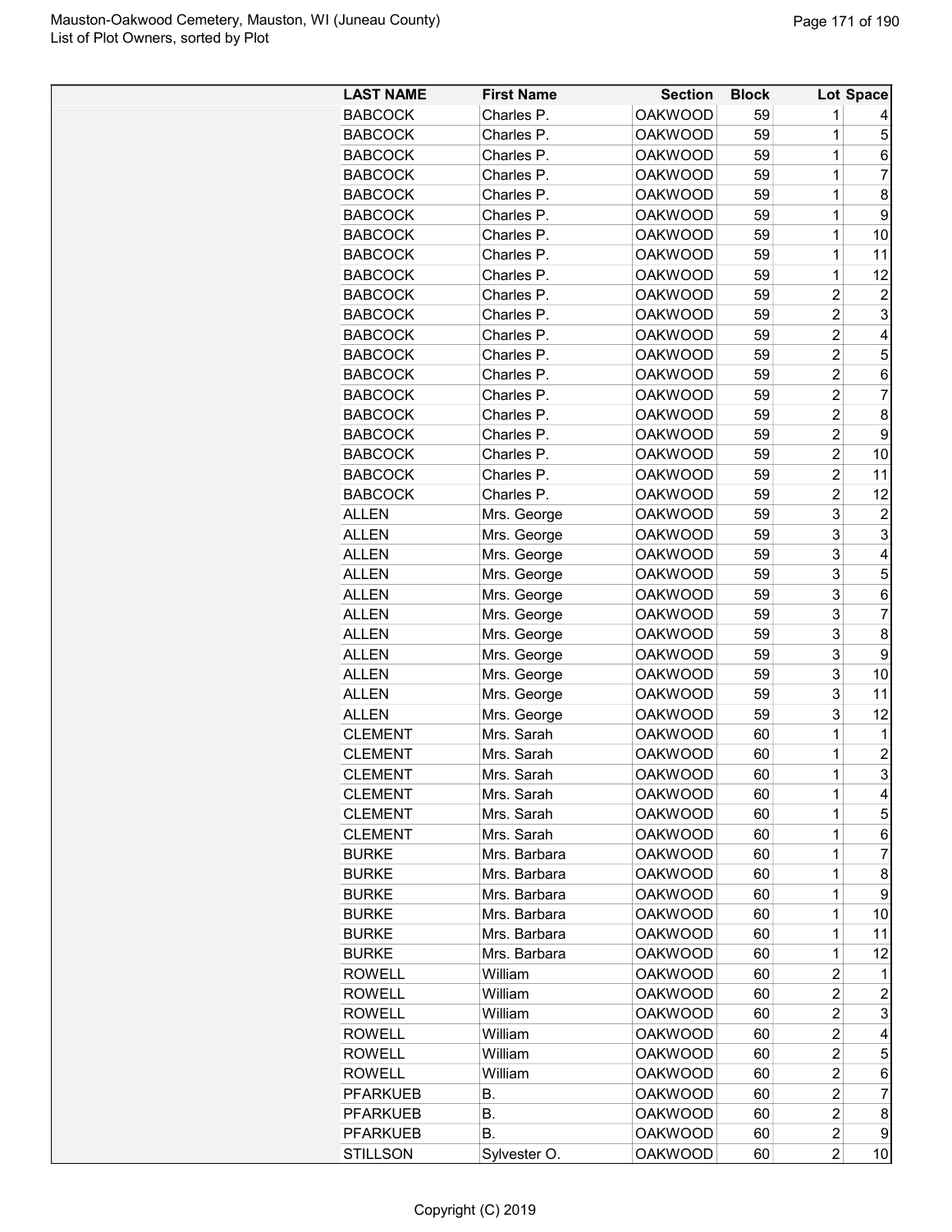| LAST NAME | First Name | Section | Block | Lot | Space |
|---|---|---|---|---|---|
| BABCOCK | Charles P. | OAKWOOD | 59 | 1 | 4 |
| BABCOCK | Charles P. | OAKWOOD | 59 | 1 | 5 |
| BABCOCK | Charles P. | OAKWOOD | 59 | 1 | 6 |
| BABCOCK | Charles P. | OAKWOOD | 59 | 1 | 7 |
| BABCOCK | Charles P. | OAKWOOD | 59 | 1 | 8 |
| BABCOCK | Charles P. | OAKWOOD | 59 | 1 | 9 |
| BABCOCK | Charles P. | OAKWOOD | 59 | 1 | 10 |
| BABCOCK | Charles P. | OAKWOOD | 59 | 1 | 11 |
| BABCOCK | Charles P. | OAKWOOD | 59 | 1 | 12 |
| BABCOCK | Charles P. | OAKWOOD | 59 | 2 | 2 |
| BABCOCK | Charles P. | OAKWOOD | 59 | 2 | 3 |
| BABCOCK | Charles P. | OAKWOOD | 59 | 2 | 4 |
| BABCOCK | Charles P. | OAKWOOD | 59 | 2 | 5 |
| BABCOCK | Charles P. | OAKWOOD | 59 | 2 | 6 |
| BABCOCK | Charles P. | OAKWOOD | 59 | 2 | 7 |
| BABCOCK | Charles P. | OAKWOOD | 59 | 2 | 8 |
| BABCOCK | Charles P. | OAKWOOD | 59 | 2 | 9 |
| BABCOCK | Charles P. | OAKWOOD | 59 | 2 | 10 |
| BABCOCK | Charles P. | OAKWOOD | 59 | 2 | 11 |
| BABCOCK | Charles P. | OAKWOOD | 59 | 2 | 12 |
| ALLEN | Mrs. George | OAKWOOD | 59 | 3 | 2 |
| ALLEN | Mrs. George | OAKWOOD | 59 | 3 | 3 |
| ALLEN | Mrs. George | OAKWOOD | 59 | 3 | 4 |
| ALLEN | Mrs. George | OAKWOOD | 59 | 3 | 5 |
| ALLEN | Mrs. George | OAKWOOD | 59 | 3 | 6 |
| ALLEN | Mrs. George | OAKWOOD | 59 | 3 | 7 |
| ALLEN | Mrs. George | OAKWOOD | 59 | 3 | 8 |
| ALLEN | Mrs. George | OAKWOOD | 59 | 3 | 9 |
| ALLEN | Mrs. George | OAKWOOD | 59 | 3 | 10 |
| ALLEN | Mrs. George | OAKWOOD | 59 | 3 | 11 |
| ALLEN | Mrs. George | OAKWOOD | 59 | 3 | 12 |
| CLEMENT | Mrs. Sarah | OAKWOOD | 60 | 1 | 1 |
| CLEMENT | Mrs. Sarah | OAKWOOD | 60 | 1 | 2 |
| CLEMENT | Mrs. Sarah | OAKWOOD | 60 | 1 | 3 |
| CLEMENT | Mrs. Sarah | OAKWOOD | 60 | 1 | 4 |
| CLEMENT | Mrs. Sarah | OAKWOOD | 60 | 1 | 5 |
| CLEMENT | Mrs. Sarah | OAKWOOD | 60 | 1 | 6 |
| BURKE | Mrs. Barbara | OAKWOOD | 60 | 1 | 7 |
| BURKE | Mrs. Barbara | OAKWOOD | 60 | 1 | 8 |
| BURKE | Mrs. Barbara | OAKWOOD | 60 | 1 | 9 |
| BURKE | Mrs. Barbara | OAKWOOD | 60 | 1 | 10 |
| BURKE | Mrs. Barbara | OAKWOOD | 60 | 1 | 11 |
| BURKE | Mrs. Barbara | OAKWOOD | 60 | 1 | 12 |
| ROWELL | William | OAKWOOD | 60 | 2 | 1 |
| ROWELL | William | OAKWOOD | 60 | 2 | 2 |
| ROWELL | William | OAKWOOD | 60 | 2 | 3 |
| ROWELL | William | OAKWOOD | 60 | 2 | 4 |
| ROWELL | William | OAKWOOD | 60 | 2 | 5 |
| ROWELL | William | OAKWOOD | 60 | 2 | 6 |
| PFARKUEB | B. | OAKWOOD | 60 | 2 | 7 |
| PFARKUEB | B. | OAKWOOD | 60 | 2 | 8 |
| PFARKUEB | B. | OAKWOOD | 60 | 2 | 9 |
| STILLSON | Sylvester O. | OAKWOOD | 60 | 2 | 10 |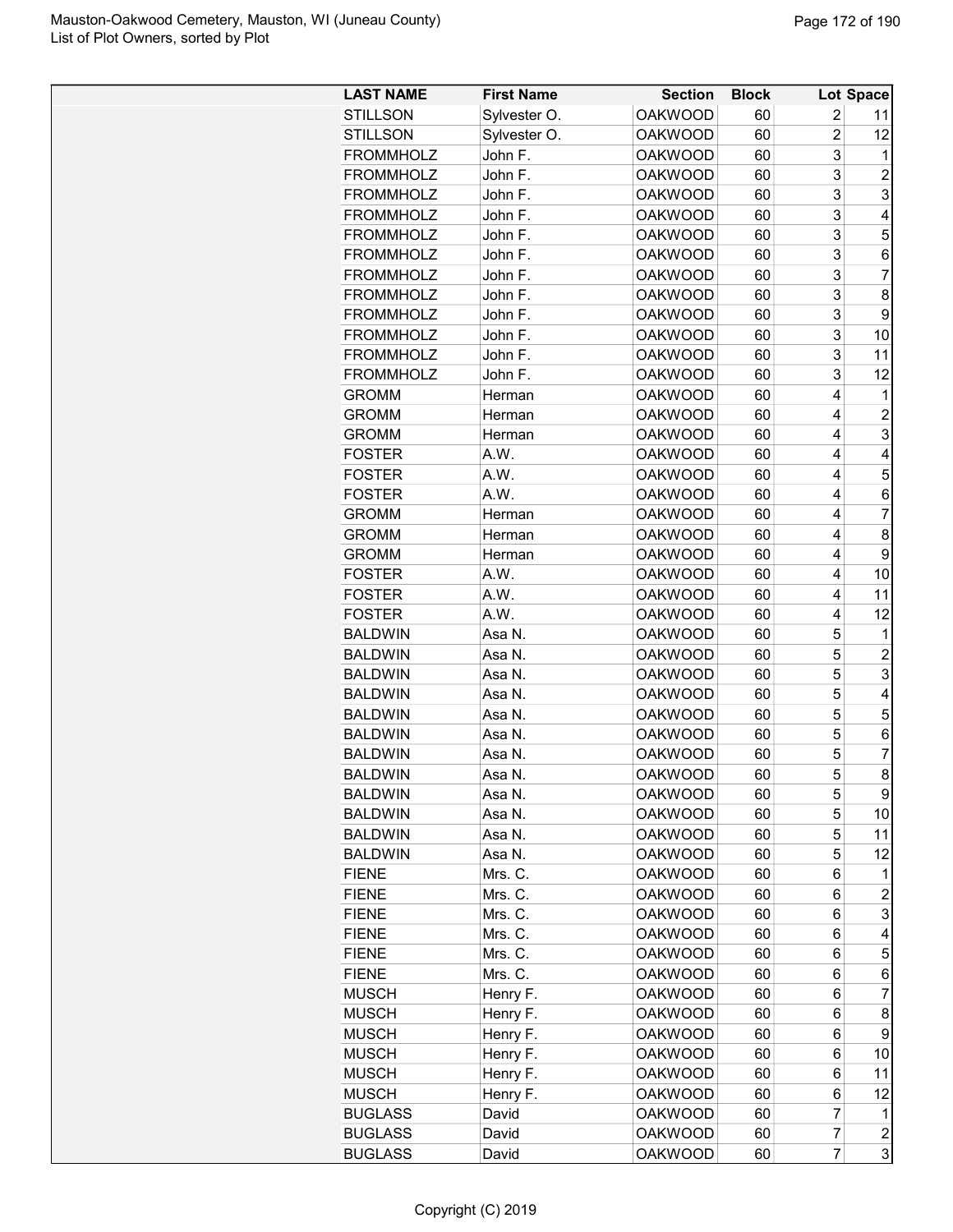| LAST NAME | First Name | Section | Block | Lot | Space |
|---|---|---|---|---|---|
| STILLSON | Sylvester O. | OAKWOOD | 60 | 2 | 11 |
| STILLSON | Sylvester O. | OAKWOOD | 60 | 2 | 12 |
| FROMMHOLZ | John F. | OAKWOOD | 60 | 3 | 1 |
| FROMMHOLZ | John F. | OAKWOOD | 60 | 3 | 2 |
| FROMMHOLZ | John F. | OAKWOOD | 60 | 3 | 3 |
| FROMMHOLZ | John F. | OAKWOOD | 60 | 3 | 4 |
| FROMMHOLZ | John F. | OAKWOOD | 60 | 3 | 5 |
| FROMMHOLZ | John F. | OAKWOOD | 60 | 3 | 6 |
| FROMMHOLZ | John F. | OAKWOOD | 60 | 3 | 7 |
| FROMMHOLZ | John F. | OAKWOOD | 60 | 3 | 8 |
| FROMMHOLZ | John F. | OAKWOOD | 60 | 3 | 9 |
| FROMMHOLZ | John F. | OAKWOOD | 60 | 3 | 10 |
| FROMMHOLZ | John F. | OAKWOOD | 60 | 3 | 11 |
| FROMMHOLZ | John F. | OAKWOOD | 60 | 3 | 12 |
| GROMM | Herman | OAKWOOD | 60 | 4 | 1 |
| GROMM | Herman | OAKWOOD | 60 | 4 | 2 |
| GROMM | Herman | OAKWOOD | 60 | 4 | 3 |
| FOSTER | A.W. | OAKWOOD | 60 | 4 | 4 |
| FOSTER | A.W. | OAKWOOD | 60 | 4 | 5 |
| FOSTER | A.W. | OAKWOOD | 60 | 4 | 6 |
| GROMM | Herman | OAKWOOD | 60 | 4 | 7 |
| GROMM | Herman | OAKWOOD | 60 | 4 | 8 |
| GROMM | Herman | OAKWOOD | 60 | 4 | 9 |
| FOSTER | A.W. | OAKWOOD | 60 | 4 | 10 |
| FOSTER | A.W. | OAKWOOD | 60 | 4 | 11 |
| FOSTER | A.W. | OAKWOOD | 60 | 4 | 12 |
| BALDWIN | Asa N. | OAKWOOD | 60 | 5 | 1 |
| BALDWIN | Asa N. | OAKWOOD | 60 | 5 | 2 |
| BALDWIN | Asa N. | OAKWOOD | 60 | 5 | 3 |
| BALDWIN | Asa N. | OAKWOOD | 60 | 5 | 4 |
| BALDWIN | Asa N. | OAKWOOD | 60 | 5 | 5 |
| BALDWIN | Asa N. | OAKWOOD | 60 | 5 | 6 |
| BALDWIN | Asa N. | OAKWOOD | 60 | 5 | 7 |
| BALDWIN | Asa N. | OAKWOOD | 60 | 5 | 8 |
| BALDWIN | Asa N. | OAKWOOD | 60 | 5 | 9 |
| BALDWIN | Asa N. | OAKWOOD | 60 | 5 | 10 |
| BALDWIN | Asa N. | OAKWOOD | 60 | 5 | 11 |
| BALDWIN | Asa N. | OAKWOOD | 60 | 5 | 12 |
| FIENE | Mrs. C. | OAKWOOD | 60 | 6 | 1 |
| FIENE | Mrs. C. | OAKWOOD | 60 | 6 | 2 |
| FIENE | Mrs. C. | OAKWOOD | 60 | 6 | 3 |
| FIENE | Mrs. C. | OAKWOOD | 60 | 6 | 4 |
| FIENE | Mrs. C. | OAKWOOD | 60 | 6 | 5 |
| FIENE | Mrs. C. | OAKWOOD | 60 | 6 | 6 |
| MUSCH | Henry F. | OAKWOOD | 60 | 6 | 7 |
| MUSCH | Henry F. | OAKWOOD | 60 | 6 | 8 |
| MUSCH | Henry F. | OAKWOOD | 60 | 6 | 9 |
| MUSCH | Henry F. | OAKWOOD | 60 | 6 | 10 |
| MUSCH | Henry F. | OAKWOOD | 60 | 6 | 11 |
| MUSCH | Henry F. | OAKWOOD | 60 | 6 | 12 |
| BUGLASS | David | OAKWOOD | 60 | 7 | 1 |
| BUGLASS | David | OAKWOOD | 60 | 7 | 2 |
| BUGLASS | David | OAKWOOD | 60 | 7 | 3 |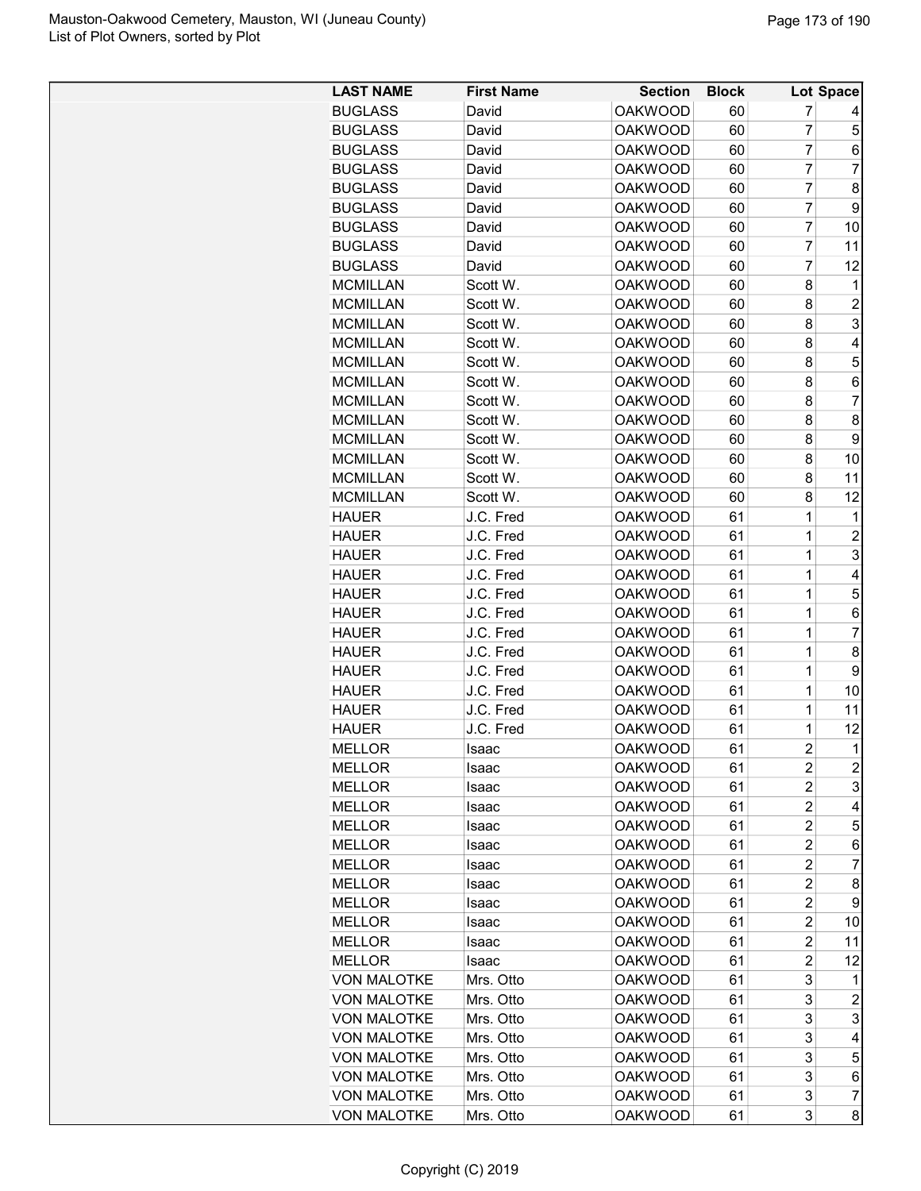| LAST NAME | First Name | Section | Block | Lot | Space |
|---|---|---|---|---|---|
| BUGLASS | David | OAKWOOD | 60 | 7 | 4 |
| BUGLASS | David | OAKWOOD | 60 | 7 | 5 |
| BUGLASS | David | OAKWOOD | 60 | 7 | 6 |
| BUGLASS | David | OAKWOOD | 60 | 7 | 7 |
| BUGLASS | David | OAKWOOD | 60 | 7 | 8 |
| BUGLASS | David | OAKWOOD | 60 | 7 | 9 |
| BUGLASS | David | OAKWOOD | 60 | 7 | 10 |
| BUGLASS | David | OAKWOOD | 60 | 7 | 11 |
| BUGLASS | David | OAKWOOD | 60 | 7 | 12 |
| MCMILLAN | Scott W. | OAKWOOD | 60 | 8 | 1 |
| MCMILLAN | Scott W. | OAKWOOD | 60 | 8 | 2 |
| MCMILLAN | Scott W. | OAKWOOD | 60 | 8 | 3 |
| MCMILLAN | Scott W. | OAKWOOD | 60 | 8 | 4 |
| MCMILLAN | Scott W. | OAKWOOD | 60 | 8 | 5 |
| MCMILLAN | Scott W. | OAKWOOD | 60 | 8 | 6 |
| MCMILLAN | Scott W. | OAKWOOD | 60 | 8 | 7 |
| MCMILLAN | Scott W. | OAKWOOD | 60 | 8 | 8 |
| MCMILLAN | Scott W. | OAKWOOD | 60 | 8 | 9 |
| MCMILLAN | Scott W. | OAKWOOD | 60 | 8 | 10 |
| MCMILLAN | Scott W. | OAKWOOD | 60 | 8 | 11 |
| MCMILLAN | Scott W. | OAKWOOD | 60 | 8 | 12 |
| HAUER | J.C. Fred | OAKWOOD | 61 | 1 | 1 |
| HAUER | J.C. Fred | OAKWOOD | 61 | 1 | 2 |
| HAUER | J.C. Fred | OAKWOOD | 61 | 1 | 3 |
| HAUER | J.C. Fred | OAKWOOD | 61 | 1 | 4 |
| HAUER | J.C. Fred | OAKWOOD | 61 | 1 | 5 |
| HAUER | J.C. Fred | OAKWOOD | 61 | 1 | 6 |
| HAUER | J.C. Fred | OAKWOOD | 61 | 1 | 7 |
| HAUER | J.C. Fred | OAKWOOD | 61 | 1 | 8 |
| HAUER | J.C. Fred | OAKWOOD | 61 | 1 | 9 |
| HAUER | J.C. Fred | OAKWOOD | 61 | 1 | 10 |
| HAUER | J.C. Fred | OAKWOOD | 61 | 1 | 11 |
| HAUER | J.C. Fred | OAKWOOD | 61 | 1 | 12 |
| MELLOR | Isaac | OAKWOOD | 61 | 2 | 1 |
| MELLOR | Isaac | OAKWOOD | 61 | 2 | 2 |
| MELLOR | Isaac | OAKWOOD | 61 | 2 | 3 |
| MELLOR | Isaac | OAKWOOD | 61 | 2 | 4 |
| MELLOR | Isaac | OAKWOOD | 61 | 2 | 5 |
| MELLOR | Isaac | OAKWOOD | 61 | 2 | 6 |
| MELLOR | Isaac | OAKWOOD | 61 | 2 | 7 |
| MELLOR | Isaac | OAKWOOD | 61 | 2 | 8 |
| MELLOR | Isaac | OAKWOOD | 61 | 2 | 9 |
| MELLOR | Isaac | OAKWOOD | 61 | 2 | 10 |
| MELLOR | Isaac | OAKWOOD | 61 | 2 | 11 |
| MELLOR | Isaac | OAKWOOD | 61 | 2 | 12 |
| VON MALOTKE | Mrs. Otto | OAKWOOD | 61 | 3 | 1 |
| VON MALOTKE | Mrs. Otto | OAKWOOD | 61 | 3 | 2 |
| VON MALOTKE | Mrs. Otto | OAKWOOD | 61 | 3 | 3 |
| VON MALOTKE | Mrs. Otto | OAKWOOD | 61 | 3 | 4 |
| VON MALOTKE | Mrs. Otto | OAKWOOD | 61 | 3 | 5 |
| VON MALOTKE | Mrs. Otto | OAKWOOD | 61 | 3 | 6 |
| VON MALOTKE | Mrs. Otto | OAKWOOD | 61 | 3 | 7 |
| VON MALOTKE | Mrs. Otto | OAKWOOD | 61 | 3 | 8 |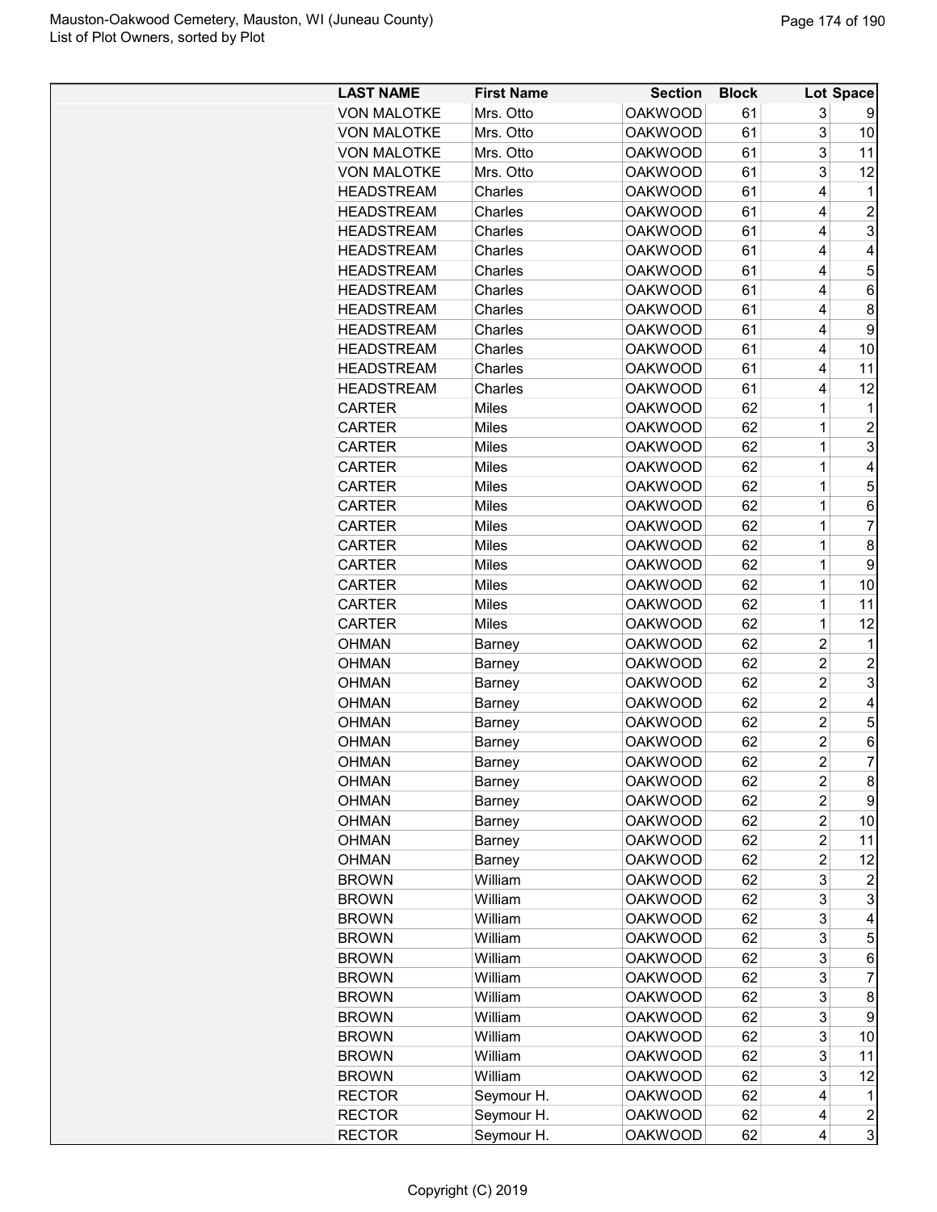| LAST NAME | First Name | Section | Block | Lot | Space |
|---|---|---|---|---|---|
| VON MALOTKE | Mrs. Otto | OAKWOOD | 61 | 3 | 9 |
| VON MALOTKE | Mrs. Otto | OAKWOOD | 61 | 3 | 10 |
| VON MALOTKE | Mrs. Otto | OAKWOOD | 61 | 3 | 11 |
| VON MALOTKE | Mrs. Otto | OAKWOOD | 61 | 3 | 12 |
| HEADSTREAM | Charles | OAKWOOD | 61 | 4 | 1 |
| HEADSTREAM | Charles | OAKWOOD | 61 | 4 | 2 |
| HEADSTREAM | Charles | OAKWOOD | 61 | 4 | 3 |
| HEADSTREAM | Charles | OAKWOOD | 61 | 4 | 4 |
| HEADSTREAM | Charles | OAKWOOD | 61 | 4 | 5 |
| HEADSTREAM | Charles | OAKWOOD | 61 | 4 | 6 |
| HEADSTREAM | Charles | OAKWOOD | 61 | 4 | 8 |
| HEADSTREAM | Charles | OAKWOOD | 61 | 4 | 9 |
| HEADSTREAM | Charles | OAKWOOD | 61 | 4 | 10 |
| HEADSTREAM | Charles | OAKWOOD | 61 | 4 | 11 |
| HEADSTREAM | Charles | OAKWOOD | 61 | 4 | 12 |
| CARTER | Miles | OAKWOOD | 62 | 1 | 1 |
| CARTER | Miles | OAKWOOD | 62 | 1 | 2 |
| CARTER | Miles | OAKWOOD | 62 | 1 | 3 |
| CARTER | Miles | OAKWOOD | 62 | 1 | 4 |
| CARTER | Miles | OAKWOOD | 62 | 1 | 5 |
| CARTER | Miles | OAKWOOD | 62 | 1 | 6 |
| CARTER | Miles | OAKWOOD | 62 | 1 | 7 |
| CARTER | Miles | OAKWOOD | 62 | 1 | 8 |
| CARTER | Miles | OAKWOOD | 62 | 1 | 9 |
| CARTER | Miles | OAKWOOD | 62 | 1 | 10 |
| CARTER | Miles | OAKWOOD | 62 | 1 | 11 |
| CARTER | Miles | OAKWOOD | 62 | 1 | 12 |
| OHMAN | Barney | OAKWOOD | 62 | 2 | 1 |
| OHMAN | Barney | OAKWOOD | 62 | 2 | 2 |
| OHMAN | Barney | OAKWOOD | 62 | 2 | 3 |
| OHMAN | Barney | OAKWOOD | 62 | 2 | 4 |
| OHMAN | Barney | OAKWOOD | 62 | 2 | 5 |
| OHMAN | Barney | OAKWOOD | 62 | 2 | 6 |
| OHMAN | Barney | OAKWOOD | 62 | 2 | 7 |
| OHMAN | Barney | OAKWOOD | 62 | 2 | 8 |
| OHMAN | Barney | OAKWOOD | 62 | 2 | 9 |
| OHMAN | Barney | OAKWOOD | 62 | 2 | 10 |
| OHMAN | Barney | OAKWOOD | 62 | 2 | 11 |
| OHMAN | Barney | OAKWOOD | 62 | 2 | 12 |
| BROWN | William | OAKWOOD | 62 | 3 | 2 |
| BROWN | William | OAKWOOD | 62 | 3 | 3 |
| BROWN | William | OAKWOOD | 62 | 3 | 4 |
| BROWN | William | OAKWOOD | 62 | 3 | 5 |
| BROWN | William | OAKWOOD | 62 | 3 | 6 |
| BROWN | William | OAKWOOD | 62 | 3 | 7 |
| BROWN | William | OAKWOOD | 62 | 3 | 8 |
| BROWN | William | OAKWOOD | 62 | 3 | 9 |
| BROWN | William | OAKWOOD | 62 | 3 | 10 |
| BROWN | William | OAKWOOD | 62 | 3 | 11 |
| BROWN | William | OAKWOOD | 62 | 3 | 12 |
| RECTOR | Seymour H. | OAKWOOD | 62 | 4 | 1 |
| RECTOR | Seymour H. | OAKWOOD | 62 | 4 | 2 |
| RECTOR | Seymour H. | OAKWOOD | 62 | 4 | 3 |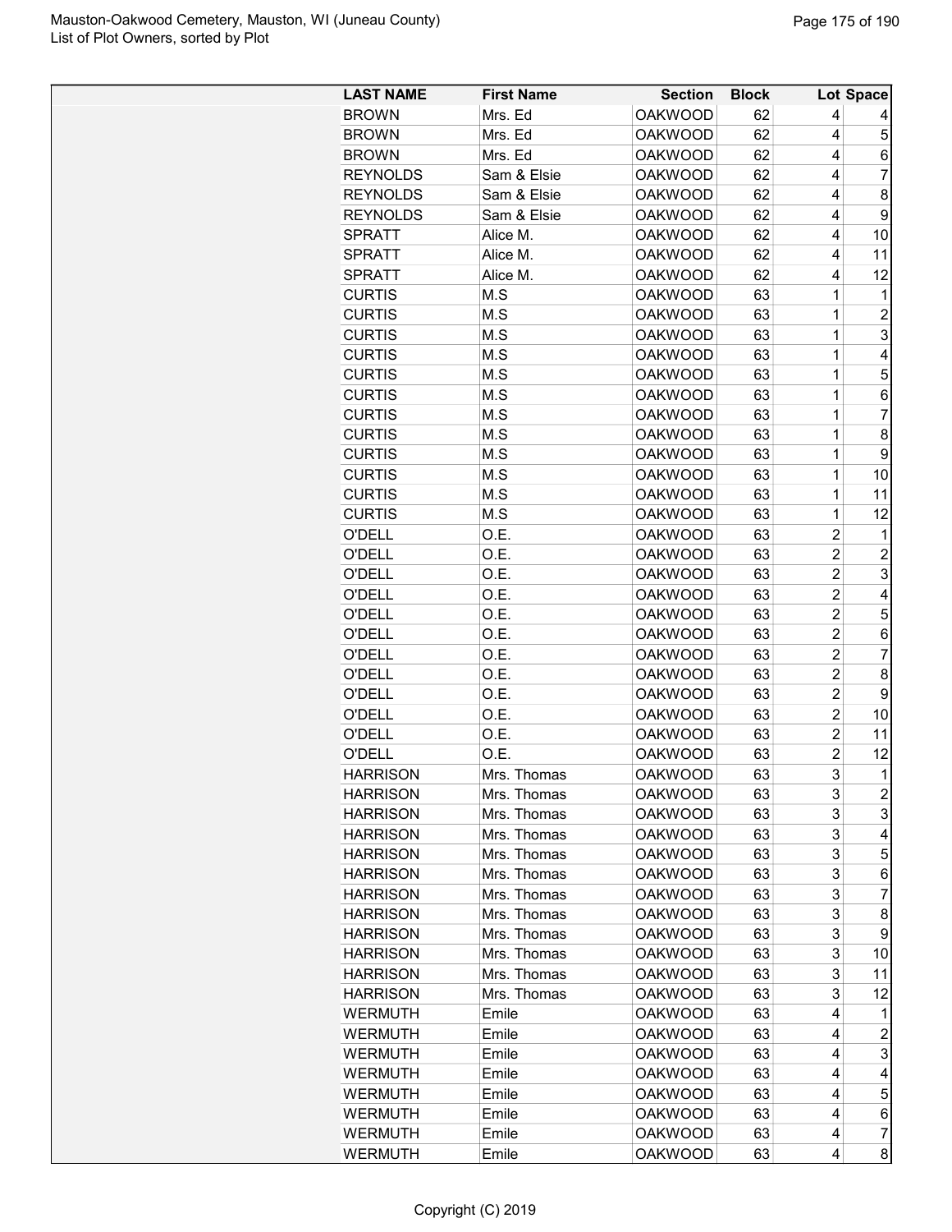| LAST NAME | First Name | Section | Block | Lot | Space |
|---|---|---|---|---|---|
| BROWN | Mrs. Ed | OAKWOOD | 62 | 4 | 4 |
| BROWN | Mrs. Ed | OAKWOOD | 62 | 4 | 5 |
| BROWN | Mrs. Ed | OAKWOOD | 62 | 4 | 6 |
| REYNOLDS | Sam & Elsie | OAKWOOD | 62 | 4 | 7 |
| REYNOLDS | Sam & Elsie | OAKWOOD | 62 | 4 | 8 |
| REYNOLDS | Sam & Elsie | OAKWOOD | 62 | 4 | 9 |
| SPRATT | Alice M. | OAKWOOD | 62 | 4 | 10 |
| SPRATT | Alice M. | OAKWOOD | 62 | 4 | 11 |
| SPRATT | Alice M. | OAKWOOD | 62 | 4 | 12 |
| CURTIS | M.S | OAKWOOD | 63 | 1 | 1 |
| CURTIS | M.S | OAKWOOD | 63 | 1 | 2 |
| CURTIS | M.S | OAKWOOD | 63 | 1 | 3 |
| CURTIS | M.S | OAKWOOD | 63 | 1 | 4 |
| CURTIS | M.S | OAKWOOD | 63 | 1 | 5 |
| CURTIS | M.S | OAKWOOD | 63 | 1 | 6 |
| CURTIS | M.S | OAKWOOD | 63 | 1 | 7 |
| CURTIS | M.S | OAKWOOD | 63 | 1 | 8 |
| CURTIS | M.S | OAKWOOD | 63 | 1 | 9 |
| CURTIS | M.S | OAKWOOD | 63 | 1 | 10 |
| CURTIS | M.S | OAKWOOD | 63 | 1 | 11 |
| CURTIS | M.S | OAKWOOD | 63 | 1 | 12 |
| O'DELL | O.E. | OAKWOOD | 63 | 2 | 1 |
| O'DELL | O.E. | OAKWOOD | 63 | 2 | 2 |
| O'DELL | O.E. | OAKWOOD | 63 | 2 | 3 |
| O'DELL | O.E. | OAKWOOD | 63 | 2 | 4 |
| O'DELL | O.E. | OAKWOOD | 63 | 2 | 5 |
| O'DELL | O.E. | OAKWOOD | 63 | 2 | 6 |
| O'DELL | O.E. | OAKWOOD | 63 | 2 | 7 |
| O'DELL | O.E. | OAKWOOD | 63 | 2 | 8 |
| O'DELL | O.E. | OAKWOOD | 63 | 2 | 9 |
| O'DELL | O.E. | OAKWOOD | 63 | 2 | 10 |
| O'DELL | O.E. | OAKWOOD | 63 | 2 | 11 |
| O'DELL | O.E. | OAKWOOD | 63 | 2 | 12 |
| HARRISON | Mrs. Thomas | OAKWOOD | 63 | 3 | 1 |
| HARRISON | Mrs. Thomas | OAKWOOD | 63 | 3 | 2 |
| HARRISON | Mrs. Thomas | OAKWOOD | 63 | 3 | 3 |
| HARRISON | Mrs. Thomas | OAKWOOD | 63 | 3 | 4 |
| HARRISON | Mrs. Thomas | OAKWOOD | 63 | 3 | 5 |
| HARRISON | Mrs. Thomas | OAKWOOD | 63 | 3 | 6 |
| HARRISON | Mrs. Thomas | OAKWOOD | 63 | 3 | 7 |
| HARRISON | Mrs. Thomas | OAKWOOD | 63 | 3 | 8 |
| HARRISON | Mrs. Thomas | OAKWOOD | 63 | 3 | 9 |
| HARRISON | Mrs. Thomas | OAKWOOD | 63 | 3 | 10 |
| HARRISON | Mrs. Thomas | OAKWOOD | 63 | 3 | 11 |
| HARRISON | Mrs. Thomas | OAKWOOD | 63 | 3 | 12 |
| WERMUTH | Emile | OAKWOOD | 63 | 4 | 1 |
| WERMUTH | Emile | OAKWOOD | 63 | 4 | 2 |
| WERMUTH | Emile | OAKWOOD | 63 | 4 | 3 |
| WERMUTH | Emile | OAKWOOD | 63 | 4 | 4 |
| WERMUTH | Emile | OAKWOOD | 63 | 4 | 5 |
| WERMUTH | Emile | OAKWOOD | 63 | 4 | 6 |
| WERMUTH | Emile | OAKWOOD | 63 | 4 | 7 |
| WERMUTH | Emile | OAKWOOD | 63 | 4 | 8 |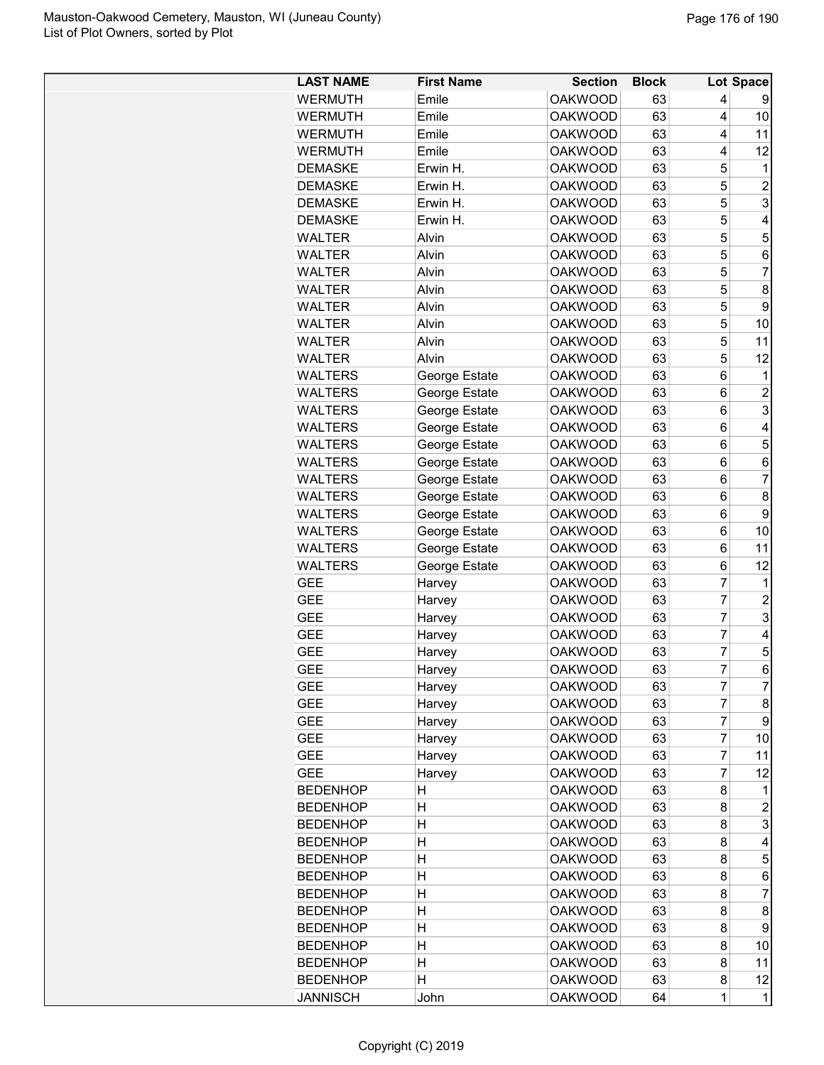| LAST NAME | First Name | Section | Block | Lot | Space |
|---|---|---|---|---|---|
| WERMUTH | Emile | OAKWOOD | 63 | 4 | 9 |
| WERMUTH | Emile | OAKWOOD | 63 | 4 | 10 |
| WERMUTH | Emile | OAKWOOD | 63 | 4 | 11 |
| WERMUTH | Emile | OAKWOOD | 63 | 4 | 12 |
| DEMASKE | Erwin H. | OAKWOOD | 63 | 5 | 1 |
| DEMASKE | Erwin H. | OAKWOOD | 63 | 5 | 2 |
| DEMASKE | Erwin H. | OAKWOOD | 63 | 5 | 3 |
| DEMASKE | Erwin H. | OAKWOOD | 63 | 5 | 4 |
| WALTER | Alvin | OAKWOOD | 63 | 5 | 5 |
| WALTER | Alvin | OAKWOOD | 63 | 5 | 6 |
| WALTER | Alvin | OAKWOOD | 63 | 5 | 7 |
| WALTER | Alvin | OAKWOOD | 63 | 5 | 8 |
| WALTER | Alvin | OAKWOOD | 63 | 5 | 9 |
| WALTER | Alvin | OAKWOOD | 63 | 5 | 10 |
| WALTER | Alvin | OAKWOOD | 63 | 5 | 11 |
| WALTER | Alvin | OAKWOOD | 63 | 5 | 12 |
| WALTERS | George Estate | OAKWOOD | 63 | 6 | 1 |
| WALTERS | George Estate | OAKWOOD | 63 | 6 | 2 |
| WALTERS | George Estate | OAKWOOD | 63 | 6 | 3 |
| WALTERS | George Estate | OAKWOOD | 63 | 6 | 4 |
| WALTERS | George Estate | OAKWOOD | 63 | 6 | 5 |
| WALTERS | George Estate | OAKWOOD | 63 | 6 | 6 |
| WALTERS | George Estate | OAKWOOD | 63 | 6 | 7 |
| WALTERS | George Estate | OAKWOOD | 63 | 6 | 8 |
| WALTERS | George Estate | OAKWOOD | 63 | 6 | 9 |
| WALTERS | George Estate | OAKWOOD | 63 | 6 | 10 |
| WALTERS | George Estate | OAKWOOD | 63 | 6 | 11 |
| WALTERS | George Estate | OAKWOOD | 63 | 6 | 12 |
| GEE | Harvey | OAKWOOD | 63 | 7 | 1 |
| GEE | Harvey | OAKWOOD | 63 | 7 | 2 |
| GEE | Harvey | OAKWOOD | 63 | 7 | 3 |
| GEE | Harvey | OAKWOOD | 63 | 7 | 4 |
| GEE | Harvey | OAKWOOD | 63 | 7 | 5 |
| GEE | Harvey | OAKWOOD | 63 | 7 | 6 |
| GEE | Harvey | OAKWOOD | 63 | 7 | 7 |
| GEE | Harvey | OAKWOOD | 63 | 7 | 8 |
| GEE | Harvey | OAKWOOD | 63 | 7 | 9 |
| GEE | Harvey | OAKWOOD | 63 | 7 | 10 |
| GEE | Harvey | OAKWOOD | 63 | 7 | 11 |
| GEE | Harvey | OAKWOOD | 63 | 7 | 12 |
| BEDENHOP | H | OAKWOOD | 63 | 8 | 1 |
| BEDENHOP | H | OAKWOOD | 63 | 8 | 2 |
| BEDENHOP | H | OAKWOOD | 63 | 8 | 3 |
| BEDENHOP | H | OAKWOOD | 63 | 8 | 4 |
| BEDENHOP | H | OAKWOOD | 63 | 8 | 5 |
| BEDENHOP | H | OAKWOOD | 63 | 8 | 6 |
| BEDENHOP | H | OAKWOOD | 63 | 8 | 7 |
| BEDENHOP | H | OAKWOOD | 63 | 8 | 8 |
| BEDENHOP | H | OAKWOOD | 63 | 8 | 9 |
| BEDENHOP | H | OAKWOOD | 63 | 8 | 10 |
| BEDENHOP | H | OAKWOOD | 63 | 8 | 11 |
| BEDENHOP | H | OAKWOOD | 63 | 8 | 12 |
| JANNISCH | John | OAKWOOD | 64 | 1 | 1 |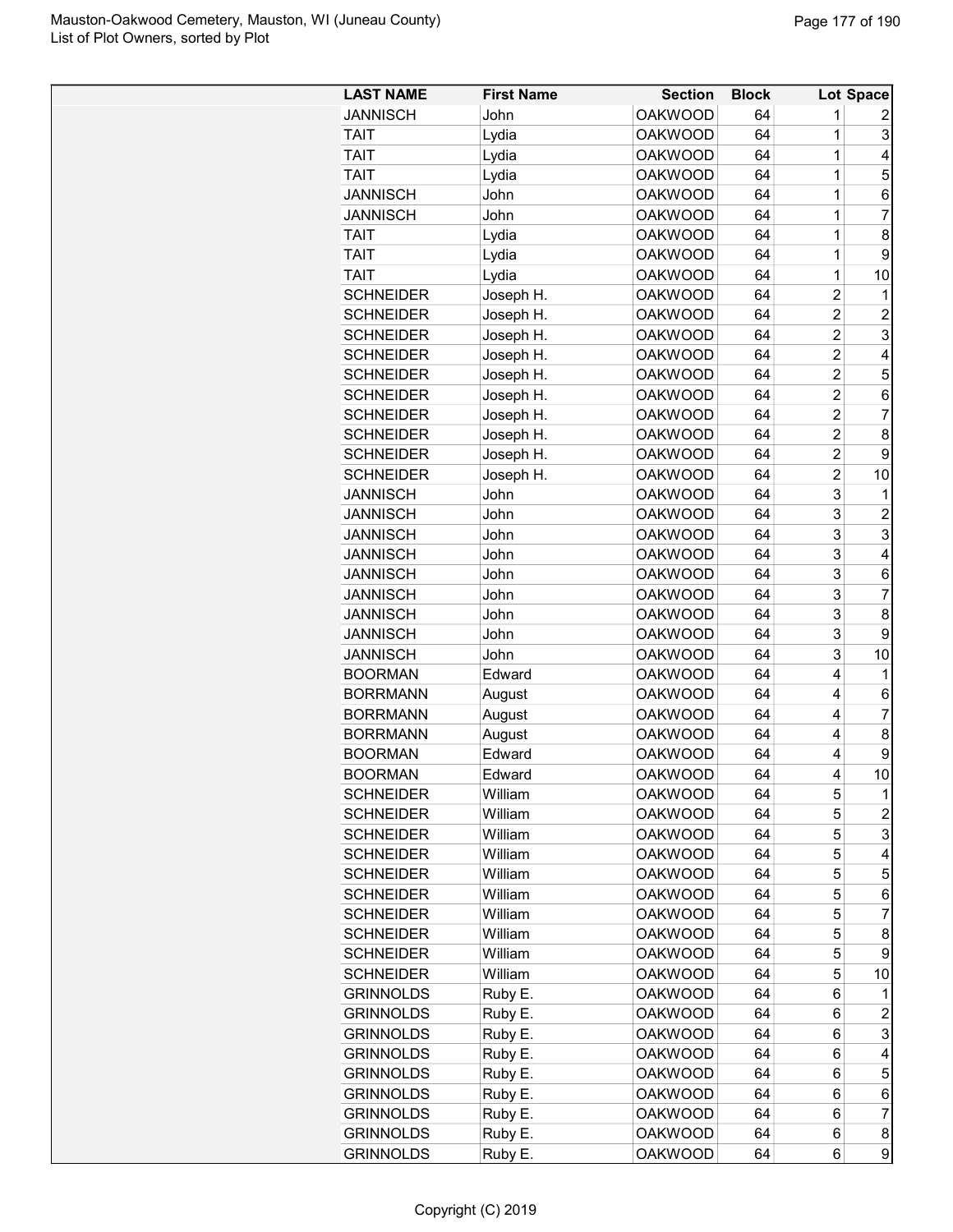| LAST NAME | First Name | Section | Block | Lot | Space |
|---|---|---|---|---|---|
| JANNISCH | John | OAKWOOD | 64 | 1 | 2 |
| TAIT | Lydia | OAKWOOD | 64 | 1 | 3 |
| TAIT | Lydia | OAKWOOD | 64 | 1 | 4 |
| TAIT | Lydia | OAKWOOD | 64 | 1 | 5 |
| JANNISCH | John | OAKWOOD | 64 | 1 | 6 |
| JANNISCH | John | OAKWOOD | 64 | 1 | 7 |
| TAIT | Lydia | OAKWOOD | 64 | 1 | 8 |
| TAIT | Lydia | OAKWOOD | 64 | 1 | 9 |
| TAIT | Lydia | OAKWOOD | 64 | 1 | 10 |
| SCHNEIDER | Joseph H. | OAKWOOD | 64 | 2 | 1 |
| SCHNEIDER | Joseph H. | OAKWOOD | 64 | 2 | 2 |
| SCHNEIDER | Joseph H. | OAKWOOD | 64 | 2 | 3 |
| SCHNEIDER | Joseph H. | OAKWOOD | 64 | 2 | 4 |
| SCHNEIDER | Joseph H. | OAKWOOD | 64 | 2 | 5 |
| SCHNEIDER | Joseph H. | OAKWOOD | 64 | 2 | 6 |
| SCHNEIDER | Joseph H. | OAKWOOD | 64 | 2 | 7 |
| SCHNEIDER | Joseph H. | OAKWOOD | 64 | 2 | 8 |
| SCHNEIDER | Joseph H. | OAKWOOD | 64 | 2 | 9 |
| SCHNEIDER | Joseph H. | OAKWOOD | 64 | 2 | 10 |
| JANNISCH | John | OAKWOOD | 64 | 3 | 1 |
| JANNISCH | John | OAKWOOD | 64 | 3 | 2 |
| JANNISCH | John | OAKWOOD | 64 | 3 | 3 |
| JANNISCH | John | OAKWOOD | 64 | 3 | 4 |
| JANNISCH | John | OAKWOOD | 64 | 3 | 6 |
| JANNISCH | John | OAKWOOD | 64 | 3 | 7 |
| JANNISCH | John | OAKWOOD | 64 | 3 | 8 |
| JANNISCH | John | OAKWOOD | 64 | 3 | 9 |
| JANNISCH | John | OAKWOOD | 64 | 3 | 10 |
| BOORMAN | Edward | OAKWOOD | 64 | 4 | 1 |
| BORRMANN | August | OAKWOOD | 64 | 4 | 6 |
| BORRMANN | August | OAKWOOD | 64 | 4 | 7 |
| BORRMANN | August | OAKWOOD | 64 | 4 | 8 |
| BOORMAN | Edward | OAKWOOD | 64 | 4 | 9 |
| BOORMAN | Edward | OAKWOOD | 64 | 4 | 10 |
| SCHNEIDER | William | OAKWOOD | 64 | 5 | 1 |
| SCHNEIDER | William | OAKWOOD | 64 | 5 | 2 |
| SCHNEIDER | William | OAKWOOD | 64 | 5 | 3 |
| SCHNEIDER | William | OAKWOOD | 64 | 5 | 4 |
| SCHNEIDER | William | OAKWOOD | 64 | 5 | 5 |
| SCHNEIDER | William | OAKWOOD | 64 | 5 | 6 |
| SCHNEIDER | William | OAKWOOD | 64 | 5 | 7 |
| SCHNEIDER | William | OAKWOOD | 64 | 5 | 8 |
| SCHNEIDER | William | OAKWOOD | 64 | 5 | 9 |
| SCHNEIDER | William | OAKWOOD | 64 | 5 | 10 |
| GRINNOLDS | Ruby E. | OAKWOOD | 64 | 6 | 1 |
| GRINNOLDS | Ruby E. | OAKWOOD | 64 | 6 | 2 |
| GRINNOLDS | Ruby E. | OAKWOOD | 64 | 6 | 3 |
| GRINNOLDS | Ruby E. | OAKWOOD | 64 | 6 | 4 |
| GRINNOLDS | Ruby E. | OAKWOOD | 64 | 6 | 5 |
| GRINNOLDS | Ruby E. | OAKWOOD | 64 | 6 | 6 |
| GRINNOLDS | Ruby E. | OAKWOOD | 64 | 6 | 7 |
| GRINNOLDS | Ruby E. | OAKWOOD | 64 | 6 | 8 |
| GRINNOLDS | Ruby E. | OAKWOOD | 64 | 6 | 9 |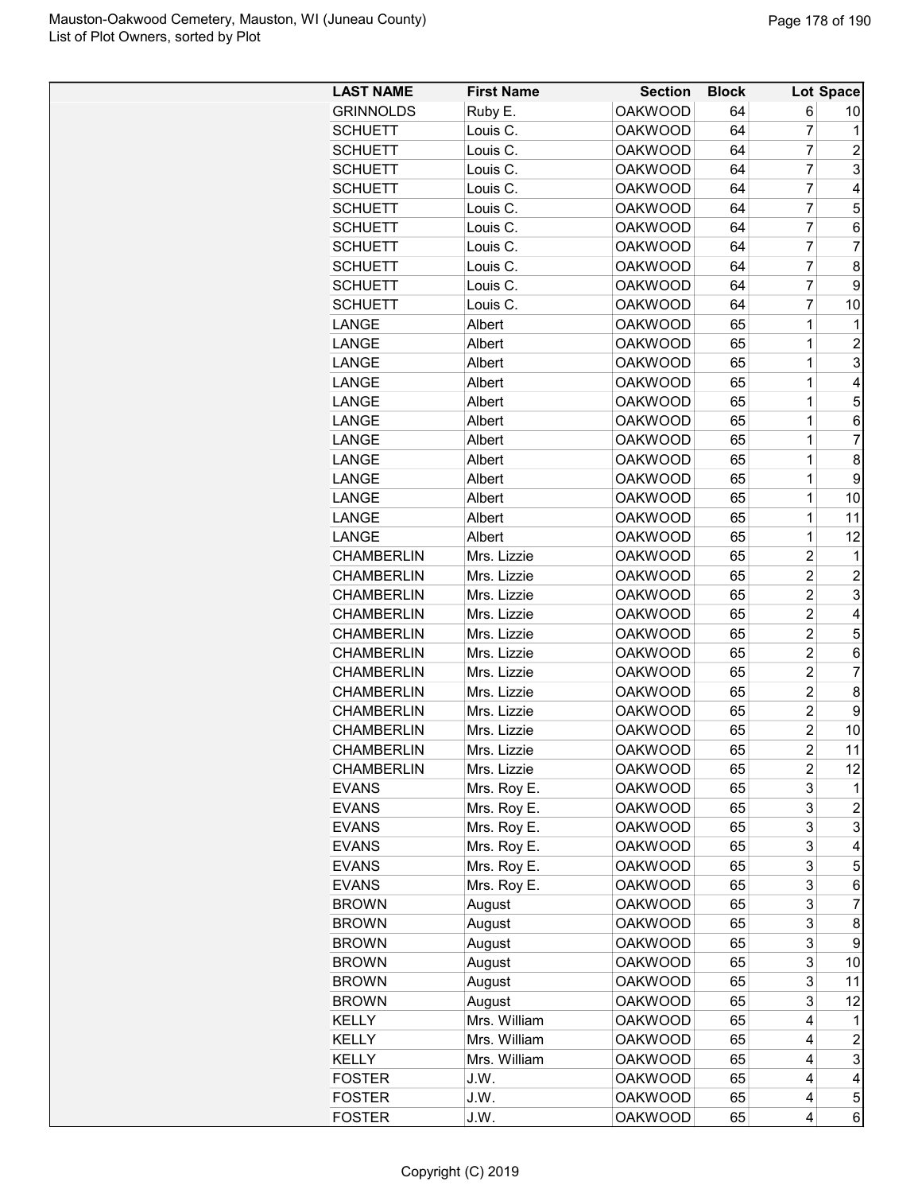| LAST NAME | First Name | Section | Block | Lot | Space |
|---|---|---|---|---|---|
| GRINNOLDS | Ruby E. | OAKWOOD | 64 | 6 | 10 |
| SCHUETT | Louis C. | OAKWOOD | 64 | 7 | 1 |
| SCHUETT | Louis C. | OAKWOOD | 64 | 7 | 2 |
| SCHUETT | Louis C. | OAKWOOD | 64 | 7 | 3 |
| SCHUETT | Louis C. | OAKWOOD | 64 | 7 | 4 |
| SCHUETT | Louis C. | OAKWOOD | 64 | 7 | 5 |
| SCHUETT | Louis C. | OAKWOOD | 64 | 7 | 6 |
| SCHUETT | Louis C. | OAKWOOD | 64 | 7 | 7 |
| SCHUETT | Louis C. | OAKWOOD | 64 | 7 | 8 |
| SCHUETT | Louis C. | OAKWOOD | 64 | 7 | 9 |
| SCHUETT | Louis C. | OAKWOOD | 64 | 7 | 10 |
| LANGE | Albert | OAKWOOD | 65 | 1 | 1 |
| LANGE | Albert | OAKWOOD | 65 | 1 | 2 |
| LANGE | Albert | OAKWOOD | 65 | 1 | 3 |
| LANGE | Albert | OAKWOOD | 65 | 1 | 4 |
| LANGE | Albert | OAKWOOD | 65 | 1 | 5 |
| LANGE | Albert | OAKWOOD | 65 | 1 | 6 |
| LANGE | Albert | OAKWOOD | 65 | 1 | 7 |
| LANGE | Albert | OAKWOOD | 65 | 1 | 8 |
| LANGE | Albert | OAKWOOD | 65 | 1 | 9 |
| LANGE | Albert | OAKWOOD | 65 | 1 | 10 |
| LANGE | Albert | OAKWOOD | 65 | 1 | 11 |
| LANGE | Albert | OAKWOOD | 65 | 1 | 12 |
| CHAMBERLIN | Mrs. Lizzie | OAKWOOD | 65 | 2 | 1 |
| CHAMBERLIN | Mrs. Lizzie | OAKWOOD | 65 | 2 | 2 |
| CHAMBERLIN | Mrs. Lizzie | OAKWOOD | 65 | 2 | 3 |
| CHAMBERLIN | Mrs. Lizzie | OAKWOOD | 65 | 2 | 4 |
| CHAMBERLIN | Mrs. Lizzie | OAKWOOD | 65 | 2 | 5 |
| CHAMBERLIN | Mrs. Lizzie | OAKWOOD | 65 | 2 | 6 |
| CHAMBERLIN | Mrs. Lizzie | OAKWOOD | 65 | 2 | 7 |
| CHAMBERLIN | Mrs. Lizzie | OAKWOOD | 65 | 2 | 8 |
| CHAMBERLIN | Mrs. Lizzie | OAKWOOD | 65 | 2 | 9 |
| CHAMBERLIN | Mrs. Lizzie | OAKWOOD | 65 | 2 | 10 |
| CHAMBERLIN | Mrs. Lizzie | OAKWOOD | 65 | 2 | 11 |
| CHAMBERLIN | Mrs. Lizzie | OAKWOOD | 65 | 2 | 12 |
| EVANS | Mrs. Roy E. | OAKWOOD | 65 | 3 | 1 |
| EVANS | Mrs. Roy E. | OAKWOOD | 65 | 3 | 2 |
| EVANS | Mrs. Roy E. | OAKWOOD | 65 | 3 | 3 |
| EVANS | Mrs. Roy E. | OAKWOOD | 65 | 3 | 4 |
| EVANS | Mrs. Roy E. | OAKWOOD | 65 | 3 | 5 |
| EVANS | Mrs. Roy E. | OAKWOOD | 65 | 3 | 6 |
| BROWN | August | OAKWOOD | 65 | 3 | 7 |
| BROWN | August | OAKWOOD | 65 | 3 | 8 |
| BROWN | August | OAKWOOD | 65 | 3 | 9 |
| BROWN | August | OAKWOOD | 65 | 3 | 10 |
| BROWN | August | OAKWOOD | 65 | 3 | 11 |
| BROWN | August | OAKWOOD | 65 | 3 | 12 |
| KELLY | Mrs. William | OAKWOOD | 65 | 4 | 1 |
| KELLY | Mrs. William | OAKWOOD | 65 | 4 | 2 |
| KELLY | Mrs. William | OAKWOOD | 65 | 4 | 3 |
| FOSTER | J.W. | OAKWOOD | 65 | 4 | 4 |
| FOSTER | J.W. | OAKWOOD | 65 | 4 | 5 |
| FOSTER | J.W. | OAKWOOD | 65 | 4 | 6 |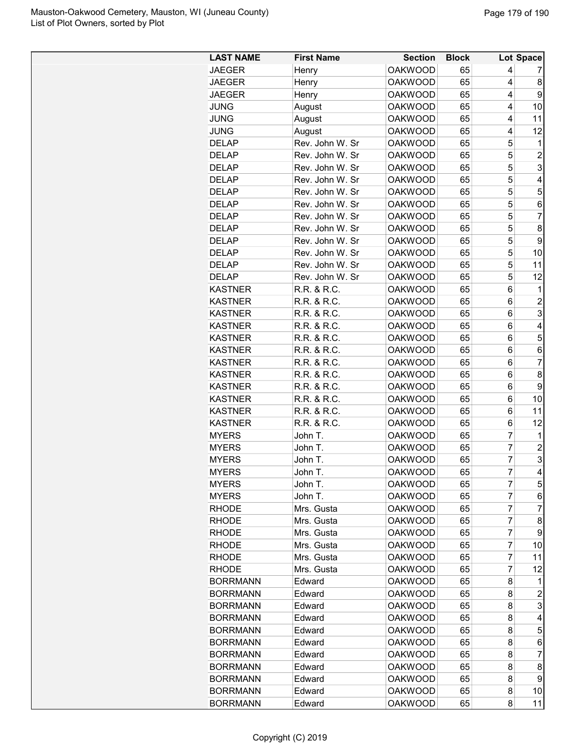| LAST NAME | First Name | Section | Block | Lot | Space |
|---|---|---|---|---|---|
| JAEGER | Henry | OAKWOOD | 65 | 4 | 7 |
| JAEGER | Henry | OAKWOOD | 65 | 4 | 8 |
| JAEGER | Henry | OAKWOOD | 65 | 4 | 9 |
| JUNG | August | OAKWOOD | 65 | 4 | 10 |
| JUNG | August | OAKWOOD | 65 | 4 | 11 |
| JUNG | August | OAKWOOD | 65 | 4 | 12 |
| DELAP | Rev. John W. Sr | OAKWOOD | 65 | 5 | 1 |
| DELAP | Rev. John W. Sr | OAKWOOD | 65 | 5 | 2 |
| DELAP | Rev. John W. Sr | OAKWOOD | 65 | 5 | 3 |
| DELAP | Rev. John W. Sr | OAKWOOD | 65 | 5 | 4 |
| DELAP | Rev. John W. Sr | OAKWOOD | 65 | 5 | 5 |
| DELAP | Rev. John W. Sr | OAKWOOD | 65 | 5 | 6 |
| DELAP | Rev. John W. Sr | OAKWOOD | 65 | 5 | 7 |
| DELAP | Rev. John W. Sr | OAKWOOD | 65 | 5 | 8 |
| DELAP | Rev. John W. Sr | OAKWOOD | 65 | 5 | 9 |
| DELAP | Rev. John W. Sr | OAKWOOD | 65 | 5 | 10 |
| DELAP | Rev. John W. Sr | OAKWOOD | 65 | 5 | 11 |
| DELAP | Rev. John W. Sr | OAKWOOD | 65 | 5 | 12 |
| KASTNER | R.R. & R.C. | OAKWOOD | 65 | 6 | 1 |
| KASTNER | R.R. & R.C. | OAKWOOD | 65 | 6 | 2 |
| KASTNER | R.R. & R.C. | OAKWOOD | 65 | 6 | 3 |
| KASTNER | R.R. & R.C. | OAKWOOD | 65 | 6 | 4 |
| KASTNER | R.R. & R.C. | OAKWOOD | 65 | 6 | 5 |
| KASTNER | R.R. & R.C. | OAKWOOD | 65 | 6 | 6 |
| KASTNER | R.R. & R.C. | OAKWOOD | 65 | 6 | 7 |
| KASTNER | R.R. & R.C. | OAKWOOD | 65 | 6 | 8 |
| KASTNER | R.R. & R.C. | OAKWOOD | 65 | 6 | 9 |
| KASTNER | R.R. & R.C. | OAKWOOD | 65 | 6 | 10 |
| KASTNER | R.R. & R.C. | OAKWOOD | 65 | 6 | 11 |
| KASTNER | R.R. & R.C. | OAKWOOD | 65 | 6 | 12 |
| MYERS | John T. | OAKWOOD | 65 | 7 | 1 |
| MYERS | John T. | OAKWOOD | 65 | 7 | 2 |
| MYERS | John T. | OAKWOOD | 65 | 7 | 3 |
| MYERS | John T. | OAKWOOD | 65 | 7 | 4 |
| MYERS | John T. | OAKWOOD | 65 | 7 | 5 |
| MYERS | John T. | OAKWOOD | 65 | 7 | 6 |
| RHODE | Mrs. Gusta | OAKWOOD | 65 | 7 | 7 |
| RHODE | Mrs. Gusta | OAKWOOD | 65 | 7 | 8 |
| RHODE | Mrs. Gusta | OAKWOOD | 65 | 7 | 9 |
| RHODE | Mrs. Gusta | OAKWOOD | 65 | 7 | 10 |
| RHODE | Mrs. Gusta | OAKWOOD | 65 | 7 | 11 |
| RHODE | Mrs. Gusta | OAKWOOD | 65 | 7 | 12 |
| BORRMANN | Edward | OAKWOOD | 65 | 8 | 1 |
| BORRMANN | Edward | OAKWOOD | 65 | 8 | 2 |
| BORRMANN | Edward | OAKWOOD | 65 | 8 | 3 |
| BORRMANN | Edward | OAKWOOD | 65 | 8 | 4 |
| BORRMANN | Edward | OAKWOOD | 65 | 8 | 5 |
| BORRMANN | Edward | OAKWOOD | 65 | 8 | 6 |
| BORRMANN | Edward | OAKWOOD | 65 | 8 | 7 |
| BORRMANN | Edward | OAKWOOD | 65 | 8 | 8 |
| BORRMANN | Edward | OAKWOOD | 65 | 8 | 9 |
| BORRMANN | Edward | OAKWOOD | 65 | 8 | 10 |
| BORRMANN | Edward | OAKWOOD | 65 | 8 | 11 |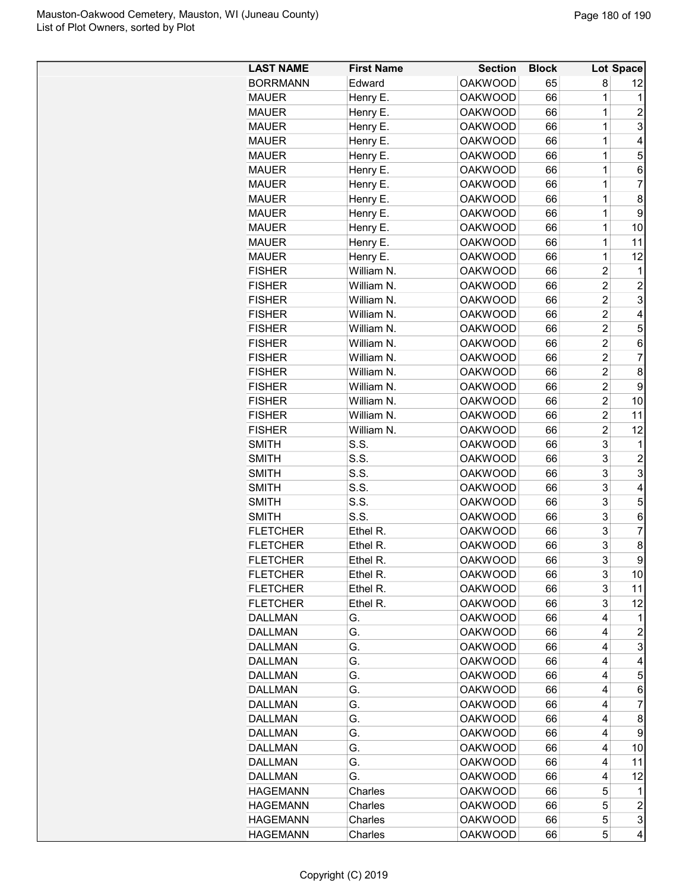Mauston-Oakwood Cemetery, Mauston, WI (Juneau County)
List of Plot Owners, sorted by Plot

| LAST NAME | First Name | Section | Block | Lot | Space |
|---|---|---|---|---|---|
| BORRMANN | Edward | OAKWOOD | 65 | 8 | 12 |
| MAUER | Henry E. | OAKWOOD | 66 | 1 | 1 |
| MAUER | Henry E. | OAKWOOD | 66 | 1 | 2 |
| MAUER | Henry E. | OAKWOOD | 66 | 1 | 3 |
| MAUER | Henry E. | OAKWOOD | 66 | 1 | 4 |
| MAUER | Henry E. | OAKWOOD | 66 | 1 | 5 |
| MAUER | Henry E. | OAKWOOD | 66 | 1 | 6 |
| MAUER | Henry E. | OAKWOOD | 66 | 1 | 7 |
| MAUER | Henry E. | OAKWOOD | 66 | 1 | 8 |
| MAUER | Henry E. | OAKWOOD | 66 | 1 | 9 |
| MAUER | Henry E. | OAKWOOD | 66 | 1 | 10 |
| MAUER | Henry E. | OAKWOOD | 66 | 1 | 11 |
| MAUER | Henry E. | OAKWOOD | 66 | 1 | 12 |
| FISHER | William N. | OAKWOOD | 66 | 2 | 1 |
| FISHER | William N. | OAKWOOD | 66 | 2 | 2 |
| FISHER | William N. | OAKWOOD | 66 | 2 | 3 |
| FISHER | William N. | OAKWOOD | 66 | 2 | 4 |
| FISHER | William N. | OAKWOOD | 66 | 2 | 5 |
| FISHER | William N. | OAKWOOD | 66 | 2 | 6 |
| FISHER | William N. | OAKWOOD | 66 | 2 | 7 |
| FISHER | William N. | OAKWOOD | 66 | 2 | 8 |
| FISHER | William N. | OAKWOOD | 66 | 2 | 9 |
| FISHER | William N. | OAKWOOD | 66 | 2 | 10 |
| FISHER | William N. | OAKWOOD | 66 | 2 | 11 |
| FISHER | William N. | OAKWOOD | 66 | 2 | 12 |
| SMITH | S.S. | OAKWOOD | 66 | 3 | 1 |
| SMITH | S.S. | OAKWOOD | 66 | 3 | 2 |
| SMITH | S.S. | OAKWOOD | 66 | 3 | 3 |
| SMITH | S.S. | OAKWOOD | 66 | 3 | 4 |
| SMITH | S.S. | OAKWOOD | 66 | 3 | 5 |
| SMITH | S.S. | OAKWOOD | 66 | 3 | 6 |
| FLETCHER | Ethel R. | OAKWOOD | 66 | 3 | 7 |
| FLETCHER | Ethel R. | OAKWOOD | 66 | 3 | 8 |
| FLETCHER | Ethel R. | OAKWOOD | 66 | 3 | 9 |
| FLETCHER | Ethel R. | OAKWOOD | 66 | 3 | 10 |
| FLETCHER | Ethel R. | OAKWOOD | 66 | 3 | 11 |
| FLETCHER | Ethel R. | OAKWOOD | 66 | 3 | 12 |
| DALLMAN | G. | OAKWOOD | 66 | 4 | 1 |
| DALLMAN | G. | OAKWOOD | 66 | 4 | 2 |
| DALLMAN | G. | OAKWOOD | 66 | 4 | 3 |
| DALLMAN | G. | OAKWOOD | 66 | 4 | 4 |
| DALLMAN | G. | OAKWOOD | 66 | 4 | 5 |
| DALLMAN | G. | OAKWOOD | 66 | 4 | 6 |
| DALLMAN | G. | OAKWOOD | 66 | 4 | 7 |
| DALLMAN | G. | OAKWOOD | 66 | 4 | 8 |
| DALLMAN | G. | OAKWOOD | 66 | 4 | 9 |
| DALLMAN | G. | OAKWOOD | 66 | 4 | 10 |
| DALLMAN | G. | OAKWOOD | 66 | 4 | 11 |
| DALLMAN | G. | OAKWOOD | 66 | 4 | 12 |
| HAGEMANN | Charles | OAKWOOD | 66 | 5 | 1 |
| HAGEMANN | Charles | OAKWOOD | 66 | 5 | 2 |
| HAGEMANN | Charles | OAKWOOD | 66 | 5 | 3 |
| HAGEMANN | Charles | OAKWOOD | 66 | 5 | 4 |

Copyright (C) 2019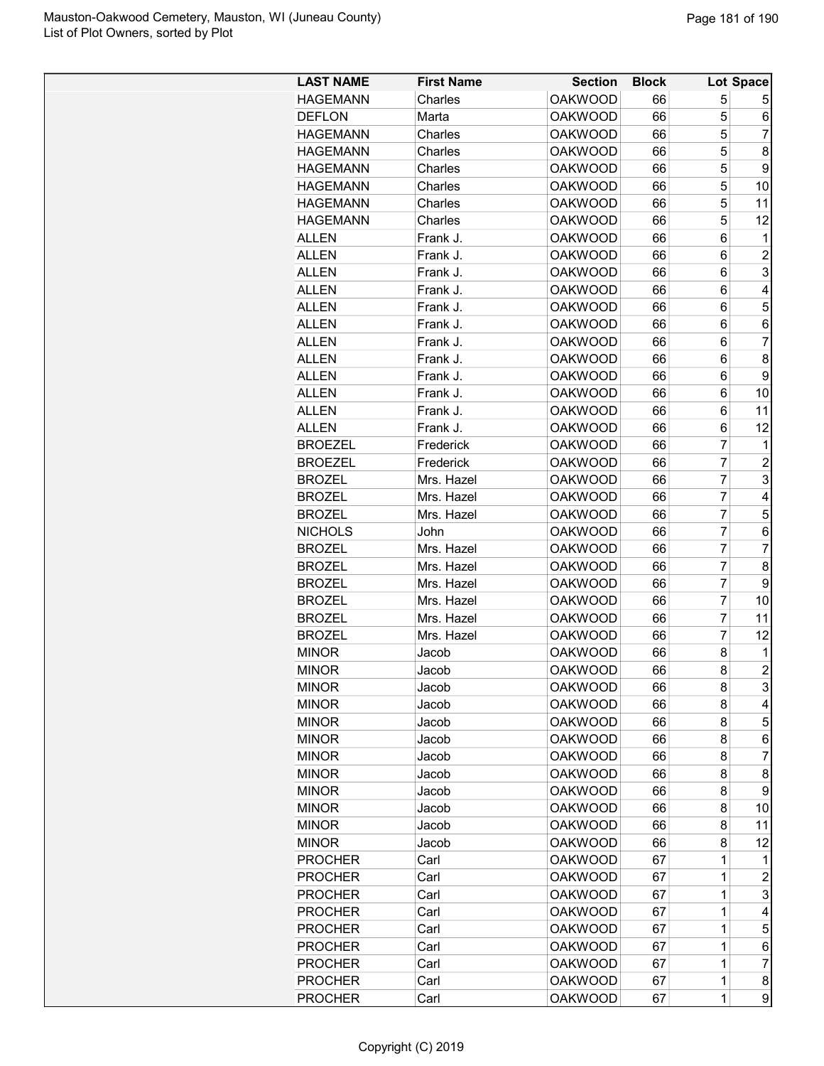| LAST NAME | First Name | Section | Block | Lot | Space |
|---|---|---|---|---|---|
| HAGEMANN | Charles | OAKWOOD | 66 | 5 | 5 |
| DEFLON | Marta | OAKWOOD | 66 | 5 | 6 |
| HAGEMANN | Charles | OAKWOOD | 66 | 5 | 7 |
| HAGEMANN | Charles | OAKWOOD | 66 | 5 | 8 |
| HAGEMANN | Charles | OAKWOOD | 66 | 5 | 9 |
| HAGEMANN | Charles | OAKWOOD | 66 | 5 | 10 |
| HAGEMANN | Charles | OAKWOOD | 66 | 5 | 11 |
| HAGEMANN | Charles | OAKWOOD | 66 | 5 | 12 |
| ALLEN | Frank J. | OAKWOOD | 66 | 6 | 1 |
| ALLEN | Frank J. | OAKWOOD | 66 | 6 | 2 |
| ALLEN | Frank J. | OAKWOOD | 66 | 6 | 3 |
| ALLEN | Frank J. | OAKWOOD | 66 | 6 | 4 |
| ALLEN | Frank J. | OAKWOOD | 66 | 6 | 5 |
| ALLEN | Frank J. | OAKWOOD | 66 | 6 | 6 |
| ALLEN | Frank J. | OAKWOOD | 66 | 6 | 7 |
| ALLEN | Frank J. | OAKWOOD | 66 | 6 | 8 |
| ALLEN | Frank J. | OAKWOOD | 66 | 6 | 9 |
| ALLEN | Frank J. | OAKWOOD | 66 | 6 | 10 |
| ALLEN | Frank J. | OAKWOOD | 66 | 6 | 11 |
| ALLEN | Frank J. | OAKWOOD | 66 | 6 | 12 |
| BROEZEL | Frederick | OAKWOOD | 66 | 7 | 1 |
| BROEZEL | Frederick | OAKWOOD | 66 | 7 | 2 |
| BROZEL | Mrs. Hazel | OAKWOOD | 66 | 7 | 3 |
| BROZEL | Mrs. Hazel | OAKWOOD | 66 | 7 | 4 |
| BROZEL | Mrs. Hazel | OAKWOOD | 66 | 7 | 5 |
| NICHOLS | John | OAKWOOD | 66 | 7 | 6 |
| BROZEL | Mrs. Hazel | OAKWOOD | 66 | 7 | 7 |
| BROZEL | Mrs. Hazel | OAKWOOD | 66 | 7 | 8 |
| BROZEL | Mrs. Hazel | OAKWOOD | 66 | 7 | 9 |
| BROZEL | Mrs. Hazel | OAKWOOD | 66 | 7 | 10 |
| BROZEL | Mrs. Hazel | OAKWOOD | 66 | 7 | 11 |
| BROZEL | Mrs. Hazel | OAKWOOD | 66 | 7 | 12 |
| MINOR | Jacob | OAKWOOD | 66 | 8 | 1 |
| MINOR | Jacob | OAKWOOD | 66 | 8 | 2 |
| MINOR | Jacob | OAKWOOD | 66 | 8 | 3 |
| MINOR | Jacob | OAKWOOD | 66 | 8 | 4 |
| MINOR | Jacob | OAKWOOD | 66 | 8 | 5 |
| MINOR | Jacob | OAKWOOD | 66 | 8 | 6 |
| MINOR | Jacob | OAKWOOD | 66 | 8 | 7 |
| MINOR | Jacob | OAKWOOD | 66 | 8 | 8 |
| MINOR | Jacob | OAKWOOD | 66 | 8 | 9 |
| MINOR | Jacob | OAKWOOD | 66 | 8 | 10 |
| MINOR | Jacob | OAKWOOD | 66 | 8 | 11 |
| MINOR | Jacob | OAKWOOD | 66 | 8 | 12 |
| PROCHER | Carl | OAKWOOD | 67 | 1 | 1 |
| PROCHER | Carl | OAKWOOD | 67 | 1 | 2 |
| PROCHER | Carl | OAKWOOD | 67 | 1 | 3 |
| PROCHER | Carl | OAKWOOD | 67 | 1 | 4 |
| PROCHER | Carl | OAKWOOD | 67 | 1 | 5 |
| PROCHER | Carl | OAKWOOD | 67 | 1 | 6 |
| PROCHER | Carl | OAKWOOD | 67 | 1 | 7 |
| PROCHER | Carl | OAKWOOD | 67 | 1 | 8 |
| PROCHER | Carl | OAKWOOD | 67 | 1 | 9 |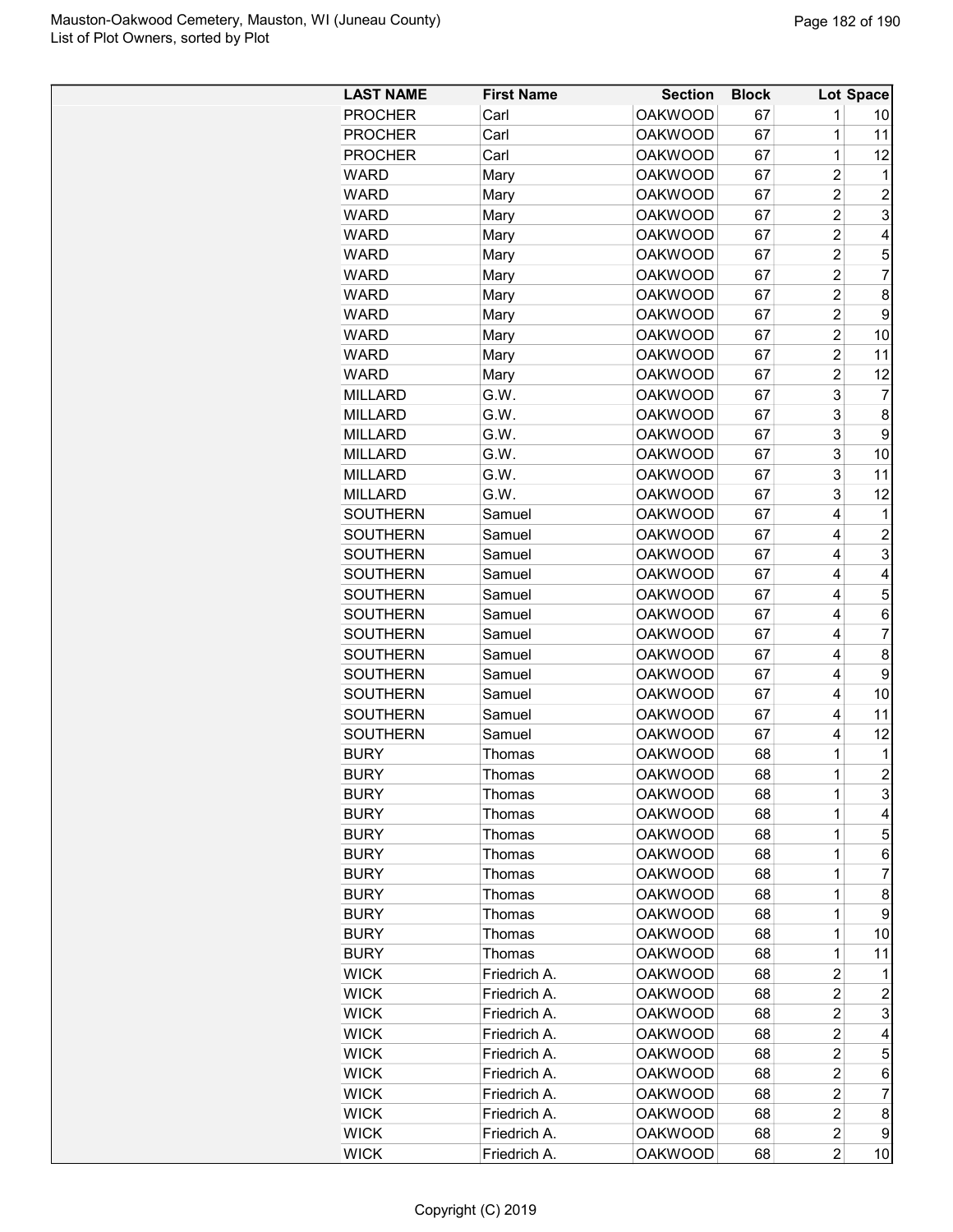| LAST NAME | First Name | Section | Block | Lot | Space |
|---|---|---|---|---|---|
| PROCHER | Carl | OAKWOOD | 67 | 1 | 10 |
| PROCHER | Carl | OAKWOOD | 67 | 1 | 11 |
| PROCHER | Carl | OAKWOOD | 67 | 1 | 12 |
| WARD | Mary | OAKWOOD | 67 | 2 | 1 |
| WARD | Mary | OAKWOOD | 67 | 2 | 2 |
| WARD | Mary | OAKWOOD | 67 | 2 | 3 |
| WARD | Mary | OAKWOOD | 67 | 2 | 4 |
| WARD | Mary | OAKWOOD | 67 | 2 | 5 |
| WARD | Mary | OAKWOOD | 67 | 2 | 7 |
| WARD | Mary | OAKWOOD | 67 | 2 | 8 |
| WARD | Mary | OAKWOOD | 67 | 2 | 9 |
| WARD | Mary | OAKWOOD | 67 | 2 | 10 |
| WARD | Mary | OAKWOOD | 67 | 2 | 11 |
| WARD | Mary | OAKWOOD | 67 | 2 | 12 |
| MILLARD | G.W. | OAKWOOD | 67 | 3 | 7 |
| MILLARD | G.W. | OAKWOOD | 67 | 3 | 8 |
| MILLARD | G.W. | OAKWOOD | 67 | 3 | 9 |
| MILLARD | G.W. | OAKWOOD | 67 | 3 | 10 |
| MILLARD | G.W. | OAKWOOD | 67 | 3 | 11 |
| MILLARD | G.W. | OAKWOOD | 67 | 3 | 12 |
| SOUTHERN | Samuel | OAKWOOD | 67 | 4 | 1 |
| SOUTHERN | Samuel | OAKWOOD | 67 | 4 | 2 |
| SOUTHERN | Samuel | OAKWOOD | 67 | 4 | 3 |
| SOUTHERN | Samuel | OAKWOOD | 67 | 4 | 4 |
| SOUTHERN | Samuel | OAKWOOD | 67 | 4 | 5 |
| SOUTHERN | Samuel | OAKWOOD | 67 | 4 | 6 |
| SOUTHERN | Samuel | OAKWOOD | 67 | 4 | 7 |
| SOUTHERN | Samuel | OAKWOOD | 67 | 4 | 8 |
| SOUTHERN | Samuel | OAKWOOD | 67 | 4 | 9 |
| SOUTHERN | Samuel | OAKWOOD | 67 | 4 | 10 |
| SOUTHERN | Samuel | OAKWOOD | 67 | 4 | 11 |
| SOUTHERN | Samuel | OAKWOOD | 67 | 4 | 12 |
| BURY | Thomas | OAKWOOD | 68 | 1 | 1 |
| BURY | Thomas | OAKWOOD | 68 | 1 | 2 |
| BURY | Thomas | OAKWOOD | 68 | 1 | 3 |
| BURY | Thomas | OAKWOOD | 68 | 1 | 4 |
| BURY | Thomas | OAKWOOD | 68 | 1 | 5 |
| BURY | Thomas | OAKWOOD | 68 | 1 | 6 |
| BURY | Thomas | OAKWOOD | 68 | 1 | 7 |
| BURY | Thomas | OAKWOOD | 68 | 1 | 8 |
| BURY | Thomas | OAKWOOD | 68 | 1 | 9 |
| BURY | Thomas | OAKWOOD | 68 | 1 | 10 |
| BURY | Thomas | OAKWOOD | 68 | 1 | 11 |
| WICK | Friedrich A. | OAKWOOD | 68 | 2 | 1 |
| WICK | Friedrich A. | OAKWOOD | 68 | 2 | 2 |
| WICK | Friedrich A. | OAKWOOD | 68 | 2 | 3 |
| WICK | Friedrich A. | OAKWOOD | 68 | 2 | 4 |
| WICK | Friedrich A. | OAKWOOD | 68 | 2 | 5 |
| WICK | Friedrich A. | OAKWOOD | 68 | 2 | 6 |
| WICK | Friedrich A. | OAKWOOD | 68 | 2 | 7 |
| WICK | Friedrich A. | OAKWOOD | 68 | 2 | 8 |
| WICK | Friedrich A. | OAKWOOD | 68 | 2 | 9 |
| WICK | Friedrich A. | OAKWOOD | 68 | 2 | 10 |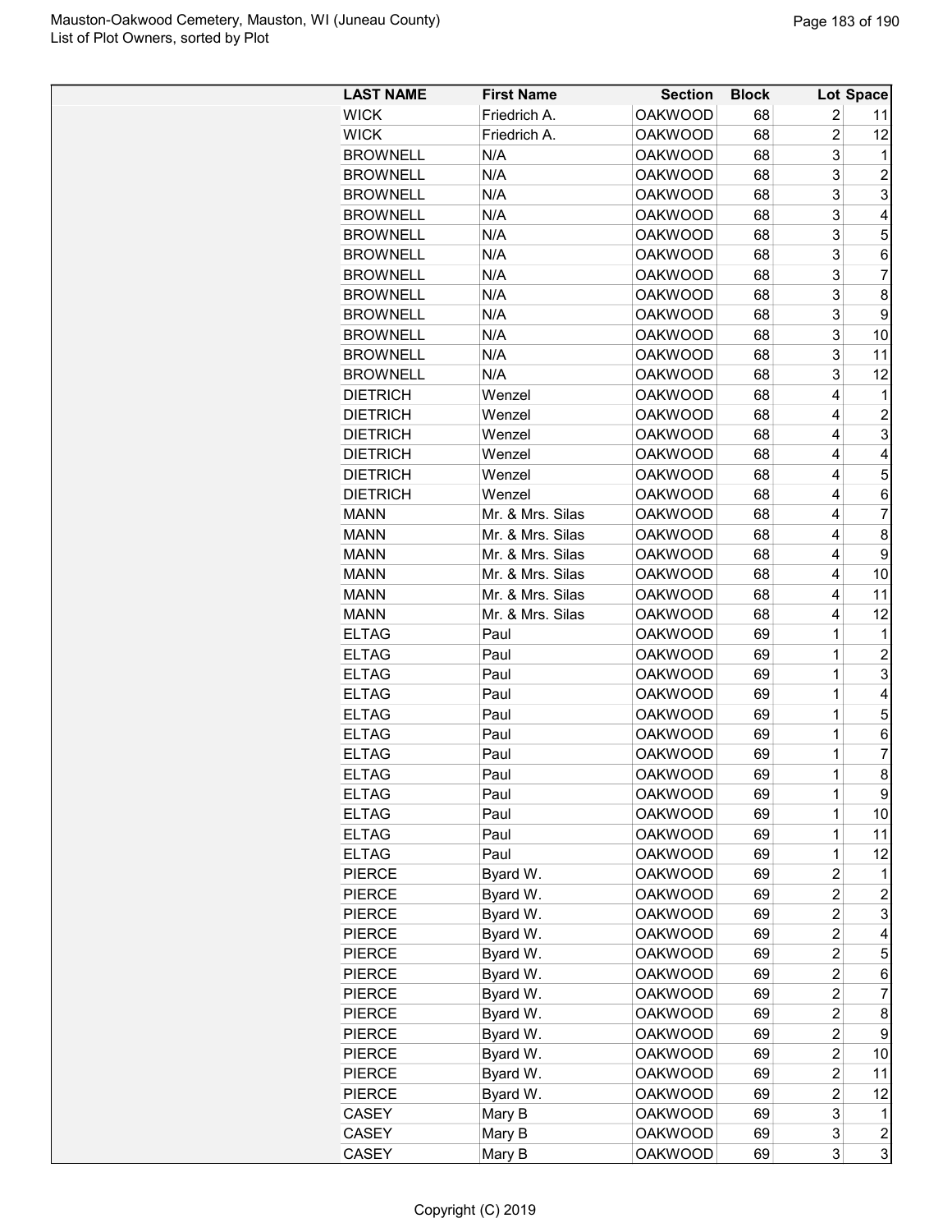| LAST NAME | First Name | Section | Block | Lot | Space |
|---|---|---|---|---|---|
| WICK | Friedrich A. | OAKWOOD | 68 | 2 | 11 |
| WICK | Friedrich A. | OAKWOOD | 68 | 2 | 12 |
| BROWNELL | N/A | OAKWOOD | 68 | 3 | 1 |
| BROWNELL | N/A | OAKWOOD | 68 | 3 | 2 |
| BROWNELL | N/A | OAKWOOD | 68 | 3 | 3 |
| BROWNELL | N/A | OAKWOOD | 68 | 3 | 4 |
| BROWNELL | N/A | OAKWOOD | 68 | 3 | 5 |
| BROWNELL | N/A | OAKWOOD | 68 | 3 | 6 |
| BROWNELL | N/A | OAKWOOD | 68 | 3 | 7 |
| BROWNELL | N/A | OAKWOOD | 68 | 3 | 8 |
| BROWNELL | N/A | OAKWOOD | 68 | 3 | 9 |
| BROWNELL | N/A | OAKWOOD | 68 | 3 | 10 |
| BROWNELL | N/A | OAKWOOD | 68 | 3 | 11 |
| BROWNELL | N/A | OAKWOOD | 68 | 3 | 12 |
| DIETRICH | Wenzel | OAKWOOD | 68 | 4 | 1 |
| DIETRICH | Wenzel | OAKWOOD | 68 | 4 | 2 |
| DIETRICH | Wenzel | OAKWOOD | 68 | 4 | 3 |
| DIETRICH | Wenzel | OAKWOOD | 68 | 4 | 4 |
| DIETRICH | Wenzel | OAKWOOD | 68 | 4 | 5 |
| DIETRICH | Wenzel | OAKWOOD | 68 | 4 | 6 |
| MANN | Mr. & Mrs. Silas | OAKWOOD | 68 | 4 | 7 |
| MANN | Mr. & Mrs. Silas | OAKWOOD | 68 | 4 | 8 |
| MANN | Mr. & Mrs. Silas | OAKWOOD | 68 | 4 | 9 |
| MANN | Mr. & Mrs. Silas | OAKWOOD | 68 | 4 | 10 |
| MANN | Mr. & Mrs. Silas | OAKWOOD | 68 | 4 | 11 |
| MANN | Mr. & Mrs. Silas | OAKWOOD | 68 | 4 | 12 |
| ELTAG | Paul | OAKWOOD | 69 | 1 | 1 |
| ELTAG | Paul | OAKWOOD | 69 | 1 | 2 |
| ELTAG | Paul | OAKWOOD | 69 | 1 | 3 |
| ELTAG | Paul | OAKWOOD | 69 | 1 | 4 |
| ELTAG | Paul | OAKWOOD | 69 | 1 | 5 |
| ELTAG | Paul | OAKWOOD | 69 | 1 | 6 |
| ELTAG | Paul | OAKWOOD | 69 | 1 | 7 |
| ELTAG | Paul | OAKWOOD | 69 | 1 | 8 |
| ELTAG | Paul | OAKWOOD | 69 | 1 | 9 |
| ELTAG | Paul | OAKWOOD | 69 | 1 | 10 |
| ELTAG | Paul | OAKWOOD | 69 | 1 | 11 |
| ELTAG | Paul | OAKWOOD | 69 | 1 | 12 |
| PIERCE | Byard W. | OAKWOOD | 69 | 2 | 1 |
| PIERCE | Byard W. | OAKWOOD | 69 | 2 | 2 |
| PIERCE | Byard W. | OAKWOOD | 69 | 2 | 3 |
| PIERCE | Byard W. | OAKWOOD | 69 | 2 | 4 |
| PIERCE | Byard W. | OAKWOOD | 69 | 2 | 5 |
| PIERCE | Byard W. | OAKWOOD | 69 | 2 | 6 |
| PIERCE | Byard W. | OAKWOOD | 69 | 2 | 7 |
| PIERCE | Byard W. | OAKWOOD | 69 | 2 | 8 |
| PIERCE | Byard W. | OAKWOOD | 69 | 2 | 9 |
| PIERCE | Byard W. | OAKWOOD | 69 | 2 | 10 |
| PIERCE | Byard W. | OAKWOOD | 69 | 2 | 11 |
| PIERCE | Byard W. | OAKWOOD | 69 | 2 | 12 |
| CASEY | Mary B | OAKWOOD | 69 | 3 | 1 |
| CASEY | Mary B | OAKWOOD | 69 | 3 | 2 |
| CASEY | Mary B | OAKWOOD | 69 | 3 | 3 |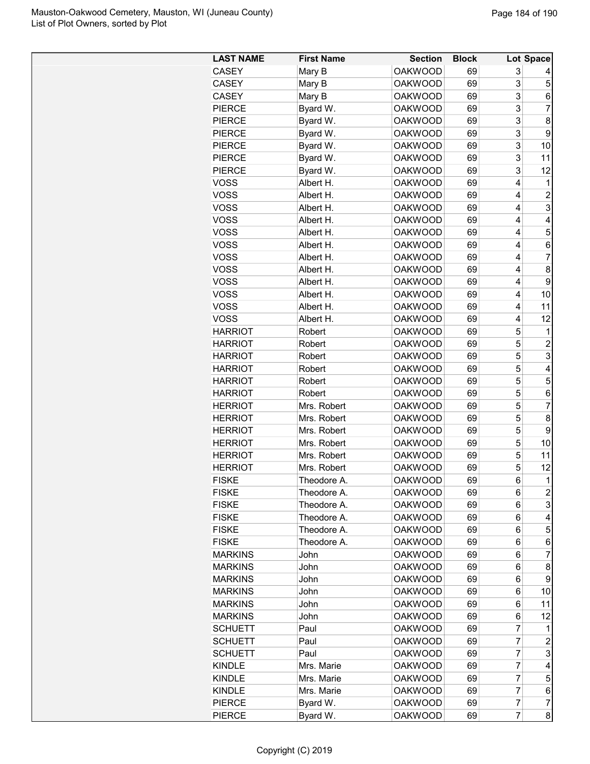| LAST NAME | First Name | Section | Block | Lot | Space |
|---|---|---|---|---|---|
| CASEY | Mary B | OAKWOOD | 69 | 3 | 4 |
| CASEY | Mary B | OAKWOOD | 69 | 3 | 5 |
| CASEY | Mary B | OAKWOOD | 69 | 3 | 6 |
| PIERCE | Byard W. | OAKWOOD | 69 | 3 | 7 |
| PIERCE | Byard W. | OAKWOOD | 69 | 3 | 8 |
| PIERCE | Byard W. | OAKWOOD | 69 | 3 | 9 |
| PIERCE | Byard W. | OAKWOOD | 69 | 3 | 10 |
| PIERCE | Byard W. | OAKWOOD | 69 | 3 | 11 |
| PIERCE | Byard W. | OAKWOOD | 69 | 3 | 12 |
| VOSS | Albert H. | OAKWOOD | 69 | 4 | 1 |
| VOSS | Albert H. | OAKWOOD | 69 | 4 | 2 |
| VOSS | Albert H. | OAKWOOD | 69 | 4 | 3 |
| VOSS | Albert H. | OAKWOOD | 69 | 4 | 4 |
| VOSS | Albert H. | OAKWOOD | 69 | 4 | 5 |
| VOSS | Albert H. | OAKWOOD | 69 | 4 | 6 |
| VOSS | Albert H. | OAKWOOD | 69 | 4 | 7 |
| VOSS | Albert H. | OAKWOOD | 69 | 4 | 8 |
| VOSS | Albert H. | OAKWOOD | 69 | 4 | 9 |
| VOSS | Albert H. | OAKWOOD | 69 | 4 | 10 |
| VOSS | Albert H. | OAKWOOD | 69 | 4 | 11 |
| VOSS | Albert H. | OAKWOOD | 69 | 4 | 12 |
| HARRIOT | Robert | OAKWOOD | 69 | 5 | 1 |
| HARRIOT | Robert | OAKWOOD | 69 | 5 | 2 |
| HARRIOT | Robert | OAKWOOD | 69 | 5 | 3 |
| HARRIOT | Robert | OAKWOOD | 69 | 5 | 4 |
| HARRIOT | Robert | OAKWOOD | 69 | 5 | 5 |
| HARRIOT | Robert | OAKWOOD | 69 | 5 | 6 |
| HERRIOT | Mrs. Robert | OAKWOOD | 69 | 5 | 7 |
| HERRIOT | Mrs. Robert | OAKWOOD | 69 | 5 | 8 |
| HERRIOT | Mrs. Robert | OAKWOOD | 69 | 5 | 9 |
| HERRIOT | Mrs. Robert | OAKWOOD | 69 | 5 | 10 |
| HERRIOT | Mrs. Robert | OAKWOOD | 69 | 5 | 11 |
| HERRIOT | Mrs. Robert | OAKWOOD | 69 | 5 | 12 |
| FISKE | Theodore A. | OAKWOOD | 69 | 6 | 1 |
| FISKE | Theodore A. | OAKWOOD | 69 | 6 | 2 |
| FISKE | Theodore A. | OAKWOOD | 69 | 6 | 3 |
| FISKE | Theodore A. | OAKWOOD | 69 | 6 | 4 |
| FISKE | Theodore A. | OAKWOOD | 69 | 6 | 5 |
| FISKE | Theodore A. | OAKWOOD | 69 | 6 | 6 |
| MARKINS | John | OAKWOOD | 69 | 6 | 7 |
| MARKINS | John | OAKWOOD | 69 | 6 | 8 |
| MARKINS | John | OAKWOOD | 69 | 6 | 9 |
| MARKINS | John | OAKWOOD | 69 | 6 | 10 |
| MARKINS | John | OAKWOOD | 69 | 6 | 11 |
| MARKINS | John | OAKWOOD | 69 | 6 | 12 |
| SCHUETT | Paul | OAKWOOD | 69 | 7 | 1 |
| SCHUETT | Paul | OAKWOOD | 69 | 7 | 2 |
| SCHUETT | Paul | OAKWOOD | 69 | 7 | 3 |
| KINDLE | Mrs. Marie | OAKWOOD | 69 | 7 | 4 |
| KINDLE | Mrs. Marie | OAKWOOD | 69 | 7 | 5 |
| KINDLE | Mrs. Marie | OAKWOOD | 69 | 7 | 6 |
| PIERCE | Byard W. | OAKWOOD | 69 | 7 | 7 |
| PIERCE | Byard W. | OAKWOOD | 69 | 7 | 8 |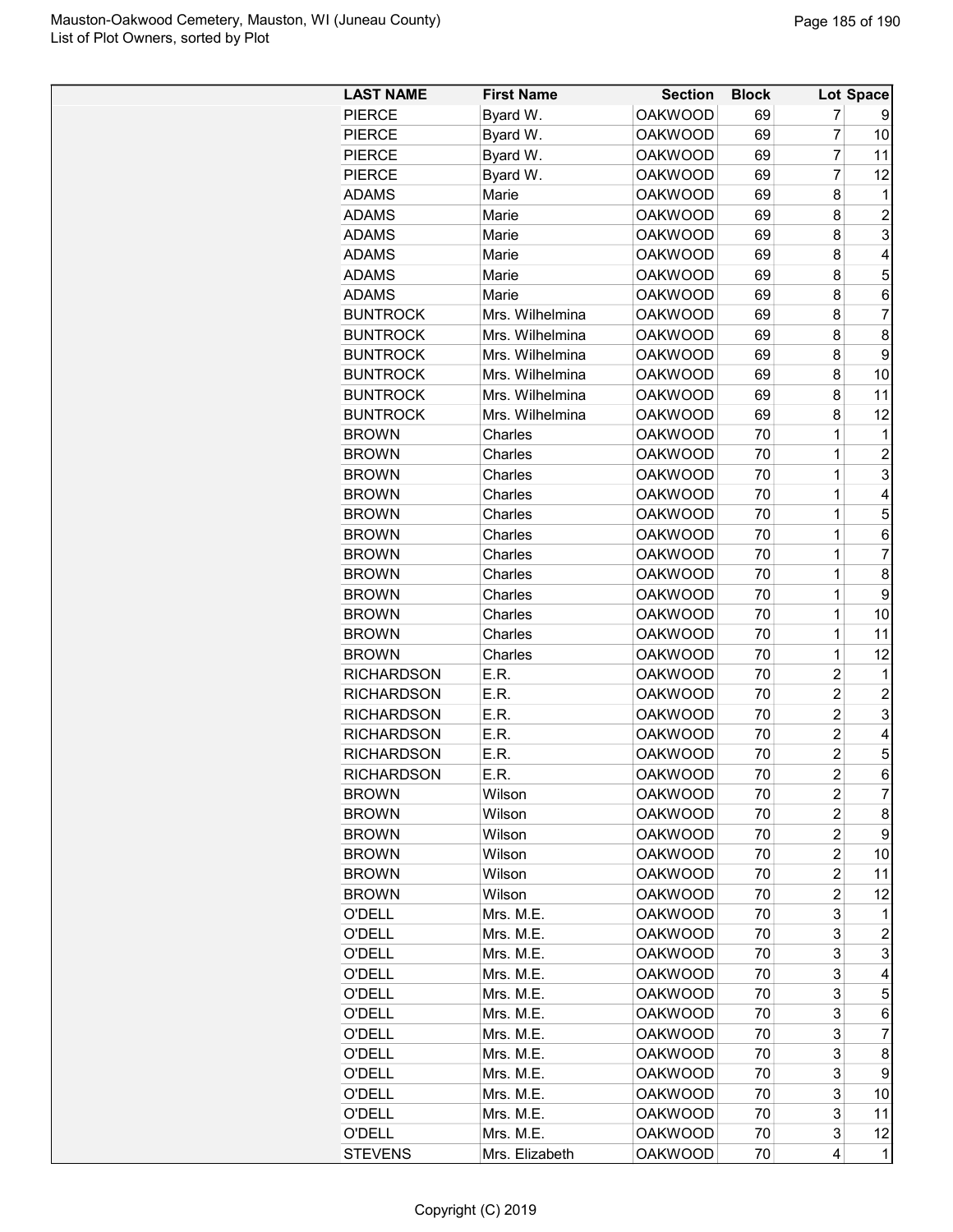| LAST NAME | First Name | Section | Block | Lot | Space |
|---|---|---|---|---|---|
| PIERCE | Byard W. | OAKWOOD | 69 | 7 | 9 |
| PIERCE | Byard W. | OAKWOOD | 69 | 7 | 10 |
| PIERCE | Byard W. | OAKWOOD | 69 | 7 | 11 |
| PIERCE | Byard W. | OAKWOOD | 69 | 7 | 12 |
| ADAMS | Marie | OAKWOOD | 69 | 8 | 1 |
| ADAMS | Marie | OAKWOOD | 69 | 8 | 2 |
| ADAMS | Marie | OAKWOOD | 69 | 8 | 3 |
| ADAMS | Marie | OAKWOOD | 69 | 8 | 4 |
| ADAMS | Marie | OAKWOOD | 69 | 8 | 5 |
| ADAMS | Marie | OAKWOOD | 69 | 8 | 6 |
| BUNTROCK | Mrs. Wilhelmina | OAKWOOD | 69 | 8 | 7 |
| BUNTROCK | Mrs. Wilhelmina | OAKWOOD | 69 | 8 | 8 |
| BUNTROCK | Mrs. Wilhelmina | OAKWOOD | 69 | 8 | 9 |
| BUNTROCK | Mrs. Wilhelmina | OAKWOOD | 69 | 8 | 10 |
| BUNTROCK | Mrs. Wilhelmina | OAKWOOD | 69 | 8 | 11 |
| BUNTROCK | Mrs. Wilhelmina | OAKWOOD | 69 | 8 | 12 |
| BROWN | Charles | OAKWOOD | 70 | 1 | 1 |
| BROWN | Charles | OAKWOOD | 70 | 1 | 2 |
| BROWN | Charles | OAKWOOD | 70 | 1 | 3 |
| BROWN | Charles | OAKWOOD | 70 | 1 | 4 |
| BROWN | Charles | OAKWOOD | 70 | 1 | 5 |
| BROWN | Charles | OAKWOOD | 70 | 1 | 6 |
| BROWN | Charles | OAKWOOD | 70 | 1 | 7 |
| BROWN | Charles | OAKWOOD | 70 | 1 | 8 |
| BROWN | Charles | OAKWOOD | 70 | 1 | 9 |
| BROWN | Charles | OAKWOOD | 70 | 1 | 10 |
| BROWN | Charles | OAKWOOD | 70 | 1 | 11 |
| BROWN | Charles | OAKWOOD | 70 | 1 | 12 |
| RICHARDSON | E.R. | OAKWOOD | 70 | 2 | 1 |
| RICHARDSON | E.R. | OAKWOOD | 70 | 2 | 2 |
| RICHARDSON | E.R. | OAKWOOD | 70 | 2 | 3 |
| RICHARDSON | E.R. | OAKWOOD | 70 | 2 | 4 |
| RICHARDSON | E.R. | OAKWOOD | 70 | 2 | 5 |
| RICHARDSON | E.R. | OAKWOOD | 70 | 2 | 6 |
| BROWN | Wilson | OAKWOOD | 70 | 2 | 7 |
| BROWN | Wilson | OAKWOOD | 70 | 2 | 8 |
| BROWN | Wilson | OAKWOOD | 70 | 2 | 9 |
| BROWN | Wilson | OAKWOOD | 70 | 2 | 10 |
| BROWN | Wilson | OAKWOOD | 70 | 2 | 11 |
| BROWN | Wilson | OAKWOOD | 70 | 2 | 12 |
| O'DELL | Mrs. M.E. | OAKWOOD | 70 | 3 | 1 |
| O'DELL | Mrs. M.E. | OAKWOOD | 70 | 3 | 2 |
| O'DELL | Mrs. M.E. | OAKWOOD | 70 | 3 | 3 |
| O'DELL | Mrs. M.E. | OAKWOOD | 70 | 3 | 4 |
| O'DELL | Mrs. M.E. | OAKWOOD | 70 | 3 | 5 |
| O'DELL | Mrs. M.E. | OAKWOOD | 70 | 3 | 6 |
| O'DELL | Mrs. M.E. | OAKWOOD | 70 | 3 | 7 |
| O'DELL | Mrs. M.E. | OAKWOOD | 70 | 3 | 8 |
| O'DELL | Mrs. M.E. | OAKWOOD | 70 | 3 | 9 |
| O'DELL | Mrs. M.E. | OAKWOOD | 70 | 3 | 10 |
| O'DELL | Mrs. M.E. | OAKWOOD | 70 | 3 | 11 |
| O'DELL | Mrs. M.E. | OAKWOOD | 70 | 3 | 12 |
| STEVENS | Mrs. Elizabeth | OAKWOOD | 70 | 4 | 1 |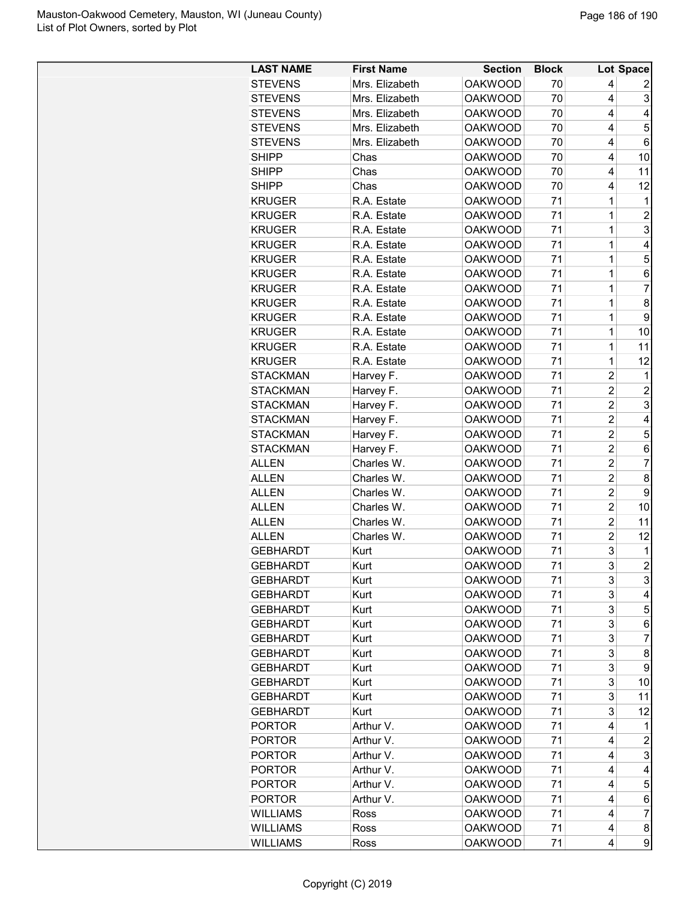| LAST NAME | First Name | Section | Block | Lot | Space |
|---|---|---|---|---|---|
| STEVENS | Mrs. Elizabeth | OAKWOOD | 70 | 4 | 2 |
| STEVENS | Mrs. Elizabeth | OAKWOOD | 70 | 4 | 3 |
| STEVENS | Mrs. Elizabeth | OAKWOOD | 70 | 4 | 4 |
| STEVENS | Mrs. Elizabeth | OAKWOOD | 70 | 4 | 5 |
| STEVENS | Mrs. Elizabeth | OAKWOOD | 70 | 4 | 6 |
| SHIPP | Chas | OAKWOOD | 70 | 4 | 10 |
| SHIPP | Chas | OAKWOOD | 70 | 4 | 11 |
| SHIPP | Chas | OAKWOOD | 70 | 4 | 12 |
| KRUGER | R.A. Estate | OAKWOOD | 71 | 1 | 1 |
| KRUGER | R.A. Estate | OAKWOOD | 71 | 1 | 2 |
| KRUGER | R.A. Estate | OAKWOOD | 71 | 1 | 3 |
| KRUGER | R.A. Estate | OAKWOOD | 71 | 1 | 4 |
| KRUGER | R.A. Estate | OAKWOOD | 71 | 1 | 5 |
| KRUGER | R.A. Estate | OAKWOOD | 71 | 1 | 6 |
| KRUGER | R.A. Estate | OAKWOOD | 71 | 1 | 7 |
| KRUGER | R.A. Estate | OAKWOOD | 71 | 1 | 8 |
| KRUGER | R.A. Estate | OAKWOOD | 71 | 1 | 9 |
| KRUGER | R.A. Estate | OAKWOOD | 71 | 1 | 10 |
| KRUGER | R.A. Estate | OAKWOOD | 71 | 1 | 11 |
| KRUGER | R.A. Estate | OAKWOOD | 71 | 1 | 12 |
| STACKMAN | Harvey F. | OAKWOOD | 71 | 2 | 1 |
| STACKMAN | Harvey F. | OAKWOOD | 71 | 2 | 2 |
| STACKMAN | Harvey F. | OAKWOOD | 71 | 2 | 3 |
| STACKMAN | Harvey F. | OAKWOOD | 71 | 2 | 4 |
| STACKMAN | Harvey F. | OAKWOOD | 71 | 2 | 5 |
| STACKMAN | Harvey F. | OAKWOOD | 71 | 2 | 6 |
| ALLEN | Charles W. | OAKWOOD | 71 | 2 | 7 |
| ALLEN | Charles W. | OAKWOOD | 71 | 2 | 8 |
| ALLEN | Charles W. | OAKWOOD | 71 | 2 | 9 |
| ALLEN | Charles W. | OAKWOOD | 71 | 2 | 10 |
| ALLEN | Charles W. | OAKWOOD | 71 | 2 | 11 |
| ALLEN | Charles W. | OAKWOOD | 71 | 2 | 12 |
| GEBHARDT | Kurt | OAKWOOD | 71 | 3 | 1 |
| GEBHARDT | Kurt | OAKWOOD | 71 | 3 | 2 |
| GEBHARDT | Kurt | OAKWOOD | 71 | 3 | 3 |
| GEBHARDT | Kurt | OAKWOOD | 71 | 3 | 4 |
| GEBHARDT | Kurt | OAKWOOD | 71 | 3 | 5 |
| GEBHARDT | Kurt | OAKWOOD | 71 | 3 | 6 |
| GEBHARDT | Kurt | OAKWOOD | 71 | 3 | 7 |
| GEBHARDT | Kurt | OAKWOOD | 71 | 3 | 8 |
| GEBHARDT | Kurt | OAKWOOD | 71 | 3 | 9 |
| GEBHARDT | Kurt | OAKWOOD | 71 | 3 | 10 |
| GEBHARDT | Kurt | OAKWOOD | 71 | 3 | 11 |
| GEBHARDT | Kurt | OAKWOOD | 71 | 3 | 12 |
| PORTOR | Arthur V. | OAKWOOD | 71 | 4 | 1 |
| PORTOR | Arthur V. | OAKWOOD | 71 | 4 | 2 |
| PORTOR | Arthur V. | OAKWOOD | 71 | 4 | 3 |
| PORTOR | Arthur V. | OAKWOOD | 71 | 4 | 4 |
| PORTOR | Arthur V. | OAKWOOD | 71 | 4 | 5 |
| PORTOR | Arthur V. | OAKWOOD | 71 | 4 | 6 |
| WILLIAMS | Ross | OAKWOOD | 71 | 4 | 7 |
| WILLIAMS | Ross | OAKWOOD | 71 | 4 | 8 |
| WILLIAMS | Ross | OAKWOOD | 71 | 4 | 9 |

Copyright (C) 2019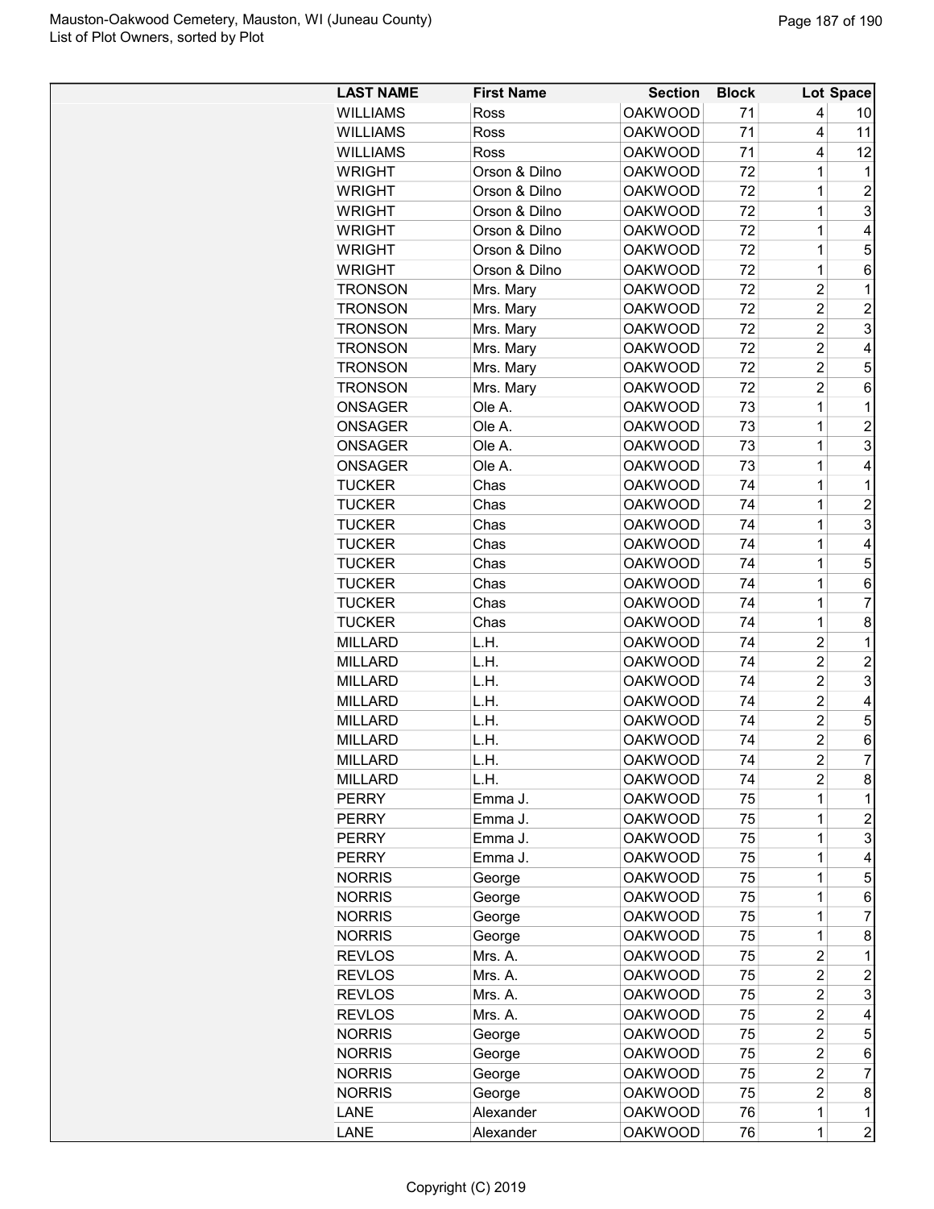| LAST NAME | First Name | Section | Block | Lot | Space |
|---|---|---|---|---|---|
| WILLIAMS | Ross | OAKWOOD | 71 | 4 | 10 |
| WILLIAMS | Ross | OAKWOOD | 71 | 4 | 11 |
| WILLIAMS | Ross | OAKWOOD | 71 | 4 | 12 |
| WRIGHT | Orson & Dilno | OAKWOOD | 72 | 1 | 1 |
| WRIGHT | Orson & Dilno | OAKWOOD | 72 | 1 | 2 |
| WRIGHT | Orson & Dilno | OAKWOOD | 72 | 1 | 3 |
| WRIGHT | Orson & Dilno | OAKWOOD | 72 | 1 | 4 |
| WRIGHT | Orson & Dilno | OAKWOOD | 72 | 1 | 5 |
| WRIGHT | Orson & Dilno | OAKWOOD | 72 | 1 | 6 |
| TRONSON | Mrs. Mary | OAKWOOD | 72 | 2 | 1 |
| TRONSON | Mrs. Mary | OAKWOOD | 72 | 2 | 2 |
| TRONSON | Mrs. Mary | OAKWOOD | 72 | 2 | 3 |
| TRONSON | Mrs. Mary | OAKWOOD | 72 | 2 | 4 |
| TRONSON | Mrs. Mary | OAKWOOD | 72 | 2 | 5 |
| TRONSON | Mrs. Mary | OAKWOOD | 72 | 2 | 6 |
| ONSAGER | Ole A. | OAKWOOD | 73 | 1 | 1 |
| ONSAGER | Ole A. | OAKWOOD | 73 | 1 | 2 |
| ONSAGER | Ole A. | OAKWOOD | 73 | 1 | 3 |
| ONSAGER | Ole A. | OAKWOOD | 73 | 1 | 4 |
| TUCKER | Chas | OAKWOOD | 74 | 1 | 1 |
| TUCKER | Chas | OAKWOOD | 74 | 1 | 2 |
| TUCKER | Chas | OAKWOOD | 74 | 1 | 3 |
| TUCKER | Chas | OAKWOOD | 74 | 1 | 4 |
| TUCKER | Chas | OAKWOOD | 74 | 1 | 5 |
| TUCKER | Chas | OAKWOOD | 74 | 1 | 6 |
| TUCKER | Chas | OAKWOOD | 74 | 1 | 7 |
| TUCKER | Chas | OAKWOOD | 74 | 1 | 8 |
| MILLARD | L.H. | OAKWOOD | 74 | 2 | 1 |
| MILLARD | L.H. | OAKWOOD | 74 | 2 | 2 |
| MILLARD | L.H. | OAKWOOD | 74 | 2 | 3 |
| MILLARD | L.H. | OAKWOOD | 74 | 2 | 4 |
| MILLARD | L.H. | OAKWOOD | 74 | 2 | 5 |
| MILLARD | L.H. | OAKWOOD | 74 | 2 | 6 |
| MILLARD | L.H. | OAKWOOD | 74 | 2 | 7 |
| MILLARD | L.H. | OAKWOOD | 74 | 2 | 8 |
| PERRY | Emma J. | OAKWOOD | 75 | 1 | 1 |
| PERRY | Emma J. | OAKWOOD | 75 | 1 | 2 |
| PERRY | Emma J. | OAKWOOD | 75 | 1 | 3 |
| PERRY | Emma J. | OAKWOOD | 75 | 1 | 4 |
| NORRIS | George | OAKWOOD | 75 | 1 | 5 |
| NORRIS | George | OAKWOOD | 75 | 1 | 6 |
| NORRIS | George | OAKWOOD | 75 | 1 | 7 |
| NORRIS | George | OAKWOOD | 75 | 1 | 8 |
| REVLOS | Mrs. A. | OAKWOOD | 75 | 2 | 1 |
| REVLOS | Mrs. A. | OAKWOOD | 75 | 2 | 2 |
| REVLOS | Mrs. A. | OAKWOOD | 75 | 2 | 3 |
| REVLOS | Mrs. A. | OAKWOOD | 75 | 2 | 4 |
| NORRIS | George | OAKWOOD | 75 | 2 | 5 |
| NORRIS | George | OAKWOOD | 75 | 2 | 6 |
| NORRIS | George | OAKWOOD | 75 | 2 | 7 |
| NORRIS | George | OAKWOOD | 75 | 2 | 8 |
| LANE | Alexander | OAKWOOD | 76 | 1 | 1 |
| LANE | Alexander | OAKWOOD | 76 | 1 | 2 |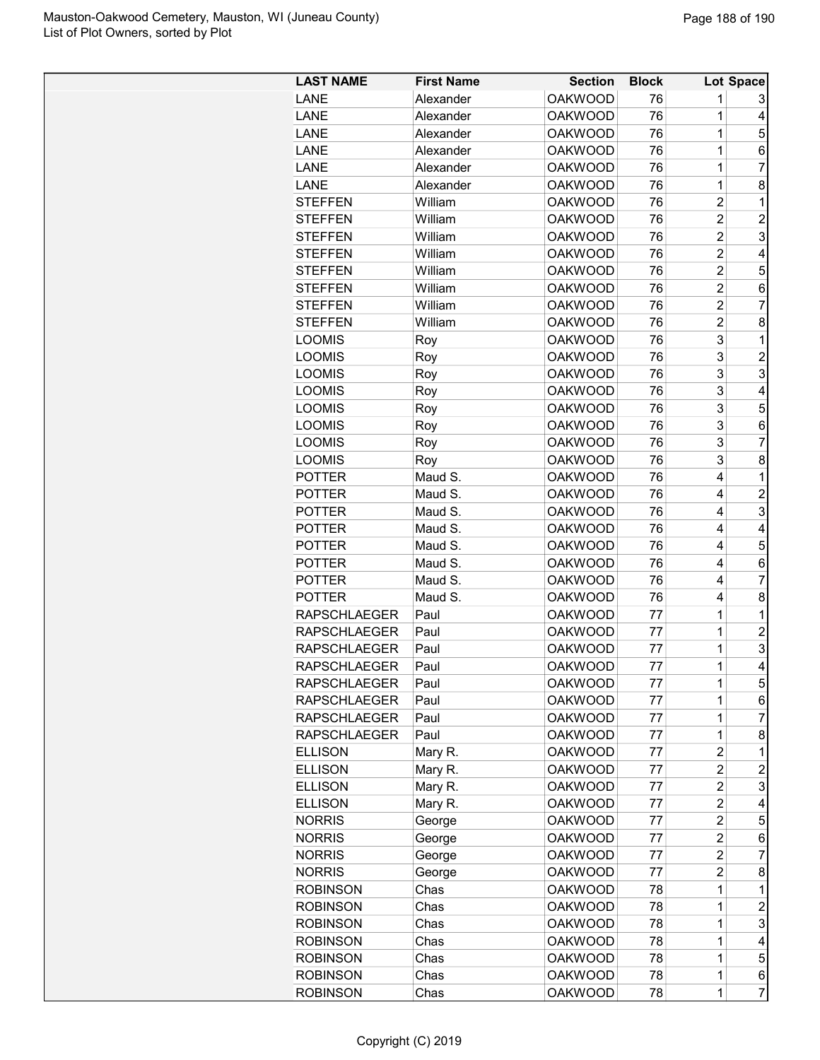| LAST NAME | First Name | Section | Block | Lot | Space |
|---|---|---|---|---|---|
| LANE | Alexander | OAKWOOD | 76 | 1 | 3 |
| LANE | Alexander | OAKWOOD | 76 | 1 | 4 |
| LANE | Alexander | OAKWOOD | 76 | 1 | 5 |
| LANE | Alexander | OAKWOOD | 76 | 1 | 6 |
| LANE | Alexander | OAKWOOD | 76 | 1 | 7 |
| LANE | Alexander | OAKWOOD | 76 | 1 | 8 |
| STEFFEN | William | OAKWOOD | 76 | 2 | 1 |
| STEFFEN | William | OAKWOOD | 76 | 2 | 2 |
| STEFFEN | William | OAKWOOD | 76 | 2 | 3 |
| STEFFEN | William | OAKWOOD | 76 | 2 | 4 |
| STEFFEN | William | OAKWOOD | 76 | 2 | 5 |
| STEFFEN | William | OAKWOOD | 76 | 2 | 6 |
| STEFFEN | William | OAKWOOD | 76 | 2 | 7 |
| STEFFEN | William | OAKWOOD | 76 | 2 | 8 |
| LOOMIS | Roy | OAKWOOD | 76 | 3 | 1 |
| LOOMIS | Roy | OAKWOOD | 76 | 3 | 2 |
| LOOMIS | Roy | OAKWOOD | 76 | 3 | 3 |
| LOOMIS | Roy | OAKWOOD | 76 | 3 | 4 |
| LOOMIS | Roy | OAKWOOD | 76 | 3 | 5 |
| LOOMIS | Roy | OAKWOOD | 76 | 3 | 6 |
| LOOMIS | Roy | OAKWOOD | 76 | 3 | 7 |
| LOOMIS | Roy | OAKWOOD | 76 | 3 | 8 |
| POTTER | Maud S. | OAKWOOD | 76 | 4 | 1 |
| POTTER | Maud S. | OAKWOOD | 76 | 4 | 2 |
| POTTER | Maud S. | OAKWOOD | 76 | 4 | 3 |
| POTTER | Maud S. | OAKWOOD | 76 | 4 | 4 |
| POTTER | Maud S. | OAKWOOD | 76 | 4 | 5 |
| POTTER | Maud S. | OAKWOOD | 76 | 4 | 6 |
| POTTER | Maud S. | OAKWOOD | 76 | 4 | 7 |
| POTTER | Maud S. | OAKWOOD | 76 | 4 | 8 |
| RAPSCHLAEGER | Paul | OAKWOOD | 77 | 1 | 1 |
| RAPSCHLAEGER | Paul | OAKWOOD | 77 | 1 | 2 |
| RAPSCHLAEGER | Paul | OAKWOOD | 77 | 1 | 3 |
| RAPSCHLAEGER | Paul | OAKWOOD | 77 | 1 | 4 |
| RAPSCHLAEGER | Paul | OAKWOOD | 77 | 1 | 5 |
| RAPSCHLAEGER | Paul | OAKWOOD | 77 | 1 | 6 |
| RAPSCHLAEGER | Paul | OAKWOOD | 77 | 1 | 7 |
| RAPSCHLAEGER | Paul | OAKWOOD | 77 | 1 | 8 |
| ELLISON | Mary R. | OAKWOOD | 77 | 2 | 1 |
| ELLISON | Mary R. | OAKWOOD | 77 | 2 | 2 |
| ELLISON | Mary R. | OAKWOOD | 77 | 2 | 3 |
| ELLISON | Mary R. | OAKWOOD | 77 | 2 | 4 |
| NORRIS | George | OAKWOOD | 77 | 2 | 5 |
| NORRIS | George | OAKWOOD | 77 | 2 | 6 |
| NORRIS | George | OAKWOOD | 77 | 2 | 7 |
| NORRIS | George | OAKWOOD | 77 | 2 | 8 |
| ROBINSON | Chas | OAKWOOD | 78 | 1 | 1 |
| ROBINSON | Chas | OAKWOOD | 78 | 1 | 2 |
| ROBINSON | Chas | OAKWOOD | 78 | 1 | 3 |
| ROBINSON | Chas | OAKWOOD | 78 | 1 | 4 |
| ROBINSON | Chas | OAKWOOD | 78 | 1 | 5 |
| ROBINSON | Chas | OAKWOOD | 78 | 1 | 6 |
| ROBINSON | Chas | OAKWOOD | 78 | 1 | 7 |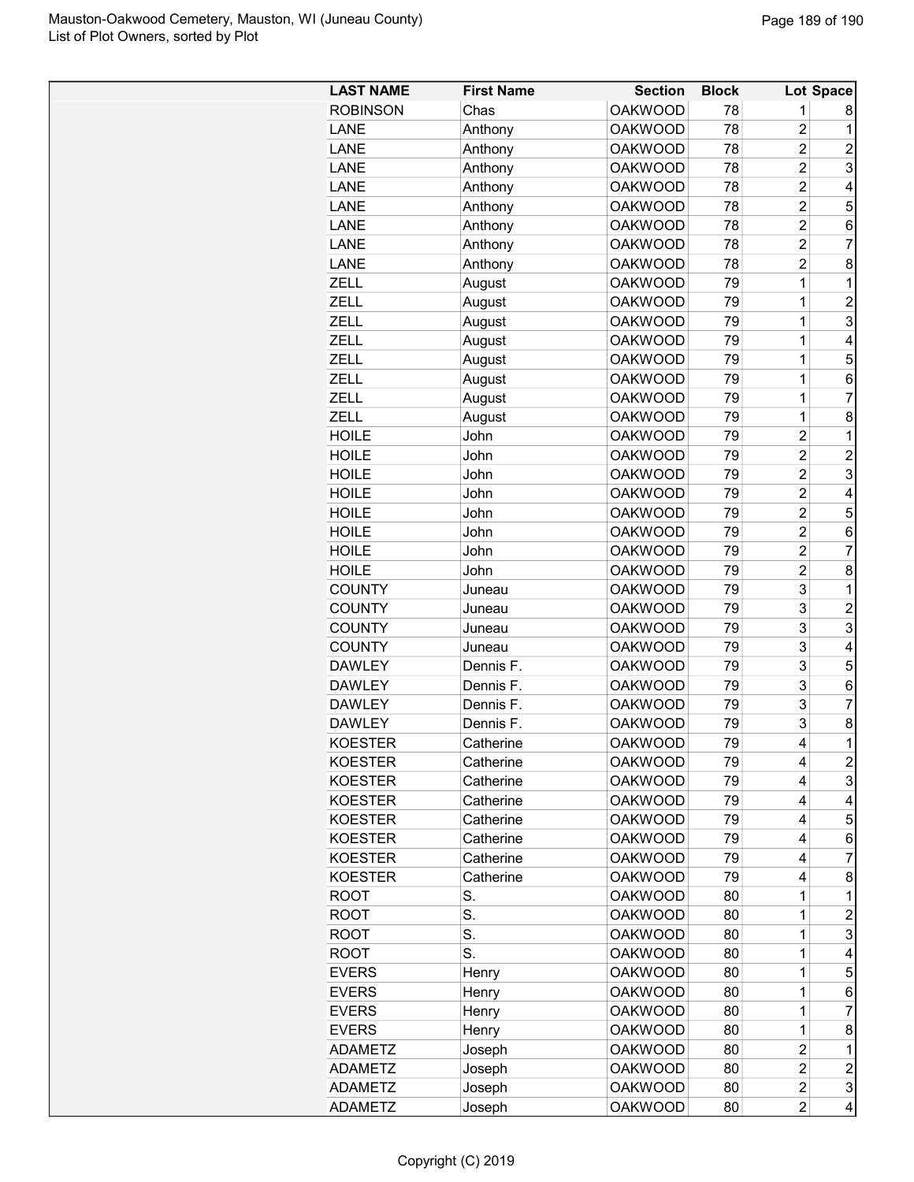| LAST NAME | First Name | Section | Block | Lot | Space |
|---|---|---|---|---|---|
| ROBINSON | Chas | OAKWOOD | 78 | 1 | 8 |
| LANE | Anthony | OAKWOOD | 78 | 2 | 1 |
| LANE | Anthony | OAKWOOD | 78 | 2 | 2 |
| LANE | Anthony | OAKWOOD | 78 | 2 | 3 |
| LANE | Anthony | OAKWOOD | 78 | 2 | 4 |
| LANE | Anthony | OAKWOOD | 78 | 2 | 5 |
| LANE | Anthony | OAKWOOD | 78 | 2 | 6 |
| LANE | Anthony | OAKWOOD | 78 | 2 | 7 |
| LANE | Anthony | OAKWOOD | 78 | 2 | 8 |
| ZELL | August | OAKWOOD | 79 | 1 | 1 |
| ZELL | August | OAKWOOD | 79 | 1 | 2 |
| ZELL | August | OAKWOOD | 79 | 1 | 3 |
| ZELL | August | OAKWOOD | 79 | 1 | 4 |
| ZELL | August | OAKWOOD | 79 | 1 | 5 |
| ZELL | August | OAKWOOD | 79 | 1 | 6 |
| ZELL | August | OAKWOOD | 79 | 1 | 7 |
| ZELL | August | OAKWOOD | 79 | 1 | 8 |
| HOILE | John | OAKWOOD | 79 | 2 | 1 |
| HOILE | John | OAKWOOD | 79 | 2 | 2 |
| HOILE | John | OAKWOOD | 79 | 2 | 3 |
| HOILE | John | OAKWOOD | 79 | 2 | 4 |
| HOILE | John | OAKWOOD | 79 | 2 | 5 |
| HOILE | John | OAKWOOD | 79 | 2 | 6 |
| HOILE | John | OAKWOOD | 79 | 2 | 7 |
| HOILE | John | OAKWOOD | 79 | 2 | 8 |
| COUNTY | Juneau | OAKWOOD | 79 | 3 | 1 |
| COUNTY | Juneau | OAKWOOD | 79 | 3 | 2 |
| COUNTY | Juneau | OAKWOOD | 79 | 3 | 3 |
| COUNTY | Juneau | OAKWOOD | 79 | 3 | 4 |
| DAWLEY | Dennis F. | OAKWOOD | 79 | 3 | 5 |
| DAWLEY | Dennis F. | OAKWOOD | 79 | 3 | 6 |
| DAWLEY | Dennis F. | OAKWOOD | 79 | 3 | 7 |
| DAWLEY | Dennis F. | OAKWOOD | 79 | 3 | 8 |
| KOESTER | Catherine | OAKWOOD | 79 | 4 | 1 |
| KOESTER | Catherine | OAKWOOD | 79 | 4 | 2 |
| KOESTER | Catherine | OAKWOOD | 79 | 4 | 3 |
| KOESTER | Catherine | OAKWOOD | 79 | 4 | 4 |
| KOESTER | Catherine | OAKWOOD | 79 | 4 | 5 |
| KOESTER | Catherine | OAKWOOD | 79 | 4 | 6 |
| KOESTER | Catherine | OAKWOOD | 79 | 4 | 7 |
| KOESTER | Catherine | OAKWOOD | 79 | 4 | 8 |
| ROOT | S. | OAKWOOD | 80 | 1 | 1 |
| ROOT | S. | OAKWOOD | 80 | 1 | 2 |
| ROOT | S. | OAKWOOD | 80 | 1 | 3 |
| ROOT | S. | OAKWOOD | 80 | 1 | 4 |
| EVERS | Henry | OAKWOOD | 80 | 1 | 5 |
| EVERS | Henry | OAKWOOD | 80 | 1 | 6 |
| EVERS | Henry | OAKWOOD | 80 | 1 | 7 |
| EVERS | Henry | OAKWOOD | 80 | 1 | 8 |
| ADAMETZ | Joseph | OAKWOOD | 80 | 2 | 1 |
| ADAMETZ | Joseph | OAKWOOD | 80 | 2 | 2 |
| ADAMETZ | Joseph | OAKWOOD | 80 | 2 | 3 |
| ADAMETZ | Joseph | OAKWOOD | 80 | 2 | 4 |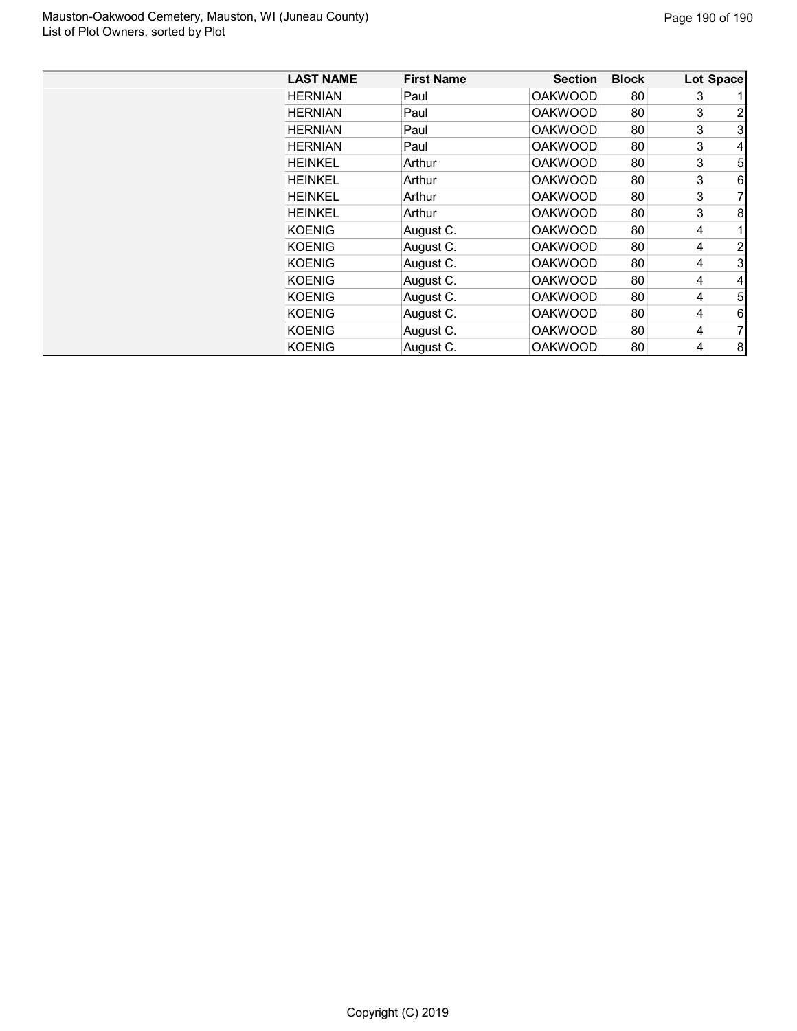| LAST NAME | First Name | Section | Block | Lot | Space |
|---|---|---|---|---|---|
| HERNIAN | Paul | OAKWOOD | 80 | 3 | 1 |
| HERNIAN | Paul | OAKWOOD | 80 | 3 | 2 |
| HERNIAN | Paul | OAKWOOD | 80 | 3 | 3 |
| HERNIAN | Paul | OAKWOOD | 80 | 3 | 4 |
| HEINKEL | Arthur | OAKWOOD | 80 | 3 | 5 |
| HEINKEL | Arthur | OAKWOOD | 80 | 3 | 6 |
| HEINKEL | Arthur | OAKWOOD | 80 | 3 | 7 |
| HEINKEL | Arthur | OAKWOOD | 80 | 3 | 8 |
| KOENIG | August C. | OAKWOOD | 80 | 4 | 1 |
| KOENIG | August C. | OAKWOOD | 80 | 4 | 2 |
| KOENIG | August C. | OAKWOOD | 80 | 4 | 3 |
| KOENIG | August C. | OAKWOOD | 80 | 4 | 4 |
| KOENIG | August C. | OAKWOOD | 80 | 4 | 5 |
| KOENIG | August C. | OAKWOOD | 80 | 4 | 6 |
| KOENIG | August C. | OAKWOOD | 80 | 4 | 7 |
| KOENIG | August C. | OAKWOOD | 80 | 4 | 8 |